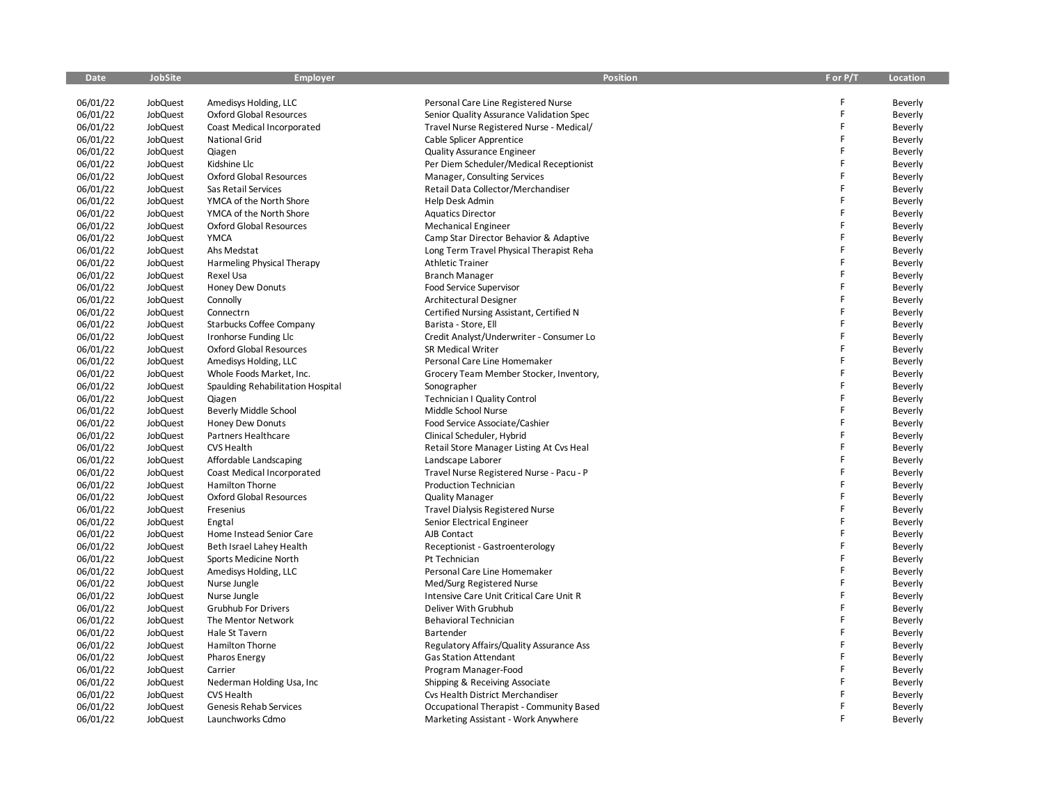| Date | JobSite | Employer | Position | F or P/T | Location |
|---|---|---|---|---|---|
| 06/01/22 | JobQuest | Amedisys Holding, LLC | Personal Care Line Registered Nurse | F | Beverly |
| 06/01/22 | JobQuest | Oxford Global Resources | Senior Quality Assurance Validation Spec | F | Beverly |
| 06/01/22 | JobQuest | Coast Medical Incorporated | Travel Nurse Registered Nurse - Medical/ | F | Beverly |
| 06/01/22 | JobQuest | National Grid | Cable Splicer Apprentice | F | Beverly |
| 06/01/22 | JobQuest | Qiagen | Quality Assurance Engineer | F | Beverly |
| 06/01/22 | JobQuest | Kidshine Llc | Per Diem Scheduler/Medical Receptionist | F | Beverly |
| 06/01/22 | JobQuest | Oxford Global Resources | Manager, Consulting Services | F | Beverly |
| 06/01/22 | JobQuest | Sas Retail Services | Retail Data Collector/Merchandiser | F | Beverly |
| 06/01/22 | JobQuest | YMCA of the North Shore | Help Desk Admin | F | Beverly |
| 06/01/22 | JobQuest | YMCA of the North Shore | Aquatics Director | F | Beverly |
| 06/01/22 | JobQuest | Oxford Global Resources | Mechanical Engineer | F | Beverly |
| 06/01/22 | JobQuest | YMCA | Camp Star Director Behavior & Adaptive | F | Beverly |
| 06/01/22 | JobQuest | Ahs Medstat | Long Term Travel Physical Therapist Reha | F | Beverly |
| 06/01/22 | JobQuest | Harmeling Physical Therapy | Athletic Trainer | F | Beverly |
| 06/01/22 | JobQuest | Rexel Usa | Branch Manager | F | Beverly |
| 06/01/22 | JobQuest | Honey Dew Donuts | Food Service Supervisor | F | Beverly |
| 06/01/22 | JobQuest | Connolly | Architectural Designer | F | Beverly |
| 06/01/22 | JobQuest | Connectrn | Certified Nursing Assistant, Certified N | F | Beverly |
| 06/01/22 | JobQuest | Starbucks Coffee Company | Barista - Store, Ell | F | Beverly |
| 06/01/22 | JobQuest | Ironhorse Funding Llc | Credit Analyst/Underwriter - Consumer Lo | F | Beverly |
| 06/01/22 | JobQuest | Oxford Global Resources | SR Medical Writer | F | Beverly |
| 06/01/22 | JobQuest | Amedisys Holding, LLC | Personal Care Line Homemaker | F | Beverly |
| 06/01/22 | JobQuest | Whole Foods Market, Inc. | Grocery Team Member Stocker, Inventory, | F | Beverly |
| 06/01/22 | JobQuest | Spaulding Rehabilitation Hospital | Sonographer | F | Beverly |
| 06/01/22 | JobQuest | Qiagen | Technician I Quality Control | F | Beverly |
| 06/01/22 | JobQuest | Beverly Middle School | Middle School Nurse | F | Beverly |
| 06/01/22 | JobQuest | Honey Dew Donuts | Food Service Associate/Cashier | F | Beverly |
| 06/01/22 | JobQuest | Partners Healthcare | Clinical Scheduler, Hybrid | F | Beverly |
| 06/01/22 | JobQuest | CVS Health | Retail Store Manager Listing At Cvs Heal | F | Beverly |
| 06/01/22 | JobQuest | Affordable Landscaping | Landscape Laborer | F | Beverly |
| 06/01/22 | JobQuest | Coast Medical Incorporated | Travel Nurse Registered Nurse - Pacu - P | F | Beverly |
| 06/01/22 | JobQuest | Hamilton Thorne | Production Technician | F | Beverly |
| 06/01/22 | JobQuest | Oxford Global Resources | Quality Manager | F | Beverly |
| 06/01/22 | JobQuest | Fresenius | Travel Dialysis Registered Nurse | F | Beverly |
| 06/01/22 | JobQuest | Engtal | Senior Electrical Engineer | F | Beverly |
| 06/01/22 | JobQuest | Home Instead Senior Care | AJB Contact | F | Beverly |
| 06/01/22 | JobQuest | Beth Israel Lahey Health | Receptionist - Gastroenterology | F | Beverly |
| 06/01/22 | JobQuest | Sports Medicine North | Pt Technician | F | Beverly |
| 06/01/22 | JobQuest | Amedisys Holding, LLC | Personal Care Line Homemaker | F | Beverly |
| 06/01/22 | JobQuest | Nurse Jungle | Med/Surg Registered Nurse | F | Beverly |
| 06/01/22 | JobQuest | Nurse Jungle | Intensive Care Unit Critical Care Unit R | F | Beverly |
| 06/01/22 | JobQuest | Grubhub For Drivers | Deliver With Grubhub | F | Beverly |
| 06/01/22 | JobQuest | The Mentor Network | Behavioral Technician | F | Beverly |
| 06/01/22 | JobQuest | Hale St Tavern | Bartender | F | Beverly |
| 06/01/22 | JobQuest | Hamilton Thorne | Regulatory Affairs/Quality Assurance Ass | F | Beverly |
| 06/01/22 | JobQuest | Pharos Energy | Gas Station Attendant | F | Beverly |
| 06/01/22 | JobQuest | Carrier | Program Manager-Food | F | Beverly |
| 06/01/22 | JobQuest | Nederman Holding Usa, Inc | Shipping & Receiving Associate | F | Beverly |
| 06/01/22 | JobQuest | CVS Health | Cvs Health District Merchandiser | F | Beverly |
| 06/01/22 | JobQuest | Genesis Rehab Services | Occupational Therapist - Community Based | F | Beverly |
| 06/01/22 | JobQuest | Launchworks Cdmo | Marketing Assistant - Work Anywhere | F | Beverly |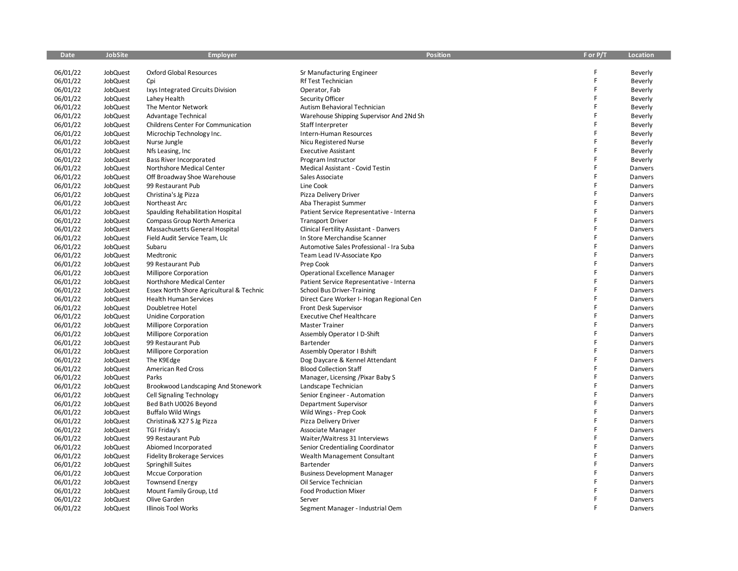| Date | JobSite | Employer | Position | F or P/T | Location |
|---|---|---|---|---|---|
| 06/01/22 | JobQuest | Oxford Global Resources | Sr Manufacturing Engineer | F | Beverly |
| 06/01/22 | JobQuest | Cpi | Rf Test Technician | F | Beverly |
| 06/01/22 | JobQuest | Ixys Integrated Circuits Division | Operator, Fab | F | Beverly |
| 06/01/22 | JobQuest | Lahey Health | Security Officer | F | Beverly |
| 06/01/22 | JobQuest | The Mentor Network | Autism Behavioral Technician | F | Beverly |
| 06/01/22 | JobQuest | Advantage Technical | Warehouse Shipping Supervisor And 2Nd Sh | F | Beverly |
| 06/01/22 | JobQuest | Childrens Center For Communication | Staff Interpreter | F | Beverly |
| 06/01/22 | JobQuest | Microchip Technology Inc. | Intern-Human Resources | F | Beverly |
| 06/01/22 | JobQuest | Nurse Jungle | Nicu Registered Nurse | F | Beverly |
| 06/01/22 | JobQuest | Nfs Leasing, Inc | Executive Assistant | F | Beverly |
| 06/01/22 | JobQuest | Bass River Incorporated | Program Instructor | F | Beverly |
| 06/01/22 | JobQuest | Northshore Medical Center | Medical Assistant - Covid Testin | F | Danvers |
| 06/01/22 | JobQuest | Off Broadway Shoe Warehouse | Sales Associate | F | Danvers |
| 06/01/22 | JobQuest | 99 Restaurant Pub | Line Cook | F | Danvers |
| 06/01/22 | JobQuest | Christina's Jg Pizza | Pizza Delivery Driver | F | Danvers |
| 06/01/22 | JobQuest | Northeast Arc | Aba Therapist Summer | F | Danvers |
| 06/01/22 | JobQuest | Spaulding Rehabilitation Hospital | Patient Service Representative - Interna | F | Danvers |
| 06/01/22 | JobQuest | Compass Group North America | Transport Driver | F | Danvers |
| 06/01/22 | JobQuest | Massachusetts General Hospital | Clinical Fertility Assistant - Danvers | F | Danvers |
| 06/01/22 | JobQuest | Field Audit Service Team, Llc | In Store Merchandise Scanner | F | Danvers |
| 06/01/22 | JobQuest | Subaru | Automotive Sales Professional - Ira Suba | F | Danvers |
| 06/01/22 | JobQuest | Medtronic | Team Lead IV-Associate Kpo | F | Danvers |
| 06/01/22 | JobQuest | 99 Restaurant Pub | Prep Cook | F | Danvers |
| 06/01/22 | JobQuest | Millipore Corporation | Operational Excellence Manager | F | Danvers |
| 06/01/22 | JobQuest | Northshore Medical Center | Patient Service Representative - Interna | F | Danvers |
| 06/01/22 | JobQuest | Essex North Shore Agricultural & Technic | School Bus Driver-Training | F | Danvers |
| 06/01/22 | JobQuest | Health Human Services | Direct Care Worker I- Hogan Regional Cen | F | Danvers |
| 06/01/22 | JobQuest | Doubletree Hotel | Front Desk Supervisor | F | Danvers |
| 06/01/22 | JobQuest | Unidine Corporation | Executive Chef Healthcare | F | Danvers |
| 06/01/22 | JobQuest | Millipore Corporation | Master Trainer | F | Danvers |
| 06/01/22 | JobQuest | Millipore Corporation | Assembly Operator I D-Shift | F | Danvers |
| 06/01/22 | JobQuest | 99 Restaurant Pub | Bartender | F | Danvers |
| 06/01/22 | JobQuest | Millipore Corporation | Assembly Operator I Bshift | F | Danvers |
| 06/01/22 | JobQuest | The K9Edge | Dog Daycare & Kennel Attendant | F | Danvers |
| 06/01/22 | JobQuest | American Red Cross | Blood Collection Staff | F | Danvers |
| 06/01/22 | JobQuest | Parks | Manager, Licensing /Pixar Baby S | F | Danvers |
| 06/01/22 | JobQuest | Brookwood Landscaping And Stonework | Landscape Technician | F | Danvers |
| 06/01/22 | JobQuest | Cell Signaling Technology | Senior Engineer - Automation | F | Danvers |
| 06/01/22 | JobQuest | Bed Bath U0026 Beyond | Department Supervisor | F | Danvers |
| 06/01/22 | JobQuest | Buffalo Wild Wings | Wild Wings - Prep Cook | F | Danvers |
| 06/01/22 | JobQuest | Christina& X27 S Jg Pizza | Pizza Delivery Driver | F | Danvers |
| 06/01/22 | JobQuest | TGI Friday's | Associate Manager | F | Danvers |
| 06/01/22 | JobQuest | 99 Restaurant Pub | Waiter/Waitress 31 Interviews | F | Danvers |
| 06/01/22 | JobQuest | Abiomed Incorporated | Senior Credentialing Coordinator | F | Danvers |
| 06/01/22 | JobQuest | Fidelity Brokerage Services | Wealth Management Consultant | F | Danvers |
| 06/01/22 | JobQuest | Springhill Suites | Bartender | F | Danvers |
| 06/01/22 | JobQuest | Mccue Corporation | Business Development Manager | F | Danvers |
| 06/01/22 | JobQuest | Townsend Energy | Oil Service Technician | F | Danvers |
| 06/01/22 | JobQuest | Mount Family Group, Ltd | Food Production Mixer | F | Danvers |
| 06/01/22 | JobQuest | Olive Garden | Server | F | Danvers |
| 06/01/22 | JobQuest | Illinois Tool Works | Segment Manager - Industrial Oem | F | Danvers |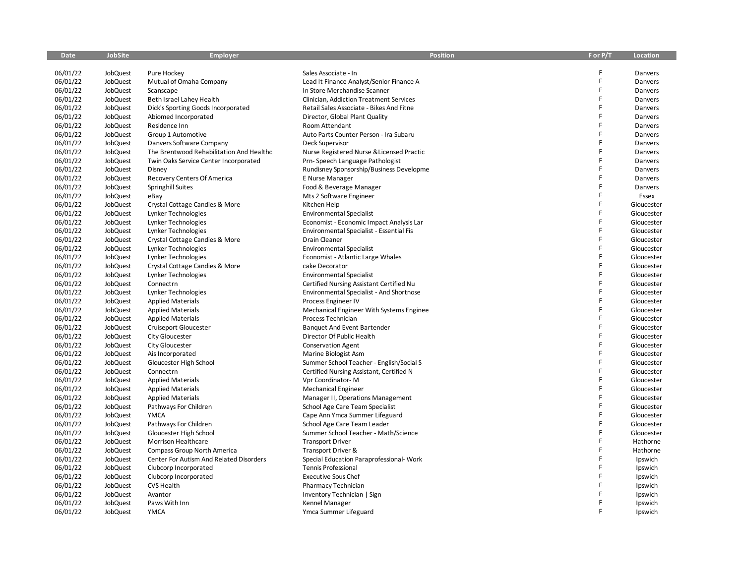| Date | JobSite | Employer | Position | F or P/T | Location |
|---|---|---|---|---|---|
| 06/01/22 | JobQuest | Pure Hockey | Sales Associate - In | F | Danvers |
| 06/01/22 | JobQuest | Mutual of Omaha Company | Lead It Finance Analyst/Senior Finance A | F | Danvers |
| 06/01/22 | JobQuest | Scanscape | In Store Merchandise Scanner | F | Danvers |
| 06/01/22 | JobQuest | Beth Israel Lahey Health | Clinician, Addiction Treatment Services | F | Danvers |
| 06/01/22 | JobQuest | Dick's Sporting Goods Incorporated | Retail Sales Associate - Bikes And Fitne | F | Danvers |
| 06/01/22 | JobQuest | Abiomed Incorporated | Director, Global Plant Quality | F | Danvers |
| 06/01/22 | JobQuest | Residence Inn | Room Attendant | F | Danvers |
| 06/01/22 | JobQuest | Group 1 Automotive | Auto Parts Counter Person - Ira Subaru | F | Danvers |
| 06/01/22 | JobQuest | Danvers Software Company | Deck Supervisor | F | Danvers |
| 06/01/22 | JobQuest | The Brentwood Rehabilitation And Healthc | Nurse Registered Nurse &Licensed Practic | F | Danvers |
| 06/01/22 | JobQuest | Twin Oaks Service Center Incorporated | Prn- Speech Language Pathologist | F | Danvers |
| 06/01/22 | JobQuest | Disney | Rundisney Sponsorship/Business Developme | F | Danvers |
| 06/01/22 | JobQuest | Recovery Centers Of America | E Nurse Manager | F | Danvers |
| 06/01/22 | JobQuest | Springhill Suites | Food & Beverage Manager | F | Danvers |
| 06/01/22 | JobQuest | eBay | Mts 2 Software Engineer | F | Essex |
| 06/01/22 | JobQuest | Crystal Cottage Candies & More | Kitchen Help | F | Gloucester |
| 06/01/22 | JobQuest | Lynker Technologies | Environmental Specialist | F | Gloucester |
| 06/01/22 | JobQuest | Lynker Technologies | Economist - Economic Impact Analysis Lar | F | Gloucester |
| 06/01/22 | JobQuest | Lynker Technologies | Environmental Specialist - Essential Fis | F | Gloucester |
| 06/01/22 | JobQuest | Crystal Cottage Candies & More | Drain Cleaner | F | Gloucester |
| 06/01/22 | JobQuest | Lynker Technologies | Environmental Specialist | F | Gloucester |
| 06/01/22 | JobQuest | Lynker Technologies | Economist - Atlantic Large Whales | F | Gloucester |
| 06/01/22 | JobQuest | Crystal Cottage Candies & More | cake Decorator | F | Gloucester |
| 06/01/22 | JobQuest | Lynker Technologies | Environmental Specialist | F | Gloucester |
| 06/01/22 | JobQuest | Connectrn | Certified Nursing Assistant Certified Nu | F | Gloucester |
| 06/01/22 | JobQuest | Lynker Technologies | Environmental Specialist - And Shortnose | F | Gloucester |
| 06/01/22 | JobQuest | Applied Materials | Process Engineer IV | F | Gloucester |
| 06/01/22 | JobQuest | Applied Materials | Mechanical Engineer With Systems Enginee | F | Gloucester |
| 06/01/22 | JobQuest | Applied Materials | Process Technician | F | Gloucester |
| 06/01/22 | JobQuest | Cruiseport Gloucester | Banquet And Event Bartender | F | Gloucester |
| 06/01/22 | JobQuest | City Gloucester | Director Of Public Health | F | Gloucester |
| 06/01/22 | JobQuest | City Gloucester | Conservation Agent | F | Gloucester |
| 06/01/22 | JobQuest | Ais Incorporated | Marine Biologist Asm | F | Gloucester |
| 06/01/22 | JobQuest | Gloucester High School | Summer School Teacher - English/Social S | F | Gloucester |
| 06/01/22 | JobQuest | Connectrn | Certified Nursing Assistant, Certified N | F | Gloucester |
| 06/01/22 | JobQuest | Applied Materials | Vpr Coordinator- M | F | Gloucester |
| 06/01/22 | JobQuest | Applied Materials | Mechanical Engineer | F | Gloucester |
| 06/01/22 | JobQuest | Applied Materials | Manager II, Operations Management | F | Gloucester |
| 06/01/22 | JobQuest | Pathways For Children | School Age Care Team Specialist | F | Gloucester |
| 06/01/22 | JobQuest | YMCA | Cape Ann Ymca Summer Lifeguard | F | Gloucester |
| 06/01/22 | JobQuest | Pathways For Children | School Age Care Team Leader | F | Gloucester |
| 06/01/22 | JobQuest | Gloucester High School | Summer School Teacher - Math/Science | F | Gloucester |
| 06/01/22 | JobQuest | Morrison Healthcare | Transport Driver | F | Hathorne |
| 06/01/22 | JobQuest | Compass Group North America | Transport Driver & | F | Hathorne |
| 06/01/22 | JobQuest | Center For Autism And Related Disorders | Special Education Paraprofessional- Work | F | Ipswich |
| 06/01/22 | JobQuest | Clubcorp Incorporated | Tennis Professional | F | Ipswich |
| 06/01/22 | JobQuest | Clubcorp Incorporated | Executive Sous Chef | F | Ipswich |
| 06/01/22 | JobQuest | CVS Health | Pharmacy Technician | F | Ipswich |
| 06/01/22 | JobQuest | Avantor | Inventory Technician \| Sign | F | Ipswich |
| 06/01/22 | JobQuest | Paws With Inn | Kennel Manager | F | Ipswich |
| 06/01/22 | JobQuest | YMCA | Ymca Summer Lifeguard | F | Ipswich |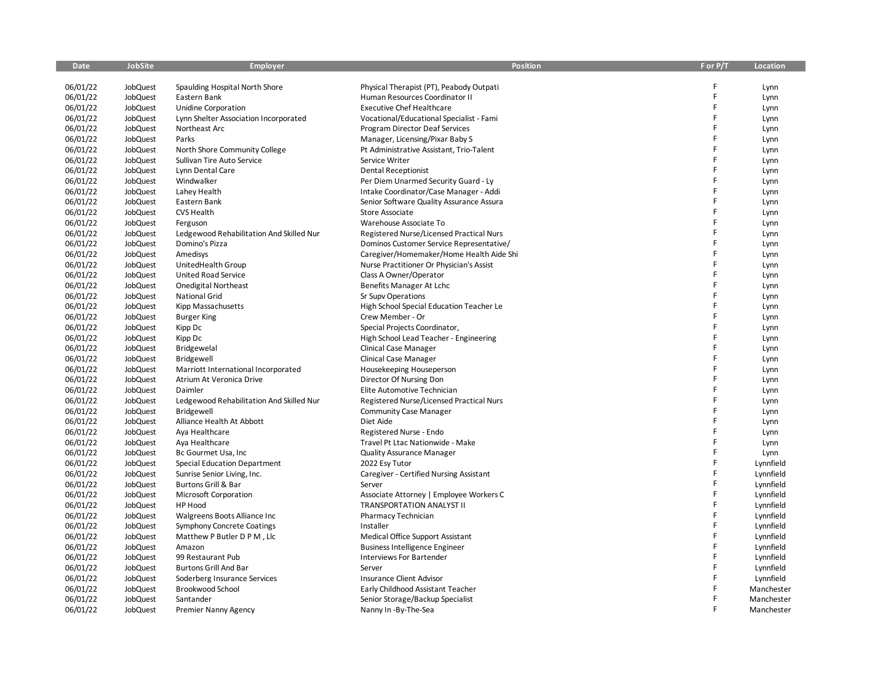| Date | JobSite | Employer | Position | F or P/T | Location |
|---|---|---|---|---|---|
| 06/01/22 | JobQuest | Spaulding Hospital North Shore | Physical Therapist (PT), Peabody Outpati | F | Lynn |
| 06/01/22 | JobQuest | Eastern Bank | Human Resources Coordinator II | F | Lynn |
| 06/01/22 | JobQuest | Unidine Corporation | Executive Chef Healthcare | F | Lynn |
| 06/01/22 | JobQuest | Lynn Shelter Association Incorporated | Vocational/Educational Specialist - Fami | F | Lynn |
| 06/01/22 | JobQuest | Northeast Arc | Program Director Deaf Services | F | Lynn |
| 06/01/22 | JobQuest | Parks | Manager, Licensing/Pixar Baby S | F | Lynn |
| 06/01/22 | JobQuest | North Shore Community College | Pt Administrative Assistant, Trio-Talent | F | Lynn |
| 06/01/22 | JobQuest | Sullivan Tire Auto Service | Service Writer | F | Lynn |
| 06/01/22 | JobQuest | Lynn Dental Care | Dental Receptionist | F | Lynn |
| 06/01/22 | JobQuest | Windwalker | Per Diem Unarmed Security Guard - Ly | F | Lynn |
| 06/01/22 | JobQuest | Lahey Health | Intake Coordinator/Case Manager - Addi | F | Lynn |
| 06/01/22 | JobQuest | Eastern Bank | Senior Software Quality Assurance Assura | F | Lynn |
| 06/01/22 | JobQuest | CVS Health | Store Associate | F | Lynn |
| 06/01/22 | JobQuest | Ferguson | Warehouse Associate To | F | Lynn |
| 06/01/22 | JobQuest | Ledgewood Rehabilitation And Skilled Nur | Registered Nurse/Licensed Practical Nurs | F | Lynn |
| 06/01/22 | JobQuest | Domino's Pizza | Dominos Customer Service Representative/ | F | Lynn |
| 06/01/22 | JobQuest | Amedisys | Caregiver/Homemaker/Home Health Aide Shi | F | Lynn |
| 06/01/22 | JobQuest | UnitedHealth Group | Nurse Practitioner Or Physician's Assist | F | Lynn |
| 06/01/22 | JobQuest | United Road Service | Class A Owner/Operator | F | Lynn |
| 06/01/22 | JobQuest | Onedigital Northeast | Benefits Manager At Lchc | F | Lynn |
| 06/01/22 | JobQuest | National Grid | Sr Supv Operations | F | Lynn |
| 06/01/22 | JobQuest | Kipp Massachusetts | High School Special Education Teacher Le | F | Lynn |
| 06/01/22 | JobQuest | Burger King | Crew Member - Or | F | Lynn |
| 06/01/22 | JobQuest | Kipp Dc | Special Projects Coordinator, | F | Lynn |
| 06/01/22 | JobQuest | Kipp Dc | High School Lead Teacher - Engineering | F | Lynn |
| 06/01/22 | JobQuest | Bridgewelal | Clinical Case Manager | F | Lynn |
| 06/01/22 | JobQuest | Bridgewell | Clinical Case Manager | F | Lynn |
| 06/01/22 | JobQuest | Marriott International Incorporated | Housekeeping Houseperson | F | Lynn |
| 06/01/22 | JobQuest | Atrium At Veronica Drive | Director Of Nursing Don | F | Lynn |
| 06/01/22 | JobQuest | Daimler | Elite Automotive Technician | F | Lynn |
| 06/01/22 | JobQuest | Ledgewood Rehabilitation And Skilled Nur | Registered Nurse/Licensed Practical Nurs | F | Lynn |
| 06/01/22 | JobQuest | Bridgewell | Community Case Manager | F | Lynn |
| 06/01/22 | JobQuest | Alliance Health At Abbott | Diet Aide | F | Lynn |
| 06/01/22 | JobQuest | Aya Healthcare | Registered Nurse - Endo | F | Lynn |
| 06/01/22 | JobQuest | Aya Healthcare | Travel Pt Ltac Nationwide - Make | F | Lynn |
| 06/01/22 | JobQuest | Bc Gourmet Usa, Inc | Quality Assurance Manager | F | Lynn |
| 06/01/22 | JobQuest | Special Education Department | 2022 Esy Tutor | F | Lynnfield |
| 06/01/22 | JobQuest | Sunrise Senior Living, Inc. | Caregiver - Certified Nursing Assistant | F | Lynnfield |
| 06/01/22 | JobQuest | Burtons Grill & Bar | Server | F | Lynnfield |
| 06/01/22 | JobQuest | Microsoft Corporation | Associate Attorney \| Employee Workers C | F | Lynnfield |
| 06/01/22 | JobQuest | HP Hood | TRANSPORTATION ANALYST II | F | Lynnfield |
| 06/01/22 | JobQuest | Walgreens Boots Alliance Inc | Pharmacy Technician | F | Lynnfield |
| 06/01/22 | JobQuest | Symphony Concrete Coatings | Installer | F | Lynnfield |
| 06/01/22 | JobQuest | Matthew P Butler D P M , Llc | Medical Office Support Assistant | F | Lynnfield |
| 06/01/22 | JobQuest | Amazon | Business Intelligence Engineer | F | Lynnfield |
| 06/01/22 | JobQuest | 99 Restaurant Pub | Interviews For Bartender | F | Lynnfield |
| 06/01/22 | JobQuest | Burtons Grill And Bar | Server | F | Lynnfield |
| 06/01/22 | JobQuest | Soderberg Insurance Services | Insurance Client Advisor | F | Lynnfield |
| 06/01/22 | JobQuest | Brookwood School | Early Childhood Assistant Teacher | F | Manchester |
| 06/01/22 | JobQuest | Santander | Senior Storage/Backup Specialist | F | Manchester |
| 06/01/22 | JobQuest | Premier Nanny Agency | Nanny In -By-The-Sea | F | Manchester |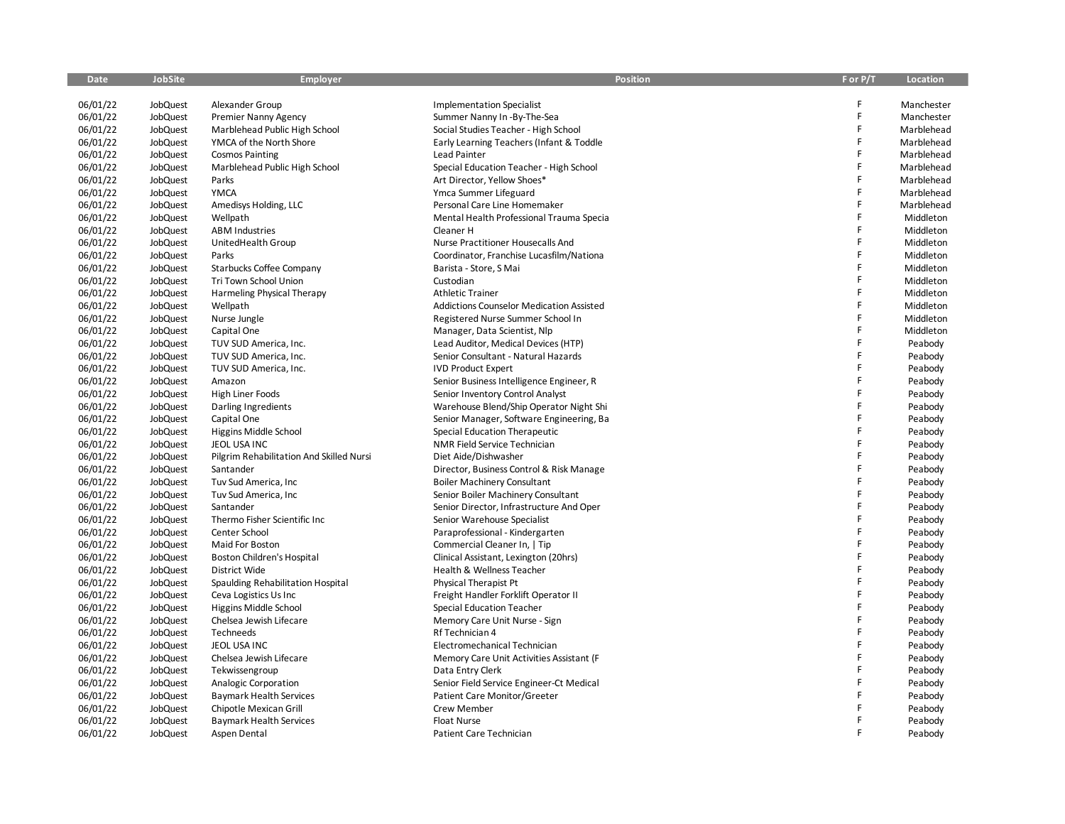| Date | JobSite | Employer | Position | F or P/T | Location |
|---|---|---|---|---|---|
| 06/01/22 | JobQuest | Alexander Group | Implementation Specialist | F | Manchester |
| 06/01/22 | JobQuest | Premier Nanny Agency | Summer Nanny In -By-The-Sea | F | Manchester |
| 06/01/22 | JobQuest | Marblehead Public High School | Social Studies Teacher - High School | F | Marblehead |
| 06/01/22 | JobQuest | YMCA of the North Shore | Early Learning Teachers (Infant & Toddle | F | Marblehead |
| 06/01/22 | JobQuest | Cosmos Painting | Lead Painter | F | Marblehead |
| 06/01/22 | JobQuest | Marblehead Public High School | Special Education Teacher - High School | F | Marblehead |
| 06/01/22 | JobQuest | Parks | Art Director, Yellow Shoes* | F | Marblehead |
| 06/01/22 | JobQuest | YMCA | Ymca Summer Lifeguard | F | Marblehead |
| 06/01/22 | JobQuest | Amedisys Holding, LLC | Personal Care Line Homemaker | F | Marblehead |
| 06/01/22 | JobQuest | Wellpath | Mental Health Professional Trauma Specia | F | Middleton |
| 06/01/22 | JobQuest | ABM Industries | Cleaner H | F | Middleton |
| 06/01/22 | JobQuest | UnitedHealth Group | Nurse Practitioner Housecalls And | F | Middleton |
| 06/01/22 | JobQuest | Parks | Coordinator, Franchise Lucasfilm/Nationa | F | Middleton |
| 06/01/22 | JobQuest | Starbucks Coffee Company | Barista - Store, S Mai | F | Middleton |
| 06/01/22 | JobQuest | Tri Town School Union | Custodian | F | Middleton |
| 06/01/22 | JobQuest | Harmeling Physical Therapy | Athletic Trainer | F | Middleton |
| 06/01/22 | JobQuest | Wellpath | Addictions Counselor Medication Assisted | F | Middleton |
| 06/01/22 | JobQuest | Nurse Jungle | Registered Nurse Summer School In | F | Middleton |
| 06/01/22 | JobQuest | Capital One | Manager, Data Scientist, Nlp | F | Middleton |
| 06/01/22 | JobQuest | TUV SUD America, Inc. | Lead Auditor, Medical Devices (HTP) | F | Peabody |
| 06/01/22 | JobQuest | TUV SUD America, Inc. | Senior Consultant - Natural Hazards | F | Peabody |
| 06/01/22 | JobQuest | TUV SUD America, Inc. | IVD Product Expert | F | Peabody |
| 06/01/22 | JobQuest | Amazon | Senior Business Intelligence Engineer, R | F | Peabody |
| 06/01/22 | JobQuest | High Liner Foods | Senior Inventory Control Analyst | F | Peabody |
| 06/01/22 | JobQuest | Darling Ingredients | Warehouse Blend/Ship Operator Night Shi | F | Peabody |
| 06/01/22 | JobQuest | Capital One | Senior Manager, Software Engineering, Ba | F | Peabody |
| 06/01/22 | JobQuest | Higgins Middle School | Special Education Therapeutic | F | Peabody |
| 06/01/22 | JobQuest | JEOL USA INC | NMR Field Service Technician | F | Peabody |
| 06/01/22 | JobQuest | Pilgrim Rehabilitation And Skilled Nursi | Diet Aide/Dishwasher | F | Peabody |
| 06/01/22 | JobQuest | Santander | Director, Business Control & Risk Manage | F | Peabody |
| 06/01/22 | JobQuest | Tuv Sud America, Inc | Boiler Machinery Consultant | F | Peabody |
| 06/01/22 | JobQuest | Tuv Sud America, Inc | Senior Boiler Machinery Consultant | F | Peabody |
| 06/01/22 | JobQuest | Santander | Senior Director, Infrastructure And Oper | F | Peabody |
| 06/01/22 | JobQuest | Thermo Fisher Scientific Inc | Senior Warehouse Specialist | F | Peabody |
| 06/01/22 | JobQuest | Center School | Paraprofessional - Kindergarten | F | Peabody |
| 06/01/22 | JobQuest | Maid For Boston | Commercial Cleaner In, \| Tip | F | Peabody |
| 06/01/22 | JobQuest | Boston Children's Hospital | Clinical Assistant, Lexington (20hrs) | F | Peabody |
| 06/01/22 | JobQuest | District Wide | Health & Wellness Teacher | F | Peabody |
| 06/01/22 | JobQuest | Spaulding Rehabilitation Hospital | Physical Therapist Pt | F | Peabody |
| 06/01/22 | JobQuest | Ceva Logistics Us Inc | Freight Handler Forklift Operator II | F | Peabody |
| 06/01/22 | JobQuest | Higgins Middle School | Special Education Teacher | F | Peabody |
| 06/01/22 | JobQuest | Chelsea Jewish Lifecare | Memory Care Unit Nurse - Sign | F | Peabody |
| 06/01/22 | JobQuest | Techneeds | Rf Technician 4 | F | Peabody |
| 06/01/22 | JobQuest | JEOL USA INC | Electromechanical Technician | F | Peabody |
| 06/01/22 | JobQuest | Chelsea Jewish Lifecare | Memory Care Unit Activities Assistant (F | F | Peabody |
| 06/01/22 | JobQuest | Tekwissengroup | Data Entry Clerk | F | Peabody |
| 06/01/22 | JobQuest | Analogic Corporation | Senior Field Service Engineer-Ct Medical | F | Peabody |
| 06/01/22 | JobQuest | Baymark Health Services | Patient Care Monitor/Greeter | F | Peabody |
| 06/01/22 | JobQuest | Chipotle Mexican Grill | Crew Member | F | Peabody |
| 06/01/22 | JobQuest | Baymark Health Services | Float Nurse | F | Peabody |
| 06/01/22 | JobQuest | Aspen Dental | Patient Care Technician | F | Peabody |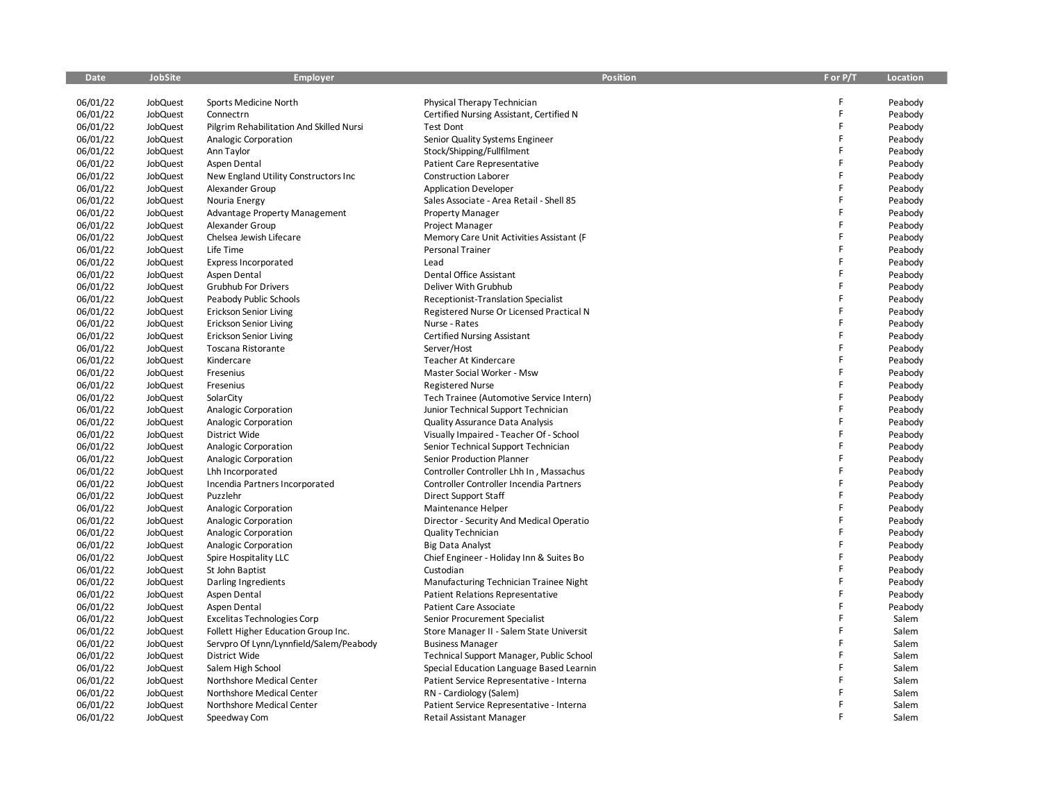| Date | JobSite | Employer | Position | F or P/T | Location |
|---|---|---|---|---|---|
| 06/01/22 | JobQuest | Sports Medicine North | Physical Therapy Technician | F | Peabody |
| 06/01/22 | JobQuest | Connectrn | Certified Nursing Assistant, Certified N | F | Peabody |
| 06/01/22 | JobQuest | Pilgrim Rehabilitation And Skilled Nursi | Test Dont | F | Peabody |
| 06/01/22 | JobQuest | Analogic Corporation | Senior Quality Systems Engineer | F | Peabody |
| 06/01/22 | JobQuest | Ann Taylor | Stock/Shipping/Fullfilment | F | Peabody |
| 06/01/22 | JobQuest | Aspen Dental | Patient Care Representative | F | Peabody |
| 06/01/22 | JobQuest | New England Utility Constructors Inc | Construction Laborer | F | Peabody |
| 06/01/22 | JobQuest | Alexander Group | Application Developer | F | Peabody |
| 06/01/22 | JobQuest | Nouria Energy | Sales Associate - Area Retail - Shell 85 | F | Peabody |
| 06/01/22 | JobQuest | Advantage Property Management | Property Manager | F | Peabody |
| 06/01/22 | JobQuest | Alexander Group | Project Manager | F | Peabody |
| 06/01/22 | JobQuest | Chelsea Jewish Lifecare | Memory Care Unit Activities Assistant (F | F | Peabody |
| 06/01/22 | JobQuest | Life Time | Personal Trainer | F | Peabody |
| 06/01/22 | JobQuest | Express Incorporated | Lead | F | Peabody |
| 06/01/22 | JobQuest | Aspen Dental | Dental Office Assistant | F | Peabody |
| 06/01/22 | JobQuest | Grubhub For Drivers | Deliver With Grubhub | F | Peabody |
| 06/01/22 | JobQuest | Peabody Public Schools | Receptionist-Translation Specialist | F | Peabody |
| 06/01/22 | JobQuest | Erickson Senior Living | Registered Nurse Or Licensed Practical N | F | Peabody |
| 06/01/22 | JobQuest | Erickson Senior Living | Nurse - Rates | F | Peabody |
| 06/01/22 | JobQuest | Erickson Senior Living | Certified Nursing Assistant | F | Peabody |
| 06/01/22 | JobQuest | Toscana Ristorante | Server/Host | F | Peabody |
| 06/01/22 | JobQuest | Kindercare | Teacher At Kindercare | F | Peabody |
| 06/01/22 | JobQuest | Fresenius | Master Social Worker - Msw | F | Peabody |
| 06/01/22 | JobQuest | Fresenius | Registered Nurse | F | Peabody |
| 06/01/22 | JobQuest | SolarCity | Tech Trainee (Automotive Service Intern) | F | Peabody |
| 06/01/22 | JobQuest | Analogic Corporation | Junior Technical Support Technician | F | Peabody |
| 06/01/22 | JobQuest | Analogic Corporation | Quality Assurance Data Analysis | F | Peabody |
| 06/01/22 | JobQuest | District Wide | Visually Impaired - Teacher Of - School | F | Peabody |
| 06/01/22 | JobQuest | Analogic Corporation | Senior Technical Support Technician | F | Peabody |
| 06/01/22 | JobQuest | Analogic Corporation | Senior Production Planner | F | Peabody |
| 06/01/22 | JobQuest | Lhh Incorporated | Controller Controller Lhh In , Massachus | F | Peabody |
| 06/01/22 | JobQuest | Incendia Partners Incorporated | Controller Controller Incendia Partners | F | Peabody |
| 06/01/22 | JobQuest | Puzzlehr | Direct Support Staff | F | Peabody |
| 06/01/22 | JobQuest | Analogic Corporation | Maintenance Helper | F | Peabody |
| 06/01/22 | JobQuest | Analogic Corporation | Director - Security And Medical Operatio | F | Peabody |
| 06/01/22 | JobQuest | Analogic Corporation | Quality Technician | F | Peabody |
| 06/01/22 | JobQuest | Analogic Corporation | Big Data Analyst | F | Peabody |
| 06/01/22 | JobQuest | Spire Hospitality LLC | Chief Engineer - Holiday Inn & Suites Bo | F | Peabody |
| 06/01/22 | JobQuest | St John Baptist | Custodian | F | Peabody |
| 06/01/22 | JobQuest | Darling Ingredients | Manufacturing Technician Trainee Night | F | Peabody |
| 06/01/22 | JobQuest | Aspen Dental | Patient Relations Representative | F | Peabody |
| 06/01/22 | JobQuest | Aspen Dental | Patient Care Associate | F | Peabody |
| 06/01/22 | JobQuest | Excelitas Technologies Corp | Senior Procurement Specialist | F | Salem |
| 06/01/22 | JobQuest | Follett Higher Education Group Inc. | Store Manager II - Salem State Universit | F | Salem |
| 06/01/22 | JobQuest | Servpro Of Lynn/Lynnfield/Salem/Peabody | Business Manager | F | Salem |
| 06/01/22 | JobQuest | District Wide | Technical Support Manager, Public School | F | Salem |
| 06/01/22 | JobQuest | Salem High School | Special Education Language Based Learnin | F | Salem |
| 06/01/22 | JobQuest | Northshore Medical Center | Patient Service Representative - Interna | F | Salem |
| 06/01/22 | JobQuest | Northshore Medical Center | RN - Cardiology (Salem) | F | Salem |
| 06/01/22 | JobQuest | Northshore Medical Center | Patient Service Representative - Interna | F | Salem |
| 06/01/22 | JobQuest | Speedway Com | Retail Assistant Manager | F | Salem |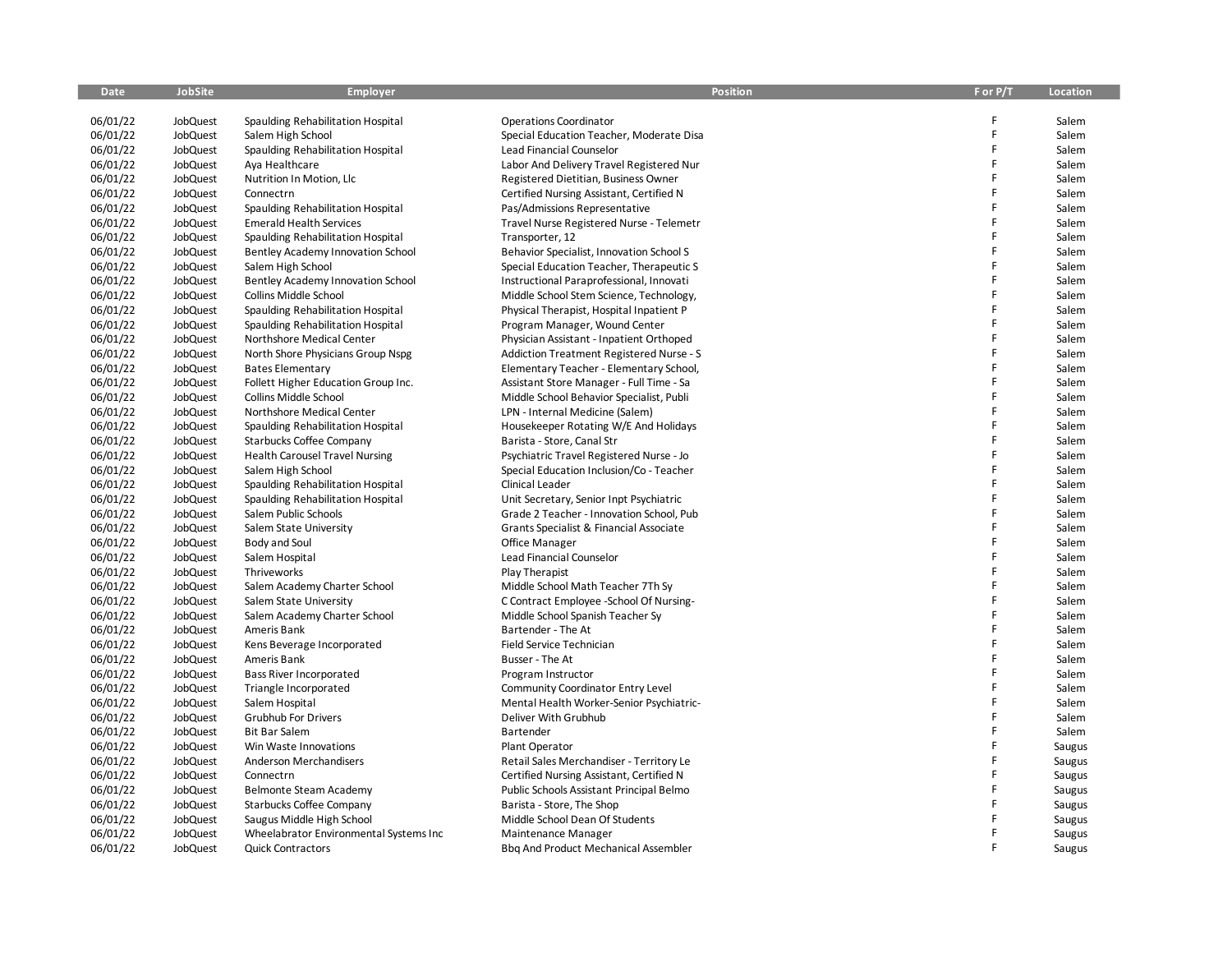| Date | JobSite | Employer | Position | F or P/T | Location |
|---|---|---|---|---|---|
| 06/01/22 | JobQuest | Spaulding Rehabilitation Hospital | Operations Coordinator | F | Salem |
| 06/01/22 | JobQuest | Salem High School | Special Education Teacher, Moderate Disa | F | Salem |
| 06/01/22 | JobQuest | Spaulding Rehabilitation Hospital | Lead Financial Counselor | F | Salem |
| 06/01/22 | JobQuest | Aya Healthcare | Labor And Delivery Travel Registered Nur | F | Salem |
| 06/01/22 | JobQuest | Nutrition In Motion, Llc | Registered Dietitian, Business Owner | F | Salem |
| 06/01/22 | JobQuest | Connectrn | Certified Nursing Assistant, Certified N | F | Salem |
| 06/01/22 | JobQuest | Spaulding Rehabilitation Hospital | Pas/Admissions Representative | F | Salem |
| 06/01/22 | JobQuest | Emerald Health Services | Travel Nurse Registered Nurse - Telemetr | F | Salem |
| 06/01/22 | JobQuest | Spaulding Rehabilitation Hospital | Transporter, 12 | F | Salem |
| 06/01/22 | JobQuest | Bentley Academy Innovation School | Behavior Specialist, Innovation School S | F | Salem |
| 06/01/22 | JobQuest | Salem High School | Special Education Teacher, Therapeutic S | F | Salem |
| 06/01/22 | JobQuest | Bentley Academy Innovation School | Instructional Paraprofessional, Innovati | F | Salem |
| 06/01/22 | JobQuest | Collins Middle School | Middle School Stem Science, Technology, | F | Salem |
| 06/01/22 | JobQuest | Spaulding Rehabilitation Hospital | Physical Therapist, Hospital Inpatient P | F | Salem |
| 06/01/22 | JobQuest | Spaulding Rehabilitation Hospital | Program Manager, Wound Center | F | Salem |
| 06/01/22 | JobQuest | Northshore Medical Center | Physician Assistant - Inpatient Orthoped | F | Salem |
| 06/01/22 | JobQuest | North Shore Physicians Group Nspg | Addiction Treatment Registered Nurse - S | F | Salem |
| 06/01/22 | JobQuest | Bates Elementary | Elementary Teacher - Elementary School, | F | Salem |
| 06/01/22 | JobQuest | Follett Higher Education Group Inc. | Assistant Store Manager - Full Time - Sa | F | Salem |
| 06/01/22 | JobQuest | Collins Middle School | Middle School Behavior Specialist, Publi | F | Salem |
| 06/01/22 | JobQuest | Northshore Medical Center | LPN - Internal Medicine (Salem) | F | Salem |
| 06/01/22 | JobQuest | Spaulding Rehabilitation Hospital | Housekeeper Rotating W/E And Holidays | F | Salem |
| 06/01/22 | JobQuest | Starbucks Coffee Company | Barista - Store, Canal Str | F | Salem |
| 06/01/22 | JobQuest | Health Carousel Travel Nursing | Psychiatric Travel Registered Nurse - Jo | F | Salem |
| 06/01/22 | JobQuest | Salem High School | Special Education Inclusion/Co - Teacher | F | Salem |
| 06/01/22 | JobQuest | Spaulding Rehabilitation Hospital | Clinical Leader | F | Salem |
| 06/01/22 | JobQuest | Spaulding Rehabilitation Hospital | Unit Secretary, Senior Inpt Psychiatric | F | Salem |
| 06/01/22 | JobQuest | Salem Public Schools | Grade 2 Teacher - Innovation School, Pub | F | Salem |
| 06/01/22 | JobQuest | Salem State University | Grants Specialist & Financial Associate | F | Salem |
| 06/01/22 | JobQuest | Body and Soul | Office Manager | F | Salem |
| 06/01/22 | JobQuest | Salem Hospital | Lead Financial Counselor | F | Salem |
| 06/01/22 | JobQuest | Thriveworks | Play Therapist | F | Salem |
| 06/01/22 | JobQuest | Salem Academy Charter School | Middle School Math Teacher 7Th Sy | F | Salem |
| 06/01/22 | JobQuest | Salem State University | C Contract Employee -School Of Nursing- | F | Salem |
| 06/01/22 | JobQuest | Salem Academy Charter School | Middle School Spanish Teacher Sy | F | Salem |
| 06/01/22 | JobQuest | Ameris Bank | Bartender - The At | F | Salem |
| 06/01/22 | JobQuest | Kens Beverage Incorporated | Field Service Technician | F | Salem |
| 06/01/22 | JobQuest | Ameris Bank | Busser - The At | F | Salem |
| 06/01/22 | JobQuest | Bass River Incorporated | Program Instructor | F | Salem |
| 06/01/22 | JobQuest | Triangle Incorporated | Community Coordinator Entry Level | F | Salem |
| 06/01/22 | JobQuest | Salem Hospital | Mental Health Worker-Senior Psychiatric- | F | Salem |
| 06/01/22 | JobQuest | Grubhub For Drivers | Deliver With Grubhub | F | Salem |
| 06/01/22 | JobQuest | Bit Bar Salem | Bartender | F | Salem |
| 06/01/22 | JobQuest | Win Waste Innovations | Plant Operator | F | Saugus |
| 06/01/22 | JobQuest | Anderson Merchandisers | Retail Sales Merchandiser - Territory Le | F | Saugus |
| 06/01/22 | JobQuest | Connectrn | Certified Nursing Assistant, Certified N | F | Saugus |
| 06/01/22 | JobQuest | Belmonte Steam Academy | Public Schools Assistant Principal Belmo | F | Saugus |
| 06/01/22 | JobQuest | Starbucks Coffee Company | Barista - Store, The Shop | F | Saugus |
| 06/01/22 | JobQuest | Saugus Middle High School | Middle School Dean Of Students | F | Saugus |
| 06/01/22 | JobQuest | Wheelabrator Environmental Systems Inc | Maintenance Manager | F | Saugus |
| 06/01/22 | JobQuest | Quick Contractors | Bbq And Product Mechanical Assembler | F | Saugus |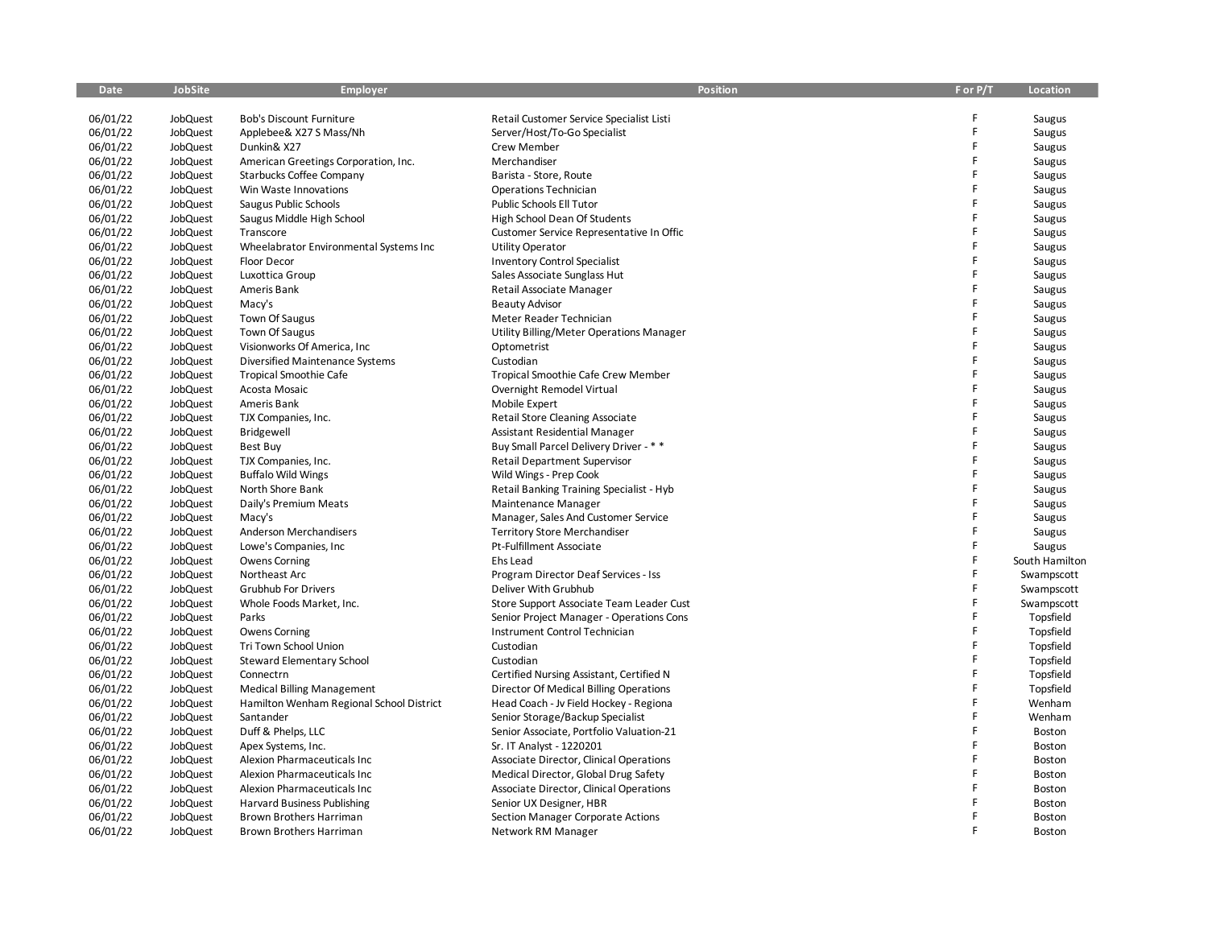| Date | JobSite | Employer | Position | F or P/T | Location |
|---|---|---|---|---|---|
| 06/01/22 | JobQuest | Bob's Discount Furniture | Retail Customer Service Specialist Listi | F | Saugus |
| 06/01/22 | JobQuest | Applebee& X27 S Mass/Nh | Server/Host/To-Go Specialist | F | Saugus |
| 06/01/22 | JobQuest | Dunkin& X27 | Crew Member | F | Saugus |
| 06/01/22 | JobQuest | American Greetings Corporation, Inc. | Merchandiser | F | Saugus |
| 06/01/22 | JobQuest | Starbucks Coffee Company | Barista - Store, Route | F | Saugus |
| 06/01/22 | JobQuest | Win Waste Innovations | Operations Technician | F | Saugus |
| 06/01/22 | JobQuest | Saugus Public Schools | Public Schools Ell Tutor | F | Saugus |
| 06/01/22 | JobQuest | Saugus Middle High School | High School Dean Of Students | F | Saugus |
| 06/01/22 | JobQuest | Transcore | Customer Service Representative In Offic | F | Saugus |
| 06/01/22 | JobQuest | Wheelabrator Environmental Systems Inc | Utility Operator | F | Saugus |
| 06/01/22 | JobQuest | Floor Decor | Inventory Control Specialist | F | Saugus |
| 06/01/22 | JobQuest | Luxottica Group | Sales Associate Sunglass Hut | F | Saugus |
| 06/01/22 | JobQuest | Ameris Bank | Retail Associate Manager | F | Saugus |
| 06/01/22 | JobQuest | Macy's | Beauty Advisor | F | Saugus |
| 06/01/22 | JobQuest | Town Of Saugus | Meter Reader Technician | F | Saugus |
| 06/01/22 | JobQuest | Town Of Saugus | Utility Billing/Meter Operations Manager | F | Saugus |
| 06/01/22 | JobQuest | Visionworks Of America, Inc | Optometrist | F | Saugus |
| 06/01/22 | JobQuest | Diversified Maintenance Systems | Custodian | F | Saugus |
| 06/01/22 | JobQuest | Tropical Smoothie Cafe | Tropical Smoothie Cafe Crew Member | F | Saugus |
| 06/01/22 | JobQuest | Acosta Mosaic | Overnight Remodel Virtual | F | Saugus |
| 06/01/22 | JobQuest | Ameris Bank | Mobile Expert | F | Saugus |
| 06/01/22 | JobQuest | TJX Companies, Inc. | Retail Store Cleaning Associate | F | Saugus |
| 06/01/22 | JobQuest | Bridgewell | Assistant Residential Manager | F | Saugus |
| 06/01/22 | JobQuest | Best Buy | Buy Small Parcel Delivery Driver - * * | F | Saugus |
| 06/01/22 | JobQuest | TJX Companies, Inc. | Retail Department Supervisor | F | Saugus |
| 06/01/22 | JobQuest | Buffalo Wild Wings | Wild Wings - Prep Cook | F | Saugus |
| 06/01/22 | JobQuest | North Shore Bank | Retail Banking Training Specialist - Hyb | F | Saugus |
| 06/01/22 | JobQuest | Daily's Premium Meats | Maintenance Manager | F | Saugus |
| 06/01/22 | JobQuest | Macy's | Manager, Sales And Customer Service | F | Saugus |
| 06/01/22 | JobQuest | Anderson Merchandisers | Territory Store Merchandiser | F | Saugus |
| 06/01/22 | JobQuest | Lowe's Companies, Inc | Pt-Fulfillment Associate | F | Saugus |
| 06/01/22 | JobQuest | Owens Corning | Ehs Lead | F | South Hamilton |
| 06/01/22 | JobQuest | Northeast Arc | Program Director Deaf Services - Iss | F | Swampscott |
| 06/01/22 | JobQuest | Grubhub For Drivers | Deliver With Grubhub | F | Swampscott |
| 06/01/22 | JobQuest | Whole Foods Market, Inc. | Store Support Associate Team Leader Cust | F | Swampscott |
| 06/01/22 | JobQuest | Parks | Senior Project Manager - Operations Cons | F | Topsfield |
| 06/01/22 | JobQuest | Owens Corning | Instrument Control Technician | F | Topsfield |
| 06/01/22 | JobQuest | Tri Town School Union | Custodian | F | Topsfield |
| 06/01/22 | JobQuest | Steward Elementary School | Custodian | F | Topsfield |
| 06/01/22 | JobQuest | Connectrn | Certified Nursing Assistant, Certified N | F | Topsfield |
| 06/01/22 | JobQuest | Medical Billing Management | Director Of Medical Billing Operations | F | Topsfield |
| 06/01/22 | JobQuest | Hamilton Wenham Regional School District | Head Coach - Jv Field Hockey - Regiona | F | Wenham |
| 06/01/22 | JobQuest | Santander | Senior Storage/Backup Specialist | F | Wenham |
| 06/01/22 | JobQuest | Duff & Phelps, LLC | Senior Associate, Portfolio Valuation-21 | F | Boston |
| 06/01/22 | JobQuest | Apex Systems, Inc. | Sr. IT Analyst - 1220201 | F | Boston |
| 06/01/22 | JobQuest | Alexion Pharmaceuticals Inc | Associate Director, Clinical Operations | F | Boston |
| 06/01/22 | JobQuest | Alexion Pharmaceuticals Inc | Medical Director, Global Drug Safety | F | Boston |
| 06/01/22 | JobQuest | Alexion Pharmaceuticals Inc | Associate Director, Clinical Operations | F | Boston |
| 06/01/22 | JobQuest | Harvard Business Publishing | Senior UX Designer, HBR | F | Boston |
| 06/01/22 | JobQuest | Brown Brothers Harriman | Section Manager Corporate Actions | F | Boston |
| 06/01/22 | JobQuest | Brown Brothers Harriman | Network RM Manager | F | Boston |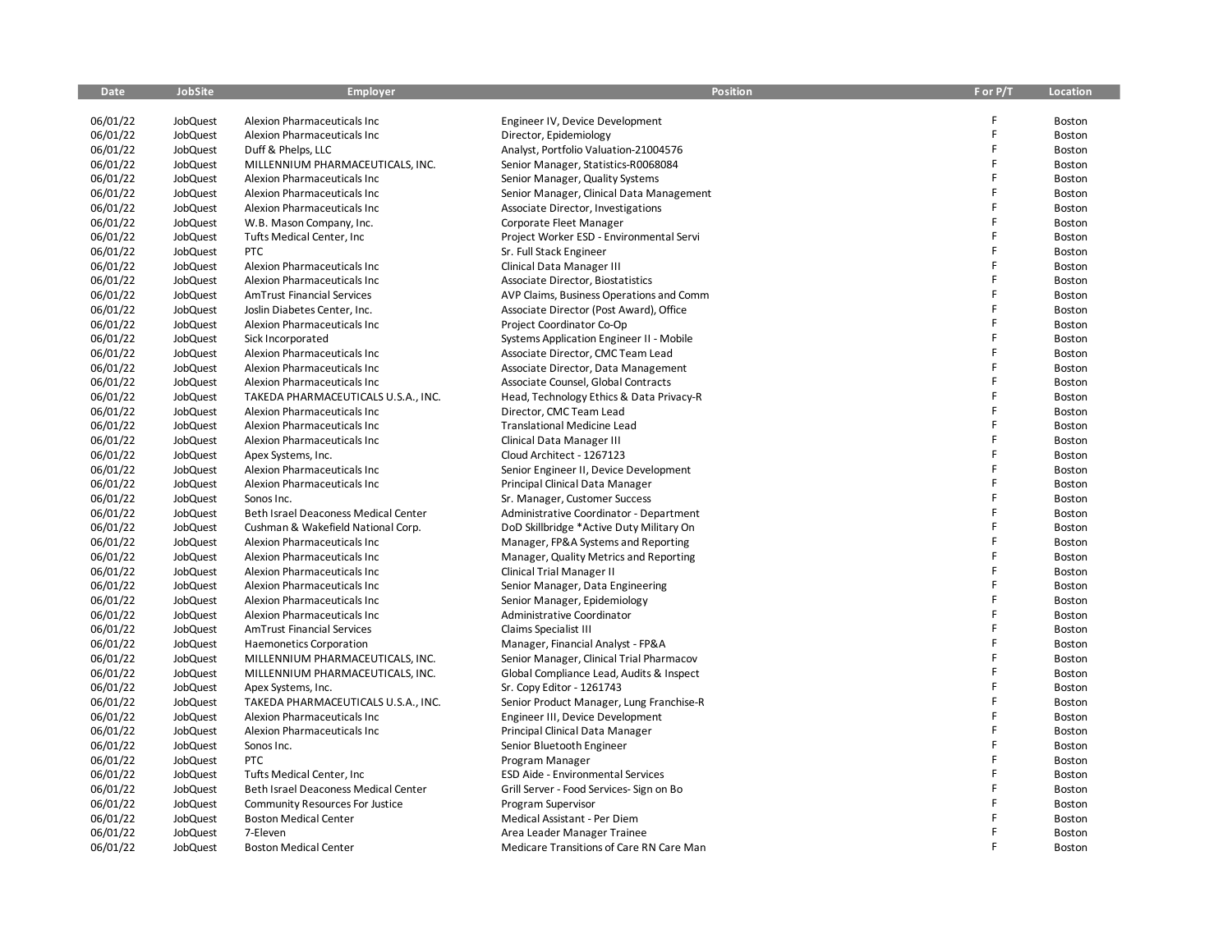| Date | JobSite | Employer | Position | F or P/T | Location |
|---|---|---|---|---|---|
| 06/01/22 | JobQuest | Alexion Pharmaceuticals Inc | Engineer IV, Device Development | F | Boston |
| 06/01/22 | JobQuest | Alexion Pharmaceuticals Inc | Director, Epidemiology | F | Boston |
| 06/01/22 | JobQuest | Duff & Phelps, LLC | Analyst, Portfolio Valuation-21004576 | F | Boston |
| 06/01/22 | JobQuest | MILLENNIUM PHARMACEUTICALS, INC. | Senior Manager, Statistics-R0068084 | F | Boston |
| 06/01/22 | JobQuest | Alexion Pharmaceuticals Inc | Senior Manager, Quality Systems | F | Boston |
| 06/01/22 | JobQuest | Alexion Pharmaceuticals Inc | Senior Manager, Clinical Data Management | F | Boston |
| 06/01/22 | JobQuest | Alexion Pharmaceuticals Inc | Associate Director, Investigations | F | Boston |
| 06/01/22 | JobQuest | W.B. Mason Company, Inc. | Corporate Fleet Manager | F | Boston |
| 06/01/22 | JobQuest | Tufts Medical Center, Inc | Project Worker ESD - Environmental Servi | F | Boston |
| 06/01/22 | JobQuest | PTC | Sr. Full Stack Engineer | F | Boston |
| 06/01/22 | JobQuest | Alexion Pharmaceuticals Inc | Clinical Data Manager III | F | Boston |
| 06/01/22 | JobQuest | Alexion Pharmaceuticals Inc | Associate Director, Biostatistics | F | Boston |
| 06/01/22 | JobQuest | AmTrust Financial Services | AVP Claims, Business Operations and Comm | F | Boston |
| 06/01/22 | JobQuest | Joslin Diabetes Center, Inc. | Associate Director (Post Award), Office | F | Boston |
| 06/01/22 | JobQuest | Alexion Pharmaceuticals Inc | Project Coordinator Co-Op | F | Boston |
| 06/01/22 | JobQuest | Sick Incorporated | Systems Application Engineer II - Mobile | F | Boston |
| 06/01/22 | JobQuest | Alexion Pharmaceuticals Inc | Associate Director, CMC Team Lead | F | Boston |
| 06/01/22 | JobQuest | Alexion Pharmaceuticals Inc | Associate Director, Data Management | F | Boston |
| 06/01/22 | JobQuest | Alexion Pharmaceuticals Inc | Associate Counsel, Global Contracts | F | Boston |
| 06/01/22 | JobQuest | TAKEDA PHARMACEUTICALS U.S.A., INC. | Head, Technology Ethics & Data Privacy-R | F | Boston |
| 06/01/22 | JobQuest | Alexion Pharmaceuticals Inc | Director, CMC Team Lead | F | Boston |
| 06/01/22 | JobQuest | Alexion Pharmaceuticals Inc | Translational Medicine Lead | F | Boston |
| 06/01/22 | JobQuest | Alexion Pharmaceuticals Inc | Clinical Data Manager III | F | Boston |
| 06/01/22 | JobQuest | Apex Systems, Inc. | Cloud Architect - 1267123 | F | Boston |
| 06/01/22 | JobQuest | Alexion Pharmaceuticals Inc | Senior Engineer II, Device Development | F | Boston |
| 06/01/22 | JobQuest | Alexion Pharmaceuticals Inc | Principal Clinical Data Manager | F | Boston |
| 06/01/22 | JobQuest | Sonos Inc. | Sr. Manager, Customer Success | F | Boston |
| 06/01/22 | JobQuest | Beth Israel Deaconess Medical Center | Administrative Coordinator - Department | F | Boston |
| 06/01/22 | JobQuest | Cushman & Wakefield National Corp. | DoD Skillbridge *Active Duty Military On | F | Boston |
| 06/01/22 | JobQuest | Alexion Pharmaceuticals Inc | Manager, FP&A Systems and Reporting | F | Boston |
| 06/01/22 | JobQuest | Alexion Pharmaceuticals Inc | Manager, Quality Metrics and Reporting | F | Boston |
| 06/01/22 | JobQuest | Alexion Pharmaceuticals Inc | Clinical Trial Manager II | F | Boston |
| 06/01/22 | JobQuest | Alexion Pharmaceuticals Inc | Senior Manager, Data Engineering | F | Boston |
| 06/01/22 | JobQuest | Alexion Pharmaceuticals Inc | Senior Manager, Epidemiology | F | Boston |
| 06/01/22 | JobQuest | Alexion Pharmaceuticals Inc | Administrative Coordinator | F | Boston |
| 06/01/22 | JobQuest | AmTrust Financial Services | Claims Specialist III | F | Boston |
| 06/01/22 | JobQuest | Haemonetics Corporation | Manager, Financial Analyst - FP&A | F | Boston |
| 06/01/22 | JobQuest | MILLENNIUM PHARMACEUTICALS, INC. | Senior Manager, Clinical Trial Pharmacov | F | Boston |
| 06/01/22 | JobQuest | MILLENNIUM PHARMACEUTICALS, INC. | Global Compliance Lead, Audits & Inspect | F | Boston |
| 06/01/22 | JobQuest | Apex Systems, Inc. | Sr. Copy Editor - 1261743 | F | Boston |
| 06/01/22 | JobQuest | TAKEDA PHARMACEUTICALS U.S.A., INC. | Senior Product Manager, Lung Franchise-R | F | Boston |
| 06/01/22 | JobQuest | Alexion Pharmaceuticals Inc | Engineer III, Device Development | F | Boston |
| 06/01/22 | JobQuest | Alexion Pharmaceuticals Inc | Principal Clinical Data Manager | F | Boston |
| 06/01/22 | JobQuest | Sonos Inc. | Senior Bluetooth Engineer | F | Boston |
| 06/01/22 | JobQuest | PTC | Program Manager | F | Boston |
| 06/01/22 | JobQuest | Tufts Medical Center, Inc | ESD Aide - Environmental Services | F | Boston |
| 06/01/22 | JobQuest | Beth Israel Deaconess Medical Center | Grill Server - Food Services- Sign on Bo | F | Boston |
| 06/01/22 | JobQuest | Community Resources For Justice | Program Supervisor | F | Boston |
| 06/01/22 | JobQuest | Boston Medical Center | Medical Assistant - Per Diem | F | Boston |
| 06/01/22 | JobQuest | 7-Eleven | Area Leader Manager Trainee | F | Boston |
| 06/01/22 | JobQuest | Boston Medical Center | Medicare Transitions of Care RN Care Man | F | Boston |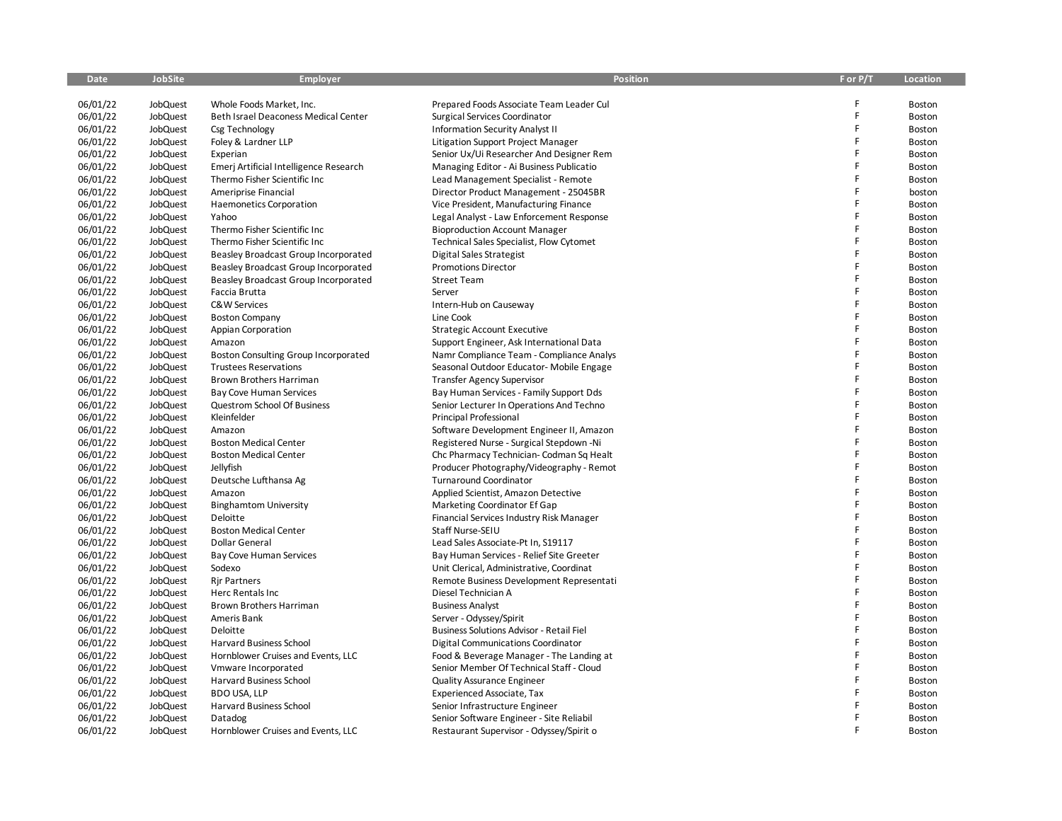| Date | JobSite | Employer | Position | F or P/T | Location |
|---|---|---|---|---|---|
| 06/01/22 | JobQuest | Whole Foods Market, Inc. | Prepared Foods Associate Team Leader Cul | F | Boston |
| 06/01/22 | JobQuest | Beth Israel Deaconess Medical Center | Surgical Services Coordinator | F | Boston |
| 06/01/22 | JobQuest | Csg Technology | Information Security Analyst II | F | Boston |
| 06/01/22 | JobQuest | Foley & Lardner LLP | Litigation Support Project Manager | F | Boston |
| 06/01/22 | JobQuest | Experian | Senior Ux/Ui Researcher And Designer Rem | F | Boston |
| 06/01/22 | JobQuest | Emerj Artificial Intelligence Research | Managing Editor - Ai Business Publicatio | F | Boston |
| 06/01/22 | JobQuest | Thermo Fisher Scientific Inc | Lead Management Specialist - Remote | F | Boston |
| 06/01/22 | JobQuest | Ameriprise Financial | Director Product Management - 25045BR | F | boston |
| 06/01/22 | JobQuest | Haemonetics Corporation | Vice President, Manufacturing Finance | F | Boston |
| 06/01/22 | JobQuest | Yahoo | Legal Analyst - Law Enforcement Response | F | Boston |
| 06/01/22 | JobQuest | Thermo Fisher Scientific Inc | Bioproduction Account Manager | F | Boston |
| 06/01/22 | JobQuest | Thermo Fisher Scientific Inc | Technical Sales Specialist, Flow Cytomet | F | Boston |
| 06/01/22 | JobQuest | Beasley Broadcast Group Incorporated | Digital Sales Strategist | F | Boston |
| 06/01/22 | JobQuest | Beasley Broadcast Group Incorporated | Promotions Director | F | Boston |
| 06/01/22 | JobQuest | Beasley Broadcast Group Incorporated | Street Team | F | Boston |
| 06/01/22 | JobQuest | Faccia Brutta | Server | F | Boston |
| 06/01/22 | JobQuest | C&W Services | Intern-Hub on Causeway | F | Boston |
| 06/01/22 | JobQuest | Boston Company | Line Cook | F | Boston |
| 06/01/22 | JobQuest | Appian Corporation | Strategic Account Executive | F | Boston |
| 06/01/22 | JobQuest | Amazon | Support Engineer, Ask International Data | F | Boston |
| 06/01/22 | JobQuest | Boston Consulting Group Incorporated | Namr Compliance Team - Compliance Analys | F | Boston |
| 06/01/22 | JobQuest | Trustees Reservations | Seasonal Outdoor Educator- Mobile Engage | F | Boston |
| 06/01/22 | JobQuest | Brown Brothers Harriman | Transfer Agency Supervisor | F | Boston |
| 06/01/22 | JobQuest | Bay Cove Human Services | Bay Human Services - Family Support Dds | F | Boston |
| 06/01/22 | JobQuest | Questrom School Of Business | Senior Lecturer In Operations And Techno | F | Boston |
| 06/01/22 | JobQuest | Kleinfelder | Principal Professional | F | Boston |
| 06/01/22 | JobQuest | Amazon | Software Development Engineer II, Amazon | F | Boston |
| 06/01/22 | JobQuest | Boston Medical Center | Registered Nurse - Surgical Stepdown -Ni | F | Boston |
| 06/01/22 | JobQuest | Boston Medical Center | Chc Pharmacy Technician- Codman Sq Healt | F | Boston |
| 06/01/22 | JobQuest | Jellyfish | Producer Photography/Videography - Remot | F | Boston |
| 06/01/22 | JobQuest | Deutsche Lufthansa Ag | Turnaround Coordinator | F | Boston |
| 06/01/22 | JobQuest | Amazon | Applied Scientist, Amazon Detective | F | Boston |
| 06/01/22 | JobQuest | Binghamtom University | Marketing Coordinator Ef Gap | F | Boston |
| 06/01/22 | JobQuest | Deloitte | Financial Services Industry Risk Manager | F | Boston |
| 06/01/22 | JobQuest | Boston Medical Center | Staff Nurse-SEIU | F | Boston |
| 06/01/22 | JobQuest | Dollar General | Lead Sales Associate-Pt In, S19117 | F | Boston |
| 06/01/22 | JobQuest | Bay Cove Human Services | Bay Human Services - Relief Site Greeter | F | Boston |
| 06/01/22 | JobQuest | Sodexo | Unit Clerical, Administrative, Coordinat | F | Boston |
| 06/01/22 | JobQuest | Rjr Partners | Remote Business Development Representati | F | Boston |
| 06/01/22 | JobQuest | Herc Rentals Inc | Diesel Technician A | F | Boston |
| 06/01/22 | JobQuest | Brown Brothers Harriman | Business Analyst | F | Boston |
| 06/01/22 | JobQuest | Ameris Bank | Server - Odyssey/Spirit | F | Boston |
| 06/01/22 | JobQuest | Deloitte | Business Solutions Advisor - Retail Fiel | F | Boston |
| 06/01/22 | JobQuest | Harvard Business School | Digital Communications Coordinator | F | Boston |
| 06/01/22 | JobQuest | Hornblower Cruises and Events, LLC | Food & Beverage Manager - The Landing at | F | Boston |
| 06/01/22 | JobQuest | Vmware Incorporated | Senior Member Of Technical Staff - Cloud | F | Boston |
| 06/01/22 | JobQuest | Harvard Business School | Quality Assurance Engineer | F | Boston |
| 06/01/22 | JobQuest | BDO USA, LLP | Experienced Associate, Tax | F | Boston |
| 06/01/22 | JobQuest | Harvard Business School | Senior Infrastructure Engineer | F | Boston |
| 06/01/22 | JobQuest | Datadog | Senior Software Engineer - Site Reliabil | F | Boston |
| 06/01/22 | JobQuest | Hornblower Cruises and Events, LLC | Restaurant Supervisor - Odyssey/Spirit o | F | Boston |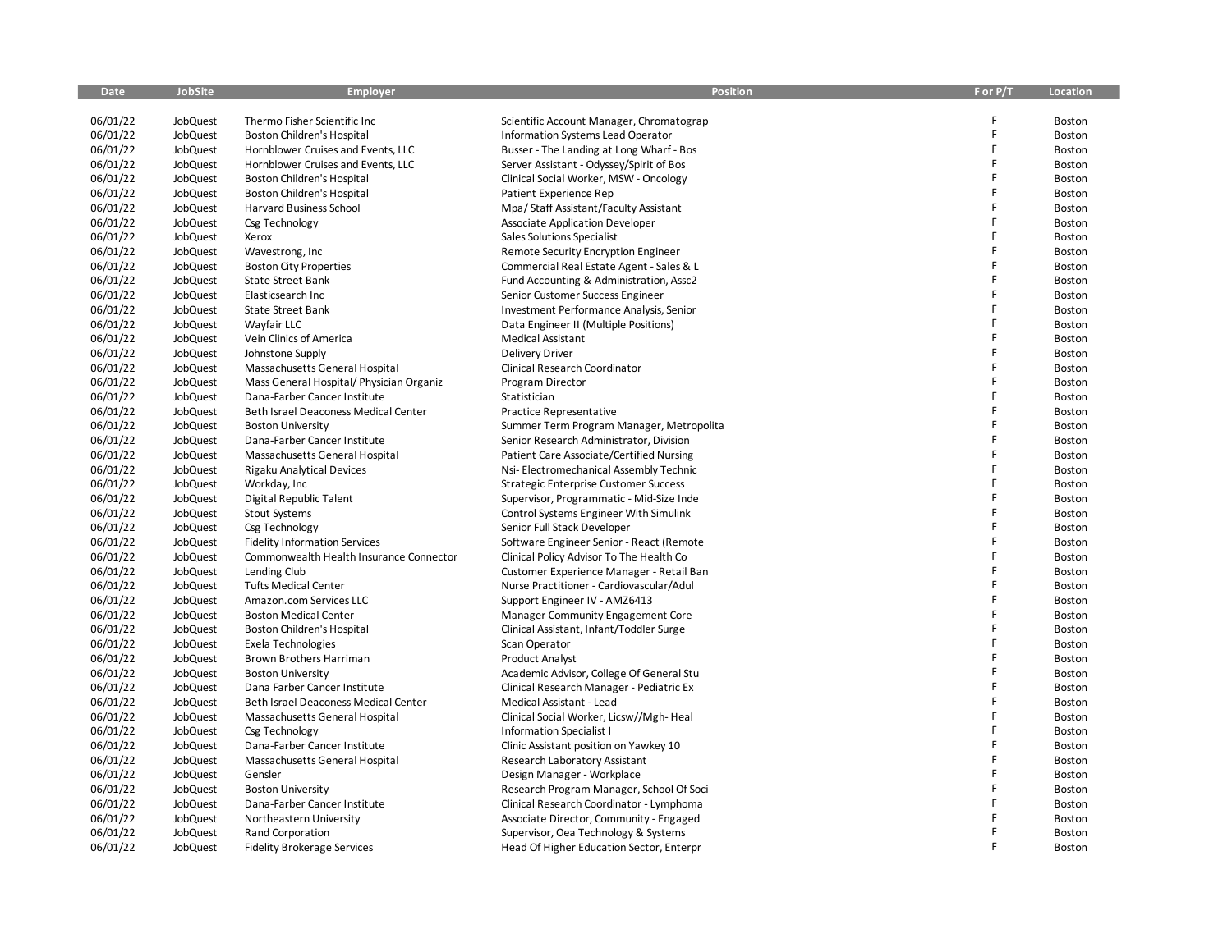| Date | JobSite | Employer | Position | F or P/T | Location |
|---|---|---|---|---|---|
| 06/01/22 | JobQuest | Thermo Fisher Scientific Inc | Scientific Account Manager, Chromatograp | F | Boston |
| 06/01/22 | JobQuest | Boston Children's Hospital | Information Systems Lead Operator | F | Boston |
| 06/01/22 | JobQuest | Hornblower Cruises and Events, LLC | Busser - The Landing at Long Wharf - Bos | F | Boston |
| 06/01/22 | JobQuest | Hornblower Cruises and Events, LLC | Server Assistant - Odyssey/Spirit of Bos | F | Boston |
| 06/01/22 | JobQuest | Boston Children's Hospital | Clinical Social Worker, MSW - Oncology | F | Boston |
| 06/01/22 | JobQuest | Boston Children's Hospital | Patient Experience Rep | F | Boston |
| 06/01/22 | JobQuest | Harvard Business School | Mpa/ Staff Assistant/Faculty Assistant | F | Boston |
| 06/01/22 | JobQuest | Csg Technology | Associate Application Developer | F | Boston |
| 06/01/22 | JobQuest | Xerox | Sales Solutions Specialist | F | Boston |
| 06/01/22 | JobQuest | Wavestrong, Inc | Remote Security Encryption Engineer | F | Boston |
| 06/01/22 | JobQuest | Boston City Properties | Commercial Real Estate Agent - Sales & L | F | Boston |
| 06/01/22 | JobQuest | State Street Bank | Fund Accounting & Administration, Assc2 | F | Boston |
| 06/01/22 | JobQuest | Elasticsearch Inc | Senior Customer Success Engineer | F | Boston |
| 06/01/22 | JobQuest | State Street Bank | Investment Performance Analysis, Senior | F | Boston |
| 06/01/22 | JobQuest | Wayfair LLC | Data Engineer II (Multiple Positions) | F | Boston |
| 06/01/22 | JobQuest | Vein Clinics of America | Medical Assistant | F | Boston |
| 06/01/22 | JobQuest | Johnstone Supply | Delivery Driver | F | Boston |
| 06/01/22 | JobQuest | Massachusetts General Hospital | Clinical Research Coordinator | F | Boston |
| 06/01/22 | JobQuest | Mass General Hospital/ Physician Organiz | Program Director | F | Boston |
| 06/01/22 | JobQuest | Dana-Farber Cancer Institute | Statistician | F | Boston |
| 06/01/22 | JobQuest | Beth Israel Deaconess Medical Center | Practice Representative | F | Boston |
| 06/01/22 | JobQuest | Boston University | Summer Term Program Manager, Metropolita | F | Boston |
| 06/01/22 | JobQuest | Dana-Farber Cancer Institute | Senior Research Administrator, Division | F | Boston |
| 06/01/22 | JobQuest | Massachusetts General Hospital | Patient Care Associate/Certified Nursing | F | Boston |
| 06/01/22 | JobQuest | Rigaku Analytical Devices | Nsi- Electromechanical Assembly Technic | F | Boston |
| 06/01/22 | JobQuest | Workday, Inc | Strategic Enterprise Customer Success | F | Boston |
| 06/01/22 | JobQuest | Digital Republic Talent | Supervisor, Programmatic - Mid-Size Inde | F | Boston |
| 06/01/22 | JobQuest | Stout Systems | Control Systems Engineer With Simulink | F | Boston |
| 06/01/22 | JobQuest | Csg Technology | Senior Full Stack Developer | F | Boston |
| 06/01/22 | JobQuest | Fidelity Information Services | Software Engineer Senior - React (Remote | F | Boston |
| 06/01/22 | JobQuest | Commonwealth Health Insurance Connector | Clinical Policy Advisor To The Health Co | F | Boston |
| 06/01/22 | JobQuest | Lending Club | Customer Experience Manager - Retail Ban | F | Boston |
| 06/01/22 | JobQuest | Tufts Medical Center | Nurse Practitioner - Cardiovascular/Adul | F | Boston |
| 06/01/22 | JobQuest | Amazon.com Services LLC | Support Engineer IV - AMZ6413 | F | Boston |
| 06/01/22 | JobQuest | Boston Medical Center | Manager Community Engagement Core | F | Boston |
| 06/01/22 | JobQuest | Boston Children's Hospital | Clinical Assistant, Infant/Toddler Surge | F | Boston |
| 06/01/22 | JobQuest | Exela Technologies | Scan Operator | F | Boston |
| 06/01/22 | JobQuest | Brown Brothers Harriman | Product Analyst | F | Boston |
| 06/01/22 | JobQuest | Boston University | Academic Advisor, College Of General Stu | F | Boston |
| 06/01/22 | JobQuest | Dana Farber Cancer Institute | Clinical Research Manager - Pediatric Ex | F | Boston |
| 06/01/22 | JobQuest | Beth Israel Deaconess Medical Center | Medical Assistant - Lead | F | Boston |
| 06/01/22 | JobQuest | Massachusetts General Hospital | Clinical Social Worker, Licsw//Mgh- Heal | F | Boston |
| 06/01/22 | JobQuest | Csg Technology | Information Specialist I | F | Boston |
| 06/01/22 | JobQuest | Dana-Farber Cancer Institute | Clinic Assistant position on Yawkey 10 | F | Boston |
| 06/01/22 | JobQuest | Massachusetts General Hospital | Research Laboratory Assistant | F | Boston |
| 06/01/22 | JobQuest | Gensler | Design Manager - Workplace | F | Boston |
| 06/01/22 | JobQuest | Boston University | Research Program Manager, School Of Soci | F | Boston |
| 06/01/22 | JobQuest | Dana-Farber Cancer Institute | Clinical Research Coordinator - Lymphoma | F | Boston |
| 06/01/22 | JobQuest | Northeastern University | Associate Director, Community - Engaged | F | Boston |
| 06/01/22 | JobQuest | Rand Corporation | Supervisor, Oea Technology & Systems | F | Boston |
| 06/01/22 | JobQuest | Fidelity Brokerage Services | Head Of Higher Education Sector, Enterpr | F | Boston |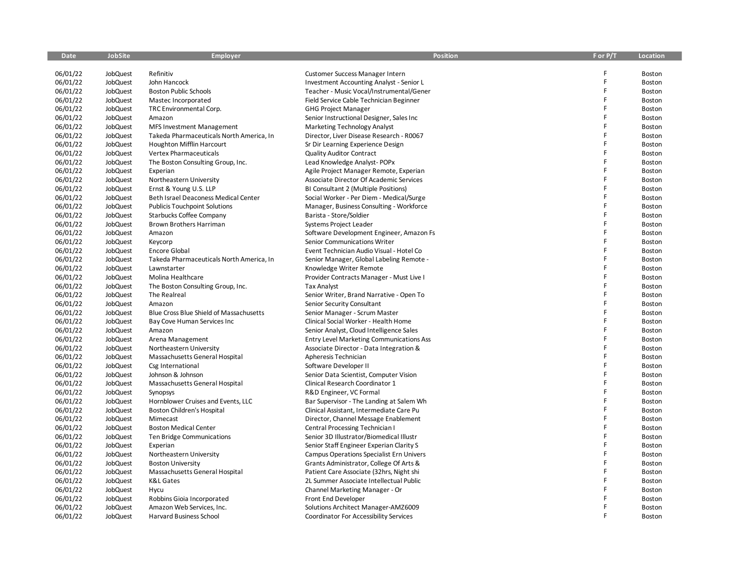| Date | JobSite | Employer | Position | F or P/T | Location |
|---|---|---|---|---|---|
| 06/01/22 | JobQuest | Refinitiv | Customer Success Manager Intern | F | Boston |
| 06/01/22 | JobQuest | John Hancock | Investment Accounting Analyst - Senior L | F | Boston |
| 06/01/22 | JobQuest | Boston Public Schools | Teacher - Music Vocal/Instrumental/Gener | F | Boston |
| 06/01/22 | JobQuest | Mastec Incorporated | Field Service Cable Technician Beginner | F | Boston |
| 06/01/22 | JobQuest | TRC Environmental Corp. | GHG Project Manager | F | Boston |
| 06/01/22 | JobQuest | Amazon | Senior Instructional Designer, Sales Inc | F | Boston |
| 06/01/22 | JobQuest | MFS Investment Management | Marketing Technology Analyst | F | Boston |
| 06/01/22 | JobQuest | Takeda Pharmaceuticals North America, In | Director, Liver Disease Research - R0067 | F | Boston |
| 06/01/22 | JobQuest | Houghton Mifflin Harcourt | Sr Dir Learning Experience Design | F | Boston |
| 06/01/22 | JobQuest | Vertex Pharmaceuticals | Quality Auditor Contract | F | Boston |
| 06/01/22 | JobQuest | The Boston Consulting Group, Inc. | Lead Knowledge Analyst- POPx | F | Boston |
| 06/01/22 | JobQuest | Experian | Agile Project Manager Remote, Experian | F | Boston |
| 06/01/22 | JobQuest | Northeastern University | Associate Director Of Academic Services | F | Boston |
| 06/01/22 | JobQuest | Ernst & Young U.S. LLP | BI Consultant 2 (Multiple Positions) | F | Boston |
| 06/01/22 | JobQuest | Beth Israel Deaconess Medical Center | Social Worker - Per Diem - Medical/Surge | F | Boston |
| 06/01/22 | JobQuest | Publicis Touchpoint Solutions | Manager, Business Consulting - Workforce | F | Boston |
| 06/01/22 | JobQuest | Starbucks Coffee Company | Barista - Store/Soldier | F | Boston |
| 06/01/22 | JobQuest | Brown Brothers Harriman | Systems Project Leader | F | Boston |
| 06/01/22 | JobQuest | Amazon | Software Development Engineer, Amazon Fs | F | Boston |
| 06/01/22 | JobQuest | Keycorp | Senior Communications Writer | F | Boston |
| 06/01/22 | JobQuest | Encore Global | Event Technician Audio Visual - Hotel Co | F | Boston |
| 06/01/22 | JobQuest | Takeda Pharmaceuticals North America, In | Senior Manager, Global Labeling Remote - | F | Boston |
| 06/01/22 | JobQuest | Lawnstarter | Knowledge Writer Remote | F | Boston |
| 06/01/22 | JobQuest | Molina Healthcare | Provider Contracts Manager - Must Live I | F | Boston |
| 06/01/22 | JobQuest | The Boston Consulting Group, Inc. | Tax Analyst | F | Boston |
| 06/01/22 | JobQuest | The Realreal | Senior Writer, Brand Narrative - Open To | F | Boston |
| 06/01/22 | JobQuest | Amazon | Senior Security Consultant | F | Boston |
| 06/01/22 | JobQuest | Blue Cross Blue Shield of Massachusetts | Senior Manager - Scrum Master | F | Boston |
| 06/01/22 | JobQuest | Bay Cove Human Services Inc | Clinical Social Worker - Health Home | F | Boston |
| 06/01/22 | JobQuest | Amazon | Senior Analyst, Cloud Intelligence Sales | F | Boston |
| 06/01/22 | JobQuest | Arena Management | Entry Level Marketing Communications Ass | F | Boston |
| 06/01/22 | JobQuest | Northeastern University | Associate Director - Data Integration & | F | Boston |
| 06/01/22 | JobQuest | Massachusetts General Hospital | Apheresis Technician | F | Boston |
| 06/01/22 | JobQuest | Csg International | Software Developer II | F | Boston |
| 06/01/22 | JobQuest | Johnson & Johnson | Senior Data Scientist, Computer Vision | F | Boston |
| 06/01/22 | JobQuest | Massachusetts General Hospital | Clinical Research Coordinator 1 | F | Boston |
| 06/01/22 | JobQuest | Synopsys | R&D Engineer, VC Formal | F | Boston |
| 06/01/22 | JobQuest | Hornblower Cruises and Events, LLC | Bar Supervisor - The Landing at Salem Wh | F | Boston |
| 06/01/22 | JobQuest | Boston Children's Hospital | Clinical Assistant, Intermediate Care Pu | F | Boston |
| 06/01/22 | JobQuest | Mimecast | Director, Channel Message Enablement | F | Boston |
| 06/01/22 | JobQuest | Boston Medical Center | Central Processing Technician I | F | Boston |
| 06/01/22 | JobQuest | Ten Bridge Communications | Senior 3D Illustrator/Biomedical Illustr | F | Boston |
| 06/01/22 | JobQuest | Experian | Senior Staff Engineer Experian Clarity S | F | Boston |
| 06/01/22 | JobQuest | Northeastern University | Campus Operations Specialist Ern Univers | F | Boston |
| 06/01/22 | JobQuest | Boston University | Grants Administrator, College Of Arts & | F | Boston |
| 06/01/22 | JobQuest | Massachusetts General Hospital | Patient Care Associate (32hrs, Night shi | F | Boston |
| 06/01/22 | JobQuest | K&L Gates | 2L Summer Associate Intellectual Public | F | Boston |
| 06/01/22 | JobQuest | Hycu | Channel Marketing Manager - Or | F | Boston |
| 06/01/22 | JobQuest | Robbins Gioia Incorporated | Front End Developer | F | Boston |
| 06/01/22 | JobQuest | Amazon Web Services, Inc. | Solutions Architect Manager-AMZ6009 | F | Boston |
| 06/01/22 | JobQuest | Harvard Business School | Coordinator For Accessibility Services | F | Boston |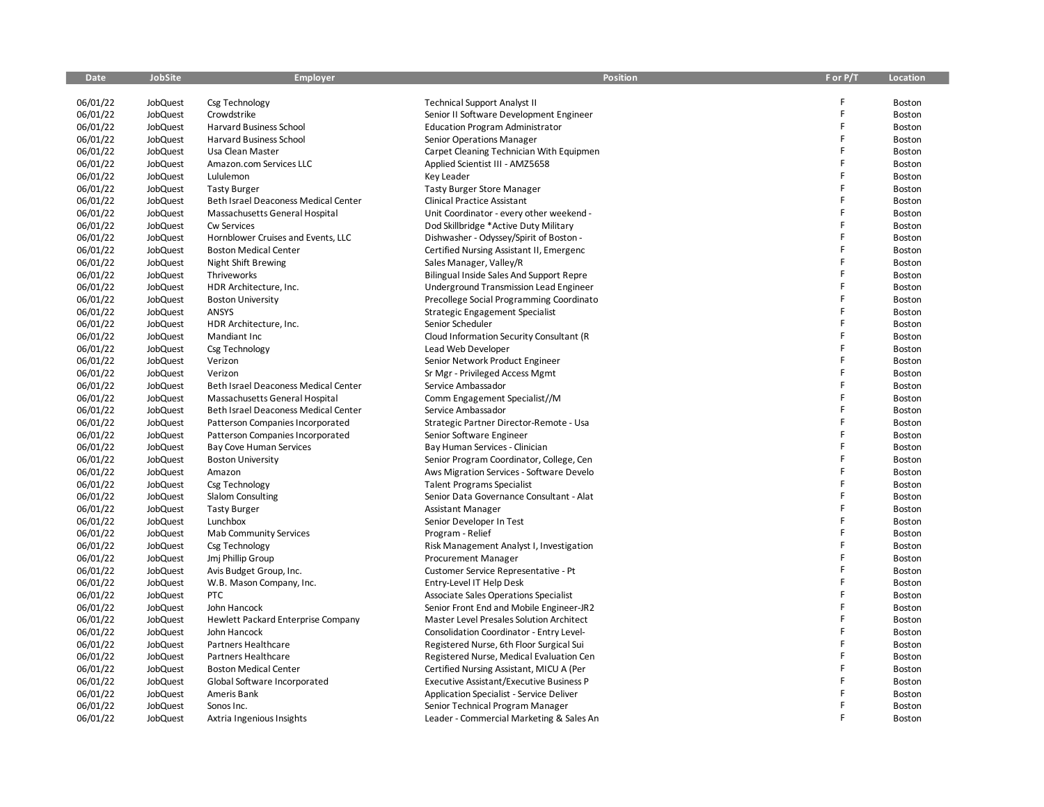| Date | JobSite | Employer | Position | F or P/T | Location |
|---|---|---|---|---|---|
| 06/01/22 | JobQuest | Csg Technology | Technical Support Analyst II | F | Boston |
| 06/01/22 | JobQuest | Crowdstrike | Senior II Software Development Engineer | F | Boston |
| 06/01/22 | JobQuest | Harvard Business School | Education Program Administrator | F | Boston |
| 06/01/22 | JobQuest | Harvard Business School | Senior Operations Manager | F | Boston |
| 06/01/22 | JobQuest | Usa Clean Master | Carpet Cleaning Technician With Equipmen | F | Boston |
| 06/01/22 | JobQuest | Amazon.com Services LLC | Applied Scientist III - AMZ5658 | F | Boston |
| 06/01/22 | JobQuest | Lululemon | Key Leader | F | Boston |
| 06/01/22 | JobQuest | Tasty Burger | Tasty Burger Store Manager | F | Boston |
| 06/01/22 | JobQuest | Beth Israel Deaconess Medical Center | Clinical Practice Assistant | F | Boston |
| 06/01/22 | JobQuest | Massachusetts General Hospital | Unit Coordinator - every other weekend - | F | Boston |
| 06/01/22 | JobQuest | Cw Services | Dod Skillbridge *Active Duty Military | F | Boston |
| 06/01/22 | JobQuest | Hornblower Cruises and Events, LLC | Dishwasher - Odyssey/Spirit of Boston - | F | Boston |
| 06/01/22 | JobQuest | Boston Medical Center | Certified Nursing Assistant II, Emergenc | F | Boston |
| 06/01/22 | JobQuest | Night Shift Brewing | Sales Manager, Valley/R | F | Boston |
| 06/01/22 | JobQuest | Thriveworks | Bilingual Inside Sales And Support Repre | F | Boston |
| 06/01/22 | JobQuest | HDR Architecture, Inc. | Underground Transmission Lead Engineer | F | Boston |
| 06/01/22 | JobQuest | Boston University | Precollege Social Programming Coordinato | F | Boston |
| 06/01/22 | JobQuest | ANSYS | Strategic Engagement Specialist | F | Boston |
| 06/01/22 | JobQuest | HDR Architecture, Inc. | Senior Scheduler | F | Boston |
| 06/01/22 | JobQuest | Mandiant Inc | Cloud Information Security Consultant (R | F | Boston |
| 06/01/22 | JobQuest | Csg Technology | Lead Web Developer | F | Boston |
| 06/01/22 | JobQuest | Verizon | Senior Network Product Engineer | F | Boston |
| 06/01/22 | JobQuest | Verizon | Sr Mgr - Privileged Access Mgmt | F | Boston |
| 06/01/22 | JobQuest | Beth Israel Deaconess Medical Center | Service Ambassador | F | Boston |
| 06/01/22 | JobQuest | Massachusetts General Hospital | Comm Engagement Specialist//M | F | Boston |
| 06/01/22 | JobQuest | Beth Israel Deaconess Medical Center | Service Ambassador | F | Boston |
| 06/01/22 | JobQuest | Patterson Companies Incorporated | Strategic Partner Director-Remote - Usa | F | Boston |
| 06/01/22 | JobQuest | Patterson Companies Incorporated | Senior Software Engineer | F | Boston |
| 06/01/22 | JobQuest | Bay Cove Human Services | Bay Human Services - Clinician | F | Boston |
| 06/01/22 | JobQuest | Boston University | Senior Program Coordinator, College, Cen | F | Boston |
| 06/01/22 | JobQuest | Amazon | Aws Migration Services - Software Develo | F | Boston |
| 06/01/22 | JobQuest | Csg Technology | Talent Programs Specialist | F | Boston |
| 06/01/22 | JobQuest | Slalom Consulting | Senior Data Governance Consultant - Alat | F | Boston |
| 06/01/22 | JobQuest | Tasty Burger | Assistant Manager | F | Boston |
| 06/01/22 | JobQuest | Lunchbox | Senior Developer In Test | F | Boston |
| 06/01/22 | JobQuest | Mab Community Services | Program - Relief | F | Boston |
| 06/01/22 | JobQuest | Csg Technology | Risk Management Analyst I, Investigation | F | Boston |
| 06/01/22 | JobQuest | Jmj Phillip Group | Procurement Manager | F | Boston |
| 06/01/22 | JobQuest | Avis Budget Group, Inc. | Customer Service Representative - Pt | F | Boston |
| 06/01/22 | JobQuest | W.B. Mason Company, Inc. | Entry-Level IT Help Desk | F | Boston |
| 06/01/22 | JobQuest | PTC | Associate Sales Operations Specialist | F | Boston |
| 06/01/22 | JobQuest | John Hancock | Senior Front End and Mobile Engineer-JR2 | F | Boston |
| 06/01/22 | JobQuest | Hewlett Packard Enterprise Company | Master Level Presales Solution Architect | F | Boston |
| 06/01/22 | JobQuest | John Hancock | Consolidation Coordinator - Entry Level- | F | Boston |
| 06/01/22 | JobQuest | Partners Healthcare | Registered Nurse, 6th Floor Surgical Sui | F | Boston |
| 06/01/22 | JobQuest | Partners Healthcare | Registered Nurse, Medical Evaluation Cen | F | Boston |
| 06/01/22 | JobQuest | Boston Medical Center | Certified Nursing Assistant, MICU A (Per | F | Boston |
| 06/01/22 | JobQuest | Global Software Incorporated | Executive Assistant/Executive Business P | F | Boston |
| 06/01/22 | JobQuest | Ameris Bank | Application Specialist - Service Deliver | F | Boston |
| 06/01/22 | JobQuest | Sonos Inc. | Senior Technical Program Manager | F | Boston |
| 06/01/22 | JobQuest | Axtria Ingenious Insights | Leader - Commercial Marketing & Sales An | F | Boston |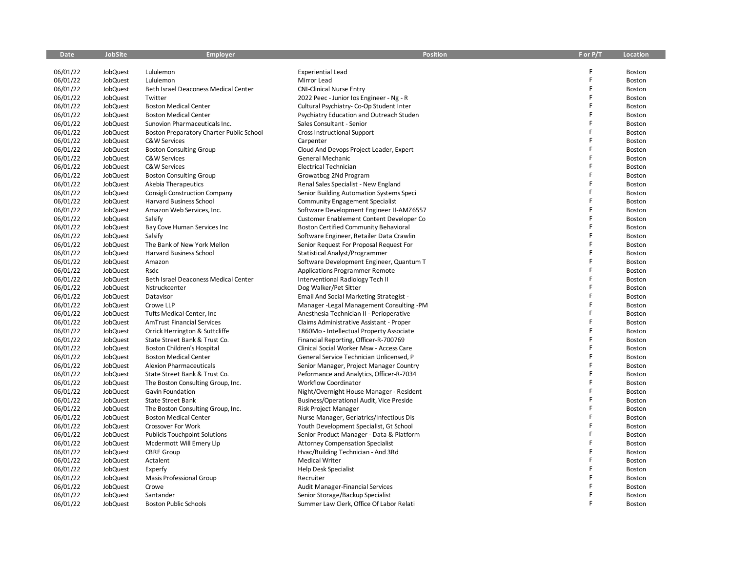| Date | JobSite | Employer | Position | F or P/T | Location |
|---|---|---|---|---|---|
| 06/01/22 | JobQuest | Lululemon | Experiential Lead | F | Boston |
| 06/01/22 | JobQuest | Lululemon | Mirror Lead | F | Boston |
| 06/01/22 | JobQuest | Beth Israel Deaconess Medical Center | CNI-Clinical Nurse Entry | F | Boston |
| 06/01/22 | JobQuest | Twitter | 2022 Peec - Junior Ios Engineer - Ng - R | F | Boston |
| 06/01/22 | JobQuest | Boston Medical Center | Cultural Psychiatry- Co-Op Student Inter | F | Boston |
| 06/01/22 | JobQuest | Boston Medical Center | Psychiatry Education and Outreach Studen | F | Boston |
| 06/01/22 | JobQuest | Sunovion Pharmaceuticals Inc. | Sales Consultant - Senior | F | Boston |
| 06/01/22 | JobQuest | Boston Preparatory Charter Public School | Cross Instructional Support | F | Boston |
| 06/01/22 | JobQuest | C&W Services | Carpenter | F | Boston |
| 06/01/22 | JobQuest | Boston Consulting Group | Cloud And Devops Project Leader, Expert | F | Boston |
| 06/01/22 | JobQuest | C&W Services | General Mechanic | F | Boston |
| 06/01/22 | JobQuest | C&W Services | Electrical Technician | F | Boston |
| 06/01/22 | JobQuest | Boston Consulting Group | Growatbcg 2Nd Program | F | Boston |
| 06/01/22 | JobQuest | Akebia Therapeutics | Renal Sales Specialist - New England | F | Boston |
| 06/01/22 | JobQuest | Consigli Construction Company | Senior Building Automation Systems Speci | F | Boston |
| 06/01/22 | JobQuest | Harvard Business School | Community Engagement Specialist | F | Boston |
| 06/01/22 | JobQuest | Amazon Web Services, Inc. | Software Development Engineer II-AMZ6557 | F | Boston |
| 06/01/22 | JobQuest | Salsify | Customer Enablement Content Developer Co | F | Boston |
| 06/01/22 | JobQuest | Bay Cove Human Services Inc | Boston Certified Community Behavioral | F | Boston |
| 06/01/22 | JobQuest | Salsify | Software Engineer, Retailer Data Crawlin | F | Boston |
| 06/01/22 | JobQuest | The Bank of New York Mellon | Senior Request For Proposal Request For | F | Boston |
| 06/01/22 | JobQuest | Harvard Business School | Statistical Analyst/Programmer | F | Boston |
| 06/01/22 | JobQuest | Amazon | Software Development Engineer, Quantum T | F | Boston |
| 06/01/22 | JobQuest | Rsdc | Applications Programmer Remote | F | Boston |
| 06/01/22 | JobQuest | Beth Israel Deaconess Medical Center | Interventional Radiology Tech II | F | Boston |
| 06/01/22 | JobQuest | Nstruckcenter | Dog Walker/Pet Sitter | F | Boston |
| 06/01/22 | JobQuest | Datavisor | Email And Social Marketing Strategist - | F | Boston |
| 06/01/22 | JobQuest | Crowe LLP | Manager -Legal Management Consulting -PM | F | Boston |
| 06/01/22 | JobQuest | Tufts Medical Center, Inc | Anesthesia Technician II - Perioperative | F | Boston |
| 06/01/22 | JobQuest | AmTrust Financial Services | Claims Administrative Assistant - Proper | F | Boston |
| 06/01/22 | JobQuest | Orrick Herrington & Suttcliffe | 1860Mo - Intellectual Property Associate | F | Boston |
| 06/01/22 | JobQuest | State Street Bank & Trust Co. | Financial Reporting, Officer-R-700769 | F | Boston |
| 06/01/22 | JobQuest | Boston Children's Hospital | Clinical Social Worker Msw - Access Care | F | Boston |
| 06/01/22 | JobQuest | Boston Medical Center | General Service Technician Unlicensed, P | F | Boston |
| 06/01/22 | JobQuest | Alexion Pharmaceuticals | Senior Manager, Project Manager Country | F | Boston |
| 06/01/22 | JobQuest | State Street Bank & Trust Co. | Peformance and Analytics, Officer-R-7034 | F | Boston |
| 06/01/22 | JobQuest | The Boston Consulting Group, Inc. | Workflow Coordinator | F | Boston |
| 06/01/22 | JobQuest | Gavin Foundation | Night/Overnight House Manager - Resident | F | Boston |
| 06/01/22 | JobQuest | State Street Bank | Business/Operational Audit, Vice Preside | F | Boston |
| 06/01/22 | JobQuest | The Boston Consulting Group, Inc. | Risk Project Manager | F | Boston |
| 06/01/22 | JobQuest | Boston Medical Center | Nurse Manager, Geriatrics/Infectious Dis | F | Boston |
| 06/01/22 | JobQuest | Crossover For Work | Youth Development Specialist, Gt School | F | Boston |
| 06/01/22 | JobQuest | Publicis Touchpoint Solutions | Senior Product Manager - Data & Platform | F | Boston |
| 06/01/22 | JobQuest | Mcdermott Will Emery Llp | Attorney Compensation Specialist | F | Boston |
| 06/01/22 | JobQuest | CBRE Group | Hvac/Building Technician - And 3Rd | F | Boston |
| 06/01/22 | JobQuest | Actalent | Medical Writer | F | Boston |
| 06/01/22 | JobQuest | Experfy | Help Desk Specialist | F | Boston |
| 06/01/22 | JobQuest | Masis Professional Group | Recruiter | F | Boston |
| 06/01/22 | JobQuest | Crowe | Audit Manager-Financial Services | F | Boston |
| 06/01/22 | JobQuest | Santander | Senior Storage/Backup Specialist | F | Boston |
| 06/01/22 | JobQuest | Boston Public Schools | Summer Law Clerk, Office Of Labor Relati | F | Boston |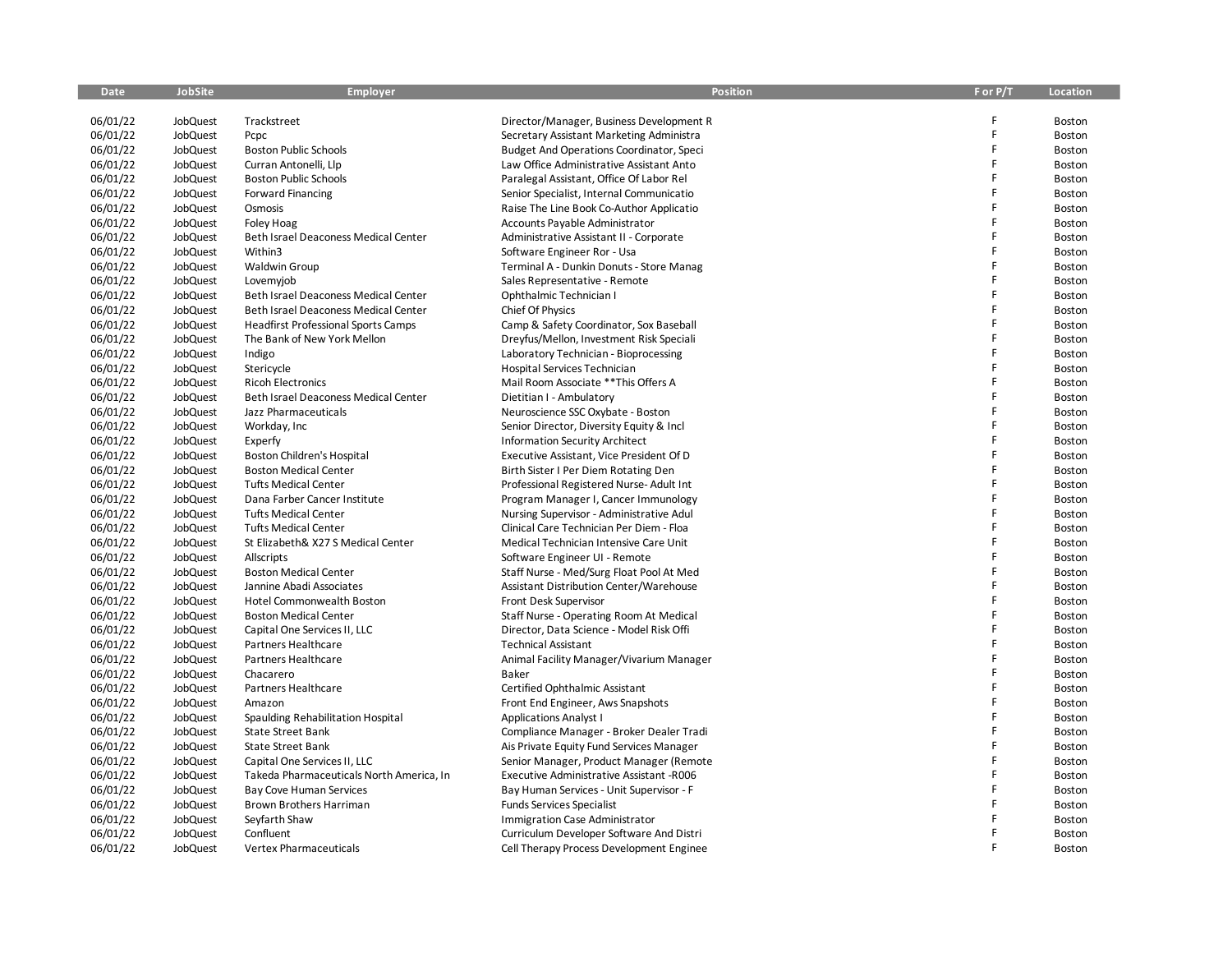| Date | JobSite | Employer | Position | F or P/T | Location |
|---|---|---|---|---|---|
| 06/01/22 | JobQuest | Trackstreet | Director/Manager, Business Development R | F | Boston |
| 06/01/22 | JobQuest | Pcpc | Secretary Assistant Marketing Administra | F | Boston |
| 06/01/22 | JobQuest | Boston Public Schools | Budget And Operations Coordinator, Speci | F | Boston |
| 06/01/22 | JobQuest | Curran Antonelli, Llp | Law Office Administrative Assistant Anto | F | Boston |
| 06/01/22 | JobQuest | Boston Public Schools | Paralegal Assistant, Office Of Labor Rel | F | Boston |
| 06/01/22 | JobQuest | Forward Financing | Senior Specialist, Internal Communicatio | F | Boston |
| 06/01/22 | JobQuest | Osmosis | Raise The Line Book Co-Author Applicatio | F | Boston |
| 06/01/22 | JobQuest | Foley Hoag | Accounts Payable Administrator | F | Boston |
| 06/01/22 | JobQuest | Beth Israel Deaconess Medical Center | Administrative Assistant II - Corporate | F | Boston |
| 06/01/22 | JobQuest | Within3 | Software Engineer Ror - Usa | F | Boston |
| 06/01/22 | JobQuest | Waldwin Group | Terminal A - Dunkin Donuts - Store Manag | F | Boston |
| 06/01/22 | JobQuest | Lovemyjob | Sales Representative - Remote | F | Boston |
| 06/01/22 | JobQuest | Beth Israel Deaconess Medical Center | Ophthalmic Technician I | F | Boston |
| 06/01/22 | JobQuest | Beth Israel Deaconess Medical Center | Chief Of Physics | F | Boston |
| 06/01/22 | JobQuest | Headfirst Professional Sports Camps | Camp & Safety Coordinator, Sox Baseball | F | Boston |
| 06/01/22 | JobQuest | The Bank of New York Mellon | Dreyfus/Mellon, Investment Risk Speciali | F | Boston |
| 06/01/22 | JobQuest | Indigo | Laboratory Technician - Bioprocessing | F | Boston |
| 06/01/22 | JobQuest | Stericycle | Hospital Services Technician | F | Boston |
| 06/01/22 | JobQuest | Ricoh Electronics | Mail Room Associate **This Offers A | F | Boston |
| 06/01/22 | JobQuest | Beth Israel Deaconess Medical Center | Dietitian I - Ambulatory | F | Boston |
| 06/01/22 | JobQuest | Jazz Pharmaceuticals | Neuroscience SSC Oxybate - Boston | F | Boston |
| 06/01/22 | JobQuest | Workday, Inc | Senior Director, Diversity Equity & Incl | F | Boston |
| 06/01/22 | JobQuest | Experfy | Information Security Architect | F | Boston |
| 06/01/22 | JobQuest | Boston Children's Hospital | Executive Assistant, Vice President Of D | F | Boston |
| 06/01/22 | JobQuest | Boston Medical Center | Birth Sister I Per Diem Rotating Den | F | Boston |
| 06/01/22 | JobQuest | Tufts Medical Center | Professional Registered Nurse- Adult Int | F | Boston |
| 06/01/22 | JobQuest | Dana Farber Cancer Institute | Program Manager I, Cancer Immunology | F | Boston |
| 06/01/22 | JobQuest | Tufts Medical Center | Nursing Supervisor - Administrative Adul | F | Boston |
| 06/01/22 | JobQuest | Tufts Medical Center | Clinical Care Technician Per Diem - Floa | F | Boston |
| 06/01/22 | JobQuest | St Elizabeth& X27 S Medical Center | Medical Technician Intensive Care Unit | F | Boston |
| 06/01/22 | JobQuest | Allscripts | Software Engineer UI - Remote | F | Boston |
| 06/01/22 | JobQuest | Boston Medical Center | Staff Nurse - Med/Surg Float Pool At Med | F | Boston |
| 06/01/22 | JobQuest | Jannine Abadi Associates | Assistant Distribution Center/Warehouse | F | Boston |
| 06/01/22 | JobQuest | Hotel Commonwealth Boston | Front Desk Supervisor | F | Boston |
| 06/01/22 | JobQuest | Boston Medical Center | Staff Nurse - Operating Room At Medical | F | Boston |
| 06/01/22 | JobQuest | Capital One Services II, LLC | Director, Data Science - Model Risk Offi | F | Boston |
| 06/01/22 | JobQuest | Partners Healthcare | Technical Assistant | F | Boston |
| 06/01/22 | JobQuest | Partners Healthcare | Animal Facility Manager/Vivarium Manager | F | Boston |
| 06/01/22 | JobQuest | Chacarero | Baker | F | Boston |
| 06/01/22 | JobQuest | Partners Healthcare | Certified Ophthalmic Assistant | F | Boston |
| 06/01/22 | JobQuest | Amazon | Front End Engineer, Aws Snapshots | F | Boston |
| 06/01/22 | JobQuest | Spaulding Rehabilitation Hospital | Applications Analyst I | F | Boston |
| 06/01/22 | JobQuest | State Street Bank | Compliance Manager - Broker Dealer Tradi | F | Boston |
| 06/01/22 | JobQuest | State Street Bank | Ais Private Equity Fund Services Manager | F | Boston |
| 06/01/22 | JobQuest | Capital One Services II, LLC | Senior Manager, Product Manager (Remote | F | Boston |
| 06/01/22 | JobQuest | Takeda Pharmaceuticals North America, In | Executive Administrative Assistant -R006 | F | Boston |
| 06/01/22 | JobQuest | Bay Cove Human Services | Bay Human Services - Unit Supervisor - F | F | Boston |
| 06/01/22 | JobQuest | Brown Brothers Harriman | Funds Services Specialist | F | Boston |
| 06/01/22 | JobQuest | Seyfarth Shaw | Immigration Case Administrator | F | Boston |
| 06/01/22 | JobQuest | Confluent | Curriculum Developer Software And Distri | F | Boston |
| 06/01/22 | JobQuest | Vertex Pharmaceuticals | Cell Therapy Process Development Enginee | F | Boston |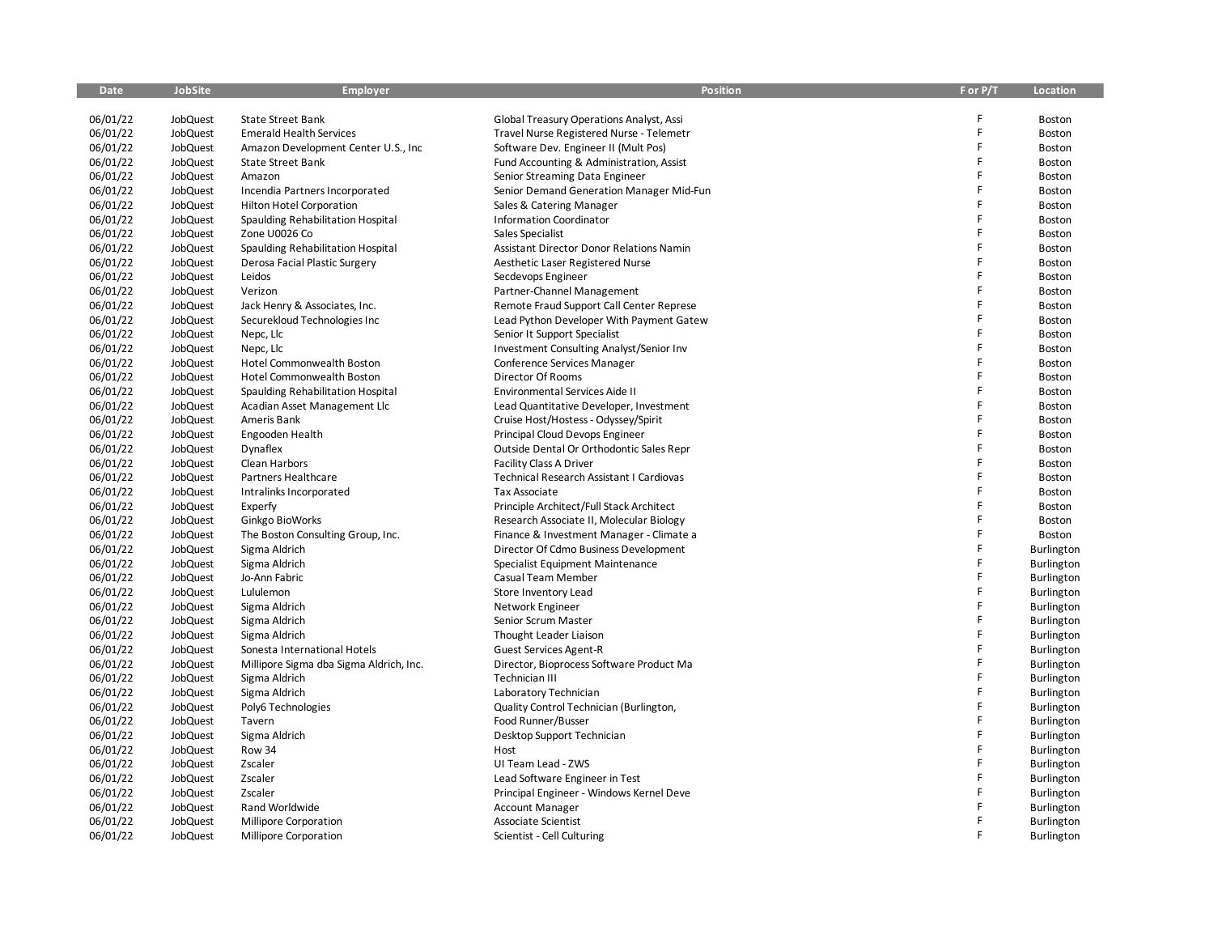| Date | JobSite | Employer | Position | F or P/T | Location |
|---|---|---|---|---|---|
| 06/01/22 | JobQuest | State Street Bank | Global Treasury Operations Analyst, Assi | F | Boston |
| 06/01/22 | JobQuest | Emerald Health Services | Travel Nurse Registered Nurse - Telemetr | F | Boston |
| 06/01/22 | JobQuest | Amazon Development Center U.S., Inc | Software Dev. Engineer II (Mult Pos) | F | Boston |
| 06/01/22 | JobQuest | State Street Bank | Fund Accounting & Administration, Assist | F | Boston |
| 06/01/22 | JobQuest | Amazon | Senior Streaming Data Engineer | F | Boston |
| 06/01/22 | JobQuest | Incendia Partners Incorporated | Senior Demand Generation Manager Mid-Fun | F | Boston |
| 06/01/22 | JobQuest | Hilton Hotel Corporation | Sales & Catering Manager | F | Boston |
| 06/01/22 | JobQuest | Spaulding Rehabilitation Hospital | Information Coordinator | F | Boston |
| 06/01/22 | JobQuest | Zone U0026 Co | Sales Specialist | F | Boston |
| 06/01/22 | JobQuest | Spaulding Rehabilitation Hospital | Assistant Director Donor Relations Namin | F | Boston |
| 06/01/22 | JobQuest | Derosa Facial Plastic Surgery | Aesthetic Laser Registered Nurse | F | Boston |
| 06/01/22 | JobQuest | Leidos | Secdevops Engineer | F | Boston |
| 06/01/22 | JobQuest | Verizon | Partner-Channel Management | F | Boston |
| 06/01/22 | JobQuest | Jack Henry & Associates, Inc. | Remote Fraud Support Call Center Represe | F | Boston |
| 06/01/22 | JobQuest | Securekloud Technologies Inc | Lead Python Developer With Payment Gatew | F | Boston |
| 06/01/22 | JobQuest | Nepc, Llc | Senior It Support Specialist | F | Boston |
| 06/01/22 | JobQuest | Nepc, Llc | Investment Consulting Analyst/Senior Inv | F | Boston |
| 06/01/22 | JobQuest | Hotel Commonwealth Boston | Conference Services Manager | F | Boston |
| 06/01/22 | JobQuest | Hotel Commonwealth Boston | Director Of Rooms | F | Boston |
| 06/01/22 | JobQuest | Spaulding Rehabilitation Hospital | Environmental Services Aide II | F | Boston |
| 06/01/22 | JobQuest | Acadian Asset Management Llc | Lead Quantitative Developer, Investment | F | Boston |
| 06/01/22 | JobQuest | Ameris Bank | Cruise Host/Hostess - Odyssey/Spirit | F | Boston |
| 06/01/22 | JobQuest | Engooden Health | Principal Cloud Devops Engineer | F | Boston |
| 06/01/22 | JobQuest | Dynaflex | Outside Dental Or Orthodontic Sales Repr | F | Boston |
| 06/01/22 | JobQuest | Clean Harbors | Facility Class A Driver | F | Boston |
| 06/01/22 | JobQuest | Partners Healthcare | Technical Research Assistant I Cardiovas | F | Boston |
| 06/01/22 | JobQuest | Intralinks Incorporated | Tax Associate | F | Boston |
| 06/01/22 | JobQuest | Experfy | Principle Architect/Full Stack Architect | F | Boston |
| 06/01/22 | JobQuest | Ginkgo BioWorks | Research Associate II, Molecular Biology | F | Boston |
| 06/01/22 | JobQuest | The Boston Consulting Group, Inc. | Finance & Investment Manager - Climate a | F | Boston |
| 06/01/22 | JobQuest | Sigma Aldrich | Director Of Cdmo Business Development | F | Burlington |
| 06/01/22 | JobQuest | Sigma Aldrich | Specialist Equipment Maintenance | F | Burlington |
| 06/01/22 | JobQuest | Jo-Ann Fabric | Casual Team Member | F | Burlington |
| 06/01/22 | JobQuest | Lululemon | Store Inventory Lead | F | Burlington |
| 06/01/22 | JobQuest | Sigma Aldrich | Network Engineer | F | Burlington |
| 06/01/22 | JobQuest | Sigma Aldrich | Senior Scrum Master | F | Burlington |
| 06/01/22 | JobQuest | Sigma Aldrich | Thought Leader Liaison | F | Burlington |
| 06/01/22 | JobQuest | Sonesta International Hotels | Guest Services Agent-R | F | Burlington |
| 06/01/22 | JobQuest | Millipore Sigma dba Sigma Aldrich, Inc. | Director, Bioprocess Software Product Ma | F | Burlington |
| 06/01/22 | JobQuest | Sigma Aldrich | Technician III | F | Burlington |
| 06/01/22 | JobQuest | Sigma Aldrich | Laboratory Technician | F | Burlington |
| 06/01/22 | JobQuest | Poly6 Technologies | Quality Control Technician (Burlington, | F | Burlington |
| 06/01/22 | JobQuest | Tavern | Food Runner/Busser | F | Burlington |
| 06/01/22 | JobQuest | Sigma Aldrich | Desktop Support Technician | F | Burlington |
| 06/01/22 | JobQuest | Row 34 | Host | F | Burlington |
| 06/01/22 | JobQuest | Zscaler | UI Team Lead - ZWS | F | Burlington |
| 06/01/22 | JobQuest | Zscaler | Lead Software Engineer in Test | F | Burlington |
| 06/01/22 | JobQuest | Zscaler | Principal Engineer - Windows Kernel Deve | F | Burlington |
| 06/01/22 | JobQuest | Rand Worldwide | Account Manager | F | Burlington |
| 06/01/22 | JobQuest | Millipore Corporation | Associate Scientist | F | Burlington |
| 06/01/22 | JobQuest | Millipore Corporation | Scientist - Cell Culturing | F | Burlington |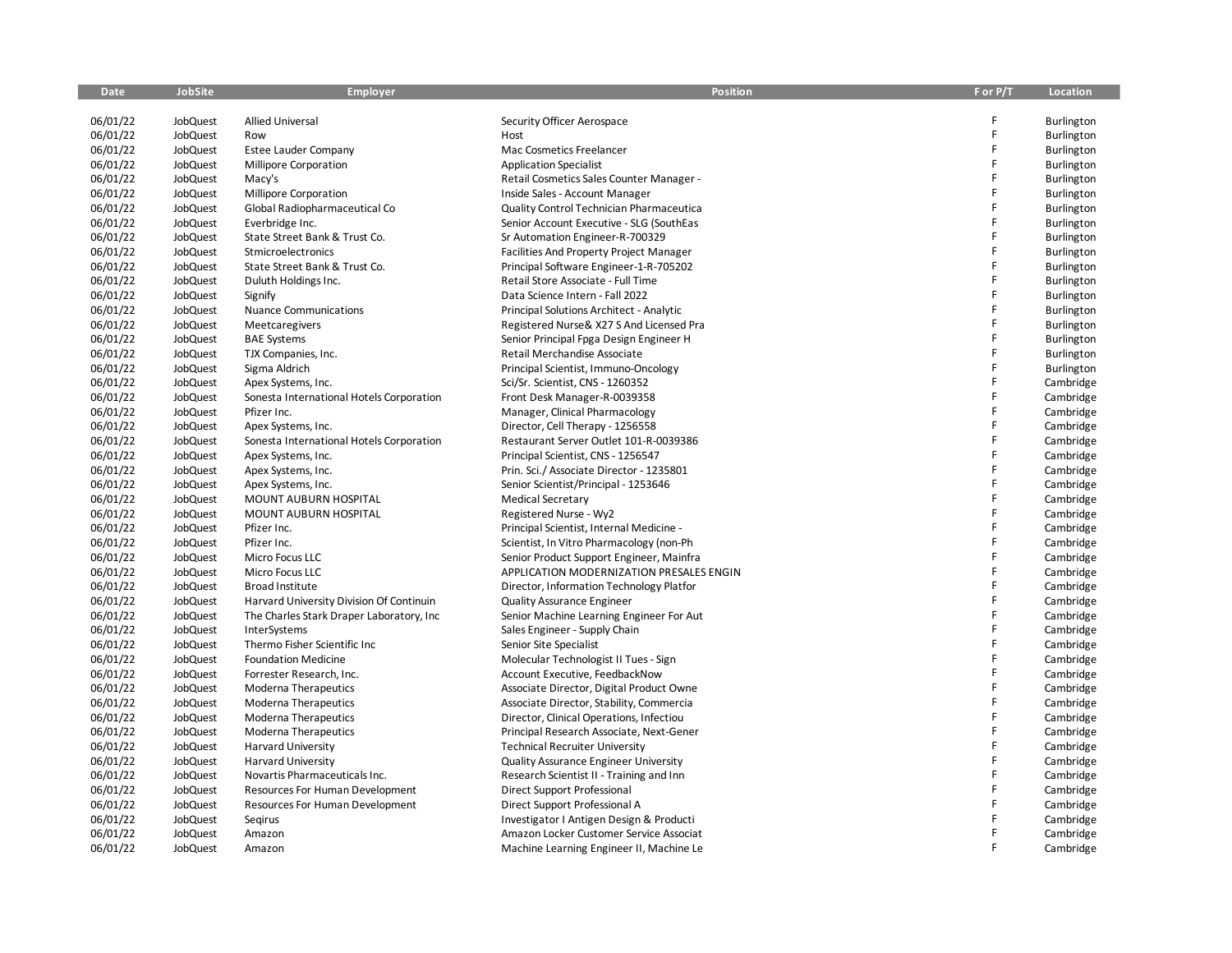| Date | JobSite | Employer | Position | F or P/T | Location |
|---|---|---|---|---|---|
| 06/01/22 | JobQuest | Allied Universal | Security Officer Aerospace | F | Burlington |
| 06/01/22 | JobQuest | Row | Host | F | Burlington |
| 06/01/22 | JobQuest | Estee Lauder Company | Mac Cosmetics Freelancer | F | Burlington |
| 06/01/22 | JobQuest | Millipore Corporation | Application Specialist | F | Burlington |
| 06/01/22 | JobQuest | Macy's | Retail Cosmetics Sales Counter Manager - | F | Burlington |
| 06/01/22 | JobQuest | Millipore Corporation | Inside Sales - Account Manager | F | Burlington |
| 06/01/22 | JobQuest | Global Radiopharmaceutical Co | Quality Control Technician Pharmaceutica | F | Burlington |
| 06/01/22 | JobQuest | Everbridge Inc. | Senior Account Executive - SLG (SouthEas | F | Burlington |
| 06/01/22 | JobQuest | State Street Bank & Trust Co. | Sr Automation Engineer-R-700329 | F | Burlington |
| 06/01/22 | JobQuest | Stmicroelectronics | Facilities And Property Project Manager | F | Burlington |
| 06/01/22 | JobQuest | State Street Bank & Trust Co. | Principal Software Engineer-1-R-705202 | F | Burlington |
| 06/01/22 | JobQuest | Duluth Holdings Inc. | Retail Store Associate - Full Time | F | Burlington |
| 06/01/22 | JobQuest | Signify | Data Science Intern - Fall 2022 | F | Burlington |
| 06/01/22 | JobQuest | Nuance Communications | Principal Solutions Architect - Analytic | F | Burlington |
| 06/01/22 | JobQuest | Meetcaregivers | Registered Nurse& X27 S And Licensed Pra | F | Burlington |
| 06/01/22 | JobQuest | BAE Systems | Senior Principal Fpga Design Engineer H | F | Burlington |
| 06/01/22 | JobQuest | TJX Companies, Inc. | Retail Merchandise Associate | F | Burlington |
| 06/01/22 | JobQuest | Sigma Aldrich | Principal Scientist, Immuno-Oncology | F | Burlington |
| 06/01/22 | JobQuest | Apex Systems, Inc. | Sci/Sr. Scientist, CNS - 1260352 | F | Cambridge |
| 06/01/22 | JobQuest | Sonesta International Hotels Corporation | Front Desk Manager-R-0039358 | F | Cambridge |
| 06/01/22 | JobQuest | Pfizer Inc. | Manager, Clinical Pharmacology | F | Cambridge |
| 06/01/22 | JobQuest | Apex Systems, Inc. | Director, Cell Therapy - 1256558 | F | Cambridge |
| 06/01/22 | JobQuest | Sonesta International Hotels Corporation | Restaurant Server Outlet 101-R-0039386 | F | Cambridge |
| 06/01/22 | JobQuest | Apex Systems, Inc. | Principal Scientist, CNS - 1256547 | F | Cambridge |
| 06/01/22 | JobQuest | Apex Systems, Inc. | Prin. Sci./ Associate Director - 1235801 | F | Cambridge |
| 06/01/22 | JobQuest | Apex Systems, Inc. | Senior Scientist/Principal - 1253646 | F | Cambridge |
| 06/01/22 | JobQuest | MOUNT AUBURN HOSPITAL | Medical Secretary | F | Cambridge |
| 06/01/22 | JobQuest | MOUNT AUBURN HOSPITAL | Registered Nurse - Wy2 | F | Cambridge |
| 06/01/22 | JobQuest | Pfizer Inc. | Principal Scientist, Internal Medicine - | F | Cambridge |
| 06/01/22 | JobQuest | Pfizer Inc. | Scientist, In Vitro Pharmacology (non-Ph | F | Cambridge |
| 06/01/22 | JobQuest | Micro Focus LLC | Senior Product Support Engineer, Mainfra | F | Cambridge |
| 06/01/22 | JobQuest | Micro Focus LLC | APPLICATION MODERNIZATION PRESALES ENGIN | F | Cambridge |
| 06/01/22 | JobQuest | Broad Institute | Director, Information Technology Platfor | F | Cambridge |
| 06/01/22 | JobQuest | Harvard University Division Of Continuin | Quality Assurance Engineer | F | Cambridge |
| 06/01/22 | JobQuest | The Charles Stark Draper Laboratory, Inc | Senior Machine Learning Engineer For Aut | F | Cambridge |
| 06/01/22 | JobQuest | InterSystems | Sales Engineer - Supply Chain | F | Cambridge |
| 06/01/22 | JobQuest | Thermo Fisher Scientific Inc | Senior Site Specialist | F | Cambridge |
| 06/01/22 | JobQuest | Foundation Medicine | Molecular Technologist II Tues - Sign | F | Cambridge |
| 06/01/22 | JobQuest | Forrester Research, Inc. | Account Executive, FeedbackNow | F | Cambridge |
| 06/01/22 | JobQuest | Moderna Therapeutics | Associate Director, Digital Product Owne | F | Cambridge |
| 06/01/22 | JobQuest | Moderna Therapeutics | Associate Director, Stability, Commercia | F | Cambridge |
| 06/01/22 | JobQuest | Moderna Therapeutics | Director, Clinical Operations, Infectiou | F | Cambridge |
| 06/01/22 | JobQuest | Moderna Therapeutics | Principal Research Associate, Next-Gener | F | Cambridge |
| 06/01/22 | JobQuest | Harvard University | Technical Recruiter University | F | Cambridge |
| 06/01/22 | JobQuest | Harvard University | Quality Assurance Engineer University | F | Cambridge |
| 06/01/22 | JobQuest | Novartis Pharmaceuticals Inc. | Research Scientist II - Training and Inn | F | Cambridge |
| 06/01/22 | JobQuest | Resources For Human Development | Direct Support Professional | F | Cambridge |
| 06/01/22 | JobQuest | Resources For Human Development | Direct Support Professional A | F | Cambridge |
| 06/01/22 | JobQuest | Seqirus | Investigator I Antigen Design & Producti | F | Cambridge |
| 06/01/22 | JobQuest | Amazon | Amazon Locker Customer Service Associat | F | Cambridge |
| 06/01/22 | JobQuest | Amazon | Machine Learning Engineer II, Machine Le | F | Cambridge |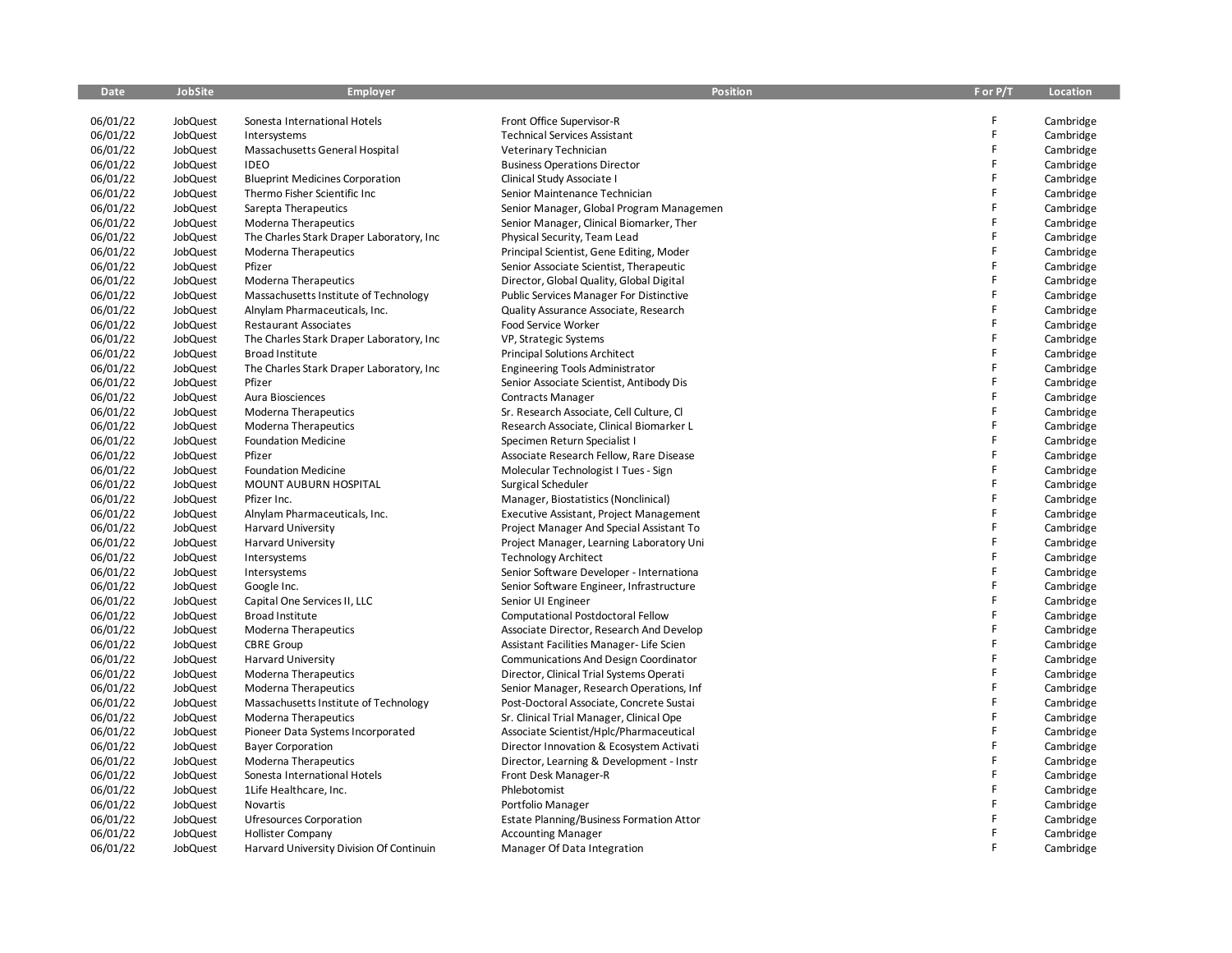| Date | JobSite | Employer | Position | F or P/T | Location |
|---|---|---|---|---|---|
| 06/01/22 | JobQuest | Sonesta International Hotels | Front Office Supervisor-R | F | Cambridge |
| 06/01/22 | JobQuest | Intersystems | Technical Services Assistant | F | Cambridge |
| 06/01/22 | JobQuest | Massachusetts General Hospital | Veterinary Technician | F | Cambridge |
| 06/01/22 | JobQuest | IDEO | Business Operations Director | F | Cambridge |
| 06/01/22 | JobQuest | Blueprint Medicines Corporation | Clinical Study Associate I | F | Cambridge |
| 06/01/22 | JobQuest | Thermo Fisher Scientific Inc | Senior Maintenance Technician | F | Cambridge |
| 06/01/22 | JobQuest | Sarepta Therapeutics | Senior Manager, Global Program Managemen | F | Cambridge |
| 06/01/22 | JobQuest | Moderna Therapeutics | Senior Manager, Clinical Biomarker, Ther | F | Cambridge |
| 06/01/22 | JobQuest | The Charles Stark Draper Laboratory, Inc | Physical Security, Team Lead | F | Cambridge |
| 06/01/22 | JobQuest | Moderna Therapeutics | Principal Scientist, Gene Editing, Moder | F | Cambridge |
| 06/01/22 | JobQuest | Pfizer | Senior Associate Scientist, Therapeutic | F | Cambridge |
| 06/01/22 | JobQuest | Moderna Therapeutics | Director, Global Quality, Global Digital | F | Cambridge |
| 06/01/22 | JobQuest | Massachusetts Institute of Technology | Public Services Manager For Distinctive | F | Cambridge |
| 06/01/22 | JobQuest | Alnylam Pharmaceuticals, Inc. | Quality Assurance Associate, Research | F | Cambridge |
| 06/01/22 | JobQuest | Restaurant Associates | Food Service Worker | F | Cambridge |
| 06/01/22 | JobQuest | The Charles Stark Draper Laboratory, Inc | VP, Strategic Systems | F | Cambridge |
| 06/01/22 | JobQuest | Broad Institute | Principal Solutions Architect | F | Cambridge |
| 06/01/22 | JobQuest | The Charles Stark Draper Laboratory, Inc | Engineering Tools Administrator | F | Cambridge |
| 06/01/22 | JobQuest | Pfizer | Senior Associate Scientist, Antibody Dis | F | Cambridge |
| 06/01/22 | JobQuest | Aura Biosciences | Contracts Manager | F | Cambridge |
| 06/01/22 | JobQuest | Moderna Therapeutics | Sr. Research Associate, Cell Culture, Cl | F | Cambridge |
| 06/01/22 | JobQuest | Moderna Therapeutics | Research Associate, Clinical Biomarker L | F | Cambridge |
| 06/01/22 | JobQuest | Foundation Medicine | Specimen Return Specialist I | F | Cambridge |
| 06/01/22 | JobQuest | Pfizer | Associate Research Fellow, Rare Disease | F | Cambridge |
| 06/01/22 | JobQuest | Foundation Medicine | Molecular Technologist I Tues - Sign | F | Cambridge |
| 06/01/22 | JobQuest | MOUNT AUBURN HOSPITAL | Surgical Scheduler | F | Cambridge |
| 06/01/22 | JobQuest | Pfizer Inc. | Manager, Biostatistics (Nonclinical) | F | Cambridge |
| 06/01/22 | JobQuest | Alnylam Pharmaceuticals, Inc. | Executive Assistant, Project Management | F | Cambridge |
| 06/01/22 | JobQuest | Harvard University | Project Manager And Special Assistant To | F | Cambridge |
| 06/01/22 | JobQuest | Harvard University | Project Manager, Learning Laboratory Uni | F | Cambridge |
| 06/01/22 | JobQuest | Intersystems | Technology Architect | F | Cambridge |
| 06/01/22 | JobQuest | Intersystems | Senior Software Developer - Internationa | F | Cambridge |
| 06/01/22 | JobQuest | Google Inc. | Senior Software Engineer, Infrastructure | F | Cambridge |
| 06/01/22 | JobQuest | Capital One Services II, LLC | Senior UI Engineer | F | Cambridge |
| 06/01/22 | JobQuest | Broad Institute | Computational Postdoctoral Fellow | F | Cambridge |
| 06/01/22 | JobQuest | Moderna Therapeutics | Associate Director, Research And Develop | F | Cambridge |
| 06/01/22 | JobQuest | CBRE Group | Assistant Facilities Manager- Life Scien | F | Cambridge |
| 06/01/22 | JobQuest | Harvard University | Communications And Design Coordinator | F | Cambridge |
| 06/01/22 | JobQuest | Moderna Therapeutics | Director, Clinical Trial Systems Operati | F | Cambridge |
| 06/01/22 | JobQuest | Moderna Therapeutics | Senior Manager, Research Operations, Inf | F | Cambridge |
| 06/01/22 | JobQuest | Massachusetts Institute of Technology | Post-Doctoral Associate, Concrete Sustai | F | Cambridge |
| 06/01/22 | JobQuest | Moderna Therapeutics | Sr. Clinical Trial Manager, Clinical Ope | F | Cambridge |
| 06/01/22 | JobQuest | Pioneer Data Systems Incorporated | Associate Scientist/Hplc/Pharmaceutical | F | Cambridge |
| 06/01/22 | JobQuest | Bayer Corporation | Director Innovation & Ecosystem Activati | F | Cambridge |
| 06/01/22 | JobQuest | Moderna Therapeutics | Director, Learning & Development - Instr | F | Cambridge |
| 06/01/22 | JobQuest | Sonesta International Hotels | Front Desk Manager-R | F | Cambridge |
| 06/01/22 | JobQuest | 1Life Healthcare, Inc. | Phlebotomist | F | Cambridge |
| 06/01/22 | JobQuest | Novartis | Portfolio Manager | F | Cambridge |
| 06/01/22 | JobQuest | Ufresources Corporation | Estate Planning/Business Formation Attor | F | Cambridge |
| 06/01/22 | JobQuest | Hollister Company | Accounting Manager | F | Cambridge |
| 06/01/22 | JobQuest | Harvard University Division Of Continuin | Manager Of Data Integration | F | Cambridge |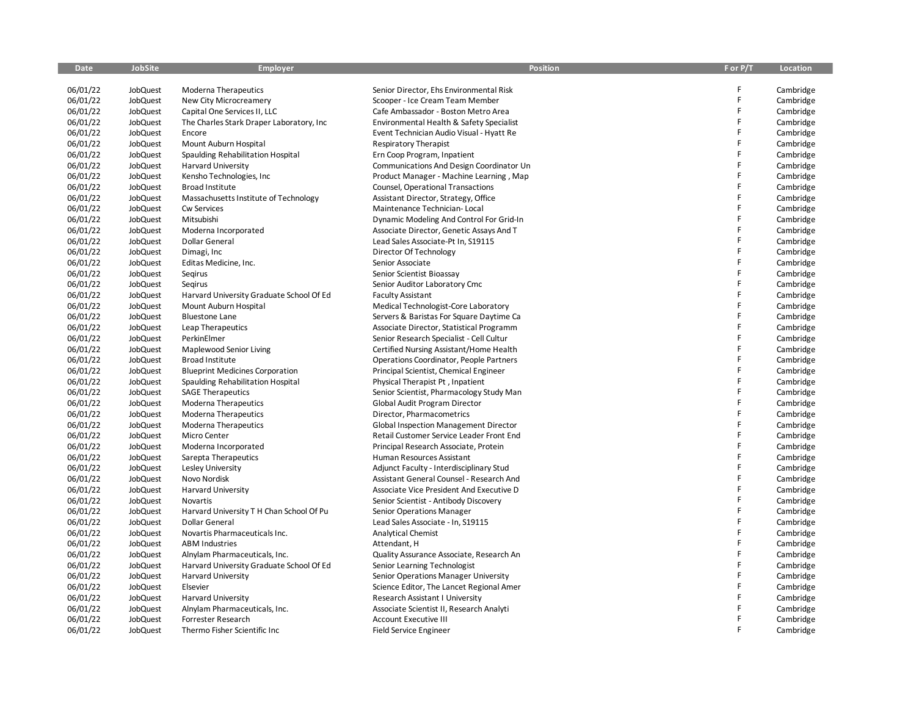| Date | JobSite | Employer | Position | F or P/T | Location |
|---|---|---|---|---|---|
| 06/01/22 | JobQuest | Moderna Therapeutics | Senior Director, Ehs Environmental Risk | F | Cambridge |
| 06/01/22 | JobQuest | New City Microcreamery | Scooper - Ice Cream Team Member | F | Cambridge |
| 06/01/22 | JobQuest | Capital One Services II, LLC | Cafe Ambassador - Boston Metro Area | F | Cambridge |
| 06/01/22 | JobQuest | The Charles Stark Draper Laboratory, Inc | Environmental Health & Safety Specialist | F | Cambridge |
| 06/01/22 | JobQuest | Encore | Event Technician Audio Visual - Hyatt Re | F | Cambridge |
| 06/01/22 | JobQuest | Mount Auburn Hospital | Respiratory Therapist | F | Cambridge |
| 06/01/22 | JobQuest | Spaulding Rehabilitation Hospital | Ern Coop Program, Inpatient | F | Cambridge |
| 06/01/22 | JobQuest | Harvard University | Communications And Design Coordinator Un | F | Cambridge |
| 06/01/22 | JobQuest | Kensho Technologies, Inc | Product Manager - Machine Learning , Map | F | Cambridge |
| 06/01/22 | JobQuest | Broad Institute | Counsel, Operational Transactions | F | Cambridge |
| 06/01/22 | JobQuest | Massachusetts Institute of Technology | Assistant Director, Strategy, Office | F | Cambridge |
| 06/01/22 | JobQuest | Cw Services | Maintenance Technician- Local | F | Cambridge |
| 06/01/22 | JobQuest | Mitsubishi | Dynamic Modeling And Control For Grid-In | F | Cambridge |
| 06/01/22 | JobQuest | Moderna Incorporated | Associate Director, Genetic Assays And T | F | Cambridge |
| 06/01/22 | JobQuest | Dollar General | Lead Sales Associate-Pt In, S19115 | F | Cambridge |
| 06/01/22 | JobQuest | Dimagi, Inc | Director Of Technology | F | Cambridge |
| 06/01/22 | JobQuest | Editas Medicine, Inc. | Senior Associate | F | Cambridge |
| 06/01/22 | JobQuest | Seqirus | Senior Scientist Bioassay | F | Cambridge |
| 06/01/22 | JobQuest | Seqirus | Senior Auditor Laboratory Cmc | F | Cambridge |
| 06/01/22 | JobQuest | Harvard University Graduate School Of Ed | Faculty Assistant | F | Cambridge |
| 06/01/22 | JobQuest | Mount Auburn Hospital | Medical Technologist-Core Laboratory | F | Cambridge |
| 06/01/22 | JobQuest | Bluestone Lane | Servers & Baristas For Square Daytime Ca | F | Cambridge |
| 06/01/22 | JobQuest | Leap Therapeutics | Associate Director, Statistical Programm | F | Cambridge |
| 06/01/22 | JobQuest | PerkinElmer | Senior Research Specialist - Cell Cultur | F | Cambridge |
| 06/01/22 | JobQuest | Maplewood Senior Living | Certified Nursing Assistant/Home Health | F | Cambridge |
| 06/01/22 | JobQuest | Broad Institute | Operations Coordinator, People Partners | F | Cambridge |
| 06/01/22 | JobQuest | Blueprint Medicines Corporation | Principal Scientist, Chemical Engineer | F | Cambridge |
| 06/01/22 | JobQuest | Spaulding Rehabilitation Hospital | Physical Therapist Pt , Inpatient | F | Cambridge |
| 06/01/22 | JobQuest | SAGE Therapeutics | Senior Scientist, Pharmacology Study Man | F | Cambridge |
| 06/01/22 | JobQuest | Moderna Therapeutics | Global Audit Program Director | F | Cambridge |
| 06/01/22 | JobQuest | Moderna Therapeutics | Director, Pharmacometrics | F | Cambridge |
| 06/01/22 | JobQuest | Moderna Therapeutics | Global Inspection Management Director | F | Cambridge |
| 06/01/22 | JobQuest | Micro Center | Retail Customer Service Leader Front End | F | Cambridge |
| 06/01/22 | JobQuest | Moderna Incorporated | Principal Research Associate, Protein | F | Cambridge |
| 06/01/22 | JobQuest | Sarepta Therapeutics | Human Resources Assistant | F | Cambridge |
| 06/01/22 | JobQuest | Lesley University | Adjunct Faculty - Interdisciplinary Stud | F | Cambridge |
| 06/01/22 | JobQuest | Novo Nordisk | Assistant General Counsel - Research And | F | Cambridge |
| 06/01/22 | JobQuest | Harvard University | Associate Vice President And Executive D | F | Cambridge |
| 06/01/22 | JobQuest | Novartis | Senior Scientist - Antibody Discovery | F | Cambridge |
| 06/01/22 | JobQuest | Harvard University T H Chan School Of Pu | Senior Operations Manager | F | Cambridge |
| 06/01/22 | JobQuest | Dollar General | Lead Sales Associate - In, S19115 | F | Cambridge |
| 06/01/22 | JobQuest | Novartis Pharmaceuticals Inc. | Analytical Chemist | F | Cambridge |
| 06/01/22 | JobQuest | ABM Industries | Attendant, H | F | Cambridge |
| 06/01/22 | JobQuest | Alnylam Pharmaceuticals, Inc. | Quality Assurance Associate, Research An | F | Cambridge |
| 06/01/22 | JobQuest | Harvard University Graduate School Of Ed | Senior Learning Technologist | F | Cambridge |
| 06/01/22 | JobQuest | Harvard University | Senior Operations Manager University | F | Cambridge |
| 06/01/22 | JobQuest | Elsevier | Science Editor, The Lancet Regional Amer | F | Cambridge |
| 06/01/22 | JobQuest | Harvard University | Research Assistant I University | F | Cambridge |
| 06/01/22 | JobQuest | Alnylam Pharmaceuticals, Inc. | Associate Scientist II, Research Analyti | F | Cambridge |
| 06/01/22 | JobQuest | Forrester Research | Account Executive III | F | Cambridge |
| 06/01/22 | JobQuest | Thermo Fisher Scientific Inc | Field Service Engineer | F | Cambridge |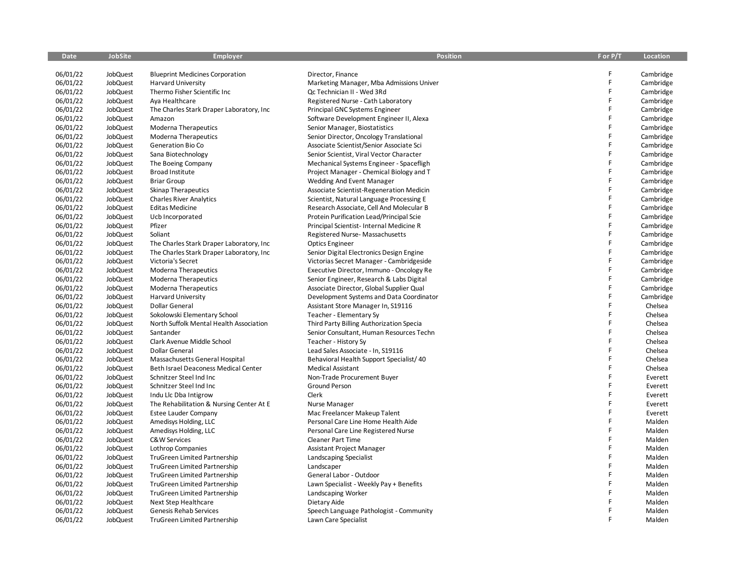| Date | JobSite | Employer | Position | F or P/T | Location |
|---|---|---|---|---|---|
| 06/01/22 | JobQuest | Blueprint Medicines Corporation | Director, Finance | F | Cambridge |
| 06/01/22 | JobQuest | Harvard University | Marketing Manager, Mba Admissions Univer | F | Cambridge |
| 06/01/22 | JobQuest | Thermo Fisher Scientific Inc | Qc Technician II - Wed 3Rd | F | Cambridge |
| 06/01/22 | JobQuest | Aya Healthcare | Registered Nurse - Cath Laboratory | F | Cambridge |
| 06/01/22 | JobQuest | The Charles Stark Draper Laboratory, Inc | Principal GNC Systems Engineer | F | Cambridge |
| 06/01/22 | JobQuest | Amazon | Software Development Engineer II, Alexa | F | Cambridge |
| 06/01/22 | JobQuest | Moderna Therapeutics | Senior Manager, Biostatistics | F | Cambridge |
| 06/01/22 | JobQuest | Moderna Therapeutics | Senior Director, Oncology Translational | F | Cambridge |
| 06/01/22 | JobQuest | Generation Bio Co | Associate Scientist/Senior Associate Sci | F | Cambridge |
| 06/01/22 | JobQuest | Sana Biotechnology | Senior Scientist, Viral Vector Character | F | Cambridge |
| 06/01/22 | JobQuest | The Boeing Company | Mechanical Systems Engineer - Spacefligh | F | Cambridge |
| 06/01/22 | JobQuest | Broad Institute | Project Manager - Chemical Biology and T | F | Cambridge |
| 06/01/22 | JobQuest | Briar Group | Wedding And Event Manager | F | Cambridge |
| 06/01/22 | JobQuest | Skinap Therapeutics | Associate Scientist-Regeneration Medicin | F | Cambridge |
| 06/01/22 | JobQuest | Charles River Analytics | Scientist, Natural Language Processing E | F | Cambridge |
| 06/01/22 | JobQuest | Editas Medicine | Research Associate, Cell And Molecular B | F | Cambridge |
| 06/01/22 | JobQuest | Ucb Incorporated | Protein Purification Lead/Principal Scie | F | Cambridge |
| 06/01/22 | JobQuest | Pfizer | Principal Scientist- Internal Medicine R | F | Cambridge |
| 06/01/22 | JobQuest | Soliant | Registered Nurse- Massachusetts | F | Cambridge |
| 06/01/22 | JobQuest | The Charles Stark Draper Laboratory, Inc | Optics Engineer | F | Cambridge |
| 06/01/22 | JobQuest | The Charles Stark Draper Laboratory, Inc | Senior Digital Electronics Design Engine | F | Cambridge |
| 06/01/22 | JobQuest | Victoria's Secret | Victorias Secret Manager - Cambridgeside | F | Cambridge |
| 06/01/22 | JobQuest | Moderna Therapeutics | Executive Director, Immuno - Oncology Re | F | Cambridge |
| 06/01/22 | JobQuest | Moderna Therapeutics | Senior Engineer, Research & Labs Digital | F | Cambridge |
| 06/01/22 | JobQuest | Moderna Therapeutics | Associate Director, Global Supplier Qual | F | Cambridge |
| 06/01/22 | JobQuest | Harvard University | Development Systems and Data Coordinator | F | Cambridge |
| 06/01/22 | JobQuest | Dollar General | Assistant Store Manager In, S19116 | F | Chelsea |
| 06/01/22 | JobQuest | Sokolowski Elementary School | Teacher - Elementary Sy | F | Chelsea |
| 06/01/22 | JobQuest | North Suffolk Mental Health Association | Third Party Billing Authorization Specia | F | Chelsea |
| 06/01/22 | JobQuest | Santander | Senior Consultant, Human Resources Techn | F | Chelsea |
| 06/01/22 | JobQuest | Clark Avenue Middle School | Teacher - History Sy | F | Chelsea |
| 06/01/22 | JobQuest | Dollar General | Lead Sales Associate - In, S19116 | F | Chelsea |
| 06/01/22 | JobQuest | Massachusetts General Hospital | Behavioral Health Support Specialist/ 40 | F | Chelsea |
| 06/01/22 | JobQuest | Beth Israel Deaconess Medical Center | Medical Assistant | F | Chelsea |
| 06/01/22 | JobQuest | Schnitzer Steel Ind Inc | Non-Trade Procurement Buyer | F | Everett |
| 06/01/22 | JobQuest | Schnitzer Steel Ind Inc | Ground Person | F | Everett |
| 06/01/22 | JobQuest | Indu Llc Dba Intigrow | Clerk | F | Everett |
| 06/01/22 | JobQuest | The Rehabilitation & Nursing Center At E | Nurse Manager | F | Everett |
| 06/01/22 | JobQuest | Estee Lauder Company | Mac Freelancer Makeup Talent | F | Everett |
| 06/01/22 | JobQuest | Amedisys Holding, LLC | Personal Care Line Home Health Aide | F | Malden |
| 06/01/22 | JobQuest | Amedisys Holding, LLC | Personal Care Line Registered Nurse | F | Malden |
| 06/01/22 | JobQuest | C&W Services | Cleaner Part Time | F | Malden |
| 06/01/22 | JobQuest | Lothrop Companies | Assistant Project Manager | F | Malden |
| 06/01/22 | JobQuest | TruGreen Limited Partnership | Landscaping Specialist | F | Malden |
| 06/01/22 | JobQuest | TruGreen Limited Partnership | Landscaper | F | Malden |
| 06/01/22 | JobQuest | TruGreen Limited Partnership | General Labor - Outdoor | F | Malden |
| 06/01/22 | JobQuest | TruGreen Limited Partnership | Lawn Specialist - Weekly Pay + Benefits | F | Malden |
| 06/01/22 | JobQuest | TruGreen Limited Partnership | Landscaping Worker | F | Malden |
| 06/01/22 | JobQuest | Next Step Healthcare | Dietary Aide | F | Malden |
| 06/01/22 | JobQuest | Genesis Rehab Services | Speech Language Pathologist - Community | F | Malden |
| 06/01/22 | JobQuest | TruGreen Limited Partnership | Lawn Care Specialist | F | Malden |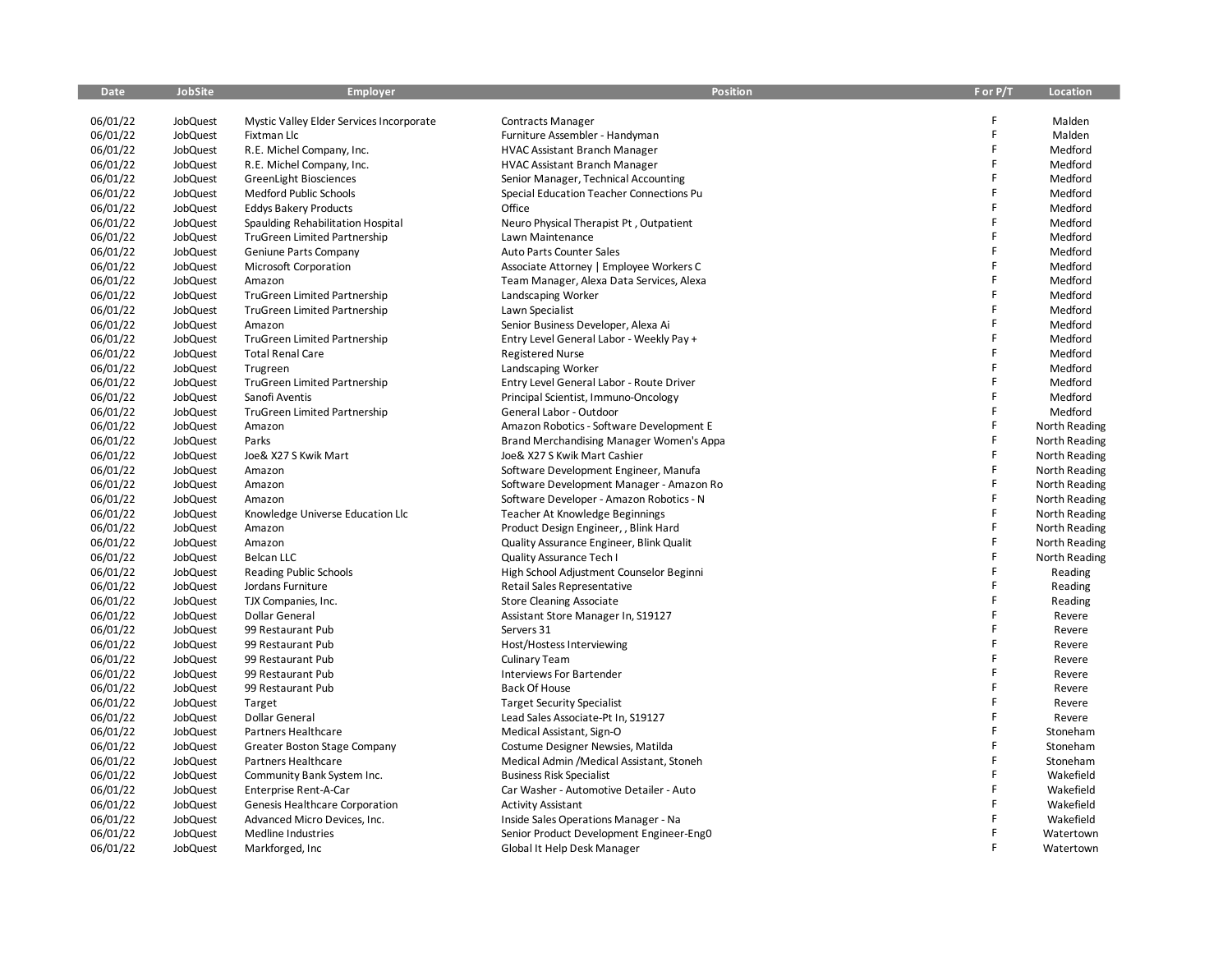| Date | JobSite | Employer | Position | F or P/T | Location |
|---|---|---|---|---|---|
| 06/01/22 | JobQuest | Mystic Valley Elder Services Incorporate | Contracts Manager | F | Malden |
| 06/01/22 | JobQuest | Fixtman Llc | Furniture Assembler - Handyman | F | Malden |
| 06/01/22 | JobQuest | R.E. Michel Company, Inc. | HVAC Assistant Branch Manager | F | Medford |
| 06/01/22 | JobQuest | R.E. Michel Company, Inc. | HVAC Assistant Branch Manager | F | Medford |
| 06/01/22 | JobQuest | GreenLight Biosciences | Senior Manager, Technical Accounting | F | Medford |
| 06/01/22 | JobQuest | Medford Public Schools | Special Education Teacher Connections Pu | F | Medford |
| 06/01/22 | JobQuest | Eddys Bakery Products | Office | F | Medford |
| 06/01/22 | JobQuest | Spaulding Rehabilitation Hospital | Neuro Physical Therapist Pt , Outpatient | F | Medford |
| 06/01/22 | JobQuest | TruGreen Limited Partnership | Lawn Maintenance | F | Medford |
| 06/01/22 | JobQuest | Geniune Parts Company | Auto Parts Counter Sales | F | Medford |
| 06/01/22 | JobQuest | Microsoft Corporation | Associate Attorney \| Employee Workers C | F | Medford |
| 06/01/22 | JobQuest | Amazon | Team Manager, Alexa Data Services, Alexa | F | Medford |
| 06/01/22 | JobQuest | TruGreen Limited Partnership | Landscaping Worker | F | Medford |
| 06/01/22 | JobQuest | TruGreen Limited Partnership | Lawn Specialist | F | Medford |
| 06/01/22 | JobQuest | Amazon | Senior Business Developer, Alexa Ai | F | Medford |
| 06/01/22 | JobQuest | TruGreen Limited Partnership | Entry Level General Labor - Weekly Pay + | F | Medford |
| 06/01/22 | JobQuest | Total Renal Care | Registered Nurse | F | Medford |
| 06/01/22 | JobQuest | Trugreen | Landscaping Worker | F | Medford |
| 06/01/22 | JobQuest | TruGreen Limited Partnership | Entry Level General Labor - Route Driver | F | Medford |
| 06/01/22 | JobQuest | Sanofi Aventis | Principal Scientist, Immuno-Oncology | F | Medford |
| 06/01/22 | JobQuest | TruGreen Limited Partnership | General Labor - Outdoor | F | Medford |
| 06/01/22 | JobQuest | Amazon | Amazon Robotics - Software Development E | F | North Reading |
| 06/01/22 | JobQuest | Parks | Brand Merchandising Manager Women's Appa | F | North Reading |
| 06/01/22 | JobQuest | Joe& X27 S Kwik Mart | Joe& X27 S Kwik Mart Cashier | F | North Reading |
| 06/01/22 | JobQuest | Amazon | Software Development Engineer, Manufa | F | North Reading |
| 06/01/22 | JobQuest | Amazon | Software Development Manager - Amazon Ro | F | North Reading |
| 06/01/22 | JobQuest | Amazon | Software Developer - Amazon Robotics - N | F | North Reading |
| 06/01/22 | JobQuest | Knowledge Universe Education Llc | Teacher At Knowledge Beginnings | F | North Reading |
| 06/01/22 | JobQuest | Amazon | Product Design Engineer, , Blink Hard | F | North Reading |
| 06/01/22 | JobQuest | Amazon | Quality Assurance Engineer, Blink Qualit | F | North Reading |
| 06/01/22 | JobQuest | Belcan LLC | Quality Assurance Tech I | F | North Reading |
| 06/01/22 | JobQuest | Reading Public Schools | High School Adjustment Counselor Beginni | F | Reading |
| 06/01/22 | JobQuest | Jordans Furniture | Retail Sales Representative | F | Reading |
| 06/01/22 | JobQuest | TJX Companies, Inc. | Store Cleaning Associate | F | Reading |
| 06/01/22 | JobQuest | Dollar General | Assistant Store Manager In, S19127 | F | Revere |
| 06/01/22 | JobQuest | 99 Restaurant Pub | Servers 31 | F | Revere |
| 06/01/22 | JobQuest | 99 Restaurant Pub | Host/Hostess Interviewing | F | Revere |
| 06/01/22 | JobQuest | 99 Restaurant Pub | Culinary Team | F | Revere |
| 06/01/22 | JobQuest | 99 Restaurant Pub | Interviews For Bartender | F | Revere |
| 06/01/22 | JobQuest | 99 Restaurant Pub | Back Of House | F | Revere |
| 06/01/22 | JobQuest | Target | Target Security Specialist | F | Revere |
| 06/01/22 | JobQuest | Dollar General | Lead Sales Associate-Pt In, S19127 | F | Revere |
| 06/01/22 | JobQuest | Partners Healthcare | Medical Assistant, Sign-O | F | Stoneham |
| 06/01/22 | JobQuest | Greater Boston Stage Company | Costume Designer Newsies, Matilda | F | Stoneham |
| 06/01/22 | JobQuest | Partners Healthcare | Medical Admin /Medical Assistant, Stoneh | F | Stoneham |
| 06/01/22 | JobQuest | Community Bank System Inc. | Business Risk Specialist | F | Wakefield |
| 06/01/22 | JobQuest | Enterprise Rent-A-Car | Car Washer - Automotive Detailer - Auto | F | Wakefield |
| 06/01/22 | JobQuest | Genesis Healthcare Corporation | Activity Assistant | F | Wakefield |
| 06/01/22 | JobQuest | Advanced Micro Devices, Inc. | Inside Sales Operations Manager - Na | F | Wakefield |
| 06/01/22 | JobQuest | Medline Industries | Senior Product Development Engineer-Eng0 | F | Watertown |
| 06/01/22 | JobQuest | Markforged, Inc | Global It Help Desk Manager | F | Watertown |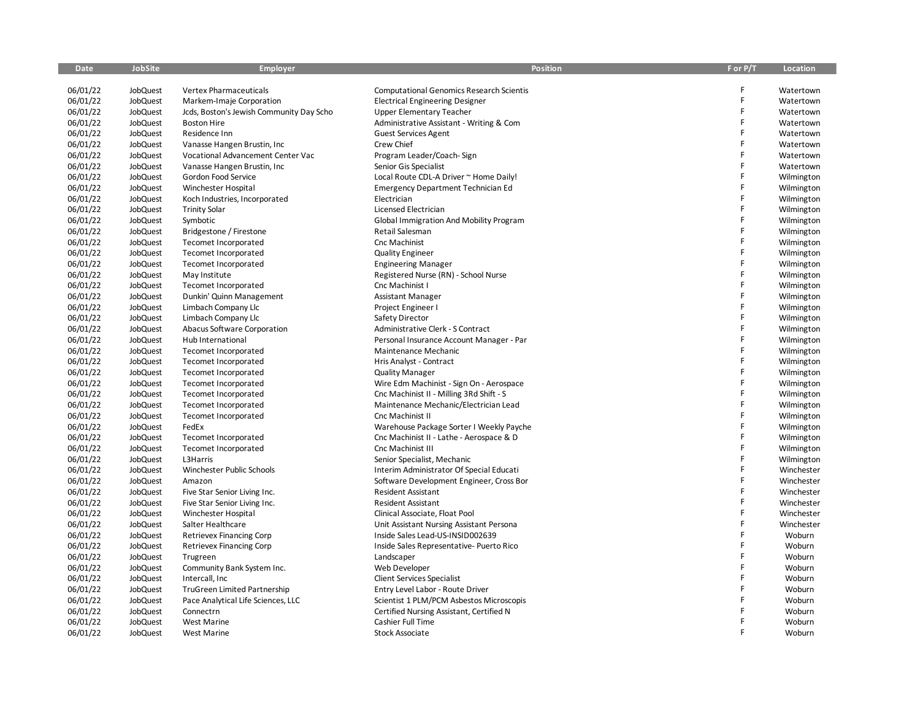| Date | JobSite | Employer | Position | F or P/T | Location |
|---|---|---|---|---|---|
| 06/01/22 | JobQuest | Vertex Pharmaceuticals | Computational Genomics Research Scientis | F | Watertown |
| 06/01/22 | JobQuest | Markem-Imaje Corporation | Electrical Engineering Designer | F | Watertown |
| 06/01/22 | JobQuest | Jcds, Boston's Jewish Community Day Scho | Upper Elementary Teacher | F | Watertown |
| 06/01/22 | JobQuest | Boston Hire | Administrative Assistant - Writing & Com | F | Watertown |
| 06/01/22 | JobQuest | Residence Inn | Guest Services Agent | F | Watertown |
| 06/01/22 | JobQuest | Vanasse Hangen Brustin, Inc | Crew Chief | F | Watertown |
| 06/01/22 | JobQuest | Vocational Advancement Center Vac | Program Leader/Coach- Sign | F | Watertown |
| 06/01/22 | JobQuest | Vanasse Hangen Brustin, Inc | Senior Gis Specialist | F | Watertown |
| 06/01/22 | JobQuest | Gordon Food Service | Local Route CDL-A Driver ~ Home Daily! | F | Wilmington |
| 06/01/22 | JobQuest | Winchester Hospital | Emergency Department Technician Ed | F | Wilmington |
| 06/01/22 | JobQuest | Koch Industries, Incorporated | Electrician | F | Wilmington |
| 06/01/22 | JobQuest | Trinity Solar | Licensed Electrician | F | Wilmington |
| 06/01/22 | JobQuest | Symbotic | Global Immigration And Mobility Program | F | Wilmington |
| 06/01/22 | JobQuest | Bridgestone / Firestone | Retail Salesman | F | Wilmington |
| 06/01/22 | JobQuest | Tecomet Incorporated | Cnc Machinist | F | Wilmington |
| 06/01/22 | JobQuest | Tecomet Incorporated | Quality Engineer | F | Wilmington |
| 06/01/22 | JobQuest | Tecomet Incorporated | Engineering Manager | F | Wilmington |
| 06/01/22 | JobQuest | May Institute | Registered Nurse (RN) - School Nurse | F | Wilmington |
| 06/01/22 | JobQuest | Tecomet Incorporated | Cnc Machinist I | F | Wilmington |
| 06/01/22 | JobQuest | Dunkin' Quinn Management | Assistant Manager | F | Wilmington |
| 06/01/22 | JobQuest | Limbach Company Llc | Project Engineer I | F | Wilmington |
| 06/01/22 | JobQuest | Limbach Company Llc | Safety Director | F | Wilmington |
| 06/01/22 | JobQuest | Abacus Software Corporation | Administrative Clerk - S Contract | F | Wilmington |
| 06/01/22 | JobQuest | Hub International | Personal Insurance Account Manager - Par | F | Wilmington |
| 06/01/22 | JobQuest | Tecomet Incorporated | Maintenance Mechanic | F | Wilmington |
| 06/01/22 | JobQuest | Tecomet Incorporated | Hris Analyst - Contract | F | Wilmington |
| 06/01/22 | JobQuest | Tecomet Incorporated | Quality Manager | F | Wilmington |
| 06/01/22 | JobQuest | Tecomet Incorporated | Wire Edm Machinist - Sign On - Aerospace | F | Wilmington |
| 06/01/22 | JobQuest | Tecomet Incorporated | Cnc Machinist II - Milling 3Rd Shift - S | F | Wilmington |
| 06/01/22 | JobQuest | Tecomet Incorporated | Maintenance Mechanic/Electrician Lead | F | Wilmington |
| 06/01/22 | JobQuest | Tecomet Incorporated | Cnc Machinist II | F | Wilmington |
| 06/01/22 | JobQuest | FedEx | Warehouse Package Sorter I Weekly Payche | F | Wilmington |
| 06/01/22 | JobQuest | Tecomet Incorporated | Cnc Machinist II - Lathe - Aerospace & D | F | Wilmington |
| 06/01/22 | JobQuest | Tecomet Incorporated | Cnc Machinist III | F | Wilmington |
| 06/01/22 | JobQuest | L3Harris | Senior Specialist, Mechanic | F | Wilmington |
| 06/01/22 | JobQuest | Winchester Public Schools | Interim Administrator Of Special Educati | F | Winchester |
| 06/01/22 | JobQuest | Amazon | Software Development Engineer, Cross Bor | F | Winchester |
| 06/01/22 | JobQuest | Five Star Senior Living Inc. | Resident Assistant | F | Winchester |
| 06/01/22 | JobQuest | Five Star Senior Living Inc. | Resident Assistant | F | Winchester |
| 06/01/22 | JobQuest | Winchester Hospital | Clinical Associate, Float Pool | F | Winchester |
| 06/01/22 | JobQuest | Salter Healthcare | Unit Assistant Nursing Assistant Persona | F | Winchester |
| 06/01/22 | JobQuest | Retrievex Financing Corp | Inside Sales Lead-US-INSID002639 | F | Woburn |
| 06/01/22 | JobQuest | Retrievex Financing Corp | Inside Sales Representative- Puerto Rico | F | Woburn |
| 06/01/22 | JobQuest | Trugreen | Landscaper | F | Woburn |
| 06/01/22 | JobQuest | Community Bank System Inc. | Web Developer | F | Woburn |
| 06/01/22 | JobQuest | Intercall, Inc | Client Services Specialist | F | Woburn |
| 06/01/22 | JobQuest | TruGreen Limited Partnership | Entry Level Labor - Route Driver | F | Woburn |
| 06/01/22 | JobQuest | Pace Analytical Life Sciences, LLC | Scientist 1 PLM/PCM Asbestos Microscopis | F | Woburn |
| 06/01/22 | JobQuest | Connectrn | Certified Nursing Assistant, Certified N | F | Woburn |
| 06/01/22 | JobQuest | West Marine | Cashier Full Time | F | Woburn |
| 06/01/22 | JobQuest | West Marine | Stock Associate | F | Woburn |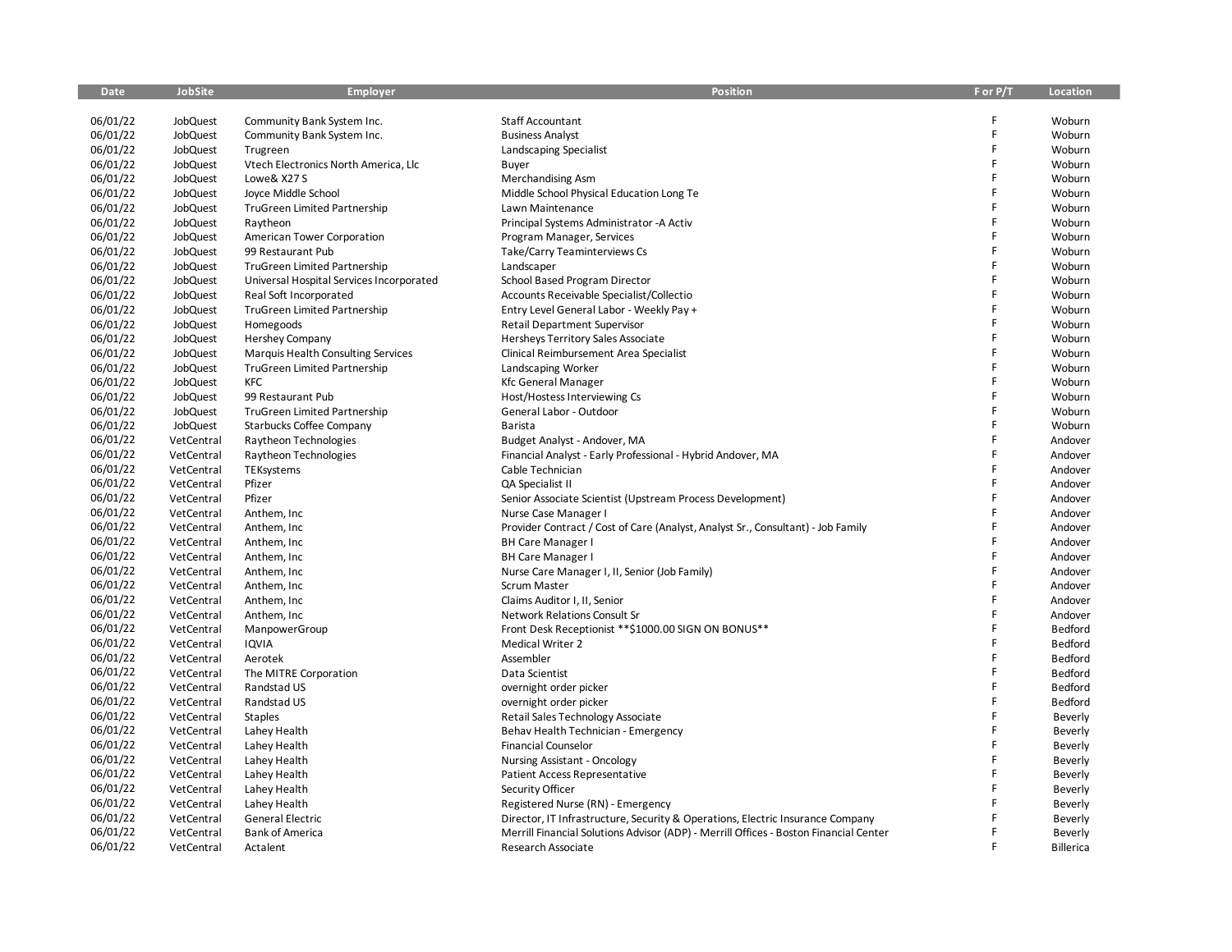| Date | JobSite | Employer | Position | F or P/T | Location |
|---|---|---|---|---|---|
| 06/01/22 | JobQuest | Community Bank System Inc. | Staff Accountant | F | Woburn |
| 06/01/22 | JobQuest | Community Bank System Inc. | Business Analyst | F | Woburn |
| 06/01/22 | JobQuest | Trugreen | Landscaping Specialist | F | Woburn |
| 06/01/22 | JobQuest | Vtech Electronics North America, Llc | Buyer | F | Woburn |
| 06/01/22 | JobQuest | Lowe& X27 S | Merchandising Asm | F | Woburn |
| 06/01/22 | JobQuest | Joyce Middle School | Middle School Physical Education Long Te | F | Woburn |
| 06/01/22 | JobQuest | TruGreen Limited Partnership | Lawn Maintenance | F | Woburn |
| 06/01/22 | JobQuest | Raytheon | Principal Systems Administrator -A Activ | F | Woburn |
| 06/01/22 | JobQuest | American Tower Corporation | Program Manager, Services | F | Woburn |
| 06/01/22 | JobQuest | 99 Restaurant Pub | Take/Carry Teaminterviews Cs | F | Woburn |
| 06/01/22 | JobQuest | TruGreen Limited Partnership | Landscaper | F | Woburn |
| 06/01/22 | JobQuest | Universal Hospital Services Incorporated | School Based Program Director | F | Woburn |
| 06/01/22 | JobQuest | Real Soft Incorporated | Accounts Receivable Specialist/Collectio | F | Woburn |
| 06/01/22 | JobQuest | TruGreen Limited Partnership | Entry Level General Labor - Weekly Pay + | F | Woburn |
| 06/01/22 | JobQuest | Homegoods | Retail Department Supervisor | F | Woburn |
| 06/01/22 | JobQuest | Hershey Company | Hersheys Territory Sales Associate | F | Woburn |
| 06/01/22 | JobQuest | Marquis Health Consulting Services | Clinical Reimbursement Area Specialist | F | Woburn |
| 06/01/22 | JobQuest | TruGreen Limited Partnership | Landscaping Worker | F | Woburn |
| 06/01/22 | JobQuest | KFC | Kfc General Manager | F | Woburn |
| 06/01/22 | JobQuest | 99 Restaurant Pub | Host/Hostess Interviewing Cs | F | Woburn |
| 06/01/22 | JobQuest | TruGreen Limited Partnership | General Labor - Outdoor | F | Woburn |
| 06/01/22 | JobQuest | Starbucks Coffee Company | Barista | F | Woburn |
| 06/01/22 | VetCentral | Raytheon Technologies | Budget Analyst - Andover, MA | F | Andover |
| 06/01/22 | VetCentral | Raytheon Technologies | Financial Analyst - Early Professional - Hybrid Andover, MA | F | Andover |
| 06/01/22 | VetCentral | TEKsystems | Cable Technician | F | Andover |
| 06/01/22 | VetCentral | Pfizer | QA Specialist II | F | Andover |
| 06/01/22 | VetCentral | Pfizer | Senior Associate Scientist (Upstream Process Development) | F | Andover |
| 06/01/22 | VetCentral | Anthem, Inc | Nurse Case Manager I | F | Andover |
| 06/01/22 | VetCentral | Anthem, Inc | Provider Contract / Cost of Care (Analyst, Analyst Sr., Consultant) - Job Family | F | Andover |
| 06/01/22 | VetCentral | Anthem, Inc | BH Care Manager I | F | Andover |
| 06/01/22 | VetCentral | Anthem, Inc | BH Care Manager I | F | Andover |
| 06/01/22 | VetCentral | Anthem, Inc | Nurse Care Manager I, II, Senior (Job Family) | F | Andover |
| 06/01/22 | VetCentral | Anthem, Inc | Scrum Master | F | Andover |
| 06/01/22 | VetCentral | Anthem, Inc | Claims Auditor I, II, Senior | F | Andover |
| 06/01/22 | VetCentral | Anthem, Inc | Network Relations Consult Sr | F | Andover |
| 06/01/22 | VetCentral | ManpowerGroup | Front Desk Receptionist **$1000.00 SIGN ON BONUS** | F | Bedford |
| 06/01/22 | VetCentral | IQVIA | Medical Writer 2 | F | Bedford |
| 06/01/22 | VetCentral | Aerotek | Assembler | F | Bedford |
| 06/01/22 | VetCentral | The MITRE Corporation | Data Scientist | F | Bedford |
| 06/01/22 | VetCentral | Randstad US | overnight order picker | F | Bedford |
| 06/01/22 | VetCentral | Randstad US | overnight order picker | F | Bedford |
| 06/01/22 | VetCentral | Staples | Retail Sales Technology Associate | F | Beverly |
| 06/01/22 | VetCentral | Lahey Health | Behav Health Technician - Emergency | F | Beverly |
| 06/01/22 | VetCentral | Lahey Health | Financial Counselor | F | Beverly |
| 06/01/22 | VetCentral | Lahey Health | Nursing Assistant - Oncology | F | Beverly |
| 06/01/22 | VetCentral | Lahey Health | Patient Access Representative | F | Beverly |
| 06/01/22 | VetCentral | Lahey Health | Security Officer | F | Beverly |
| 06/01/22 | VetCentral | Lahey Health | Registered Nurse (RN) - Emergency | F | Beverly |
| 06/01/22 | VetCentral | General Electric | Director, IT Infrastructure, Security & Operations, Electric Insurance Company | F | Beverly |
| 06/01/22 | VetCentral | Bank of America | Merrill Financial Solutions Advisor (ADP) - Merrill Offices - Boston Financial Center | F | Beverly |
| 06/01/22 | VetCentral | Actalent | Research Associate | F | Billerica |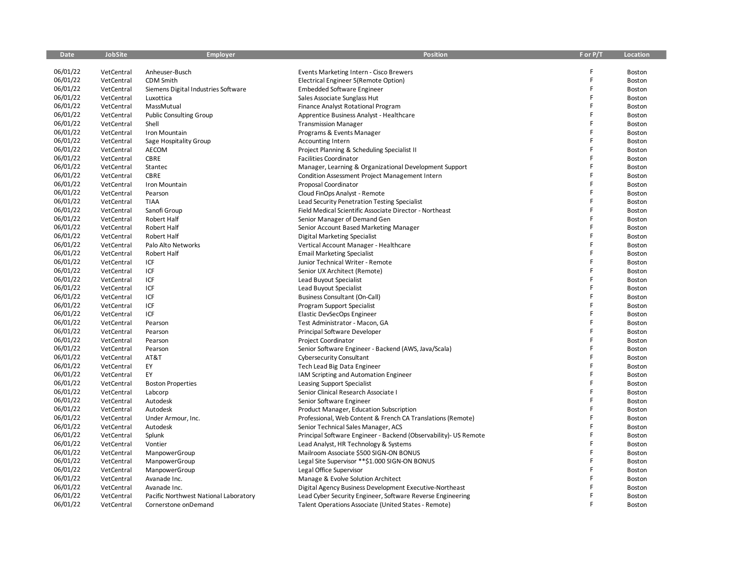| Date | JobSite | Employer | Position | F or P/T | Location |
|---|---|---|---|---|---|
| 06/01/22 | VetCentral | Anheuser-Busch | Events Marketing Intern - Cisco Brewers | F | Boston |
| 06/01/22 | VetCentral | CDM Smith | Electrical Engineer 5(Remote Option) | F | Boston |
| 06/01/22 | VetCentral | Siemens Digital Industries Software | Embedded Software Engineer | F | Boston |
| 06/01/22 | VetCentral | Luxottica | Sales Associate Sunglass Hut | F | Boston |
| 06/01/22 | VetCentral | MassMutual | Finance Analyst Rotational Program | F | Boston |
| 06/01/22 | VetCentral | Public Consulting Group | Apprentice Business Analyst - Healthcare | F | Boston |
| 06/01/22 | VetCentral | Shell | Transmission Manager | F | Boston |
| 06/01/22 | VetCentral | Iron Mountain | Programs & Events Manager | F | Boston |
| 06/01/22 | VetCentral | Sage Hospitality Group | Accounting Intern | F | Boston |
| 06/01/22 | VetCentral | AECOM | Project Planning & Scheduling Specialist II | F | Boston |
| 06/01/22 | VetCentral | CBRE | Facilities Coordinator | F | Boston |
| 06/01/22 | VetCentral | Stantec | Manager, Learning & Organizational Development Support | F | Boston |
| 06/01/22 | VetCentral | CBRE | Condition Assessment Project Management Intern | F | Boston |
| 06/01/22 | VetCentral | Iron Mountain | Proposal Coordinator | F | Boston |
| 06/01/22 | VetCentral | Pearson | Cloud FinOps Analyst - Remote | F | Boston |
| 06/01/22 | VetCentral | TIAA | Lead Security Penetration Testing Specialist | F | Boston |
| 06/01/22 | VetCentral | Sanofi Group | Field Medical Scientific Associate Director - Northeast | F | Boston |
| 06/01/22 | VetCentral | Robert Half | Senior Manager of Demand Gen | F | Boston |
| 06/01/22 | VetCentral | Robert Half | Senior Account Based Marketing Manager | F | Boston |
| 06/01/22 | VetCentral | Robert Half | Digital Marketing Specialist | F | Boston |
| 06/01/22 | VetCentral | Palo Alto Networks | Vertical Account Manager - Healthcare | F | Boston |
| 06/01/22 | VetCentral | Robert Half | Email Marketing Specialist | F | Boston |
| 06/01/22 | VetCentral | ICF | Junior Technical Writer - Remote | F | Boston |
| 06/01/22 | VetCentral | ICF | Senior UX Architect (Remote) | F | Boston |
| 06/01/22 | VetCentral | ICF | Lead Buyout Specialist | F | Boston |
| 06/01/22 | VetCentral | ICF | Lead Buyout Specialist | F | Boston |
| 06/01/22 | VetCentral | ICF | Business Consultant (On-Call) | F | Boston |
| 06/01/22 | VetCentral | ICF | Program Support Specialist | F | Boston |
| 06/01/22 | VetCentral | ICF | Elastic DevSecOps Engineer | F | Boston |
| 06/01/22 | VetCentral | Pearson | Test Administrator - Macon, GA | F | Boston |
| 06/01/22 | VetCentral | Pearson | Principal Software Developer | F | Boston |
| 06/01/22 | VetCentral | Pearson | Project Coordinator | F | Boston |
| 06/01/22 | VetCentral | Pearson | Senior Software Engineer - Backend (AWS, Java/Scala) | F | Boston |
| 06/01/22 | VetCentral | AT&T | Cybersecurity Consultant | F | Boston |
| 06/01/22 | VetCentral | EY | Tech Lead Big Data Engineer | F | Boston |
| 06/01/22 | VetCentral | EY | IAM Scripting and Automation Engineer | F | Boston |
| 06/01/22 | VetCentral | Boston Properties | Leasing Support Specialist | F | Boston |
| 06/01/22 | VetCentral | Labcorp | Senior Clinical Research Associate I | F | Boston |
| 06/01/22 | VetCentral | Autodesk | Senior Software Engineer | F | Boston |
| 06/01/22 | VetCentral | Autodesk | Product Manager, Education Subscription | F | Boston |
| 06/01/22 | VetCentral | Under Armour, Inc. | Professional, Web Content & French CA Translations (Remote) | F | Boston |
| 06/01/22 | VetCentral | Autodesk | Senior Technical Sales Manager, ACS | F | Boston |
| 06/01/22 | VetCentral | Splunk | Principal Software Engineer - Backend (Observability)- US Remote | F | Boston |
| 06/01/22 | VetCentral | Vontier | Lead Analyst, HR Technology & Systems | F | Boston |
| 06/01/22 | VetCentral | ManpowerGroup | Mailroom Associate $500 SIGN-ON BONUS | F | Boston |
| 06/01/22 | VetCentral | ManpowerGroup | Legal Site Supervisor **$1.000 SIGN-ON BONUS | F | Boston |
| 06/01/22 | VetCentral | ManpowerGroup | Legal Office Supervisor | F | Boston |
| 06/01/22 | VetCentral | Avanade Inc. | Manage & Evolve Solution Architect | F | Boston |
| 06/01/22 | VetCentral | Avanade Inc. | Digital Agency Business Development Executive-Northeast | F | Boston |
| 06/01/22 | VetCentral | Pacific Northwest National Laboratory | Lead Cyber Security Engineer, Software Reverse Engineering | F | Boston |
| 06/01/22 | VetCentral | Cornerstone onDemand | Talent Operations Associate (United States - Remote) | F | Boston |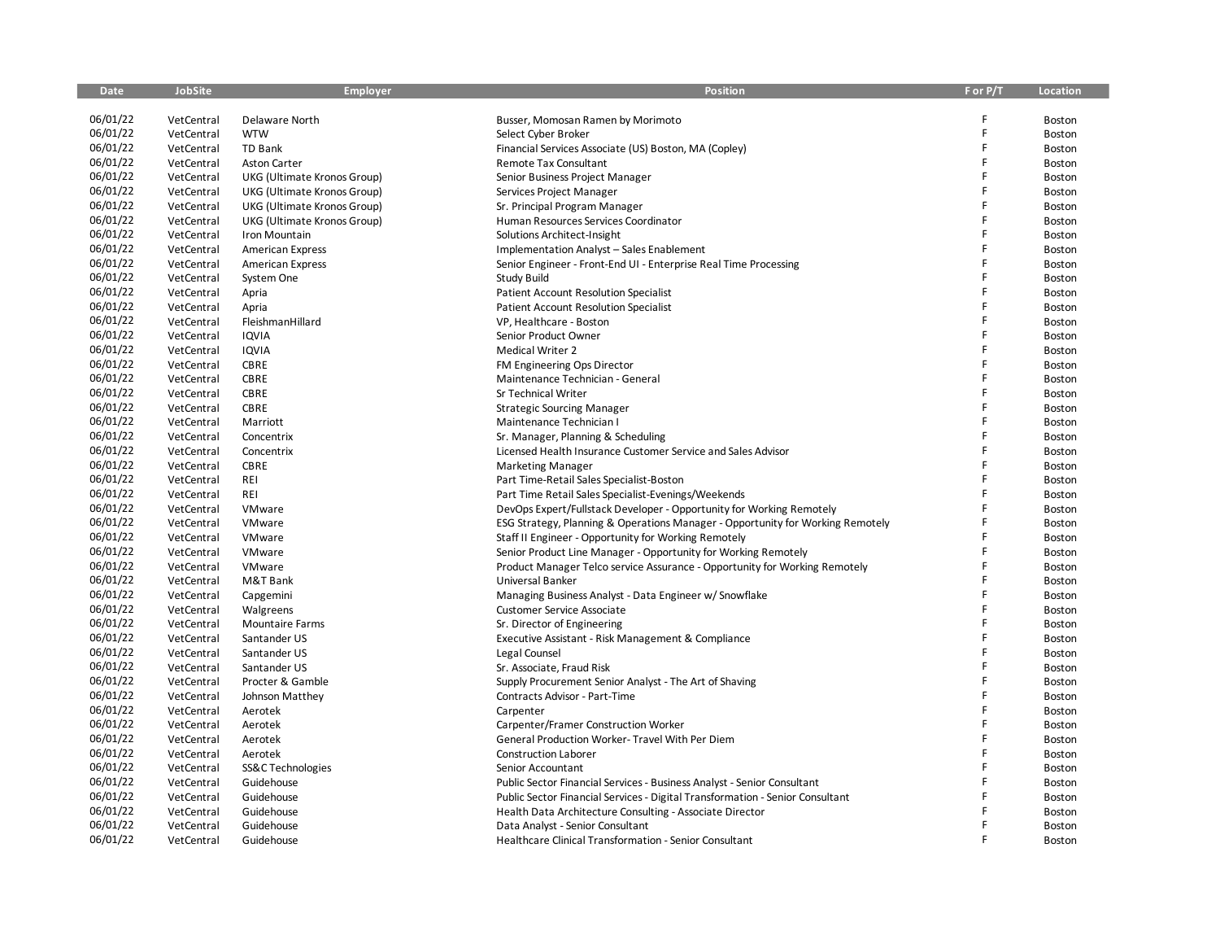| Date | JobSite | Employer | Position | F or P/T | Location |
|---|---|---|---|---|---|
| 06/01/22 | VetCentral | Delaware North | Busser, Momosan Ramen by Morimoto | F | Boston |
| 06/01/22 | VetCentral | WTW | Select Cyber Broker | F | Boston |
| 06/01/22 | VetCentral | TD Bank | Financial Services Associate (US) Boston, MA (Copley) | F | Boston |
| 06/01/22 | VetCentral | Aston Carter | Remote Tax Consultant | F | Boston |
| 06/01/22 | VetCentral | UKG (Ultimate Kronos Group) | Senior Business Project Manager | F | Boston |
| 06/01/22 | VetCentral | UKG (Ultimate Kronos Group) | Services Project Manager | F | Boston |
| 06/01/22 | VetCentral | UKG (Ultimate Kronos Group) | Sr. Principal Program Manager | F | Boston |
| 06/01/22 | VetCentral | UKG (Ultimate Kronos Group) | Human Resources Services Coordinator | F | Boston |
| 06/01/22 | VetCentral | Iron Mountain | Solutions Architect-Insight | F | Boston |
| 06/01/22 | VetCentral | American Express | Implementation Analyst – Sales Enablement | F | Boston |
| 06/01/22 | VetCentral | American Express | Senior Engineer - Front-End UI - Enterprise Real Time Processing | F | Boston |
| 06/01/22 | VetCentral | System One | Study Build | F | Boston |
| 06/01/22 | VetCentral | Apria | Patient Account Resolution Specialist | F | Boston |
| 06/01/22 | VetCentral | Apria | Patient Account Resolution Specialist | F | Boston |
| 06/01/22 | VetCentral | FleishmanHillard | VP, Healthcare - Boston | F | Boston |
| 06/01/22 | VetCentral | IQVIA | Senior Product Owner | F | Boston |
| 06/01/22 | VetCentral | IQVIA | Medical Writer 2 | F | Boston |
| 06/01/22 | VetCentral | CBRE | FM Engineering Ops Director | F | Boston |
| 06/01/22 | VetCentral | CBRE | Maintenance Technician - General | F | Boston |
| 06/01/22 | VetCentral | CBRE | Sr Technical Writer | F | Boston |
| 06/01/22 | VetCentral | CBRE | Strategic Sourcing Manager | F | Boston |
| 06/01/22 | VetCentral | Marriott | Maintenance Technician I | F | Boston |
| 06/01/22 | VetCentral | Concentrix | Sr. Manager, Planning & Scheduling | F | Boston |
| 06/01/22 | VetCentral | Concentrix | Licensed Health Insurance Customer Service and Sales Advisor | F | Boston |
| 06/01/22 | VetCentral | CBRE | Marketing Manager | F | Boston |
| 06/01/22 | VetCentral | REI | Part Time-Retail Sales Specialist-Boston | F | Boston |
| 06/01/22 | VetCentral | REI | Part Time Retail Sales Specialist-Evenings/Weekends | F | Boston |
| 06/01/22 | VetCentral | VMware | DevOps Expert/Fullstack Developer - Opportunity for Working Remotely | F | Boston |
| 06/01/22 | VetCentral | VMware | ESG Strategy, Planning & Operations Manager - Opportunity for Working Remotely | F | Boston |
| 06/01/22 | VetCentral | VMware | Staff II Engineer - Opportunity for Working Remotely | F | Boston |
| 06/01/22 | VetCentral | VMware | Senior Product Line Manager - Opportunity for Working Remotely | F | Boston |
| 06/01/22 | VetCentral | VMware | Product Manager Telco service Assurance - Opportunity for Working Remotely | F | Boston |
| 06/01/22 | VetCentral | M&T Bank | Universal Banker | F | Boston |
| 06/01/22 | VetCentral | Capgemini | Managing Business Analyst - Data Engineer w/ Snowflake | F | Boston |
| 06/01/22 | VetCentral | Walgreens | Customer Service Associate | F | Boston |
| 06/01/22 | VetCentral | Mountaire Farms | Sr. Director of Engineering | F | Boston |
| 06/01/22 | VetCentral | Santander US | Executive Assistant - Risk Management & Compliance | F | Boston |
| 06/01/22 | VetCentral | Santander US | Legal Counsel | F | Boston |
| 06/01/22 | VetCentral | Santander US | Sr. Associate, Fraud Risk | F | Boston |
| 06/01/22 | VetCentral | Procter & Gamble | Supply Procurement Senior Analyst - The Art of Shaving | F | Boston |
| 06/01/22 | VetCentral | Johnson Matthey | Contracts Advisor - Part-Time | F | Boston |
| 06/01/22 | VetCentral | Aerotek | Carpenter | F | Boston |
| 06/01/22 | VetCentral | Aerotek | Carpenter/Framer Construction Worker | F | Boston |
| 06/01/22 | VetCentral | Aerotek | General Production Worker- Travel With Per Diem | F | Boston |
| 06/01/22 | VetCentral | Aerotek | Construction Laborer | F | Boston |
| 06/01/22 | VetCentral | SS&C Technologies | Senior Accountant | F | Boston |
| 06/01/22 | VetCentral | Guidehouse | Public Sector Financial Services - Business Analyst - Senior Consultant | F | Boston |
| 06/01/22 | VetCentral | Guidehouse | Public Sector Financial Services - Digital Transformation - Senior Consultant | F | Boston |
| 06/01/22 | VetCentral | Guidehouse | Health Data Architecture Consulting - Associate Director | F | Boston |
| 06/01/22 | VetCentral | Guidehouse | Data Analyst - Senior Consultant | F | Boston |
| 06/01/22 | VetCentral | Guidehouse | Healthcare Clinical Transformation - Senior Consultant | F | Boston |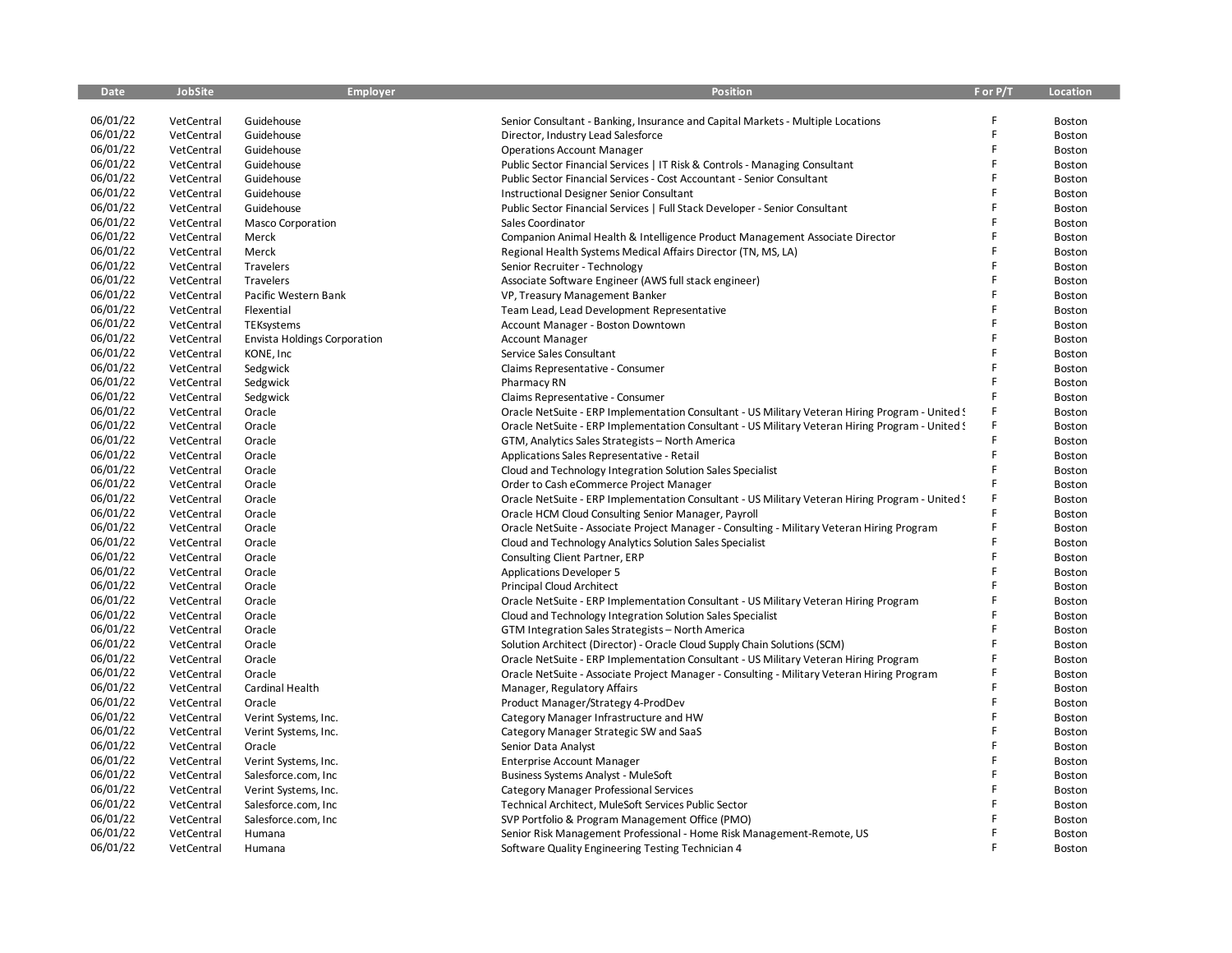| Date | JobSite | Employer | Position | F or P/T | Location |
|---|---|---|---|---|---|
| 06/01/22 | VetCentral | Guidehouse | Senior Consultant - Banking, Insurance and Capital Markets - Multiple Locations | F | Boston |
| 06/01/22 | VetCentral | Guidehouse | Director, Industry Lead Salesforce | F | Boston |
| 06/01/22 | VetCentral | Guidehouse | Operations Account Manager | F | Boston |
| 06/01/22 | VetCentral | Guidehouse | Public Sector Financial Services \| IT Risk & Controls - Managing Consultant | F | Boston |
| 06/01/22 | VetCentral | Guidehouse | Public Sector Financial Services - Cost Accountant - Senior Consultant | F | Boston |
| 06/01/22 | VetCentral | Guidehouse | Instructional Designer Senior Consultant | F | Boston |
| 06/01/22 | VetCentral | Guidehouse | Public Sector Financial Services \| Full Stack Developer - Senior Consultant | F | Boston |
| 06/01/22 | VetCentral | Masco Corporation | Sales Coordinator | F | Boston |
| 06/01/22 | VetCentral | Merck | Companion Animal Health & Intelligence Product Management Associate Director | F | Boston |
| 06/01/22 | VetCentral | Merck | Regional Health Systems Medical Affairs Director (TN, MS, LA) | F | Boston |
| 06/01/22 | VetCentral | Travelers | Senior Recruiter - Technology | F | Boston |
| 06/01/22 | VetCentral | Travelers | Associate Software Engineer (AWS full stack engineer) | F | Boston |
| 06/01/22 | VetCentral | Pacific Western Bank | VP, Treasury Management Banker | F | Boston |
| 06/01/22 | VetCentral | Flexential | Team Lead, Lead Development Representative | F | Boston |
| 06/01/22 | VetCentral | TEKsystems | Account Manager - Boston Downtown | F | Boston |
| 06/01/22 | VetCentral | Envista Holdings Corporation | Account Manager | F | Boston |
| 06/01/22 | VetCentral | KONE, Inc | Service Sales Consultant | F | Boston |
| 06/01/22 | VetCentral | Sedgwick | Claims Representative - Consumer | F | Boston |
| 06/01/22 | VetCentral | Sedgwick | Pharmacy RN | F | Boston |
| 06/01/22 | VetCentral | Sedgwick | Claims Representative - Consumer | F | Boston |
| 06/01/22 | VetCentral | Oracle | Oracle NetSuite - ERP Implementation Consultant - US Military Veteran Hiring Program - United S | F | Boston |
| 06/01/22 | VetCentral | Oracle | Oracle NetSuite - ERP Implementation Consultant - US Military Veteran Hiring Program - United S | F | Boston |
| 06/01/22 | VetCentral | Oracle | GTM, Analytics Sales Strategists – North America | F | Boston |
| 06/01/22 | VetCentral | Oracle | Applications Sales Representative - Retail | F | Boston |
| 06/01/22 | VetCentral | Oracle | Cloud and Technology Integration Solution Sales Specialist | F | Boston |
| 06/01/22 | VetCentral | Oracle | Order to Cash eCommerce Project Manager | F | Boston |
| 06/01/22 | VetCentral | Oracle | Oracle NetSuite - ERP Implementation Consultant - US Military Veteran Hiring Program - United S | F | Boston |
| 06/01/22 | VetCentral | Oracle | Oracle HCM Cloud Consulting Senior Manager, Payroll | F | Boston |
| 06/01/22 | VetCentral | Oracle | Oracle NetSuite - Associate Project Manager - Consulting - Military Veteran Hiring Program | F | Boston |
| 06/01/22 | VetCentral | Oracle | Cloud and Technology Analytics Solution Sales Specialist | F | Boston |
| 06/01/22 | VetCentral | Oracle | Consulting Client Partner, ERP | F | Boston |
| 06/01/22 | VetCentral | Oracle | Applications Developer 5 | F | Boston |
| 06/01/22 | VetCentral | Oracle | Principal Cloud Architect | F | Boston |
| 06/01/22 | VetCentral | Oracle | Oracle NetSuite - ERP Implementation Consultant - US Military Veteran Hiring Program | F | Boston |
| 06/01/22 | VetCentral | Oracle | Cloud and Technology Integration Solution Sales Specialist | F | Boston |
| 06/01/22 | VetCentral | Oracle | GTM Integration Sales Strategists – North America | F | Boston |
| 06/01/22 | VetCentral | Oracle | Solution Architect (Director) - Oracle Cloud Supply Chain Solutions (SCM) | F | Boston |
| 06/01/22 | VetCentral | Oracle | Oracle NetSuite - ERP Implementation Consultant - US Military Veteran Hiring Program | F | Boston |
| 06/01/22 | VetCentral | Oracle | Oracle NetSuite - Associate Project Manager - Consulting - Military Veteran Hiring Program | F | Boston |
| 06/01/22 | VetCentral | Cardinal Health | Manager, Regulatory Affairs | F | Boston |
| 06/01/22 | VetCentral | Oracle | Product Manager/Strategy 4-ProdDev | F | Boston |
| 06/01/22 | VetCentral | Verint Systems, Inc. | Category Manager Infrastructure and HW | F | Boston |
| 06/01/22 | VetCentral | Verint Systems, Inc. | Category Manager Strategic SW and SaaS | F | Boston |
| 06/01/22 | VetCentral | Oracle | Senior Data Analyst | F | Boston |
| 06/01/22 | VetCentral | Verint Systems, Inc. | Enterprise Account Manager | F | Boston |
| 06/01/22 | VetCentral | Salesforce.com, Inc | Business Systems Analyst - MuleSoft | F | Boston |
| 06/01/22 | VetCentral | Verint Systems, Inc. | Category Manager Professional Services | F | Boston |
| 06/01/22 | VetCentral | Salesforce.com, Inc | Technical Architect, MuleSoft Services Public Sector | F | Boston |
| 06/01/22 | VetCentral | Salesforce.com, Inc | SVP Portfolio & Program Management Office (PMO) | F | Boston |
| 06/01/22 | VetCentral | Humana | Senior Risk Management Professional - Home Risk Management-Remote, US | F | Boston |
| 06/01/22 | VetCentral | Humana | Software Quality Engineering Testing Technician 4 | F | Boston |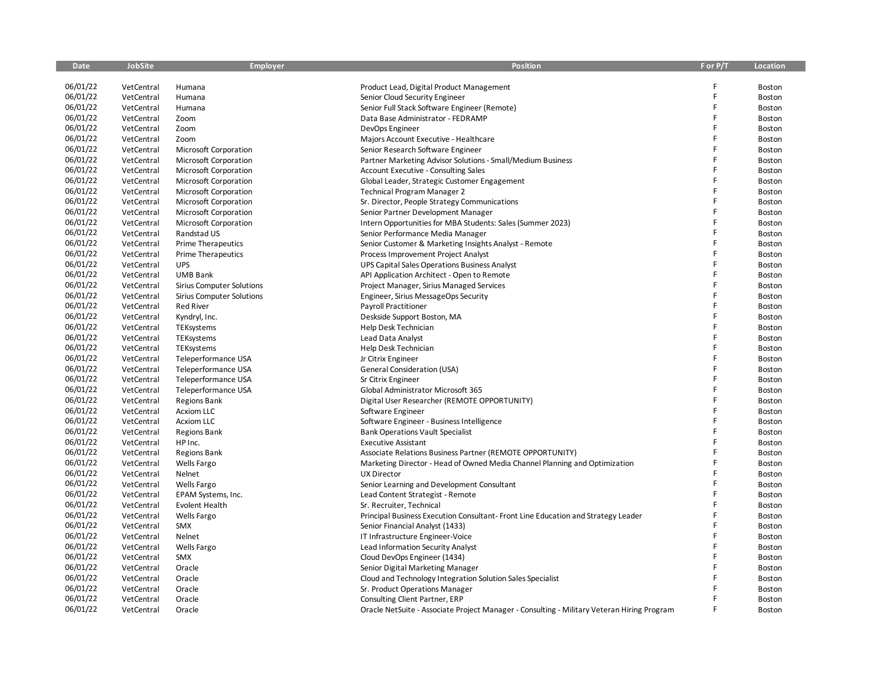| Date | JobSite | Employer | Position | F or P/T | Location |
|---|---|---|---|---|---|
| 06/01/22 | VetCentral | Humana | Product Lead, Digital Product Management | F | Boston |
| 06/01/22 | VetCentral | Humana | Senior Cloud Security Engineer | F | Boston |
| 06/01/22 | VetCentral | Humana | Senior Full Stack Software Engineer (Remote) | F | Boston |
| 06/01/22 | VetCentral | Zoom | Data Base Administrator - FEDRAMP | F | Boston |
| 06/01/22 | VetCentral | Zoom | DevOps Engineer | F | Boston |
| 06/01/22 | VetCentral | Zoom | Majors Account Executive - Healthcare | F | Boston |
| 06/01/22 | VetCentral | Microsoft Corporation | Senior Research Software Engineer | F | Boston |
| 06/01/22 | VetCentral | Microsoft Corporation | Partner Marketing Advisor Solutions - Small/Medium Business | F | Boston |
| 06/01/22 | VetCentral | Microsoft Corporation | Account Executive - Consulting Sales | F | Boston |
| 06/01/22 | VetCentral | Microsoft Corporation | Global Leader, Strategic Customer Engagement | F | Boston |
| 06/01/22 | VetCentral | Microsoft Corporation | Technical Program Manager 2 | F | Boston |
| 06/01/22 | VetCentral | Microsoft Corporation | Sr. Director, People Strategy Communications | F | Boston |
| 06/01/22 | VetCentral | Microsoft Corporation | Senior Partner Development Manager | F | Boston |
| 06/01/22 | VetCentral | Microsoft Corporation | Intern Opportunities for MBA Students: Sales (Summer 2023) | F | Boston |
| 06/01/22 | VetCentral | Randstad US | Senior Performance Media Manager | F | Boston |
| 06/01/22 | VetCentral | Prime Therapeutics | Senior Customer & Marketing Insights Analyst - Remote | F | Boston |
| 06/01/22 | VetCentral | Prime Therapeutics | Process Improvement Project Analyst | F | Boston |
| 06/01/22 | VetCentral | UPS | UPS Capital Sales Operations Business Analyst | F | Boston |
| 06/01/22 | VetCentral | UMB Bank | API Application Architect - Open to Remote | F | Boston |
| 06/01/22 | VetCentral | Sirius Computer Solutions | Project Manager, Sirius Managed Services | F | Boston |
| 06/01/22 | VetCentral | Sirius Computer Solutions | Engineer, Sirius MessageOps Security | F | Boston |
| 06/01/22 | VetCentral | Red River | Payroll Practitioner | F | Boston |
| 06/01/22 | VetCentral | Kyndryl, Inc. | Deskside Support Boston, MA | F | Boston |
| 06/01/22 | VetCentral | TEKsystems | Help Desk Technician | F | Boston |
| 06/01/22 | VetCentral | TEKsystems | Lead Data Analyst | F | Boston |
| 06/01/22 | VetCentral | TEKsystems | Help Desk Technician | F | Boston |
| 06/01/22 | VetCentral | Teleperformance USA | Jr Citrix Engineer | F | Boston |
| 06/01/22 | VetCentral | Teleperformance USA | General Consideration (USA) | F | Boston |
| 06/01/22 | VetCentral | Teleperformance USA | Sr Citrix Engineer | F | Boston |
| 06/01/22 | VetCentral | Teleperformance USA | Global Administrator Microsoft 365 | F | Boston |
| 06/01/22 | VetCentral | Regions Bank | Digital User Researcher (REMOTE OPPORTUNITY) | F | Boston |
| 06/01/22 | VetCentral | Acxiom LLC | Software Engineer | F | Boston |
| 06/01/22 | VetCentral | Acxiom LLC | Software Engineer - Business Intelligence | F | Boston |
| 06/01/22 | VetCentral | Regions Bank | Bank Operations Vault Specialist | F | Boston |
| 06/01/22 | VetCentral | HP Inc. | Executive Assistant | F | Boston |
| 06/01/22 | VetCentral | Regions Bank | Associate Relations Business Partner (REMOTE OPPORTUNITY) | F | Boston |
| 06/01/22 | VetCentral | Wells Fargo | Marketing Director - Head of Owned Media Channel Planning and Optimization | F | Boston |
| 06/01/22 | VetCentral | Nelnet | UX Director | F | Boston |
| 06/01/22 | VetCentral | Wells Fargo | Senior Learning and Development Consultant | F | Boston |
| 06/01/22 | VetCentral | EPAM Systems, Inc. | Lead Content Strategist - Remote | F | Boston |
| 06/01/22 | VetCentral | Evolent Health | Sr. Recruiter, Technical | F | Boston |
| 06/01/22 | VetCentral | Wells Fargo | Principal Business Execution Consultant- Front Line Education and Strategy Leader | F | Boston |
| 06/01/22 | VetCentral | SMX | Senior Financial Analyst (1433) | F | Boston |
| 06/01/22 | VetCentral | Nelnet | IT Infrastructure Engineer-Voice | F | Boston |
| 06/01/22 | VetCentral | Wells Fargo | Lead Information Security Analyst | F | Boston |
| 06/01/22 | VetCentral | SMX | Cloud DevOps Engineer (1434) | F | Boston |
| 06/01/22 | VetCentral | Oracle | Senior Digital Marketing Manager | F | Boston |
| 06/01/22 | VetCentral | Oracle | Cloud and Technology Integration Solution Sales Specialist | F | Boston |
| 06/01/22 | VetCentral | Oracle | Sr. Product Operations Manager | F | Boston |
| 06/01/22 | VetCentral | Oracle | Consulting Client Partner, ERP | F | Boston |
| 06/01/22 | VetCentral | Oracle | Oracle NetSuite - Associate Project Manager - Consulting - Military Veteran Hiring Program | F | Boston |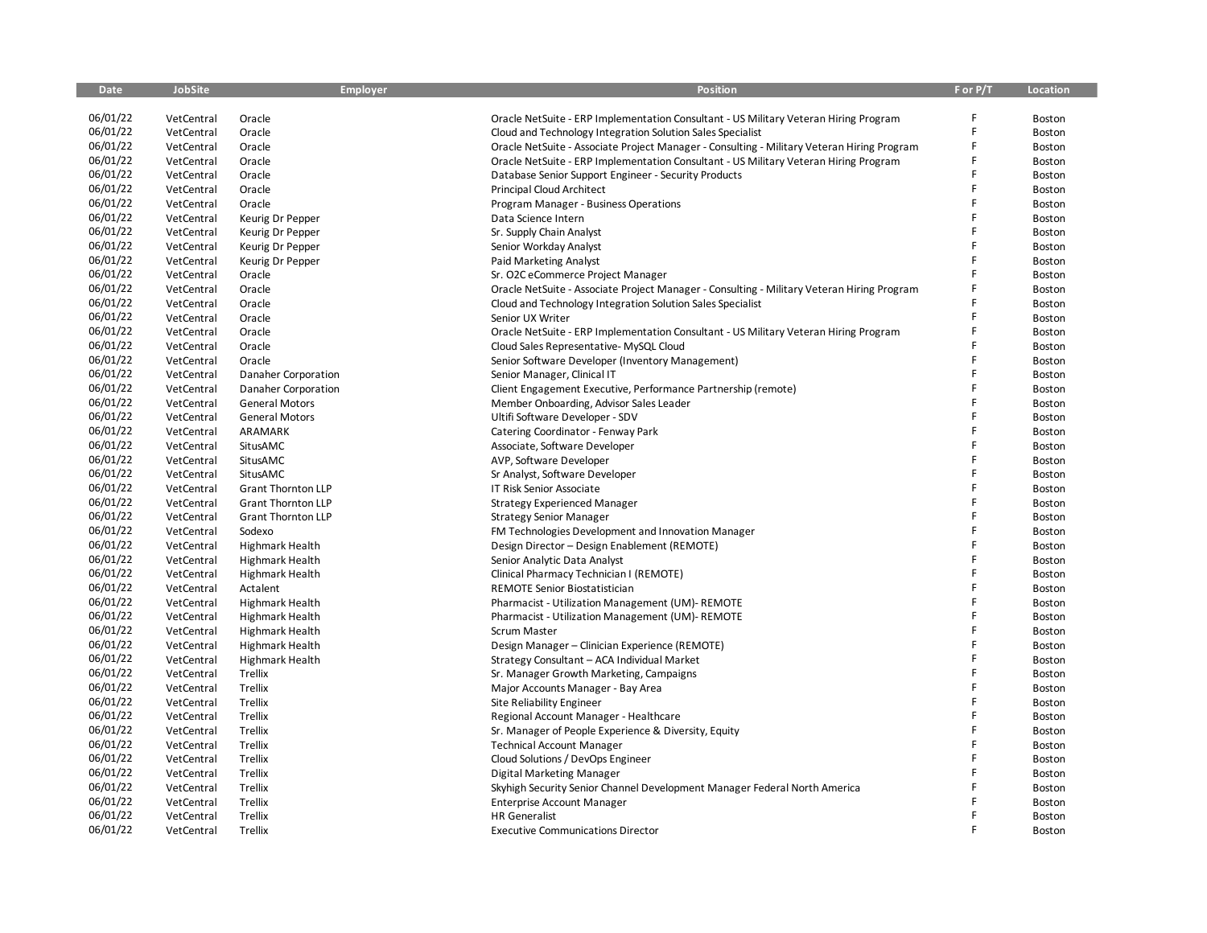| Date | JobSite | Employer | Position | F or P/T | Location |
|---|---|---|---|---|---|
| 06/01/22 | VetCentral | Oracle | Oracle NetSuite - ERP Implementation Consultant - US Military Veteran Hiring Program | F | Boston |
| 06/01/22 | VetCentral | Oracle | Cloud and Technology Integration Solution Sales Specialist | F | Boston |
| 06/01/22 | VetCentral | Oracle | Oracle NetSuite - Associate Project Manager - Consulting - Military Veteran Hiring Program | F | Boston |
| 06/01/22 | VetCentral | Oracle | Oracle NetSuite - ERP Implementation Consultant - US Military Veteran Hiring Program | F | Boston |
| 06/01/22 | VetCentral | Oracle | Database Senior Support Engineer - Security Products | F | Boston |
| 06/01/22 | VetCentral | Oracle | Principal Cloud Architect | F | Boston |
| 06/01/22 | VetCentral | Oracle | Program Manager - Business Operations | F | Boston |
| 06/01/22 | VetCentral | Keurig Dr Pepper | Data Science Intern | F | Boston |
| 06/01/22 | VetCentral | Keurig Dr Pepper | Sr. Supply Chain Analyst | F | Boston |
| 06/01/22 | VetCentral | Keurig Dr Pepper | Senior Workday Analyst | F | Boston |
| 06/01/22 | VetCentral | Keurig Dr Pepper | Paid Marketing Analyst | F | Boston |
| 06/01/22 | VetCentral | Oracle | Sr. O2C eCommerce Project Manager | F | Boston |
| 06/01/22 | VetCentral | Oracle | Oracle NetSuite - Associate Project Manager - Consulting - Military Veteran Hiring Program | F | Boston |
| 06/01/22 | VetCentral | Oracle | Cloud and Technology Integration Solution Sales Specialist | F | Boston |
| 06/01/22 | VetCentral | Oracle | Senior UX Writer | F | Boston |
| 06/01/22 | VetCentral | Oracle | Oracle NetSuite - ERP Implementation Consultant - US Military Veteran Hiring Program | F | Boston |
| 06/01/22 | VetCentral | Oracle | Cloud Sales Representative- MySQL Cloud | F | Boston |
| 06/01/22 | VetCentral | Oracle | Senior Software Developer (Inventory Management) | F | Boston |
| 06/01/22 | VetCentral | Danaher Corporation | Senior Manager, Clinical IT | F | Boston |
| 06/01/22 | VetCentral | Danaher Corporation | Client Engagement Executive, Performance Partnership (remote) | F | Boston |
| 06/01/22 | VetCentral | General Motors | Member Onboarding, Advisor Sales Leader | F | Boston |
| 06/01/22 | VetCentral | General Motors | Ultifi Software Developer - SDV | F | Boston |
| 06/01/22 | VetCentral | ARAMARK | Catering Coordinator - Fenway Park | F | Boston |
| 06/01/22 | VetCentral | SitusAMC | Associate, Software Developer | F | Boston |
| 06/01/22 | VetCentral | SitusAMC | AVP, Software Developer | F | Boston |
| 06/01/22 | VetCentral | SitusAMC | Sr Analyst, Software Developer | F | Boston |
| 06/01/22 | VetCentral | Grant Thornton LLP | IT Risk Senior Associate | F | Boston |
| 06/01/22 | VetCentral | Grant Thornton LLP | Strategy Experienced Manager | F | Boston |
| 06/01/22 | VetCentral | Grant Thornton LLP | Strategy Senior Manager | F | Boston |
| 06/01/22 | VetCentral | Sodexo | FM Technologies Development and Innovation Manager | F | Boston |
| 06/01/22 | VetCentral | Highmark Health | Design Director – Design Enablement (REMOTE) | F | Boston |
| 06/01/22 | VetCentral | Highmark Health | Senior Analytic Data Analyst | F | Boston |
| 06/01/22 | VetCentral | Highmark Health | Clinical Pharmacy Technician I (REMOTE) | F | Boston |
| 06/01/22 | VetCentral | Actalent | REMOTE Senior Biostatistician | F | Boston |
| 06/01/22 | VetCentral | Highmark Health | Pharmacist - Utilization Management (UM)- REMOTE | F | Boston |
| 06/01/22 | VetCentral | Highmark Health | Pharmacist - Utilization Management (UM)- REMOTE | F | Boston |
| 06/01/22 | VetCentral | Highmark Health | Scrum Master | F | Boston |
| 06/01/22 | VetCentral | Highmark Health | Design Manager – Clinician Experience (REMOTE) | F | Boston |
| 06/01/22 | VetCentral | Highmark Health | Strategy Consultant – ACA Individual Market | F | Boston |
| 06/01/22 | VetCentral | Trellix | Sr. Manager Growth Marketing, Campaigns | F | Boston |
| 06/01/22 | VetCentral | Trellix | Major Accounts Manager - Bay Area | F | Boston |
| 06/01/22 | VetCentral | Trellix | Site Reliability Engineer | F | Boston |
| 06/01/22 | VetCentral | Trellix | Regional Account Manager - Healthcare | F | Boston |
| 06/01/22 | VetCentral | Trellix | Sr. Manager of People Experience & Diversity, Equity | F | Boston |
| 06/01/22 | VetCentral | Trellix | Technical Account Manager | F | Boston |
| 06/01/22 | VetCentral | Trellix | Cloud Solutions / DevOps Engineer | F | Boston |
| 06/01/22 | VetCentral | Trellix | Digital Marketing Manager | F | Boston |
| 06/01/22 | VetCentral | Trellix | Skyhigh Security Senior Channel Development Manager Federal North America | F | Boston |
| 06/01/22 | VetCentral | Trellix | Enterprise Account Manager | F | Boston |
| 06/01/22 | VetCentral | Trellix | HR Generalist | F | Boston |
| 06/01/22 | VetCentral | Trellix | Executive Communications Director | F | Boston |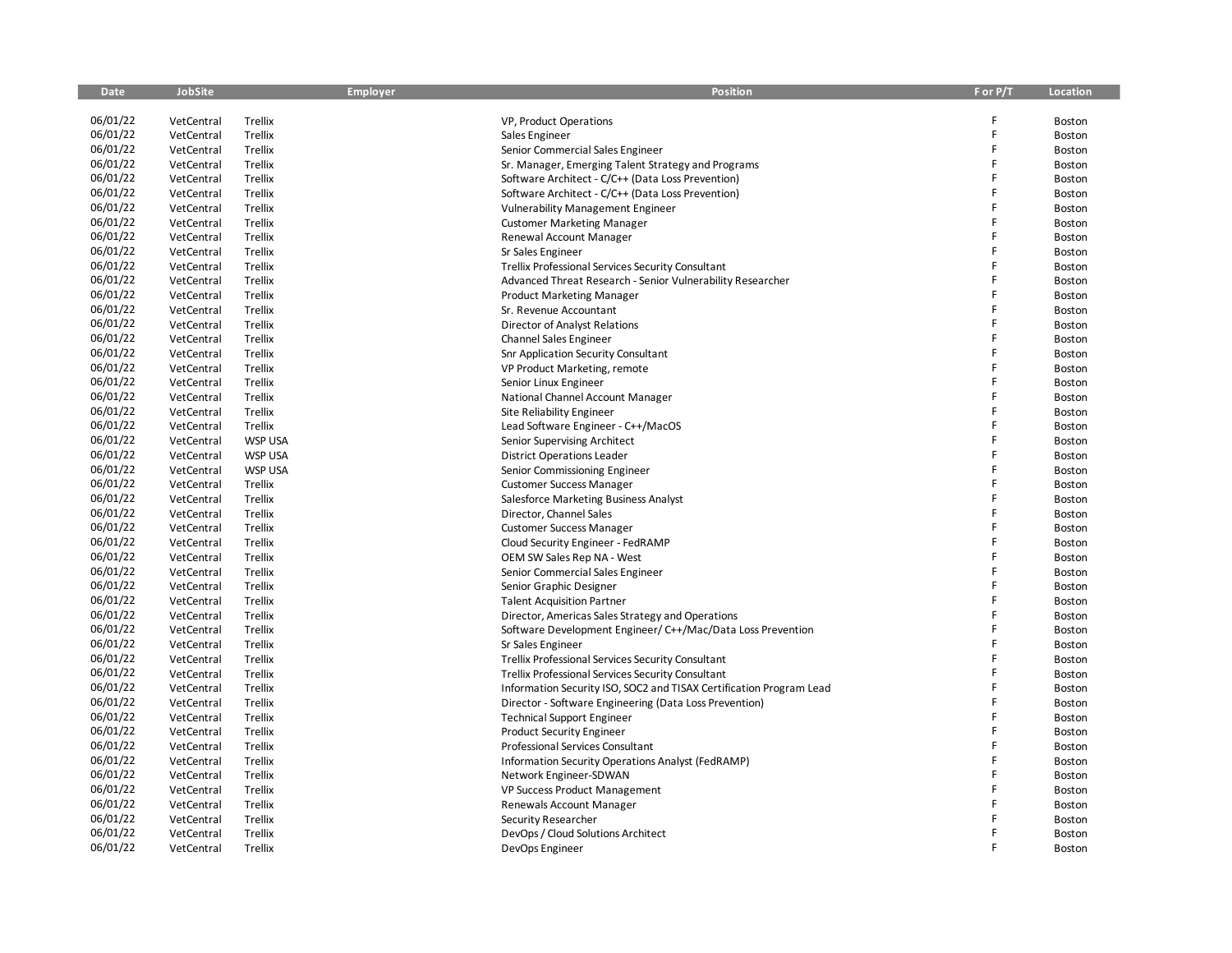| Date | JobSite | Employer | Position | F or P/T | Location |
|---|---|---|---|---|---|
| 06/01/22 | VetCentral | Trellix | VP, Product Operations | F | Boston |
| 06/01/22 | VetCentral | Trellix | Sales Engineer | F | Boston |
| 06/01/22 | VetCentral | Trellix | Senior Commercial Sales Engineer | F | Boston |
| 06/01/22 | VetCentral | Trellix | Sr. Manager, Emerging Talent Strategy and Programs | F | Boston |
| 06/01/22 | VetCentral | Trellix | Software Architect - C/C++ (Data Loss Prevention) | F | Boston |
| 06/01/22 | VetCentral | Trellix | Software Architect - C/C++ (Data Loss Prevention) | F | Boston |
| 06/01/22 | VetCentral | Trellix | Vulnerability Management Engineer | F | Boston |
| 06/01/22 | VetCentral | Trellix | Customer Marketing Manager | F | Boston |
| 06/01/22 | VetCentral | Trellix | Renewal Account Manager | F | Boston |
| 06/01/22 | VetCentral | Trellix | Sr Sales Engineer | F | Boston |
| 06/01/22 | VetCentral | Trellix | Trellix Professional Services Security Consultant | F | Boston |
| 06/01/22 | VetCentral | Trellix | Advanced Threat Research - Senior Vulnerability Researcher | F | Boston |
| 06/01/22 | VetCentral | Trellix | Product Marketing Manager | F | Boston |
| 06/01/22 | VetCentral | Trellix | Sr. Revenue Accountant | F | Boston |
| 06/01/22 | VetCentral | Trellix | Director of Analyst Relations | F | Boston |
| 06/01/22 | VetCentral | Trellix | Channel Sales Engineer | F | Boston |
| 06/01/22 | VetCentral | Trellix | Snr Application Security Consultant | F | Boston |
| 06/01/22 | VetCentral | Trellix | VP Product Marketing, remote | F | Boston |
| 06/01/22 | VetCentral | Trellix | Senior Linux Engineer | F | Boston |
| 06/01/22 | VetCentral | Trellix | National Channel Account Manager | F | Boston |
| 06/01/22 | VetCentral | Trellix | Site Reliability Engineer | F | Boston |
| 06/01/22 | VetCentral | Trellix | Lead Software Engineer - C++/MacOS | F | Boston |
| 06/01/22 | VetCentral | WSP USA | Senior Supervising Architect | F | Boston |
| 06/01/22 | VetCentral | WSP USA | District Operations Leader | F | Boston |
| 06/01/22 | VetCentral | WSP USA | Senior Commissioning Engineer | F | Boston |
| 06/01/22 | VetCentral | Trellix | Customer Success Manager | F | Boston |
| 06/01/22 | VetCentral | Trellix | Salesforce Marketing Business Analyst | F | Boston |
| 06/01/22 | VetCentral | Trellix | Director, Channel Sales | F | Boston |
| 06/01/22 | VetCentral | Trellix | Customer Success Manager | F | Boston |
| 06/01/22 | VetCentral | Trellix | Cloud Security Engineer - FedRAMP | F | Boston |
| 06/01/22 | VetCentral | Trellix | OEM SW Sales Rep NA - West | F | Boston |
| 06/01/22 | VetCentral | Trellix | Senior Commercial Sales Engineer | F | Boston |
| 06/01/22 | VetCentral | Trellix | Senior Graphic Designer | F | Boston |
| 06/01/22 | VetCentral | Trellix | Talent Acquisition Partner | F | Boston |
| 06/01/22 | VetCentral | Trellix | Director, Americas Sales Strategy and Operations | F | Boston |
| 06/01/22 | VetCentral | Trellix | Software Development Engineer/ C++/Mac/Data Loss Prevention | F | Boston |
| 06/01/22 | VetCentral | Trellix | Sr Sales Engineer | F | Boston |
| 06/01/22 | VetCentral | Trellix | Trellix Professional Services Security Consultant | F | Boston |
| 06/01/22 | VetCentral | Trellix | Trellix Professional Services Security Consultant | F | Boston |
| 06/01/22 | VetCentral | Trellix | Information Security ISO, SOC2 and TISAX Certification Program Lead | F | Boston |
| 06/01/22 | VetCentral | Trellix | Director - Software Engineering (Data Loss Prevention) | F | Boston |
| 06/01/22 | VetCentral | Trellix | Technical Support Engineer | F | Boston |
| 06/01/22 | VetCentral | Trellix | Product Security Engineer | F | Boston |
| 06/01/22 | VetCentral | Trellix | Professional Services Consultant | F | Boston |
| 06/01/22 | VetCentral | Trellix | Information Security Operations Analyst (FedRAMP) | F | Boston |
| 06/01/22 | VetCentral | Trellix | Network Engineer-SDWAN | F | Boston |
| 06/01/22 | VetCentral | Trellix | VP Success Product Management | F | Boston |
| 06/01/22 | VetCentral | Trellix | Renewals Account Manager | F | Boston |
| 06/01/22 | VetCentral | Trellix | Security Researcher | F | Boston |
| 06/01/22 | VetCentral | Trellix | DevOps / Cloud Solutions Architect | F | Boston |
| 06/01/22 | VetCentral | Trellix | DevOps Engineer | F | Boston |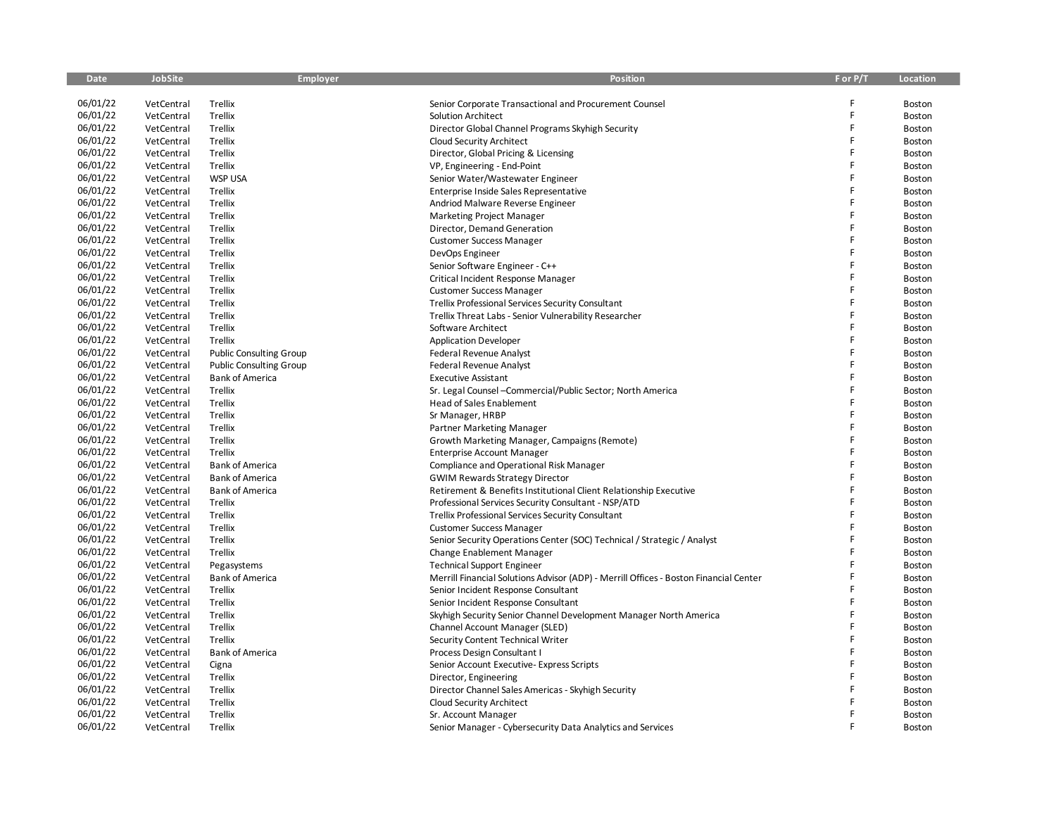| Date | JobSite | Employer | Position | F or P/T | Location |
|---|---|---|---|---|---|
| 06/01/22 | VetCentral | Trellix | Senior Corporate Transactional and Procurement Counsel | F | Boston |
| 06/01/22 | VetCentral | Trellix | Solution Architect | F | Boston |
| 06/01/22 | VetCentral | Trellix | Director Global Channel Programs Skyhigh Security | F | Boston |
| 06/01/22 | VetCentral | Trellix | Cloud Security Architect | F | Boston |
| 06/01/22 | VetCentral | Trellix | Director, Global Pricing & Licensing | F | Boston |
| 06/01/22 | VetCentral | Trellix | VP, Engineering - End-Point | F | Boston |
| 06/01/22 | VetCentral | WSP USA | Senior Water/Wastewater Engineer | F | Boston |
| 06/01/22 | VetCentral | Trellix | Enterprise Inside Sales Representative | F | Boston |
| 06/01/22 | VetCentral | Trellix | Andriod Malware Reverse Engineer | F | Boston |
| 06/01/22 | VetCentral | Trellix | Marketing Project Manager | F | Boston |
| 06/01/22 | VetCentral | Trellix | Director, Demand Generation | F | Boston |
| 06/01/22 | VetCentral | Trellix | Customer Success Manager | F | Boston |
| 06/01/22 | VetCentral | Trellix | DevOps Engineer | F | Boston |
| 06/01/22 | VetCentral | Trellix | Senior Software Engineer - C++ | F | Boston |
| 06/01/22 | VetCentral | Trellix | Critical Incident Response Manager | F | Boston |
| 06/01/22 | VetCentral | Trellix | Customer Success Manager | F | Boston |
| 06/01/22 | VetCentral | Trellix | Trellix Professional Services Security Consultant | F | Boston |
| 06/01/22 | VetCentral | Trellix | Trellix Threat Labs - Senior Vulnerability Researcher | F | Boston |
| 06/01/22 | VetCentral | Trellix | Software Architect | F | Boston |
| 06/01/22 | VetCentral | Trellix | Application Developer | F | Boston |
| 06/01/22 | VetCentral | Public Consulting Group | Federal Revenue Analyst | F | Boston |
| 06/01/22 | VetCentral | Public Consulting Group | Federal Revenue Analyst | F | Boston |
| 06/01/22 | VetCentral | Bank of America | Executive Assistant | F | Boston |
| 06/01/22 | VetCentral | Trellix | Sr. Legal Counsel –Commercial/Public Sector; North America | F | Boston |
| 06/01/22 | VetCentral | Trellix | Head of Sales Enablement | F | Boston |
| 06/01/22 | VetCentral | Trellix | Sr Manager, HRBP | F | Boston |
| 06/01/22 | VetCentral | Trellix | Partner Marketing Manager | F | Boston |
| 06/01/22 | VetCentral | Trellix | Growth Marketing Manager, Campaigns (Remote) | F | Boston |
| 06/01/22 | VetCentral | Trellix | Enterprise Account Manager | F | Boston |
| 06/01/22 | VetCentral | Bank of America | Compliance and Operational Risk Manager | F | Boston |
| 06/01/22 | VetCentral | Bank of America | GWIM Rewards Strategy Director | F | Boston |
| 06/01/22 | VetCentral | Bank of America | Retirement & Benefits Institutional Client Relationship Executive | F | Boston |
| 06/01/22 | VetCentral | Trellix | Professional Services Security Consultant - NSP/ATD | F | Boston |
| 06/01/22 | VetCentral | Trellix | Trellix Professional Services Security Consultant | F | Boston |
| 06/01/22 | VetCentral | Trellix | Customer Success Manager | F | Boston |
| 06/01/22 | VetCentral | Trellix | Senior Security Operations Center (SOC) Technical / Strategic / Analyst | F | Boston |
| 06/01/22 | VetCentral | Trellix | Change Enablement Manager | F | Boston |
| 06/01/22 | VetCentral | Pegasystems | Technical Support Engineer | F | Boston |
| 06/01/22 | VetCentral | Bank of America | Merrill Financial Solutions Advisor (ADP) - Merrill Offices - Boston Financial Center | F | Boston |
| 06/01/22 | VetCentral | Trellix | Senior Incident Response Consultant | F | Boston |
| 06/01/22 | VetCentral | Trellix | Senior Incident Response Consultant | F | Boston |
| 06/01/22 | VetCentral | Trellix | Skyhigh Security Senior Channel Development Manager North America | F | Boston |
| 06/01/22 | VetCentral | Trellix | Channel Account Manager (SLED) | F | Boston |
| 06/01/22 | VetCentral | Trellix | Security Content Technical Writer | F | Boston |
| 06/01/22 | VetCentral | Bank of America | Process Design Consultant I | F | Boston |
| 06/01/22 | VetCentral | Cigna | Senior Account Executive- Express Scripts | F | Boston |
| 06/01/22 | VetCentral | Trellix | Director, Engineering | F | Boston |
| 06/01/22 | VetCentral | Trellix | Director Channel Sales Americas - Skyhigh Security | F | Boston |
| 06/01/22 | VetCentral | Trellix | Cloud Security Architect | F | Boston |
| 06/01/22 | VetCentral | Trellix | Sr. Account Manager | F | Boston |
| 06/01/22 | VetCentral | Trellix | Senior Manager - Cybersecurity Data Analytics and Services | F | Boston |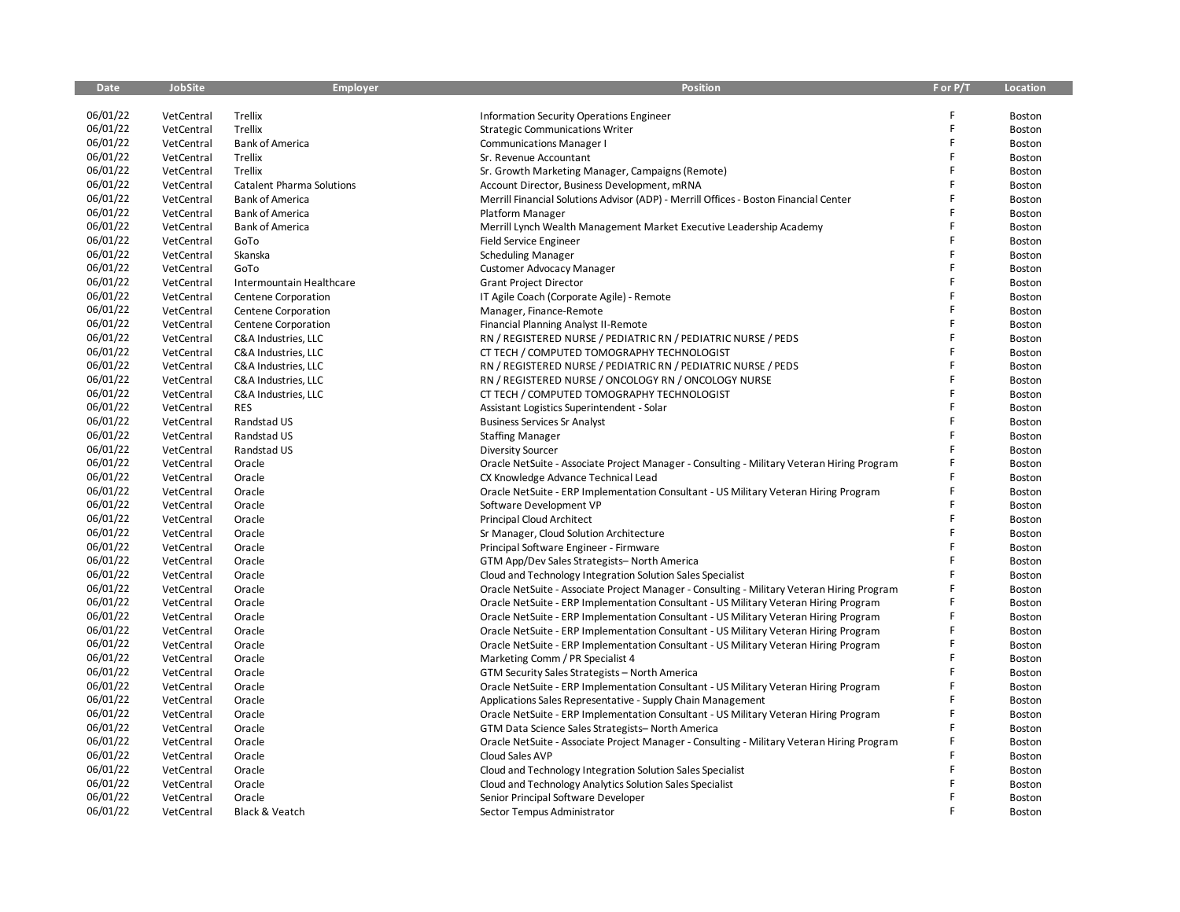| Date | JobSite | Employer | Position | F or P/T | Location |
|---|---|---|---|---|---|
| 06/01/22 | VetCentral | Trellix | Information Security Operations Engineer | F | Boston |
| 06/01/22 | VetCentral | Trellix | Strategic Communications Writer | F | Boston |
| 06/01/22 | VetCentral | Bank of America | Communications Manager I | F | Boston |
| 06/01/22 | VetCentral | Trellix | Sr. Revenue Accountant | F | Boston |
| 06/01/22 | VetCentral | Trellix | Sr. Growth Marketing Manager, Campaigns (Remote) | F | Boston |
| 06/01/22 | VetCentral | Catalent Pharma Solutions | Account Director, Business Development, mRNA | F | Boston |
| 06/01/22 | VetCentral | Bank of America | Merrill Financial Solutions Advisor (ADP) - Merrill Offices - Boston Financial Center | F | Boston |
| 06/01/22 | VetCentral | Bank of America | Platform Manager | F | Boston |
| 06/01/22 | VetCentral | Bank of America | Merrill Lynch Wealth Management Market Executive Leadership Academy | F | Boston |
| 06/01/22 | VetCentral | GoTo | Field Service Engineer | F | Boston |
| 06/01/22 | VetCentral | Skanska | Scheduling Manager | F | Boston |
| 06/01/22 | VetCentral | GoTo | Customer Advocacy Manager | F | Boston |
| 06/01/22 | VetCentral | Intermountain Healthcare | Grant Project Director | F | Boston |
| 06/01/22 | VetCentral | Centene Corporation | IT Agile Coach (Corporate Agile) - Remote | F | Boston |
| 06/01/22 | VetCentral | Centene Corporation | Manager, Finance-Remote | F | Boston |
| 06/01/22 | VetCentral | Centene Corporation | Financial Planning Analyst II-Remote | F | Boston |
| 06/01/22 | VetCentral | C&A Industries, LLC | RN / REGISTERED NURSE / PEDIATRIC RN / PEDIATRIC NURSE / PEDS | F | Boston |
| 06/01/22 | VetCentral | C&A Industries, LLC | CT TECH / COMPUTED TOMOGRAPHY TECHNOLOGIST | F | Boston |
| 06/01/22 | VetCentral | C&A Industries, LLC | RN / REGISTERED NURSE / PEDIATRIC RN / PEDIATRIC NURSE / PEDS | F | Boston |
| 06/01/22 | VetCentral | C&A Industries, LLC | RN / REGISTERED NURSE / ONCOLOGY RN / ONCOLOGY NURSE | F | Boston |
| 06/01/22 | VetCentral | C&A Industries, LLC | CT TECH / COMPUTED TOMOGRAPHY TECHNOLOGIST | F | Boston |
| 06/01/22 | VetCentral | RES | Assistant Logistics Superintendent - Solar | F | Boston |
| 06/01/22 | VetCentral | Randstad US | Business Services Sr Analyst | F | Boston |
| 06/01/22 | VetCentral | Randstad US | Staffing Manager | F | Boston |
| 06/01/22 | VetCentral | Randstad US | Diversity Sourcer | F | Boston |
| 06/01/22 | VetCentral | Oracle | Oracle NetSuite - Associate Project Manager - Consulting - Military Veteran Hiring Program | F | Boston |
| 06/01/22 | VetCentral | Oracle | CX Knowledge Advance Technical Lead | F | Boston |
| 06/01/22 | VetCentral | Oracle | Oracle NetSuite - ERP Implementation Consultant - US Military Veteran Hiring Program | F | Boston |
| 06/01/22 | VetCentral | Oracle | Software Development VP | F | Boston |
| 06/01/22 | VetCentral | Oracle | Principal Cloud Architect | F | Boston |
| 06/01/22 | VetCentral | Oracle | Sr Manager, Cloud Solution Architecture | F | Boston |
| 06/01/22 | VetCentral | Oracle | Principal Software Engineer - Firmware | F | Boston |
| 06/01/22 | VetCentral | Oracle | GTM App/Dev Sales Strategists– North America | F | Boston |
| 06/01/22 | VetCentral | Oracle | Cloud and Technology Integration Solution Sales Specialist | F | Boston |
| 06/01/22 | VetCentral | Oracle | Oracle NetSuite - Associate Project Manager - Consulting - Military Veteran Hiring Program | F | Boston |
| 06/01/22 | VetCentral | Oracle | Oracle NetSuite - ERP Implementation Consultant - US Military Veteran Hiring Program | F | Boston |
| 06/01/22 | VetCentral | Oracle | Oracle NetSuite - ERP Implementation Consultant - US Military Veteran Hiring Program | F | Boston |
| 06/01/22 | VetCentral | Oracle | Oracle NetSuite - ERP Implementation Consultant - US Military Veteran Hiring Program | F | Boston |
| 06/01/22 | VetCentral | Oracle | Oracle NetSuite - ERP Implementation Consultant - US Military Veteran Hiring Program | F | Boston |
| 06/01/22 | VetCentral | Oracle | Marketing Comm / PR Specialist 4 | F | Boston |
| 06/01/22 | VetCentral | Oracle | GTM Security Sales Strategists – North America | F | Boston |
| 06/01/22 | VetCentral | Oracle | Oracle NetSuite - ERP Implementation Consultant - US Military Veteran Hiring Program | F | Boston |
| 06/01/22 | VetCentral | Oracle | Applications Sales Representative - Supply Chain Management | F | Boston |
| 06/01/22 | VetCentral | Oracle | Oracle NetSuite - ERP Implementation Consultant - US Military Veteran Hiring Program | F | Boston |
| 06/01/22 | VetCentral | Oracle | GTM Data Science Sales Strategists– North America | F | Boston |
| 06/01/22 | VetCentral | Oracle | Oracle NetSuite - Associate Project Manager - Consulting - Military Veteran Hiring Program | F | Boston |
| 06/01/22 | VetCentral | Oracle | Cloud Sales AVP | F | Boston |
| 06/01/22 | VetCentral | Oracle | Cloud and Technology Integration Solution Sales Specialist | F | Boston |
| 06/01/22 | VetCentral | Oracle | Cloud and Technology Analytics Solution Sales Specialist | F | Boston |
| 06/01/22 | VetCentral | Oracle | Senior Principal Software Developer | F | Boston |
| 06/01/22 | VetCentral | Black & Veatch | Sector Tempus Administrator | F | Boston |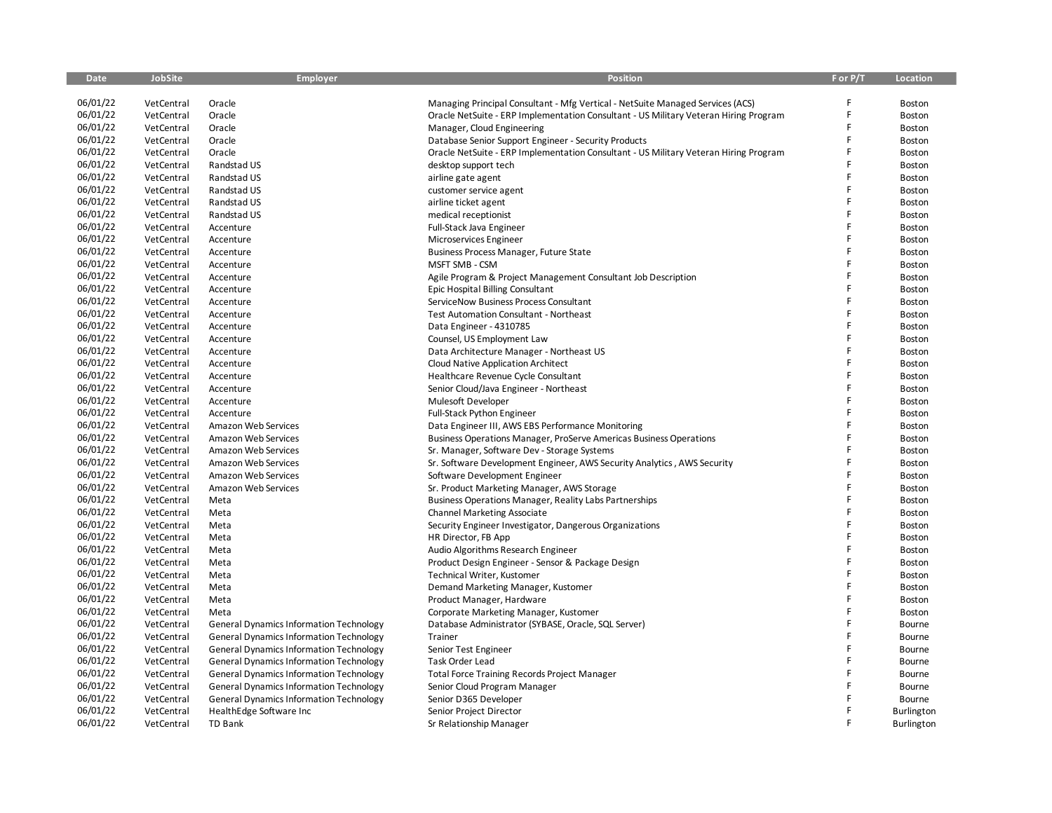| Date | JobSite | Employer | Position | F or P/T | Location |
|---|---|---|---|---|---|
| 06/01/22 | VetCentral | Oracle | Managing Principal Consultant - Mfg Vertical - NetSuite Managed Services (ACS) | F | Boston |
| 06/01/22 | VetCentral | Oracle | Oracle NetSuite - ERP Implementation Consultant - US Military Veteran Hiring Program | F | Boston |
| 06/01/22 | VetCentral | Oracle | Manager, Cloud Engineering | F | Boston |
| 06/01/22 | VetCentral | Oracle | Database Senior Support Engineer - Security Products | F | Boston |
| 06/01/22 | VetCentral | Oracle | Oracle NetSuite - ERP Implementation Consultant - US Military Veteran Hiring Program | F | Boston |
| 06/01/22 | VetCentral | Randstad US | desktop support tech | F | Boston |
| 06/01/22 | VetCentral | Randstad US | airline gate agent | F | Boston |
| 06/01/22 | VetCentral | Randstad US | customer service agent | F | Boston |
| 06/01/22 | VetCentral | Randstad US | airline ticket agent | F | Boston |
| 06/01/22 | VetCentral | Randstad US | medical receptionist | F | Boston |
| 06/01/22 | VetCentral | Accenture | Full-Stack Java Engineer | F | Boston |
| 06/01/22 | VetCentral | Accenture | Microservices Engineer | F | Boston |
| 06/01/22 | VetCentral | Accenture | Business Process Manager, Future State | F | Boston |
| 06/01/22 | VetCentral | Accenture | MSFT SMB - CSM | F | Boston |
| 06/01/22 | VetCentral | Accenture | Agile Program & Project Management Consultant Job Description | F | Boston |
| 06/01/22 | VetCentral | Accenture | Epic Hospital Billing Consultant | F | Boston |
| 06/01/22 | VetCentral | Accenture | ServiceNow Business Process Consultant | F | Boston |
| 06/01/22 | VetCentral | Accenture | Test Automation Consultant - Northeast | F | Boston |
| 06/01/22 | VetCentral | Accenture | Data Engineer - 4310785 | F | Boston |
| 06/01/22 | VetCentral | Accenture | Counsel, US Employment Law | F | Boston |
| 06/01/22 | VetCentral | Accenture | Data Architecture Manager - Northeast US | F | Boston |
| 06/01/22 | VetCentral | Accenture | Cloud Native Application Architect | F | Boston |
| 06/01/22 | VetCentral | Accenture | Healthcare Revenue Cycle Consultant | F | Boston |
| 06/01/22 | VetCentral | Accenture | Senior Cloud/Java Engineer - Northeast | F | Boston |
| 06/01/22 | VetCentral | Accenture | Mulesoft Developer | F | Boston |
| 06/01/22 | VetCentral | Accenture | Full-Stack Python Engineer | F | Boston |
| 06/01/22 | VetCentral | Amazon Web Services | Data Engineer III, AWS EBS Performance Monitoring | F | Boston |
| 06/01/22 | VetCentral | Amazon Web Services | Business Operations Manager, ProServe Americas Business Operations | F | Boston |
| 06/01/22 | VetCentral | Amazon Web Services | Sr. Manager, Software Dev - Storage Systems | F | Boston |
| 06/01/22 | VetCentral | Amazon Web Services | Sr. Software Development Engineer, AWS Security Analytics , AWS Security | F | Boston |
| 06/01/22 | VetCentral | Amazon Web Services | Software Development Engineer | F | Boston |
| 06/01/22 | VetCentral | Amazon Web Services | Sr. Product Marketing Manager, AWS Storage | F | Boston |
| 06/01/22 | VetCentral | Meta | Business Operations Manager, Reality Labs Partnerships | F | Boston |
| 06/01/22 | VetCentral | Meta | Channel Marketing Associate | F | Boston |
| 06/01/22 | VetCentral | Meta | Security Engineer Investigator, Dangerous Organizations | F | Boston |
| 06/01/22 | VetCentral | Meta | HR Director, FB App | F | Boston |
| 06/01/22 | VetCentral | Meta | Audio Algorithms Research Engineer | F | Boston |
| 06/01/22 | VetCentral | Meta | Product Design Engineer - Sensor & Package Design | F | Boston |
| 06/01/22 | VetCentral | Meta | Technical Writer, Kustomer | F | Boston |
| 06/01/22 | VetCentral | Meta | Demand Marketing Manager, Kustomer | F | Boston |
| 06/01/22 | VetCentral | Meta | Product Manager, Hardware | F | Boston |
| 06/01/22 | VetCentral | Meta | Corporate Marketing Manager, Kustomer | F | Boston |
| 06/01/22 | VetCentral | General Dynamics Information Technology | Database Administrator (SYBASE, Oracle, SQL Server) | F | Bourne |
| 06/01/22 | VetCentral | General Dynamics Information Technology | Trainer | F | Bourne |
| 06/01/22 | VetCentral | General Dynamics Information Technology | Senior Test Engineer | F | Bourne |
| 06/01/22 | VetCentral | General Dynamics Information Technology | Task Order Lead | F | Bourne |
| 06/01/22 | VetCentral | General Dynamics Information Technology | Total Force Training Records Project Manager | F | Bourne |
| 06/01/22 | VetCentral | General Dynamics Information Technology | Senior Cloud Program Manager | F | Bourne |
| 06/01/22 | VetCentral | General Dynamics Information Technology | Senior D365 Developer | F | Bourne |
| 06/01/22 | VetCentral | HealthEdge Software Inc | Senior Project Director | F | Burlington |
| 06/01/22 | VetCentral | TD Bank | Sr Relationship Manager | F | Burlington |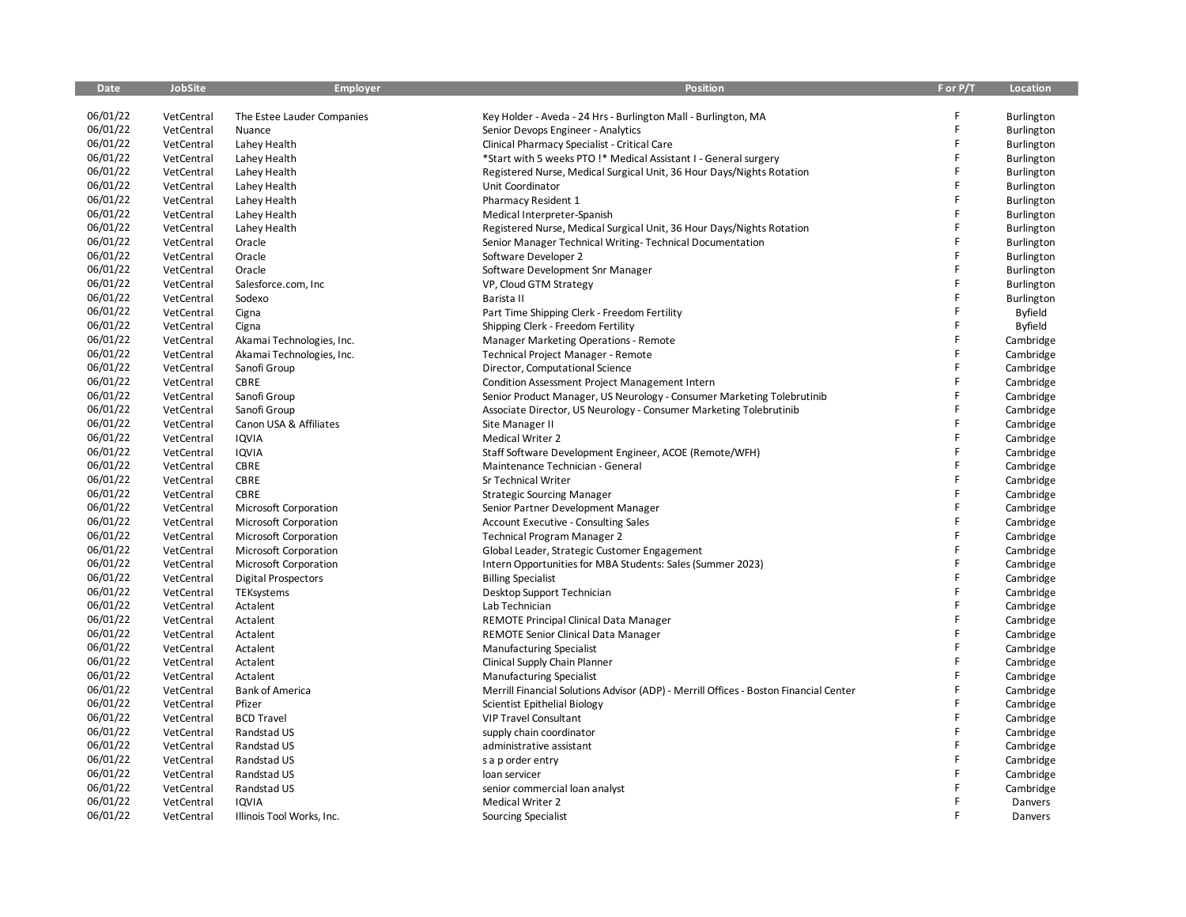| Date | JobSite | Employer | Position | F or P/T | Location |
|---|---|---|---|---|---|
| 06/01/22 | VetCentral | The Estee Lauder Companies | Key Holder - Aveda - 24 Hrs - Burlington Mall - Burlington, MA | F | Burlington |
| 06/01/22 | VetCentral | Nuance | Senior Devops Engineer - Analytics | F | Burlington |
| 06/01/22 | VetCentral | Lahey Health | Clinical Pharmacy Specialist - Critical Care | F | Burlington |
| 06/01/22 | VetCentral | Lahey Health | *Start with 5 weeks PTO !* Medical Assistant I - General surgery | F | Burlington |
| 06/01/22 | VetCentral | Lahey Health | Registered Nurse, Medical Surgical Unit, 36 Hour Days/Nights Rotation | F | Burlington |
| 06/01/22 | VetCentral | Lahey Health | Unit Coordinator | F | Burlington |
| 06/01/22 | VetCentral | Lahey Health | Pharmacy Resident 1 | F | Burlington |
| 06/01/22 | VetCentral | Lahey Health | Medical Interpreter-Spanish | F | Burlington |
| 06/01/22 | VetCentral | Lahey Health | Registered Nurse, Medical Surgical Unit, 36 Hour Days/Nights Rotation | F | Burlington |
| 06/01/22 | VetCentral | Oracle | Senior Manager Technical Writing- Technical Documentation | F | Burlington |
| 06/01/22 | VetCentral | Oracle | Software Developer 2 | F | Burlington |
| 06/01/22 | VetCentral | Oracle | Software Development Snr Manager | F | Burlington |
| 06/01/22 | VetCentral | Salesforce.com, Inc | VP, Cloud GTM Strategy | F | Burlington |
| 06/01/22 | VetCentral | Sodexo | Barista II | F | Burlington |
| 06/01/22 | VetCentral | Cigna | Part Time Shipping Clerk - Freedom Fertility | F | Byfield |
| 06/01/22 | VetCentral | Cigna | Shipping Clerk - Freedom Fertility | F | Byfield |
| 06/01/22 | VetCentral | Akamai Technologies, Inc. | Manager Marketing Operations - Remote | F | Cambridge |
| 06/01/22 | VetCentral | Akamai Technologies, Inc. | Technical Project Manager - Remote | F | Cambridge |
| 06/01/22 | VetCentral | Sanofi Group | Director, Computational Science | F | Cambridge |
| 06/01/22 | VetCentral | CBRE | Condition Assessment Project Management Intern | F | Cambridge |
| 06/01/22 | VetCentral | Sanofi Group | Senior Product Manager, US Neurology - Consumer Marketing Tolebrutinib | F | Cambridge |
| 06/01/22 | VetCentral | Sanofi Group | Associate Director, US Neurology - Consumer Marketing Tolebrutinib | F | Cambridge |
| 06/01/22 | VetCentral | Canon USA & Affiliates | Site Manager II | F | Cambridge |
| 06/01/22 | VetCentral | IQVIA | Medical Writer 2 | F | Cambridge |
| 06/01/22 | VetCentral | IQVIA | Staff Software Development Engineer, ACOE (Remote/WFH) | F | Cambridge |
| 06/01/22 | VetCentral | CBRE | Maintenance Technician - General | F | Cambridge |
| 06/01/22 | VetCentral | CBRE | Sr Technical Writer | F | Cambridge |
| 06/01/22 | VetCentral | CBRE | Strategic Sourcing Manager | F | Cambridge |
| 06/01/22 | VetCentral | Microsoft Corporation | Senior Partner Development Manager | F | Cambridge |
| 06/01/22 | VetCentral | Microsoft Corporation | Account Executive - Consulting Sales | F | Cambridge |
| 06/01/22 | VetCentral | Microsoft Corporation | Technical Program Manager 2 | F | Cambridge |
| 06/01/22 | VetCentral | Microsoft Corporation | Global Leader, Strategic Customer Engagement | F | Cambridge |
| 06/01/22 | VetCentral | Microsoft Corporation | Intern Opportunities for MBA Students: Sales (Summer 2023) | F | Cambridge |
| 06/01/22 | VetCentral | Digital Prospectors | Billing Specialist | F | Cambridge |
| 06/01/22 | VetCentral | TEKsystems | Desktop Support Technician | F | Cambridge |
| 06/01/22 | VetCentral | Actalent | Lab Technician | F | Cambridge |
| 06/01/22 | VetCentral | Actalent | REMOTE Principal Clinical Data Manager | F | Cambridge |
| 06/01/22 | VetCentral | Actalent | REMOTE Senior Clinical Data Manager | F | Cambridge |
| 06/01/22 | VetCentral | Actalent | Manufacturing Specialist | F | Cambridge |
| 06/01/22 | VetCentral | Actalent | Clinical Supply Chain Planner | F | Cambridge |
| 06/01/22 | VetCentral | Actalent | Manufacturing Specialist | F | Cambridge |
| 06/01/22 | VetCentral | Bank of America | Merrill Financial Solutions Advisor (ADP) - Merrill Offices - Boston Financial Center | F | Cambridge |
| 06/01/22 | VetCentral | Pfizer | Scientist Epithelial Biology | F | Cambridge |
| 06/01/22 | VetCentral | BCD Travel | VIP Travel Consultant | F | Cambridge |
| 06/01/22 | VetCentral | Randstad US | supply chain coordinator | F | Cambridge |
| 06/01/22 | VetCentral | Randstad US | administrative assistant | F | Cambridge |
| 06/01/22 | VetCentral | Randstad US | s a p order entry | F | Cambridge |
| 06/01/22 | VetCentral | Randstad US | loan servicer | F | Cambridge |
| 06/01/22 | VetCentral | Randstad US | senior commercial loan analyst | F | Cambridge |
| 06/01/22 | VetCentral | IQVIA | Medical Writer 2 | F | Danvers |
| 06/01/22 | VetCentral | Illinois Tool Works, Inc. | Sourcing Specialist | F | Danvers |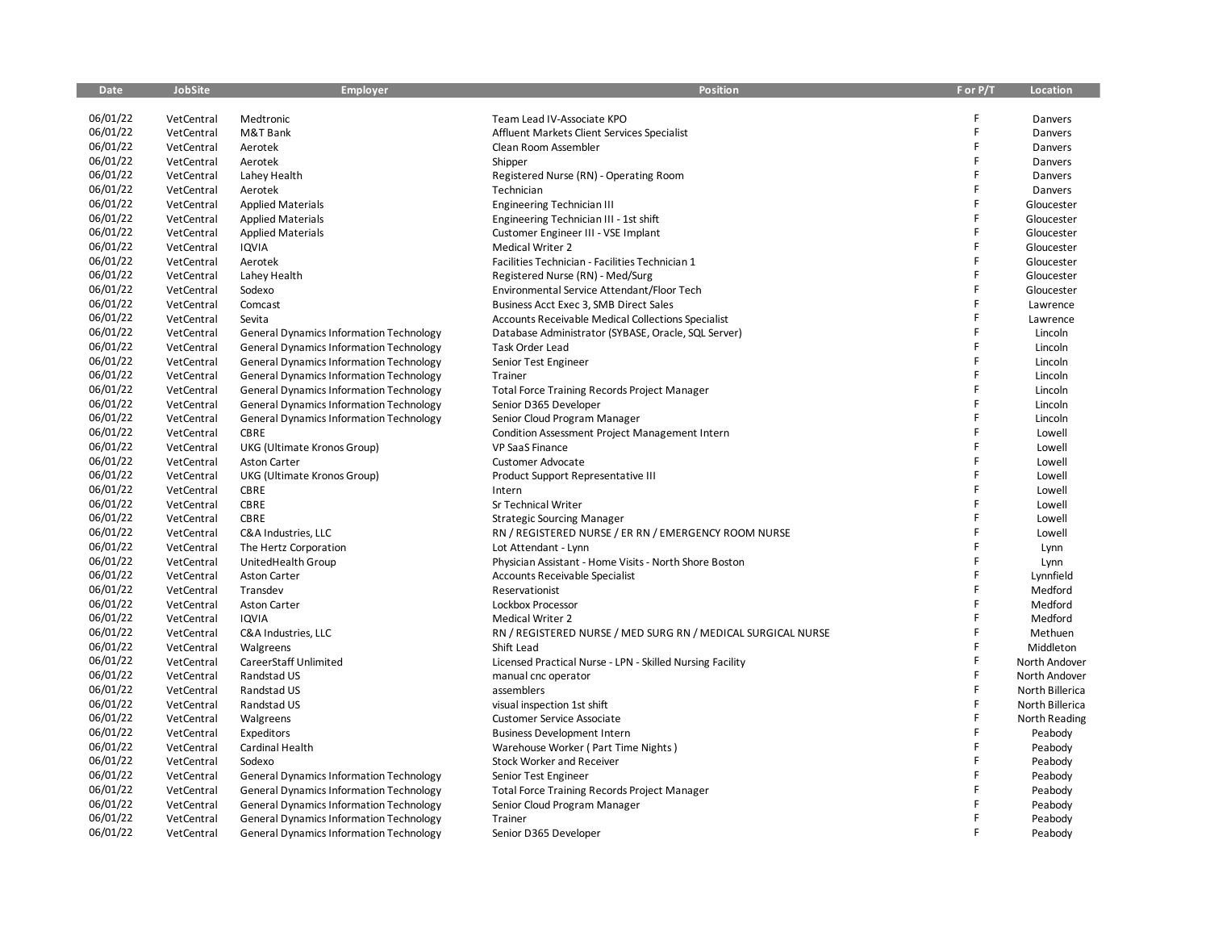| Date | JobSite | Employer | Position | F or P/T | Location |
|---|---|---|---|---|---|
| 06/01/22 | VetCentral | Medtronic | Team Lead IV-Associate KPO | F | Danvers |
| 06/01/22 | VetCentral | M&T Bank | Affluent Markets Client Services Specialist | F | Danvers |
| 06/01/22 | VetCentral | Aerotek | Clean Room Assembler | F | Danvers |
| 06/01/22 | VetCentral | Aerotek | Shipper | F | Danvers |
| 06/01/22 | VetCentral | Lahey Health | Registered Nurse (RN) - Operating Room | F | Danvers |
| 06/01/22 | VetCentral | Aerotek | Technician | F | Danvers |
| 06/01/22 | VetCentral | Applied Materials | Engineering Technician III | F | Gloucester |
| 06/01/22 | VetCentral | Applied Materials | Engineering Technician III - 1st shift | F | Gloucester |
| 06/01/22 | VetCentral | Applied Materials | Customer Engineer III - VSE Implant | F | Gloucester |
| 06/01/22 | VetCentral | IQVIA | Medical Writer 2 | F | Gloucester |
| 06/01/22 | VetCentral | Aerotek | Facilities Technician - Facilities Technician 1 | F | Gloucester |
| 06/01/22 | VetCentral | Lahey Health | Registered Nurse (RN) - Med/Surg | F | Gloucester |
| 06/01/22 | VetCentral | Sodexo | Environmental Service Attendant/Floor Tech | F | Gloucester |
| 06/01/22 | VetCentral | Comcast | Business Acct Exec 3, SMB Direct Sales | F | Lawrence |
| 06/01/22 | VetCentral | Sevita | Accounts Receivable Medical Collections Specialist | F | Lawrence |
| 06/01/22 | VetCentral | General Dynamics Information Technology | Database Administrator (SYBASE, Oracle, SQL Server) | F | Lincoln |
| 06/01/22 | VetCentral | General Dynamics Information Technology | Task Order Lead | F | Lincoln |
| 06/01/22 | VetCentral | General Dynamics Information Technology | Senior Test Engineer | F | Lincoln |
| 06/01/22 | VetCentral | General Dynamics Information Technology | Trainer | F | Lincoln |
| 06/01/22 | VetCentral | General Dynamics Information Technology | Total Force Training Records Project Manager | F | Lincoln |
| 06/01/22 | VetCentral | General Dynamics Information Technology | Senior D365 Developer | F | Lincoln |
| 06/01/22 | VetCentral | General Dynamics Information Technology | Senior Cloud Program Manager | F | Lincoln |
| 06/01/22 | VetCentral | CBRE | Condition Assessment Project Management Intern | F | Lowell |
| 06/01/22 | VetCentral | UKG (Ultimate Kronos Group) | VP SaaS Finance | F | Lowell |
| 06/01/22 | VetCentral | Aston Carter | Customer Advocate | F | Lowell |
| 06/01/22 | VetCentral | UKG (Ultimate Kronos Group) | Product Support Representative III | F | Lowell |
| 06/01/22 | VetCentral | CBRE | Intern | F | Lowell |
| 06/01/22 | VetCentral | CBRE | Sr Technical Writer | F | Lowell |
| 06/01/22 | VetCentral | CBRE | Strategic Sourcing Manager | F | Lowell |
| 06/01/22 | VetCentral | C&A Industries, LLC | RN / REGISTERED NURSE / ER RN / EMERGENCY ROOM NURSE | F | Lowell |
| 06/01/22 | VetCentral | The Hertz Corporation | Lot Attendant - Lynn | F | Lynn |
| 06/01/22 | VetCentral | UnitedHealth Group | Physician Assistant - Home Visits - North Shore Boston | F | Lynn |
| 06/01/22 | VetCentral | Aston Carter | Accounts Receivable Specialist | F | Lynnfield |
| 06/01/22 | VetCentral | Transdev | Reservationist | F | Medford |
| 06/01/22 | VetCentral | Aston Carter | Lockbox Processor | F | Medford |
| 06/01/22 | VetCentral | IQVIA | Medical Writer 2 | F | Medford |
| 06/01/22 | VetCentral | C&A Industries, LLC | RN / REGISTERED NURSE / MED SURG RN / MEDICAL SURGICAL NURSE | F | Methuen |
| 06/01/22 | VetCentral | Walgreens | Shift Lead | F | Middleton |
| 06/01/22 | VetCentral | CareerStaff Unlimited | Licensed Practical Nurse - LPN - Skilled Nursing Facility | F | North Andover |
| 06/01/22 | VetCentral | Randstad US | manual cnc operator | F | North Andover |
| 06/01/22 | VetCentral | Randstad US | assemblers | F | North Billerica |
| 06/01/22 | VetCentral | Randstad US | visual inspection 1st shift | F | North Billerica |
| 06/01/22 | VetCentral | Walgreens | Customer Service Associate | F | North Reading |
| 06/01/22 | VetCentral | Expeditors | Business Development Intern | F | Peabody |
| 06/01/22 | VetCentral | Cardinal Health | Warehouse Worker ( Part Time Nights ) | F | Peabody |
| 06/01/22 | VetCentral | Sodexo | Stock Worker and Receiver | F | Peabody |
| 06/01/22 | VetCentral | General Dynamics Information Technology | Senior Test Engineer | F | Peabody |
| 06/01/22 | VetCentral | General Dynamics Information Technology | Total Force Training Records Project Manager | F | Peabody |
| 06/01/22 | VetCentral | General Dynamics Information Technology | Senior Cloud Program Manager | F | Peabody |
| 06/01/22 | VetCentral | General Dynamics Information Technology | Trainer | F | Peabody |
| 06/01/22 | VetCentral | General Dynamics Information Technology | Senior D365 Developer | F | Peabody |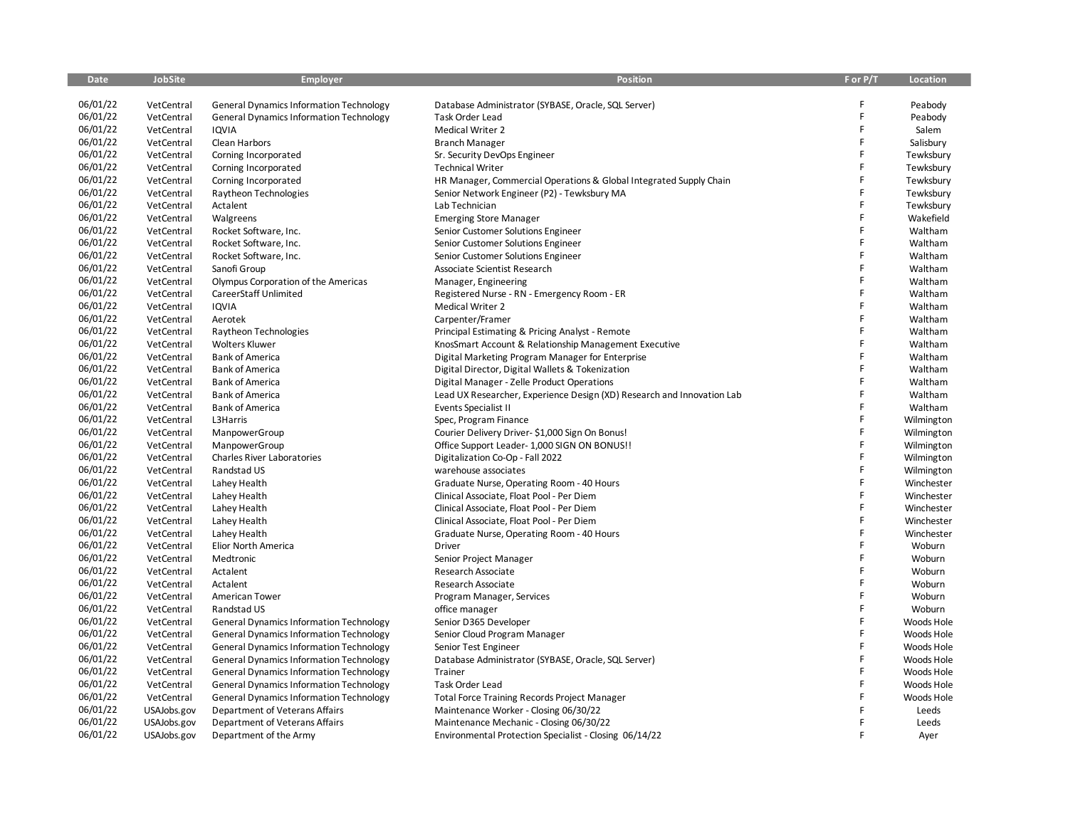| Date | JobSite | Employer | Position | F or P/T | Location |
|---|---|---|---|---|---|
| 06/01/22 | VetCentral | General Dynamics Information Technology | Database Administrator (SYBASE, Oracle, SQL Server) | F | Peabody |
| 06/01/22 | VetCentral | General Dynamics Information Technology | Task Order Lead | F | Peabody |
| 06/01/22 | VetCentral | IQVIA | Medical Writer 2 | F | Salem |
| 06/01/22 | VetCentral | Clean Harbors | Branch Manager | F | Salisbury |
| 06/01/22 | VetCentral | Corning Incorporated | Sr. Security DevOps Engineer | F | Tewksbury |
| 06/01/22 | VetCentral | Corning Incorporated | Technical Writer | F | Tewksbury |
| 06/01/22 | VetCentral | Corning Incorporated | HR Manager, Commercial Operations & Global Integrated Supply Chain | F | Tewksbury |
| 06/01/22 | VetCentral | Raytheon Technologies | Senior Network Engineer (P2) - Tewksbury MA | F | Tewksbury |
| 06/01/22 | VetCentral | Actalent | Lab Technician | F | Tewksbury |
| 06/01/22 | VetCentral | Walgreens | Emerging Store Manager | F | Wakefield |
| 06/01/22 | VetCentral | Rocket Software, Inc. | Senior Customer Solutions Engineer | F | Waltham |
| 06/01/22 | VetCentral | Rocket Software, Inc. | Senior Customer Solutions Engineer | F | Waltham |
| 06/01/22 | VetCentral | Rocket Software, Inc. | Senior Customer Solutions Engineer | F | Waltham |
| 06/01/22 | VetCentral | Sanofi Group | Associate Scientist Research | F | Waltham |
| 06/01/22 | VetCentral | Olympus Corporation of the Americas | Manager, Engineering | F | Waltham |
| 06/01/22 | VetCentral | CareerStaff Unlimited | Registered Nurse - RN - Emergency Room - ER | F | Waltham |
| 06/01/22 | VetCentral | IQVIA | Medical Writer 2 | F | Waltham |
| 06/01/22 | VetCentral | Aerotek | Carpenter/Framer | F | Waltham |
| 06/01/22 | VetCentral | Raytheon Technologies | Principal Estimating & Pricing Analyst - Remote | F | Waltham |
| 06/01/22 | VetCentral | Wolters Kluwer | KnosSmart Account & Relationship Management Executive | F | Waltham |
| 06/01/22 | VetCentral | Bank of America | Digital Marketing Program Manager for Enterprise | F | Waltham |
| 06/01/22 | VetCentral | Bank of America | Digital Director, Digital Wallets & Tokenization | F | Waltham |
| 06/01/22 | VetCentral | Bank of America | Digital Manager - Zelle Product Operations | F | Waltham |
| 06/01/22 | VetCentral | Bank of America | Lead UX Researcher, Experience Design (XD) Research and Innovation Lab | F | Waltham |
| 06/01/22 | VetCentral | Bank of America | Events Specialist II | F | Waltham |
| 06/01/22 | VetCentral | L3Harris | Spec, Program Finance | F | Wilmington |
| 06/01/22 | VetCentral | ManpowerGroup | Courier Delivery Driver- $1,000 Sign On Bonus! | F | Wilmington |
| 06/01/22 | VetCentral | ManpowerGroup | Office Support Leader- 1,000 SIGN ON BONUS!! | F | Wilmington |
| 06/01/22 | VetCentral | Charles River Laboratories | Digitalization Co-Op - Fall 2022 | F | Wilmington |
| 06/01/22 | VetCentral | Randstad US | warehouse associates | F | Wilmington |
| 06/01/22 | VetCentral | Lahey Health | Graduate Nurse, Operating Room - 40 Hours | F | Winchester |
| 06/01/22 | VetCentral | Lahey Health | Clinical Associate, Float Pool - Per Diem | F | Winchester |
| 06/01/22 | VetCentral | Lahey Health | Clinical Associate, Float Pool - Per Diem | F | Winchester |
| 06/01/22 | VetCentral | Lahey Health | Clinical Associate, Float Pool - Per Diem | F | Winchester |
| 06/01/22 | VetCentral | Lahey Health | Graduate Nurse, Operating Room - 40 Hours | F | Winchester |
| 06/01/22 | VetCentral | Elior North America | Driver | F | Woburn |
| 06/01/22 | VetCentral | Medtronic | Senior Project Manager | F | Woburn |
| 06/01/22 | VetCentral | Actalent | Research Associate | F | Woburn |
| 06/01/22 | VetCentral | Actalent | Research Associate | F | Woburn |
| 06/01/22 | VetCentral | American Tower | Program Manager, Services | F | Woburn |
| 06/01/22 | VetCentral | Randstad US | office manager | F | Woburn |
| 06/01/22 | VetCentral | General Dynamics Information Technology | Senior D365 Developer | F | Woods Hole |
| 06/01/22 | VetCentral | General Dynamics Information Technology | Senior Cloud Program Manager | F | Woods Hole |
| 06/01/22 | VetCentral | General Dynamics Information Technology | Senior Test Engineer | F | Woods Hole |
| 06/01/22 | VetCentral | General Dynamics Information Technology | Database Administrator (SYBASE, Oracle, SQL Server) | F | Woods Hole |
| 06/01/22 | VetCentral | General Dynamics Information Technology | Trainer | F | Woods Hole |
| 06/01/22 | VetCentral | General Dynamics Information Technology | Task Order Lead | F | Woods Hole |
| 06/01/22 | VetCentral | General Dynamics Information Technology | Total Force Training Records Project Manager | F | Woods Hole |
| 06/01/22 | USAJobs.gov | Department of Veterans Affairs | Maintenance Worker - Closing 06/30/22 | F | Leeds |
| 06/01/22 | USAJobs.gov | Department of Veterans Affairs | Maintenance Mechanic - Closing 06/30/22 | F | Leeds |
| 06/01/22 | USAJobs.gov | Department of the Army | Environmental Protection Specialist - Closing 06/14/22 | F | Ayer |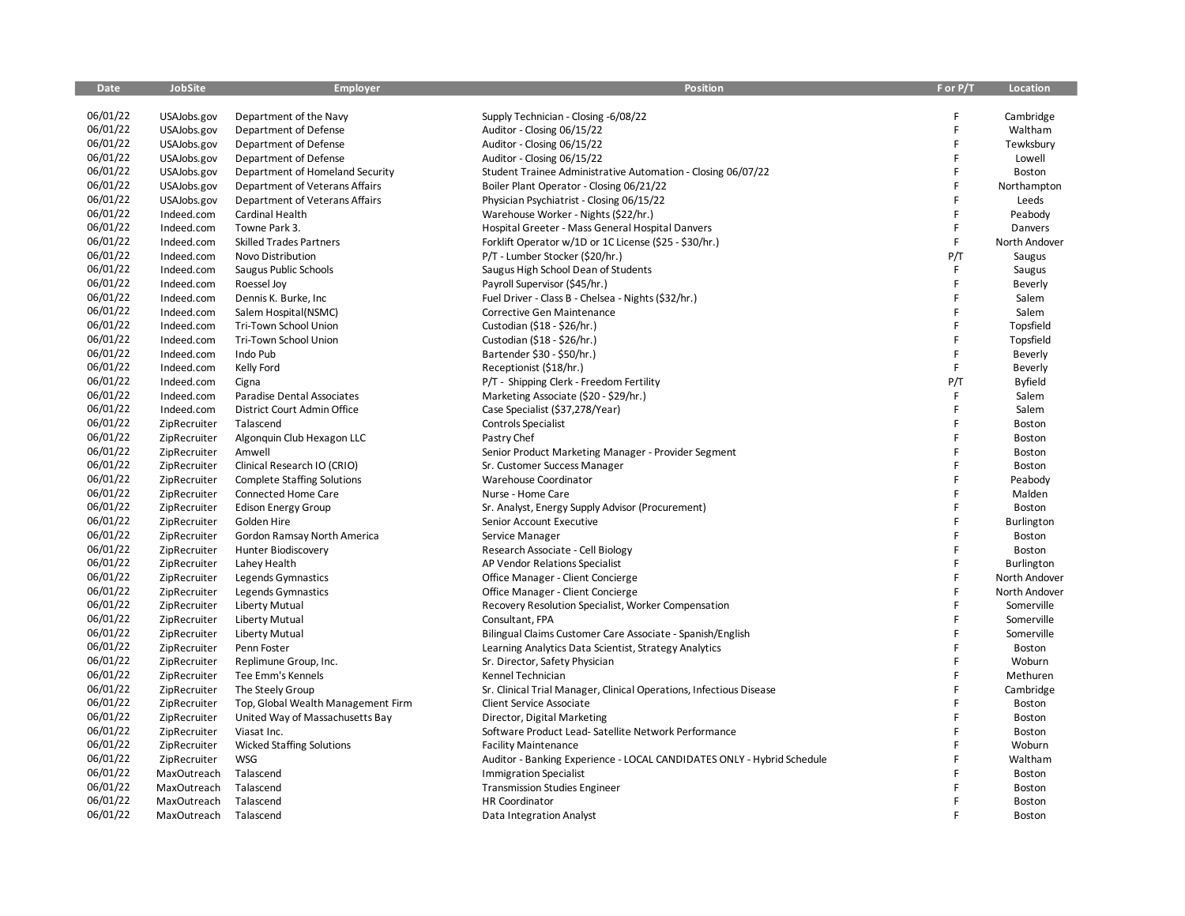| Date | JobSite | Employer | Position | F or P/T | Location |
|---|---|---|---|---|---|
| 06/01/22 | USAJobs.gov | Department of the Navy | Supply Technician - Closing -6/08/22 | F | Cambridge |
| 06/01/22 | USAJobs.gov | Department of Defense | Auditor - Closing 06/15/22 | F | Waltham |
| 06/01/22 | USAJobs.gov | Department of Defense | Auditor - Closing 06/15/22 | F | Tewksbury |
| 06/01/22 | USAJobs.gov | Department of Defense | Auditor - Closing 06/15/22 | F | Lowell |
| 06/01/22 | USAJobs.gov | Department of Homeland Security | Student Trainee Administrative Automation - Closing 06/07/22 | F | Boston |
| 06/01/22 | USAJobs.gov | Department of Veterans Affairs | Boiler Plant Operator - Closing 06/21/22 | F | Northampton |
| 06/01/22 | USAJobs.gov | Department of Veterans Affairs | Physician Psychiatrist - Closing 06/15/22 | F | Leeds |
| 06/01/22 | Indeed.com | Cardinal Health | Warehouse Worker - Nights ($22/hr.) | F | Peabody |
| 06/01/22 | Indeed.com | Towne Park 3. | Hospital Greeter - Mass General Hospital Danvers | F | Danvers |
| 06/01/22 | Indeed.com | Skilled Trades Partners | Forklift Operator w/1D or 1C License ($25 - $30/hr.) | F | North Andover |
| 06/01/22 | Indeed.com | Novo Distribution | P/T - Lumber Stocker ($20/hr.) | P/T | Saugus |
| 06/01/22 | Indeed.com | Saugus Public Schools | Saugus High School Dean of Students | F | Saugus |
| 06/01/22 | Indeed.com | Roessel Joy | Payroll Supervisor ($45/hr.) | F | Beverly |
| 06/01/22 | Indeed.com | Dennis K. Burke, Inc | Fuel Driver - Class B - Chelsea - Nights ($32/hr.) | F | Salem |
| 06/01/22 | Indeed.com | Salem Hospital(NSMC) | Corrective Gen Maintenance | F | Salem |
| 06/01/22 | Indeed.com | Tri-Town School Union | Custodian ($18 - $26/hr.) | F | Topsfield |
| 06/01/22 | Indeed.com | Tri-Town School Union | Custodian ($18 - $26/hr.) | F | Topsfield |
| 06/01/22 | Indeed.com | Indo Pub | Bartender $30 - $50/hr.) | F | Beverly |
| 06/01/22 | Indeed.com | Kelly Ford | Receptionist ($18/hr.) | F | Beverly |
| 06/01/22 | Indeed.com | Cigna | P/T - Shipping Clerk - Freedom Fertility | P/T | Byfield |
| 06/01/22 | Indeed.com | Paradise Dental Associates | Marketing Associate ($20 - $29/hr.) | F | Salem |
| 06/01/22 | Indeed.com | District Court Admin Office | Case Specialist ($37,278/Year) | F | Salem |
| 06/01/22 | ZipRecruiter | Talascend | Controls Specialist | F | Boston |
| 06/01/22 | ZipRecruiter | Algonquin Club Hexagon LLC | Pastry Chef | F | Boston |
| 06/01/22 | ZipRecruiter | Amwell | Senior Product Marketing Manager - Provider Segment | F | Boston |
| 06/01/22 | ZipRecruiter | Clinical Research IO (CRIO) | Sr. Customer Success Manager | F | Boston |
| 06/01/22 | ZipRecruiter | Complete Staffing Solutions | Warehouse Coordinator | F | Peabody |
| 06/01/22 | ZipRecruiter | Connected Home Care | Nurse - Home Care | F | Malden |
| 06/01/22 | ZipRecruiter | Edison Energy Group | Sr. Analyst, Energy Supply Advisor (Procurement) | F | Boston |
| 06/01/22 | ZipRecruiter | Golden Hire | Senior Account Executive | F | Burlington |
| 06/01/22 | ZipRecruiter | Gordon Ramsay North America | Service Manager | F | Boston |
| 06/01/22 | ZipRecruiter | Hunter Biodiscovery | Research Associate - Cell Biology | F | Boston |
| 06/01/22 | ZipRecruiter | Lahey Health | AP Vendor Relations Specialist | F | Burlington |
| 06/01/22 | ZipRecruiter | Legends Gymnastics | Office Manager - Client Concierge | F | North Andover |
| 06/01/22 | ZipRecruiter | Legends Gymnastics | Office Manager - Client Concierge | F | North Andover |
| 06/01/22 | ZipRecruiter | Liberty Mutual | Recovery Resolution Specialist, Worker Compensation | F | Somerville |
| 06/01/22 | ZipRecruiter | Liberty Mutual | Consultant, FPA | F | Somerville |
| 06/01/22 | ZipRecruiter | Liberty Mutual | Bilingual Claims Customer Care Associate - Spanish/English | F | Somerville |
| 06/01/22 | ZipRecruiter | Penn Foster | Learning Analytics Data Scientist, Strategy Analytics | F | Boston |
| 06/01/22 | ZipRecruiter | Replimune Group, Inc. | Sr. Director, Safety Physician | F | Woburn |
| 06/01/22 | ZipRecruiter | Tee Emm's Kennels | Kennel Technician | F | Methuren |
| 06/01/22 | ZipRecruiter | The Steely Group | Sr. Clinical Trial Manager, Clinical Operations, Infectious Disease | F | Cambridge |
| 06/01/22 | ZipRecruiter | Top, Global Wealth Management Firm | Client Service Associate | F | Boston |
| 06/01/22 | ZipRecruiter | United Way of Massachusetts Bay | Director, Digital Marketing | F | Boston |
| 06/01/22 | ZipRecruiter | Viasat Inc. | Software Product Lead- Satellite Network Performance | F | Boston |
| 06/01/22 | ZipRecruiter | Wicked Staffing Solutions | Facility Maintenance | F | Woburn |
| 06/01/22 | ZipRecruiter | WSG | Auditor - Banking Experience - LOCAL CANDIDATES ONLY - Hybrid Schedule | F | Waltham |
| 06/01/22 | MaxOutreach | Talascend | Immigration Specialist | F | Boston |
| 06/01/22 | MaxOutreach | Talascend | Transmission Studies Engineer | F | Boston |
| 06/01/22 | MaxOutreach | Talascend | HR Coordinator | F | Boston |
| 06/01/22 | MaxOutreach | Talascend | Data Integration Analyst | F | Boston |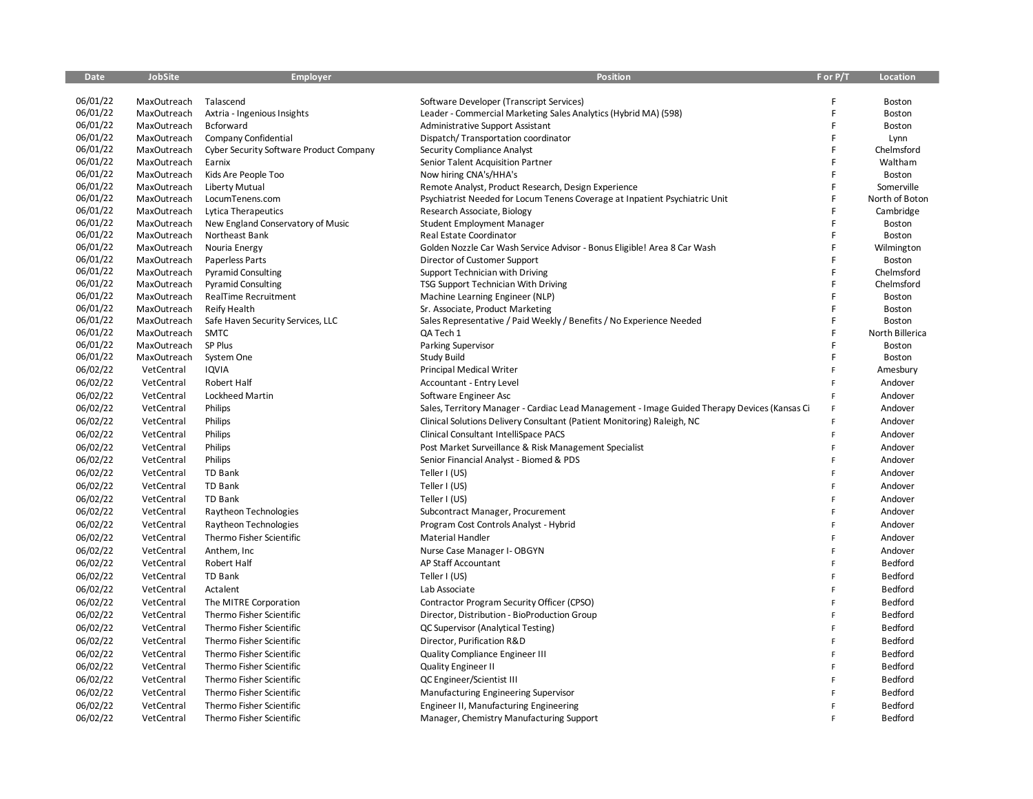| Date | JobSite | Employer | Position | F or P/T | Location |
|---|---|---|---|---|---|
| 06/01/22 | MaxOutreach | Talascend | Software Developer (Transcript Services) | F | Boston |
| 06/01/22 | MaxOutreach | Axtria - Ingenious Insights | Leader - Commercial Marketing Sales Analytics (Hybrid MA) (598) | F | Boston |
| 06/01/22 | MaxOutreach | Bcforward | Administrative Support Assistant | F | Boston |
| 06/01/22 | MaxOutreach | Company Confidential | Dispatch/ Transportation coordinator | F | Lynn |
| 06/01/22 | MaxOutreach | Cyber Security Software Product Company | Security Compliance Analyst | F | Chelmsford |
| 06/01/22 | MaxOutreach | Earnix | Senior Talent Acquisition Partner | F | Waltham |
| 06/01/22 | MaxOutreach | Kids Are People Too | Now hiring CNA's/HHA's | F | Boston |
| 06/01/22 | MaxOutreach | Liberty Mutual | Remote Analyst, Product Research, Design Experience | F | Somerville |
| 06/01/22 | MaxOutreach | LocumTenens.com | Psychiatrist Needed for Locum Tenens Coverage at Inpatient Psychiatric Unit | F | North of Boton |
| 06/01/22 | MaxOutreach | Lytica Therapeutics | Research Associate, Biology | F | Cambridge |
| 06/01/22 | MaxOutreach | New England Conservatory of Music | Student Employment Manager | F | Boston |
| 06/01/22 | MaxOutreach | Northeast Bank | Real Estate Coordinator | F | Boston |
| 06/01/22 | MaxOutreach | Nouria Energy | Golden Nozzle Car Wash Service Advisor - Bonus Eligible! Area 8 Car Wash | F | Wilmington |
| 06/01/22 | MaxOutreach | Paperless Parts | Director of Customer Support | F | Boston |
| 06/01/22 | MaxOutreach | Pyramid Consulting | Support Technician with Driving | F | Chelmsford |
| 06/01/22 | MaxOutreach | Pyramid Consulting | TSG Support Technician With Driving | F | Chelmsford |
| 06/01/22 | MaxOutreach | RealTime Recruitment | Machine Learning Engineer (NLP) | F | Boston |
| 06/01/22 | MaxOutreach | Reify Health | Sr. Associate, Product Marketing | F | Boston |
| 06/01/22 | MaxOutreach | Safe Haven Security Services, LLC | Sales Representative / Paid Weekly / Benefits / No Experience Needed | F | Boston |
| 06/01/22 | MaxOutreach | SMTC | QA Tech 1 | F | North Billerica |
| 06/01/22 | MaxOutreach | SP Plus | Parking Supervisor | F | Boston |
| 06/01/22 | MaxOutreach | System One | Study Build | F | Boston |
| 06/02/22 | VetCentral | IQVIA | Principal Medical Writer | F | Amesbury |
| 06/02/22 | VetCentral | Robert Half | Accountant - Entry Level | F | Andover |
| 06/02/22 | VetCentral | Lockheed Martin | Software Engineer Asc | F | Andover |
| 06/02/22 | VetCentral | Philips | Sales, Territory Manager - Cardiac Lead Management - Image Guided Therapy Devices (Kansas Ci | F | Andover |
| 06/02/22 | VetCentral | Philips | Clinical Solutions Delivery Consultant (Patient Monitoring) Raleigh, NC | F | Andover |
| 06/02/22 | VetCentral | Philips | Clinical Consultant IntelliSpace PACS | F | Andover |
| 06/02/22 | VetCentral | Philips | Post Market Surveillance & Risk Management Specialist | F | Andover |
| 06/02/22 | VetCentral | Philips | Senior Financial Analyst - Biomed & PDS | F | Andover |
| 06/02/22 | VetCentral | TD Bank | Teller I (US) | F | Andover |
| 06/02/22 | VetCentral | TD Bank | Teller I (US) | F | Andover |
| 06/02/22 | VetCentral | TD Bank | Teller I (US) | F | Andover |
| 06/02/22 | VetCentral | Raytheon Technologies | Subcontract Manager, Procurement | F | Andover |
| 06/02/22 | VetCentral | Raytheon Technologies | Program Cost Controls Analyst - Hybrid | F | Andover |
| 06/02/22 | VetCentral | Thermo Fisher Scientific | Material Handler | F | Andover |
| 06/02/22 | VetCentral | Anthem, Inc | Nurse Case Manager I- OBGYN | F | Andover |
| 06/02/22 | VetCentral | Robert Half | AP Staff Accountant | F | Bedford |
| 06/02/22 | VetCentral | TD Bank | Teller I (US) | F | Bedford |
| 06/02/22 | VetCentral | Actalent | Lab Associate | F | Bedford |
| 06/02/22 | VetCentral | The MITRE Corporation | Contractor Program Security Officer (CPSO) | F | Bedford |
| 06/02/22 | VetCentral | Thermo Fisher Scientific | Director, Distribution - BioProduction Group | F | Bedford |
| 06/02/22 | VetCentral | Thermo Fisher Scientific | QC Supervisor (Analytical Testing) | F | Bedford |
| 06/02/22 | VetCentral | Thermo Fisher Scientific | Director, Purification R&D | F | Bedford |
| 06/02/22 | VetCentral | Thermo Fisher Scientific | Quality Compliance Engineer III | F | Bedford |
| 06/02/22 | VetCentral | Thermo Fisher Scientific | Quality Engineer II | F | Bedford |
| 06/02/22 | VetCentral | Thermo Fisher Scientific | QC Engineer/Scientist III | F | Bedford |
| 06/02/22 | VetCentral | Thermo Fisher Scientific | Manufacturing Engineering Supervisor | F | Bedford |
| 06/02/22 | VetCentral | Thermo Fisher Scientific | Engineer II, Manufacturing Engineering | F | Bedford |
| 06/02/22 | VetCentral | Thermo Fisher Scientific | Manager, Chemistry Manufacturing Support | F | Bedford |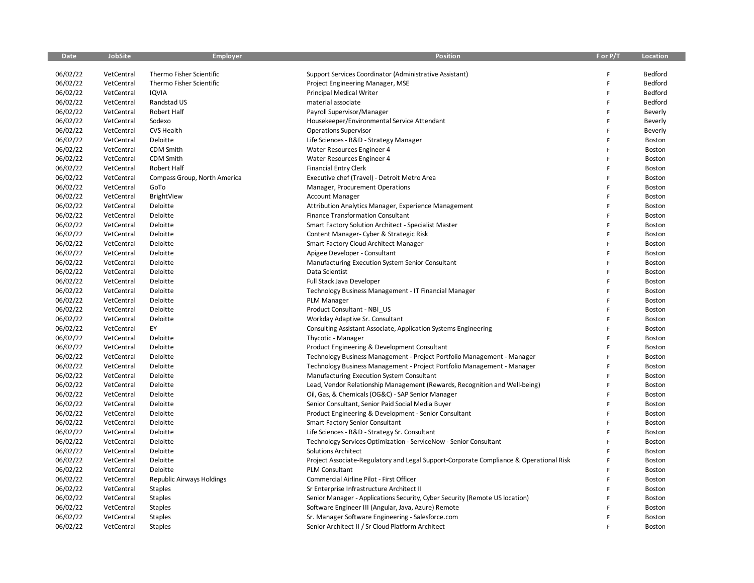| Date | JobSite | Employer | Position | F or P/T | Location |
|---|---|---|---|---|---|
| 06/02/22 | VetCentral | Thermo Fisher Scientific | Support Services Coordinator (Administrative Assistant) | F | Bedford |
| 06/02/22 | VetCentral | Thermo Fisher Scientific | Project Engineering Manager, MSE | F | Bedford |
| 06/02/22 | VetCentral | IQVIA | Principal Medical Writer | F | Bedford |
| 06/02/22 | VetCentral | Randstad US | material associate | F | Bedford |
| 06/02/22 | VetCentral | Robert Half | Payroll Supervisor/Manager | F | Beverly |
| 06/02/22 | VetCentral | Sodexo | Housekeeper/Environmental Service Attendant | F | Beverly |
| 06/02/22 | VetCentral | CVS Health | Operations Supervisor | F | Beverly |
| 06/02/22 | VetCentral | Deloitte | Life Sciences - R&D - Strategy Manager | F | Boston |
| 06/02/22 | VetCentral | CDM Smith | Water Resources Engineer 4 | F | Boston |
| 06/02/22 | VetCentral | CDM Smith | Water Resources Engineer 4 | F | Boston |
| 06/02/22 | VetCentral | Robert Half | Financial Entry Clerk | F | Boston |
| 06/02/22 | VetCentral | Compass Group, North America | Executive chef (Travel) - Detroit Metro Area | F | Boston |
| 06/02/22 | VetCentral | GoTo | Manager, Procurement Operations | F | Boston |
| 06/02/22 | VetCentral | BrightView | Account Manager | F | Boston |
| 06/02/22 | VetCentral | Deloitte | Attribution Analytics Manager, Experience Management | F | Boston |
| 06/02/22 | VetCentral | Deloitte | Finance Transformation Consultant | F | Boston |
| 06/02/22 | VetCentral | Deloitte | Smart Factory Solution Architect - Specialist Master | F | Boston |
| 06/02/22 | VetCentral | Deloitte | Content Manager- Cyber & Strategic Risk | F | Boston |
| 06/02/22 | VetCentral | Deloitte | Smart Factory Cloud Architect Manager | F | Boston |
| 06/02/22 | VetCentral | Deloitte | Apigee Developer - Consultant | F | Boston |
| 06/02/22 | VetCentral | Deloitte | Manufacturing Execution System Senior Consultant | F | Boston |
| 06/02/22 | VetCentral | Deloitte | Data Scientist | F | Boston |
| 06/02/22 | VetCentral | Deloitte | Full Stack Java Developer | F | Boston |
| 06/02/22 | VetCentral | Deloitte | Technology Business Management - IT Financial Manager | F | Boston |
| 06/02/22 | VetCentral | Deloitte | PLM Manager | F | Boston |
| 06/02/22 | VetCentral | Deloitte | Product Consultant - NBI_US | F | Boston |
| 06/02/22 | VetCentral | Deloitte | Workday Adaptive Sr. Consultant | F | Boston |
| 06/02/22 | VetCentral | EY | Consulting Assistant Associate, Application Systems Engineering | F | Boston |
| 06/02/22 | VetCentral | Deloitte | Thycotic - Manager | F | Boston |
| 06/02/22 | VetCentral | Deloitte | Product Engineering & Development Consultant | F | Boston |
| 06/02/22 | VetCentral | Deloitte | Technology Business Management - Project Portfolio Management - Manager | F | Boston |
| 06/02/22 | VetCentral | Deloitte | Technology Business Management - Project Portfolio Management - Manager | F | Boston |
| 06/02/22 | VetCentral | Deloitte | Manufacturing Execution System Consultant | F | Boston |
| 06/02/22 | VetCentral | Deloitte | Lead, Vendor Relationship Management (Rewards, Recognition and Well-being) | F | Boston |
| 06/02/22 | VetCentral | Deloitte | Oil, Gas, & Chemicals (OG&C) - SAP Senior Manager | F | Boston |
| 06/02/22 | VetCentral | Deloitte | Senior Consultant, Senior Paid Social Media Buyer | F | Boston |
| 06/02/22 | VetCentral | Deloitte | Product Engineering & Development - Senior Consultant | F | Boston |
| 06/02/22 | VetCentral | Deloitte | Smart Factory Senior Consultant | F | Boston |
| 06/02/22 | VetCentral | Deloitte | Life Sciences - R&D - Strategy Sr. Consultant | F | Boston |
| 06/02/22 | VetCentral | Deloitte | Technology Services Optimization - ServiceNow - Senior Consultant | F | Boston |
| 06/02/22 | VetCentral | Deloitte | Solutions Architect | F | Boston |
| 06/02/22 | VetCentral | Deloitte | Project Associate-Regulatory and Legal Support-Corporate Compliance & Operational Risk | F | Boston |
| 06/02/22 | VetCentral | Deloitte | PLM Consultant | F | Boston |
| 06/02/22 | VetCentral | Republic Airways Holdings | Commercial Airline Pilot - First Officer | F | Boston |
| 06/02/22 | VetCentral | Staples | Sr Enterprise Infrastructure Architect II | F | Boston |
| 06/02/22 | VetCentral | Staples | Senior Manager - Applications Security, Cyber Security (Remote US location) | F | Boston |
| 06/02/22 | VetCentral | Staples | Software Engineer III (Angular, Java, Azure) Remote | F | Boston |
| 06/02/22 | VetCentral | Staples | Sr. Manager Software Engineering - Salesforce.com | F | Boston |
| 06/02/22 | VetCentral | Staples | Senior Architect II / Sr Cloud Platform Architect | F | Boston |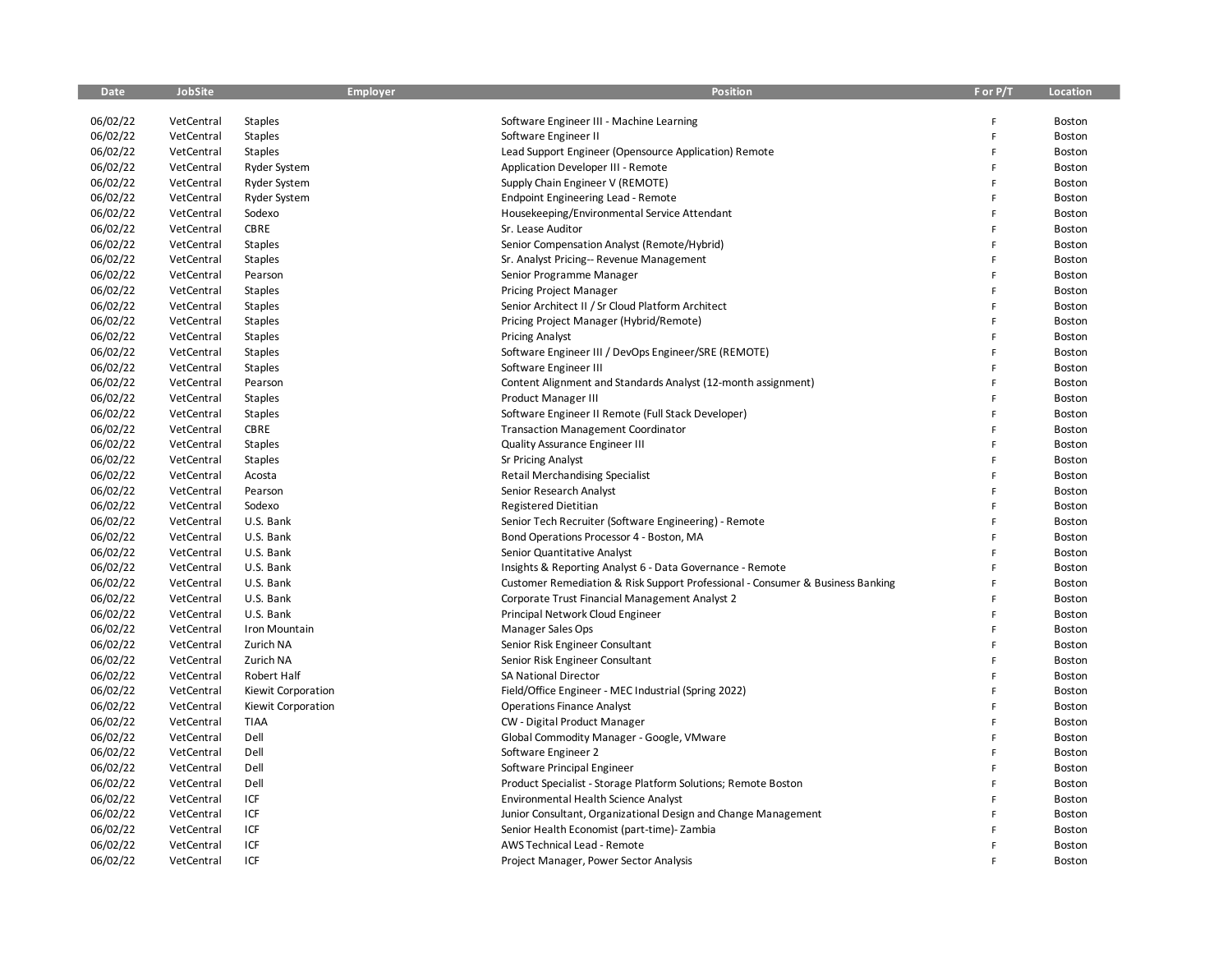| Date | JobSite | Employer | Position | F or P/T | Location |
|---|---|---|---|---|---|
| 06/02/22 | VetCentral | Staples | Software Engineer III - Machine Learning | F | Boston |
| 06/02/22 | VetCentral | Staples | Software Engineer II | F | Boston |
| 06/02/22 | VetCentral | Staples | Lead Support Engineer (Opensource Application) Remote | F | Boston |
| 06/02/22 | VetCentral | Ryder System | Application Developer III - Remote | F | Boston |
| 06/02/22 | VetCentral | Ryder System | Supply Chain Engineer V (REMOTE) | F | Boston |
| 06/02/22 | VetCentral | Ryder System | Endpoint Engineering Lead - Remote | F | Boston |
| 06/02/22 | VetCentral | Sodexo | Housekeeping/Environmental Service Attendant | F | Boston |
| 06/02/22 | VetCentral | CBRE | Sr. Lease Auditor | F | Boston |
| 06/02/22 | VetCentral | Staples | Senior Compensation Analyst (Remote/Hybrid) | F | Boston |
| 06/02/22 | VetCentral | Staples | Sr. Analyst Pricing-- Revenue Management | F | Boston |
| 06/02/22 | VetCentral | Pearson | Senior Programme Manager | F | Boston |
| 06/02/22 | VetCentral | Staples | Pricing Project Manager | F | Boston |
| 06/02/22 | VetCentral | Staples | Senior Architect II / Sr Cloud Platform Architect | F | Boston |
| 06/02/22 | VetCentral | Staples | Pricing Project Manager (Hybrid/Remote) | F | Boston |
| 06/02/22 | VetCentral | Staples | Pricing Analyst | F | Boston |
| 06/02/22 | VetCentral | Staples | Software Engineer III / DevOps Engineer/SRE (REMOTE) | F | Boston |
| 06/02/22 | VetCentral | Staples | Software Engineer III | F | Boston |
| 06/02/22 | VetCentral | Pearson | Content Alignment and Standards Analyst (12-month assignment) | F | Boston |
| 06/02/22 | VetCentral | Staples | Product Manager III | F | Boston |
| 06/02/22 | VetCentral | Staples | Software Engineer II Remote (Full Stack Developer) | F | Boston |
| 06/02/22 | VetCentral | CBRE | Transaction Management Coordinator | F | Boston |
| 06/02/22 | VetCentral | Staples | Quality Assurance Engineer III | F | Boston |
| 06/02/22 | VetCentral | Staples | Sr Pricing Analyst | F | Boston |
| 06/02/22 | VetCentral | Acosta | Retail Merchandising Specialist | F | Boston |
| 06/02/22 | VetCentral | Pearson | Senior Research Analyst | F | Boston |
| 06/02/22 | VetCentral | Sodexo | Registered Dietitian | F | Boston |
| 06/02/22 | VetCentral | U.S. Bank | Senior Tech Recruiter (Software Engineering) - Remote | F | Boston |
| 06/02/22 | VetCentral | U.S. Bank | Bond Operations Processor 4 - Boston, MA | F | Boston |
| 06/02/22 | VetCentral | U.S. Bank | Senior Quantitative Analyst | F | Boston |
| 06/02/22 | VetCentral | U.S. Bank | Insights & Reporting Analyst 6 - Data Governance - Remote | F | Boston |
| 06/02/22 | VetCentral | U.S. Bank | Customer Remediation & Risk Support Professional - Consumer & Business Banking | F | Boston |
| 06/02/22 | VetCentral | U.S. Bank | Corporate Trust Financial Management Analyst 2 | F | Boston |
| 06/02/22 | VetCentral | U.S. Bank | Principal Network Cloud Engineer | F | Boston |
| 06/02/22 | VetCentral | Iron Mountain | Manager Sales Ops | F | Boston |
| 06/02/22 | VetCentral | Zurich NA | Senior Risk Engineer Consultant | F | Boston |
| 06/02/22 | VetCentral | Zurich NA | Senior Risk Engineer Consultant | F | Boston |
| 06/02/22 | VetCentral | Robert Half | SA National Director | F | Boston |
| 06/02/22 | VetCentral | Kiewit Corporation | Field/Office Engineer - MEC Industrial (Spring 2022) | F | Boston |
| 06/02/22 | VetCentral | Kiewit Corporation | Operations Finance Analyst | F | Boston |
| 06/02/22 | VetCentral | TIAA | CW - Digital Product Manager | F | Boston |
| 06/02/22 | VetCentral | Dell | Global Commodity Manager - Google, VMware | F | Boston |
| 06/02/22 | VetCentral | Dell | Software Engineer 2 | F | Boston |
| 06/02/22 | VetCentral | Dell | Software Principal Engineer | F | Boston |
| 06/02/22 | VetCentral | Dell | Product Specialist - Storage Platform Solutions; Remote Boston | F | Boston |
| 06/02/22 | VetCentral | ICF | Environmental Health Science Analyst | F | Boston |
| 06/02/22 | VetCentral | ICF | Junior Consultant, Organizational Design and Change Management | F | Boston |
| 06/02/22 | VetCentral | ICF | Senior Health Economist (part-time)- Zambia | F | Boston |
| 06/02/22 | VetCentral | ICF | AWS Technical Lead - Remote | F | Boston |
| 06/02/22 | VetCentral | ICF | Project Manager, Power Sector Analysis | F | Boston |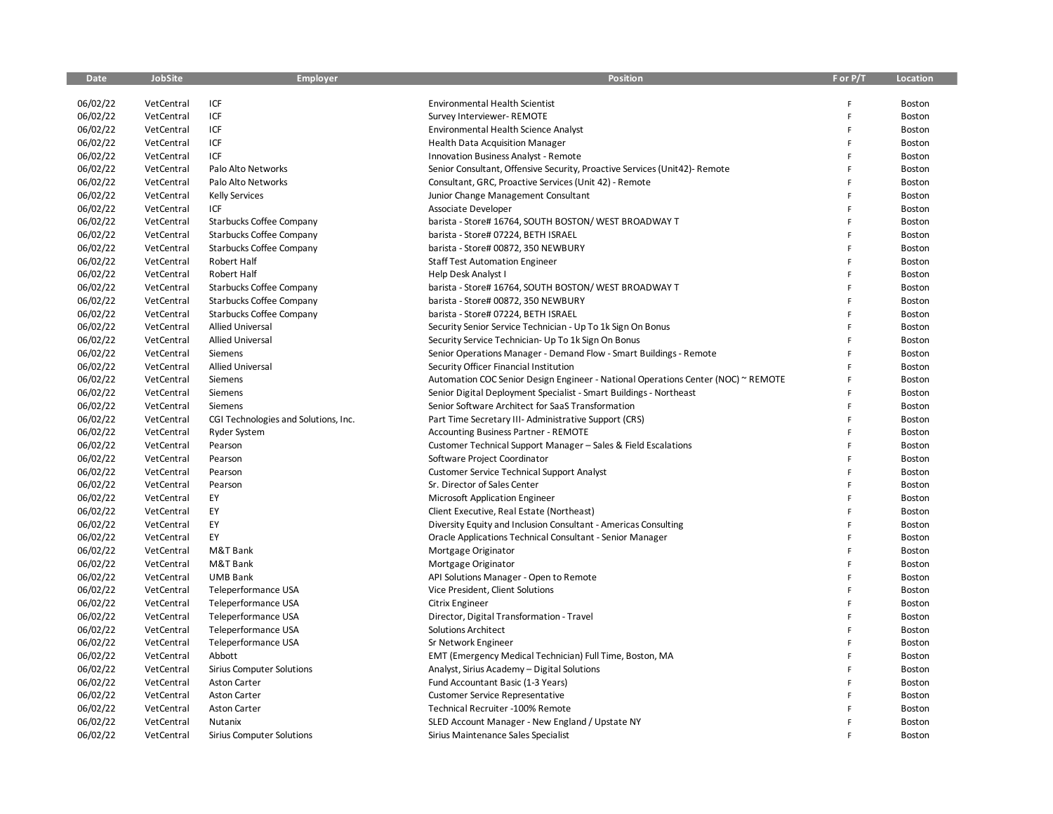| Date | JobSite | Employer | Position | F or P/T | Location |
|---|---|---|---|---|---|
| 06/02/22 | VetCentral | ICF | Environmental Health Scientist | F | Boston |
| 06/02/22 | VetCentral | ICF | Survey Interviewer- REMOTE | F | Boston |
| 06/02/22 | VetCentral | ICF | Environmental Health Science Analyst | F | Boston |
| 06/02/22 | VetCentral | ICF | Health Data Acquisition Manager | F | Boston |
| 06/02/22 | VetCentral | ICF | Innovation Business Analyst - Remote | F | Boston |
| 06/02/22 | VetCentral | Palo Alto Networks | Senior Consultant, Offensive Security, Proactive Services (Unit42)- Remote | F | Boston |
| 06/02/22 | VetCentral | Palo Alto Networks | Consultant, GRC, Proactive Services (Unit 42) - Remote | F | Boston |
| 06/02/22 | VetCentral | Kelly Services | Junior Change Management Consultant | F | Boston |
| 06/02/22 | VetCentral | ICF | Associate Developer | F | Boston |
| 06/02/22 | VetCentral | Starbucks Coffee Company | barista - Store# 16764, SOUTH BOSTON/ WEST BROADWAY T | F | Boston |
| 06/02/22 | VetCentral | Starbucks Coffee Company | barista - Store# 07224, BETH ISRAEL | F | Boston |
| 06/02/22 | VetCentral | Starbucks Coffee Company | barista - Store# 00872, 350 NEWBURY | F | Boston |
| 06/02/22 | VetCentral | Robert Half | Staff Test Automation Engineer | F | Boston |
| 06/02/22 | VetCentral | Robert Half | Help Desk Analyst I | F | Boston |
| 06/02/22 | VetCentral | Starbucks Coffee Company | barista - Store# 16764, SOUTH BOSTON/ WEST BROADWAY T | F | Boston |
| 06/02/22 | VetCentral | Starbucks Coffee Company | barista - Store# 00872, 350 NEWBURY | F | Boston |
| 06/02/22 | VetCentral | Starbucks Coffee Company | barista - Store# 07224, BETH ISRAEL | F | Boston |
| 06/02/22 | VetCentral | Allied Universal | Security Senior Service Technician - Up To 1k Sign On Bonus | F | Boston |
| 06/02/22 | VetCentral | Allied Universal | Security Service Technician- Up To 1k Sign On Bonus | F | Boston |
| 06/02/22 | VetCentral | Siemens | Senior Operations Manager - Demand Flow - Smart Buildings - Remote | F | Boston |
| 06/02/22 | VetCentral | Allied Universal | Security Officer Financial Institution | F | Boston |
| 06/02/22 | VetCentral | Siemens | Automation COC Senior Design Engineer - National Operations Center (NOC) ~ REMOTE | F | Boston |
| 06/02/22 | VetCentral | Siemens | Senior Digital Deployment Specialist - Smart Buildings - Northeast | F | Boston |
| 06/02/22 | VetCentral | Siemens | Senior Software Architect for SaaS Transformation | F | Boston |
| 06/02/22 | VetCentral | CGI Technologies and Solutions, Inc. | Part Time Secretary III- Administrative Support (CRS) | F | Boston |
| 06/02/22 | VetCentral | Ryder System | Accounting Business Partner - REMOTE | F | Boston |
| 06/02/22 | VetCentral | Pearson | Customer Technical Support Manager – Sales & Field Escalations | F | Boston |
| 06/02/22 | VetCentral | Pearson | Software Project Coordinator | F | Boston |
| 06/02/22 | VetCentral | Pearson | Customer Service Technical Support Analyst | F | Boston |
| 06/02/22 | VetCentral | Pearson | Sr. Director of Sales Center | F | Boston |
| 06/02/22 | VetCentral | EY | Microsoft Application Engineer | F | Boston |
| 06/02/22 | VetCentral | EY | Client Executive, Real Estate (Northeast) | F | Boston |
| 06/02/22 | VetCentral | EY | Diversity Equity and Inclusion Consultant - Americas Consulting | F | Boston |
| 06/02/22 | VetCentral | EY | Oracle Applications Technical Consultant - Senior Manager | F | Boston |
| 06/02/22 | VetCentral | M&T Bank | Mortgage Originator | F | Boston |
| 06/02/22 | VetCentral | M&T Bank | Mortgage Originator | F | Boston |
| 06/02/22 | VetCentral | UMB Bank | API Solutions Manager - Open to Remote | F | Boston |
| 06/02/22 | VetCentral | Teleperformance USA | Vice President, Client Solutions | F | Boston |
| 06/02/22 | VetCentral | Teleperformance USA | Citrix Engineer | F | Boston |
| 06/02/22 | VetCentral | Teleperformance USA | Director, Digital Transformation - Travel | F | Boston |
| 06/02/22 | VetCentral | Teleperformance USA | Solutions Architect | F | Boston |
| 06/02/22 | VetCentral | Teleperformance USA | Sr Network Engineer | F | Boston |
| 06/02/22 | VetCentral | Abbott | EMT (Emergency Medical Technician) Full Time, Boston, MA | F | Boston |
| 06/02/22 | VetCentral | Sirius Computer Solutions | Analyst, Sirius Academy – Digital Solutions | F | Boston |
| 06/02/22 | VetCentral | Aston Carter | Fund Accountant Basic (1-3 Years) | F | Boston |
| 06/02/22 | VetCentral | Aston Carter | Customer Service Representative | F | Boston |
| 06/02/22 | VetCentral | Aston Carter | Technical Recruiter -100% Remote | F | Boston |
| 06/02/22 | VetCentral | Nutanix | SLED Account Manager - New England / Upstate NY | F | Boston |
| 06/02/22 | VetCentral | Sirius Computer Solutions | Sirius Maintenance Sales Specialist | F | Boston |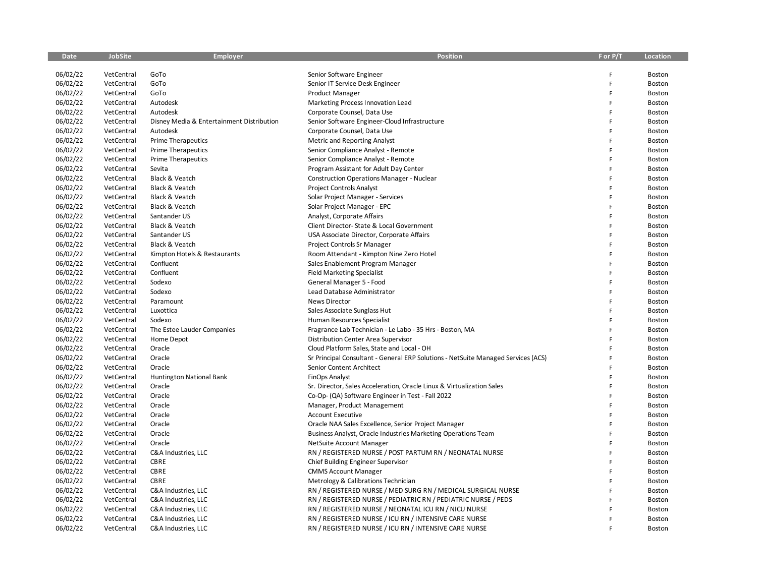| Date | JobSite | Employer | Position | F or P/T | Location |
|---|---|---|---|---|---|
| 06/02/22 | VetCentral | GoTo | Senior Software Engineer | F | Boston |
| 06/02/22 | VetCentral | GoTo | Senior IT Service Desk Engineer | F | Boston |
| 06/02/22 | VetCentral | GoTo | Product Manager | F | Boston |
| 06/02/22 | VetCentral | Autodesk | Marketing Process Innovation Lead | F | Boston |
| 06/02/22 | VetCentral | Autodesk | Corporate Counsel, Data Use | F | Boston |
| 06/02/22 | VetCentral | Disney Media & Entertainment Distribution | Senior Software Engineer-Cloud Infrastructure | F | Boston |
| 06/02/22 | VetCentral | Autodesk | Corporate Counsel, Data Use | F | Boston |
| 06/02/22 | VetCentral | Prime Therapeutics | Metric and Reporting Analyst | F | Boston |
| 06/02/22 | VetCentral | Prime Therapeutics | Senior Compliance Analyst - Remote | F | Boston |
| 06/02/22 | VetCentral | Prime Therapeutics | Senior Compliance Analyst - Remote | F | Boston |
| 06/02/22 | VetCentral | Sevita | Program Assistant for Adult Day Center | F | Boston |
| 06/02/22 | VetCentral | Black & Veatch | Construction Operations Manager - Nuclear | F | Boston |
| 06/02/22 | VetCentral | Black & Veatch | Project Controls Analyst | F | Boston |
| 06/02/22 | VetCentral | Black & Veatch | Solar Project Manager - Services | F | Boston |
| 06/02/22 | VetCentral | Black & Veatch | Solar Project Manager - EPC | F | Boston |
| 06/02/22 | VetCentral | Santander US | Analyst, Corporate Affairs | F | Boston |
| 06/02/22 | VetCentral | Black & Veatch | Client Director- State & Local Government | F | Boston |
| 06/02/22 | VetCentral | Santander US | USA Associate Director, Corporate Affairs | F | Boston |
| 06/02/22 | VetCentral | Black & Veatch | Project Controls Sr Manager | F | Boston |
| 06/02/22 | VetCentral | Kimpton Hotels & Restaurants | Room Attendant - Kimpton Nine Zero Hotel | F | Boston |
| 06/02/22 | VetCentral | Confluent | Sales Enablement Program Manager | F | Boston |
| 06/02/22 | VetCentral | Confluent | Field Marketing Specialist | F | Boston |
| 06/02/22 | VetCentral | Sodexo | General Manager 5 - Food | F | Boston |
| 06/02/22 | VetCentral | Sodexo | Lead Database Administrator | F | Boston |
| 06/02/22 | VetCentral | Paramount | News Director | F | Boston |
| 06/02/22 | VetCentral | Luxottica | Sales Associate Sunglass Hut | F | Boston |
| 06/02/22 | VetCentral | Sodexo | Human Resources Specialist | F | Boston |
| 06/02/22 | VetCentral | The Estee Lauder Companies | Fragrance Lab Technician - Le Labo - 35 Hrs - Boston, MA | F | Boston |
| 06/02/22 | VetCentral | Home Depot | Distribution Center Area Supervisor | F | Boston |
| 06/02/22 | VetCentral | Oracle | Cloud Platform Sales, State and Local - OH | F | Boston |
| 06/02/22 | VetCentral | Oracle | Sr Principal Consultant - General ERP Solutions - NetSuite Managed Services (ACS) | F | Boston |
| 06/02/22 | VetCentral | Oracle | Senior Content Architect | F | Boston |
| 06/02/22 | VetCentral | Huntington National Bank | FinOps Analyst | F | Boston |
| 06/02/22 | VetCentral | Oracle | Sr. Director, Sales Acceleration, Oracle Linux & Virtualization Sales | F | Boston |
| 06/02/22 | VetCentral | Oracle | Co-Op- (QA) Software Engineer in Test - Fall 2022 | F | Boston |
| 06/02/22 | VetCentral | Oracle | Manager, Product Management | F | Boston |
| 06/02/22 | VetCentral | Oracle | Account Executive | F | Boston |
| 06/02/22 | VetCentral | Oracle | Oracle NAA Sales Excellence, Senior Project Manager | F | Boston |
| 06/02/22 | VetCentral | Oracle | Business Analyst, Oracle Industries Marketing Operations Team | F | Boston |
| 06/02/22 | VetCentral | Oracle | NetSuite Account Manager | F | Boston |
| 06/02/22 | VetCentral | C&A Industries, LLC | RN / REGISTERED NURSE / POST PARTUM RN / NEONATAL NURSE | F | Boston |
| 06/02/22 | VetCentral | CBRE | Chief Building Engineer Supervisor | F | Boston |
| 06/02/22 | VetCentral | CBRE | CMMS Account Manager | F | Boston |
| 06/02/22 | VetCentral | CBRE | Metrology & Calibrations Technician | F | Boston |
| 06/02/22 | VetCentral | C&A Industries, LLC | RN / REGISTERED NURSE / MED SURG RN / MEDICAL SURGICAL NURSE | F | Boston |
| 06/02/22 | VetCentral | C&A Industries, LLC | RN / REGISTERED NURSE / PEDIATRIC RN / PEDIATRIC NURSE / PEDS | F | Boston |
| 06/02/22 | VetCentral | C&A Industries, LLC | RN / REGISTERED NURSE / NEONATAL ICU RN / NICU NURSE | F | Boston |
| 06/02/22 | VetCentral | C&A Industries, LLC | RN / REGISTERED NURSE / ICU RN / INTENSIVE CARE NURSE | F | Boston |
| 06/02/22 | VetCentral | C&A Industries, LLC | RN / REGISTERED NURSE / ICU RN / INTENSIVE CARE NURSE | F | Boston |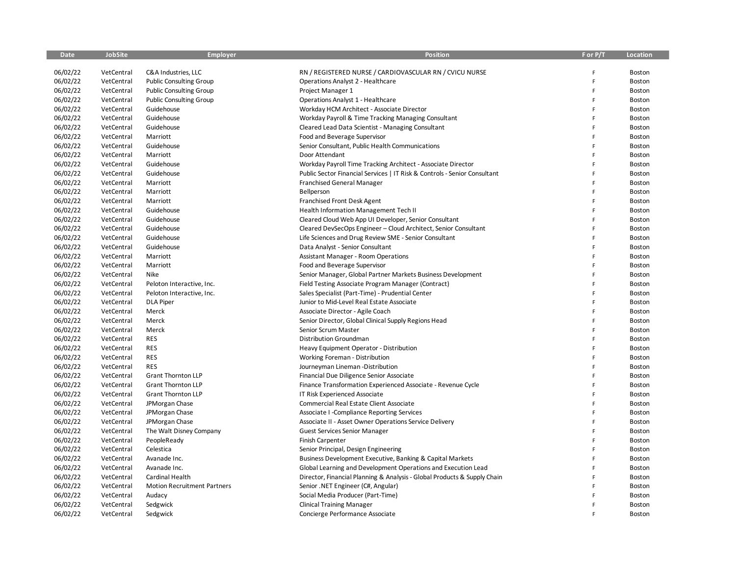| Date | JobSite | Employer | Position | F or P/T | Location |
|---|---|---|---|---|---|
| 06/02/22 | VetCentral | C&A Industries, LLC | RN / REGISTERED NURSE / CARDIOVASCULAR RN / CVICU NURSE | F | Boston |
| 06/02/22 | VetCentral | Public Consulting Group | Operations Analyst 2 - Healthcare | F | Boston |
| 06/02/22 | VetCentral | Public Consulting Group | Project Manager 1 | F | Boston |
| 06/02/22 | VetCentral | Public Consulting Group | Operations Analyst 1 - Healthcare | F | Boston |
| 06/02/22 | VetCentral | Guidehouse | Workday HCM Architect - Associate Director | F | Boston |
| 06/02/22 | VetCentral | Guidehouse | Workday Payroll & Time Tracking Managing Consultant | F | Boston |
| 06/02/22 | VetCentral | Guidehouse | Cleared Lead Data Scientist - Managing Consultant | F | Boston |
| 06/02/22 | VetCentral | Marriott | Food and Beverage Supervisor | F | Boston |
| 06/02/22 | VetCentral | Guidehouse | Senior Consultant, Public Health Communications | F | Boston |
| 06/02/22 | VetCentral | Marriott | Door Attendant | F | Boston |
| 06/02/22 | VetCentral | Guidehouse | Workday Payroll Time Tracking Architect - Associate Director | F | Boston |
| 06/02/22 | VetCentral | Guidehouse | Public Sector Financial Services \| IT Risk & Controls - Senior Consultant | F | Boston |
| 06/02/22 | VetCentral | Marriott | Franchised General Manager | F | Boston |
| 06/02/22 | VetCentral | Marriott | Bellperson | F | Boston |
| 06/02/22 | VetCentral | Marriott | Franchised Front Desk Agent | F | Boston |
| 06/02/22 | VetCentral | Guidehouse | Health Information Management Tech II | F | Boston |
| 06/02/22 | VetCentral | Guidehouse | Cleared Cloud Web App UI Developer, Senior Consultant | F | Boston |
| 06/02/22 | VetCentral | Guidehouse | Cleared DevSecOps Engineer – Cloud Architect, Senior Consultant | F | Boston |
| 06/02/22 | VetCentral | Guidehouse | Life Sciences and Drug Review SME - Senior Consultant | F | Boston |
| 06/02/22 | VetCentral | Guidehouse | Data Analyst - Senior Consultant | F | Boston |
| 06/02/22 | VetCentral | Marriott | Assistant Manager - Room Operations | F | Boston |
| 06/02/22 | VetCentral | Marriott | Food and Beverage Supervisor | F | Boston |
| 06/02/22 | VetCentral | Nike | Senior Manager, Global Partner Markets Business Development | F | Boston |
| 06/02/22 | VetCentral | Peloton Interactive, Inc. | Field Testing Associate Program Manager (Contract) | F | Boston |
| 06/02/22 | VetCentral | Peloton Interactive, Inc. | Sales Specialist (Part-Time) - Prudential Center | F | Boston |
| 06/02/22 | VetCentral | DLA Piper | Junior to Mid-Level Real Estate Associate | F | Boston |
| 06/02/22 | VetCentral | Merck | Associate Director - Agile Coach | F | Boston |
| 06/02/22 | VetCentral | Merck | Senior Director, Global Clinical Supply Regions Head | F | Boston |
| 06/02/22 | VetCentral | Merck | Senior Scrum Master | F | Boston |
| 06/02/22 | VetCentral | RES | Distribution Groundman | F | Boston |
| 06/02/22 | VetCentral | RES | Heavy Equipment Operator - Distribution | F | Boston |
| 06/02/22 | VetCentral | RES | Working Foreman - Distribution | F | Boston |
| 06/02/22 | VetCentral | RES | Journeyman Lineman -Distribution | F | Boston |
| 06/02/22 | VetCentral | Grant Thornton LLP | Financial Due Diligence Senior Associate | F | Boston |
| 06/02/22 | VetCentral | Grant Thornton LLP | Finance Transformation Experienced Associate - Revenue Cycle | F | Boston |
| 06/02/22 | VetCentral | Grant Thornton LLP | IT Risk Experienced Associate | F | Boston |
| 06/02/22 | VetCentral | JPMorgan Chase | Commercial Real Estate Client Associate | F | Boston |
| 06/02/22 | VetCentral | JPMorgan Chase | Associate I -Compliance Reporting Services | F | Boston |
| 06/02/22 | VetCentral | JPMorgan Chase | Associate II - Asset Owner Operations Service Delivery | F | Boston |
| 06/02/22 | VetCentral | The Walt Disney Company | Guest Services Senior Manager | F | Boston |
| 06/02/22 | VetCentral | PeopleReady | Finish Carpenter | F | Boston |
| 06/02/22 | VetCentral | Celestica | Senior Principal, Design Engineering | F | Boston |
| 06/02/22 | VetCentral | Avanade Inc. | Business Development Executive, Banking & Capital Markets | F | Boston |
| 06/02/22 | VetCentral | Avanade Inc. | Global Learning and Development Operations and Execution Lead | F | Boston |
| 06/02/22 | VetCentral | Cardinal Health | Director, Financial Planning & Analysis - Global Products & Supply Chain | F | Boston |
| 06/02/22 | VetCentral | Motion Recruitment Partners | Senior .NET Engineer (C#, Angular) | F | Boston |
| 06/02/22 | VetCentral | Audacy | Social Media Producer (Part-Time) | F | Boston |
| 06/02/22 | VetCentral | Sedgwick | Clinical Training Manager | F | Boston |
| 06/02/22 | VetCentral | Sedgwick | Concierge Performance Associate | F | Boston |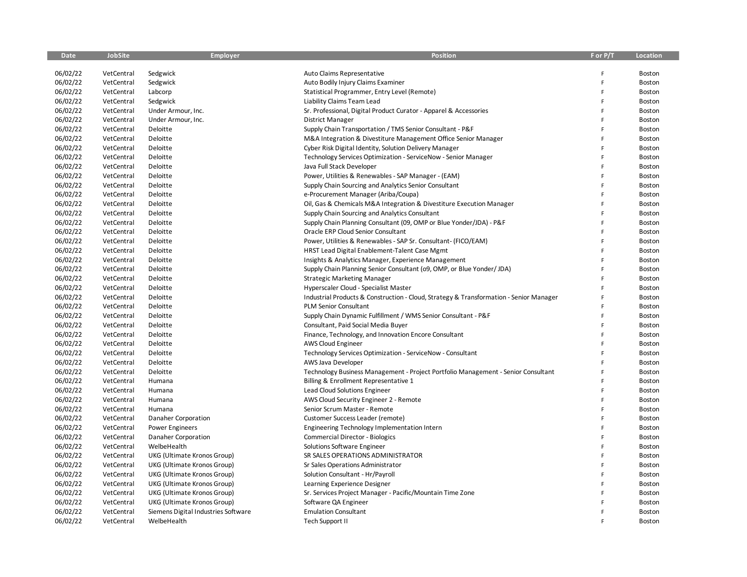| Date | JobSite | Employer | Position | F or P/T | Location |
|---|---|---|---|---|---|
| 06/02/22 | VetCentral | Sedgwick | Auto Claims Representative | F | Boston |
| 06/02/22 | VetCentral | Sedgwick | Auto Bodily Injury Claims Examiner | F | Boston |
| 06/02/22 | VetCentral | Labcorp | Statistical Programmer, Entry Level (Remote) | F | Boston |
| 06/02/22 | VetCentral | Sedgwick | Liability Claims Team Lead | F | Boston |
| 06/02/22 | VetCentral | Under Armour, Inc. | Sr. Professional, Digital Product Curator - Apparel & Accessories | F | Boston |
| 06/02/22 | VetCentral | Under Armour, Inc. | District Manager | F | Boston |
| 06/02/22 | VetCentral | Deloitte | Supply Chain Transportation / TMS Senior Consultant - P&F | F | Boston |
| 06/02/22 | VetCentral | Deloitte | M&A Integration & Divestiture Management Office Senior Manager | F | Boston |
| 06/02/22 | VetCentral | Deloitte | Cyber Risk Digital Identity, Solution Delivery Manager | F | Boston |
| 06/02/22 | VetCentral | Deloitte | Technology Services Optimization - ServiceNow - Senior Manager | F | Boston |
| 06/02/22 | VetCentral | Deloitte | Java Full Stack Developer | F | Boston |
| 06/02/22 | VetCentral | Deloitte | Power, Utilities & Renewables - SAP Manager - (EAM) | F | Boston |
| 06/02/22 | VetCentral | Deloitte | Supply Chain Sourcing and Analytics Senior Consultant | F | Boston |
| 06/02/22 | VetCentral | Deloitte | e-Procurement Manager (Ariba/Coupa) | F | Boston |
| 06/02/22 | VetCentral | Deloitte | Oil, Gas & Chemicals M&A Integration & Divestiture Execution Manager | F | Boston |
| 06/02/22 | VetCentral | Deloitte | Supply Chain Sourcing and Analytics Consultant | F | Boston |
| 06/02/22 | VetCentral | Deloitte | Supply Chain Planning Consultant (09, OMP or Blue Yonder/JDA) - P&F | F | Boston |
| 06/02/22 | VetCentral | Deloitte | Oracle ERP Cloud Senior Consultant | F | Boston |
| 06/02/22 | VetCentral | Deloitte | Power, Utilities & Renewables - SAP Sr. Consultant- (FICO/EAM) | F | Boston |
| 06/02/22 | VetCentral | Deloitte | HRST Lead Digital Enablement-Talent Case Mgmt | F | Boston |
| 06/02/22 | VetCentral | Deloitte | Insights & Analytics Manager, Experience Management | F | Boston |
| 06/02/22 | VetCentral | Deloitte | Supply Chain Planning Senior Consultant (o9, OMP, or Blue Yonder/ JDA) | F | Boston |
| 06/02/22 | VetCentral | Deloitte | Strategic Marketing Manager | F | Boston |
| 06/02/22 | VetCentral | Deloitte | Hyperscaler Cloud - Specialist Master | F | Boston |
| 06/02/22 | VetCentral | Deloitte | Industrial Products & Construction - Cloud, Strategy & Transformation - Senior Manager | F | Boston |
| 06/02/22 | VetCentral | Deloitte | PLM Senior Consultant | F | Boston |
| 06/02/22 | VetCentral | Deloitte | Supply Chain Dynamic Fulfillment / WMS Senior Consultant - P&F | F | Boston |
| 06/02/22 | VetCentral | Deloitte | Consultant, Paid Social Media Buyer | F | Boston |
| 06/02/22 | VetCentral | Deloitte | Finance, Technology, and Innovation Encore Consultant | F | Boston |
| 06/02/22 | VetCentral | Deloitte | AWS Cloud Engineer | F | Boston |
| 06/02/22 | VetCentral | Deloitte | Technology Services Optimization - ServiceNow - Consultant | F | Boston |
| 06/02/22 | VetCentral | Deloitte | AWS Java Developer | F | Boston |
| 06/02/22 | VetCentral | Deloitte | Technology Business Management - Project Portfolio Management - Senior Consultant | F | Boston |
| 06/02/22 | VetCentral | Humana | Billing & Enrollment Representative 1 | F | Boston |
| 06/02/22 | VetCentral | Humana | Lead Cloud Solutions Engineer | F | Boston |
| 06/02/22 | VetCentral | Humana | AWS Cloud Security Engineer 2 - Remote | F | Boston |
| 06/02/22 | VetCentral | Humana | Senior Scrum Master - Remote | F | Boston |
| 06/02/22 | VetCentral | Danaher Corporation | Customer Success Leader (remote) | F | Boston |
| 06/02/22 | VetCentral | Power Engineers | Engineering Technology Implementation Intern | F | Boston |
| 06/02/22 | VetCentral | Danaher Corporation | Commercial Director - Biologics | F | Boston |
| 06/02/22 | VetCentral | WelbeHealth | Solutions Software Engineer | F | Boston |
| 06/02/22 | VetCentral | UKG (Ultimate Kronos Group) | SR SALES OPERATIONS ADMINISTRATOR | F | Boston |
| 06/02/22 | VetCentral | UKG (Ultimate Kronos Group) | Sr Sales Operations Administrator | F | Boston |
| 06/02/22 | VetCentral | UKG (Ultimate Kronos Group) | Solution Consultant - Hr/Payroll | F | Boston |
| 06/02/22 | VetCentral | UKG (Ultimate Kronos Group) | Learning Experience Designer | F | Boston |
| 06/02/22 | VetCentral | UKG (Ultimate Kronos Group) | Sr. Services Project Manager - Pacific/Mountain Time Zone | F | Boston |
| 06/02/22 | VetCentral | UKG (Ultimate Kronos Group) | Software QA Engineer | F | Boston |
| 06/02/22 | VetCentral | Siemens Digital Industries Software | Emulation Consultant | F | Boston |
| 06/02/22 | VetCentral | WelbeHealth | Tech Support II | F | Boston |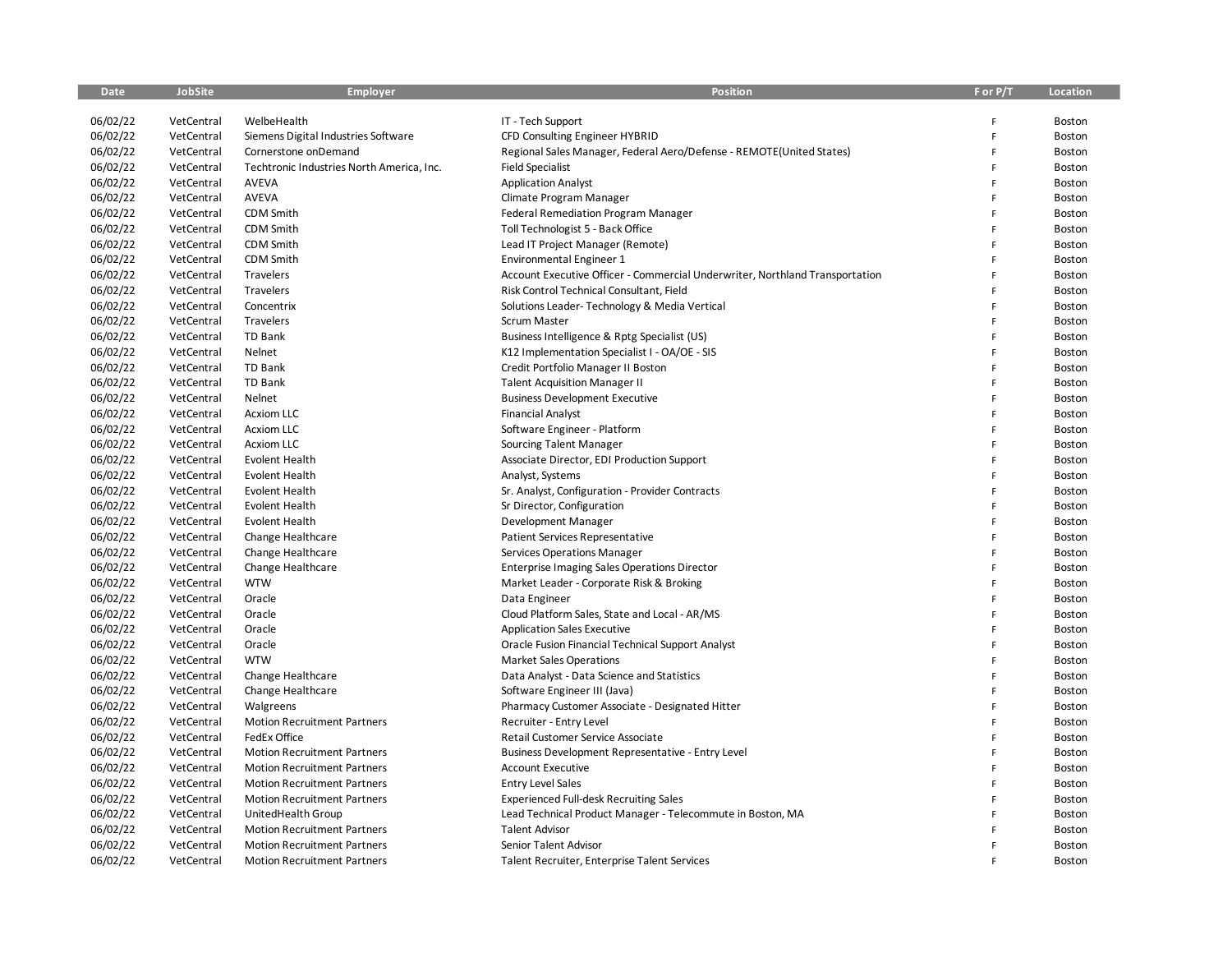| Date | JobSite | Employer | Position | F or P/T | Location |
|---|---|---|---|---|---|
| 06/02/22 | VetCentral | WelbeHealth | IT - Tech Support | F | Boston |
| 06/02/22 | VetCentral | Siemens Digital Industries Software | CFD Consulting Engineer HYBRID | F | Boston |
| 06/02/22 | VetCentral | Cornerstone onDemand | Regional Sales Manager, Federal Aero/Defense - REMOTE(United States) | F | Boston |
| 06/02/22 | VetCentral | Techtronic Industries North America, Inc. | Field Specialist | F | Boston |
| 06/02/22 | VetCentral | AVEVA | Application Analyst | F | Boston |
| 06/02/22 | VetCentral | AVEVA | Climate Program Manager | F | Boston |
| 06/02/22 | VetCentral | CDM Smith | Federal Remediation Program Manager | F | Boston |
| 06/02/22 | VetCentral | CDM Smith | Toll Technologist 5 - Back Office | F | Boston |
| 06/02/22 | VetCentral | CDM Smith | Lead IT Project Manager (Remote) | F | Boston |
| 06/02/22 | VetCentral | CDM Smith | Environmental Engineer 1 | F | Boston |
| 06/02/22 | VetCentral | Travelers | Account Executive Officer - Commercial Underwriter, Northland Transportation | F | Boston |
| 06/02/22 | VetCentral | Travelers | Risk Control Technical Consultant, Field | F | Boston |
| 06/02/22 | VetCentral | Concentrix | Solutions Leader- Technology & Media Vertical | F | Boston |
| 06/02/22 | VetCentral | Travelers | Scrum Master | F | Boston |
| 06/02/22 | VetCentral | TD Bank | Business Intelligence & Rptg Specialist (US) | F | Boston |
| 06/02/22 | VetCentral | Nelnet | K12 Implementation Specialist I - OA/OE - SIS | F | Boston |
| 06/02/22 | VetCentral | TD Bank | Credit Portfolio Manager II Boston | F | Boston |
| 06/02/22 | VetCentral | TD Bank | Talent Acquisition Manager II | F | Boston |
| 06/02/22 | VetCentral | Nelnet | Business Development Executive | F | Boston |
| 06/02/22 | VetCentral | Acxiom LLC | Financial Analyst | F | Boston |
| 06/02/22 | VetCentral | Acxiom LLC | Software Engineer - Platform | F | Boston |
| 06/02/22 | VetCentral | Acxiom LLC | Sourcing Talent Manager | F | Boston |
| 06/02/22 | VetCentral | Evolent Health | Associate Director, EDI Production Support | F | Boston |
| 06/02/22 | VetCentral | Evolent Health | Analyst, Systems | F | Boston |
| 06/02/22 | VetCentral | Evolent Health | Sr. Analyst, Configuration - Provider Contracts | F | Boston |
| 06/02/22 | VetCentral | Evolent Health | Sr Director, Configuration | F | Boston |
| 06/02/22 | VetCentral | Evolent Health | Development Manager | F | Boston |
| 06/02/22 | VetCentral | Change Healthcare | Patient Services Representative | F | Boston |
| 06/02/22 | VetCentral | Change Healthcare | Services Operations Manager | F | Boston |
| 06/02/22 | VetCentral | Change Healthcare | Enterprise Imaging Sales Operations Director | F | Boston |
| 06/02/22 | VetCentral | WTW | Market Leader - Corporate Risk & Broking | F | Boston |
| 06/02/22 | VetCentral | Oracle | Data Engineer | F | Boston |
| 06/02/22 | VetCentral | Oracle | Cloud Platform Sales, State and Local - AR/MS | F | Boston |
| 06/02/22 | VetCentral | Oracle | Application Sales Executive | F | Boston |
| 06/02/22 | VetCentral | Oracle | Oracle Fusion Financial Technical Support Analyst | F | Boston |
| 06/02/22 | VetCentral | WTW | Market Sales Operations | F | Boston |
| 06/02/22 | VetCentral | Change Healthcare | Data Analyst - Data Science and Statistics | F | Boston |
| 06/02/22 | VetCentral | Change Healthcare | Software Engineer III (Java) | F | Boston |
| 06/02/22 | VetCentral | Walgreens | Pharmacy Customer Associate - Designated Hitter | F | Boston |
| 06/02/22 | VetCentral | Motion Recruitment Partners | Recruiter - Entry Level | F | Boston |
| 06/02/22 | VetCentral | FedEx Office | Retail Customer Service Associate | F | Boston |
| 06/02/22 | VetCentral | Motion Recruitment Partners | Business Development Representative - Entry Level | F | Boston |
| 06/02/22 | VetCentral | Motion Recruitment Partners | Account Executive | F | Boston |
| 06/02/22 | VetCentral | Motion Recruitment Partners | Entry Level Sales | F | Boston |
| 06/02/22 | VetCentral | Motion Recruitment Partners | Experienced Full-desk Recruiting Sales | F | Boston |
| 06/02/22 | VetCentral | UnitedHealth Group | Lead Technical Product Manager - Telecommute in Boston, MA | F | Boston |
| 06/02/22 | VetCentral | Motion Recruitment Partners | Talent Advisor | F | Boston |
| 06/02/22 | VetCentral | Motion Recruitment Partners | Senior Talent Advisor | F | Boston |
| 06/02/22 | VetCentral | Motion Recruitment Partners | Talent Recruiter, Enterprise Talent Services | F | Boston |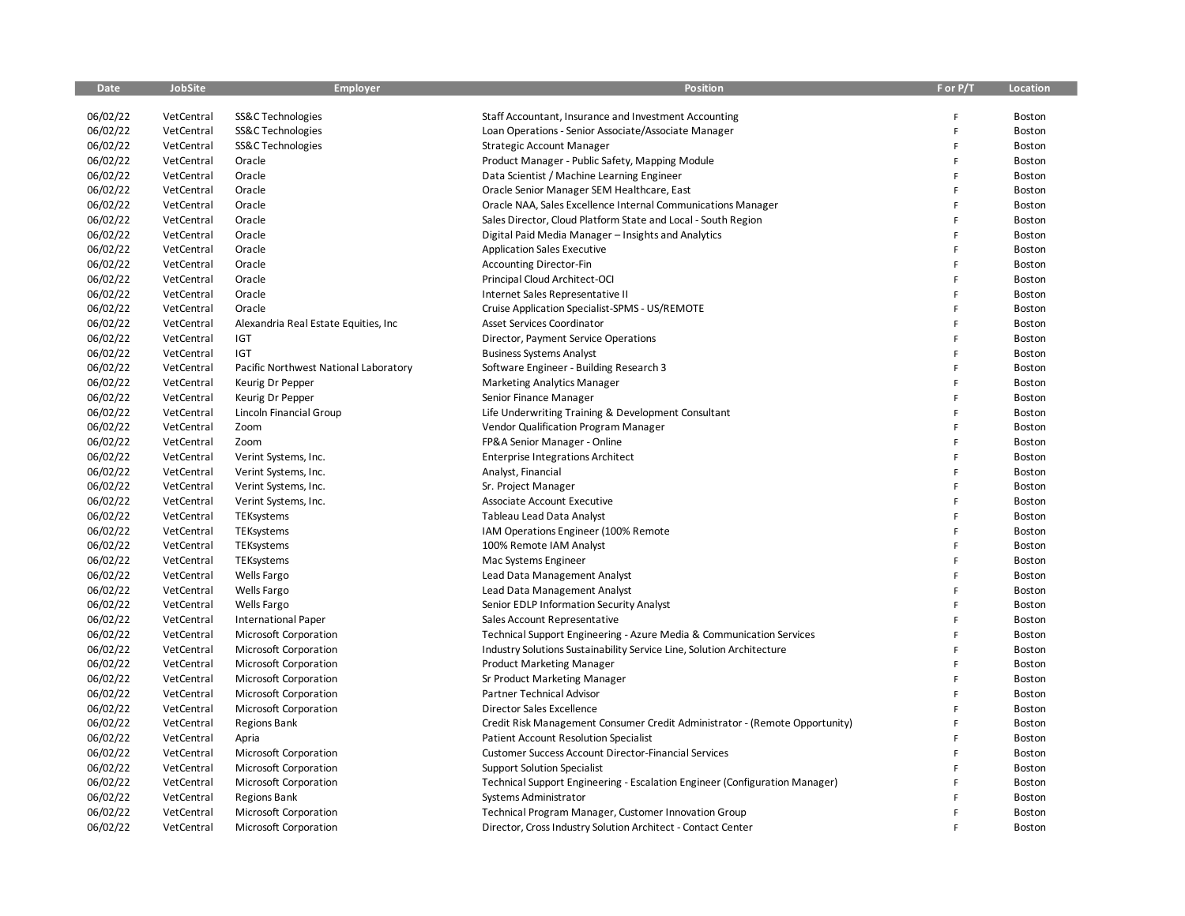| Date | JobSite | Employer | Position | F or P/T | Location |
|---|---|---|---|---|---|
| 06/02/22 | VetCentral | SS&C Technologies | Staff Accountant, Insurance and Investment Accounting | F | Boston |
| 06/02/22 | VetCentral | SS&C Technologies | Loan Operations - Senior Associate/Associate Manager | F | Boston |
| 06/02/22 | VetCentral | SS&C Technologies | Strategic Account Manager | F | Boston |
| 06/02/22 | VetCentral | Oracle | Product Manager - Public Safety, Mapping Module | F | Boston |
| 06/02/22 | VetCentral | Oracle | Data Scientist / Machine Learning Engineer | F | Boston |
| 06/02/22 | VetCentral | Oracle | Oracle Senior Manager SEM Healthcare, East | F | Boston |
| 06/02/22 | VetCentral | Oracle | Oracle NAA, Sales Excellence Internal Communications Manager | F | Boston |
| 06/02/22 | VetCentral | Oracle | Sales Director, Cloud Platform State and Local - South Region | F | Boston |
| 06/02/22 | VetCentral | Oracle | Digital Paid Media Manager – Insights and Analytics | F | Boston |
| 06/02/22 | VetCentral | Oracle | Application Sales Executive | F | Boston |
| 06/02/22 | VetCentral | Oracle | Accounting Director-Fin | F | Boston |
| 06/02/22 | VetCentral | Oracle | Principal Cloud Architect-OCI | F | Boston |
| 06/02/22 | VetCentral | Oracle | Internet Sales Representative II | F | Boston |
| 06/02/22 | VetCentral | Oracle | Cruise Application Specialist-SPMS - US/REMOTE | F | Boston |
| 06/02/22 | VetCentral | Alexandria Real Estate Equities, Inc | Asset Services Coordinator | F | Boston |
| 06/02/22 | VetCentral | IGT | Director, Payment Service Operations | F | Boston |
| 06/02/22 | VetCentral | IGT | Business Systems Analyst | F | Boston |
| 06/02/22 | VetCentral | Pacific Northwest National Laboratory | Software Engineer - Building Research 3 | F | Boston |
| 06/02/22 | VetCentral | Keurig Dr Pepper | Marketing Analytics Manager | F | Boston |
| 06/02/22 | VetCentral | Keurig Dr Pepper | Senior Finance Manager | F | Boston |
| 06/02/22 | VetCentral | Lincoln Financial Group | Life Underwriting Training & Development Consultant | F | Boston |
| 06/02/22 | VetCentral | Zoom | Vendor Qualification Program Manager | F | Boston |
| 06/02/22 | VetCentral | Zoom | FP&A Senior Manager - Online | F | Boston |
| 06/02/22 | VetCentral | Verint Systems, Inc. | Enterprise Integrations Architect | F | Boston |
| 06/02/22 | VetCentral | Verint Systems, Inc. | Analyst, Financial | F | Boston |
| 06/02/22 | VetCentral | Verint Systems, Inc. | Sr. Project Manager | F | Boston |
| 06/02/22 | VetCentral | Verint Systems, Inc. | Associate Account Executive | F | Boston |
| 06/02/22 | VetCentral | TEKsystems | Tableau Lead Data Analyst | F | Boston |
| 06/02/22 | VetCentral | TEKsystems | IAM Operations Engineer (100% Remote | F | Boston |
| 06/02/22 | VetCentral | TEKsystems | 100% Remote IAM Analyst | F | Boston |
| 06/02/22 | VetCentral | TEKsystems | Mac Systems Engineer | F | Boston |
| 06/02/22 | VetCentral | Wells Fargo | Lead Data Management Analyst | F | Boston |
| 06/02/22 | VetCentral | Wells Fargo | Lead Data Management Analyst | F | Boston |
| 06/02/22 | VetCentral | Wells Fargo | Senior EDLP Information Security Analyst | F | Boston |
| 06/02/22 | VetCentral | International Paper | Sales Account Representative | F | Boston |
| 06/02/22 | VetCentral | Microsoft Corporation | Technical Support Engineering - Azure Media & Communication Services | F | Boston |
| 06/02/22 | VetCentral | Microsoft Corporation | Industry Solutions Sustainability Service Line, Solution Architecture | F | Boston |
| 06/02/22 | VetCentral | Microsoft Corporation | Product Marketing Manager | F | Boston |
| 06/02/22 | VetCentral | Microsoft Corporation | Sr Product Marketing Manager | F | Boston |
| 06/02/22 | VetCentral | Microsoft Corporation | Partner Technical Advisor | F | Boston |
| 06/02/22 | VetCentral | Microsoft Corporation | Director Sales Excellence | F | Boston |
| 06/02/22 | VetCentral | Regions Bank | Credit Risk Management Consumer Credit Administrator - (Remote Opportunity) | F | Boston |
| 06/02/22 | VetCentral | Apria | Patient Account Resolution Specialist | F | Boston |
| 06/02/22 | VetCentral | Microsoft Corporation | Customer Success Account Director-Financial Services | F | Boston |
| 06/02/22 | VetCentral | Microsoft Corporation | Support Solution Specialist | F | Boston |
| 06/02/22 | VetCentral | Microsoft Corporation | Technical Support Engineering - Escalation Engineer (Configuration Manager) | F | Boston |
| 06/02/22 | VetCentral | Regions Bank | Systems Administrator | F | Boston |
| 06/02/22 | VetCentral | Microsoft Corporation | Technical Program Manager, Customer Innovation Group | F | Boston |
| 06/02/22 | VetCentral | Microsoft Corporation | Director, Cross Industry Solution Architect - Contact Center | F | Boston |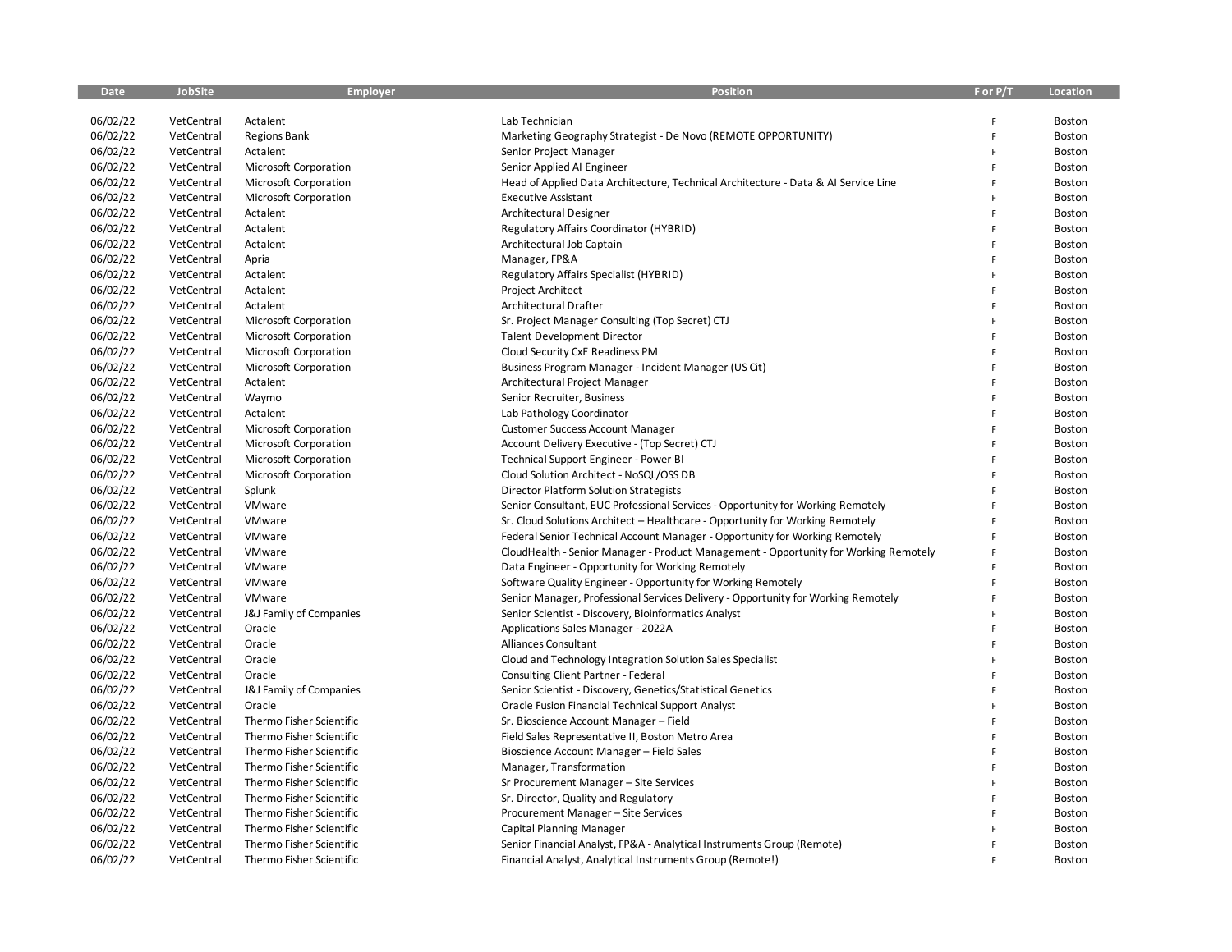| Date | JobSite | Employer | Position | F or P/T | Location |
|---|---|---|---|---|---|
| 06/02/22 | VetCentral | Actalent | Lab Technician | F | Boston |
| 06/02/22 | VetCentral | Regions Bank | Marketing Geography Strategist - De Novo (REMOTE OPPORTUNITY) | F | Boston |
| 06/02/22 | VetCentral | Actalent | Senior Project Manager | F | Boston |
| 06/02/22 | VetCentral | Microsoft Corporation | Senior Applied AI Engineer | F | Boston |
| 06/02/22 | VetCentral | Microsoft Corporation | Head of Applied Data Architecture, Technical Architecture - Data & AI Service Line | F | Boston |
| 06/02/22 | VetCentral | Microsoft Corporation | Executive Assistant | F | Boston |
| 06/02/22 | VetCentral | Actalent | Architectural Designer | F | Boston |
| 06/02/22 | VetCentral | Actalent | Regulatory Affairs Coordinator (HYBRID) | F | Boston |
| 06/02/22 | VetCentral | Actalent | Architectural Job Captain | F | Boston |
| 06/02/22 | VetCentral | Apria | Manager, FP&A | F | Boston |
| 06/02/22 | VetCentral | Actalent | Regulatory Affairs Specialist (HYBRID) | F | Boston |
| 06/02/22 | VetCentral | Actalent | Project Architect | F | Boston |
| 06/02/22 | VetCentral | Actalent | Architectural Drafter | F | Boston |
| 06/02/22 | VetCentral | Microsoft Corporation | Sr. Project Manager Consulting (Top Secret) CTJ | F | Boston |
| 06/02/22 | VetCentral | Microsoft Corporation | Talent Development Director | F | Boston |
| 06/02/22 | VetCentral | Microsoft Corporation | Cloud Security CxE Readiness PM | F | Boston |
| 06/02/22 | VetCentral | Microsoft Corporation | Business Program Manager - Incident Manager (US Cit) | F | Boston |
| 06/02/22 | VetCentral | Actalent | Architectural Project Manager | F | Boston |
| 06/02/22 | VetCentral | Waymo | Senior Recruiter, Business | F | Boston |
| 06/02/22 | VetCentral | Actalent | Lab Pathology Coordinator | F | Boston |
| 06/02/22 | VetCentral | Microsoft Corporation | Customer Success Account Manager | F | Boston |
| 06/02/22 | VetCentral | Microsoft Corporation | Account Delivery Executive - (Top Secret) CTJ | F | Boston |
| 06/02/22 | VetCentral | Microsoft Corporation | Technical Support Engineer - Power BI | F | Boston |
| 06/02/22 | VetCentral | Microsoft Corporation | Cloud Solution Architect - NoSQL/OSS DB | F | Boston |
| 06/02/22 | VetCentral | Splunk | Director Platform Solution Strategists | F | Boston |
| 06/02/22 | VetCentral | VMware | Senior Consultant, EUC Professional Services - Opportunity for Working Remotely | F | Boston |
| 06/02/22 | VetCentral | VMware | Sr. Cloud Solutions Architect – Healthcare - Opportunity for Working Remotely | F | Boston |
| 06/02/22 | VetCentral | VMware | Federal Senior Technical Account Manager - Opportunity for Working Remotely | F | Boston |
| 06/02/22 | VetCentral | VMware | CloudHealth - Senior Manager - Product Management - Opportunity for Working Remotely | F | Boston |
| 06/02/22 | VetCentral | VMware | Data Engineer - Opportunity for Working Remotely | F | Boston |
| 06/02/22 | VetCentral | VMware | Software Quality Engineer - Opportunity for Working Remotely | F | Boston |
| 06/02/22 | VetCentral | VMware | Senior Manager, Professional Services Delivery - Opportunity for Working Remotely | F | Boston |
| 06/02/22 | VetCentral | J&J Family of Companies | Senior Scientist - Discovery, Bioinformatics Analyst | F | Boston |
| 06/02/22 | VetCentral | Oracle | Applications Sales Manager - 2022A | F | Boston |
| 06/02/22 | VetCentral | Oracle | Alliances Consultant | F | Boston |
| 06/02/22 | VetCentral | Oracle | Cloud and Technology Integration Solution Sales Specialist | F | Boston |
| 06/02/22 | VetCentral | Oracle | Consulting Client Partner - Federal | F | Boston |
| 06/02/22 | VetCentral | J&J Family of Companies | Senior Scientist - Discovery, Genetics/Statistical Genetics | F | Boston |
| 06/02/22 | VetCentral | Oracle | Oracle Fusion Financial Technical Support Analyst | F | Boston |
| 06/02/22 | VetCentral | Thermo Fisher Scientific | Sr. Bioscience Account Manager – Field | F | Boston |
| 06/02/22 | VetCentral | Thermo Fisher Scientific | Field Sales Representative II, Boston Metro Area | F | Boston |
| 06/02/22 | VetCentral | Thermo Fisher Scientific | Bioscience Account Manager – Field Sales | F | Boston |
| 06/02/22 | VetCentral | Thermo Fisher Scientific | Manager, Transformation | F | Boston |
| 06/02/22 | VetCentral | Thermo Fisher Scientific | Sr Procurement Manager – Site Services | F | Boston |
| 06/02/22 | VetCentral | Thermo Fisher Scientific | Sr. Director, Quality and Regulatory | F | Boston |
| 06/02/22 | VetCentral | Thermo Fisher Scientific | Procurement Manager – Site Services | F | Boston |
| 06/02/22 | VetCentral | Thermo Fisher Scientific | Capital Planning Manager | F | Boston |
| 06/02/22 | VetCentral | Thermo Fisher Scientific | Senior Financial Analyst, FP&A - Analytical Instruments Group (Remote) | F | Boston |
| 06/02/22 | VetCentral | Thermo Fisher Scientific | Financial Analyst, Analytical Instruments Group (Remote!) | F | Boston |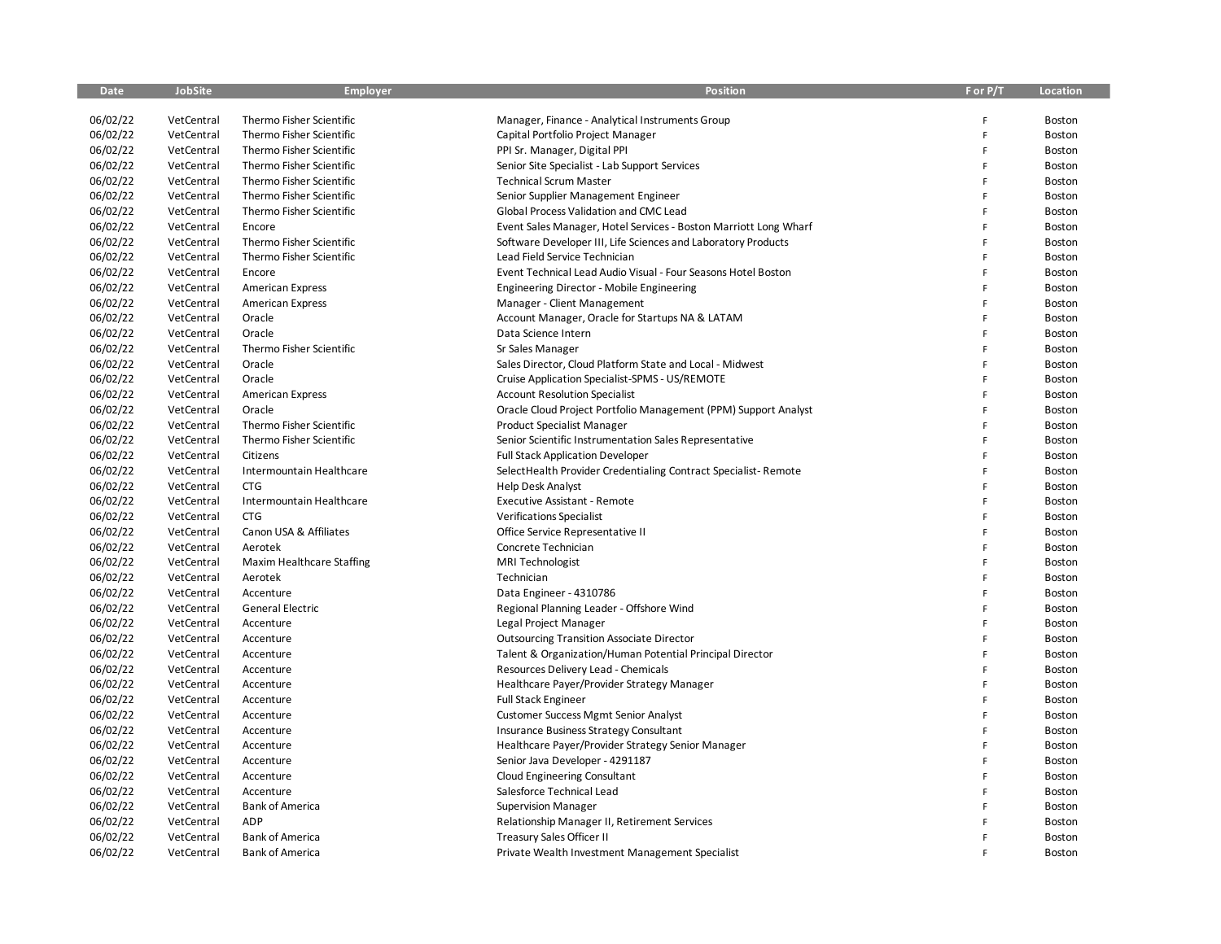| Date | JobSite | Employer | Position | F or P/T | Location |
|---|---|---|---|---|---|
| 06/02/22 | VetCentral | Thermo Fisher Scientific | Manager, Finance - Analytical Instruments Group | F | Boston |
| 06/02/22 | VetCentral | Thermo Fisher Scientific | Capital Portfolio Project Manager | F | Boston |
| 06/02/22 | VetCentral | Thermo Fisher Scientific | PPI Sr. Manager, Digital PPI | F | Boston |
| 06/02/22 | VetCentral | Thermo Fisher Scientific | Senior Site Specialist - Lab Support Services | F | Boston |
| 06/02/22 | VetCentral | Thermo Fisher Scientific | Technical Scrum Master | F | Boston |
| 06/02/22 | VetCentral | Thermo Fisher Scientific | Senior Supplier Management Engineer | F | Boston |
| 06/02/22 | VetCentral | Thermo Fisher Scientific | Global Process Validation and CMC Lead | F | Boston |
| 06/02/22 | VetCentral | Encore | Event Sales Manager, Hotel Services - Boston Marriott Long Wharf | F | Boston |
| 06/02/22 | VetCentral | Thermo Fisher Scientific | Software Developer III, Life Sciences and Laboratory Products | F | Boston |
| 06/02/22 | VetCentral | Thermo Fisher Scientific | Lead Field Service Technician | F | Boston |
| 06/02/22 | VetCentral | Encore | Event Technical Lead Audio Visual - Four Seasons Hotel Boston | F | Boston |
| 06/02/22 | VetCentral | American Express | Engineering Director - Mobile Engineering | F | Boston |
| 06/02/22 | VetCentral | American Express | Manager - Client Management | F | Boston |
| 06/02/22 | VetCentral | Oracle | Account Manager, Oracle for Startups NA & LATAM | F | Boston |
| 06/02/22 | VetCentral | Oracle | Data Science Intern | F | Boston |
| 06/02/22 | VetCentral | Thermo Fisher Scientific | Sr Sales Manager | F | Boston |
| 06/02/22 | VetCentral | Oracle | Sales Director, Cloud Platform State and Local - Midwest | F | Boston |
| 06/02/22 | VetCentral | Oracle | Cruise Application Specialist-SPMS - US/REMOTE | F | Boston |
| 06/02/22 | VetCentral | American Express | Account Resolution Specialist | F | Boston |
| 06/02/22 | VetCentral | Oracle | Oracle Cloud Project Portfolio Management (PPM) Support Analyst | F | Boston |
| 06/02/22 | VetCentral | Thermo Fisher Scientific | Product Specialist Manager | F | Boston |
| 06/02/22 | VetCentral | Thermo Fisher Scientific | Senior Scientific Instrumentation Sales Representative | F | Boston |
| 06/02/22 | VetCentral | Citizens | Full Stack Application Developer | F | Boston |
| 06/02/22 | VetCentral | Intermountain Healthcare | SelectHealth Provider Credentialing Contract Specialist- Remote | F | Boston |
| 06/02/22 | VetCentral | CTG | Help Desk Analyst | F | Boston |
| 06/02/22 | VetCentral | Intermountain Healthcare | Executive Assistant - Remote | F | Boston |
| 06/02/22 | VetCentral | CTG | Verifications Specialist | F | Boston |
| 06/02/22 | VetCentral | Canon USA & Affiliates | Office Service Representative II | F | Boston |
| 06/02/22 | VetCentral | Aerotek | Concrete Technician | F | Boston |
| 06/02/22 | VetCentral | Maxim Healthcare Staffing | MRI Technologist | F | Boston |
| 06/02/22 | VetCentral | Aerotek | Technician | F | Boston |
| 06/02/22 | VetCentral | Accenture | Data Engineer - 4310786 | F | Boston |
| 06/02/22 | VetCentral | General Electric | Regional Planning Leader - Offshore Wind | F | Boston |
| 06/02/22 | VetCentral | Accenture | Legal Project Manager | F | Boston |
| 06/02/22 | VetCentral | Accenture | Outsourcing Transition Associate Director | F | Boston |
| 06/02/22 | VetCentral | Accenture | Talent & Organization/Human Potential Principal Director | F | Boston |
| 06/02/22 | VetCentral | Accenture | Resources Delivery Lead - Chemicals | F | Boston |
| 06/02/22 | VetCentral | Accenture | Healthcare Payer/Provider Strategy Manager | F | Boston |
| 06/02/22 | VetCentral | Accenture | Full Stack Engineer | F | Boston |
| 06/02/22 | VetCentral | Accenture | Customer Success Mgmt Senior Analyst | F | Boston |
| 06/02/22 | VetCentral | Accenture | Insurance Business Strategy Consultant | F | Boston |
| 06/02/22 | VetCentral | Accenture | Healthcare Payer/Provider Strategy Senior Manager | F | Boston |
| 06/02/22 | VetCentral | Accenture | Senior Java Developer - 4291187 | F | Boston |
| 06/02/22 | VetCentral | Accenture | Cloud Engineering Consultant | F | Boston |
| 06/02/22 | VetCentral | Accenture | Salesforce Technical Lead | F | Boston |
| 06/02/22 | VetCentral | Bank of America | Supervision Manager | F | Boston |
| 06/02/22 | VetCentral | ADP | Relationship Manager II, Retirement Services | F | Boston |
| 06/02/22 | VetCentral | Bank of America | Treasury Sales Officer II | F | Boston |
| 06/02/22 | VetCentral | Bank of America | Private Wealth Investment Management Specialist | F | Boston |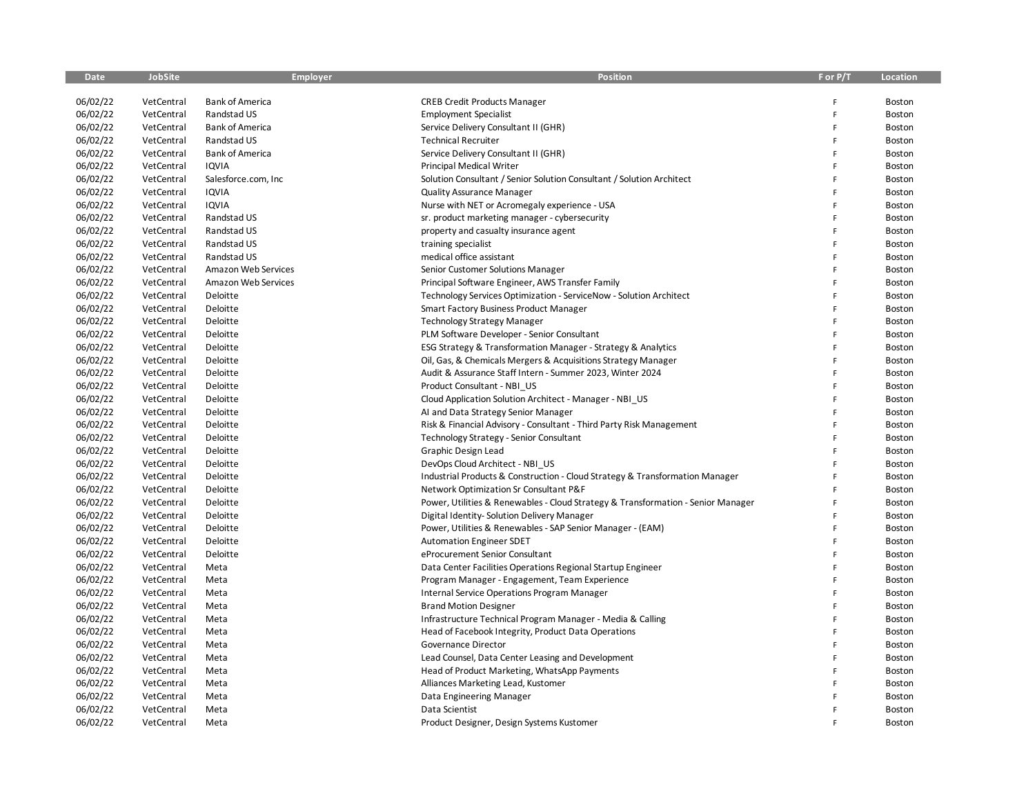| Date | JobSite | Employer | Position | F or P/T | Location |
|---|---|---|---|---|---|
| 06/02/22 | VetCentral | Bank of America | CREB Credit Products Manager | F | Boston |
| 06/02/22 | VetCentral | Randstad US | Employment Specialist | F | Boston |
| 06/02/22 | VetCentral | Bank of America | Service Delivery Consultant II (GHR) | F | Boston |
| 06/02/22 | VetCentral | Randstad US | Technical Recruiter | F | Boston |
| 06/02/22 | VetCentral | Bank of America | Service Delivery Consultant II (GHR) | F | Boston |
| 06/02/22 | VetCentral | IQVIA | Principal Medical Writer | F | Boston |
| 06/02/22 | VetCentral | Salesforce.com, Inc | Solution Consultant / Senior Solution Consultant / Solution Architect | F | Boston |
| 06/02/22 | VetCentral | IQVIA | Quality Assurance Manager | F | Boston |
| 06/02/22 | VetCentral | IQVIA | Nurse with NET or Acromegaly experience - USA | F | Boston |
| 06/02/22 | VetCentral | Randstad US | sr. product marketing manager - cybersecurity | F | Boston |
| 06/02/22 | VetCentral | Randstad US | property and casualty insurance agent | F | Boston |
| 06/02/22 | VetCentral | Randstad US | training specialist | F | Boston |
| 06/02/22 | VetCentral | Randstad US | medical office assistant | F | Boston |
| 06/02/22 | VetCentral | Amazon Web Services | Senior Customer Solutions Manager | F | Boston |
| 06/02/22 | VetCentral | Amazon Web Services | Principal Software Engineer, AWS Transfer Family | F | Boston |
| 06/02/22 | VetCentral | Deloitte | Technology Services Optimization - ServiceNow - Solution Architect | F | Boston |
| 06/02/22 | VetCentral | Deloitte | Smart Factory Business Product Manager | F | Boston |
| 06/02/22 | VetCentral | Deloitte | Technology Strategy Manager | F | Boston |
| 06/02/22 | VetCentral | Deloitte | PLM Software Developer - Senior Consultant | F | Boston |
| 06/02/22 | VetCentral | Deloitte | ESG Strategy & Transformation Manager - Strategy & Analytics | F | Boston |
| 06/02/22 | VetCentral | Deloitte | Oil, Gas, & Chemicals Mergers & Acquisitions Strategy Manager | F | Boston |
| 06/02/22 | VetCentral | Deloitte | Audit & Assurance Staff Intern - Summer 2023, Winter 2024 | F | Boston |
| 06/02/22 | VetCentral | Deloitte | Product Consultant - NBI_US | F | Boston |
| 06/02/22 | VetCentral | Deloitte | Cloud Application Solution Architect - Manager - NBI_US | F | Boston |
| 06/02/22 | VetCentral | Deloitte | AI and Data Strategy Senior Manager | F | Boston |
| 06/02/22 | VetCentral | Deloitte | Risk & Financial Advisory - Consultant - Third Party Risk Management | F | Boston |
| 06/02/22 | VetCentral | Deloitte | Technology Strategy - Senior Consultant | F | Boston |
| 06/02/22 | VetCentral | Deloitte | Graphic Design Lead | F | Boston |
| 06/02/22 | VetCentral | Deloitte | DevOps Cloud Architect - NBI_US | F | Boston |
| 06/02/22 | VetCentral | Deloitte | Industrial Products & Construction - Cloud Strategy & Transformation Manager | F | Boston |
| 06/02/22 | VetCentral | Deloitte | Network Optimization Sr Consultant P&F | F | Boston |
| 06/02/22 | VetCentral | Deloitte | Power, Utilities & Renewables - Cloud Strategy & Transformation - Senior Manager | F | Boston |
| 06/02/22 | VetCentral | Deloitte | Digital Identity- Solution Delivery Manager | F | Boston |
| 06/02/22 | VetCentral | Deloitte | Power, Utilities & Renewables - SAP Senior Manager - (EAM) | F | Boston |
| 06/02/22 | VetCentral | Deloitte | Automation Engineer SDET | F | Boston |
| 06/02/22 | VetCentral | Deloitte | eProcurement Senior Consultant | F | Boston |
| 06/02/22 | VetCentral | Meta | Data Center Facilities Operations Regional Startup Engineer | F | Boston |
| 06/02/22 | VetCentral | Meta | Program Manager - Engagement, Team Experience | F | Boston |
| 06/02/22 | VetCentral | Meta | Internal Service Operations Program Manager | F | Boston |
| 06/02/22 | VetCentral | Meta | Brand Motion Designer | F | Boston |
| 06/02/22 | VetCentral | Meta | Infrastructure Technical Program Manager - Media & Calling | F | Boston |
| 06/02/22 | VetCentral | Meta | Head of Facebook Integrity, Product Data Operations | F | Boston |
| 06/02/22 | VetCentral | Meta | Governance Director | F | Boston |
| 06/02/22 | VetCentral | Meta | Lead Counsel, Data Center Leasing and Development | F | Boston |
| 06/02/22 | VetCentral | Meta | Head of Product Marketing, WhatsApp Payments | F | Boston |
| 06/02/22 | VetCentral | Meta | Alliances Marketing Lead, Kustomer | F | Boston |
| 06/02/22 | VetCentral | Meta | Data Engineering Manager | F | Boston |
| 06/02/22 | VetCentral | Meta | Data Scientist | F | Boston |
| 06/02/22 | VetCentral | Meta | Product Designer, Design Systems Kustomer | F | Boston |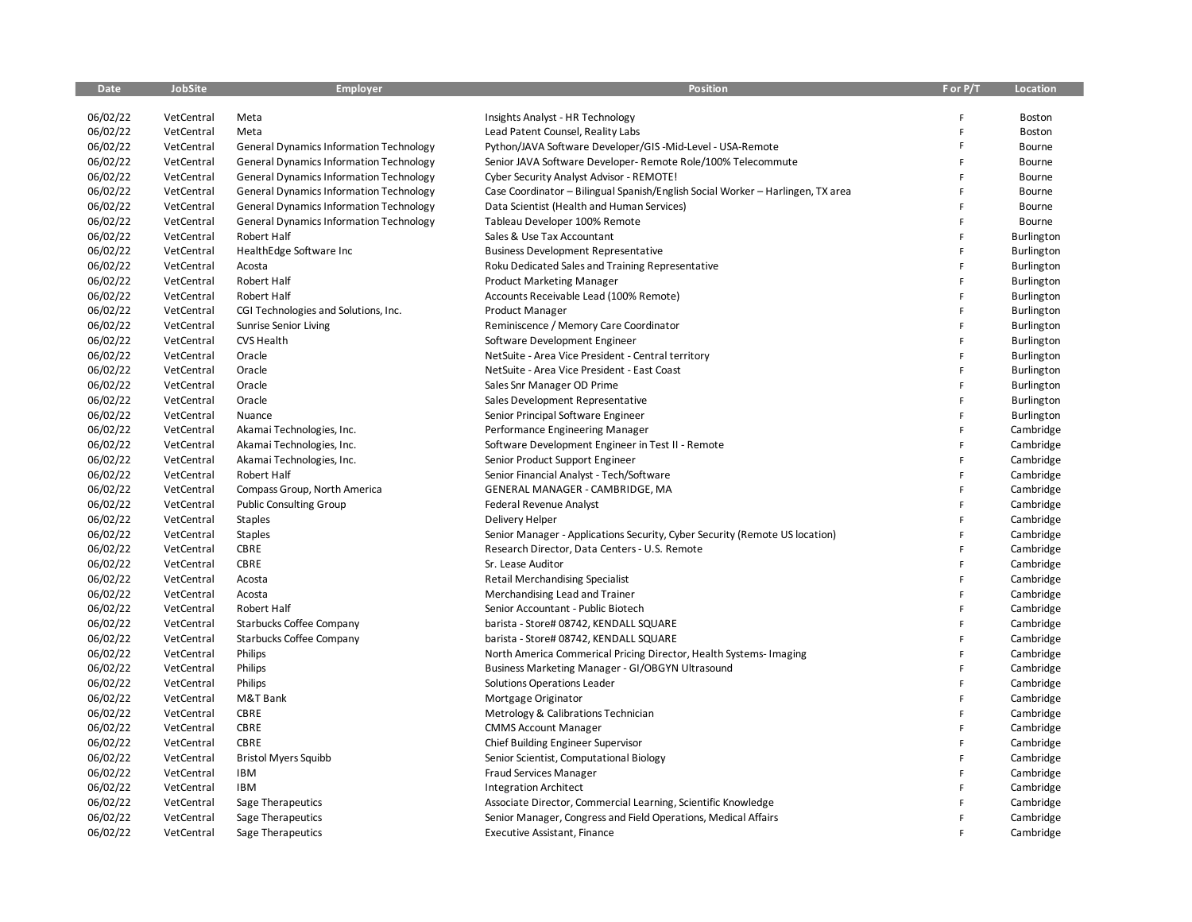| Date | JobSite | Employer | Position | F or P/T | Location |
|---|---|---|---|---|---|
| 06/02/22 | VetCentral | Meta | Insights Analyst - HR Technology | F | Boston |
| 06/02/22 | VetCentral | Meta | Lead Patent Counsel, Reality Labs | F | Boston |
| 06/02/22 | VetCentral | General Dynamics Information Technology | Python/JAVA Software Developer/GIS -Mid-Level - USA-Remote | F | Bourne |
| 06/02/22 | VetCentral | General Dynamics Information Technology | Senior JAVA Software Developer- Remote Role/100% Telecommute | F | Bourne |
| 06/02/22 | VetCentral | General Dynamics Information Technology | Cyber Security Analyst Advisor - REMOTE! | F | Bourne |
| 06/02/22 | VetCentral | General Dynamics Information Technology | Case Coordinator – Bilingual Spanish/English Social Worker – Harlingen, TX area | F | Bourne |
| 06/02/22 | VetCentral | General Dynamics Information Technology | Data Scientist (Health and Human Services) | F | Bourne |
| 06/02/22 | VetCentral | General Dynamics Information Technology | Tableau Developer 100% Remote | F | Bourne |
| 06/02/22 | VetCentral | Robert Half | Sales & Use Tax Accountant | F | Burlington |
| 06/02/22 | VetCentral | HealthEdge Software Inc | Business Development Representative | F | Burlington |
| 06/02/22 | VetCentral | Acosta | Roku Dedicated Sales and Training Representative | F | Burlington |
| 06/02/22 | VetCentral | Robert Half | Product Marketing Manager | F | Burlington |
| 06/02/22 | VetCentral | Robert Half | Accounts Receivable Lead (100% Remote) | F | Burlington |
| 06/02/22 | VetCentral | CGI Technologies and Solutions, Inc. | Product Manager | F | Burlington |
| 06/02/22 | VetCentral | Sunrise Senior Living | Reminiscence / Memory Care Coordinator | F | Burlington |
| 06/02/22 | VetCentral | CVS Health | Software Development Engineer | F | Burlington |
| 06/02/22 | VetCentral | Oracle | NetSuite - Area Vice President - Central territory | F | Burlington |
| 06/02/22 | VetCentral | Oracle | NetSuite - Area Vice President - East Coast | F | Burlington |
| 06/02/22 | VetCentral | Oracle | Sales Snr Manager OD Prime | F | Burlington |
| 06/02/22 | VetCentral | Oracle | Sales Development Representative | F | Burlington |
| 06/02/22 | VetCentral | Nuance | Senior Principal Software Engineer | F | Burlington |
| 06/02/22 | VetCentral | Akamai Technologies, Inc. | Performance Engineering Manager | F | Cambridge |
| 06/02/22 | VetCentral | Akamai Technologies, Inc. | Software Development Engineer in Test II - Remote | F | Cambridge |
| 06/02/22 | VetCentral | Akamai Technologies, Inc. | Senior Product Support Engineer | F | Cambridge |
| 06/02/22 | VetCentral | Robert Half | Senior Financial Analyst - Tech/Software | F | Cambridge |
| 06/02/22 | VetCentral | Compass Group, North America | GENERAL MANAGER - CAMBRIDGE, MA | F | Cambridge |
| 06/02/22 | VetCentral | Public Consulting Group | Federal Revenue Analyst | F | Cambridge |
| 06/02/22 | VetCentral | Staples | Delivery Helper | F | Cambridge |
| 06/02/22 | VetCentral | Staples | Senior Manager - Applications Security, Cyber Security (Remote US location) | F | Cambridge |
| 06/02/22 | VetCentral | CBRE | Research Director, Data Centers - U.S. Remote | F | Cambridge |
| 06/02/22 | VetCentral | CBRE | Sr. Lease Auditor | F | Cambridge |
| 06/02/22 | VetCentral | Acosta | Retail Merchandising Specialist | F | Cambridge |
| 06/02/22 | VetCentral | Acosta | Merchandising Lead and Trainer | F | Cambridge |
| 06/02/22 | VetCentral | Robert Half | Senior Accountant - Public Biotech | F | Cambridge |
| 06/02/22 | VetCentral | Starbucks Coffee Company | barista - Store# 08742, KENDALL SQUARE | F | Cambridge |
| 06/02/22 | VetCentral | Starbucks Coffee Company | barista - Store# 08742, KENDALL SQUARE | F | Cambridge |
| 06/02/22 | VetCentral | Philips | North America Commerical Pricing Director, Health Systems- Imaging | F | Cambridge |
| 06/02/22 | VetCentral | Philips | Business Marketing Manager - GI/OBGYN Ultrasound | F | Cambridge |
| 06/02/22 | VetCentral | Philips | Solutions Operations Leader | F | Cambridge |
| 06/02/22 | VetCentral | M&T Bank | Mortgage Originator | F | Cambridge |
| 06/02/22 | VetCentral | CBRE | Metrology & Calibrations Technician | F | Cambridge |
| 06/02/22 | VetCentral | CBRE | CMMS Account Manager | F | Cambridge |
| 06/02/22 | VetCentral | CBRE | Chief Building Engineer Supervisor | F | Cambridge |
| 06/02/22 | VetCentral | Bristol Myers Squibb | Senior Scientist, Computational Biology | F | Cambridge |
| 06/02/22 | VetCentral | IBM | Fraud Services Manager | F | Cambridge |
| 06/02/22 | VetCentral | IBM | Integration Architect | F | Cambridge |
| 06/02/22 | VetCentral | Sage Therapeutics | Associate Director, Commercial Learning, Scientific Knowledge | F | Cambridge |
| 06/02/22 | VetCentral | Sage Therapeutics | Senior Manager, Congress and Field Operations, Medical Affairs | F | Cambridge |
| 06/02/22 | VetCentral | Sage Therapeutics | Executive Assistant, Finance | F | Cambridge |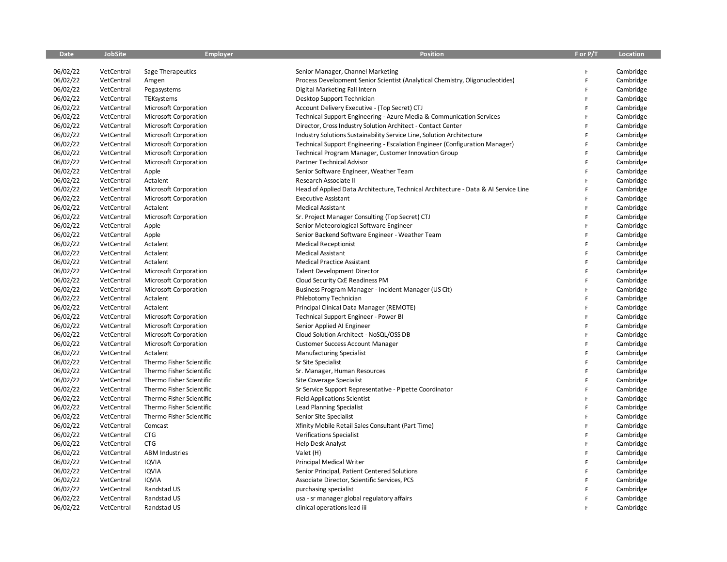| Date | JobSite | Employer | Position | F or P/T | Location |
|---|---|---|---|---|---|
| 06/02/22 | VetCentral | Sage Therapeutics | Senior Manager, Channel Marketing | F | Cambridge |
| 06/02/22 | VetCentral | Amgen | Process Development Senior Scientist (Analytical Chemistry, Oligonucleotides) | F | Cambridge |
| 06/02/22 | VetCentral | Pegasystems | Digital Marketing Fall Intern | F | Cambridge |
| 06/02/22 | VetCentral | TEKsystems | Desktop Support Technician | F | Cambridge |
| 06/02/22 | VetCentral | Microsoft Corporation | Account Delivery Executive - (Top Secret) CTJ | F | Cambridge |
| 06/02/22 | VetCentral | Microsoft Corporation | Technical Support Engineering - Azure Media & Communication Services | F | Cambridge |
| 06/02/22 | VetCentral | Microsoft Corporation | Director, Cross Industry Solution Architect - Contact Center | F | Cambridge |
| 06/02/22 | VetCentral | Microsoft Corporation | Industry Solutions Sustainability Service Line, Solution Architecture | F | Cambridge |
| 06/02/22 | VetCentral | Microsoft Corporation | Technical Support Engineering - Escalation Engineer (Configuration Manager) | F | Cambridge |
| 06/02/22 | VetCentral | Microsoft Corporation | Technical Program Manager, Customer Innovation Group | F | Cambridge |
| 06/02/22 | VetCentral | Microsoft Corporation | Partner Technical Advisor | F | Cambridge |
| 06/02/22 | VetCentral | Apple | Senior Software Engineer, Weather Team | F | Cambridge |
| 06/02/22 | VetCentral | Actalent | Research Associate II | F | Cambridge |
| 06/02/22 | VetCentral | Microsoft Corporation | Head of Applied Data Architecture, Technical Architecture - Data & AI Service Line | F | Cambridge |
| 06/02/22 | VetCentral | Microsoft Corporation | Executive Assistant | F | Cambridge |
| 06/02/22 | VetCentral | Actalent | Medical Assistant | F | Cambridge |
| 06/02/22 | VetCentral | Microsoft Corporation | Sr. Project Manager Consulting (Top Secret) CTJ | F | Cambridge |
| 06/02/22 | VetCentral | Apple | Senior Meteorological Software Engineer | F | Cambridge |
| 06/02/22 | VetCentral | Apple | Senior Backend Software Engineer - Weather Team | F | Cambridge |
| 06/02/22 | VetCentral | Actalent | Medical Receptionist | F | Cambridge |
| 06/02/22 | VetCentral | Actalent | Medical Assistant | F | Cambridge |
| 06/02/22 | VetCentral | Actalent | Medical Practice Assistant | F | Cambridge |
| 06/02/22 | VetCentral | Microsoft Corporation | Talent Development Director | F | Cambridge |
| 06/02/22 | VetCentral | Microsoft Corporation | Cloud Security CxE Readiness PM | F | Cambridge |
| 06/02/22 | VetCentral | Microsoft Corporation | Business Program Manager - Incident Manager (US Cit) | F | Cambridge |
| 06/02/22 | VetCentral | Actalent | Phlebotomy Technician | F | Cambridge |
| 06/02/22 | VetCentral | Actalent | Principal Clinical Data Manager (REMOTE) | F | Cambridge |
| 06/02/22 | VetCentral | Microsoft Corporation | Technical Support Engineer - Power BI | F | Cambridge |
| 06/02/22 | VetCentral | Microsoft Corporation | Senior Applied AI Engineer | F | Cambridge |
| 06/02/22 | VetCentral | Microsoft Corporation | Cloud Solution Architect - NoSQL/OSS DB | F | Cambridge |
| 06/02/22 | VetCentral | Microsoft Corporation | Customer Success Account Manager | F | Cambridge |
| 06/02/22 | VetCentral | Actalent | Manufacturing Specialist | F | Cambridge |
| 06/02/22 | VetCentral | Thermo Fisher Scientific | Sr Site Specialist | F | Cambridge |
| 06/02/22 | VetCentral | Thermo Fisher Scientific | Sr. Manager, Human Resources | F | Cambridge |
| 06/02/22 | VetCentral | Thermo Fisher Scientific | Site Coverage Specialist | F | Cambridge |
| 06/02/22 | VetCentral | Thermo Fisher Scientific | Sr Service Support Representative - Pipette Coordinator | F | Cambridge |
| 06/02/22 | VetCentral | Thermo Fisher Scientific | Field Applications Scientist | F | Cambridge |
| 06/02/22 | VetCentral | Thermo Fisher Scientific | Lead Planning Specialist | F | Cambridge |
| 06/02/22 | VetCentral | Thermo Fisher Scientific | Senior Site Specialist | F | Cambridge |
| 06/02/22 | VetCentral | Comcast | Xfinity Mobile Retail Sales Consultant (Part Time) | F | Cambridge |
| 06/02/22 | VetCentral | CTG | Verifications Specialist | F | Cambridge |
| 06/02/22 | VetCentral | CTG | Help Desk Analyst | F | Cambridge |
| 06/02/22 | VetCentral | ABM Industries | Valet (H) | F | Cambridge |
| 06/02/22 | VetCentral | IQVIA | Principal Medical Writer | F | Cambridge |
| 06/02/22 | VetCentral | IQVIA | Senior Principal, Patient Centered Solutions | F | Cambridge |
| 06/02/22 | VetCentral | IQVIA | Associate Director, Scientific Services, PCS | F | Cambridge |
| 06/02/22 | VetCentral | Randstad US | purchasing specialist | F | Cambridge |
| 06/02/22 | VetCentral | Randstad US | usa - sr manager global regulatory affairs | F | Cambridge |
| 06/02/22 | VetCentral | Randstad US | clinical operations lead iii | F | Cambridge |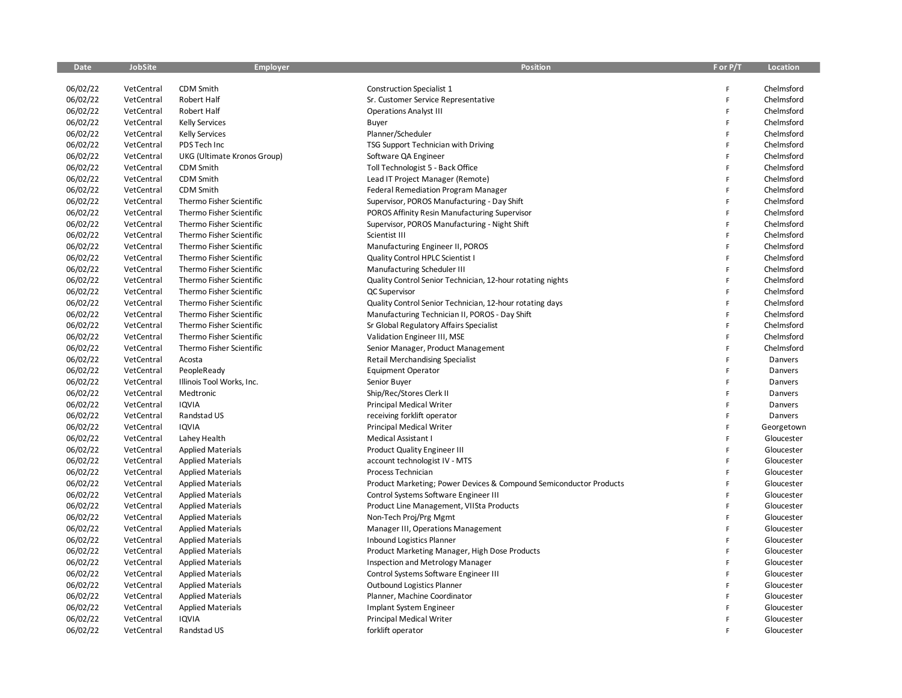| Date | JobSite | Employer | Position | F or P/T | Location |
|---|---|---|---|---|---|
| 06/02/22 | VetCentral | CDM Smith | Construction Specialist 1 | F | Chelmsford |
| 06/02/22 | VetCentral | Robert Half | Sr. Customer Service Representative | F | Chelmsford |
| 06/02/22 | VetCentral | Robert Half | Operations Analyst III | F | Chelmsford |
| 06/02/22 | VetCentral | Kelly Services | Buyer | F | Chelmsford |
| 06/02/22 | VetCentral | Kelly Services | Planner/Scheduler | F | Chelmsford |
| 06/02/22 | VetCentral | PDS Tech Inc | TSG Support Technician with Driving | F | Chelmsford |
| 06/02/22 | VetCentral | UKG (Ultimate Kronos Group) | Software QA Engineer | F | Chelmsford |
| 06/02/22 | VetCentral | CDM Smith | Toll Technologist 5 - Back Office | F | Chelmsford |
| 06/02/22 | VetCentral | CDM Smith | Lead IT Project Manager (Remote) | F | Chelmsford |
| 06/02/22 | VetCentral | CDM Smith | Federal Remediation Program Manager | F | Chelmsford |
| 06/02/22 | VetCentral | Thermo Fisher Scientific | Supervisor, POROS Manufacturing - Day Shift | F | Chelmsford |
| 06/02/22 | VetCentral | Thermo Fisher Scientific | POROS Affinity Resin Manufacturing Supervisor | F | Chelmsford |
| 06/02/22 | VetCentral | Thermo Fisher Scientific | Supervisor, POROS Manufacturing - Night Shift | F | Chelmsford |
| 06/02/22 | VetCentral | Thermo Fisher Scientific | Scientist III | F | Chelmsford |
| 06/02/22 | VetCentral | Thermo Fisher Scientific | Manufacturing Engineer II, POROS | F | Chelmsford |
| 06/02/22 | VetCentral | Thermo Fisher Scientific | Quality Control HPLC Scientist I | F | Chelmsford |
| 06/02/22 | VetCentral | Thermo Fisher Scientific | Manufacturing Scheduler III | F | Chelmsford |
| 06/02/22 | VetCentral | Thermo Fisher Scientific | Quality Control Senior Technician, 12-hour rotating nights | F | Chelmsford |
| 06/02/22 | VetCentral | Thermo Fisher Scientific | QC Supervisor | F | Chelmsford |
| 06/02/22 | VetCentral | Thermo Fisher Scientific | Quality Control Senior Technician, 12-hour rotating days | F | Chelmsford |
| 06/02/22 | VetCentral | Thermo Fisher Scientific | Manufacturing Technician II, POROS - Day Shift | F | Chelmsford |
| 06/02/22 | VetCentral | Thermo Fisher Scientific | Sr Global Regulatory Affairs Specialist | F | Chelmsford |
| 06/02/22 | VetCentral | Thermo Fisher Scientific | Validation Engineer III, MSE | F | Chelmsford |
| 06/02/22 | VetCentral | Thermo Fisher Scientific | Senior Manager, Product Management | F | Chelmsford |
| 06/02/22 | VetCentral | Acosta | Retail Merchandising Specialist | F | Danvers |
| 06/02/22 | VetCentral | PeopleReady | Equipment Operator | F | Danvers |
| 06/02/22 | VetCentral | Illinois Tool Works, Inc. | Senior Buyer | F | Danvers |
| 06/02/22 | VetCentral | Medtronic | Ship/Rec/Stores Clerk II | F | Danvers |
| 06/02/22 | VetCentral | IQVIA | Principal Medical Writer | F | Danvers |
| 06/02/22 | VetCentral | Randstad US | receiving forklift operator | F | Danvers |
| 06/02/22 | VetCentral | IQVIA | Principal Medical Writer | F | Georgetown |
| 06/02/22 | VetCentral | Lahey Health | Medical Assistant I | F | Gloucester |
| 06/02/22 | VetCentral | Applied Materials | Product Quality Engineer III | F | Gloucester |
| 06/02/22 | VetCentral | Applied Materials | account technologist IV - MTS | F | Gloucester |
| 06/02/22 | VetCentral | Applied Materials | Process Technician | F | Gloucester |
| 06/02/22 | VetCentral | Applied Materials | Product Marketing; Power Devices & Compound Semiconductor Products | F | Gloucester |
| 06/02/22 | VetCentral | Applied Materials | Control Systems Software Engineer III | F | Gloucester |
| 06/02/22 | VetCentral | Applied Materials | Product Line Management, VIISta Products | F | Gloucester |
| 06/02/22 | VetCentral | Applied Materials | Non-Tech Proj/Prg Mgmt | F | Gloucester |
| 06/02/22 | VetCentral | Applied Materials | Manager III, Operations Management | F | Gloucester |
| 06/02/22 | VetCentral | Applied Materials | Inbound Logistics Planner | F | Gloucester |
| 06/02/22 | VetCentral | Applied Materials | Product Marketing Manager, High Dose Products | F | Gloucester |
| 06/02/22 | VetCentral | Applied Materials | Inspection and Metrology Manager | F | Gloucester |
| 06/02/22 | VetCentral | Applied Materials | Control Systems Software Engineer III | F | Gloucester |
| 06/02/22 | VetCentral | Applied Materials | Outbound Logistics Planner | F | Gloucester |
| 06/02/22 | VetCentral | Applied Materials | Planner, Machine Coordinator | F | Gloucester |
| 06/02/22 | VetCentral | Applied Materials | Implant System Engineer | F | Gloucester |
| 06/02/22 | VetCentral | IQVIA | Principal Medical Writer | F | Gloucester |
| 06/02/22 | VetCentral | Randstad US | forklift operator | F | Gloucester |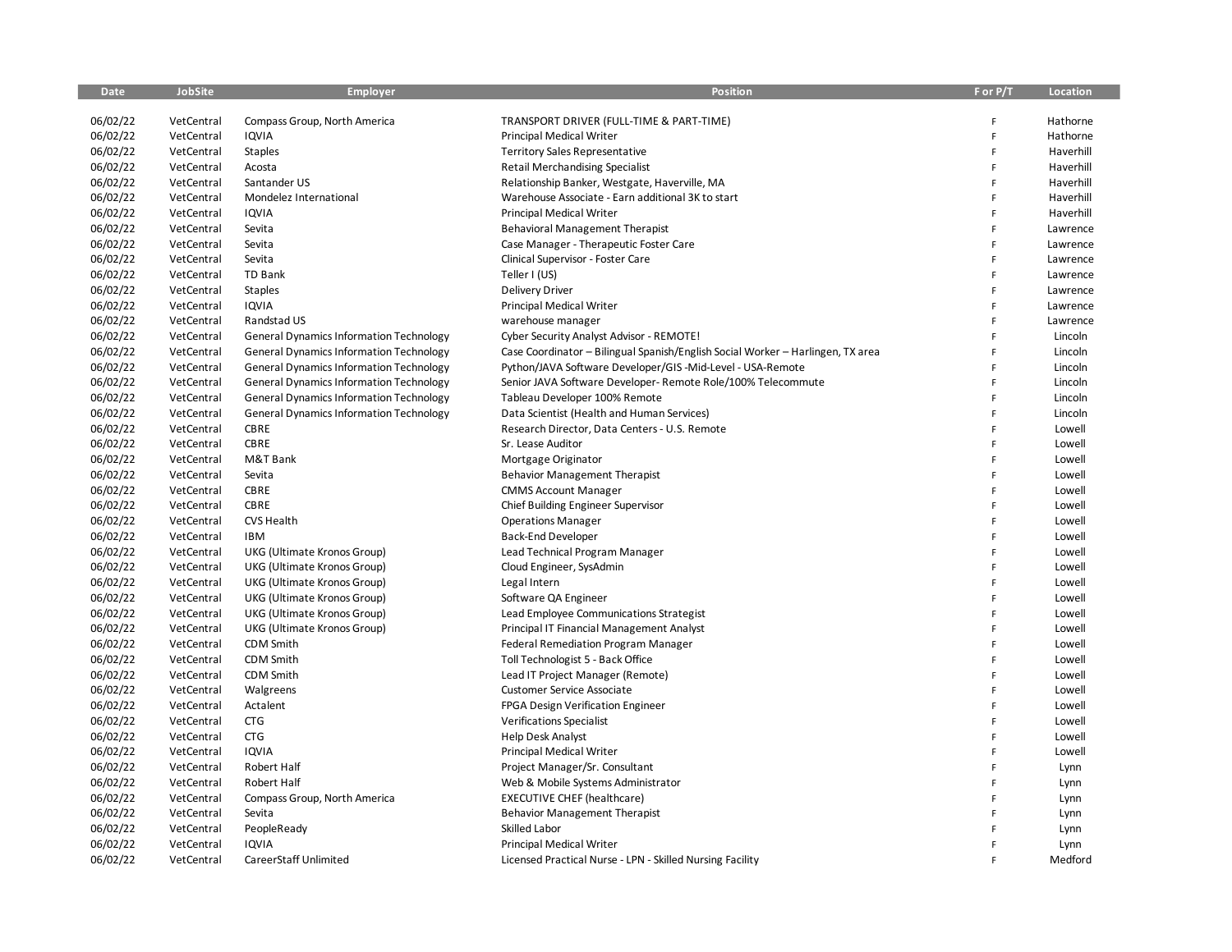| Date | JobSite | Employer | Position | F or P/T | Location |
|---|---|---|---|---|---|
| 06/02/22 | VetCentral | Compass Group, North America | TRANSPORT DRIVER (FULL-TIME & PART-TIME) | F | Hathorne |
| 06/02/22 | VetCentral | IQVIA | Principal Medical Writer | F | Hathorne |
| 06/02/22 | VetCentral | Staples | Territory Sales Representative | F | Haverhill |
| 06/02/22 | VetCentral | Acosta | Retail Merchandising Specialist | F | Haverhill |
| 06/02/22 | VetCentral | Santander US | Relationship Banker, Westgate, Haverville, MA | F | Haverhill |
| 06/02/22 | VetCentral | Mondelez International | Warehouse Associate - Earn additional 3K to start | F | Haverhill |
| 06/02/22 | VetCentral | IQVIA | Principal Medical Writer | F | Haverhill |
| 06/02/22 | VetCentral | Sevita | Behavioral Management Therapist | F | Lawrence |
| 06/02/22 | VetCentral | Sevita | Case Manager - Therapeutic Foster Care | F | Lawrence |
| 06/02/22 | VetCentral | Sevita | Clinical Supervisor - Foster Care | F | Lawrence |
| 06/02/22 | VetCentral | TD Bank | Teller I (US) | F | Lawrence |
| 06/02/22 | VetCentral | Staples | Delivery Driver | F | Lawrence |
| 06/02/22 | VetCentral | IQVIA | Principal Medical Writer | F | Lawrence |
| 06/02/22 | VetCentral | Randstad US | warehouse manager | F | Lawrence |
| 06/02/22 | VetCentral | General Dynamics Information Technology | Cyber Security Analyst Advisor - REMOTE! | F | Lincoln |
| 06/02/22 | VetCentral | General Dynamics Information Technology | Case Coordinator – Bilingual Spanish/English Social Worker – Harlingen, TX area | F | Lincoln |
| 06/02/22 | VetCentral | General Dynamics Information Technology | Python/JAVA Software Developer/GIS -Mid-Level - USA-Remote | F | Lincoln |
| 06/02/22 | VetCentral | General Dynamics Information Technology | Senior JAVA Software Developer- Remote Role/100% Telecommute | F | Lincoln |
| 06/02/22 | VetCentral | General Dynamics Information Technology | Tableau Developer 100% Remote | F | Lincoln |
| 06/02/22 | VetCentral | General Dynamics Information Technology | Data Scientist (Health and Human Services) | F | Lincoln |
| 06/02/22 | VetCentral | CBRE | Research Director, Data Centers - U.S. Remote | F | Lowell |
| 06/02/22 | VetCentral | CBRE | Sr. Lease Auditor | F | Lowell |
| 06/02/22 | VetCentral | M&T Bank | Mortgage Originator | F | Lowell |
| 06/02/22 | VetCentral | Sevita | Behavior Management Therapist | F | Lowell |
| 06/02/22 | VetCentral | CBRE | CMMS Account Manager | F | Lowell |
| 06/02/22 | VetCentral | CBRE | Chief Building Engineer Supervisor | F | Lowell |
| 06/02/22 | VetCentral | CVS Health | Operations Manager | F | Lowell |
| 06/02/22 | VetCentral | IBM | Back-End Developer | F | Lowell |
| 06/02/22 | VetCentral | UKG (Ultimate Kronos Group) | Lead Technical Program Manager | F | Lowell |
| 06/02/22 | VetCentral | UKG (Ultimate Kronos Group) | Cloud Engineer, SysAdmin | F | Lowell |
| 06/02/22 | VetCentral | UKG (Ultimate Kronos Group) | Legal Intern | F | Lowell |
| 06/02/22 | VetCentral | UKG (Ultimate Kronos Group) | Software QA Engineer | F | Lowell |
| 06/02/22 | VetCentral | UKG (Ultimate Kronos Group) | Lead Employee Communications Strategist | F | Lowell |
| 06/02/22 | VetCentral | UKG (Ultimate Kronos Group) | Principal IT Financial Management Analyst | F | Lowell |
| 06/02/22 | VetCentral | CDM Smith | Federal Remediation Program Manager | F | Lowell |
| 06/02/22 | VetCentral | CDM Smith | Toll Technologist 5 - Back Office | F | Lowell |
| 06/02/22 | VetCentral | CDM Smith | Lead IT Project Manager (Remote) | F | Lowell |
| 06/02/22 | VetCentral | Walgreens | Customer Service Associate | F | Lowell |
| 06/02/22 | VetCentral | Actalent | FPGA Design Verification Engineer | F | Lowell |
| 06/02/22 | VetCentral | CTG | Verifications Specialist | F | Lowell |
| 06/02/22 | VetCentral | CTG | Help Desk Analyst | F | Lowell |
| 06/02/22 | VetCentral | IQVIA | Principal Medical Writer | F | Lowell |
| 06/02/22 | VetCentral | Robert Half | Project Manager/Sr. Consultant | F | Lynn |
| 06/02/22 | VetCentral | Robert Half | Web & Mobile Systems Administrator | F | Lynn |
| 06/02/22 | VetCentral | Compass Group, North America | EXECUTIVE CHEF (healthcare) | F | Lynn |
| 06/02/22 | VetCentral | Sevita | Behavior Management Therapist | F | Lynn |
| 06/02/22 | VetCentral | PeopleReady | Skilled Labor | F | Lynn |
| 06/02/22 | VetCentral | IQVIA | Principal Medical Writer | F | Lynn |
| 06/02/22 | VetCentral | CareerStaff Unlimited | Licensed Practical Nurse - LPN - Skilled Nursing Facility | F | Medford |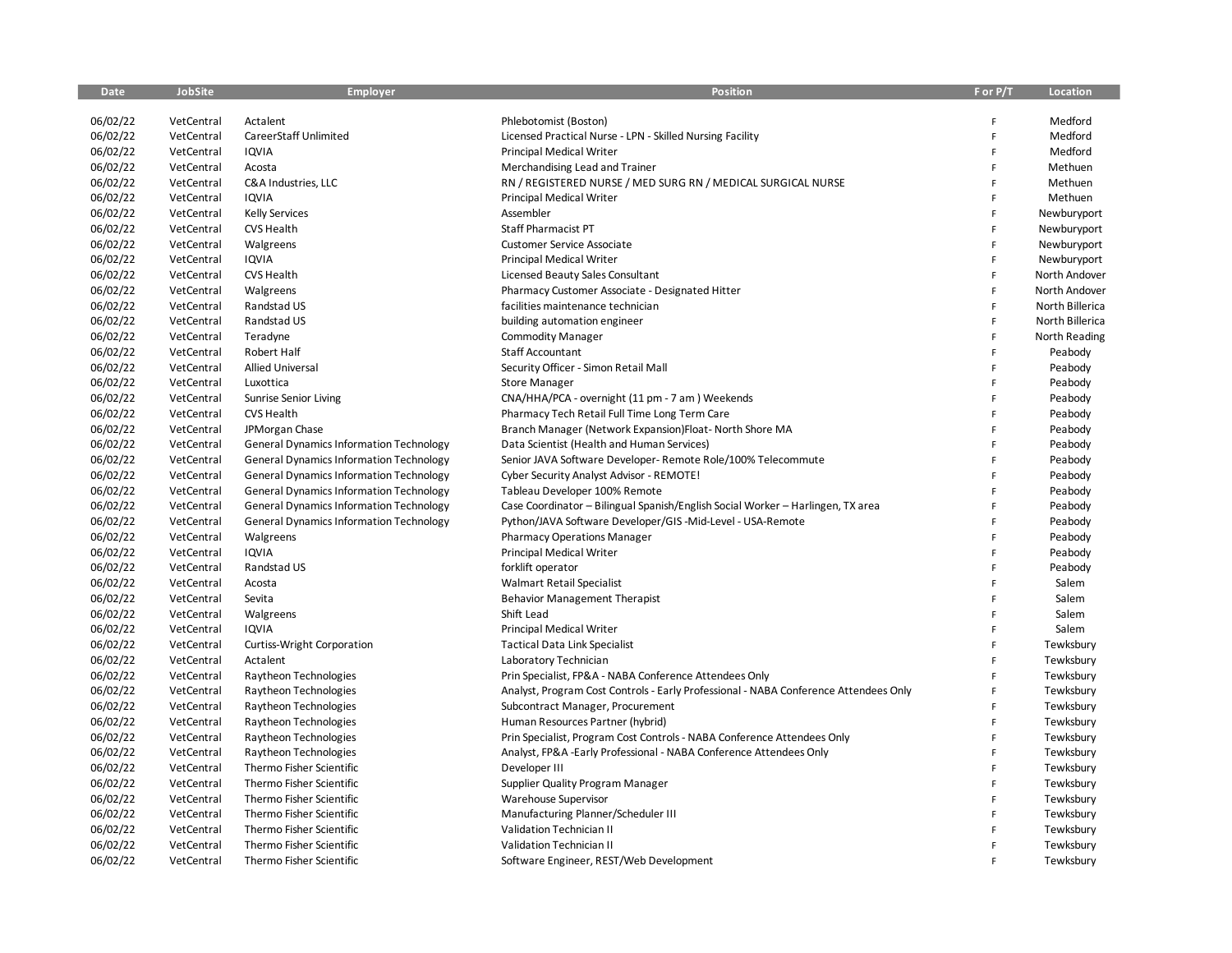| Date | JobSite | Employer | Position | F or P/T | Location |
|---|---|---|---|---|---|
| 06/02/22 | VetCentral | Actalent | Phlebotomist (Boston) | F | Medford |
| 06/02/22 | VetCentral | CareerStaff Unlimited | Licensed Practical Nurse - LPN - Skilled Nursing Facility | F | Medford |
| 06/02/22 | VetCentral | IQVIA | Principal Medical Writer | F | Medford |
| 06/02/22 | VetCentral | Acosta | Merchandising Lead and Trainer | F | Methuen |
| 06/02/22 | VetCentral | C&A Industries, LLC | RN / REGISTERED NURSE / MED SURG RN / MEDICAL SURGICAL NURSE | F | Methuen |
| 06/02/22 | VetCentral | IQVIA | Principal Medical Writer | F | Methuen |
| 06/02/22 | VetCentral | Kelly Services | Assembler | F | Newburyport |
| 06/02/22 | VetCentral | CVS Health | Staff Pharmacist PT | F | Newburyport |
| 06/02/22 | VetCentral | Walgreens | Customer Service Associate | F | Newburyport |
| 06/02/22 | VetCentral | IQVIA | Principal Medical Writer | F | Newburyport |
| 06/02/22 | VetCentral | CVS Health | Licensed Beauty Sales Consultant | F | North Andover |
| 06/02/22 | VetCentral | Walgreens | Pharmacy Customer Associate - Designated Hitter | F | North Andover |
| 06/02/22 | VetCentral | Randstad US | facilities maintenance technician | F | North Billerica |
| 06/02/22 | VetCentral | Randstad US | building automation engineer | F | North Billerica |
| 06/02/22 | VetCentral | Teradyne | Commodity Manager | F | North Reading |
| 06/02/22 | VetCentral | Robert Half | Staff Accountant | F | Peabody |
| 06/02/22 | VetCentral | Allied Universal | Security Officer - Simon Retail Mall | F | Peabody |
| 06/02/22 | VetCentral | Luxottica | Store Manager | F | Peabody |
| 06/02/22 | VetCentral | Sunrise Senior Living | CNA/HHA/PCA - overnight (11 pm - 7 am ) Weekends | F | Peabody |
| 06/02/22 | VetCentral | CVS Health | Pharmacy Tech Retail Full Time Long Term Care | F | Peabody |
| 06/02/22 | VetCentral | JPMorgan Chase | Branch Manager (Network Expansion)Float- North Shore MA | F | Peabody |
| 06/02/22 | VetCentral | General Dynamics Information Technology | Data Scientist (Health and Human Services) | F | Peabody |
| 06/02/22 | VetCentral | General Dynamics Information Technology | Senior JAVA Software Developer- Remote Role/100% Telecommute | F | Peabody |
| 06/02/22 | VetCentral | General Dynamics Information Technology | Cyber Security Analyst Advisor - REMOTE! | F | Peabody |
| 06/02/22 | VetCentral | General Dynamics Information Technology | Tableau Developer 100% Remote | F | Peabody |
| 06/02/22 | VetCentral | General Dynamics Information Technology | Case Coordinator – Bilingual Spanish/English Social Worker – Harlingen, TX area | F | Peabody |
| 06/02/22 | VetCentral | General Dynamics Information Technology | Python/JAVA Software Developer/GIS -Mid-Level - USA-Remote | F | Peabody |
| 06/02/22 | VetCentral | Walgreens | Pharmacy Operations Manager | F | Peabody |
| 06/02/22 | VetCentral | IQVIA | Principal Medical Writer | F | Peabody |
| 06/02/22 | VetCentral | Randstad US | forklift operator | F | Peabody |
| 06/02/22 | VetCentral | Acosta | Walmart Retail Specialist | F | Salem |
| 06/02/22 | VetCentral | Sevita | Behavior Management Therapist | F | Salem |
| 06/02/22 | VetCentral | Walgreens | Shift Lead | F | Salem |
| 06/02/22 | VetCentral | IQVIA | Principal Medical Writer | F | Salem |
| 06/02/22 | VetCentral | Curtiss-Wright Corporation | Tactical Data Link Specialist | F | Tewksbury |
| 06/02/22 | VetCentral | Actalent | Laboratory Technician | F | Tewksbury |
| 06/02/22 | VetCentral | Raytheon Technologies | Prin Specialist, FP&A - NABA Conference Attendees Only | F | Tewksbury |
| 06/02/22 | VetCentral | Raytheon Technologies | Analyst, Program Cost Controls - Early Professional - NABA Conference Attendees Only | F | Tewksbury |
| 06/02/22 | VetCentral | Raytheon Technologies | Subcontract Manager, Procurement | F | Tewksbury |
| 06/02/22 | VetCentral | Raytheon Technologies | Human Resources Partner (hybrid) | F | Tewksbury |
| 06/02/22 | VetCentral | Raytheon Technologies | Prin Specialist, Program Cost Controls - NABA Conference Attendees Only | F | Tewksbury |
| 06/02/22 | VetCentral | Raytheon Technologies | Analyst, FP&A -Early Professional - NABA Conference Attendees Only | F | Tewksbury |
| 06/02/22 | VetCentral | Thermo Fisher Scientific | Developer III | F | Tewksbury |
| 06/02/22 | VetCentral | Thermo Fisher Scientific | Supplier Quality Program Manager | F | Tewksbury |
| 06/02/22 | VetCentral | Thermo Fisher Scientific | Warehouse Supervisor | F | Tewksbury |
| 06/02/22 | VetCentral | Thermo Fisher Scientific | Manufacturing Planner/Scheduler III | F | Tewksbury |
| 06/02/22 | VetCentral | Thermo Fisher Scientific | Validation Technician II | F | Tewksbury |
| 06/02/22 | VetCentral | Thermo Fisher Scientific | Validation Technician II | F | Tewksbury |
| 06/02/22 | VetCentral | Thermo Fisher Scientific | Software Engineer, REST/Web Development | F | Tewksbury |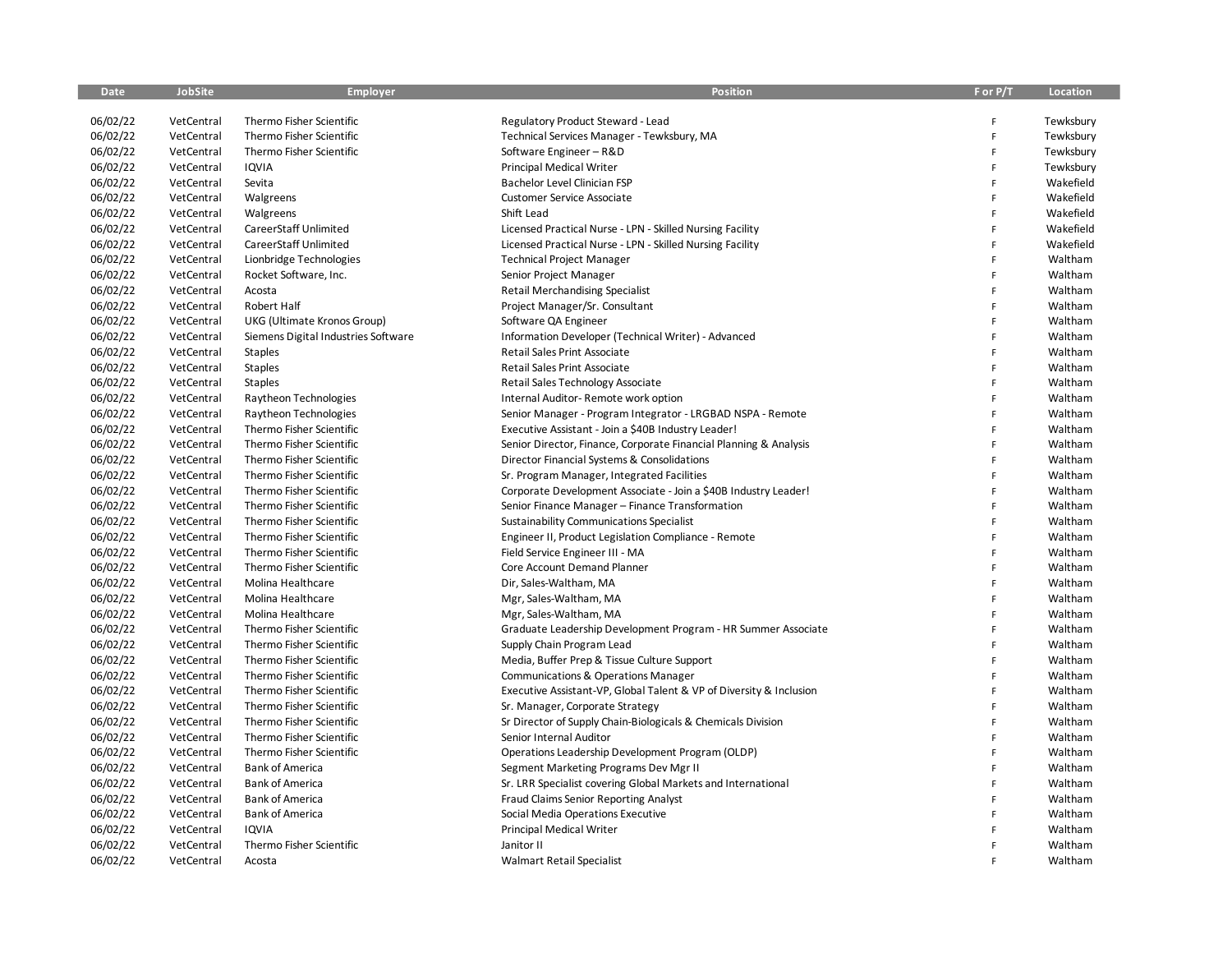| Date | JobSite | Employer | Position | F or P/T | Location |
|---|---|---|---|---|---|
| 06/02/22 | VetCentral | Thermo Fisher Scientific | Regulatory Product Steward - Lead | F | Tewksbury |
| 06/02/22 | VetCentral | Thermo Fisher Scientific | Technical Services Manager - Tewksbury, MA | F | Tewksbury |
| 06/02/22 | VetCentral | Thermo Fisher Scientific | Software Engineer – R&D | F | Tewksbury |
| 06/02/22 | VetCentral | IQVIA | Principal Medical Writer | F | Tewksbury |
| 06/02/22 | VetCentral | Sevita | Bachelor Level Clinician FSP | F | Wakefield |
| 06/02/22 | VetCentral | Walgreens | Customer Service Associate | F | Wakefield |
| 06/02/22 | VetCentral | Walgreens | Shift Lead | F | Wakefield |
| 06/02/22 | VetCentral | CareerStaff Unlimited | Licensed Practical Nurse - LPN - Skilled Nursing Facility | F | Wakefield |
| 06/02/22 | VetCentral | CareerStaff Unlimited | Licensed Practical Nurse - LPN - Skilled Nursing Facility | F | Wakefield |
| 06/02/22 | VetCentral | Lionbridge Technologies | Technical Project Manager | F | Waltham |
| 06/02/22 | VetCentral | Rocket Software, Inc. | Senior Project Manager | F | Waltham |
| 06/02/22 | VetCentral | Acosta | Retail Merchandising Specialist | F | Waltham |
| 06/02/22 | VetCentral | Robert Half | Project Manager/Sr. Consultant | F | Waltham |
| 06/02/22 | VetCentral | UKG (Ultimate Kronos Group) | Software QA Engineer | F | Waltham |
| 06/02/22 | VetCentral | Siemens Digital Industries Software | Information Developer (Technical Writer) - Advanced | F | Waltham |
| 06/02/22 | VetCentral | Staples | Retail Sales Print Associate | F | Waltham |
| 06/02/22 | VetCentral | Staples | Retail Sales Print Associate | F | Waltham |
| 06/02/22 | VetCentral | Staples | Retail Sales Technology Associate | F | Waltham |
| 06/02/22 | VetCentral | Raytheon Technologies | Internal Auditor- Remote work option | F | Waltham |
| 06/02/22 | VetCentral | Raytheon Technologies | Senior Manager - Program Integrator - LRGBAD NSPA - Remote | F | Waltham |
| 06/02/22 | VetCentral | Thermo Fisher Scientific | Executive Assistant - Join a $40B Industry Leader! | F | Waltham |
| 06/02/22 | VetCentral | Thermo Fisher Scientific | Senior Director, Finance, Corporate Financial Planning & Analysis | F | Waltham |
| 06/02/22 | VetCentral | Thermo Fisher Scientific | Director Financial Systems & Consolidations | F | Waltham |
| 06/02/22 | VetCentral | Thermo Fisher Scientific | Sr. Program Manager, Integrated Facilities | F | Waltham |
| 06/02/22 | VetCentral | Thermo Fisher Scientific | Corporate Development Associate - Join a $40B Industry Leader! | F | Waltham |
| 06/02/22 | VetCentral | Thermo Fisher Scientific | Senior Finance Manager – Finance Transformation | F | Waltham |
| 06/02/22 | VetCentral | Thermo Fisher Scientific | Sustainability Communications Specialist | F | Waltham |
| 06/02/22 | VetCentral | Thermo Fisher Scientific | Engineer II, Product Legislation Compliance - Remote | F | Waltham |
| 06/02/22 | VetCentral | Thermo Fisher Scientific | Field Service Engineer III - MA | F | Waltham |
| 06/02/22 | VetCentral | Thermo Fisher Scientific | Core Account Demand Planner | F | Waltham |
| 06/02/22 | VetCentral | Molina Healthcare | Dir, Sales-Waltham, MA | F | Waltham |
| 06/02/22 | VetCentral | Molina Healthcare | Mgr, Sales-Waltham, MA | F | Waltham |
| 06/02/22 | VetCentral | Molina Healthcare | Mgr, Sales-Waltham, MA | F | Waltham |
| 06/02/22 | VetCentral | Thermo Fisher Scientific | Graduate Leadership Development Program - HR Summer Associate | F | Waltham |
| 06/02/22 | VetCentral | Thermo Fisher Scientific | Supply Chain Program Lead | F | Waltham |
| 06/02/22 | VetCentral | Thermo Fisher Scientific | Media, Buffer Prep & Tissue Culture Support | F | Waltham |
| 06/02/22 | VetCentral | Thermo Fisher Scientific | Communications & Operations Manager | F | Waltham |
| 06/02/22 | VetCentral | Thermo Fisher Scientific | Executive Assistant-VP, Global Talent & VP of Diversity & Inclusion | F | Waltham |
| 06/02/22 | VetCentral | Thermo Fisher Scientific | Sr. Manager, Corporate Strategy | F | Waltham |
| 06/02/22 | VetCentral | Thermo Fisher Scientific | Sr Director of Supply Chain-Biologicals & Chemicals Division | F | Waltham |
| 06/02/22 | VetCentral | Thermo Fisher Scientific | Senior Internal Auditor | F | Waltham |
| 06/02/22 | VetCentral | Thermo Fisher Scientific | Operations Leadership Development Program (OLDP) | F | Waltham |
| 06/02/22 | VetCentral | Bank of America | Segment Marketing Programs Dev Mgr II | F | Waltham |
| 06/02/22 | VetCentral | Bank of America | Sr. LRR Specialist covering Global Markets and International | F | Waltham |
| 06/02/22 | VetCentral | Bank of America | Fraud Claims Senior Reporting Analyst | F | Waltham |
| 06/02/22 | VetCentral | Bank of America | Social Media Operations Executive | F | Waltham |
| 06/02/22 | VetCentral | IQVIA | Principal Medical Writer | F | Waltham |
| 06/02/22 | VetCentral | Thermo Fisher Scientific | Janitor II | F | Waltham |
| 06/02/22 | VetCentral | Acosta | Walmart Retail Specialist | F | Waltham |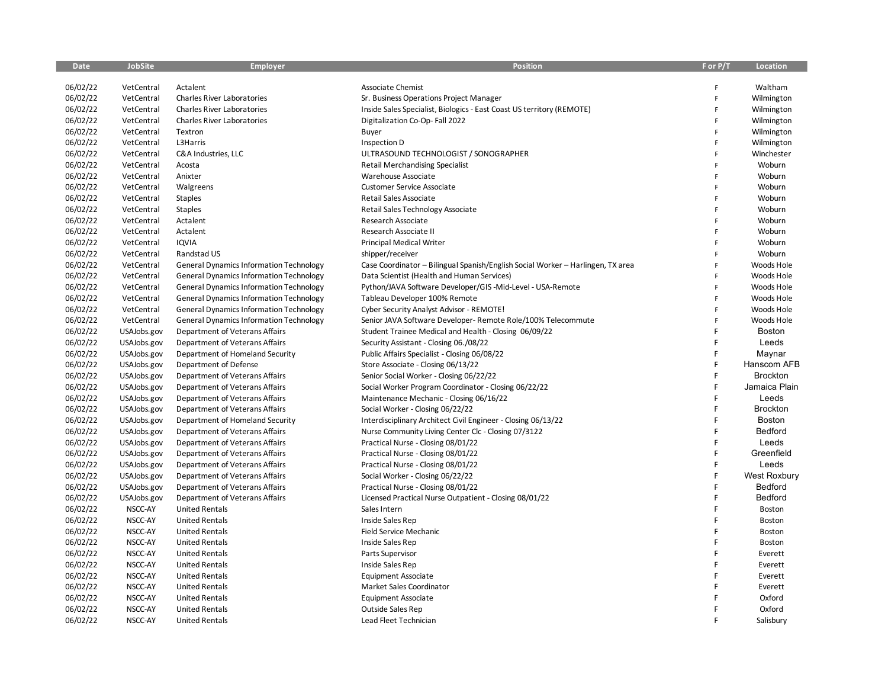| Date | JobSite | Employer | Position | F or P/T | Location |
|---|---|---|---|---|---|
| 06/02/22 | VetCentral | Actalent | Associate Chemist | F | Waltham |
| 06/02/22 | VetCentral | Charles River Laboratories | Sr. Business Operations Project Manager | F | Wilmington |
| 06/02/22 | VetCentral | Charles River Laboratories | Inside Sales Specialist, Biologics - East Coast US territory (REMOTE) | F | Wilmington |
| 06/02/22 | VetCentral | Charles River Laboratories | Digitalization Co-Op- Fall 2022 | F | Wilmington |
| 06/02/22 | VetCentral | Textron | Buyer | F | Wilmington |
| 06/02/22 | VetCentral | L3Harris | Inspection D | F | Wilmington |
| 06/02/22 | VetCentral | C&A Industries, LLC | ULTRASOUND TECHNOLOGIST / SONOGRAPHER | F | Winchester |
| 06/02/22 | VetCentral | Acosta | Retail Merchandising Specialist | F | Woburn |
| 06/02/22 | VetCentral | Anixter | Warehouse Associate | F | Woburn |
| 06/02/22 | VetCentral | Walgreens | Customer Service Associate | F | Woburn |
| 06/02/22 | VetCentral | Staples | Retail Sales Associate | F | Woburn |
| 06/02/22 | VetCentral | Staples | Retail Sales Technology Associate | F | Woburn |
| 06/02/22 | VetCentral | Actalent | Research Associate | F | Woburn |
| 06/02/22 | VetCentral | Actalent | Research Associate II | F | Woburn |
| 06/02/22 | VetCentral | IQVIA | Principal Medical Writer | F | Woburn |
| 06/02/22 | VetCentral | Randstad US | shipper/receiver | F | Woburn |
| 06/02/22 | VetCentral | General Dynamics Information Technology | Case Coordinator – Bilingual Spanish/English Social Worker – Harlingen, TX area | F | Woods Hole |
| 06/02/22 | VetCentral | General Dynamics Information Technology | Data Scientist (Health and Human Services) | F | Woods Hole |
| 06/02/22 | VetCentral | General Dynamics Information Technology | Python/JAVA Software Developer/GIS -Mid-Level - USA-Remote | F | Woods Hole |
| 06/02/22 | VetCentral | General Dynamics Information Technology | Tableau Developer 100% Remote | F | Woods Hole |
| 06/02/22 | VetCentral | General Dynamics Information Technology | Cyber Security Analyst Advisor - REMOTE! | F | Woods Hole |
| 06/02/22 | VetCentral | General Dynamics Information Technology | Senior JAVA Software Developer- Remote Role/100% Telecommute | F | Woods Hole |
| 06/02/22 | USAJobs.gov | Department of Veterans Affairs | Student Trainee Medical and Health - Closing 06/09/22 | F | Boston |
| 06/02/22 | USAJobs.gov | Department of Veterans Affairs | Security Assistant - Closing 06./08/22 | F | Leeds |
| 06/02/22 | USAJobs.gov | Department of Homeland Security | Public Affairs Specialist - Closing 06/08/22 | F | Maynar |
| 06/02/22 | USAJobs.gov | Department of Defense | Store Associate - Closing 06/13/22 | F | Hanscom AFB |
| 06/02/22 | USAJobs.gov | Department of Veterans Affairs | Senior Social Worker - Closing 06/22/22 | F | Brockton |
| 06/02/22 | USAJobs.gov | Department of Veterans Affairs | Social Worker Program Coordinator - Closing 06/22/22 | F | Jamaica Plain |
| 06/02/22 | USAJobs.gov | Department of Veterans Affairs | Maintenance Mechanic - Closing 06/16/22 | F | Leeds |
| 06/02/22 | USAJobs.gov | Department of Veterans Affairs | Social Worker - Closing 06/22/22 | F | Brockton |
| 06/02/22 | USAJobs.gov | Department of Homeland Security | Interdisciplinary Architect Civil Engineer - Closing 06/13/22 | F | Boston |
| 06/02/22 | USAJobs.gov | Department of Veterans Affairs | Nurse Community Living Center Clc - Closing 07/3122 | F | Bedford |
| 06/02/22 | USAJobs.gov | Department of Veterans Affairs | Practical Nurse - Closing 08/01/22 | F | Leeds |
| 06/02/22 | USAJobs.gov | Department of Veterans Affairs | Practical Nurse - Closing 08/01/22 | F | Greenfield |
| 06/02/22 | USAJobs.gov | Department of Veterans Affairs | Practical Nurse - Closing 08/01/22 | F | Leeds |
| 06/02/22 | USAJobs.gov | Department of Veterans Affairs | Social Worker - Closing 06/22/22 | F | West Roxbury |
| 06/02/22 | USAJobs.gov | Department of Veterans Affairs | Practical Nurse - Closing 08/01/22 | F | Bedford |
| 06/02/22 | USAJobs.gov | Department of Veterans Affairs | Licensed Practical Nurse Outpatient - Closing 08/01/22 | F | Bedford |
| 06/02/22 | NSCC-AY | United Rentals | Sales Intern | F | Boston |
| 06/02/22 | NSCC-AY | United Rentals | Inside Sales Rep | F | Boston |
| 06/02/22 | NSCC-AY | United Rentals | Field Service Mechanic | F | Boston |
| 06/02/22 | NSCC-AY | United Rentals | Inside Sales Rep | F | Boston |
| 06/02/22 | NSCC-AY | United Rentals | Parts Supervisor | F | Everett |
| 06/02/22 | NSCC-AY | United Rentals | Inside Sales Rep | F | Everett |
| 06/02/22 | NSCC-AY | United Rentals | Equipment Associate | F | Everett |
| 06/02/22 | NSCC-AY | United Rentals | Market Sales Coordinator | F | Everett |
| 06/02/22 | NSCC-AY | United Rentals | Equipment Associate | F | Oxford |
| 06/02/22 | NSCC-AY | United Rentals | Outside Sales Rep | F | Oxford |
| 06/02/22 | NSCC-AY | United Rentals | Lead Fleet Technician | F | Salisbury |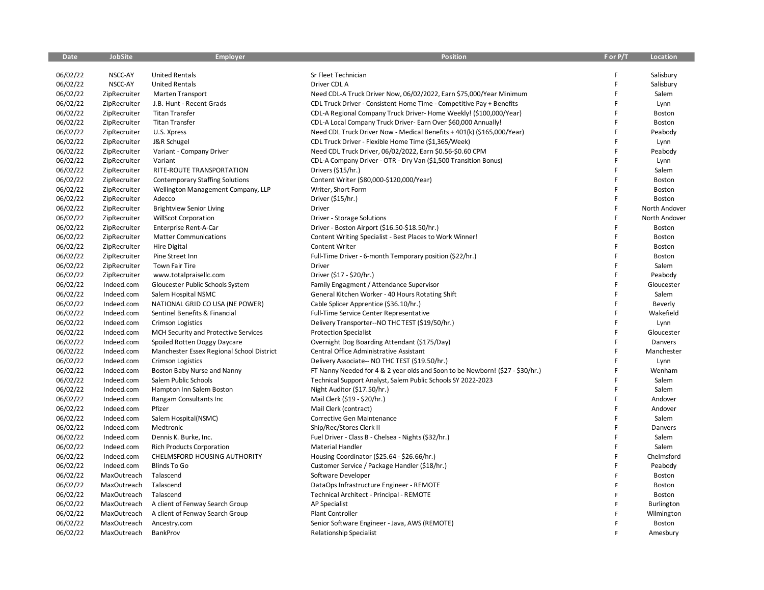| Date | JobSite | Employer | Position | F or P/T | Location |
|---|---|---|---|---|---|
| 06/02/22 | NSCC-AY | United Rentals | Sr Fleet Technician | F | Salisbury |
| 06/02/22 | NSCC-AY | United Rentals | Driver CDL A | F | Salisbury |
| 06/02/22 | ZipRecruiter | Marten Transport | Need CDL-A Truck Driver Now, 06/02/2022, Earn $75,000/Year Minimum | F | Salem |
| 06/02/22 | ZipRecruiter | J.B. Hunt - Recent Grads | CDL Truck Driver - Consistent Home Time - Competitive Pay + Benefits | F | Lynn |
| 06/02/22 | ZipRecruiter | Titan Transfer | CDL-A Regional Company Truck Driver- Home Weekly! ($100,000/Year) | F | Boston |
| 06/02/22 | ZipRecruiter | Titan Transfer | CDL-A Local Company Truck Driver- Earn Over $60,000 Annually! | F | Boston |
| 06/02/22 | ZipRecruiter | U.S. Xpress | Need CDL Truck Driver Now - Medical Benefits + 401(k) ($165,000/Year) | F | Peabody |
| 06/02/22 | ZipRecruiter | J&R Schugel | CDL Truck Driver - Flexible Home Time ($1,365/Week) | F | Lynn |
| 06/02/22 | ZipRecruiter | Variant - Company Driver | Need CDL Truck Driver, 06/02/2022, Earn $0.56-$0.60 CPM | F | Peabody |
| 06/02/22 | ZipRecruiter | Variant | CDL-A Company Driver - OTR - Dry Van ($1,500 Transition Bonus) | F | Lynn |
| 06/02/22 | ZipRecruiter | RITE-ROUTE TRANSPORTATION | Drivers ($15/hr.) | F | Salem |
| 06/02/22 | ZipRecruiter | Contemporary Staffing Solutions | Content Writer ($80,000-$120,000/Year) | F | Boston |
| 06/02/22 | ZipRecruiter | Wellington Management Company, LLP | Writer, Short Form | F | Boston |
| 06/02/22 | ZipRecruiter | Adecco | Driver ($15/hr.) | F | Boston |
| 06/02/22 | ZipRecruiter | Brightview Senior Living | Driver | F | North Andover |
| 06/02/22 | ZipRecruiter | WillScot Corporation | Driver - Storage Solutions | F | North Andover |
| 06/02/22 | ZipRecruiter | Enterprise Rent-A-Car | Driver - Boston Airport ($16.50-$18.50/hr.) | F | Boston |
| 06/02/22 | ZipRecruiter | Matter Communications | Content Writing Specialist - Best Places to Work Winner! | F | Boston |
| 06/02/22 | ZipRecruiter | Hire Digital | Content Writer | F | Boston |
| 06/02/22 | ZipRecruiter | Pine Street Inn | Full-Time Driver - 6-month Temporary position ($22/hr.) | F | Boston |
| 06/02/22 | ZipRecruiter | Town Fair Tire | Driver | F | Salem |
| 06/02/22 | ZipRecruiter | www.totalpraisellc.com | Driver ($17 - $20/hr.) | F | Peabody |
| 06/02/22 | Indeed.com | Gloucester Public Schools System | Family Engagment / Attendance Supervisor | F | Gloucester |
| 06/02/22 | Indeed.com | Salem Hospital NSMC | General Kitchen Worker - 40 Hours Rotating Shift | F | Salem |
| 06/02/22 | Indeed.com | NATIONAL GRID CO USA (NE POWER) | Cable Splicer Apprentice ($36.10/hr.) | F | Beverly |
| 06/02/22 | Indeed.com | Sentinel Benefits & Financial | Full-Time Service Center Representative | F | Wakefield |
| 06/02/22 | Indeed.com | Crimson Logistics | Delivery Transporter--NO THC TEST ($19/50/hr.) | F | Lynn |
| 06/02/22 | Indeed.com | MCH Security and Protective Services | Protection Specialist | F | Gloucester |
| 06/02/22 | Indeed.com | Spoiled Rotten Doggy Daycare | Overnight Dog Boarding Attendant ($175/Day) | F | Danvers |
| 06/02/22 | Indeed.com | Manchester Essex Regional School District | Central Office Administrative Assistant | F | Manchester |
| 06/02/22 | Indeed.com | Crimson Logistics | Delivery Associate-- NO THC TEST ($19.50/hr.) | F | Lynn |
| 06/02/22 | Indeed.com | Boston Baby Nurse and Nanny | FT Nanny Needed for 4 & 2 year olds and Soon to be Newborn! ($27 - $30/hr.) | F | Wenham |
| 06/02/22 | Indeed.com | Salem Public Schools | Technical Support Analyst, Salem Public Schools SY 2022-2023 | F | Salem |
| 06/02/22 | Indeed.com | Hampton Inn Salem Boston | Night Auditor ($17.50/hr.) | F | Salem |
| 06/02/22 | Indeed.com | Rangam Consultants Inc | Mail Clerk ($19 - $20/hr.) | F | Andover |
| 06/02/22 | Indeed.com | Pfizer | Mail Clerk (contract) | F | Andover |
| 06/02/22 | Indeed.com | Salem Hospital(NSMC) | Corrective Gen Maintenance | F | Salem |
| 06/02/22 | Indeed.com | Medtronic | Ship/Rec/Stores Clerk II | F | Danvers |
| 06/02/22 | Indeed.com | Dennis K. Burke, Inc. | Fuel Driver - Class B - Chelsea - Nights ($32/hr.) | F | Salem |
| 06/02/22 | Indeed.com | Rich Products Corporation | Material Handler | F | Salem |
| 06/02/22 | Indeed.com | CHELMSFORD HOUSING AUTHORITY | Housing Coordinator ($25.64 - $26.66/hr.) | F | Chelmsford |
| 06/02/22 | Indeed.com | Blinds To Go | Customer Service / Package Handler ($18/hr.) | F | Peabody |
| 06/02/22 | MaxOutreach | Talascend | Software Developer | F | Boston |
| 06/02/22 | MaxOutreach | Talascend | DataOps Infrastructure Engineer - REMOTE | F | Boston |
| 06/02/22 | MaxOutreach | Talascend | Technical Architect - Principal - REMOTE | F | Boston |
| 06/02/22 | MaxOutreach | A client of Fenway Search Group | AP Specialist | F | Burlington |
| 06/02/22 | MaxOutreach | A client of Fenway Search Group | Plant Controller | F | Wilmington |
| 06/02/22 | MaxOutreach | Ancestry.com | Senior Software Engineer - Java, AWS (REMOTE) | F | Boston |
| 06/02/22 | MaxOutreach | BankProv | Relationship Specialist | F | Amesbury |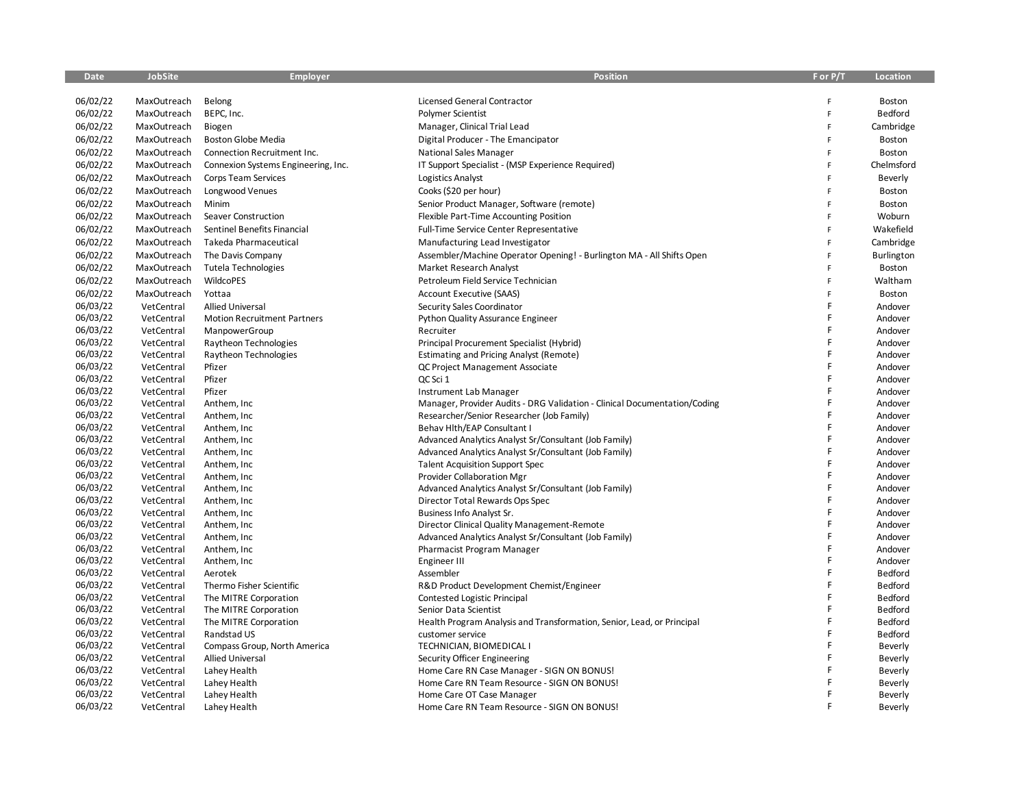| Date | JobSite | Employer | Position | F or P/T | Location |
|---|---|---|---|---|---|
| 06/02/22 | MaxOutreach | Belong | Licensed General Contractor | F | Boston |
| 06/02/22 | MaxOutreach | BEPC, Inc. | Polymer Scientist | F | Bedford |
| 06/02/22 | MaxOutreach | Biogen | Manager, Clinical Trial Lead | F | Cambridge |
| 06/02/22 | MaxOutreach | Boston Globe Media | Digital Producer - The Emancipator | F | Boston |
| 06/02/22 | MaxOutreach | Connection Recruitment Inc. | National Sales Manager | F | Boston |
| 06/02/22 | MaxOutreach | Connexion Systems Engineering, Inc. | IT Support Specialist - (MSP Experience Required) | F | Chelmsford |
| 06/02/22 | MaxOutreach | Corps Team Services | Logistics Analyst | F | Beverly |
| 06/02/22 | MaxOutreach | Longwood Venues | Cooks ($20 per hour) | F | Boston |
| 06/02/22 | MaxOutreach | Minim | Senior Product Manager, Software (remote) | F | Boston |
| 06/02/22 | MaxOutreach | Seaver Construction | Flexible Part-Time Accounting Position | F | Woburn |
| 06/02/22 | MaxOutreach | Sentinel Benefits Financial | Full-Time Service Center Representative | F | Wakefield |
| 06/02/22 | MaxOutreach | Takeda Pharmaceutical | Manufacturing Lead Investigator | F | Cambridge |
| 06/02/22 | MaxOutreach | The Davis Company | Assembler/Machine Operator Opening! - Burlington MA - All Shifts Open | F | Burlington |
| 06/02/22 | MaxOutreach | Tutela Technologies | Market Research Analyst | F | Boston |
| 06/02/22 | MaxOutreach | WildcoPES | Petroleum Field Service Technician | F | Waltham |
| 06/02/22 | MaxOutreach | Yottaa | Account Executive (SAAS) | F | Boston |
| 06/03/22 | VetCentral | Allied Universal | Security Sales Coordinator | F | Andover |
| 06/03/22 | VetCentral | Motion Recruitment Partners | Python Quality Assurance Engineer | F | Andover |
| 06/03/22 | VetCentral | ManpowerGroup | Recruiter | F | Andover |
| 06/03/22 | VetCentral | Raytheon Technologies | Principal Procurement Specialist (Hybrid) | F | Andover |
| 06/03/22 | VetCentral | Raytheon Technologies | Estimating and Pricing Analyst (Remote) | F | Andover |
| 06/03/22 | VetCentral | Pfizer | QC Project Management Associate | F | Andover |
| 06/03/22 | VetCentral | Pfizer | QC Sci 1 | F | Andover |
| 06/03/22 | VetCentral | Pfizer | Instrument Lab Manager | F | Andover |
| 06/03/22 | VetCentral | Anthem, Inc | Manager, Provider Audits - DRG Validation - Clinical Documentation/Coding | F | Andover |
| 06/03/22 | VetCentral | Anthem, Inc | Researcher/Senior Researcher (Job Family) | F | Andover |
| 06/03/22 | VetCentral | Anthem, Inc | Behav Hlth/EAP Consultant I | F | Andover |
| 06/03/22 | VetCentral | Anthem, Inc | Advanced Analytics Analyst Sr/Consultant (Job Family) | F | Andover |
| 06/03/22 | VetCentral | Anthem, Inc | Advanced Analytics Analyst Sr/Consultant (Job Family) | F | Andover |
| 06/03/22 | VetCentral | Anthem, Inc | Talent Acquisition Support Spec | F | Andover |
| 06/03/22 | VetCentral | Anthem, Inc | Provider Collaboration Mgr | F | Andover |
| 06/03/22 | VetCentral | Anthem, Inc | Advanced Analytics Analyst Sr/Consultant (Job Family) | F | Andover |
| 06/03/22 | VetCentral | Anthem, Inc | Director Total Rewards Ops Spec | F | Andover |
| 06/03/22 | VetCentral | Anthem, Inc | Business Info Analyst Sr. | F | Andover |
| 06/03/22 | VetCentral | Anthem, Inc | Director Clinical Quality Management-Remote | F | Andover |
| 06/03/22 | VetCentral | Anthem, Inc | Advanced Analytics Analyst Sr/Consultant (Job Family) | F | Andover |
| 06/03/22 | VetCentral | Anthem, Inc | Pharmacist Program Manager | F | Andover |
| 06/03/22 | VetCentral | Anthem, Inc | Engineer III | F | Andover |
| 06/03/22 | VetCentral | Aerotek | Assembler | F | Bedford |
| 06/03/22 | VetCentral | Thermo Fisher Scientific | R&D Product Development Chemist/Engineer | F | Bedford |
| 06/03/22 | VetCentral | The MITRE Corporation | Contested Logistic Principal | F | Bedford |
| 06/03/22 | VetCentral | The MITRE Corporation | Senior Data Scientist | F | Bedford |
| 06/03/22 | VetCentral | The MITRE Corporation | Health Program Analysis and Transformation, Senior, Lead, or Principal | F | Bedford |
| 06/03/22 | VetCentral | Randstad US | customer service | F | Bedford |
| 06/03/22 | VetCentral | Compass Group, North America | TECHNICIAN, BIOMEDICAL I | F | Beverly |
| 06/03/22 | VetCentral | Allied Universal | Security Officer Engineering | F | Beverly |
| 06/03/22 | VetCentral | Lahey Health | Home Care RN Case Manager - SIGN ON BONUS! | F | Beverly |
| 06/03/22 | VetCentral | Lahey Health | Home Care RN Team Resource - SIGN ON BONUS! | F | Beverly |
| 06/03/22 | VetCentral | Lahey Health | Home Care OT Case Manager | F | Beverly |
| 06/03/22 | VetCentral | Lahey Health | Home Care RN Team Resource - SIGN ON BONUS! | F | Beverly |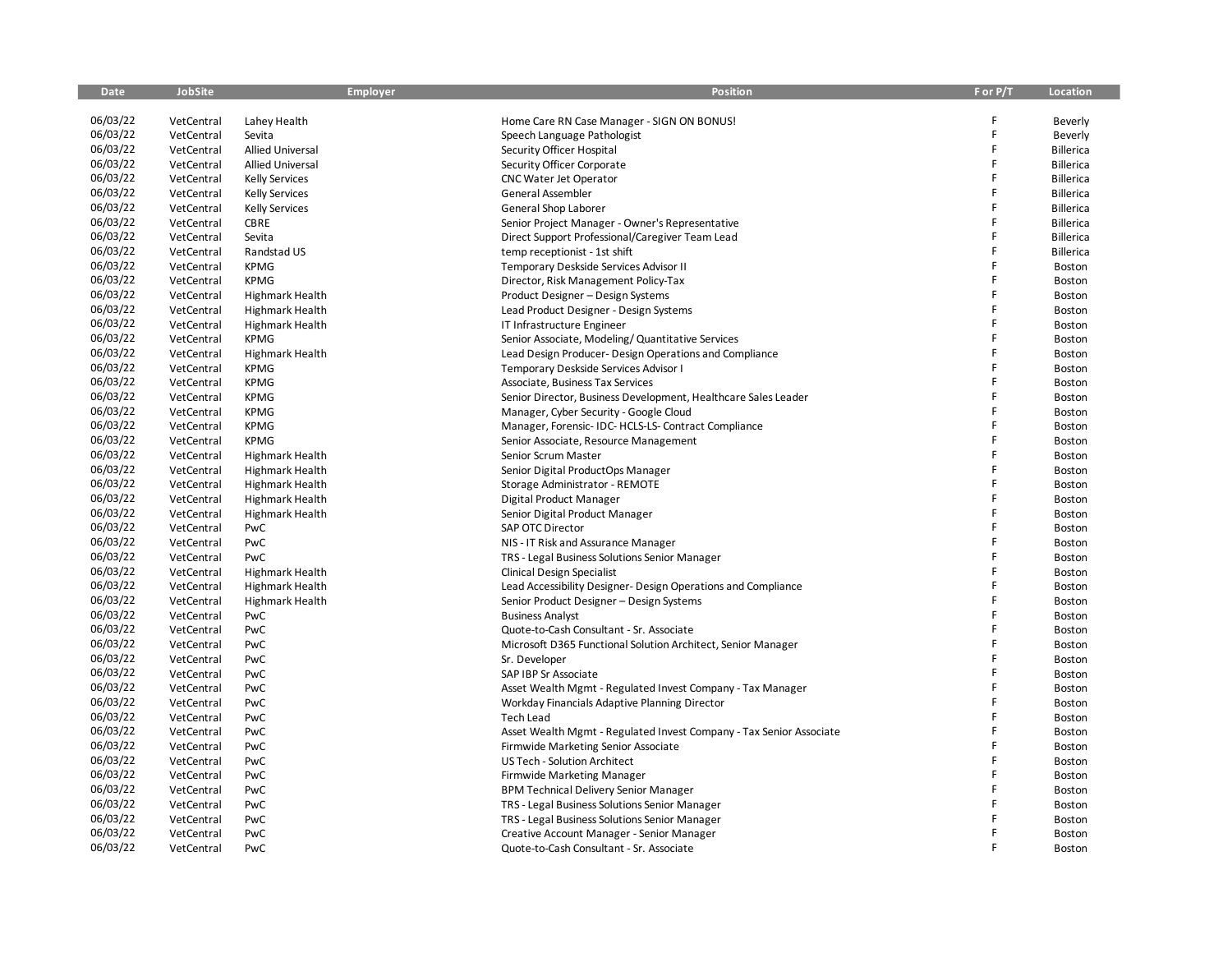| Date | JobSite | Employer | Position | F or P/T | Location |
|---|---|---|---|---|---|
| 06/03/22 | VetCentral | Lahey Health | Home Care RN Case Manager - SIGN ON BONUS! | F | Beverly |
| 06/03/22 | VetCentral | Sevita | Speech Language Pathologist | F | Beverly |
| 06/03/22 | VetCentral | Allied Universal | Security Officer Hospital | F | Billerica |
| 06/03/22 | VetCentral | Allied Universal | Security Officer Corporate | F | Billerica |
| 06/03/22 | VetCentral | Kelly Services | CNC Water Jet Operator | F | Billerica |
| 06/03/22 | VetCentral | Kelly Services | General Assembler | F | Billerica |
| 06/03/22 | VetCentral | Kelly Services | General Shop Laborer | F | Billerica |
| 06/03/22 | VetCentral | CBRE | Senior Project Manager - Owner's Representative | F | Billerica |
| 06/03/22 | VetCentral | Sevita | Direct Support Professional/Caregiver Team Lead | F | Billerica |
| 06/03/22 | VetCentral | Randstad US | temp receptionist - 1st shift | F | Billerica |
| 06/03/22 | VetCentral | KPMG | Temporary Deskside Services Advisor II | F | Boston |
| 06/03/22 | VetCentral | KPMG | Director, Risk Management Policy-Tax | F | Boston |
| 06/03/22 | VetCentral | Highmark Health | Product Designer – Design Systems | F | Boston |
| 06/03/22 | VetCentral | Highmark Health | Lead Product Designer - Design Systems | F | Boston |
| 06/03/22 | VetCentral | Highmark Health | IT Infrastructure Engineer | F | Boston |
| 06/03/22 | VetCentral | KPMG | Senior Associate, Modeling/ Quantitative Services | F | Boston |
| 06/03/22 | VetCentral | Highmark Health | Lead Design Producer- Design Operations and Compliance | F | Boston |
| 06/03/22 | VetCentral | KPMG | Temporary Deskside Services Advisor I | F | Boston |
| 06/03/22 | VetCentral | KPMG | Associate, Business Tax Services | F | Boston |
| 06/03/22 | VetCentral | KPMG | Senior Director, Business Development, Healthcare Sales Leader | F | Boston |
| 06/03/22 | VetCentral | KPMG | Manager, Cyber Security - Google Cloud | F | Boston |
| 06/03/22 | VetCentral | KPMG | Manager, Forensic- IDC- HCLS-LS- Contract Compliance | F | Boston |
| 06/03/22 | VetCentral | KPMG | Senior Associate, Resource Management | F | Boston |
| 06/03/22 | VetCentral | Highmark Health | Senior Scrum Master | F | Boston |
| 06/03/22 | VetCentral | Highmark Health | Senior Digital ProductOps Manager | F | Boston |
| 06/03/22 | VetCentral | Highmark Health | Storage Administrator - REMOTE | F | Boston |
| 06/03/22 | VetCentral | Highmark Health | Digital Product Manager | F | Boston |
| 06/03/22 | VetCentral | Highmark Health | Senior Digital Product Manager | F | Boston |
| 06/03/22 | VetCentral | PwC | SAP OTC Director | F | Boston |
| 06/03/22 | VetCentral | PwC | NIS - IT Risk and Assurance Manager | F | Boston |
| 06/03/22 | VetCentral | PwC | TRS - Legal Business Solutions Senior Manager | F | Boston |
| 06/03/22 | VetCentral | Highmark Health | Clinical Design Specialist | F | Boston |
| 06/03/22 | VetCentral | Highmark Health | Lead Accessibility Designer- Design Operations and Compliance | F | Boston |
| 06/03/22 | VetCentral | Highmark Health | Senior Product Designer – Design Systems | F | Boston |
| 06/03/22 | VetCentral | PwC | Business Analyst | F | Boston |
| 06/03/22 | VetCentral | PwC | Quote-to-Cash Consultant - Sr. Associate | F | Boston |
| 06/03/22 | VetCentral | PwC | Microsoft D365 Functional Solution Architect, Senior Manager | F | Boston |
| 06/03/22 | VetCentral | PwC | Sr. Developer | F | Boston |
| 06/03/22 | VetCentral | PwC | SAP IBP Sr Associate | F | Boston |
| 06/03/22 | VetCentral | PwC | Asset Wealth Mgmt - Regulated Invest Company - Tax Manager | F | Boston |
| 06/03/22 | VetCentral | PwC | Workday Financials Adaptive Planning Director | F | Boston |
| 06/03/22 | VetCentral | PwC | Tech Lead | F | Boston |
| 06/03/22 | VetCentral | PwC | Asset Wealth Mgmt - Regulated Invest Company - Tax Senior Associate | F | Boston |
| 06/03/22 | VetCentral | PwC | Firmwide Marketing Senior Associate | F | Boston |
| 06/03/22 | VetCentral | PwC | US Tech - Solution Architect | F | Boston |
| 06/03/22 | VetCentral | PwC | Firmwide Marketing Manager | F | Boston |
| 06/03/22 | VetCentral | PwC | BPM Technical Delivery Senior Manager | F | Boston |
| 06/03/22 | VetCentral | PwC | TRS - Legal Business Solutions Senior Manager | F | Boston |
| 06/03/22 | VetCentral | PwC | TRS - Legal Business Solutions Senior Manager | F | Boston |
| 06/03/22 | VetCentral | PwC | Creative Account Manager - Senior Manager | F | Boston |
| 06/03/22 | VetCentral | PwC | Quote-to-Cash Consultant - Sr. Associate | F | Boston |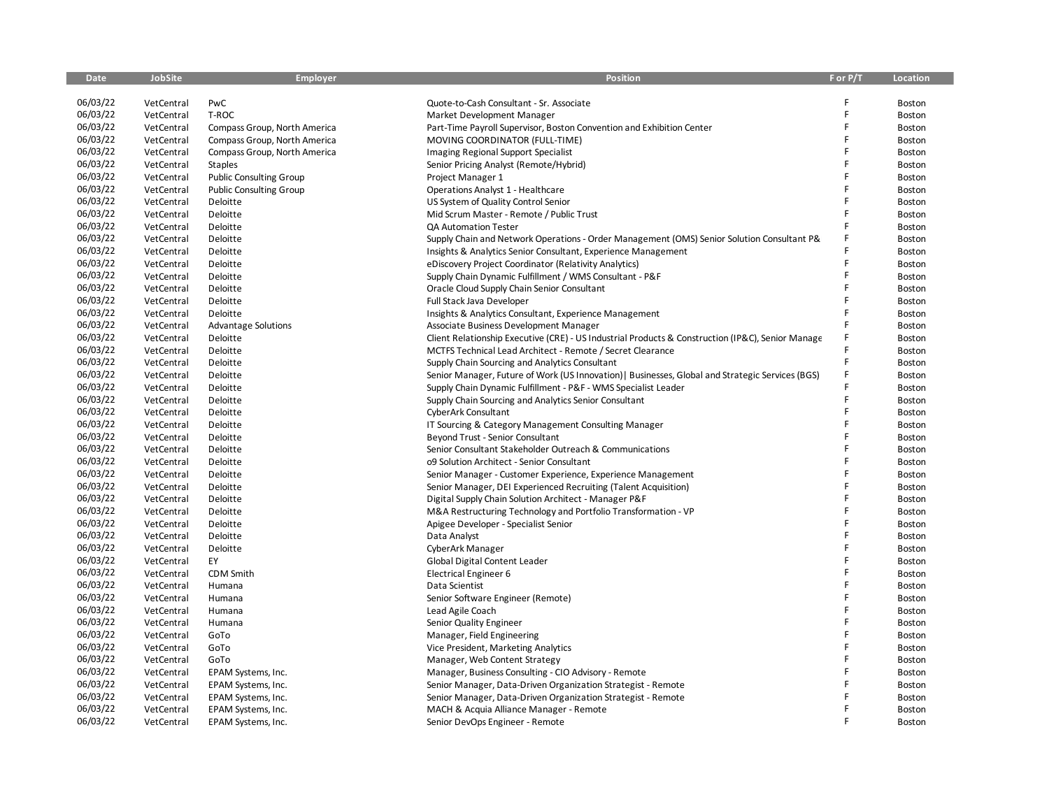| Date | JobSite | Employer | Position | F or P/T | Location |
|---|---|---|---|---|---|
| 06/03/22 | VetCentral | PwC | Quote-to-Cash Consultant - Sr. Associate | F | Boston |
| 06/03/22 | VetCentral | T-ROC | Market Development Manager | F | Boston |
| 06/03/22 | VetCentral | Compass Group, North America | Part-Time Payroll Supervisor, Boston Convention and Exhibition Center | F | Boston |
| 06/03/22 | VetCentral | Compass Group, North America | MOVING COORDINATOR (FULL-TIME) | F | Boston |
| 06/03/22 | VetCentral | Compass Group, North America | Imaging Regional Support Specialist | F | Boston |
| 06/03/22 | VetCentral | Staples | Senior Pricing Analyst (Remote/Hybrid) | F | Boston |
| 06/03/22 | VetCentral | Public Consulting Group | Project Manager 1 | F | Boston |
| 06/03/22 | VetCentral | Public Consulting Group | Operations Analyst 1 - Healthcare | F | Boston |
| 06/03/22 | VetCentral | Deloitte | US System of Quality Control Senior | F | Boston |
| 06/03/22 | VetCentral | Deloitte | Mid Scrum Master - Remote / Public Trust | F | Boston |
| 06/03/22 | VetCentral | Deloitte | QA Automation Tester | F | Boston |
| 06/03/22 | VetCentral | Deloitte | Supply Chain and Network Operations - Order Management (OMS) Senior Solution Consultant P& | F | Boston |
| 06/03/22 | VetCentral | Deloitte | Insights & Analytics Senior Consultant, Experience Management | F | Boston |
| 06/03/22 | VetCentral | Deloitte | eDiscovery Project Coordinator (Relativity Analytics) | F | Boston |
| 06/03/22 | VetCentral | Deloitte | Supply Chain Dynamic Fulfillment / WMS Consultant - P&F | F | Boston |
| 06/03/22 | VetCentral | Deloitte | Oracle Cloud Supply Chain Senior Consultant | F | Boston |
| 06/03/22 | VetCentral | Deloitte | Full Stack Java Developer | F | Boston |
| 06/03/22 | VetCentral | Deloitte | Insights & Analytics Consultant, Experience Management | F | Boston |
| 06/03/22 | VetCentral | Advantage Solutions | Associate Business Development Manager | F | Boston |
| 06/03/22 | VetCentral | Deloitte | Client Relationship Executive (CRE) - US Industrial Products & Construction (IP&C), Senior Manage | F | Boston |
| 06/03/22 | VetCentral | Deloitte | MCTFS Technical Lead Architect - Remote / Secret Clearance | F | Boston |
| 06/03/22 | VetCentral | Deloitte | Supply Chain Sourcing and Analytics Consultant | F | Boston |
| 06/03/22 | VetCentral | Deloitte | Senior Manager, Future of Work (US Innovation)\| Businesses, Global and Strategic Services (BGS) | F | Boston |
| 06/03/22 | VetCentral | Deloitte | Supply Chain Dynamic Fulfillment - P&F - WMS Specialist Leader | F | Boston |
| 06/03/22 | VetCentral | Deloitte | Supply Chain Sourcing and Analytics Senior Consultant | F | Boston |
| 06/03/22 | VetCentral | Deloitte | CyberArk Consultant | F | Boston |
| 06/03/22 | VetCentral | Deloitte | IT Sourcing & Category Management Consulting Manager | F | Boston |
| 06/03/22 | VetCentral | Deloitte | Beyond Trust - Senior Consultant | F | Boston |
| 06/03/22 | VetCentral | Deloitte | Senior Consultant Stakeholder Outreach & Communications | F | Boston |
| 06/03/22 | VetCentral | Deloitte | o9 Solution Architect - Senior Consultant | F | Boston |
| 06/03/22 | VetCentral | Deloitte | Senior Manager - Customer Experience, Experience Management | F | Boston |
| 06/03/22 | VetCentral | Deloitte | Senior Manager, DEI Experienced Recruiting (Talent Acquisition) | F | Boston |
| 06/03/22 | VetCentral | Deloitte | Digital Supply Chain Solution Architect - Manager P&F | F | Boston |
| 06/03/22 | VetCentral | Deloitte | M&A Restructuring Technology and Portfolio Transformation - VP | F | Boston |
| 06/03/22 | VetCentral | Deloitte | Apigee Developer - Specialist Senior | F | Boston |
| 06/03/22 | VetCentral | Deloitte | Data Analyst | F | Boston |
| 06/03/22 | VetCentral | Deloitte | CyberArk Manager | F | Boston |
| 06/03/22 | VetCentral | EY | Global Digital Content Leader | F | Boston |
| 06/03/22 | VetCentral | CDM Smith | Electrical Engineer 6 | F | Boston |
| 06/03/22 | VetCentral | Humana | Data Scientist | F | Boston |
| 06/03/22 | VetCentral | Humana | Senior Software Engineer (Remote) | F | Boston |
| 06/03/22 | VetCentral | Humana | Lead Agile Coach | F | Boston |
| 06/03/22 | VetCentral | Humana | Senior Quality Engineer | F | Boston |
| 06/03/22 | VetCentral | GoTo | Manager, Field Engineering | F | Boston |
| 06/03/22 | VetCentral | GoTo | Vice President, Marketing Analytics | F | Boston |
| 06/03/22 | VetCentral | GoTo | Manager, Web Content Strategy | F | Boston |
| 06/03/22 | VetCentral | EPAM Systems, Inc. | Manager, Business Consulting - CIO Advisory - Remote | F | Boston |
| 06/03/22 | VetCentral | EPAM Systems, Inc. | Senior Manager, Data-Driven Organization Strategist - Remote | F | Boston |
| 06/03/22 | VetCentral | EPAM Systems, Inc. | Senior Manager, Data-Driven Organization Strategist - Remote | F | Boston |
| 06/03/22 | VetCentral | EPAM Systems, Inc. | MACH & Acquia Alliance Manager - Remote | F | Boston |
| 06/03/22 | VetCentral | EPAM Systems, Inc. | Senior DevOps Engineer - Remote | F | Boston |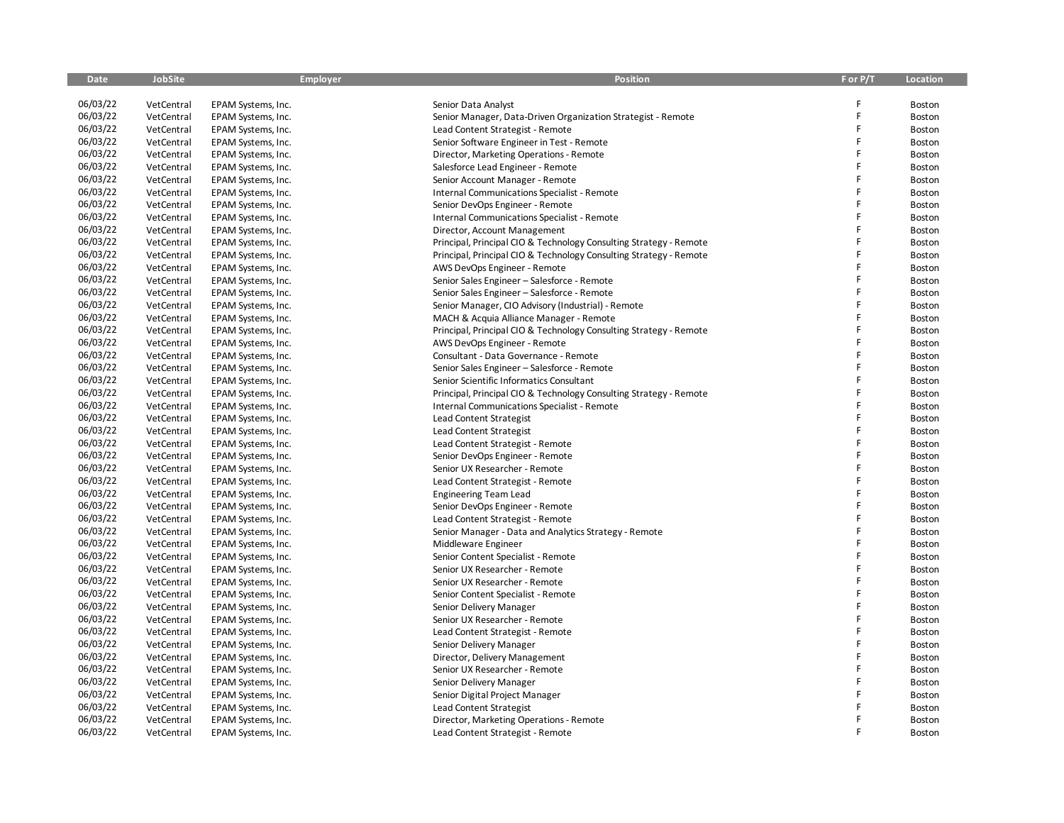| Date | JobSite | Employer | Position | F or P/T | Location |
|---|---|---|---|---|---|
| 06/03/22 | VetCentral | EPAM Systems, Inc. | Senior Data Analyst | F | Boston |
| 06/03/22 | VetCentral | EPAM Systems, Inc. | Senior Manager, Data-Driven Organization Strategist - Remote | F | Boston |
| 06/03/22 | VetCentral | EPAM Systems, Inc. | Lead Content Strategist - Remote | F | Boston |
| 06/03/22 | VetCentral | EPAM Systems, Inc. | Senior Software Engineer in Test - Remote | F | Boston |
| 06/03/22 | VetCentral | EPAM Systems, Inc. | Director, Marketing Operations - Remote | F | Boston |
| 06/03/22 | VetCentral | EPAM Systems, Inc. | Salesforce Lead Engineer - Remote | F | Boston |
| 06/03/22 | VetCentral | EPAM Systems, Inc. | Senior Account Manager - Remote | F | Boston |
| 06/03/22 | VetCentral | EPAM Systems, Inc. | Internal Communications Specialist - Remote | F | Boston |
| 06/03/22 | VetCentral | EPAM Systems, Inc. | Senior DevOps Engineer - Remote | F | Boston |
| 06/03/22 | VetCentral | EPAM Systems, Inc. | Internal Communications Specialist - Remote | F | Boston |
| 06/03/22 | VetCentral | EPAM Systems, Inc. | Director, Account Management | F | Boston |
| 06/03/22 | VetCentral | EPAM Systems, Inc. | Principal, Principal CIO & Technology Consulting Strategy - Remote | F | Boston |
| 06/03/22 | VetCentral | EPAM Systems, Inc. | Principal, Principal CIO & Technology Consulting Strategy - Remote | F | Boston |
| 06/03/22 | VetCentral | EPAM Systems, Inc. | AWS DevOps Engineer - Remote | F | Boston |
| 06/03/22 | VetCentral | EPAM Systems, Inc. | Senior Sales Engineer – Salesforce - Remote | F | Boston |
| 06/03/22 | VetCentral | EPAM Systems, Inc. | Senior Sales Engineer – Salesforce - Remote | F | Boston |
| 06/03/22 | VetCentral | EPAM Systems, Inc. | Senior Manager, CIO Advisory (Industrial) - Remote | F | Boston |
| 06/03/22 | VetCentral | EPAM Systems, Inc. | MACH & Acquia Alliance Manager - Remote | F | Boston |
| 06/03/22 | VetCentral | EPAM Systems, Inc. | Principal, Principal CIO & Technology Consulting Strategy - Remote | F | Boston |
| 06/03/22 | VetCentral | EPAM Systems, Inc. | AWS DevOps Engineer - Remote | F | Boston |
| 06/03/22 | VetCentral | EPAM Systems, Inc. | Consultant - Data Governance - Remote | F | Boston |
| 06/03/22 | VetCentral | EPAM Systems, Inc. | Senior Sales Engineer – Salesforce - Remote | F | Boston |
| 06/03/22 | VetCentral | EPAM Systems, Inc. | Senior Scientific Informatics Consultant | F | Boston |
| 06/03/22 | VetCentral | EPAM Systems, Inc. | Principal, Principal CIO & Technology Consulting Strategy - Remote | F | Boston |
| 06/03/22 | VetCentral | EPAM Systems, Inc. | Internal Communications Specialist - Remote | F | Boston |
| 06/03/22 | VetCentral | EPAM Systems, Inc. | Lead Content Strategist | F | Boston |
| 06/03/22 | VetCentral | EPAM Systems, Inc. | Lead Content Strategist | F | Boston |
| 06/03/22 | VetCentral | EPAM Systems, Inc. | Lead Content Strategist - Remote | F | Boston |
| 06/03/22 | VetCentral | EPAM Systems, Inc. | Senior DevOps Engineer - Remote | F | Boston |
| 06/03/22 | VetCentral | EPAM Systems, Inc. | Senior UX Researcher - Remote | F | Boston |
| 06/03/22 | VetCentral | EPAM Systems, Inc. | Lead Content Strategist - Remote | F | Boston |
| 06/03/22 | VetCentral | EPAM Systems, Inc. | Engineering Team Lead | F | Boston |
| 06/03/22 | VetCentral | EPAM Systems, Inc. | Senior DevOps Engineer - Remote | F | Boston |
| 06/03/22 | VetCentral | EPAM Systems, Inc. | Lead Content Strategist - Remote | F | Boston |
| 06/03/22 | VetCentral | EPAM Systems, Inc. | Senior Manager - Data and Analytics Strategy - Remote | F | Boston |
| 06/03/22 | VetCentral | EPAM Systems, Inc. | Middleware Engineer | F | Boston |
| 06/03/22 | VetCentral | EPAM Systems, Inc. | Senior Content Specialist - Remote | F | Boston |
| 06/03/22 | VetCentral | EPAM Systems, Inc. | Senior UX Researcher - Remote | F | Boston |
| 06/03/22 | VetCentral | EPAM Systems, Inc. | Senior UX Researcher - Remote | F | Boston |
| 06/03/22 | VetCentral | EPAM Systems, Inc. | Senior Content Specialist - Remote | F | Boston |
| 06/03/22 | VetCentral | EPAM Systems, Inc. | Senior Delivery Manager | F | Boston |
| 06/03/22 | VetCentral | EPAM Systems, Inc. | Senior UX Researcher - Remote | F | Boston |
| 06/03/22 | VetCentral | EPAM Systems, Inc. | Lead Content Strategist - Remote | F | Boston |
| 06/03/22 | VetCentral | EPAM Systems, Inc. | Senior Delivery Manager | F | Boston |
| 06/03/22 | VetCentral | EPAM Systems, Inc. | Director, Delivery Management | F | Boston |
| 06/03/22 | VetCentral | EPAM Systems, Inc. | Senior UX Researcher - Remote | F | Boston |
| 06/03/22 | VetCentral | EPAM Systems, Inc. | Senior Delivery Manager | F | Boston |
| 06/03/22 | VetCentral | EPAM Systems, Inc. | Senior Digital Project Manager | F | Boston |
| 06/03/22 | VetCentral | EPAM Systems, Inc. | Lead Content Strategist | F | Boston |
| 06/03/22 | VetCentral | EPAM Systems, Inc. | Director, Marketing Operations - Remote | F | Boston |
| 06/03/22 | VetCentral | EPAM Systems, Inc. | Lead Content Strategist - Remote | F | Boston |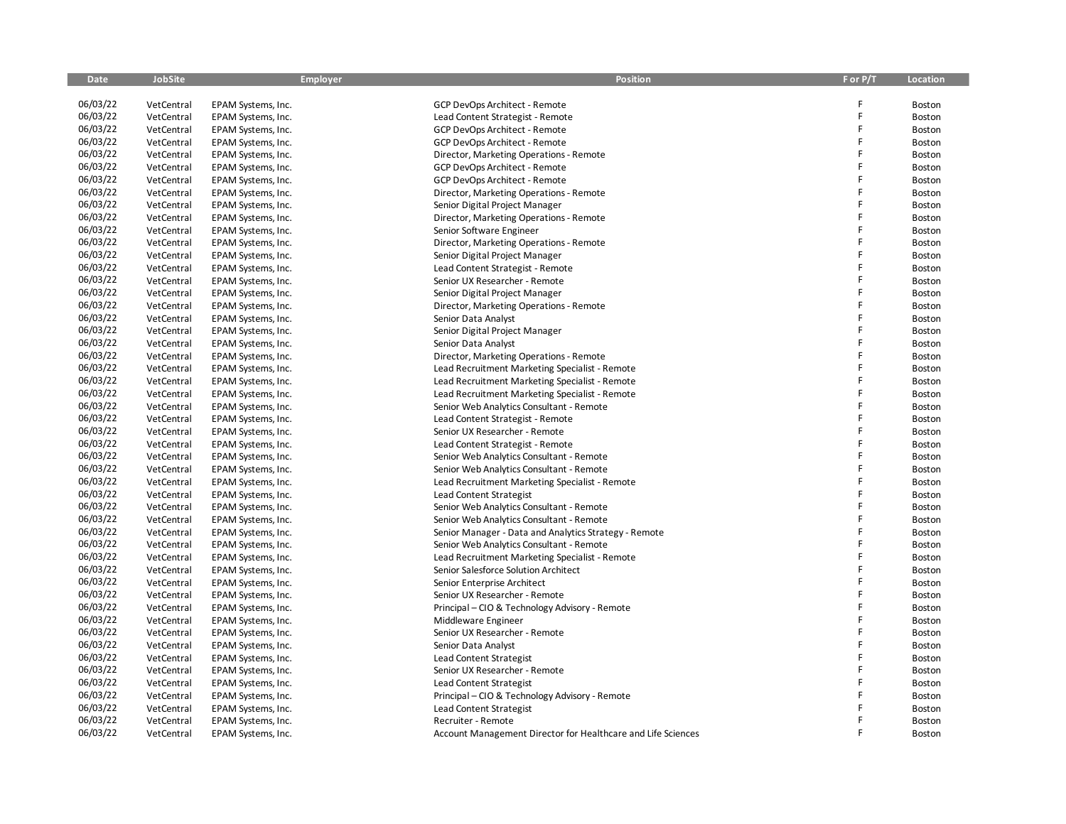| Date | JobSite | Employer | Position | F or P/T | Location |
|---|---|---|---|---|---|
| 06/03/22 | VetCentral | EPAM Systems, Inc. | GCP DevOps Architect - Remote | F | Boston |
| 06/03/22 | VetCentral | EPAM Systems, Inc. | Lead Content Strategist - Remote | F | Boston |
| 06/03/22 | VetCentral | EPAM Systems, Inc. | GCP DevOps Architect - Remote | F | Boston |
| 06/03/22 | VetCentral | EPAM Systems, Inc. | GCP DevOps Architect - Remote | F | Boston |
| 06/03/22 | VetCentral | EPAM Systems, Inc. | Director, Marketing Operations - Remote | F | Boston |
| 06/03/22 | VetCentral | EPAM Systems, Inc. | GCP DevOps Architect - Remote | F | Boston |
| 06/03/22 | VetCentral | EPAM Systems, Inc. | GCP DevOps Architect - Remote | F | Boston |
| 06/03/22 | VetCentral | EPAM Systems, Inc. | Director, Marketing Operations - Remote | F | Boston |
| 06/03/22 | VetCentral | EPAM Systems, Inc. | Senior Digital Project Manager | F | Boston |
| 06/03/22 | VetCentral | EPAM Systems, Inc. | Director, Marketing Operations - Remote | F | Boston |
| 06/03/22 | VetCentral | EPAM Systems, Inc. | Senior Software Engineer | F | Boston |
| 06/03/22 | VetCentral | EPAM Systems, Inc. | Director, Marketing Operations - Remote | F | Boston |
| 06/03/22 | VetCentral | EPAM Systems, Inc. | Senior Digital Project Manager | F | Boston |
| 06/03/22 | VetCentral | EPAM Systems, Inc. | Lead Content Strategist - Remote | F | Boston |
| 06/03/22 | VetCentral | EPAM Systems, Inc. | Senior UX Researcher - Remote | F | Boston |
| 06/03/22 | VetCentral | EPAM Systems, Inc. | Senior Digital Project Manager | F | Boston |
| 06/03/22 | VetCentral | EPAM Systems, Inc. | Director, Marketing Operations - Remote | F | Boston |
| 06/03/22 | VetCentral | EPAM Systems, Inc. | Senior Data Analyst | F | Boston |
| 06/03/22 | VetCentral | EPAM Systems, Inc. | Senior Digital Project Manager | F | Boston |
| 06/03/22 | VetCentral | EPAM Systems, Inc. | Senior Data Analyst | F | Boston |
| 06/03/22 | VetCentral | EPAM Systems, Inc. | Director, Marketing Operations - Remote | F | Boston |
| 06/03/22 | VetCentral | EPAM Systems, Inc. | Lead Recruitment Marketing Specialist - Remote | F | Boston |
| 06/03/22 | VetCentral | EPAM Systems, Inc. | Lead Recruitment Marketing Specialist - Remote | F | Boston |
| 06/03/22 | VetCentral | EPAM Systems, Inc. | Lead Recruitment Marketing Specialist - Remote | F | Boston |
| 06/03/22 | VetCentral | EPAM Systems, Inc. | Senior Web Analytics Consultant - Remote | F | Boston |
| 06/03/22 | VetCentral | EPAM Systems, Inc. | Lead Content Strategist - Remote | F | Boston |
| 06/03/22 | VetCentral | EPAM Systems, Inc. | Senior UX Researcher - Remote | F | Boston |
| 06/03/22 | VetCentral | EPAM Systems, Inc. | Lead Content Strategist - Remote | F | Boston |
| 06/03/22 | VetCentral | EPAM Systems, Inc. | Senior Web Analytics Consultant - Remote | F | Boston |
| 06/03/22 | VetCentral | EPAM Systems, Inc. | Senior Web Analytics Consultant - Remote | F | Boston |
| 06/03/22 | VetCentral | EPAM Systems, Inc. | Lead Recruitment Marketing Specialist - Remote | F | Boston |
| 06/03/22 | VetCentral | EPAM Systems, Inc. | Lead Content Strategist | F | Boston |
| 06/03/22 | VetCentral | EPAM Systems, Inc. | Senior Web Analytics Consultant - Remote | F | Boston |
| 06/03/22 | VetCentral | EPAM Systems, Inc. | Senior Web Analytics Consultant - Remote | F | Boston |
| 06/03/22 | VetCentral | EPAM Systems, Inc. | Senior Manager - Data and Analytics Strategy - Remote | F | Boston |
| 06/03/22 | VetCentral | EPAM Systems, Inc. | Senior Web Analytics Consultant - Remote | F | Boston |
| 06/03/22 | VetCentral | EPAM Systems, Inc. | Lead Recruitment Marketing Specialist - Remote | F | Boston |
| 06/03/22 | VetCentral | EPAM Systems, Inc. | Senior Salesforce Solution Architect | F | Boston |
| 06/03/22 | VetCentral | EPAM Systems, Inc. | Senior Enterprise Architect | F | Boston |
| 06/03/22 | VetCentral | EPAM Systems, Inc. | Senior UX Researcher - Remote | F | Boston |
| 06/03/22 | VetCentral | EPAM Systems, Inc. | Principal – CIO & Technology Advisory - Remote | F | Boston |
| 06/03/22 | VetCentral | EPAM Systems, Inc. | Middleware Engineer | F | Boston |
| 06/03/22 | VetCentral | EPAM Systems, Inc. | Senior UX Researcher - Remote | F | Boston |
| 06/03/22 | VetCentral | EPAM Systems, Inc. | Senior Data Analyst | F | Boston |
| 06/03/22 | VetCentral | EPAM Systems, Inc. | Lead Content Strategist | F | Boston |
| 06/03/22 | VetCentral | EPAM Systems, Inc. | Senior UX Researcher - Remote | F | Boston |
| 06/03/22 | VetCentral | EPAM Systems, Inc. | Lead Content Strategist | F | Boston |
| 06/03/22 | VetCentral | EPAM Systems, Inc. | Principal – CIO & Technology Advisory - Remote | F | Boston |
| 06/03/22 | VetCentral | EPAM Systems, Inc. | Lead Content Strategist | F | Boston |
| 06/03/22 | VetCentral | EPAM Systems, Inc. | Recruiter - Remote | F | Boston |
| 06/03/22 | VetCentral | EPAM Systems, Inc. | Account Management Director for Healthcare and Life Sciences | F | Boston |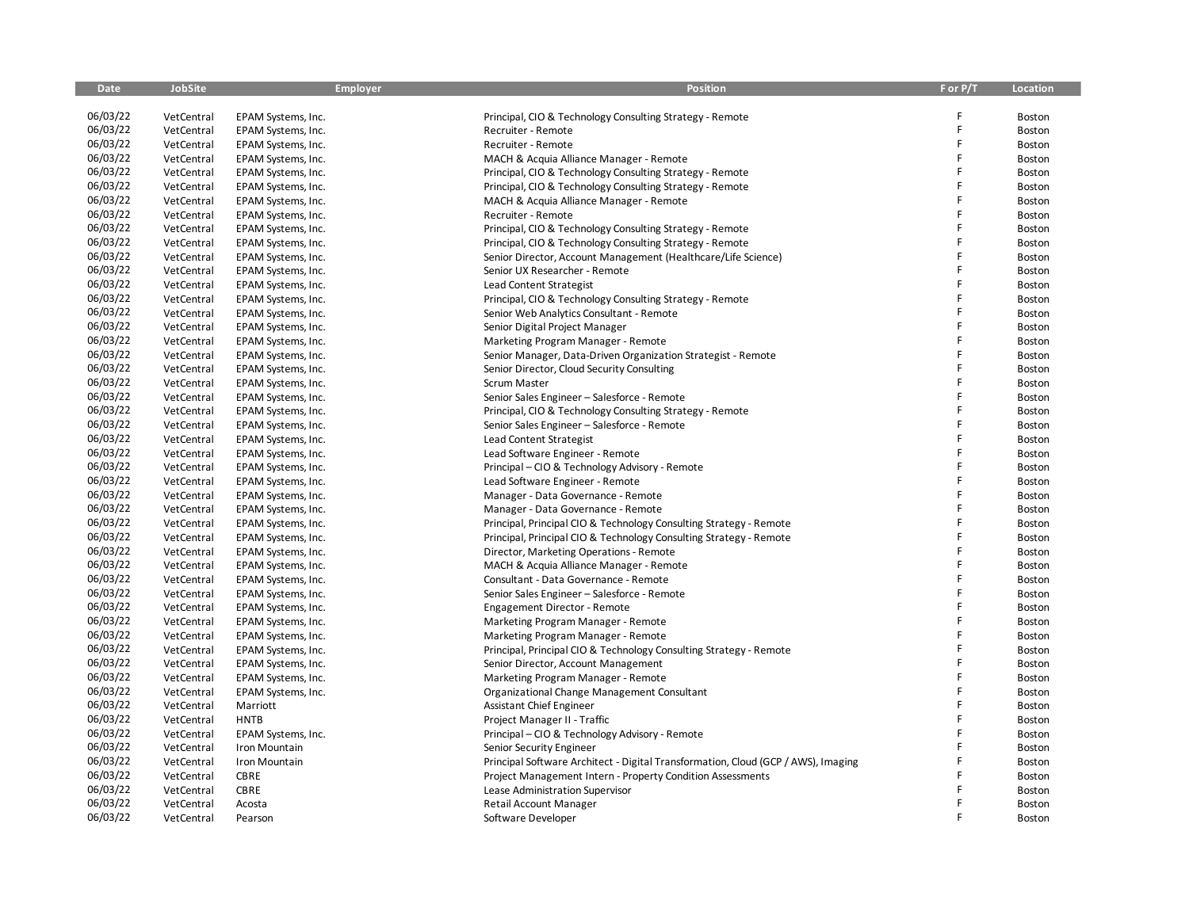| Date | JobSite | Employer | Position | F or P/T | Location |
|---|---|---|---|---|---|
| 06/03/22 | VetCentral | EPAM Systems, Inc. | Principal, CIO & Technology Consulting Strategy - Remote | F | Boston |
| 06/03/22 | VetCentral | EPAM Systems, Inc. | Recruiter - Remote | F | Boston |
| 06/03/22 | VetCentral | EPAM Systems, Inc. | Recruiter - Remote | F | Boston |
| 06/03/22 | VetCentral | EPAM Systems, Inc. | MACH & Acquia Alliance Manager - Remote | F | Boston |
| 06/03/22 | VetCentral | EPAM Systems, Inc. | Principal, CIO & Technology Consulting Strategy - Remote | F | Boston |
| 06/03/22 | VetCentral | EPAM Systems, Inc. | Principal, CIO & Technology Consulting Strategy - Remote | F | Boston |
| 06/03/22 | VetCentral | EPAM Systems, Inc. | MACH & Acquia Alliance Manager - Remote | F | Boston |
| 06/03/22 | VetCentral | EPAM Systems, Inc. | Recruiter - Remote | F | Boston |
| 06/03/22 | VetCentral | EPAM Systems, Inc. | Principal, CIO & Technology Consulting Strategy - Remote | F | Boston |
| 06/03/22 | VetCentral | EPAM Systems, Inc. | Principal, CIO & Technology Consulting Strategy - Remote | F | Boston |
| 06/03/22 | VetCentral | EPAM Systems, Inc. | Senior Director, Account Management (Healthcare/Life Science) | F | Boston |
| 06/03/22 | VetCentral | EPAM Systems, Inc. | Senior UX Researcher - Remote | F | Boston |
| 06/03/22 | VetCentral | EPAM Systems, Inc. | Lead Content Strategist | F | Boston |
| 06/03/22 | VetCentral | EPAM Systems, Inc. | Principal, CIO & Technology Consulting Strategy - Remote | F | Boston |
| 06/03/22 | VetCentral | EPAM Systems, Inc. | Senior Web Analytics Consultant - Remote | F | Boston |
| 06/03/22 | VetCentral | EPAM Systems, Inc. | Senior Digital Project Manager | F | Boston |
| 06/03/22 | VetCentral | EPAM Systems, Inc. | Marketing Program Manager - Remote | F | Boston |
| 06/03/22 | VetCentral | EPAM Systems, Inc. | Senior Manager, Data-Driven Organization Strategist - Remote | F | Boston |
| 06/03/22 | VetCentral | EPAM Systems, Inc. | Senior Director, Cloud Security Consulting | F | Boston |
| 06/03/22 | VetCentral | EPAM Systems, Inc. | Scrum Master | F | Boston |
| 06/03/22 | VetCentral | EPAM Systems, Inc. | Senior Sales Engineer – Salesforce - Remote | F | Boston |
| 06/03/22 | VetCentral | EPAM Systems, Inc. | Principal, CIO & Technology Consulting Strategy - Remote | F | Boston |
| 06/03/22 | VetCentral | EPAM Systems, Inc. | Senior Sales Engineer – Salesforce - Remote | F | Boston |
| 06/03/22 | VetCentral | EPAM Systems, Inc. | Lead Content Strategist | F | Boston |
| 06/03/22 | VetCentral | EPAM Systems, Inc. | Lead Software Engineer - Remote | F | Boston |
| 06/03/22 | VetCentral | EPAM Systems, Inc. | Principal – CIO & Technology Advisory - Remote | F | Boston |
| 06/03/22 | VetCentral | EPAM Systems, Inc. | Lead Software Engineer - Remote | F | Boston |
| 06/03/22 | VetCentral | EPAM Systems, Inc. | Manager - Data Governance - Remote | F | Boston |
| 06/03/22 | VetCentral | EPAM Systems, Inc. | Manager - Data Governance - Remote | F | Boston |
| 06/03/22 | VetCentral | EPAM Systems, Inc. | Principal, Principal CIO & Technology Consulting Strategy - Remote | F | Boston |
| 06/03/22 | VetCentral | EPAM Systems, Inc. | Principal, Principal CIO & Technology Consulting Strategy - Remote | F | Boston |
| 06/03/22 | VetCentral | EPAM Systems, Inc. | Director, Marketing Operations - Remote | F | Boston |
| 06/03/22 | VetCentral | EPAM Systems, Inc. | MACH & Acquia Alliance Manager - Remote | F | Boston |
| 06/03/22 | VetCentral | EPAM Systems, Inc. | Consultant - Data Governance - Remote | F | Boston |
| 06/03/22 | VetCentral | EPAM Systems, Inc. | Senior Sales Engineer – Salesforce - Remote | F | Boston |
| 06/03/22 | VetCentral | EPAM Systems, Inc. | Engagement Director - Remote | F | Boston |
| 06/03/22 | VetCentral | EPAM Systems, Inc. | Marketing Program Manager - Remote | F | Boston |
| 06/03/22 | VetCentral | EPAM Systems, Inc. | Marketing Program Manager - Remote | F | Boston |
| 06/03/22 | VetCentral | EPAM Systems, Inc. | Principal, Principal CIO & Technology Consulting Strategy - Remote | F | Boston |
| 06/03/22 | VetCentral | EPAM Systems, Inc. | Senior Director, Account Management | F | Boston |
| 06/03/22 | VetCentral | EPAM Systems, Inc. | Marketing Program Manager - Remote | F | Boston |
| 06/03/22 | VetCentral | EPAM Systems, Inc. | Organizational Change Management Consultant | F | Boston |
| 06/03/22 | VetCentral | Marriott | Assistant Chief Engineer | F | Boston |
| 06/03/22 | VetCentral | HNTB | Project Manager II - Traffic | F | Boston |
| 06/03/22 | VetCentral | EPAM Systems, Inc. | Principal – CIO & Technology Advisory - Remote | F | Boston |
| 06/03/22 | VetCentral | Iron Mountain | Senior Security Engineer | F | Boston |
| 06/03/22 | VetCentral | Iron Mountain | Principal Software Architect - Digital Transformation, Cloud (GCP / AWS), Imaging | F | Boston |
| 06/03/22 | VetCentral | CBRE | Project Management Intern - Property Condition Assessments | F | Boston |
| 06/03/22 | VetCentral | CBRE | Lease Administration Supervisor | F | Boston |
| 06/03/22 | VetCentral | Acosta | Retail Account Manager | F | Boston |
| 06/03/22 | VetCentral | Pearson | Software Developer | F | Boston |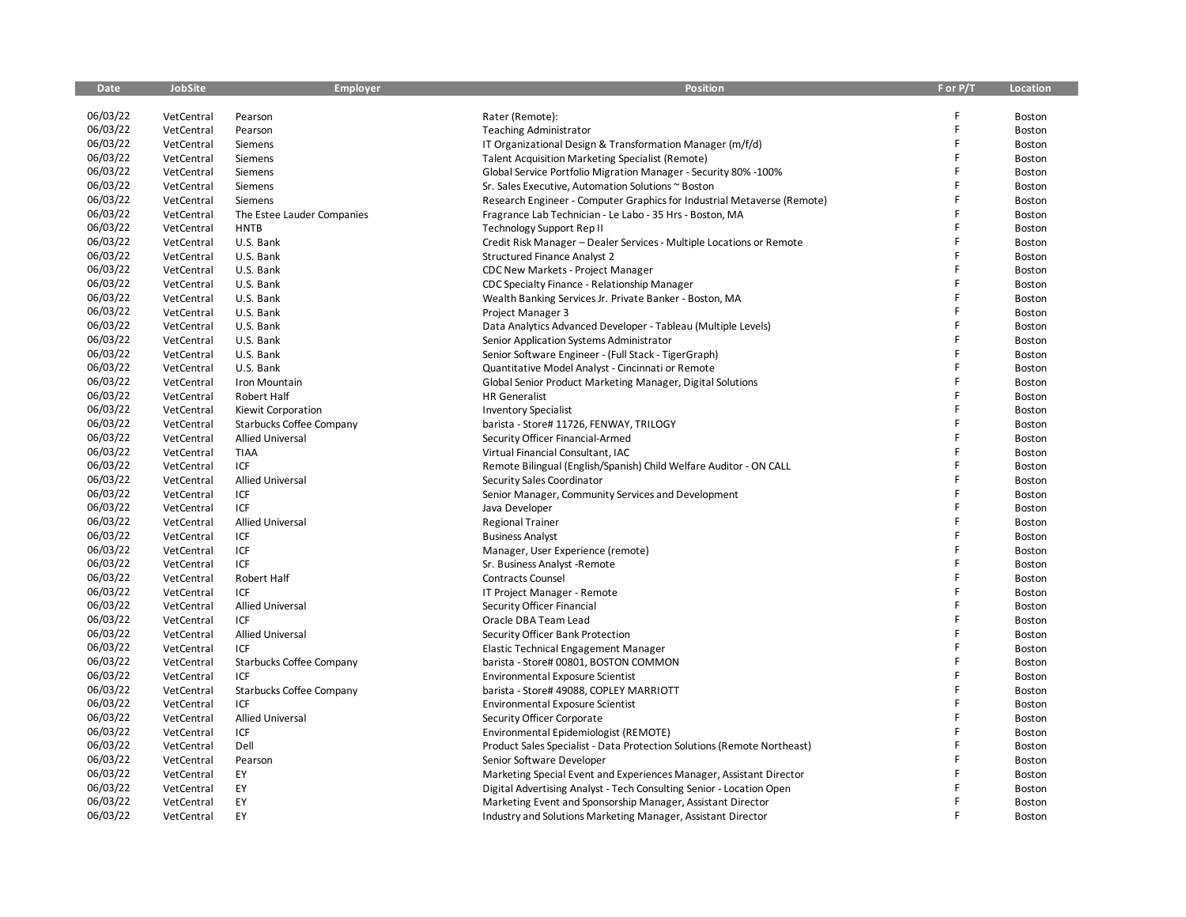| Date | JobSite | Employer | Position | F or P/T | Location |
|---|---|---|---|---|---|
| 06/03/22 | VetCentral | Pearson | Rater (Remote): | F | Boston |
| 06/03/22 | VetCentral | Pearson | Teaching Administrator | F | Boston |
| 06/03/22 | VetCentral | Siemens | IT Organizational Design & Transformation Manager (m/f/d) | F | Boston |
| 06/03/22 | VetCentral | Siemens | Talent Acquisition Marketing Specialist (Remote) | F | Boston |
| 06/03/22 | VetCentral | Siemens | Global Service Portfolio Migration Manager - Security 80% -100% | F | Boston |
| 06/03/22 | VetCentral | Siemens | Sr. Sales Executive, Automation Solutions ~ Boston | F | Boston |
| 06/03/22 | VetCentral | Siemens | Research Engineer - Computer Graphics for Industrial Metaverse (Remote) | F | Boston |
| 06/03/22 | VetCentral | The Estee Lauder Companies | Fragrance Lab Technician - Le Labo - 35 Hrs - Boston, MA | F | Boston |
| 06/03/22 | VetCentral | HNTB | Technology Support Rep II | F | Boston |
| 06/03/22 | VetCentral | U.S. Bank | Credit Risk Manager – Dealer Services - Multiple Locations or Remote | F | Boston |
| 06/03/22 | VetCentral | U.S. Bank | Structured Finance Analyst 2 | F | Boston |
| 06/03/22 | VetCentral | U.S. Bank | CDC New Markets - Project Manager | F | Boston |
| 06/03/22 | VetCentral | U.S. Bank | CDC Specialty Finance - Relationship Manager | F | Boston |
| 06/03/22 | VetCentral | U.S. Bank | Wealth Banking Services Jr. Private Banker - Boston, MA | F | Boston |
| 06/03/22 | VetCentral | U.S. Bank | Project Manager 3 | F | Boston |
| 06/03/22 | VetCentral | U.S. Bank | Data Analytics Advanced Developer - Tableau (Multiple Levels) | F | Boston |
| 06/03/22 | VetCentral | U.S. Bank | Senior Application Systems Administrator | F | Boston |
| 06/03/22 | VetCentral | U.S. Bank | Senior Software Engineer - (Full Stack - TigerGraph) | F | Boston |
| 06/03/22 | VetCentral | U.S. Bank | Quantitative Model Analyst - Cincinnati or Remote | F | Boston |
| 06/03/22 | VetCentral | Iron Mountain | Global Senior Product Marketing Manager, Digital Solutions | F | Boston |
| 06/03/22 | VetCentral | Robert Half | HR Generalist | F | Boston |
| 06/03/22 | VetCentral | Kiewit Corporation | Inventory Specialist | F | Boston |
| 06/03/22 | VetCentral | Starbucks Coffee Company | barista - Store# 11726, FENWAY, TRILOGY | F | Boston |
| 06/03/22 | VetCentral | Allied Universal | Security Officer Financial-Armed | F | Boston |
| 06/03/22 | VetCentral | TIAA | Virtual Financial Consultant, IAC | F | Boston |
| 06/03/22 | VetCentral | ICF | Remote Bilingual (English/Spanish) Child Welfare Auditor - ON CALL | F | Boston |
| 06/03/22 | VetCentral | Allied Universal | Security Sales Coordinator | F | Boston |
| 06/03/22 | VetCentral | ICF | Senior Manager, Community Services and Development | F | Boston |
| 06/03/22 | VetCentral | ICF | Java Developer | F | Boston |
| 06/03/22 | VetCentral | Allied Universal | Regional Trainer | F | Boston |
| 06/03/22 | VetCentral | ICF | Business Analyst | F | Boston |
| 06/03/22 | VetCentral | ICF | Manager, User Experience (remote) | F | Boston |
| 06/03/22 | VetCentral | ICF | Sr. Business Analyst -Remote | F | Boston |
| 06/03/22 | VetCentral | Robert Half | Contracts Counsel | F | Boston |
| 06/03/22 | VetCentral | ICF | IT Project Manager - Remote | F | Boston |
| 06/03/22 | VetCentral | Allied Universal | Security Officer Financial | F | Boston |
| 06/03/22 | VetCentral | ICF | Oracle DBA Team Lead | F | Boston |
| 06/03/22 | VetCentral | Allied Universal | Security Officer Bank Protection | F | Boston |
| 06/03/22 | VetCentral | ICF | Elastic Technical Engagement Manager | F | Boston |
| 06/03/22 | VetCentral | Starbucks Coffee Company | barista - Store# 00801, BOSTON COMMON | F | Boston |
| 06/03/22 | VetCentral | ICF | Environmental Exposure Scientist | F | Boston |
| 06/03/22 | VetCentral | Starbucks Coffee Company | barista - Store# 49088, COPLEY MARRIOTT | F | Boston |
| 06/03/22 | VetCentral | ICF | Environmental Exposure Scientist | F | Boston |
| 06/03/22 | VetCentral | Allied Universal | Security Officer Corporate | F | Boston |
| 06/03/22 | VetCentral | ICF | Environmental Epidemiologist (REMOTE) | F | Boston |
| 06/03/22 | VetCentral | Dell | Product Sales Specialist - Data Protection Solutions (Remote Northeast) | F | Boston |
| 06/03/22 | VetCentral | Pearson | Senior Software Developer | F | Boston |
| 06/03/22 | VetCentral | EY | Marketing Special Event and Experiences Manager, Assistant Director | F | Boston |
| 06/03/22 | VetCentral | EY | Digital Advertising Analyst - Tech Consulting Senior - Location Open | F | Boston |
| 06/03/22 | VetCentral | EY | Marketing Event and Sponsorship Manager, Assistant Director | F | Boston |
| 06/03/22 | VetCentral | EY | Industry and Solutions Marketing Manager, Assistant Director | F | Boston |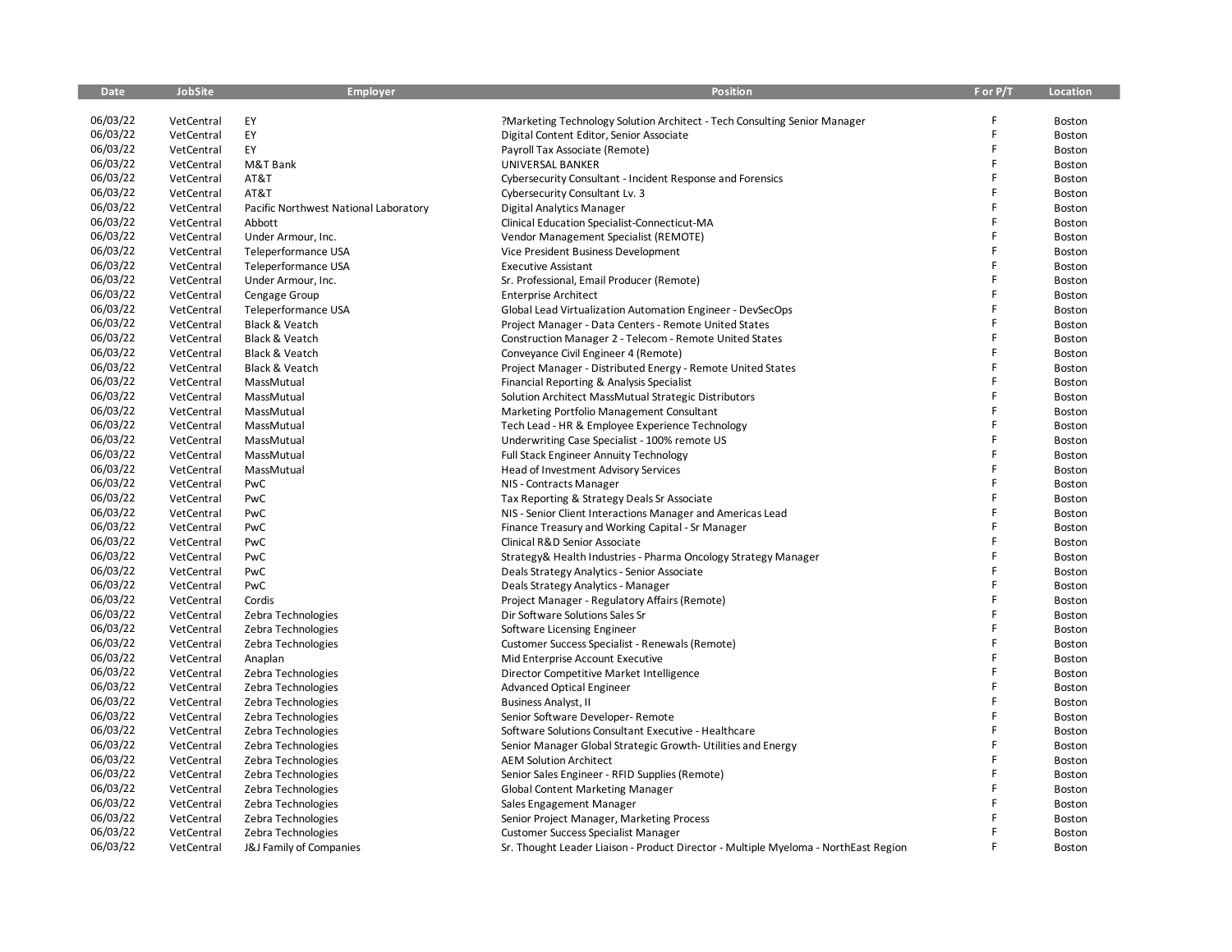| Date | JobSite | Employer | Position | F or P/T | Location |
|---|---|---|---|---|---|
| 06/03/22 | VetCentral | EY | ?Marketing Technology Solution Architect - Tech Consulting Senior Manager | F | Boston |
| 06/03/22 | VetCentral | EY | Digital Content Editor, Senior Associate | F | Boston |
| 06/03/22 | VetCentral | EY | Payroll Tax Associate (Remote) | F | Boston |
| 06/03/22 | VetCentral | M&T Bank | UNIVERSAL BANKER | F | Boston |
| 06/03/22 | VetCentral | AT&T | Cybersecurity Consultant - Incident Response and Forensics | F | Boston |
| 06/03/22 | VetCentral | AT&T | Cybersecurity Consultant Lv. 3 | F | Boston |
| 06/03/22 | VetCentral | Pacific Northwest National Laboratory | Digital Analytics Manager | F | Boston |
| 06/03/22 | VetCentral | Abbott | Clinical Education Specialist-Connecticut-MA | F | Boston |
| 06/03/22 | VetCentral | Under Armour, Inc. | Vendor Management Specialist (REMOTE) | F | Boston |
| 06/03/22 | VetCentral | Teleperformance USA | Vice President Business Development | F | Boston |
| 06/03/22 | VetCentral | Teleperformance USA | Executive Assistant | F | Boston |
| 06/03/22 | VetCentral | Under Armour, Inc. | Sr. Professional, Email Producer (Remote) | F | Boston |
| 06/03/22 | VetCentral | Cengage Group | Enterprise Architect | F | Boston |
| 06/03/22 | VetCentral | Teleperformance USA | Global Lead Virtualization Automation Engineer - DevSecOps | F | Boston |
| 06/03/22 | VetCentral | Black & Veatch | Project Manager - Data Centers - Remote United States | F | Boston |
| 06/03/22 | VetCentral | Black & Veatch | Construction Manager 2 - Telecom - Remote United States | F | Boston |
| 06/03/22 | VetCentral | Black & Veatch | Conveyance Civil Engineer 4 (Remote) | F | Boston |
| 06/03/22 | VetCentral | Black & Veatch | Project Manager - Distributed Energy - Remote United States | F | Boston |
| 06/03/22 | VetCentral | MassMutual | Financial Reporting & Analysis Specialist | F | Boston |
| 06/03/22 | VetCentral | MassMutual | Solution Architect MassMutual Strategic Distributors | F | Boston |
| 06/03/22 | VetCentral | MassMutual | Marketing Portfolio Management Consultant | F | Boston |
| 06/03/22 | VetCentral | MassMutual | Tech Lead - HR & Employee Experience Technology | F | Boston |
| 06/03/22 | VetCentral | MassMutual | Underwriting Case Specialist - 100% remote US | F | Boston |
| 06/03/22 | VetCentral | MassMutual | Full Stack Engineer Annuity Technology | F | Boston |
| 06/03/22 | VetCentral | MassMutual | Head of Investment Advisory Services | F | Boston |
| 06/03/22 | VetCentral | PwC | NIS - Contracts Manager | F | Boston |
| 06/03/22 | VetCentral | PwC | Tax Reporting & Strategy Deals Sr Associate | F | Boston |
| 06/03/22 | VetCentral | PwC | NIS - Senior Client Interactions Manager and Americas Lead | F | Boston |
| 06/03/22 | VetCentral | PwC | Finance Treasury and Working Capital - Sr Manager | F | Boston |
| 06/03/22 | VetCentral | PwC | Clinical R&D Senior Associate | F | Boston |
| 06/03/22 | VetCentral | PwC | Strategy& Health Industries - Pharma Oncology Strategy Manager | F | Boston |
| 06/03/22 | VetCentral | PwC | Deals Strategy Analytics - Senior Associate | F | Boston |
| 06/03/22 | VetCentral | PwC | Deals Strategy Analytics - Manager | F | Boston |
| 06/03/22 | VetCentral | Cordis | Project Manager - Regulatory Affairs (Remote) | F | Boston |
| 06/03/22 | VetCentral | Zebra Technologies | Dir Software Solutions Sales Sr | F | Boston |
| 06/03/22 | VetCentral | Zebra Technologies | Software Licensing Engineer | F | Boston |
| 06/03/22 | VetCentral | Zebra Technologies | Customer Success Specialist - Renewals (Remote) | F | Boston |
| 06/03/22 | VetCentral | Anaplan | Mid Enterprise Account Executive | F | Boston |
| 06/03/22 | VetCentral | Zebra Technologies | Director Competitive Market Intelligence | F | Boston |
| 06/03/22 | VetCentral | Zebra Technologies | Advanced Optical Engineer | F | Boston |
| 06/03/22 | VetCentral | Zebra Technologies | Business Analyst, II | F | Boston |
| 06/03/22 | VetCentral | Zebra Technologies | Senior Software Developer- Remote | F | Boston |
| 06/03/22 | VetCentral | Zebra Technologies | Software Solutions Consultant Executive - Healthcare | F | Boston |
| 06/03/22 | VetCentral | Zebra Technologies | Senior Manager Global Strategic Growth- Utilities and Energy | F | Boston |
| 06/03/22 | VetCentral | Zebra Technologies | AEM Solution Architect | F | Boston |
| 06/03/22 | VetCentral | Zebra Technologies | Senior Sales Engineer - RFID Supplies (Remote) | F | Boston |
| 06/03/22 | VetCentral | Zebra Technologies | Global Content Marketing Manager | F | Boston |
| 06/03/22 | VetCentral | Zebra Technologies | Sales Engagement Manager | F | Boston |
| 06/03/22 | VetCentral | Zebra Technologies | Senior Project Manager, Marketing Process | F | Boston |
| 06/03/22 | VetCentral | Zebra Technologies | Customer Success Specialist Manager | F | Boston |
| 06/03/22 | VetCentral | J&J Family of Companies | Sr. Thought Leader Liaison - Product Director - Multiple Myeloma - NorthEast Region | F | Boston |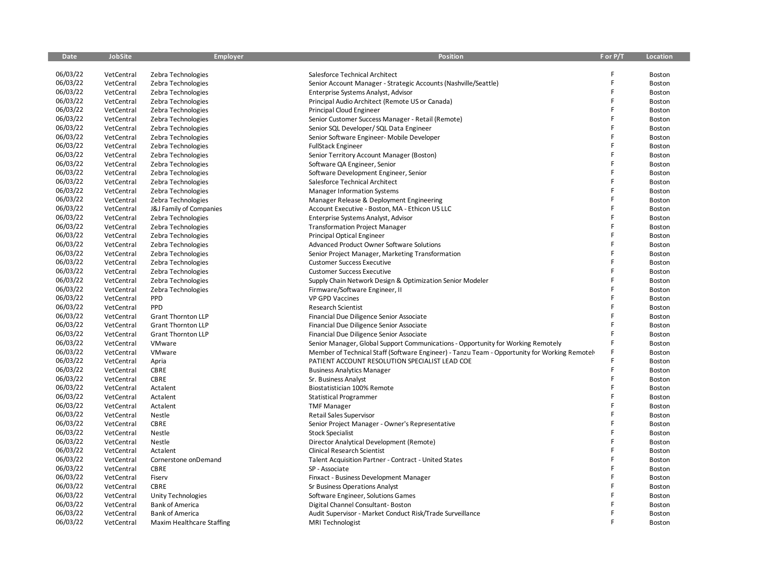| Date | JobSite | Employer | Position | F or P/T | Location |
|---|---|---|---|---|---|
| 06/03/22 | VetCentral | Zebra Technologies | Salesforce Technical Architect | F | Boston |
| 06/03/22 | VetCentral | Zebra Technologies | Senior Account Manager - Strategic Accounts (Nashville/Seattle) | F | Boston |
| 06/03/22 | VetCentral | Zebra Technologies | Enterprise Systems Analyst, Advisor | F | Boston |
| 06/03/22 | VetCentral | Zebra Technologies | Principal Audio Architect (Remote US or Canada) | F | Boston |
| 06/03/22 | VetCentral | Zebra Technologies | Principal Cloud Engineer | F | Boston |
| 06/03/22 | VetCentral | Zebra Technologies | Senior Customer Success Manager - Retail (Remote) | F | Boston |
| 06/03/22 | VetCentral | Zebra Technologies | Senior SQL Developer/ SQL Data Engineer | F | Boston |
| 06/03/22 | VetCentral | Zebra Technologies | Senior Software Engineer- Mobile Developer | F | Boston |
| 06/03/22 | VetCentral | Zebra Technologies | FullStack Engineer | F | Boston |
| 06/03/22 | VetCentral | Zebra Technologies | Senior Territory Account Manager (Boston) | F | Boston |
| 06/03/22 | VetCentral | Zebra Technologies | Software QA Engineer, Senior | F | Boston |
| 06/03/22 | VetCentral | Zebra Technologies | Software Development Engineer, Senior | F | Boston |
| 06/03/22 | VetCentral | Zebra Technologies | Salesforce Technical Architect | F | Boston |
| 06/03/22 | VetCentral | Zebra Technologies | Manager Information Systems | F | Boston |
| 06/03/22 | VetCentral | Zebra Technologies | Manager Release & Deployment Engineering | F | Boston |
| 06/03/22 | VetCentral | J&J Family of Companies | Account Executive - Boston, MA - Ethicon US LLC | F | Boston |
| 06/03/22 | VetCentral | Zebra Technologies | Enterprise Systems Analyst, Advisor | F | Boston |
| 06/03/22 | VetCentral | Zebra Technologies | Transformation Project Manager | F | Boston |
| 06/03/22 | VetCentral | Zebra Technologies | Principal Optical Engineer | F | Boston |
| 06/03/22 | VetCentral | Zebra Technologies | Advanced Product Owner Software Solutions | F | Boston |
| 06/03/22 | VetCentral | Zebra Technologies | Senior Project Manager, Marketing Transformation | F | Boston |
| 06/03/22 | VetCentral | Zebra Technologies | Customer Success Executive | F | Boston |
| 06/03/22 | VetCentral | Zebra Technologies | Customer Success Executive | F | Boston |
| 06/03/22 | VetCentral | Zebra Technologies | Supply Chain Network Design & Optimization Senior Modeler | F | Boston |
| 06/03/22 | VetCentral | Zebra Technologies | Firmware/Software Engineer, II | F | Boston |
| 06/03/22 | VetCentral | PPD | VP GPD Vaccines | F | Boston |
| 06/03/22 | VetCentral | PPD | Research Scientist | F | Boston |
| 06/03/22 | VetCentral | Grant Thornton LLP | Financial Due Diligence Senior Associate | F | Boston |
| 06/03/22 | VetCentral | Grant Thornton LLP | Financial Due Diligence Senior Associate | F | Boston |
| 06/03/22 | VetCentral | Grant Thornton LLP | Financial Due Diligence Senior Associate | F | Boston |
| 06/03/22 | VetCentral | VMware | Senior Manager, Global Support Communications - Opportunity for Working Remotely | F | Boston |
| 06/03/22 | VetCentral | VMware | Member of Technical Staff (Software Engineer) - Tanzu Team - Opportunity for Working Remotely | F | Boston |
| 06/03/22 | VetCentral | Apria | PATIENT ACCOUNT RESOLUTION SPECIALIST LEAD COE | F | Boston |
| 06/03/22 | VetCentral | CBRE | Business Analytics Manager | F | Boston |
| 06/03/22 | VetCentral | CBRE | Sr. Business Analyst | F | Boston |
| 06/03/22 | VetCentral | Actalent | Biostatistician 100% Remote | F | Boston |
| 06/03/22 | VetCentral | Actalent | Statistical Programmer | F | Boston |
| 06/03/22 | VetCentral | Actalent | TMF Manager | F | Boston |
| 06/03/22 | VetCentral | Nestle | Retail Sales Supervisor | F | Boston |
| 06/03/22 | VetCentral | CBRE | Senior Project Manager - Owner's Representative | F | Boston |
| 06/03/22 | VetCentral | Nestle | Stock Specialist | F | Boston |
| 06/03/22 | VetCentral | Nestle | Director Analytical Development (Remote) | F | Boston |
| 06/03/22 | VetCentral | Actalent | Clinical Research Scientist | F | Boston |
| 06/03/22 | VetCentral | Cornerstone onDemand | Talent Acquisition Partner - Contract - United States | F | Boston |
| 06/03/22 | VetCentral | CBRE | SP - Associate | F | Boston |
| 06/03/22 | VetCentral | Fiserv | Finxact - Business Development Manager | F | Boston |
| 06/03/22 | VetCentral | CBRE | Sr Business Operations Analyst | F | Boston |
| 06/03/22 | VetCentral | Unity Technologies | Software Engineer, Solutions Games | F | Boston |
| 06/03/22 | VetCentral | Bank of America | Digital Channel Consultant- Boston | F | Boston |
| 06/03/22 | VetCentral | Bank of America | Audit Supervisor - Market Conduct Risk/Trade Surveillance | F | Boston |
| 06/03/22 | VetCentral | Maxim Healthcare Staffing | MRI Technologist | F | Boston |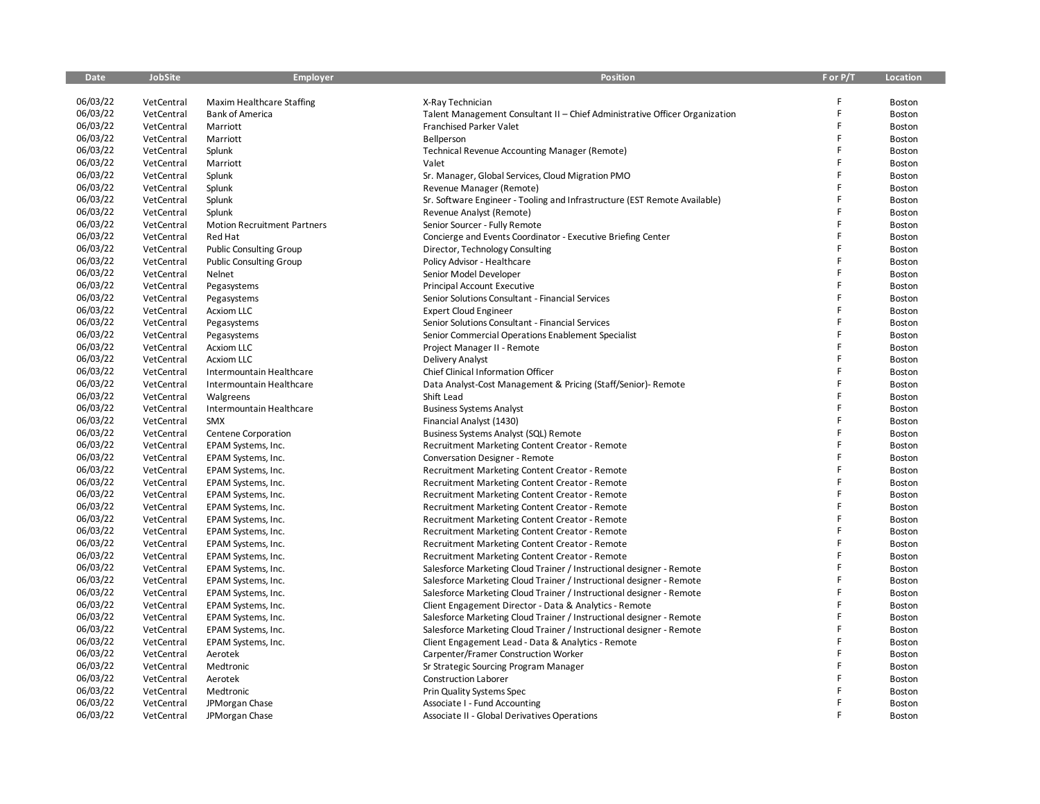| Date | JobSite | Employer | Position | F or P/T | Location |
|---|---|---|---|---|---|
| 06/03/22 | VetCentral | Maxim Healthcare Staffing | X-Ray Technician | F | Boston |
| 06/03/22 | VetCentral | Bank of America | Talent Management Consultant II – Chief Administrative Officer Organization | F | Boston |
| 06/03/22 | VetCentral | Marriott | Franchised Parker Valet | F | Boston |
| 06/03/22 | VetCentral | Marriott | Bellperson | F | Boston |
| 06/03/22 | VetCentral | Splunk | Technical Revenue Accounting Manager (Remote) | F | Boston |
| 06/03/22 | VetCentral | Marriott | Valet | F | Boston |
| 06/03/22 | VetCentral | Splunk | Sr. Manager, Global Services, Cloud Migration PMO | F | Boston |
| 06/03/22 | VetCentral | Splunk | Revenue Manager (Remote) | F | Boston |
| 06/03/22 | VetCentral | Splunk | Sr. Software Engineer - Tooling and Infrastructure (EST Remote Available) | F | Boston |
| 06/03/22 | VetCentral | Splunk | Revenue Analyst (Remote) | F | Boston |
| 06/03/22 | VetCentral | Motion Recruitment Partners | Senior Sourcer - Fully Remote | F | Boston |
| 06/03/22 | VetCentral | Red Hat | Concierge and Events Coordinator - Executive Briefing Center | F | Boston |
| 06/03/22 | VetCentral | Public Consulting Group | Director, Technology Consulting | F | Boston |
| 06/03/22 | VetCentral | Public Consulting Group | Policy Advisor - Healthcare | F | Boston |
| 06/03/22 | VetCentral | Nelnet | Senior Model Developer | F | Boston |
| 06/03/22 | VetCentral | Pegasystems | Principal Account Executive | F | Boston |
| 06/03/22 | VetCentral | Pegasystems | Senior Solutions Consultant - Financial Services | F | Boston |
| 06/03/22 | VetCentral | Acxiom LLC | Expert Cloud Engineer | F | Boston |
| 06/03/22 | VetCentral | Pegasystems | Senior Solutions Consultant - Financial Services | F | Boston |
| 06/03/22 | VetCentral | Pegasystems | Senior Commercial Operations Enablement Specialist | F | Boston |
| 06/03/22 | VetCentral | Acxiom LLC | Project Manager II - Remote | F | Boston |
| 06/03/22 | VetCentral | Acxiom LLC | Delivery Analyst | F | Boston |
| 06/03/22 | VetCentral | Intermountain Healthcare | Chief Clinical Information Officer | F | Boston |
| 06/03/22 | VetCentral | Intermountain Healthcare | Data Analyst-Cost Management & Pricing (Staff/Senior)- Remote | F | Boston |
| 06/03/22 | VetCentral | Walgreens | Shift Lead | F | Boston |
| 06/03/22 | VetCentral | Intermountain Healthcare | Business Systems Analyst | F | Boston |
| 06/03/22 | VetCentral | SMX | Financial Analyst (1430) | F | Boston |
| 06/03/22 | VetCentral | Centene Corporation | Business Systems Analyst (SQL) Remote | F | Boston |
| 06/03/22 | VetCentral | EPAM Systems, Inc. | Recruitment Marketing Content Creator - Remote | F | Boston |
| 06/03/22 | VetCentral | EPAM Systems, Inc. | Conversation Designer - Remote | F | Boston |
| 06/03/22 | VetCentral | EPAM Systems, Inc. | Recruitment Marketing Content Creator - Remote | F | Boston |
| 06/03/22 | VetCentral | EPAM Systems, Inc. | Recruitment Marketing Content Creator - Remote | F | Boston |
| 06/03/22 | VetCentral | EPAM Systems, Inc. | Recruitment Marketing Content Creator - Remote | F | Boston |
| 06/03/22 | VetCentral | EPAM Systems, Inc. | Recruitment Marketing Content Creator - Remote | F | Boston |
| 06/03/22 | VetCentral | EPAM Systems, Inc. | Recruitment Marketing Content Creator - Remote | F | Boston |
| 06/03/22 | VetCentral | EPAM Systems, Inc. | Recruitment Marketing Content Creator - Remote | F | Boston |
| 06/03/22 | VetCentral | EPAM Systems, Inc. | Recruitment Marketing Content Creator - Remote | F | Boston |
| 06/03/22 | VetCentral | EPAM Systems, Inc. | Recruitment Marketing Content Creator - Remote | F | Boston |
| 06/03/22 | VetCentral | EPAM Systems, Inc. | Salesforce Marketing Cloud Trainer / Instructional designer - Remote | F | Boston |
| 06/03/22 | VetCentral | EPAM Systems, Inc. | Salesforce Marketing Cloud Trainer / Instructional designer - Remote | F | Boston |
| 06/03/22 | VetCentral | EPAM Systems, Inc. | Salesforce Marketing Cloud Trainer / Instructional designer - Remote | F | Boston |
| 06/03/22 | VetCentral | EPAM Systems, Inc. | Client Engagement Director - Data & Analytics - Remote | F | Boston |
| 06/03/22 | VetCentral | EPAM Systems, Inc. | Salesforce Marketing Cloud Trainer / Instructional designer - Remote | F | Boston |
| 06/03/22 | VetCentral | EPAM Systems, Inc. | Salesforce Marketing Cloud Trainer / Instructional designer - Remote | F | Boston |
| 06/03/22 | VetCentral | EPAM Systems, Inc. | Client Engagement Lead - Data & Analytics - Remote | F | Boston |
| 06/03/22 | VetCentral | Aerotek | Carpenter/Framer Construction Worker | F | Boston |
| 06/03/22 | VetCentral | Medtronic | Sr Strategic Sourcing Program Manager | F | Boston |
| 06/03/22 | VetCentral | Aerotek | Construction Laborer | F | Boston |
| 06/03/22 | VetCentral | Medtronic | Prin Quality Systems Spec | F | Boston |
| 06/03/22 | VetCentral | JPMorgan Chase | Associate I - Fund Accounting | F | Boston |
| 06/03/22 | VetCentral | JPMorgan Chase | Associate II - Global Derivatives Operations | F | Boston |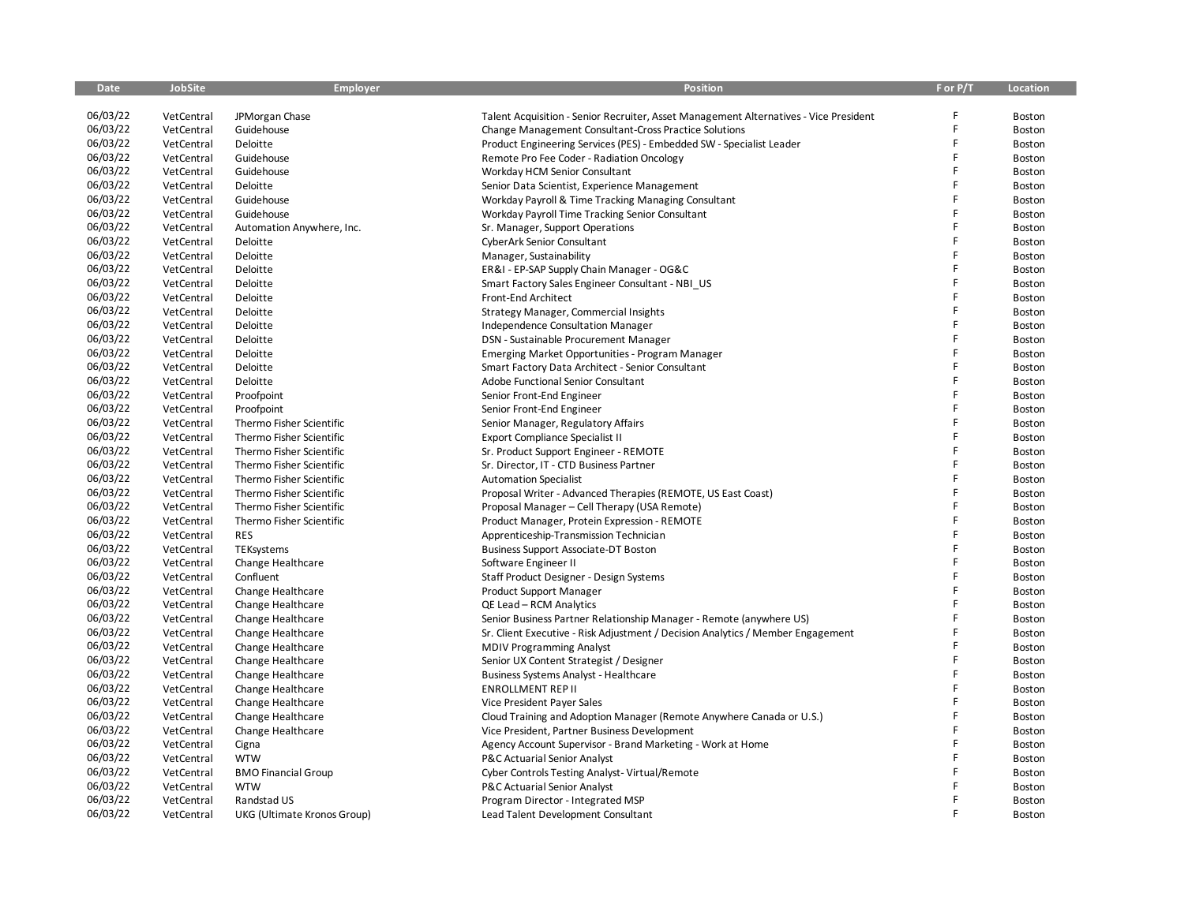| Date | JobSite | Employer | Position | F or P/T | Location |
|---|---|---|---|---|---|
| 06/03/22 | VetCentral | JPMorgan Chase | Talent Acquisition - Senior Recruiter, Asset Management Alternatives - Vice President | F | Boston |
| 06/03/22 | VetCentral | Guidehouse | Change Management Consultant-Cross Practice Solutions | F | Boston |
| 06/03/22 | VetCentral | Deloitte | Product Engineering Services (PES) - Embedded SW - Specialist Leader | F | Boston |
| 06/03/22 | VetCentral | Guidehouse | Remote Pro Fee Coder - Radiation Oncology | F | Boston |
| 06/03/22 | VetCentral | Guidehouse | Workday HCM Senior Consultant | F | Boston |
| 06/03/22 | VetCentral | Deloitte | Senior Data Scientist, Experience Management | F | Boston |
| 06/03/22 | VetCentral | Guidehouse | Workday Payroll & Time Tracking Managing Consultant | F | Boston |
| 06/03/22 | VetCentral | Guidehouse | Workday Payroll Time Tracking Senior Consultant | F | Boston |
| 06/03/22 | VetCentral | Automation Anywhere, Inc. | Sr. Manager, Support Operations | F | Boston |
| 06/03/22 | VetCentral | Deloitte | CyberArk Senior Consultant | F | Boston |
| 06/03/22 | VetCentral | Deloitte | Manager, Sustainability | F | Boston |
| 06/03/22 | VetCentral | Deloitte | ER&I - EP-SAP Supply Chain Manager - OG&C | F | Boston |
| 06/03/22 | VetCentral | Deloitte | Smart Factory Sales Engineer Consultant - NBI_US | F | Boston |
| 06/03/22 | VetCentral | Deloitte | Front-End Architect | F | Boston |
| 06/03/22 | VetCentral | Deloitte | Strategy Manager, Commercial Insights | F | Boston |
| 06/03/22 | VetCentral | Deloitte | Independence Consultation Manager | F | Boston |
| 06/03/22 | VetCentral | Deloitte | DSN - Sustainable Procurement Manager | F | Boston |
| 06/03/22 | VetCentral | Deloitte | Emerging Market Opportunities - Program Manager | F | Boston |
| 06/03/22 | VetCentral | Deloitte | Smart Factory Data Architect - Senior Consultant | F | Boston |
| 06/03/22 | VetCentral | Deloitte | Adobe Functional Senior Consultant | F | Boston |
| 06/03/22 | VetCentral | Proofpoint | Senior Front-End Engineer | F | Boston |
| 06/03/22 | VetCentral | Proofpoint | Senior Front-End Engineer | F | Boston |
| 06/03/22 | VetCentral | Thermo Fisher Scientific | Senior Manager, Regulatory Affairs | F | Boston |
| 06/03/22 | VetCentral | Thermo Fisher Scientific | Export Compliance Specialist II | F | Boston |
| 06/03/22 | VetCentral | Thermo Fisher Scientific | Sr. Product Support Engineer - REMOTE | F | Boston |
| 06/03/22 | VetCentral | Thermo Fisher Scientific | Sr. Director, IT - CTD Business Partner | F | Boston |
| 06/03/22 | VetCentral | Thermo Fisher Scientific | Automation Specialist | F | Boston |
| 06/03/22 | VetCentral | Thermo Fisher Scientific | Proposal Writer - Advanced Therapies (REMOTE, US East Coast) | F | Boston |
| 06/03/22 | VetCentral | Thermo Fisher Scientific | Proposal Manager – Cell Therapy (USA Remote) | F | Boston |
| 06/03/22 | VetCentral | Thermo Fisher Scientific | Product Manager, Protein Expression - REMOTE | F | Boston |
| 06/03/22 | VetCentral | RES | Apprenticeship-Transmission Technician | F | Boston |
| 06/03/22 | VetCentral | TEKsystems | Business Support Associate-DT Boston | F | Boston |
| 06/03/22 | VetCentral | Change Healthcare | Software Engineer II | F | Boston |
| 06/03/22 | VetCentral | Confluent | Staff Product Designer - Design Systems | F | Boston |
| 06/03/22 | VetCentral | Change Healthcare | Product Support Manager | F | Boston |
| 06/03/22 | VetCentral | Change Healthcare | QE Lead – RCM Analytics | F | Boston |
| 06/03/22 | VetCentral | Change Healthcare | Senior Business Partner Relationship Manager - Remote (anywhere US) | F | Boston |
| 06/03/22 | VetCentral | Change Healthcare | Sr. Client Executive - Risk Adjustment / Decision Analytics / Member Engagement | F | Boston |
| 06/03/22 | VetCentral | Change Healthcare | MDIV Programming Analyst | F | Boston |
| 06/03/22 | VetCentral | Change Healthcare | Senior UX Content Strategist / Designer | F | Boston |
| 06/03/22 | VetCentral | Change Healthcare | Business Systems Analyst - Healthcare | F | Boston |
| 06/03/22 | VetCentral | Change Healthcare | ENROLLMENT REP II | F | Boston |
| 06/03/22 | VetCentral | Change Healthcare | Vice President Payer Sales | F | Boston |
| 06/03/22 | VetCentral | Change Healthcare | Cloud Training and Adoption Manager (Remote Anywhere Canada or U.S.) | F | Boston |
| 06/03/22 | VetCentral | Change Healthcare | Vice President, Partner Business Development | F | Boston |
| 06/03/22 | VetCentral | Cigna | Agency Account Supervisor - Brand Marketing - Work at Home | F | Boston |
| 06/03/22 | VetCentral | WTW | P&C Actuarial Senior Analyst | F | Boston |
| 06/03/22 | VetCentral | BMO Financial Group | Cyber Controls Testing Analyst- Virtual/Remote | F | Boston |
| 06/03/22 | VetCentral | WTW | P&C Actuarial Senior Analyst | F | Boston |
| 06/03/22 | VetCentral | Randstad US | Program Director - Integrated MSP | F | Boston |
| 06/03/22 | VetCentral | UKG (Ultimate Kronos Group) | Lead Talent Development Consultant | F | Boston |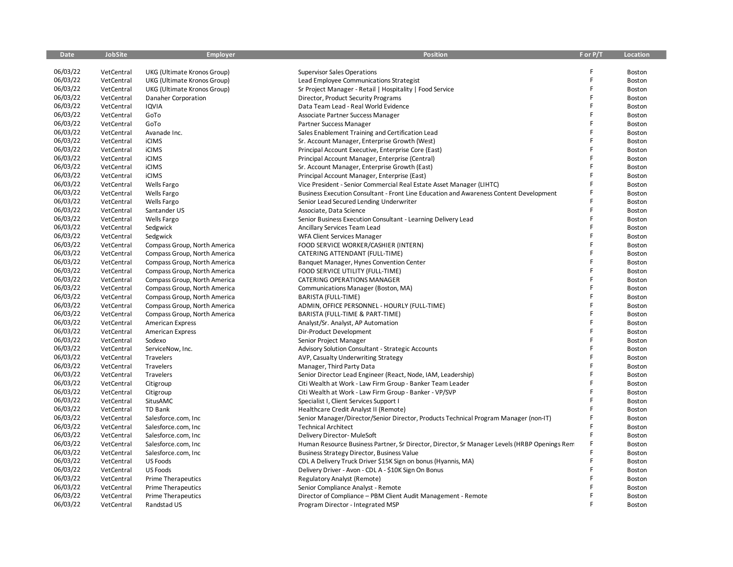| Date | JobSite | Employer | Position | F or P/T | Location |
|---|---|---|---|---|---|
| 06/03/22 | VetCentral | UKG (Ultimate Kronos Group) | Supervisor Sales Operations | F | Boston |
| 06/03/22 | VetCentral | UKG (Ultimate Kronos Group) | Lead Employee Communications Strategist | F | Boston |
| 06/03/22 | VetCentral | UKG (Ultimate Kronos Group) | Sr Project Manager - Retail \| Hospitality \| Food Service | F | Boston |
| 06/03/22 | VetCentral | Danaher Corporation | Director, Product Security Programs | F | Boston |
| 06/03/22 | VetCentral | IQVIA | Data Team Lead - Real World Evidence | F | Boston |
| 06/03/22 | VetCentral | GoTo | Associate Partner Success Manager | F | Boston |
| 06/03/22 | VetCentral | GoTo | Partner Success Manager | F | Boston |
| 06/03/22 | VetCentral | Avanade Inc. | Sales Enablement Training and Certification Lead | F | Boston |
| 06/03/22 | VetCentral | iCIMS | Sr. Account Manager, Enterprise Growth (West) | F | Boston |
| 06/03/22 | VetCentral | iCIMS | Principal Account Executive, Enterprise Core (East) | F | Boston |
| 06/03/22 | VetCentral | iCIMS | Principal Account Manager, Enterprise (Central) | F | Boston |
| 06/03/22 | VetCentral | iCIMS | Sr. Account Manager, Enterprise Growth (East) | F | Boston |
| 06/03/22 | VetCentral | iCIMS | Principal Account Manager, Enterprise (East) | F | Boston |
| 06/03/22 | VetCentral | Wells Fargo | Vice President - Senior Commercial Real Estate Asset Manager (LIHTC) | F | Boston |
| 06/03/22 | VetCentral | Wells Fargo | Business Execution Consultant - Front Line Education and Awareness Content Development | F | Boston |
| 06/03/22 | VetCentral | Wells Fargo | Senior Lead Secured Lending Underwriter | F | Boston |
| 06/03/22 | VetCentral | Santander US | Associate, Data Science | F | Boston |
| 06/03/22 | VetCentral | Wells Fargo | Senior Business Execution Consultant - Learning Delivery Lead | F | Boston |
| 06/03/22 | VetCentral | Sedgwick | Ancillary Services Team Lead | F | Boston |
| 06/03/22 | VetCentral | Sedgwick | WFA Client Services Manager | F | Boston |
| 06/03/22 | VetCentral | Compass Group, North America | FOOD SERVICE WORKER/CASHIER (INTERN) | F | Boston |
| 06/03/22 | VetCentral | Compass Group, North America | CATERING ATTENDANT (FULL-TIME) | F | Boston |
| 06/03/22 | VetCentral | Compass Group, North America | Banquet Manager, Hynes Convention Center | F | Boston |
| 06/03/22 | VetCentral | Compass Group, North America | FOOD SERVICE UTILITY (FULL-TIME) | F | Boston |
| 06/03/22 | VetCentral | Compass Group, North America | CATERING OPERATIONS MANAGER | F | Boston |
| 06/03/22 | VetCentral | Compass Group, North America | Communications Manager (Boston, MA) | F | Boston |
| 06/03/22 | VetCentral | Compass Group, North America | BARISTA (FULL-TIME) | F | Boston |
| 06/03/22 | VetCentral | Compass Group, North America | ADMIN, OFFICE PERSONNEL - HOURLY (FULL-TIME) | F | Boston |
| 06/03/22 | VetCentral | Compass Group, North America | BARISTA (FULL-TIME & PART-TIME) | F | Boston |
| 06/03/22 | VetCentral | American Express | Analyst/Sr. Analyst, AP Automation | F | Boston |
| 06/03/22 | VetCentral | American Express | Dir-Product Development | F | Boston |
| 06/03/22 | VetCentral | Sodexo | Senior Project Manager | F | Boston |
| 06/03/22 | VetCentral | ServiceNow, Inc. | Advisory Solution Consultant - Strategic Accounts | F | Boston |
| 06/03/22 | VetCentral | Travelers | AVP, Casualty Underwriting Strategy | F | Boston |
| 06/03/22 | VetCentral | Travelers | Manager, Third Party Data | F | Boston |
| 06/03/22 | VetCentral | Travelers | Senior Director Lead Engineer (React, Node, IAM, Leadership) | F | Boston |
| 06/03/22 | VetCentral | Citigroup | Citi Wealth at Work - Law Firm Group - Banker Team Leader | F | Boston |
| 06/03/22 | VetCentral | Citigroup | Citi Wealth at Work - Law Firm Group - Banker - VP/SVP | F | Boston |
| 06/03/22 | VetCentral | SitusAMC | Specialist I, Client Services Support I | F | Boston |
| 06/03/22 | VetCentral | TD Bank | Healthcare Credit Analyst II (Remote) | F | Boston |
| 06/03/22 | VetCentral | Salesforce.com, Inc | Senior Manager/Director/Senior Director, Products Technical Program Manager (non-IT) | F | Boston |
| 06/03/22 | VetCentral | Salesforce.com, Inc | Technical Architect | F | Boston |
| 06/03/22 | VetCentral | Salesforce.com, Inc | Delivery Director- MuleSoft | F | Boston |
| 06/03/22 | VetCentral | Salesforce.com, Inc | Human Resource Business Partner, Sr Director, Director, Sr Manager Levels (HRBP Openings Rem | F | Boston |
| 06/03/22 | VetCentral | Salesforce.com, Inc | Business Strategy Director, Business Value | F | Boston |
| 06/03/22 | VetCentral | US Foods | CDL A Delivery Truck Driver $15K Sign on bonus (Hyannis, MA) | F | Boston |
| 06/03/22 | VetCentral | US Foods | Delivery Driver - Avon - CDL A - $10K Sign On Bonus | F | Boston |
| 06/03/22 | VetCentral | Prime Therapeutics | Regulatory Analyst (Remote) | F | Boston |
| 06/03/22 | VetCentral | Prime Therapeutics | Senior Compliance Analyst - Remote | F | Boston |
| 06/03/22 | VetCentral | Prime Therapeutics | Director of Compliance – PBM Client Audit Management - Remote | F | Boston |
| 06/03/22 | VetCentral | Randstad US | Program Director - Integrated MSP | F | Boston |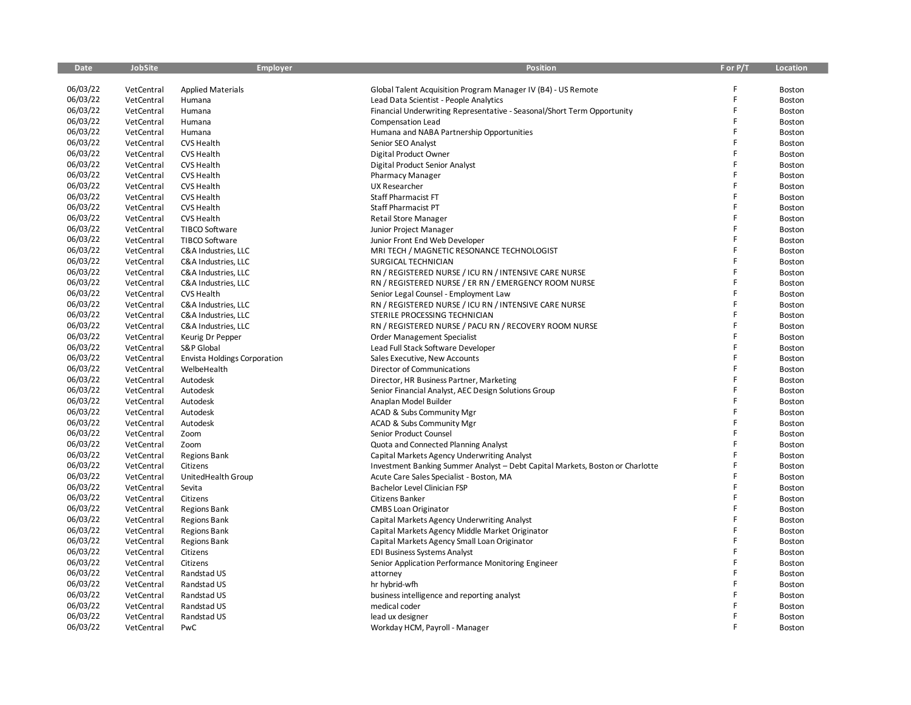| Date | JobSite | Employer | Position | F or P/T | Location |
|---|---|---|---|---|---|
| 06/03/22 | VetCentral | Applied Materials | Global Talent Acquisition Program Manager IV (B4) - US Remote | F | Boston |
| 06/03/22 | VetCentral | Humana | Lead Data Scientist - People Analytics | F | Boston |
| 06/03/22 | VetCentral | Humana | Financial Underwriting Representative - Seasonal/Short Term Opportunity | F | Boston |
| 06/03/22 | VetCentral | Humana | Compensation Lead | F | Boston |
| 06/03/22 | VetCentral | Humana | Humana and NABA Partnership Opportunities | F | Boston |
| 06/03/22 | VetCentral | CVS Health | Senior SEO Analyst | F | Boston |
| 06/03/22 | VetCentral | CVS Health | Digital Product Owner | F | Boston |
| 06/03/22 | VetCentral | CVS Health | Digital Product Senior Analyst | F | Boston |
| 06/03/22 | VetCentral | CVS Health | Pharmacy Manager | F | Boston |
| 06/03/22 | VetCentral | CVS Health | UX Researcher | F | Boston |
| 06/03/22 | VetCentral | CVS Health | Staff Pharmacist FT | F | Boston |
| 06/03/22 | VetCentral | CVS Health | Staff Pharmacist PT | F | Boston |
| 06/03/22 | VetCentral | CVS Health | Retail Store Manager | F | Boston |
| 06/03/22 | VetCentral | TIBCO Software | Junior Project Manager | F | Boston |
| 06/03/22 | VetCentral | TIBCO Software | Junior Front End Web Developer | F | Boston |
| 06/03/22 | VetCentral | C&A Industries, LLC | MRI TECH / MAGNETIC RESONANCE TECHNOLOGIST | F | Boston |
| 06/03/22 | VetCentral | C&A Industries, LLC | SURGICAL TECHNICIAN | F | Boston |
| 06/03/22 | VetCentral | C&A Industries, LLC | RN / REGISTERED NURSE / ICU RN / INTENSIVE CARE NURSE | F | Boston |
| 06/03/22 | VetCentral | C&A Industries, LLC | RN / REGISTERED NURSE / ER RN / EMERGENCY ROOM NURSE | F | Boston |
| 06/03/22 | VetCentral | CVS Health | Senior Legal Counsel - Employment Law | F | Boston |
| 06/03/22 | VetCentral | C&A Industries, LLC | RN / REGISTERED NURSE / ICU RN / INTENSIVE CARE NURSE | F | Boston |
| 06/03/22 | VetCentral | C&A Industries, LLC | STERILE PROCESSING TECHNICIAN | F | Boston |
| 06/03/22 | VetCentral | C&A Industries, LLC | RN / REGISTERED NURSE / PACU RN / RECOVERY ROOM NURSE | F | Boston |
| 06/03/22 | VetCentral | Keurig Dr Pepper | Order Management Specialist | F | Boston |
| 06/03/22 | VetCentral | S&P Global | Lead Full Stack Software Developer | F | Boston |
| 06/03/22 | VetCentral | Envista Holdings Corporation | Sales Executive, New Accounts | F | Boston |
| 06/03/22 | VetCentral | WelbeHealth | Director of Communications | F | Boston |
| 06/03/22 | VetCentral | Autodesk | Director, HR Business Partner, Marketing | F | Boston |
| 06/03/22 | VetCentral | Autodesk | Senior Financial Analyst, AEC Design Solutions Group | F | Boston |
| 06/03/22 | VetCentral | Autodesk | Anaplan Model Builder | F | Boston |
| 06/03/22 | VetCentral | Autodesk | ACAD & Subs Community Mgr | F | Boston |
| 06/03/22 | VetCentral | Autodesk | ACAD & Subs Community Mgr | F | Boston |
| 06/03/22 | VetCentral | Zoom | Senior Product Counsel | F | Boston |
| 06/03/22 | VetCentral | Zoom | Quota and Connected Planning Analyst | F | Boston |
| 06/03/22 | VetCentral | Regions Bank | Capital Markets Agency Underwriting Analyst | F | Boston |
| 06/03/22 | VetCentral | Citizens | Investment Banking Summer Analyst – Debt Capital Markets, Boston or Charlotte | F | Boston |
| 06/03/22 | VetCentral | UnitedHealth Group | Acute Care Sales Specialist - Boston, MA | F | Boston |
| 06/03/22 | VetCentral | Sevita | Bachelor Level Clinician FSP | F | Boston |
| 06/03/22 | VetCentral | Citizens | Citizens Banker | F | Boston |
| 06/03/22 | VetCentral | Regions Bank | CMBS Loan Originator | F | Boston |
| 06/03/22 | VetCentral | Regions Bank | Capital Markets Agency Underwriting Analyst | F | Boston |
| 06/03/22 | VetCentral | Regions Bank | Capital Markets Agency Middle Market Originator | F | Boston |
| 06/03/22 | VetCentral | Regions Bank | Capital Markets Agency Small Loan Originator | F | Boston |
| 06/03/22 | VetCentral | Citizens | EDI Business Systems Analyst | F | Boston |
| 06/03/22 | VetCentral | Citizens | Senior Application Performance Monitoring Engineer | F | Boston |
| 06/03/22 | VetCentral | Randstad US | attorney | F | Boston |
| 06/03/22 | VetCentral | Randstad US | hr hybrid-wfh | F | Boston |
| 06/03/22 | VetCentral | Randstad US | business intelligence and reporting analyst | F | Boston |
| 06/03/22 | VetCentral | Randstad US | medical coder | F | Boston |
| 06/03/22 | VetCentral | Randstad US | lead ux designer | F | Boston |
| 06/03/22 | VetCentral | PwC | Workday HCM, Payroll - Manager | F | Boston |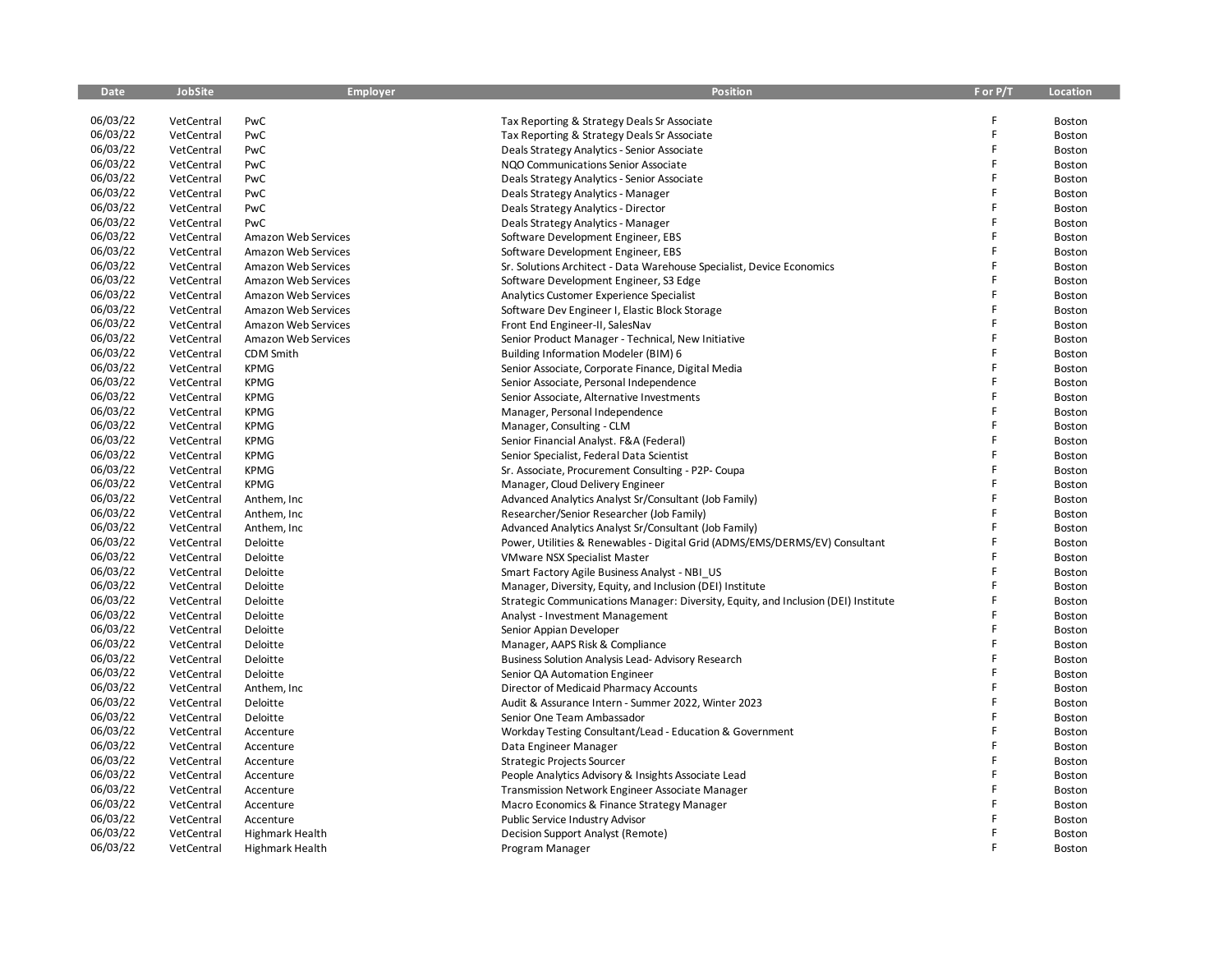| Date | JobSite | Employer | Position | F or P/T | Location |
|---|---|---|---|---|---|
| 06/03/22 | VetCentral | PwC | Tax Reporting & Strategy Deals Sr Associate | F | Boston |
| 06/03/22 | VetCentral | PwC | Tax Reporting & Strategy Deals Sr Associate | F | Boston |
| 06/03/22 | VetCentral | PwC | Deals Strategy Analytics - Senior Associate | F | Boston |
| 06/03/22 | VetCentral | PwC | NQO Communications Senior Associate | F | Boston |
| 06/03/22 | VetCentral | PwC | Deals Strategy Analytics - Senior Associate | F | Boston |
| 06/03/22 | VetCentral | PwC | Deals Strategy Analytics - Manager | F | Boston |
| 06/03/22 | VetCentral | PwC | Deals Strategy Analytics - Director | F | Boston |
| 06/03/22 | VetCentral | PwC | Deals Strategy Analytics - Manager | F | Boston |
| 06/03/22 | VetCentral | Amazon Web Services | Software Development Engineer, EBS | F | Boston |
| 06/03/22 | VetCentral | Amazon Web Services | Software Development Engineer, EBS | F | Boston |
| 06/03/22 | VetCentral | Amazon Web Services | Sr. Solutions Architect - Data Warehouse Specialist, Device Economics | F | Boston |
| 06/03/22 | VetCentral | Amazon Web Services | Software Development Engineer, S3 Edge | F | Boston |
| 06/03/22 | VetCentral | Amazon Web Services | Analytics Customer Experience Specialist | F | Boston |
| 06/03/22 | VetCentral | Amazon Web Services | Software Dev Engineer I, Elastic Block Storage | F | Boston |
| 06/03/22 | VetCentral | Amazon Web Services | Front End Engineer-II, SalesNav | F | Boston |
| 06/03/22 | VetCentral | Amazon Web Services | Senior Product Manager - Technical, New Initiative | F | Boston |
| 06/03/22 | VetCentral | CDM Smith | Building Information Modeler (BIM) 6 | F | Boston |
| 06/03/22 | VetCentral | KPMG | Senior Associate, Corporate Finance, Digital Media | F | Boston |
| 06/03/22 | VetCentral | KPMG | Senior Associate, Personal Independence | F | Boston |
| 06/03/22 | VetCentral | KPMG | Senior Associate, Alternative Investments | F | Boston |
| 06/03/22 | VetCentral | KPMG | Manager, Personal Independence | F | Boston |
| 06/03/22 | VetCentral | KPMG | Manager, Consulting - CLM | F | Boston |
| 06/03/22 | VetCentral | KPMG | Senior Financial Analyst. F&A (Federal) | F | Boston |
| 06/03/22 | VetCentral | KPMG | Senior Specialist, Federal Data Scientist | F | Boston |
| 06/03/22 | VetCentral | KPMG | Sr. Associate, Procurement Consulting - P2P- Coupa | F | Boston |
| 06/03/22 | VetCentral | KPMG | Manager, Cloud Delivery Engineer | F | Boston |
| 06/03/22 | VetCentral | Anthem, Inc | Advanced Analytics Analyst Sr/Consultant (Job Family) | F | Boston |
| 06/03/22 | VetCentral | Anthem, Inc | Researcher/Senior Researcher (Job Family) | F | Boston |
| 06/03/22 | VetCentral | Anthem, Inc | Advanced Analytics Analyst Sr/Consultant (Job Family) | F | Boston |
| 06/03/22 | VetCentral | Deloitte | Power, Utilities & Renewables - Digital Grid (ADMS/EMS/DERMS/EV) Consultant | F | Boston |
| 06/03/22 | VetCentral | Deloitte | VMware NSX Specialist Master | F | Boston |
| 06/03/22 | VetCentral | Deloitte | Smart Factory Agile Business Analyst - NBI_US | F | Boston |
| 06/03/22 | VetCentral | Deloitte | Manager, Diversity, Equity, and Inclusion (DEI) Institute | F | Boston |
| 06/03/22 | VetCentral | Deloitte | Strategic Communications Manager: Diversity, Equity, and Inclusion (DEI) Institute | F | Boston |
| 06/03/22 | VetCentral | Deloitte | Analyst - Investment Management | F | Boston |
| 06/03/22 | VetCentral | Deloitte | Senior Appian Developer | F | Boston |
| 06/03/22 | VetCentral | Deloitte | Manager, AAPS Risk & Compliance | F | Boston |
| 06/03/22 | VetCentral | Deloitte | Business Solution Analysis Lead- Advisory Research | F | Boston |
| 06/03/22 | VetCentral | Deloitte | Senior QA Automation Engineer | F | Boston |
| 06/03/22 | VetCentral | Anthem, Inc | Director of Medicaid Pharmacy Accounts | F | Boston |
| 06/03/22 | VetCentral | Deloitte | Audit & Assurance Intern - Summer 2022, Winter 2023 | F | Boston |
| 06/03/22 | VetCentral | Deloitte | Senior One Team Ambassador | F | Boston |
| 06/03/22 | VetCentral | Accenture | Workday Testing Consultant/Lead - Education & Government | F | Boston |
| 06/03/22 | VetCentral | Accenture | Data Engineer Manager | F | Boston |
| 06/03/22 | VetCentral | Accenture | Strategic Projects Sourcer | F | Boston |
| 06/03/22 | VetCentral | Accenture | People Analytics Advisory & Insights Associate Lead | F | Boston |
| 06/03/22 | VetCentral | Accenture | Transmission Network Engineer Associate Manager | F | Boston |
| 06/03/22 | VetCentral | Accenture | Macro Economics & Finance Strategy Manager | F | Boston |
| 06/03/22 | VetCentral | Accenture | Public Service Industry Advisor | F | Boston |
| 06/03/22 | VetCentral | Highmark Health | Decision Support Analyst (Remote) | F | Boston |
| 06/03/22 | VetCentral | Highmark Health | Program Manager | F | Boston |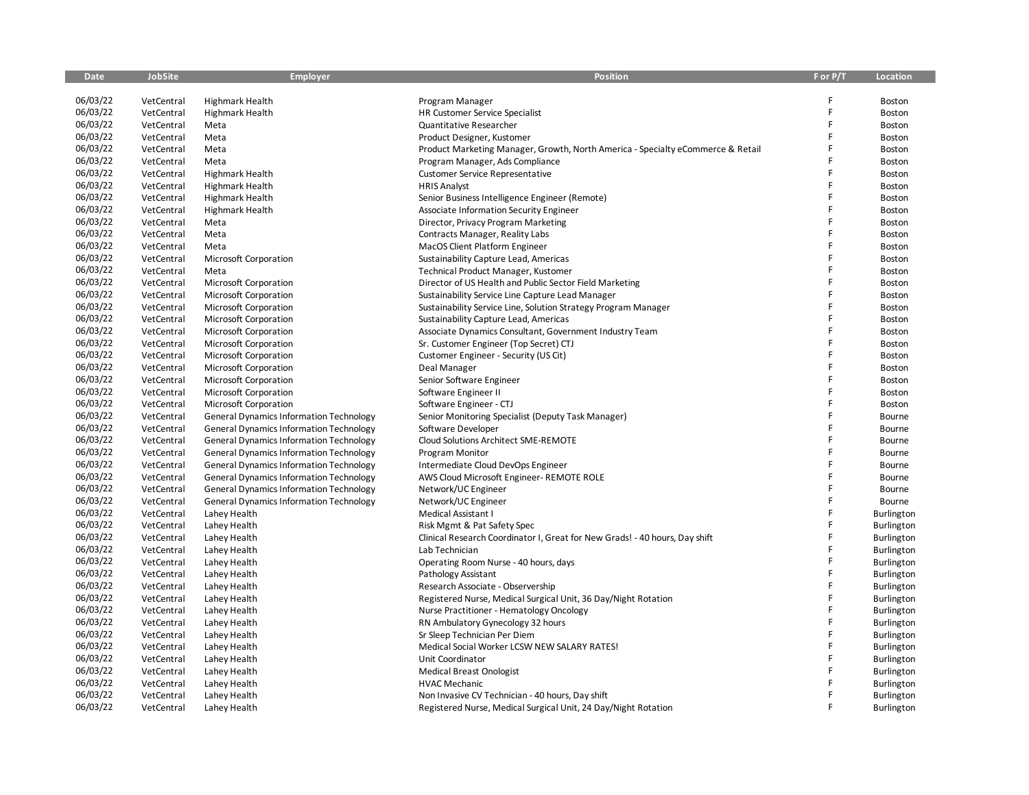| Date | JobSite | Employer | Position | F or P/T | Location |
|---|---|---|---|---|---|
| 06/03/22 | VetCentral | Highmark Health | Program Manager | F | Boston |
| 06/03/22 | VetCentral | Highmark Health | HR Customer Service Specialist | F | Boston |
| 06/03/22 | VetCentral | Meta | Quantitative Researcher | F | Boston |
| 06/03/22 | VetCentral | Meta | Product Designer, Kustomer | F | Boston |
| 06/03/22 | VetCentral | Meta | Product Marketing Manager, Growth, North America - Specialty eCommerce & Retail | F | Boston |
| 06/03/22 | VetCentral | Meta | Program Manager, Ads Compliance | F | Boston |
| 06/03/22 | VetCentral | Highmark Health | Customer Service Representative | F | Boston |
| 06/03/22 | VetCentral | Highmark Health | HRIS Analyst | F | Boston |
| 06/03/22 | VetCentral | Highmark Health | Senior Business Intelligence Engineer (Remote) | F | Boston |
| 06/03/22 | VetCentral | Highmark Health | Associate Information Security Engineer | F | Boston |
| 06/03/22 | VetCentral | Meta | Director, Privacy Program Marketing | F | Boston |
| 06/03/22 | VetCentral | Meta | Contracts Manager, Reality Labs | F | Boston |
| 06/03/22 | VetCentral | Meta | MacOS Client Platform Engineer | F | Boston |
| 06/03/22 | VetCentral | Microsoft Corporation | Sustainability Capture Lead, Americas | F | Boston |
| 06/03/22 | VetCentral | Meta | Technical Product Manager, Kustomer | F | Boston |
| 06/03/22 | VetCentral | Microsoft Corporation | Director of US Health and Public Sector Field Marketing | F | Boston |
| 06/03/22 | VetCentral | Microsoft Corporation | Sustainability Service Line Capture Lead Manager | F | Boston |
| 06/03/22 | VetCentral | Microsoft Corporation | Sustainability Service Line, Solution Strategy Program Manager | F | Boston |
| 06/03/22 | VetCentral | Microsoft Corporation | Sustainability Capture Lead, Americas | F | Boston |
| 06/03/22 | VetCentral | Microsoft Corporation | Associate Dynamics Consultant, Government Industry Team | F | Boston |
| 06/03/22 | VetCentral | Microsoft Corporation | Sr. Customer Engineer (Top Secret) CTJ | F | Boston |
| 06/03/22 | VetCentral | Microsoft Corporation | Customer Engineer - Security (US Cit) | F | Boston |
| 06/03/22 | VetCentral | Microsoft Corporation | Deal Manager | F | Boston |
| 06/03/22 | VetCentral | Microsoft Corporation | Senior Software Engineer | F | Boston |
| 06/03/22 | VetCentral | Microsoft Corporation | Software Engineer II | F | Boston |
| 06/03/22 | VetCentral | Microsoft Corporation | Software Engineer - CTJ | F | Boston |
| 06/03/22 | VetCentral | General Dynamics Information Technology | Senior Monitoring Specialist (Deputy Task Manager) | F | Bourne |
| 06/03/22 | VetCentral | General Dynamics Information Technology | Software Developer | F | Bourne |
| 06/03/22 | VetCentral | General Dynamics Information Technology | Cloud Solutions Architect SME-REMOTE | F | Bourne |
| 06/03/22 | VetCentral | General Dynamics Information Technology | Program Monitor | F | Bourne |
| 06/03/22 | VetCentral | General Dynamics Information Technology | Intermediate Cloud DevOps Engineer | F | Bourne |
| 06/03/22 | VetCentral | General Dynamics Information Technology | AWS Cloud Microsoft Engineer- REMOTE ROLE | F | Bourne |
| 06/03/22 | VetCentral | General Dynamics Information Technology | Network/UC Engineer | F | Bourne |
| 06/03/22 | VetCentral | General Dynamics Information Technology | Network/UC Engineer | F | Bourne |
| 06/03/22 | VetCentral | Lahey Health | Medical Assistant I | F | Burlington |
| 06/03/22 | VetCentral | Lahey Health | Risk Mgmt & Pat Safety Spec | F | Burlington |
| 06/03/22 | VetCentral | Lahey Health | Clinical Research Coordinator I, Great for New Grads! - 40 hours, Day shift | F | Burlington |
| 06/03/22 | VetCentral | Lahey Health | Lab Technician | F | Burlington |
| 06/03/22 | VetCentral | Lahey Health | Operating Room Nurse - 40 hours, days | F | Burlington |
| 06/03/22 | VetCentral | Lahey Health | Pathology Assistant | F | Burlington |
| 06/03/22 | VetCentral | Lahey Health | Research Associate - Observership | F | Burlington |
| 06/03/22 | VetCentral | Lahey Health | Registered Nurse, Medical Surgical Unit, 36 Day/Night Rotation | F | Burlington |
| 06/03/22 | VetCentral | Lahey Health | Nurse Practitioner - Hematology Oncology | F | Burlington |
| 06/03/22 | VetCentral | Lahey Health | RN Ambulatory Gynecology 32 hours | F | Burlington |
| 06/03/22 | VetCentral | Lahey Health | Sr Sleep Technician Per Diem | F | Burlington |
| 06/03/22 | VetCentral | Lahey Health | Medical Social Worker LCSW NEW SALARY RATES! | F | Burlington |
| 06/03/22 | VetCentral | Lahey Health | Unit Coordinator | F | Burlington |
| 06/03/22 | VetCentral | Lahey Health | Medical Breast Onologist | F | Burlington |
| 06/03/22 | VetCentral | Lahey Health | HVAC Mechanic | F | Burlington |
| 06/03/22 | VetCentral | Lahey Health | Non Invasive CV Technician - 40 hours, Day shift | F | Burlington |
| 06/03/22 | VetCentral | Lahey Health | Registered Nurse, Medical Surgical Unit, 24 Day/Night Rotation | F | Burlington |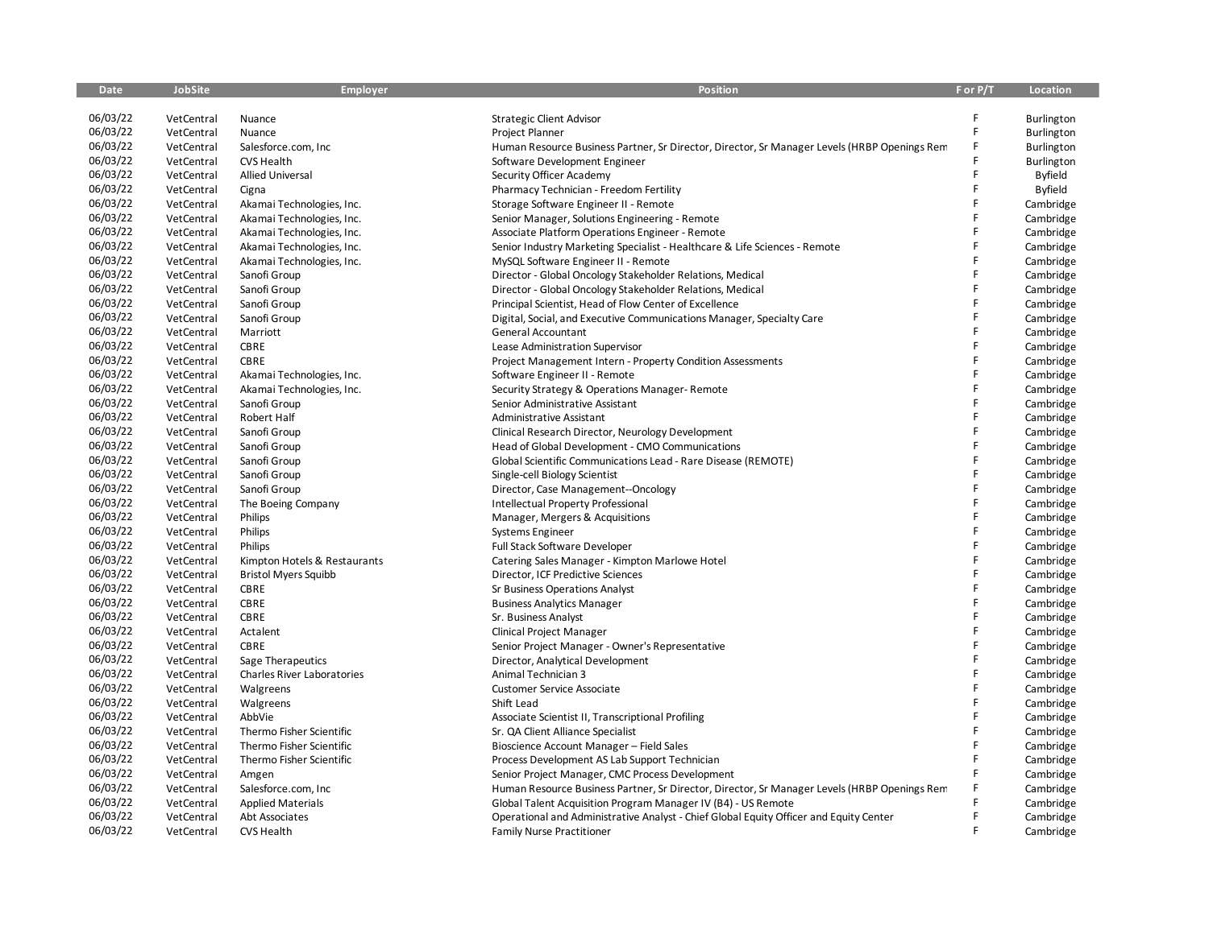| Date | JobSite | Employer | Position | F or P/T | Location |
|---|---|---|---|---|---|
| 06/03/22 | VetCentral | Nuance | Strategic Client Advisor | F | Burlington |
| 06/03/22 | VetCentral | Nuance | Project Planner | F | Burlington |
| 06/03/22 | VetCentral | Salesforce.com, Inc | Human Resource Business Partner, Sr Director, Director, Sr Manager Levels (HRBP Openings Rem | F | Burlington |
| 06/03/22 | VetCentral | CVS Health | Software Development Engineer | F | Burlington |
| 06/03/22 | VetCentral | Allied Universal | Security Officer Academy | F | Byfield |
| 06/03/22 | VetCentral | Cigna | Pharmacy Technician - Freedom Fertility | F | Byfield |
| 06/03/22 | VetCentral | Akamai Technologies, Inc. | Storage Software Engineer II - Remote | F | Cambridge |
| 06/03/22 | VetCentral | Akamai Technologies, Inc. | Senior Manager, Solutions Engineering - Remote | F | Cambridge |
| 06/03/22 | VetCentral | Akamai Technologies, Inc. | Associate Platform Operations Engineer - Remote | F | Cambridge |
| 06/03/22 | VetCentral | Akamai Technologies, Inc. | Senior Industry Marketing Specialist - Healthcare & Life Sciences - Remote | F | Cambridge |
| 06/03/22 | VetCentral | Akamai Technologies, Inc. | MySQL Software Engineer II - Remote | F | Cambridge |
| 06/03/22 | VetCentral | Sanofi Group | Director - Global Oncology Stakeholder Relations, Medical | F | Cambridge |
| 06/03/22 | VetCentral | Sanofi Group | Director - Global Oncology Stakeholder Relations, Medical | F | Cambridge |
| 06/03/22 | VetCentral | Sanofi Group | Principal Scientist, Head of Flow Center of Excellence | F | Cambridge |
| 06/03/22 | VetCentral | Sanofi Group | Digital, Social, and Executive Communications Manager, Specialty Care | F | Cambridge |
| 06/03/22 | VetCentral | Marriott | General Accountant | F | Cambridge |
| 06/03/22 | VetCentral | CBRE | Lease Administration Supervisor | F | Cambridge |
| 06/03/22 | VetCentral | CBRE | Project Management Intern - Property Condition Assessments | F | Cambridge |
| 06/03/22 | VetCentral | Akamai Technologies, Inc. | Software Engineer II - Remote | F | Cambridge |
| 06/03/22 | VetCentral | Akamai Technologies, Inc. | Security Strategy & Operations Manager- Remote | F | Cambridge |
| 06/03/22 | VetCentral | Sanofi Group | Senior Administrative Assistant | F | Cambridge |
| 06/03/22 | VetCentral | Robert Half | Administrative Assistant | F | Cambridge |
| 06/03/22 | VetCentral | Sanofi Group | Clinical Research Director, Neurology Development | F | Cambridge |
| 06/03/22 | VetCentral | Sanofi Group | Head of Global Development - CMO Communications | F | Cambridge |
| 06/03/22 | VetCentral | Sanofi Group | Global Scientific Communications Lead - Rare Disease (REMOTE) | F | Cambridge |
| 06/03/22 | VetCentral | Sanofi Group | Single-cell Biology Scientist | F | Cambridge |
| 06/03/22 | VetCentral | Sanofi Group | Director, Case Management--Oncology | F | Cambridge |
| 06/03/22 | VetCentral | The Boeing Company | Intellectual Property Professional | F | Cambridge |
| 06/03/22 | VetCentral | Philips | Manager, Mergers & Acquisitions | F | Cambridge |
| 06/03/22 | VetCentral | Philips | Systems Engineer | F | Cambridge |
| 06/03/22 | VetCentral | Philips | Full Stack Software Developer | F | Cambridge |
| 06/03/22 | VetCentral | Kimpton Hotels & Restaurants | Catering Sales Manager - Kimpton Marlowe Hotel | F | Cambridge |
| 06/03/22 | VetCentral | Bristol Myers Squibb | Director, ICF Predictive Sciences | F | Cambridge |
| 06/03/22 | VetCentral | CBRE | Sr Business Operations Analyst | F | Cambridge |
| 06/03/22 | VetCentral | CBRE | Business Analytics Manager | F | Cambridge |
| 06/03/22 | VetCentral | CBRE | Sr. Business Analyst | F | Cambridge |
| 06/03/22 | VetCentral | Actalent | Clinical Project Manager | F | Cambridge |
| 06/03/22 | VetCentral | CBRE | Senior Project Manager - Owner's Representative | F | Cambridge |
| 06/03/22 | VetCentral | Sage Therapeutics | Director, Analytical Development | F | Cambridge |
| 06/03/22 | VetCentral | Charles River Laboratories | Animal Technician 3 | F | Cambridge |
| 06/03/22 | VetCentral | Walgreens | Customer Service Associate | F | Cambridge |
| 06/03/22 | VetCentral | Walgreens | Shift Lead | F | Cambridge |
| 06/03/22 | VetCentral | AbbVie | Associate Scientist II, Transcriptional Profiling | F | Cambridge |
| 06/03/22 | VetCentral | Thermo Fisher Scientific | Sr. QA Client Alliance Specialist | F | Cambridge |
| 06/03/22 | VetCentral | Thermo Fisher Scientific | Bioscience Account Manager – Field Sales | F | Cambridge |
| 06/03/22 | VetCentral | Thermo Fisher Scientific | Process Development AS Lab Support Technician | F | Cambridge |
| 06/03/22 | VetCentral | Amgen | Senior Project Manager, CMC Process Development | F | Cambridge |
| 06/03/22 | VetCentral | Salesforce.com, Inc | Human Resource Business Partner, Sr Director, Director, Sr Manager Levels (HRBP Openings Rem | F | Cambridge |
| 06/03/22 | VetCentral | Applied Materials | Global Talent Acquisition Program Manager IV (B4) - US Remote | F | Cambridge |
| 06/03/22 | VetCentral | Abt Associates | Operational and Administrative Analyst - Chief Global Equity Officer and Equity Center | F | Cambridge |
| 06/03/22 | VetCentral | CVS Health | Family Nurse Practitioner | F | Cambridge |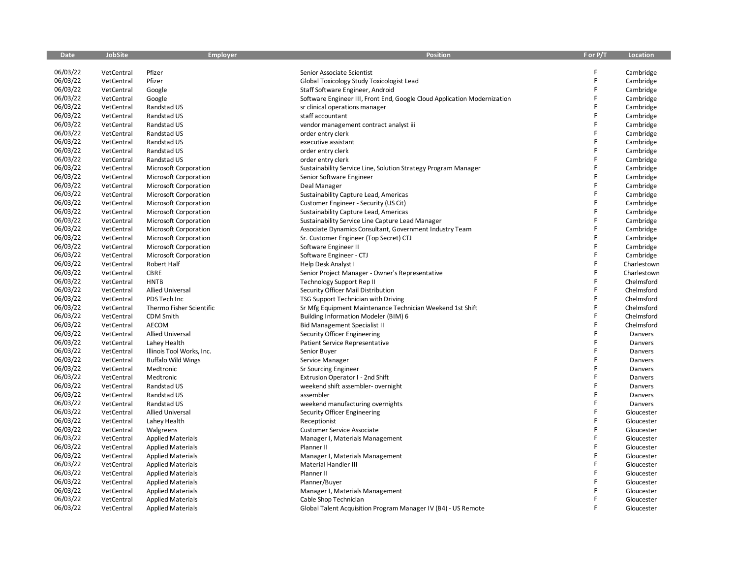| Date | JobSite | Employer | Position | F or P/T | Location |
|---|---|---|---|---|---|
| 06/03/22 | VetCentral | Pfizer | Senior Associate Scientist | F | Cambridge |
| 06/03/22 | VetCentral | Pfizer | Global Toxicology Study Toxicologist Lead | F | Cambridge |
| 06/03/22 | VetCentral | Google | Staff Software Engineer, Android | F | Cambridge |
| 06/03/22 | VetCentral | Google | Software Engineer III, Front End, Google Cloud Application Modernization | F | Cambridge |
| 06/03/22 | VetCentral | Randstad US | sr clinical operations manager | F | Cambridge |
| 06/03/22 | VetCentral | Randstad US | staff accountant | F | Cambridge |
| 06/03/22 | VetCentral | Randstad US | vendor management contract analyst iii | F | Cambridge |
| 06/03/22 | VetCentral | Randstad US | order entry clerk | F | Cambridge |
| 06/03/22 | VetCentral | Randstad US | executive assistant | F | Cambridge |
| 06/03/22 | VetCentral | Randstad US | order entry clerk | F | Cambridge |
| 06/03/22 | VetCentral | Randstad US | order entry clerk | F | Cambridge |
| 06/03/22 | VetCentral | Microsoft Corporation | Sustainability Service Line, Solution Strategy Program Manager | F | Cambridge |
| 06/03/22 | VetCentral | Microsoft Corporation | Senior Software Engineer | F | Cambridge |
| 06/03/22 | VetCentral | Microsoft Corporation | Deal Manager | F | Cambridge |
| 06/03/22 | VetCentral | Microsoft Corporation | Sustainability Capture Lead, Americas | F | Cambridge |
| 06/03/22 | VetCentral | Microsoft Corporation | Customer Engineer - Security (US Cit) | F | Cambridge |
| 06/03/22 | VetCentral | Microsoft Corporation | Sustainability Capture Lead, Americas | F | Cambridge |
| 06/03/22 | VetCentral | Microsoft Corporation | Sustainability Service Line Capture Lead Manager | F | Cambridge |
| 06/03/22 | VetCentral | Microsoft Corporation | Associate Dynamics Consultant, Government Industry Team | F | Cambridge |
| 06/03/22 | VetCentral | Microsoft Corporation | Sr. Customer Engineer (Top Secret) CTJ | F | Cambridge |
| 06/03/22 | VetCentral | Microsoft Corporation | Software Engineer II | F | Cambridge |
| 06/03/22 | VetCentral | Microsoft Corporation | Software Engineer - CTJ | F | Cambridge |
| 06/03/22 | VetCentral | Robert Half | Help Desk Analyst I | F | Charlestown |
| 06/03/22 | VetCentral | CBRE | Senior Project Manager - Owner's Representative | F | Charlestown |
| 06/03/22 | VetCentral | HNTB | Technology Support Rep II | F | Chelmsford |
| 06/03/22 | VetCentral | Allied Universal | Security Officer Mail Distribution | F | Chelmsford |
| 06/03/22 | VetCentral | PDS Tech Inc | TSG Support Technician with Driving | F | Chelmsford |
| 06/03/22 | VetCentral | Thermo Fisher Scientific | Sr Mfg Equipment Maintenance Technician Weekend 1st Shift | F | Chelmsford |
| 06/03/22 | VetCentral | CDM Smith | Building Information Modeler (BIM) 6 | F | Chelmsford |
| 06/03/22 | VetCentral | AECOM | Bid Management Specialist II | F | Chelmsford |
| 06/03/22 | VetCentral | Allied Universal | Security Officer Engineering | F | Danvers |
| 06/03/22 | VetCentral | Lahey Health | Patient Service Representative | F | Danvers |
| 06/03/22 | VetCentral | Illinois Tool Works, Inc. | Senior Buyer | F | Danvers |
| 06/03/22 | VetCentral | Buffalo Wild Wings | Service Manager | F | Danvers |
| 06/03/22 | VetCentral | Medtronic | Sr Sourcing Engineer | F | Danvers |
| 06/03/22 | VetCentral | Medtronic | Extrusion Operator I - 2nd Shift | F | Danvers |
| 06/03/22 | VetCentral | Randstad US | weekend shift assembler- overnight | F | Danvers |
| 06/03/22 | VetCentral | Randstad US | assembler | F | Danvers |
| 06/03/22 | VetCentral | Randstad US | weekend manufacturing overnights | F | Danvers |
| 06/03/22 | VetCentral | Allied Universal | Security Officer Engineering | F | Gloucester |
| 06/03/22 | VetCentral | Lahey Health | Receptionist | F | Gloucester |
| 06/03/22 | VetCentral | Walgreens | Customer Service Associate | F | Gloucester |
| 06/03/22 | VetCentral | Applied Materials | Manager I, Materials Management | F | Gloucester |
| 06/03/22 | VetCentral | Applied Materials | Planner II | F | Gloucester |
| 06/03/22 | VetCentral | Applied Materials | Manager I, Materials Management | F | Gloucester |
| 06/03/22 | VetCentral | Applied Materials | Material Handler III | F | Gloucester |
| 06/03/22 | VetCentral | Applied Materials | Planner II | F | Gloucester |
| 06/03/22 | VetCentral | Applied Materials | Planner/Buyer | F | Gloucester |
| 06/03/22 | VetCentral | Applied Materials | Manager I, Materials Management | F | Gloucester |
| 06/03/22 | VetCentral | Applied Materials | Cable Shop Technician | F | Gloucester |
| 06/03/22 | VetCentral | Applied Materials | Global Talent Acquisition Program Manager IV (B4) - US Remote | F | Gloucester |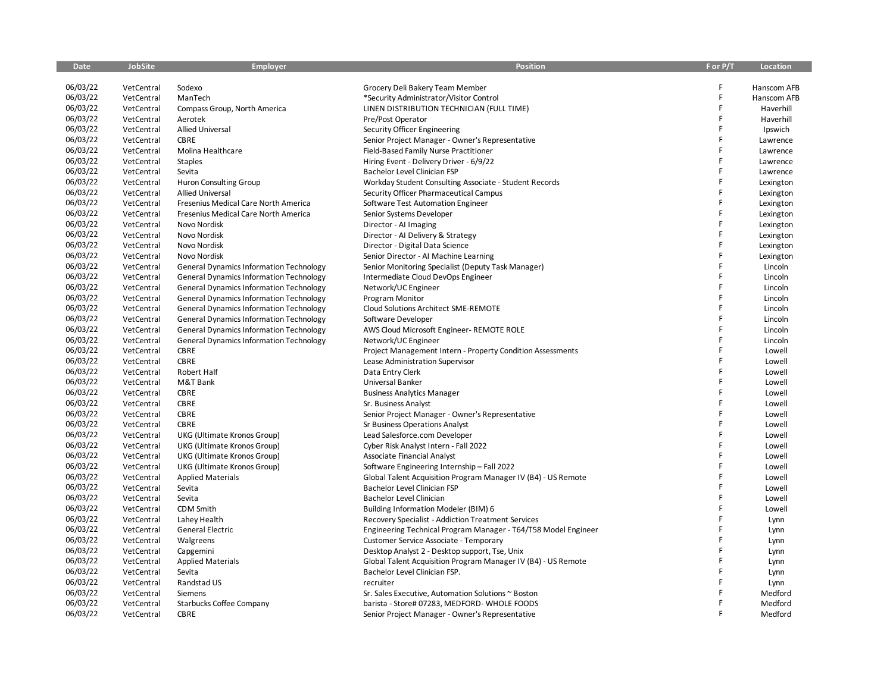| Date | JobSite | Employer | Position | F or P/T | Location |
|---|---|---|---|---|---|
| 06/03/22 | VetCentral | Sodexo | Grocery Deli Bakery Team Member | F | Hanscom AFB |
| 06/03/22 | VetCentral | ManTech | *Security Administrator/Visitor Control | F | Hanscom AFB |
| 06/03/22 | VetCentral | Compass Group, North America | LINEN DISTRIBUTION TECHNICIAN (FULL TIME) | F | Haverhill |
| 06/03/22 | VetCentral | Aerotek | Pre/Post Operator | F | Haverhill |
| 06/03/22 | VetCentral | Allied Universal | Security Officer Engineering | F | Ipswich |
| 06/03/22 | VetCentral | CBRE | Senior Project Manager - Owner's Representative | F | Lawrence |
| 06/03/22 | VetCentral | Molina Healthcare | Field-Based Family Nurse Practitioner | F | Lawrence |
| 06/03/22 | VetCentral | Staples | Hiring Event - Delivery Driver - 6/9/22 | F | Lawrence |
| 06/03/22 | VetCentral | Sevita | Bachelor Level Clinician FSP | F | Lawrence |
| 06/03/22 | VetCentral | Huron Consulting Group | Workday Student Consulting Associate - Student Records | F | Lexington |
| 06/03/22 | VetCentral | Allied Universal | Security Officer Pharmaceutical Campus | F | Lexington |
| 06/03/22 | VetCentral | Fresenius Medical Care North America | Software Test Automation Engineer | F | Lexington |
| 06/03/22 | VetCentral | Fresenius Medical Care North America | Senior Systems Developer | F | Lexington |
| 06/03/22 | VetCentral | Novo Nordisk | Director - AI Imaging | F | Lexington |
| 06/03/22 | VetCentral | Novo Nordisk | Director - AI Delivery & Strategy | F | Lexington |
| 06/03/22 | VetCentral | Novo Nordisk | Director - Digital Data Science | F | Lexington |
| 06/03/22 | VetCentral | Novo Nordisk | Senior Director - AI Machine Learning | F | Lexington |
| 06/03/22 | VetCentral | General Dynamics Information Technology | Senior Monitoring Specialist (Deputy Task Manager) | F | Lincoln |
| 06/03/22 | VetCentral | General Dynamics Information Technology | Intermediate Cloud DevOps Engineer | F | Lincoln |
| 06/03/22 | VetCentral | General Dynamics Information Technology | Network/UC Engineer | F | Lincoln |
| 06/03/22 | VetCentral | General Dynamics Information Technology | Program Monitor | F | Lincoln |
| 06/03/22 | VetCentral | General Dynamics Information Technology | Cloud Solutions Architect SME-REMOTE | F | Lincoln |
| 06/03/22 | VetCentral | General Dynamics Information Technology | Software Developer | F | Lincoln |
| 06/03/22 | VetCentral | General Dynamics Information Technology | AWS Cloud Microsoft Engineer- REMOTE ROLE | F | Lincoln |
| 06/03/22 | VetCentral | General Dynamics Information Technology | Network/UC Engineer | F | Lincoln |
| 06/03/22 | VetCentral | CBRE | Project Management Intern - Property Condition Assessments | F | Lowell |
| 06/03/22 | VetCentral | CBRE | Lease Administration Supervisor | F | Lowell |
| 06/03/22 | VetCentral | Robert Half | Data Entry Clerk | F | Lowell |
| 06/03/22 | VetCentral | M&T Bank | Universal Banker | F | Lowell |
| 06/03/22 | VetCentral | CBRE | Business Analytics Manager | F | Lowell |
| 06/03/22 | VetCentral | CBRE | Sr. Business Analyst | F | Lowell |
| 06/03/22 | VetCentral | CBRE | Senior Project Manager - Owner's Representative | F | Lowell |
| 06/03/22 | VetCentral | CBRE | Sr Business Operations Analyst | F | Lowell |
| 06/03/22 | VetCentral | UKG (Ultimate Kronos Group) | Lead Salesforce.com Developer | F | Lowell |
| 06/03/22 | VetCentral | UKG (Ultimate Kronos Group) | Cyber Risk Analyst Intern - Fall 2022 | F | Lowell |
| 06/03/22 | VetCentral | UKG (Ultimate Kronos Group) | Associate Financial Analyst | F | Lowell |
| 06/03/22 | VetCentral | UKG (Ultimate Kronos Group) | Software Engineering Internship – Fall 2022 | F | Lowell |
| 06/03/22 | VetCentral | Applied Materials | Global Talent Acquisition Program Manager IV (B4) - US Remote | F | Lowell |
| 06/03/22 | VetCentral | Sevita | Bachelor Level Clinician FSP | F | Lowell |
| 06/03/22 | VetCentral | Sevita | Bachelor Level Clinician | F | Lowell |
| 06/03/22 | VetCentral | CDM Smith | Building Information Modeler (BIM) 6 | F | Lowell |
| 06/03/22 | VetCentral | Lahey Health | Recovery Specialist - Addiction Treatment Services | F | Lynn |
| 06/03/22 | VetCentral | General Electric | Engineering Technical Program Manager - T64/T58 Model Engineer | F | Lynn |
| 06/03/22 | VetCentral | Walgreens | Customer Service Associate - Temporary | F | Lynn |
| 06/03/22 | VetCentral | Capgemini | Desktop Analyst 2 - Desktop support, Tse, Unix | F | Lynn |
| 06/03/22 | VetCentral | Applied Materials | Global Talent Acquisition Program Manager IV (B4) - US Remote | F | Lynn |
| 06/03/22 | VetCentral | Sevita | Bachelor Level Clinician FSP. | F | Lynn |
| 06/03/22 | VetCentral | Randstad US | recruiter | F | Lynn |
| 06/03/22 | VetCentral | Siemens | Sr. Sales Executive, Automation Solutions ~ Boston | F | Medford |
| 06/03/22 | VetCentral | Starbucks Coffee Company | barista - Store# 07283, MEDFORD- WHOLE FOODS | F | Medford |
| 06/03/22 | VetCentral | CBRE | Senior Project Manager - Owner's Representative | F | Medford |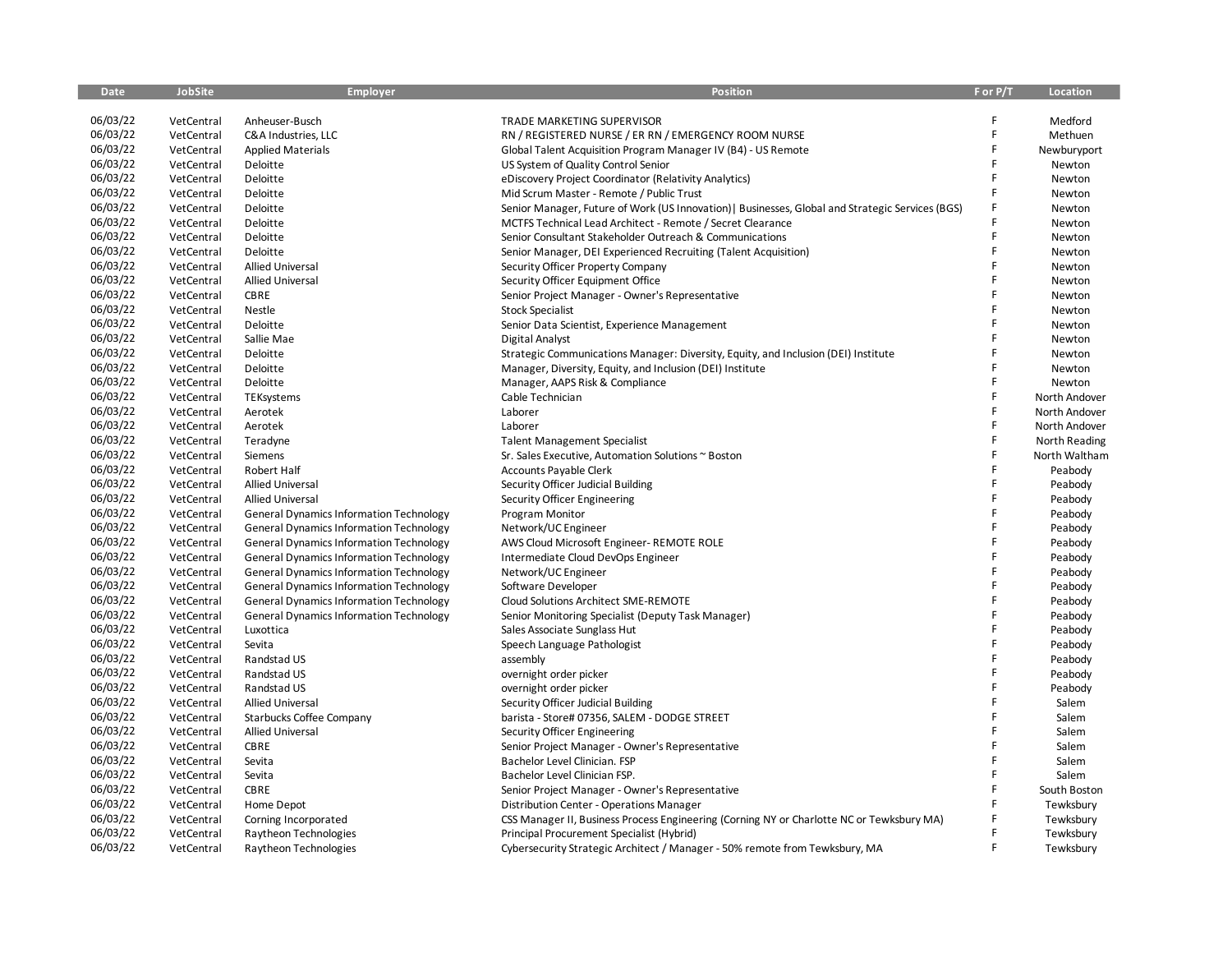| Date | JobSite | Employer | Position | F or P/T | Location |
|---|---|---|---|---|---|
| 06/03/22 | VetCentral | Anheuser-Busch | TRADE MARKETING SUPERVISOR | F | Medford |
| 06/03/22 | VetCentral | C&A Industries, LLC | RN / REGISTERED NURSE / ER RN / EMERGENCY ROOM NURSE | F | Methuen |
| 06/03/22 | VetCentral | Applied Materials | Global Talent Acquisition Program Manager IV (B4) - US Remote | F | Newburyport |
| 06/03/22 | VetCentral | Deloitte | US System of Quality Control Senior | F | Newton |
| 06/03/22 | VetCentral | Deloitte | eDiscovery Project Coordinator (Relativity Analytics) | F | Newton |
| 06/03/22 | VetCentral | Deloitte | Mid Scrum Master - Remote / Public Trust | F | Newton |
| 06/03/22 | VetCentral | Deloitte | Senior Manager, Future of Work (US Innovation)\| Businesses, Global and Strategic Services (BGS) | F | Newton |
| 06/03/22 | VetCentral | Deloitte | MCTFS Technical Lead Architect - Remote / Secret Clearance | F | Newton |
| 06/03/22 | VetCentral | Deloitte | Senior Consultant Stakeholder Outreach & Communications | F | Newton |
| 06/03/22 | VetCentral | Deloitte | Senior Manager, DEI Experienced Recruiting (Talent Acquisition) | F | Newton |
| 06/03/22 | VetCentral | Allied Universal | Security Officer Property Company | F | Newton |
| 06/03/22 | VetCentral | Allied Universal | Security Officer Equipment Office | F | Newton |
| 06/03/22 | VetCentral | CBRE | Senior Project Manager - Owner's Representative | F | Newton |
| 06/03/22 | VetCentral | Nestle | Stock Specialist | F | Newton |
| 06/03/22 | VetCentral | Deloitte | Senior Data Scientist, Experience Management | F | Newton |
| 06/03/22 | VetCentral | Sallie Mae | Digital Analyst | F | Newton |
| 06/03/22 | VetCentral | Deloitte | Strategic Communications Manager: Diversity, Equity, and Inclusion (DEI) Institute | F | Newton |
| 06/03/22 | VetCentral | Deloitte | Manager, Diversity, Equity, and Inclusion (DEI) Institute | F | Newton |
| 06/03/22 | VetCentral | Deloitte | Manager, AAPS Risk & Compliance | F | Newton |
| 06/03/22 | VetCentral | TEKsystems | Cable Technician | F | North Andover |
| 06/03/22 | VetCentral | Aerotek | Laborer | F | North Andover |
| 06/03/22 | VetCentral | Aerotek | Laborer | F | North Andover |
| 06/03/22 | VetCentral | Teradyne | Talent Management Specialist | F | North Reading |
| 06/03/22 | VetCentral | Siemens | Sr. Sales Executive, Automation Solutions ~ Boston | F | North Waltham |
| 06/03/22 | VetCentral | Robert Half | Accounts Payable Clerk | F | Peabody |
| 06/03/22 | VetCentral | Allied Universal | Security Officer Judicial Building | F | Peabody |
| 06/03/22 | VetCentral | Allied Universal | Security Officer Engineering | F | Peabody |
| 06/03/22 | VetCentral | General Dynamics Information Technology | Program Monitor | F | Peabody |
| 06/03/22 | VetCentral | General Dynamics Information Technology | Network/UC Engineer | F | Peabody |
| 06/03/22 | VetCentral | General Dynamics Information Technology | AWS Cloud Microsoft Engineer- REMOTE ROLE | F | Peabody |
| 06/03/22 | VetCentral | General Dynamics Information Technology | Intermediate Cloud DevOps Engineer | F | Peabody |
| 06/03/22 | VetCentral | General Dynamics Information Technology | Network/UC Engineer | F | Peabody |
| 06/03/22 | VetCentral | General Dynamics Information Technology | Software Developer | F | Peabody |
| 06/03/22 | VetCentral | General Dynamics Information Technology | Cloud Solutions Architect SME-REMOTE | F | Peabody |
| 06/03/22 | VetCentral | General Dynamics Information Technology | Senior Monitoring Specialist (Deputy Task Manager) | F | Peabody |
| 06/03/22 | VetCentral | Luxottica | Sales Associate Sunglass Hut | F | Peabody |
| 06/03/22 | VetCentral | Sevita | Speech Language Pathologist | F | Peabody |
| 06/03/22 | VetCentral | Randstad US | assembly | F | Peabody |
| 06/03/22 | VetCentral | Randstad US | overnight order picker | F | Peabody |
| 06/03/22 | VetCentral | Randstad US | overnight order picker | F | Peabody |
| 06/03/22 | VetCentral | Allied Universal | Security Officer Judicial Building | F | Salem |
| 06/03/22 | VetCentral | Starbucks Coffee Company | barista - Store# 07356, SALEM - DODGE STREET | F | Salem |
| 06/03/22 | VetCentral | Allied Universal | Security Officer Engineering | F | Salem |
| 06/03/22 | VetCentral | CBRE | Senior Project Manager - Owner's Representative | F | Salem |
| 06/03/22 | VetCentral | Sevita | Bachelor Level Clinician. FSP | F | Salem |
| 06/03/22 | VetCentral | Sevita | Bachelor Level Clinician FSP. | F | Salem |
| 06/03/22 | VetCentral | CBRE | Senior Project Manager - Owner's Representative | F | South Boston |
| 06/03/22 | VetCentral | Home Depot | Distribution Center - Operations Manager | F | Tewksbury |
| 06/03/22 | VetCentral | Corning Incorporated | CSS Manager II, Business Process Engineering (Corning NY or Charlotte NC or Tewksbury MA) | F | Tewksbury |
| 06/03/22 | VetCentral | Raytheon Technologies | Principal Procurement Specialist (Hybrid) | F | Tewksbury |
| 06/03/22 | VetCentral | Raytheon Technologies | Cybersecurity Strategic Architect / Manager - 50% remote from Tewksbury, MA | F | Tewksbury |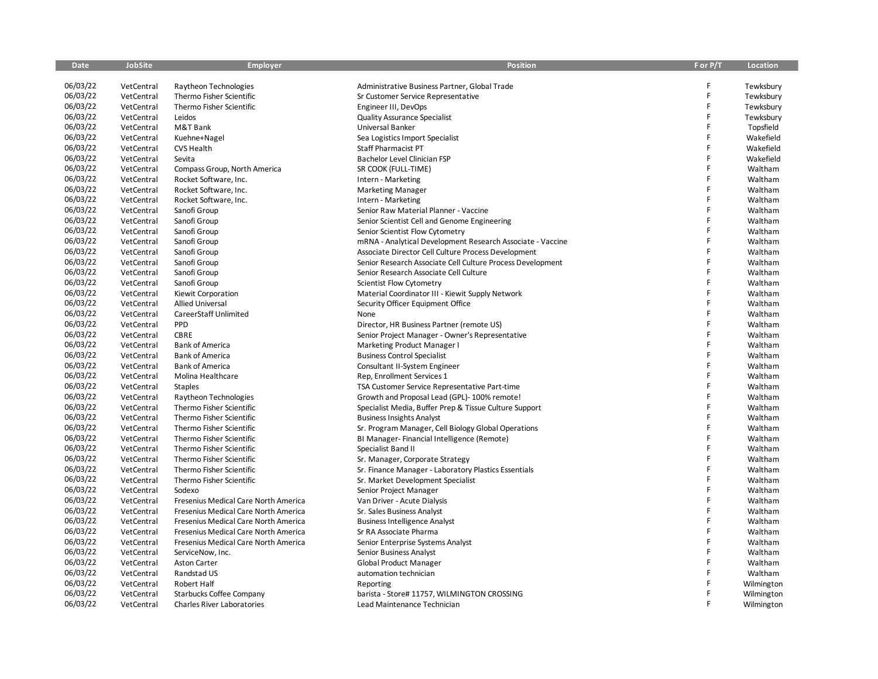| Date | JobSite | Employer | Position | F or P/T | Location |
|---|---|---|---|---|---|
| 06/03/22 | VetCentral | Raytheon Technologies | Administrative Business Partner, Global Trade | F | Tewksbury |
| 06/03/22 | VetCentral | Thermo Fisher Scientific | Sr Customer Service Representative | F | Tewksbury |
| 06/03/22 | VetCentral | Thermo Fisher Scientific | Engineer III, DevOps | F | Tewksbury |
| 06/03/22 | VetCentral | Leidos | Quality Assurance Specialist | F | Tewksbury |
| 06/03/22 | VetCentral | M&T Bank | Universal Banker | F | Topsfield |
| 06/03/22 | VetCentral | Kuehne+Nagel | Sea Logistics Import Specialist | F | Wakefield |
| 06/03/22 | VetCentral | CVS Health | Staff Pharmacist PT | F | Wakefield |
| 06/03/22 | VetCentral | Sevita | Bachelor Level Clinician FSP | F | Wakefield |
| 06/03/22 | VetCentral | Compass Group, North America | SR COOK (FULL-TIME) | F | Waltham |
| 06/03/22 | VetCentral | Rocket Software, Inc. | Intern - Marketing | F | Waltham |
| 06/03/22 | VetCentral | Rocket Software, Inc. | Marketing Manager | F | Waltham |
| 06/03/22 | VetCentral | Rocket Software, Inc. | Intern - Marketing | F | Waltham |
| 06/03/22 | VetCentral | Sanofi Group | Senior Raw Material Planner - Vaccine | F | Waltham |
| 06/03/22 | VetCentral | Sanofi Group | Senior Scientist Cell and Genome Engineering | F | Waltham |
| 06/03/22 | VetCentral | Sanofi Group | Senior Scientist Flow Cytometry | F | Waltham |
| 06/03/22 | VetCentral | Sanofi Group | mRNA - Analytical Development Research Associate - Vaccine | F | Waltham |
| 06/03/22 | VetCentral | Sanofi Group | Associate Director Cell Culture Process Development | F | Waltham |
| 06/03/22 | VetCentral | Sanofi Group | Senior Research Associate Cell Culture Process Development | F | Waltham |
| 06/03/22 | VetCentral | Sanofi Group | Senior Research Associate Cell Culture | F | Waltham |
| 06/03/22 | VetCentral | Sanofi Group | Scientist Flow Cytometry | F | Waltham |
| 06/03/22 | VetCentral | Kiewit Corporation | Material Coordinator III - Kiewit Supply Network | F | Waltham |
| 06/03/22 | VetCentral | Allied Universal | Security Officer Equipment Office | F | Waltham |
| 06/03/22 | VetCentral | CareerStaff Unlimited | None | F | Waltham |
| 06/03/22 | VetCentral | PPD | Director, HR Business Partner (remote US) | F | Waltham |
| 06/03/22 | VetCentral | CBRE | Senior Project Manager - Owner's Representative | F | Waltham |
| 06/03/22 | VetCentral | Bank of America | Marketing Product Manager I | F | Waltham |
| 06/03/22 | VetCentral | Bank of America | Business Control Specialist | F | Waltham |
| 06/03/22 | VetCentral | Bank of America | Consultant II-System Engineer | F | Waltham |
| 06/03/22 | VetCentral | Molina Healthcare | Rep, Enrollment Services 1 | F | Waltham |
| 06/03/22 | VetCentral | Staples | TSA Customer Service Representative Part-time | F | Waltham |
| 06/03/22 | VetCentral | Raytheon Technologies | Growth and Proposal Lead (GPL)- 100% remote! | F | Waltham |
| 06/03/22 | VetCentral | Thermo Fisher Scientific | Specialist Media, Buffer Prep & Tissue Culture Support | F | Waltham |
| 06/03/22 | VetCentral | Thermo Fisher Scientific | Business Insights Analyst | F | Waltham |
| 06/03/22 | VetCentral | Thermo Fisher Scientific | Sr. Program Manager, Cell Biology Global Operations | F | Waltham |
| 06/03/22 | VetCentral | Thermo Fisher Scientific | BI Manager- Financial Intelligence (Remote) | F | Waltham |
| 06/03/22 | VetCentral | Thermo Fisher Scientific | Specialist Band II | F | Waltham |
| 06/03/22 | VetCentral | Thermo Fisher Scientific | Sr. Manager, Corporate Strategy | F | Waltham |
| 06/03/22 | VetCentral | Thermo Fisher Scientific | Sr. Finance Manager - Laboratory Plastics Essentials | F | Waltham |
| 06/03/22 | VetCentral | Thermo Fisher Scientific | Sr. Market Development Specialist | F | Waltham |
| 06/03/22 | VetCentral | Sodexo | Senior Project Manager | F | Waltham |
| 06/03/22 | VetCentral | Fresenius Medical Care North America | Van Driver - Acute Dialysis | F | Waltham |
| 06/03/22 | VetCentral | Fresenius Medical Care North America | Sr. Sales Business Analyst | F | Waltham |
| 06/03/22 | VetCentral | Fresenius Medical Care North America | Business Intelligence Analyst | F | Waltham |
| 06/03/22 | VetCentral | Fresenius Medical Care North America | Sr RA Associate Pharma | F | Waltham |
| 06/03/22 | VetCentral | Fresenius Medical Care North America | Senior Enterprise Systems Analyst | F | Waltham |
| 06/03/22 | VetCentral | ServiceNow, Inc. | Senior Business Analyst | F | Waltham |
| 06/03/22 | VetCentral | Aston Carter | Global Product Manager | F | Waltham |
| 06/03/22 | VetCentral | Randstad US | automation technician | F | Waltham |
| 06/03/22 | VetCentral | Robert Half | Reporting | F | Wilmington |
| 06/03/22 | VetCentral | Starbucks Coffee Company | barista - Store# 11757, WILMINGTON CROSSING | F | Wilmington |
| 06/03/22 | VetCentral | Charles River Laboratories | Lead Maintenance Technician | F | Wilmington |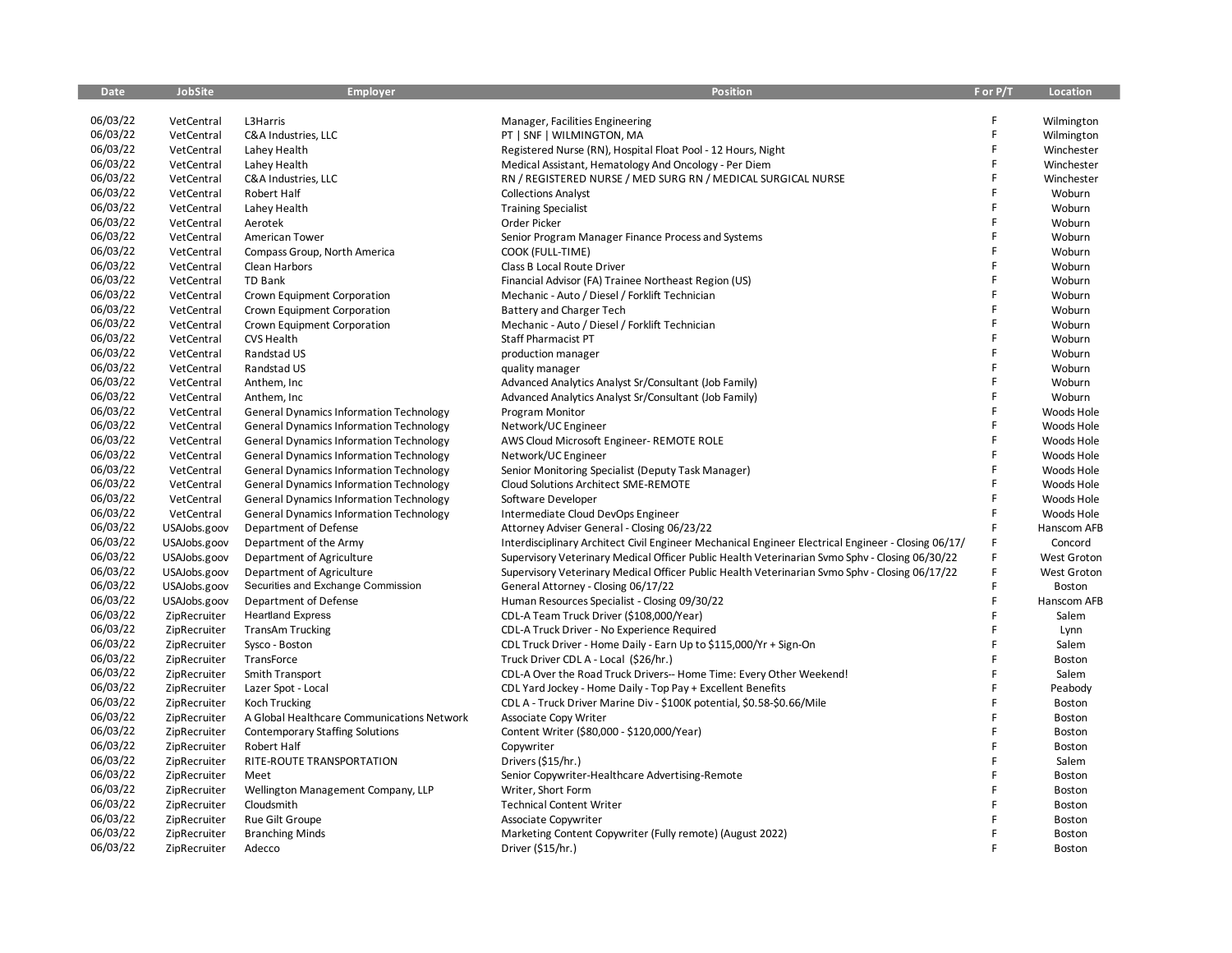| Date | JobSite | Employer | Position | F or P/T | Location |
|---|---|---|---|---|---|
| 06/03/22 | VetCentral | L3Harris | Manager, Facilities Engineering | F | Wilmington |
| 06/03/22 | VetCentral | C&A Industries, LLC | PT \| SNF \| WILMINGTON, MA | F | Wilmington |
| 06/03/22 | VetCentral | Lahey Health | Registered Nurse (RN), Hospital Float Pool - 12 Hours, Night | F | Winchester |
| 06/03/22 | VetCentral | Lahey Health | Medical Assistant, Hematology And Oncology - Per Diem | F | Winchester |
| 06/03/22 | VetCentral | C&A Industries, LLC | RN / REGISTERED NURSE / MED SURG RN / MEDICAL SURGICAL NURSE | F | Winchester |
| 06/03/22 | VetCentral | Robert Half | Collections Analyst | F | Woburn |
| 06/03/22 | VetCentral | Lahey Health | Training Specialist | F | Woburn |
| 06/03/22 | VetCentral | Aerotek | Order Picker | F | Woburn |
| 06/03/22 | VetCentral | American Tower | Senior Program Manager Finance Process and Systems | F | Woburn |
| 06/03/22 | VetCentral | Compass Group, North America | COOK (FULL-TIME) | F | Woburn |
| 06/03/22 | VetCentral | Clean Harbors | Class B Local Route Driver | F | Woburn |
| 06/03/22 | VetCentral | TD Bank | Financial Advisor (FA) Trainee Northeast Region (US) | F | Woburn |
| 06/03/22 | VetCentral | Crown Equipment Corporation | Mechanic - Auto / Diesel / Forklift Technician | F | Woburn |
| 06/03/22 | VetCentral | Crown Equipment Corporation | Battery and Charger Tech | F | Woburn |
| 06/03/22 | VetCentral | Crown Equipment Corporation | Mechanic - Auto / Diesel / Forklift Technician | F | Woburn |
| 06/03/22 | VetCentral | CVS Health | Staff Pharmacist PT | F | Woburn |
| 06/03/22 | VetCentral | Randstad US | production manager | F | Woburn |
| 06/03/22 | VetCentral | Randstad US | quality manager | F | Woburn |
| 06/03/22 | VetCentral | Anthem, Inc | Advanced Analytics Analyst Sr/Consultant (Job Family) | F | Woburn |
| 06/03/22 | VetCentral | Anthem, Inc | Advanced Analytics Analyst Sr/Consultant (Job Family) | F | Woburn |
| 06/03/22 | VetCentral | General Dynamics Information Technology | Program Monitor | F | Woods Hole |
| 06/03/22 | VetCentral | General Dynamics Information Technology | Network/UC Engineer | F | Woods Hole |
| 06/03/22 | VetCentral | General Dynamics Information Technology | AWS Cloud Microsoft Engineer- REMOTE ROLE | F | Woods Hole |
| 06/03/22 | VetCentral | General Dynamics Information Technology | Network/UC Engineer | F | Woods Hole |
| 06/03/22 | VetCentral | General Dynamics Information Technology | Senior Monitoring Specialist (Deputy Task Manager) | F | Woods Hole |
| 06/03/22 | VetCentral | General Dynamics Information Technology | Cloud Solutions Architect SME-REMOTE | F | Woods Hole |
| 06/03/22 | VetCentral | General Dynamics Information Technology | Software Developer | F | Woods Hole |
| 06/03/22 | VetCentral | General Dynamics Information Technology | Intermediate Cloud DevOps Engineer | F | Woods Hole |
| 06/03/22 | USAJobs.goov | Department of Defense | Attorney Adviser General - Closing 06/23/22 | F | Hanscom AFB |
| 06/03/22 | USAJobs.goov | Department of the Army | Interdisciplinary Architect Civil Engineer Mechanical Engineer Electrical Engineer - Closing 06/17/ | F | Concord |
| 06/03/22 | USAJobs.goov | Department of Agriculture | Supervisory Veterinary Medical Officer Public Health Veterinarian Svmo Sphv - Closing 06/30/22 | F | West Groton |
| 06/03/22 | USAJobs.goov | Department of Agriculture | Supervisory Veterinary Medical Officer Public Health Veterinarian Svmo Sphv - Closing 06/17/22 | F | West Groton |
| 06/03/22 | USAJobs.goov | Securities and Exchange Commission | General Attorney - Closing 06/17/22 | F | Boston |
| 06/03/22 | USAJobs.goov | Department of Defense | Human Resources Specialist - Closing 09/30/22 | F | Hanscom AFB |
| 06/03/22 | ZipRecruiter | Heartland Express | CDL-A Team Truck Driver ($108,000/Year) | F | Salem |
| 06/03/22 | ZipRecruiter | TransAm Trucking | CDL-A Truck Driver - No Experience Required | F | Lynn |
| 06/03/22 | ZipRecruiter | Sysco - Boston | CDL Truck Driver - Home Daily - Earn Up to $115,000/Yr + Sign-On | F | Salem |
| 06/03/22 | ZipRecruiter | TransForce | Truck Driver CDL A - Local ($26/hr.) | F | Boston |
| 06/03/22 | ZipRecruiter | Smith Transport | CDL-A Over the Road Truck Drivers-- Home Time: Every Other Weekend! | F | Salem |
| 06/03/22 | ZipRecruiter | Lazer Spot - Local | CDL Yard Jockey - Home Daily - Top Pay + Excellent Benefits | F | Peabody |
| 06/03/22 | ZipRecruiter | Koch Trucking | CDL A - Truck Driver Marine Div - $100K potential, $0.58-$0.66/Mile | F | Boston |
| 06/03/22 | ZipRecruiter | A Global Healthcare Communications Network | Associate Copy Writer | F | Boston |
| 06/03/22 | ZipRecruiter | Contemporary Staffing Solutions | Content Writer ($80,000 - $120,000/Year) | F | Boston |
| 06/03/22 | ZipRecruiter | Robert Half | Copywriter | F | Boston |
| 06/03/22 | ZipRecruiter | RITE-ROUTE TRANSPORTATION | Drivers ($15/hr.) | F | Salem |
| 06/03/22 | ZipRecruiter | Meet | Senior Copywriter-Healthcare Advertising-Remote | F | Boston |
| 06/03/22 | ZipRecruiter | Wellington Management Company, LLP | Writer, Short Form | F | Boston |
| 06/03/22 | ZipRecruiter | Cloudsmith | Technical Content Writer | F | Boston |
| 06/03/22 | ZipRecruiter | Rue Gilt Groupe | Associate Copywriter | F | Boston |
| 06/03/22 | ZipRecruiter | Branching Minds | Marketing Content Copywriter (Fully remote) (August 2022) | F | Boston |
| 06/03/22 | ZipRecruiter | Adecco | Driver ($15/hr.) | F | Boston |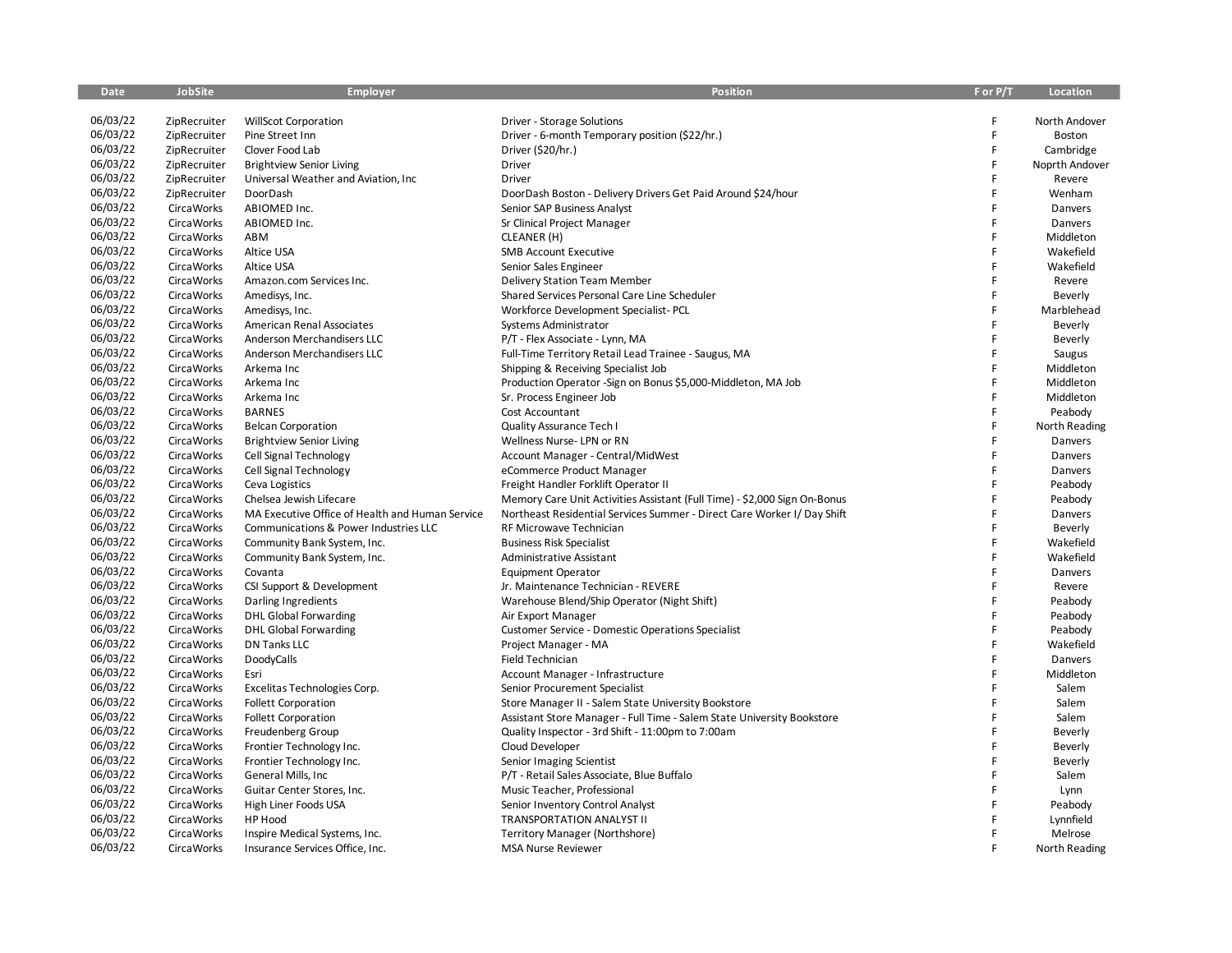| Date | JobSite | Employer | Position | F or P/T | Location |
|---|---|---|---|---|---|
| 06/03/22 | ZipRecruiter | WillScot Corporation | Driver - Storage Solutions | F | North Andover |
| 06/03/22 | ZipRecruiter | Pine Street Inn | Driver - 6-month Temporary position ($22/hr.) | F | Boston |
| 06/03/22 | ZipRecruiter | Clover Food Lab | Driver ($20/hr.) | F | Cambridge |
| 06/03/22 | ZipRecruiter | Brightview Senior Living | Driver | F | Noprth Andover |
| 06/03/22 | ZipRecruiter | Universal Weather and Aviation, Inc | Driver | F | Revere |
| 06/03/22 | ZipRecruiter | DoorDash | DoorDash Boston - Delivery Drivers Get Paid Around $24/hour | F | Wenham |
| 06/03/22 | CircaWorks | ABIOMED Inc. | Senior SAP Business Analyst | F | Danvers |
| 06/03/22 | CircaWorks | ABIOMED Inc. | Sr Clinical Project Manager | F | Danvers |
| 06/03/22 | CircaWorks | ABM | CLEANER (H) | F | Middleton |
| 06/03/22 | CircaWorks | Altice USA | SMB Account Executive | F | Wakefield |
| 06/03/22 | CircaWorks | Altice USA | Senior Sales Engineer | F | Wakefield |
| 06/03/22 | CircaWorks | Amazon.com Services Inc. | Delivery Station Team Member | F | Revere |
| 06/03/22 | CircaWorks | Amedisys, Inc. | Shared Services Personal Care Line Scheduler | F | Beverly |
| 06/03/22 | CircaWorks | Amedisys, Inc. | Workforce Development Specialist- PCL | F | Marblehead |
| 06/03/22 | CircaWorks | American Renal Associates | Systems Administrator | F | Beverly |
| 06/03/22 | CircaWorks | Anderson Merchandisers LLC | P/T - Flex Associate - Lynn, MA | F | Beverly |
| 06/03/22 | CircaWorks | Anderson Merchandisers LLC | Full-Time Territory Retail Lead Trainee - Saugus, MA | F | Saugus |
| 06/03/22 | CircaWorks | Arkema Inc | Shipping & Receiving Specialist Job | F | Middleton |
| 06/03/22 | CircaWorks | Arkema Inc | Production Operator -Sign on Bonus $5,000-Middleton, MA Job | F | Middleton |
| 06/03/22 | CircaWorks | Arkema Inc | Sr. Process Engineer Job | F | Middleton |
| 06/03/22 | CircaWorks | BARNES | Cost Accountant | F | Peabody |
| 06/03/22 | CircaWorks | Belcan Corporation | Quality Assurance Tech I | F | North Reading |
| 06/03/22 | CircaWorks | Brightview Senior Living | Wellness Nurse- LPN or RN | F | Danvers |
| 06/03/22 | CircaWorks | Cell Signal Technology | Account Manager - Central/MidWest | F | Danvers |
| 06/03/22 | CircaWorks | Cell Signal Technology | eCommerce Product Manager | F | Danvers |
| 06/03/22 | CircaWorks | Ceva Logistics | Freight Handler Forklift Operator II | F | Peabody |
| 06/03/22 | CircaWorks | Chelsea Jewish Lifecare | Memory Care Unit Activities Assistant (Full Time) - $2,000 Sign On-Bonus | F | Peabody |
| 06/03/22 | CircaWorks | MA Executive Office of Health and Human Service | Northeast Residential Services Summer - Direct Care Worker I/ Day Shift | F | Danvers |
| 06/03/22 | CircaWorks | Communications & Power Industries LLC | RF Microwave Technician | F | Beverly |
| 06/03/22 | CircaWorks | Community Bank System, Inc. | Business Risk Specialist | F | Wakefield |
| 06/03/22 | CircaWorks | Community Bank System, Inc. | Administrative Assistant | F | Wakefield |
| 06/03/22 | CircaWorks | Covanta | Equipment Operator | F | Danvers |
| 06/03/22 | CircaWorks | CSI Support & Development | Jr. Maintenance Technician - REVERE | F | Revere |
| 06/03/22 | CircaWorks | Darling Ingredients | Warehouse Blend/Ship Operator (Night Shift) | F | Peabody |
| 06/03/22 | CircaWorks | DHL Global Forwarding | Air Export Manager | F | Peabody |
| 06/03/22 | CircaWorks | DHL Global Forwarding | Customer Service - Domestic Operations Specialist | F | Peabody |
| 06/03/22 | CircaWorks | DN Tanks LLC | Project Manager - MA | F | Wakefield |
| 06/03/22 | CircaWorks | DoodyCalls | Field Technician | F | Danvers |
| 06/03/22 | CircaWorks | Esri | Account Manager - Infrastructure | F | Middleton |
| 06/03/22 | CircaWorks | Excelitas Technologies Corp. | Senior Procurement Specialist | F | Salem |
| 06/03/22 | CircaWorks | Follett Corporation | Store Manager II - Salem State University Bookstore | F | Salem |
| 06/03/22 | CircaWorks | Follett Corporation | Assistant Store Manager - Full Time - Salem State University Bookstore | F | Salem |
| 06/03/22 | CircaWorks | Freudenberg Group | Quality Inspector - 3rd Shift - 11:00pm to 7:00am | F | Beverly |
| 06/03/22 | CircaWorks | Frontier Technology Inc. | Cloud Developer | F | Beverly |
| 06/03/22 | CircaWorks | Frontier Technology Inc. | Senior Imaging Scientist | F | Beverly |
| 06/03/22 | CircaWorks | General Mills, Inc | P/T - Retail Sales Associate, Blue Buffalo | F | Salem |
| 06/03/22 | CircaWorks | Guitar Center Stores, Inc. | Music Teacher, Professional | F | Lynn |
| 06/03/22 | CircaWorks | High Liner Foods USA | Senior Inventory Control Analyst | F | Peabody |
| 06/03/22 | CircaWorks | HP Hood | TRANSPORTATION ANALYST II | F | Lynnfield |
| 06/03/22 | CircaWorks | Inspire Medical Systems, Inc. | Territory Manager (Northshore) | F | Melrose |
| 06/03/22 | CircaWorks | Insurance Services Office, Inc. | MSA Nurse Reviewer | F | North Reading |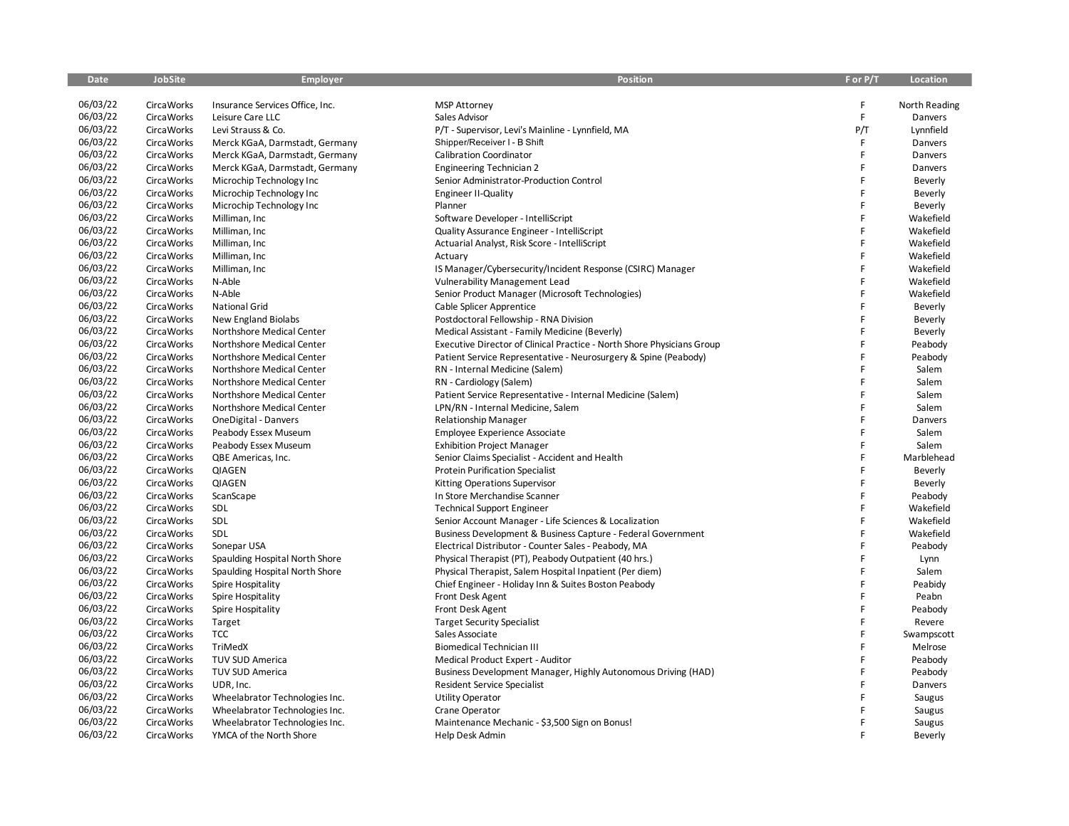| Date | JobSite | Employer | Position | F or P/T | Location |
|---|---|---|---|---|---|
| 06/03/22 | CircaWorks | Insurance Services Office, Inc. | MSP Attorney | F | North Reading |
| 06/03/22 | CircaWorks | Leisure Care LLC | Sales Advisor | F | Danvers |
| 06/03/22 | CircaWorks | Levi Strauss & Co. | P/T - Supervisor, Levi's Mainline - Lynnfield, MA | P/T | Lynnfield |
| 06/03/22 | CircaWorks | Merck KGaA, Darmstadt, Germany | Shipper/Receiver I - B Shift | F | Danvers |
| 06/03/22 | CircaWorks | Merck KGaA, Darmstadt, Germany | Calibration Coordinator | F | Danvers |
| 06/03/22 | CircaWorks | Merck KGaA, Darmstadt, Germany | Engineering Technician 2 | F | Danvers |
| 06/03/22 | CircaWorks | Microchip Technology Inc | Senior Administrator-Production Control | F | Beverly |
| 06/03/22 | CircaWorks | Microchip Technology Inc | Engineer II-Quality | F | Beverly |
| 06/03/22 | CircaWorks | Microchip Technology Inc | Planner | F | Beverly |
| 06/03/22 | CircaWorks | Milliman, Inc | Software Developer - IntelliScript | F | Wakefield |
| 06/03/22 | CircaWorks | Milliman, Inc | Quality Assurance Engineer - IntelliScript | F | Wakefield |
| 06/03/22 | CircaWorks | Milliman, Inc | Actuarial Analyst, Risk Score - IntelliScript | F | Wakefield |
| 06/03/22 | CircaWorks | Milliman, Inc | Actuary | F | Wakefield |
| 06/03/22 | CircaWorks | Milliman, Inc | IS Manager/Cybersecurity/Incident Response (CSIRC) Manager | F | Wakefield |
| 06/03/22 | CircaWorks | N-Able | Vulnerability Management Lead | F | Wakefield |
| 06/03/22 | CircaWorks | N-Able | Senior Product Manager (Microsoft Technologies) | F | Wakefield |
| 06/03/22 | CircaWorks | National Grid | Cable Splicer Apprentice | F | Beverly |
| 06/03/22 | CircaWorks | New England Biolabs | Postdoctoral Fellowship - RNA Division | F | Beverly |
| 06/03/22 | CircaWorks | Northshore Medical Center | Medical Assistant - Family Medicine (Beverly) | F | Beverly |
| 06/03/22 | CircaWorks | Northshore Medical Center | Executive Director of Clinical Practice - North Shore Physicians Group | F | Peabody |
| 06/03/22 | CircaWorks | Northshore Medical Center | Patient Service Representative - Neurosurgery & Spine (Peabody) | F | Peabody |
| 06/03/22 | CircaWorks | Northshore Medical Center | RN - Internal Medicine (Salem) | F | Salem |
| 06/03/22 | CircaWorks | Northshore Medical Center | RN - Cardiology (Salem) | F | Salem |
| 06/03/22 | CircaWorks | Northshore Medical Center | Patient Service Representative - Internal Medicine (Salem) | F | Salem |
| 06/03/22 | CircaWorks | Northshore Medical Center | LPN/RN - Internal Medicine, Salem | F | Salem |
| 06/03/22 | CircaWorks | OneDigital - Danvers | Relationship Manager | F | Danvers |
| 06/03/22 | CircaWorks | Peabody Essex Museum | Employee Experience Associate | F | Salem |
| 06/03/22 | CircaWorks | Peabody Essex Museum | Exhibition Project Manager | F | Salem |
| 06/03/22 | CircaWorks | QBE Americas, Inc. | Senior Claims Specialist - Accident and Health | F | Marblehead |
| 06/03/22 | CircaWorks | QIAGEN | Protein Purification Specialist | F | Beverly |
| 06/03/22 | CircaWorks | QIAGEN | Kitting Operations Supervisor | F | Beverly |
| 06/03/22 | CircaWorks | ScanScape | In Store Merchandise Scanner | F | Peabody |
| 06/03/22 | CircaWorks | SDL | Technical Support Engineer | F | Wakefield |
| 06/03/22 | CircaWorks | SDL | Senior Account Manager - Life Sciences & Localization | F | Wakefield |
| 06/03/22 | CircaWorks | SDL | Business Development & Business Capture - Federal Government | F | Wakefield |
| 06/03/22 | CircaWorks | Sonepar USA | Electrical Distributor - Counter Sales - Peabody, MA | F | Peabody |
| 06/03/22 | CircaWorks | Spaulding Hospital North Shore | Physical Therapist (PT), Peabody Outpatient (40 hrs.) | F | Lynn |
| 06/03/22 | CircaWorks | Spaulding Hospital North Shore | Physical Therapist, Salem Hospital Inpatient (Per diem) | F | Salem |
| 06/03/22 | CircaWorks | Spire Hospitality | Chief Engineer - Holiday Inn & Suites Boston Peabody | F | Peabidy |
| 06/03/22 | CircaWorks | Spire Hospitality | Front Desk Agent | F | Peabn |
| 06/03/22 | CircaWorks | Spire Hospitality | Front Desk Agent | F | Peabody |
| 06/03/22 | CircaWorks | Target | Target Security Specialist | F | Revere |
| 06/03/22 | CircaWorks | TCC | Sales Associate | F | Swampscott |
| 06/03/22 | CircaWorks | TriMedX | Biomedical Technician III | F | Melrose |
| 06/03/22 | CircaWorks | TUV SUD America | Medical Product Expert - Auditor | F | Peabody |
| 06/03/22 | CircaWorks | TUV SUD America | Business Development Manager, Highly Autonomous Driving (HAD) | F | Peabody |
| 06/03/22 | CircaWorks | UDR, Inc. | Resident Service Specialist | F | Danvers |
| 06/03/22 | CircaWorks | Wheelabrator Technologies Inc. | Utility Operator | F | Saugus |
| 06/03/22 | CircaWorks | Wheelabrator Technologies Inc. | Crane Operator | F | Saugus |
| 06/03/22 | CircaWorks | Wheelabrator Technologies Inc. | Maintenance Mechanic - $3,500 Sign on Bonus! | F | Saugus |
| 06/03/22 | CircaWorks | YMCA of the North Shore | Help Desk Admin | F | Beverly |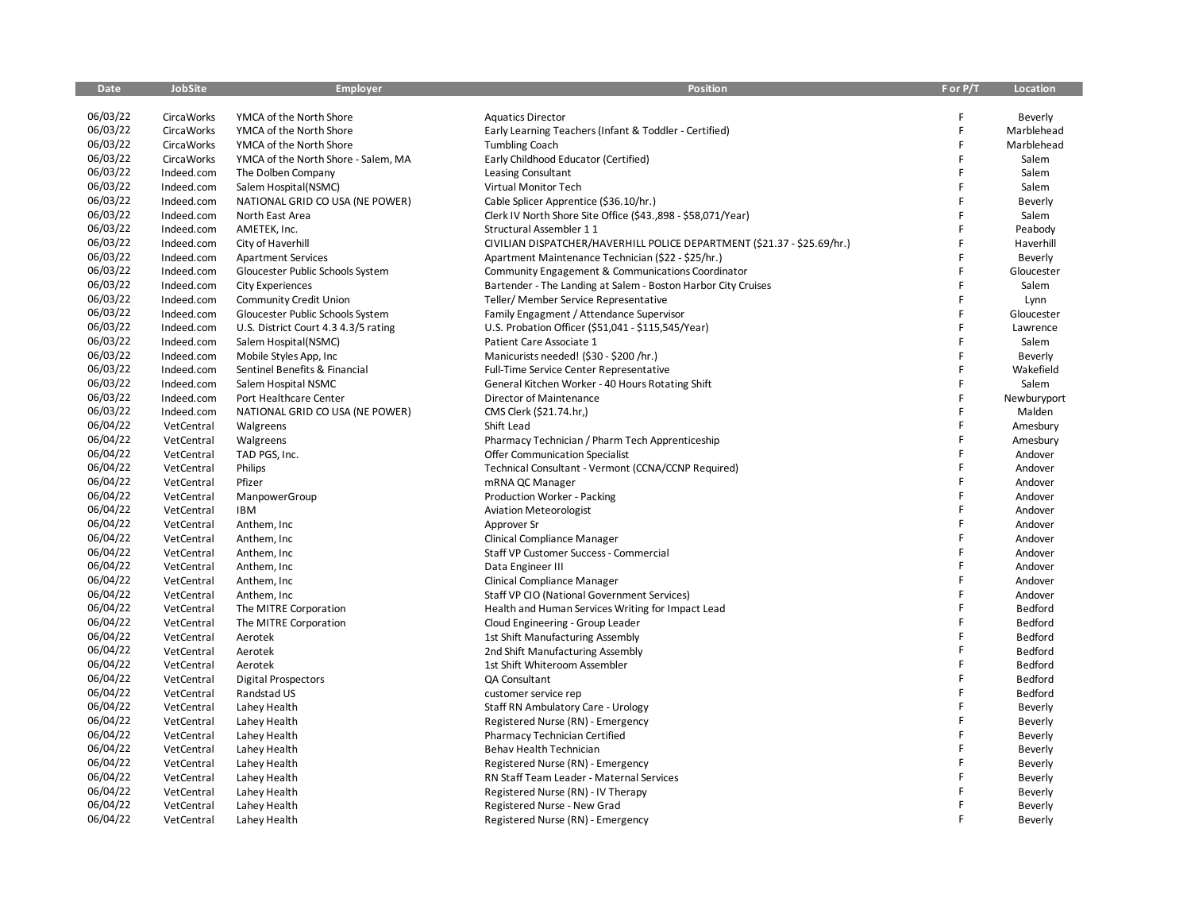| Date | JobSite | Employer | Position | F or P/T | Location |
|---|---|---|---|---|---|
| 06/03/22 | CircaWorks | YMCA of the North Shore | Aquatics Director | F | Beverly |
| 06/03/22 | CircaWorks | YMCA of the North Shore | Early Learning Teachers (Infant & Toddler - Certified) | F | Marblehead |
| 06/03/22 | CircaWorks | YMCA of the North Shore | Tumbling Coach | F | Marblehead |
| 06/03/22 | CircaWorks | YMCA of the North Shore - Salem, MA | Early Childhood Educator (Certified) | F | Salem |
| 06/03/22 | Indeed.com | The Dolben Company | Leasing Consultant | F | Salem |
| 06/03/22 | Indeed.com | Salem Hospital(NSMC) | Virtual Monitor Tech | F | Salem |
| 06/03/22 | Indeed.com | NATIONAL GRID CO USA (NE POWER) | Cable Splicer Apprentice ($36.10/hr.) | F | Beverly |
| 06/03/22 | Indeed.com | North East Area | Clerk IV North Shore Site Office ($43.,898 - $58,071/Year) | F | Salem |
| 06/03/22 | Indeed.com | AMETEK, Inc. | Structural Assembler 1 1 | F | Peabody |
| 06/03/22 | Indeed.com | City of Haverhill | CIVILIAN DISPATCHER/HAVERHILL POLICE DEPARTMENT ($21.37 - $25.69/hr.) | F | Haverhill |
| 06/03/22 | Indeed.com | Apartment Services | Apartment Maintenance Technician ($22 - $25/hr.) | F | Beverly |
| 06/03/22 | Indeed.com | Gloucester Public Schools System | Community Engagement & Communications Coordinator | F | Gloucester |
| 06/03/22 | Indeed.com | City Experiences | Bartender - The Landing at Salem - Boston Harbor City Cruises | F | Salem |
| 06/03/22 | Indeed.com | Community Credit Union | Teller/ Member Service Representative | F | Lynn |
| 06/03/22 | Indeed.com | Gloucester Public Schools System | Family Engagment / Attendance Supervisor | F | Gloucester |
| 06/03/22 | Indeed.com | U.S. District Court 4.3 4.3/5 rating | U.S. Probation Officer ($51,041 - $115,545/Year) | F | Lawrence |
| 06/03/22 | Indeed.com | Salem Hospital(NSMC) | Patient Care Associate 1 | F | Salem |
| 06/03/22 | Indeed.com | Mobile Styles App, Inc | Manicurists needed! ($30 - $200 /hr.) | F | Beverly |
| 06/03/22 | Indeed.com | Sentinel Benefits & Financial | Full-Time Service Center Representative | F | Wakefield |
| 06/03/22 | Indeed.com | Salem Hospital NSMC | General Kitchen Worker - 40 Hours Rotating Shift | F | Salem |
| 06/03/22 | Indeed.com | Port Healthcare Center | Director of Maintenance | F | Newburyport |
| 06/03/22 | Indeed.com | NATIONAL GRID CO USA (NE POWER) | CMS Clerk ($21.74.hr,) | F | Malden |
| 06/04/22 | VetCentral | Walgreens | Shift Lead | F | Amesbury |
| 06/04/22 | VetCentral | Walgreens | Pharmacy Technician / Pharm Tech Apprenticeship | F | Amesbury |
| 06/04/22 | VetCentral | TAD PGS, Inc. | Offer Communication Specialist | F | Andover |
| 06/04/22 | VetCentral | Philips | Technical Consultant - Vermont (CCNA/CCNP Required) | F | Andover |
| 06/04/22 | VetCentral | Pfizer | mRNA QC Manager | F | Andover |
| 06/04/22 | VetCentral | ManpowerGroup | Production Worker - Packing | F | Andover |
| 06/04/22 | VetCentral | IBM | Aviation Meteorologist | F | Andover |
| 06/04/22 | VetCentral | Anthem, Inc | Approver Sr | F | Andover |
| 06/04/22 | VetCentral | Anthem, Inc | Clinical Compliance Manager | F | Andover |
| 06/04/22 | VetCentral | Anthem, Inc | Staff VP Customer Success - Commercial | F | Andover |
| 06/04/22 | VetCentral | Anthem, Inc | Data Engineer III | F | Andover |
| 06/04/22 | VetCentral | Anthem, Inc | Clinical Compliance Manager | F | Andover |
| 06/04/22 | VetCentral | Anthem, Inc | Staff VP CIO (National Government Services) | F | Andover |
| 06/04/22 | VetCentral | The MITRE Corporation | Health and Human Services Writing for Impact Lead | F | Bedford |
| 06/04/22 | VetCentral | The MITRE Corporation | Cloud Engineering - Group Leader | F | Bedford |
| 06/04/22 | VetCentral | Aerotek | 1st Shift Manufacturing Assembly | F | Bedford |
| 06/04/22 | VetCentral | Aerotek | 2nd Shift Manufacturing Assembly | F | Bedford |
| 06/04/22 | VetCentral | Aerotek | 1st Shift Whiteroom Assembler | F | Bedford |
| 06/04/22 | VetCentral | Digital Prospectors | QA Consultant | F | Bedford |
| 06/04/22 | VetCentral | Randstad US | customer service rep | F | Bedford |
| 06/04/22 | VetCentral | Lahey Health | Staff RN Ambulatory Care - Urology | F | Beverly |
| 06/04/22 | VetCentral | Lahey Health | Registered Nurse (RN) - Emergency | F | Beverly |
| 06/04/22 | VetCentral | Lahey Health | Pharmacy Technician Certified | F | Beverly |
| 06/04/22 | VetCentral | Lahey Health | Behav Health Technician | F | Beverly |
| 06/04/22 | VetCentral | Lahey Health | Registered Nurse (RN) - Emergency | F | Beverly |
| 06/04/22 | VetCentral | Lahey Health | RN Staff Team Leader - Maternal Services | F | Beverly |
| 06/04/22 | VetCentral | Lahey Health | Registered Nurse (RN) - IV Therapy | F | Beverly |
| 06/04/22 | VetCentral | Lahey Health | Registered Nurse - New Grad | F | Beverly |
| 06/04/22 | VetCentral | Lahey Health | Registered Nurse (RN) - Emergency | F | Beverly |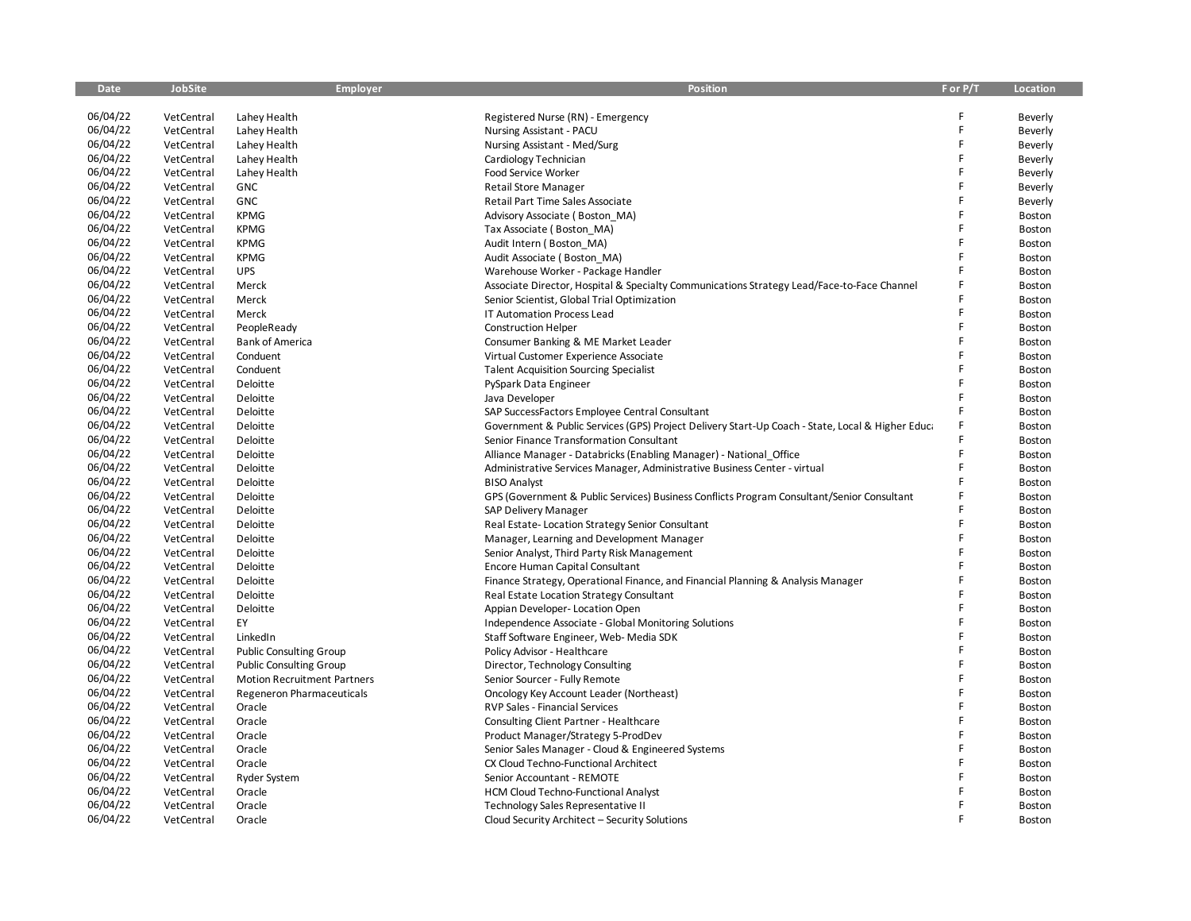| Date | JobSite | Employer | Position | F or P/T | Location |
|---|---|---|---|---|---|
| 06/04/22 | VetCentral | Lahey Health | Registered Nurse (RN) - Emergency | F | Beverly |
| 06/04/22 | VetCentral | Lahey Health | Nursing Assistant - PACU | F | Beverly |
| 06/04/22 | VetCentral | Lahey Health | Nursing Assistant - Med/Surg | F | Beverly |
| 06/04/22 | VetCentral | Lahey Health | Cardiology Technician | F | Beverly |
| 06/04/22 | VetCentral | Lahey Health | Food Service Worker | F | Beverly |
| 06/04/22 | VetCentral | GNC | Retail Store Manager | F | Beverly |
| 06/04/22 | VetCentral | GNC | Retail Part Time Sales Associate | F | Beverly |
| 06/04/22 | VetCentral | KPMG | Advisory Associate ( Boston_MA) | F | Boston |
| 06/04/22 | VetCentral | KPMG | Tax Associate ( Boston_MA) | F | Boston |
| 06/04/22 | VetCentral | KPMG | Audit Intern ( Boston_MA) | F | Boston |
| 06/04/22 | VetCentral | KPMG | Audit Associate ( Boston_MA) | F | Boston |
| 06/04/22 | VetCentral | UPS | Warehouse Worker - Package Handler | F | Boston |
| 06/04/22 | VetCentral | Merck | Associate Director, Hospital & Specialty Communications Strategy Lead/Face-to-Face Channel | F | Boston |
| 06/04/22 | VetCentral | Merck | Senior Scientist, Global Trial Optimization | F | Boston |
| 06/04/22 | VetCentral | Merck | IT Automation Process Lead | F | Boston |
| 06/04/22 | VetCentral | PeopleReady | Construction Helper | F | Boston |
| 06/04/22 | VetCentral | Bank of America | Consumer Banking & ME Market Leader | F | Boston |
| 06/04/22 | VetCentral | Conduent | Virtual Customer Experience Associate | F | Boston |
| 06/04/22 | VetCentral | Conduent | Talent Acquisition Sourcing Specialist | F | Boston |
| 06/04/22 | VetCentral | Deloitte | PySpark Data Engineer | F | Boston |
| 06/04/22 | VetCentral | Deloitte | Java Developer | F | Boston |
| 06/04/22 | VetCentral | Deloitte | SAP SuccessFactors Employee Central Consultant | F | Boston |
| 06/04/22 | VetCentral | Deloitte | Government & Public Services (GPS) Project Delivery Start-Up Coach - State, Local & Higher Educa | F | Boston |
| 06/04/22 | VetCentral | Deloitte | Senior Finance Transformation Consultant | F | Boston |
| 06/04/22 | VetCentral | Deloitte | Alliance Manager - Databricks (Enabling Manager) - National_Office | F | Boston |
| 06/04/22 | VetCentral | Deloitte | Administrative Services Manager, Administrative Business Center - virtual | F | Boston |
| 06/04/22 | VetCentral | Deloitte | BISO Analyst | F | Boston |
| 06/04/22 | VetCentral | Deloitte | GPS (Government & Public Services) Business Conflicts Program Consultant/Senior Consultant | F | Boston |
| 06/04/22 | VetCentral | Deloitte | SAP Delivery Manager | F | Boston |
| 06/04/22 | VetCentral | Deloitte | Real Estate- Location Strategy Senior Consultant | F | Boston |
| 06/04/22 | VetCentral | Deloitte | Manager, Learning and Development Manager | F | Boston |
| 06/04/22 | VetCentral | Deloitte | Senior Analyst, Third Party Risk Management | F | Boston |
| 06/04/22 | VetCentral | Deloitte | Encore Human Capital Consultant | F | Boston |
| 06/04/22 | VetCentral | Deloitte | Finance Strategy, Operational Finance, and Financial Planning & Analysis Manager | F | Boston |
| 06/04/22 | VetCentral | Deloitte | Real Estate Location Strategy Consultant | F | Boston |
| 06/04/22 | VetCentral | Deloitte | Appian Developer- Location Open | F | Boston |
| 06/04/22 | VetCentral | EY | Independence Associate - Global Monitoring Solutions | F | Boston |
| 06/04/22 | VetCentral | LinkedIn | Staff Software Engineer, Web- Media SDK | F | Boston |
| 06/04/22 | VetCentral | Public Consulting Group | Policy Advisor - Healthcare | F | Boston |
| 06/04/22 | VetCentral | Public Consulting Group | Director, Technology Consulting | F | Boston |
| 06/04/22 | VetCentral | Motion Recruitment Partners | Senior Sourcer - Fully Remote | F | Boston |
| 06/04/22 | VetCentral | Regeneron Pharmaceuticals | Oncology Key Account Leader (Northeast) | F | Boston |
| 06/04/22 | VetCentral | Oracle | RVP Sales - Financial Services | F | Boston |
| 06/04/22 | VetCentral | Oracle | Consulting Client Partner - Healthcare | F | Boston |
| 06/04/22 | VetCentral | Oracle | Product Manager/Strategy 5-ProdDev | F | Boston |
| 06/04/22 | VetCentral | Oracle | Senior Sales Manager - Cloud & Engineered Systems | F | Boston |
| 06/04/22 | VetCentral | Oracle | CX Cloud Techno-Functional Architect | F | Boston |
| 06/04/22 | VetCentral | Ryder System | Senior Accountant - REMOTE | F | Boston |
| 06/04/22 | VetCentral | Oracle | HCM Cloud Techno-Functional Analyst | F | Boston |
| 06/04/22 | VetCentral | Oracle | Technology Sales Representative II | F | Boston |
| 06/04/22 | VetCentral | Oracle | Cloud Security Architect – Security Solutions | F | Boston |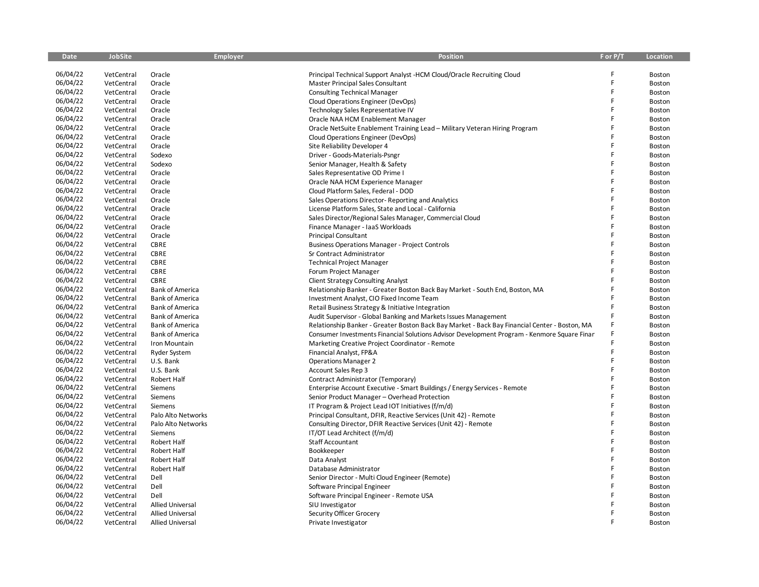| Date | JobSite | Employer | Position | F or P/T | Location |
|---|---|---|---|---|---|
| 06/04/22 | VetCentral | Oracle | Principal Technical Support Analyst -HCM Cloud/Oracle Recruiting Cloud | F | Boston |
| 06/04/22 | VetCentral | Oracle | Master Principal Sales Consultant | F | Boston |
| 06/04/22 | VetCentral | Oracle | Consulting Technical Manager | F | Boston |
| 06/04/22 | VetCentral | Oracle | Cloud Operations Engineer (DevOps) | F | Boston |
| 06/04/22 | VetCentral | Oracle | Technology Sales Representative IV | F | Boston |
| 06/04/22 | VetCentral | Oracle | Oracle NAA HCM Enablement Manager | F | Boston |
| 06/04/22 | VetCentral | Oracle | Oracle NetSuite Enablement Training Lead – Military Veteran Hiring Program | F | Boston |
| 06/04/22 | VetCentral | Oracle | Cloud Operations Engineer (DevOps) | F | Boston |
| 06/04/22 | VetCentral | Oracle | Site Reliability Developer 4 | F | Boston |
| 06/04/22 | VetCentral | Sodexo | Driver - Goods-Materials-Psngr | F | Boston |
| 06/04/22 | VetCentral | Sodexo | Senior Manager, Health & Safety | F | Boston |
| 06/04/22 | VetCentral | Oracle | Sales Representative OD Prime I | F | Boston |
| 06/04/22 | VetCentral | Oracle | Oracle NAA HCM Experience Manager | F | Boston |
| 06/04/22 | VetCentral | Oracle | Cloud Platform Sales, Federal - DOD | F | Boston |
| 06/04/22 | VetCentral | Oracle | Sales Operations Director- Reporting and Analytics | F | Boston |
| 06/04/22 | VetCentral | Oracle | License Platform Sales, State and Local - California | F | Boston |
| 06/04/22 | VetCentral | Oracle | Sales Director/Regional Sales Manager, Commercial Cloud | F | Boston |
| 06/04/22 | VetCentral | Oracle | Finance Manager - IaaS Workloads | F | Boston |
| 06/04/22 | VetCentral | Oracle | Principal Consultant | F | Boston |
| 06/04/22 | VetCentral | CBRE | Business Operations Manager - Project Controls | F | Boston |
| 06/04/22 | VetCentral | CBRE | Sr Contract Administrator | F | Boston |
| 06/04/22 | VetCentral | CBRE | Technical Project Manager | F | Boston |
| 06/04/22 | VetCentral | CBRE | Forum Project Manager | F | Boston |
| 06/04/22 | VetCentral | CBRE | Client Strategy Consulting Analyst | F | Boston |
| 06/04/22 | VetCentral | Bank of America | Relationship Banker - Greater Boston Back Bay Market - South End, Boston, MA | F | Boston |
| 06/04/22 | VetCentral | Bank of America | Investment Analyst, CIO Fixed Income Team | F | Boston |
| 06/04/22 | VetCentral | Bank of America | Retail Business Strategy & Initiative Integration | F | Boston |
| 06/04/22 | VetCentral | Bank of America | Audit Supervisor - Global Banking and Markets Issues Management | F | Boston |
| 06/04/22 | VetCentral | Bank of America | Relationship Banker - Greater Boston Back Bay Market - Back Bay Financial Center - Boston, MA | F | Boston |
| 06/04/22 | VetCentral | Bank of America | Consumer Investments Financial Solutions Advisor Development Program - Kenmore Square Finar | F | Boston |
| 06/04/22 | VetCentral | Iron Mountain | Marketing Creative Project Coordinator - Remote | F | Boston |
| 06/04/22 | VetCentral | Ryder System | Financial Analyst, FP&A | F | Boston |
| 06/04/22 | VetCentral | U.S. Bank | Operations Manager 2 | F | Boston |
| 06/04/22 | VetCentral | U.S. Bank | Account Sales Rep 3 | F | Boston |
| 06/04/22 | VetCentral | Robert Half | Contract Administrator (Temporary) | F | Boston |
| 06/04/22 | VetCentral | Siemens | Enterprise Account Executive - Smart Buildings / Energy Services - Remote | F | Boston |
| 06/04/22 | VetCentral | Siemens | Senior Product Manager – Overhead Protection | F | Boston |
| 06/04/22 | VetCentral | Siemens | IT Program & Project Lead IOT Initiatives (f/m/d) | F | Boston |
| 06/04/22 | VetCentral | Palo Alto Networks | Principal Consultant, DFIR, Reactive Services (Unit 42) - Remote | F | Boston |
| 06/04/22 | VetCentral | Palo Alto Networks | Consulting Director, DFIR Reactive Services (Unit 42) - Remote | F | Boston |
| 06/04/22 | VetCentral | Siemens | IT/OT Lead Architect (f/m/d) | F | Boston |
| 06/04/22 | VetCentral | Robert Half | Staff Accountant | F | Boston |
| 06/04/22 | VetCentral | Robert Half | Bookkeeper | F | Boston |
| 06/04/22 | VetCentral | Robert Half | Data Analyst | F | Boston |
| 06/04/22 | VetCentral | Robert Half | Database Administrator | F | Boston |
| 06/04/22 | VetCentral | Dell | Senior Director - Multi Cloud Engineer (Remote) | F | Boston |
| 06/04/22 | VetCentral | Dell | Software Principal Engineer | F | Boston |
| 06/04/22 | VetCentral | Dell | Software Principal Engineer - Remote USA | F | Boston |
| 06/04/22 | VetCentral | Allied Universal | SIU Investigator | F | Boston |
| 06/04/22 | VetCentral | Allied Universal | Security Officer Grocery | F | Boston |
| 06/04/22 | VetCentral | Allied Universal | Private Investigator | F | Boston |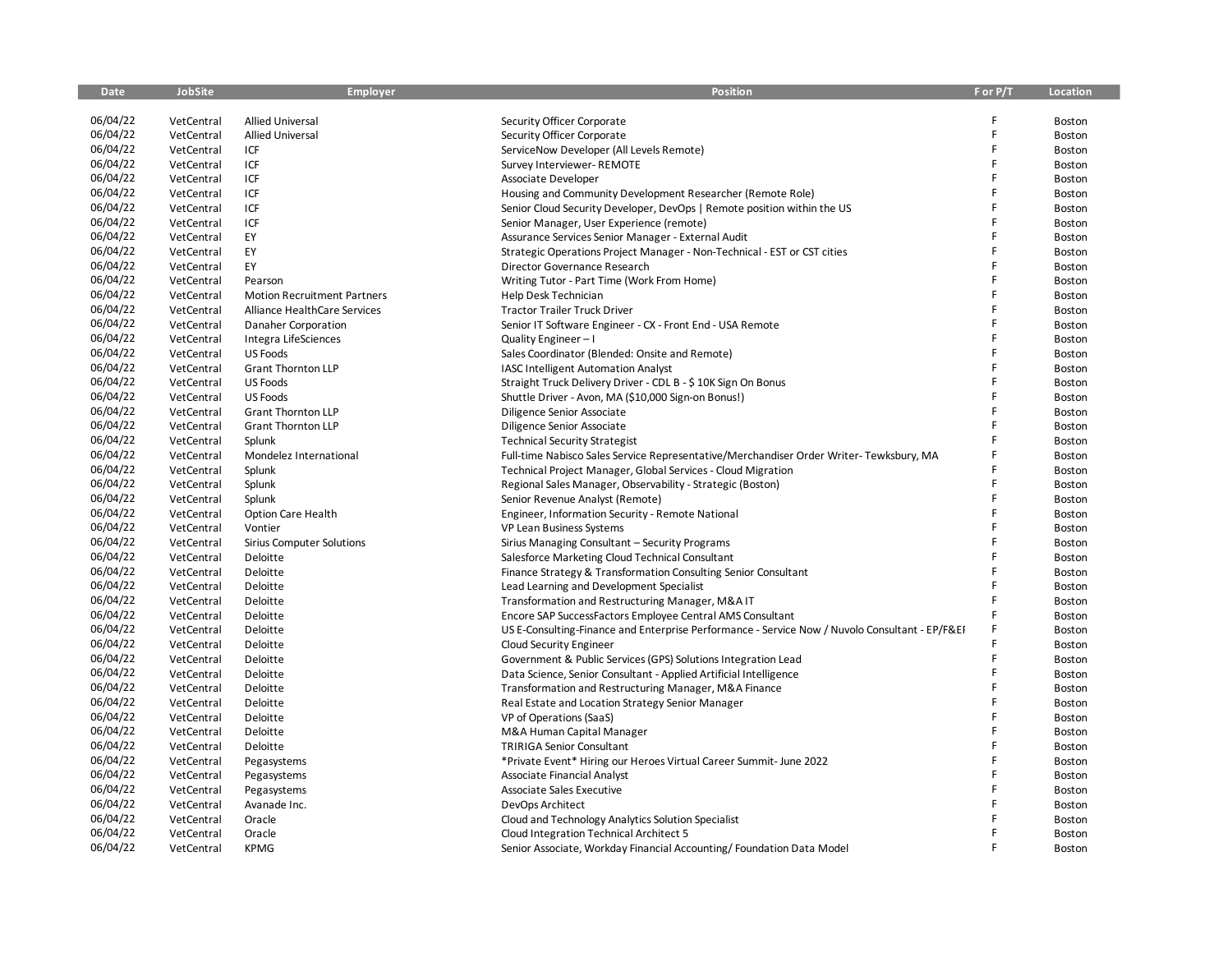| Date | JobSite | Employer | Position | F or P/T | Location |
|---|---|---|---|---|---|
| 06/04/22 | VetCentral | Allied Universal | Security Officer Corporate | F | Boston |
| 06/04/22 | VetCentral | Allied Universal | Security Officer Corporate | F | Boston |
| 06/04/22 | VetCentral | ICF | ServiceNow Developer (All Levels Remote) | F | Boston |
| 06/04/22 | VetCentral | ICF | Survey Interviewer- REMOTE | F | Boston |
| 06/04/22 | VetCentral | ICF | Associate Developer | F | Boston |
| 06/04/22 | VetCentral | ICF | Housing and Community Development Researcher (Remote Role) | F | Boston |
| 06/04/22 | VetCentral | ICF | Senior Cloud Security Developer, DevOps \| Remote position within the US | F | Boston |
| 06/04/22 | VetCentral | ICF | Senior Manager, User Experience (remote) | F | Boston |
| 06/04/22 | VetCentral | EY | Assurance Services Senior Manager - External Audit | F | Boston |
| 06/04/22 | VetCentral | EY | Strategic Operations Project Manager - Non-Technical - EST or CST cities | F | Boston |
| 06/04/22 | VetCentral | EY | Director Governance Research | F | Boston |
| 06/04/22 | VetCentral | Pearson | Writing Tutor - Part Time (Work From Home) | F | Boston |
| 06/04/22 | VetCentral | Motion Recruitment Partners | Help Desk Technician | F | Boston |
| 06/04/22 | VetCentral | Alliance HealthCare Services | Tractor Trailer Truck Driver | F | Boston |
| 06/04/22 | VetCentral | Danaher Corporation | Senior IT Software Engineer - CX - Front End - USA Remote | F | Boston |
| 06/04/22 | VetCentral | Integra LifeSciences | Quality Engineer – I | F | Boston |
| 06/04/22 | VetCentral | US Foods | Sales Coordinator (Blended: Onsite and Remote) | F | Boston |
| 06/04/22 | VetCentral | Grant Thornton LLP | IASC Intelligent Automation Analyst | F | Boston |
| 06/04/22 | VetCentral | US Foods | Straight Truck Delivery Driver - CDL B - $ 10K Sign On Bonus | F | Boston |
| 06/04/22 | VetCentral | US Foods | Shuttle Driver - Avon, MA ($10,000 Sign-on Bonus!) | F | Boston |
| 06/04/22 | VetCentral | Grant Thornton LLP | Diligence Senior Associate | F | Boston |
| 06/04/22 | VetCentral | Grant Thornton LLP | Diligence Senior Associate | F | Boston |
| 06/04/22 | VetCentral | Splunk | Technical Security Strategist | F | Boston |
| 06/04/22 | VetCentral | Mondelez International | Full-time Nabisco Sales Service Representative/Merchandiser Order Writer- Tewksbury, MA | F | Boston |
| 06/04/22 | VetCentral | Splunk | Technical Project Manager, Global Services - Cloud Migration | F | Boston |
| 06/04/22 | VetCentral | Splunk | Regional Sales Manager, Observability - Strategic (Boston) | F | Boston |
| 06/04/22 | VetCentral | Splunk | Senior Revenue Analyst (Remote) | F | Boston |
| 06/04/22 | VetCentral | Option Care Health | Engineer, Information Security - Remote National | F | Boston |
| 06/04/22 | VetCentral | Vontier | VP Lean Business Systems | F | Boston |
| 06/04/22 | VetCentral | Sirius Computer Solutions | Sirius Managing Consultant – Security Programs | F | Boston |
| 06/04/22 | VetCentral | Deloitte | Salesforce Marketing Cloud Technical Consultant | F | Boston |
| 06/04/22 | VetCentral | Deloitte | Finance Strategy & Transformation Consulting Senior Consultant | F | Boston |
| 06/04/22 | VetCentral | Deloitte | Lead Learning and Development Specialist | F | Boston |
| 06/04/22 | VetCentral | Deloitte | Transformation and Restructuring Manager, M&A IT | F | Boston |
| 06/04/22 | VetCentral | Deloitte | Encore SAP SuccessFactors Employee Central AMS Consultant | F | Boston |
| 06/04/22 | VetCentral | Deloitte | US E-Consulting-Finance and Enterprise Performance - Service Now / Nuvolo Consultant - EP/F&EI | F | Boston |
| 06/04/22 | VetCentral | Deloitte | Cloud Security Engineer | F | Boston |
| 06/04/22 | VetCentral | Deloitte | Government & Public Services (GPS) Solutions Integration Lead | F | Boston |
| 06/04/22 | VetCentral | Deloitte | Data Science, Senior Consultant - Applied Artificial Intelligence | F | Boston |
| 06/04/22 | VetCentral | Deloitte | Transformation and Restructuring Manager, M&A Finance | F | Boston |
| 06/04/22 | VetCentral | Deloitte | Real Estate and Location Strategy Senior Manager | F | Boston |
| 06/04/22 | VetCentral | Deloitte | VP of Operations (SaaS) | F | Boston |
| 06/04/22 | VetCentral | Deloitte | M&A Human Capital Manager | F | Boston |
| 06/04/22 | VetCentral | Deloitte | TRIRIGA Senior Consultant | F | Boston |
| 06/04/22 | VetCentral | Pegasystems | *Private Event* Hiring our Heroes Virtual Career Summit- June 2022 | F | Boston |
| 06/04/22 | VetCentral | Pegasystems | Associate Financial Analyst | F | Boston |
| 06/04/22 | VetCentral | Pegasystems | Associate Sales Executive | F | Boston |
| 06/04/22 | VetCentral | Avanade Inc. | DevOps Architect | F | Boston |
| 06/04/22 | VetCentral | Oracle | Cloud and Technology Analytics Solution Specialist | F | Boston |
| 06/04/22 | VetCentral | Oracle | Cloud Integration Technical Architect 5 | F | Boston |
| 06/04/22 | VetCentral | KPMG | Senior Associate, Workday Financial Accounting/ Foundation Data Model | F | Boston |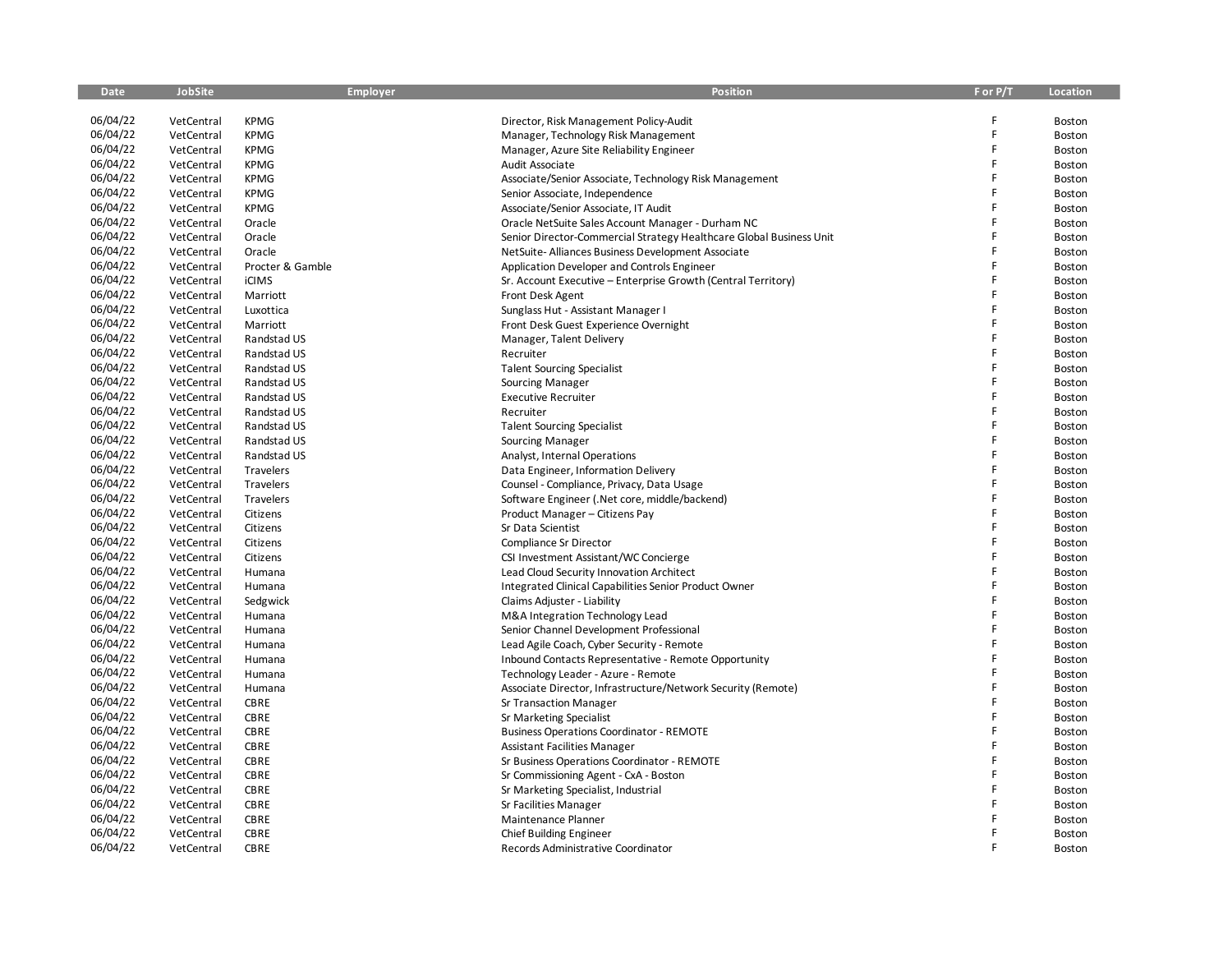| Date | JobSite | Employer | Position | F or P/T | Location |
|---|---|---|---|---|---|
| 06/04/22 | VetCentral | KPMG | Director, Risk Management Policy-Audit | F | Boston |
| 06/04/22 | VetCentral | KPMG | Manager, Technology Risk Management | F | Boston |
| 06/04/22 | VetCentral | KPMG | Manager, Azure Site Reliability Engineer | F | Boston |
| 06/04/22 | VetCentral | KPMG | Audit Associate | F | Boston |
| 06/04/22 | VetCentral | KPMG | Associate/Senior Associate, Technology Risk Management | F | Boston |
| 06/04/22 | VetCentral | KPMG | Senior Associate, Independence | F | Boston |
| 06/04/22 | VetCentral | KPMG | Associate/Senior Associate, IT Audit | F | Boston |
| 06/04/22 | VetCentral | Oracle | Oracle NetSuite Sales Account Manager - Durham NC | F | Boston |
| 06/04/22 | VetCentral | Oracle | Senior Director-Commercial Strategy Healthcare Global Business Unit | F | Boston |
| 06/04/22 | VetCentral | Oracle | NetSuite- Alliances Business Development Associate | F | Boston |
| 06/04/22 | VetCentral | Procter & Gamble | Application Developer and Controls Engineer | F | Boston |
| 06/04/22 | VetCentral | iCIMS | Sr. Account Executive – Enterprise Growth (Central Territory) | F | Boston |
| 06/04/22 | VetCentral | Marriott | Front Desk Agent | F | Boston |
| 06/04/22 | VetCentral | Luxottica | Sunglass Hut - Assistant Manager I | F | Boston |
| 06/04/22 | VetCentral | Marriott | Front Desk Guest Experience Overnight | F | Boston |
| 06/04/22 | VetCentral | Randstad US | Manager, Talent Delivery | F | Boston |
| 06/04/22 | VetCentral | Randstad US | Recruiter | F | Boston |
| 06/04/22 | VetCentral | Randstad US | Talent Sourcing Specialist | F | Boston |
| 06/04/22 | VetCentral | Randstad US | Sourcing Manager | F | Boston |
| 06/04/22 | VetCentral | Randstad US | Executive Recruiter | F | Boston |
| 06/04/22 | VetCentral | Randstad US | Recruiter | F | Boston |
| 06/04/22 | VetCentral | Randstad US | Talent Sourcing Specialist | F | Boston |
| 06/04/22 | VetCentral | Randstad US | Sourcing Manager | F | Boston |
| 06/04/22 | VetCentral | Randstad US | Analyst, Internal Operations | F | Boston |
| 06/04/22 | VetCentral | Travelers | Data Engineer, Information Delivery | F | Boston |
| 06/04/22 | VetCentral | Travelers | Counsel - Compliance, Privacy, Data Usage | F | Boston |
| 06/04/22 | VetCentral | Travelers | Software Engineer (.Net core, middle/backend) | F | Boston |
| 06/04/22 | VetCentral | Citizens | Product Manager – Citizens Pay | F | Boston |
| 06/04/22 | VetCentral | Citizens | Sr Data Scientist | F | Boston |
| 06/04/22 | VetCentral | Citizens | Compliance Sr Director | F | Boston |
| 06/04/22 | VetCentral | Citizens | CSI Investment Assistant/WC Concierge | F | Boston |
| 06/04/22 | VetCentral | Humana | Lead Cloud Security Innovation Architect | F | Boston |
| 06/04/22 | VetCentral | Humana | Integrated Clinical Capabilities Senior Product Owner | F | Boston |
| 06/04/22 | VetCentral | Sedgwick | Claims Adjuster - Liability | F | Boston |
| 06/04/22 | VetCentral | Humana | M&A Integration Technology Lead | F | Boston |
| 06/04/22 | VetCentral | Humana | Senior Channel Development Professional | F | Boston |
| 06/04/22 | VetCentral | Humana | Lead Agile Coach, Cyber Security - Remote | F | Boston |
| 06/04/22 | VetCentral | Humana | Inbound Contacts Representative - Remote Opportunity | F | Boston |
| 06/04/22 | VetCentral | Humana | Technology Leader - Azure - Remote | F | Boston |
| 06/04/22 | VetCentral | Humana | Associate Director, Infrastructure/Network Security (Remote) | F | Boston |
| 06/04/22 | VetCentral | CBRE | Sr Transaction Manager | F | Boston |
| 06/04/22 | VetCentral | CBRE | Sr Marketing Specialist | F | Boston |
| 06/04/22 | VetCentral | CBRE | Business Operations Coordinator - REMOTE | F | Boston |
| 06/04/22 | VetCentral | CBRE | Assistant Facilities Manager | F | Boston |
| 06/04/22 | VetCentral | CBRE | Sr Business Operations Coordinator - REMOTE | F | Boston |
| 06/04/22 | VetCentral | CBRE | Sr Commissioning Agent - CxA - Boston | F | Boston |
| 06/04/22 | VetCentral | CBRE | Sr Marketing Specialist, Industrial | F | Boston |
| 06/04/22 | VetCentral | CBRE | Sr Facilities Manager | F | Boston |
| 06/04/22 | VetCentral | CBRE | Maintenance Planner | F | Boston |
| 06/04/22 | VetCentral | CBRE | Chief Building Engineer | F | Boston |
| 06/04/22 | VetCentral | CBRE | Records Administrative Coordinator | F | Boston |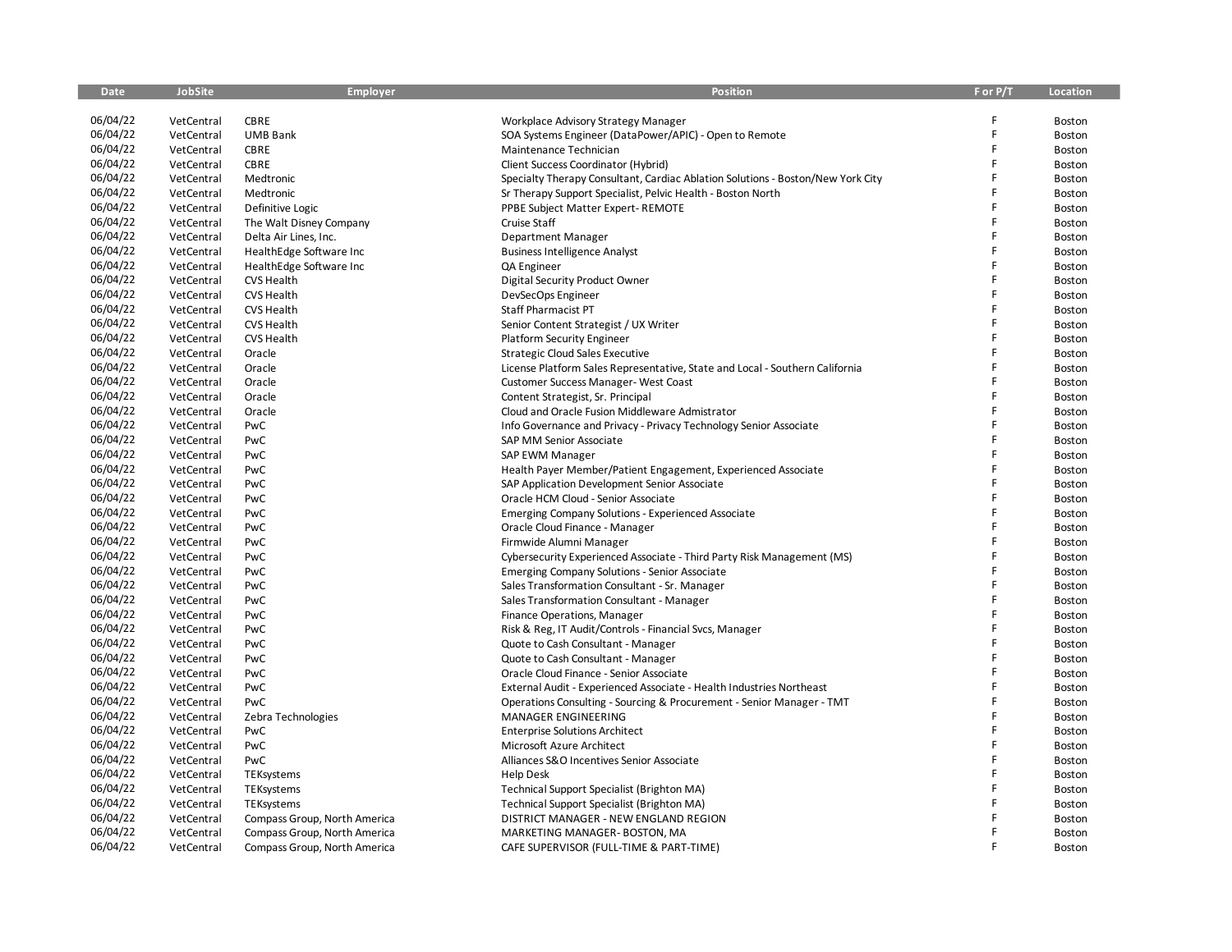| Date | JobSite | Employer | Position | F or P/T | Location |
|---|---|---|---|---|---|
| 06/04/22 | VetCentral | CBRE | Workplace Advisory Strategy Manager | F | Boston |
| 06/04/22 | VetCentral | UMB Bank | SOA Systems Engineer (DataPower/APIC) - Open to Remote | F | Boston |
| 06/04/22 | VetCentral | CBRE | Maintenance Technician | F | Boston |
| 06/04/22 | VetCentral | CBRE | Client Success Coordinator (Hybrid) | F | Boston |
| 06/04/22 | VetCentral | Medtronic | Specialty Therapy Consultant, Cardiac Ablation Solutions - Boston/New York City | F | Boston |
| 06/04/22 | VetCentral | Medtronic | Sr Therapy Support Specialist, Pelvic Health - Boston North | F | Boston |
| 06/04/22 | VetCentral | Definitive Logic | PPBE Subject Matter Expert- REMOTE | F | Boston |
| 06/04/22 | VetCentral | The Walt Disney Company | Cruise Staff | F | Boston |
| 06/04/22 | VetCentral | Delta Air Lines, Inc. | Department Manager | F | Boston |
| 06/04/22 | VetCentral | HealthEdge Software Inc | Business Intelligence Analyst | F | Boston |
| 06/04/22 | VetCentral | HealthEdge Software Inc | QA Engineer | F | Boston |
| 06/04/22 | VetCentral | CVS Health | Digital Security Product Owner | F | Boston |
| 06/04/22 | VetCentral | CVS Health | DevSecOps Engineer | F | Boston |
| 06/04/22 | VetCentral | CVS Health | Staff Pharmacist PT | F | Boston |
| 06/04/22 | VetCentral | CVS Health | Senior Content Strategist / UX Writer | F | Boston |
| 06/04/22 | VetCentral | CVS Health | Platform Security Engineer | F | Boston |
| 06/04/22 | VetCentral | Oracle | Strategic Cloud Sales Executive | F | Boston |
| 06/04/22 | VetCentral | Oracle | License Platform Sales Representative, State and Local - Southern California | F | Boston |
| 06/04/22 | VetCentral | Oracle | Customer Success Manager- West Coast | F | Boston |
| 06/04/22 | VetCentral | Oracle | Content Strategist, Sr. Principal | F | Boston |
| 06/04/22 | VetCentral | Oracle | Cloud and Oracle Fusion Middleware Admistrator | F | Boston |
| 06/04/22 | VetCentral | PwC | Info Governance and Privacy - Privacy Technology Senior Associate | F | Boston |
| 06/04/22 | VetCentral | PwC | SAP MM Senior Associate | F | Boston |
| 06/04/22 | VetCentral | PwC | SAP EWM Manager | F | Boston |
| 06/04/22 | VetCentral | PwC | Health Payer Member/Patient Engagement, Experienced Associate | F | Boston |
| 06/04/22 | VetCentral | PwC | SAP Application Development Senior Associate | F | Boston |
| 06/04/22 | VetCentral | PwC | Oracle HCM Cloud - Senior Associate | F | Boston |
| 06/04/22 | VetCentral | PwC | Emerging Company Solutions - Experienced Associate | F | Boston |
| 06/04/22 | VetCentral | PwC | Oracle Cloud Finance - Manager | F | Boston |
| 06/04/22 | VetCentral | PwC | Firmwide Alumni Manager | F | Boston |
| 06/04/22 | VetCentral | PwC | Cybersecurity Experienced Associate - Third Party Risk Management (MS) | F | Boston |
| 06/04/22 | VetCentral | PwC | Emerging Company Solutions - Senior Associate | F | Boston |
| 06/04/22 | VetCentral | PwC | Sales Transformation Consultant - Sr. Manager | F | Boston |
| 06/04/22 | VetCentral | PwC | Sales Transformation Consultant - Manager | F | Boston |
| 06/04/22 | VetCentral | PwC | Finance Operations, Manager | F | Boston |
| 06/04/22 | VetCentral | PwC | Risk & Reg, IT Audit/Controls - Financial Svcs, Manager | F | Boston |
| 06/04/22 | VetCentral | PwC | Quote to Cash Consultant - Manager | F | Boston |
| 06/04/22 | VetCentral | PwC | Quote to Cash Consultant - Manager | F | Boston |
| 06/04/22 | VetCentral | PwC | Oracle Cloud Finance - Senior Associate | F | Boston |
| 06/04/22 | VetCentral | PwC | External Audit - Experienced Associate - Health Industries Northeast | F | Boston |
| 06/04/22 | VetCentral | PwC | Operations Consulting - Sourcing & Procurement - Senior Manager - TMT | F | Boston |
| 06/04/22 | VetCentral | Zebra Technologies | MANAGER ENGINEERING | F | Boston |
| 06/04/22 | VetCentral | PwC | Enterprise Solutions Architect | F | Boston |
| 06/04/22 | VetCentral | PwC | Microsoft Azure Architect | F | Boston |
| 06/04/22 | VetCentral | PwC | Alliances S&O Incentives Senior Associate | F | Boston |
| 06/04/22 | VetCentral | TEKsystems | Help Desk | F | Boston |
| 06/04/22 | VetCentral | TEKsystems | Technical Support Specialist (Brighton MA) | F | Boston |
| 06/04/22 | VetCentral | TEKsystems | Technical Support Specialist (Brighton MA) | F | Boston |
| 06/04/22 | VetCentral | Compass Group, North America | DISTRICT MANAGER - NEW ENGLAND REGION | F | Boston |
| 06/04/22 | VetCentral | Compass Group, North America | MARKETING MANAGER- BOSTON, MA | F | Boston |
| 06/04/22 | VetCentral | Compass Group, North America | CAFE SUPERVISOR (FULL-TIME & PART-TIME) | F | Boston |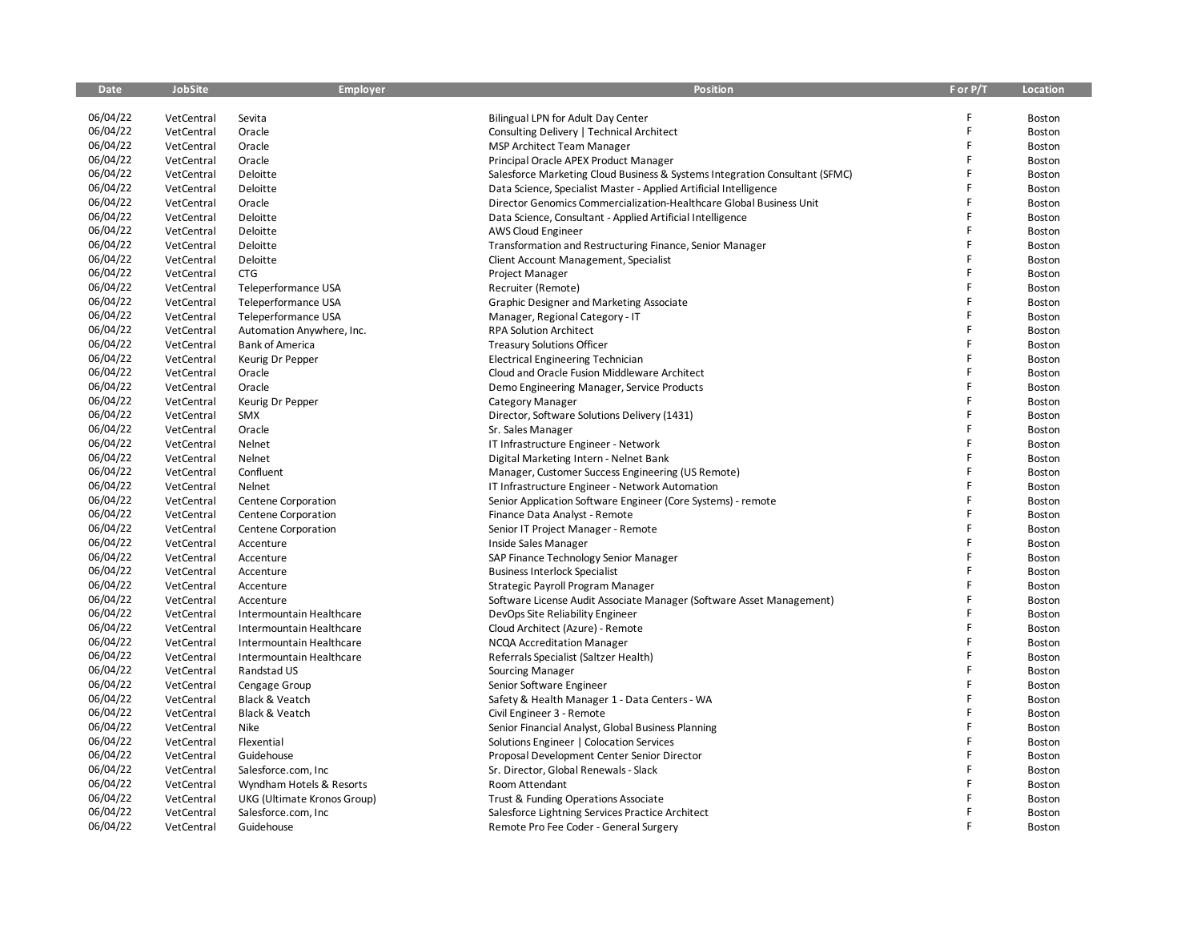| Date | JobSite | Employer | Position | F or P/T | Location |
|---|---|---|---|---|---|
| 06/04/22 | VetCentral | Sevita | Bilingual LPN for Adult Day Center | F | Boston |
| 06/04/22 | VetCentral | Oracle | Consulting Delivery \| Technical Architect | F | Boston |
| 06/04/22 | VetCentral | Oracle | MSP Architect Team Manager | F | Boston |
| 06/04/22 | VetCentral | Oracle | Principal Oracle APEX Product Manager | F | Boston |
| 06/04/22 | VetCentral | Deloitte | Salesforce Marketing Cloud Business & Systems Integration Consultant (SFMC) | F | Boston |
| 06/04/22 | VetCentral | Deloitte | Data Science, Specialist Master - Applied Artificial Intelligence | F | Boston |
| 06/04/22 | VetCentral | Oracle | Director Genomics Commercialization-Healthcare Global Business Unit | F | Boston |
| 06/04/22 | VetCentral | Deloitte | Data Science, Consultant - Applied Artificial Intelligence | F | Boston |
| 06/04/22 | VetCentral | Deloitte | AWS Cloud Engineer | F | Boston |
| 06/04/22 | VetCentral | Deloitte | Transformation and Restructuring Finance, Senior Manager | F | Boston |
| 06/04/22 | VetCentral | Deloitte | Client Account Management, Specialist | F | Boston |
| 06/04/22 | VetCentral | CTG | Project Manager | F | Boston |
| 06/04/22 | VetCentral | Teleperformance USA | Recruiter (Remote) | F | Boston |
| 06/04/22 | VetCentral | Teleperformance USA | Graphic Designer and Marketing Associate | F | Boston |
| 06/04/22 | VetCentral | Teleperformance USA | Manager, Regional Category - IT | F | Boston |
| 06/04/22 | VetCentral | Automation Anywhere, Inc. | RPA Solution Architect | F | Boston |
| 06/04/22 | VetCentral | Bank of America | Treasury Solutions Officer | F | Boston |
| 06/04/22 | VetCentral | Keurig Dr Pepper | Electrical Engineering Technician | F | Boston |
| 06/04/22 | VetCentral | Oracle | Cloud and Oracle Fusion Middleware Architect | F | Boston |
| 06/04/22 | VetCentral | Oracle | Demo Engineering Manager, Service Products | F | Boston |
| 06/04/22 | VetCentral | Keurig Dr Pepper | Category Manager | F | Boston |
| 06/04/22 | VetCentral | SMX | Director, Software Solutions Delivery (1431) | F | Boston |
| 06/04/22 | VetCentral | Oracle | Sr. Sales Manager | F | Boston |
| 06/04/22 | VetCentral | Nelnet | IT Infrastructure Engineer - Network | F | Boston |
| 06/04/22 | VetCentral | Nelnet | Digital Marketing Intern - Nelnet Bank | F | Boston |
| 06/04/22 | VetCentral | Confluent | Manager, Customer Success Engineering (US Remote) | F | Boston |
| 06/04/22 | VetCentral | Nelnet | IT Infrastructure Engineer - Network Automation | F | Boston |
| 06/04/22 | VetCentral | Centene Corporation | Senior Application Software Engineer (Core Systems) - remote | F | Boston |
| 06/04/22 | VetCentral | Centene Corporation | Finance Data Analyst - Remote | F | Boston |
| 06/04/22 | VetCentral | Centene Corporation | Senior IT Project Manager - Remote | F | Boston |
| 06/04/22 | VetCentral | Accenture | Inside Sales Manager | F | Boston |
| 06/04/22 | VetCentral | Accenture | SAP Finance Technology Senior Manager | F | Boston |
| 06/04/22 | VetCentral | Accenture | Business Interlock Specialist | F | Boston |
| 06/04/22 | VetCentral | Accenture | Strategic Payroll Program Manager | F | Boston |
| 06/04/22 | VetCentral | Accenture | Software License Audit Associate Manager (Software Asset Management) | F | Boston |
| 06/04/22 | VetCentral | Intermountain Healthcare | DevOps Site Reliability Engineer | F | Boston |
| 06/04/22 | VetCentral | Intermountain Healthcare | Cloud Architect (Azure) - Remote | F | Boston |
| 06/04/22 | VetCentral | Intermountain Healthcare | NCQA Accreditation Manager | F | Boston |
| 06/04/22 | VetCentral | Intermountain Healthcare | Referrals Specialist (Saltzer Health) | F | Boston |
| 06/04/22 | VetCentral | Randstad US | Sourcing Manager | F | Boston |
| 06/04/22 | VetCentral | Cengage Group | Senior Software Engineer | F | Boston |
| 06/04/22 | VetCentral | Black & Veatch | Safety & Health Manager 1 - Data Centers - WA | F | Boston |
| 06/04/22 | VetCentral | Black & Veatch | Civil Engineer 3 - Remote | F | Boston |
| 06/04/22 | VetCentral | Nike | Senior Financial Analyst, Global Business Planning | F | Boston |
| 06/04/22 | VetCentral | Flexential | Solutions Engineer \| Colocation Services | F | Boston |
| 06/04/22 | VetCentral | Guidehouse | Proposal Development Center Senior Director | F | Boston |
| 06/04/22 | VetCentral | Salesforce.com, Inc | Sr. Director, Global Renewals - Slack | F | Boston |
| 06/04/22 | VetCentral | Wyndham Hotels & Resorts | Room Attendant | F | Boston |
| 06/04/22 | VetCentral | UKG (Ultimate Kronos Group) | Trust & Funding Operations Associate | F | Boston |
| 06/04/22 | VetCentral | Salesforce.com, Inc | Salesforce Lightning Services Practice Architect | F | Boston |
| 06/04/22 | VetCentral | Guidehouse | Remote Pro Fee Coder - General Surgery | F | Boston |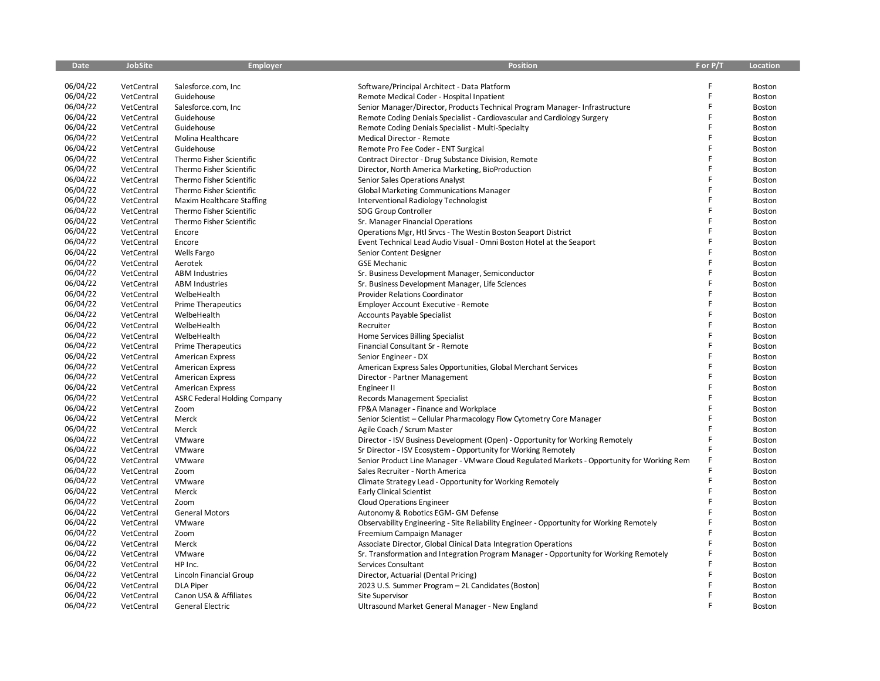| Date | JobSite | Employer | Position | F or P/T | Location |
|---|---|---|---|---|---|
| 06/04/22 | VetCentral | Salesforce.com, Inc | Software/Principal Architect - Data Platform | F | Boston |
| 06/04/22 | VetCentral | Guidehouse | Remote Medical Coder - Hospital Inpatient | F | Boston |
| 06/04/22 | VetCentral | Salesforce.com, Inc | Senior Manager/Director, Products Technical Program Manager- Infrastructure | F | Boston |
| 06/04/22 | VetCentral | Guidehouse | Remote Coding Denials Specialist - Cardiovascular and Cardiology Surgery | F | Boston |
| 06/04/22 | VetCentral | Guidehouse | Remote Coding Denials Specialist - Multi-Specialty | F | Boston |
| 06/04/22 | VetCentral | Molina Healthcare | Medical Director - Remote | F | Boston |
| 06/04/22 | VetCentral | Guidehouse | Remote Pro Fee Coder - ENT Surgical | F | Boston |
| 06/04/22 | VetCentral | Thermo Fisher Scientific | Contract Director - Drug Substance Division, Remote | F | Boston |
| 06/04/22 | VetCentral | Thermo Fisher Scientific | Director, North America Marketing, BioProduction | F | Boston |
| 06/04/22 | VetCentral | Thermo Fisher Scientific | Senior Sales Operations Analyst | F | Boston |
| 06/04/22 | VetCentral | Thermo Fisher Scientific | Global Marketing Communications Manager | F | Boston |
| 06/04/22 | VetCentral | Maxim Healthcare Staffing | Interventional Radiology Technologist | F | Boston |
| 06/04/22 | VetCentral | Thermo Fisher Scientific | SDG Group Controller | F | Boston |
| 06/04/22 | VetCentral | Thermo Fisher Scientific | Sr. Manager Financial Operations | F | Boston |
| 06/04/22 | VetCentral | Encore | Operations Mgr, Htl Srvcs - The Westin Boston Seaport District | F | Boston |
| 06/04/22 | VetCentral | Encore | Event Technical Lead Audio Visual - Omni Boston Hotel at the Seaport | F | Boston |
| 06/04/22 | VetCentral | Wells Fargo | Senior Content Designer | F | Boston |
| 06/04/22 | VetCentral | Aerotek | GSE Mechanic | F | Boston |
| 06/04/22 | VetCentral | ABM Industries | Sr. Business Development Manager, Semiconductor | F | Boston |
| 06/04/22 | VetCentral | ABM Industries | Sr. Business Development Manager, Life Sciences | F | Boston |
| 06/04/22 | VetCentral | WelbeHealth | Provider Relations Coordinator | F | Boston |
| 06/04/22 | VetCentral | Prime Therapeutics | Employer Account Executive - Remote | F | Boston |
| 06/04/22 | VetCentral | WelbeHealth | Accounts Payable Specialist | F | Boston |
| 06/04/22 | VetCentral | WelbeHealth | Recruiter | F | Boston |
| 06/04/22 | VetCentral | WelbeHealth | Home Services Billing Specialist | F | Boston |
| 06/04/22 | VetCentral | Prime Therapeutics | Financial Consultant Sr - Remote | F | Boston |
| 06/04/22 | VetCentral | American Express | Senior Engineer - DX | F | Boston |
| 06/04/22 | VetCentral | American Express | American Express Sales Opportunities, Global Merchant Services | F | Boston |
| 06/04/22 | VetCentral | American Express | Director - Partner Management | F | Boston |
| 06/04/22 | VetCentral | American Express | Engineer II | F | Boston |
| 06/04/22 | VetCentral | ASRC Federal Holding Company | Records Management Specialist | F | Boston |
| 06/04/22 | VetCentral | Zoom | FP&A Manager - Finance and Workplace | F | Boston |
| 06/04/22 | VetCentral | Merck | Senior Scientist – Cellular Pharmacology Flow Cytometry Core Manager | F | Boston |
| 06/04/22 | VetCentral | Merck | Agile Coach / Scrum Master | F | Boston |
| 06/04/22 | VetCentral | VMware | Director - ISV Business Development (Open) - Opportunity for Working Remotely | F | Boston |
| 06/04/22 | VetCentral | VMware | Sr Director - ISV Ecosystem - Opportunity for Working Remotely | F | Boston |
| 06/04/22 | VetCentral | VMware | Senior Product Line Manager - VMware Cloud Regulated Markets - Opportunity for Working Rem | F | Boston |
| 06/04/22 | VetCentral | Zoom | Sales Recruiter - North America | F | Boston |
| 06/04/22 | VetCentral | VMware | Climate Strategy Lead - Opportunity for Working Remotely | F | Boston |
| 06/04/22 | VetCentral | Merck | Early Clinical Scientist | F | Boston |
| 06/04/22 | VetCentral | Zoom | Cloud Operations Engineer | F | Boston |
| 06/04/22 | VetCentral | General Motors | Autonomy & Robotics EGM- GM Defense | F | Boston |
| 06/04/22 | VetCentral | VMware | Observability Engineering - Site Reliability Engineer - Opportunity for Working Remotely | F | Boston |
| 06/04/22 | VetCentral | Zoom | Freemium Campaign Manager | F | Boston |
| 06/04/22 | VetCentral | Merck | Associate Director, Global Clinical Data Integration Operations | F | Boston |
| 06/04/22 | VetCentral | VMware | Sr. Transformation and Integration Program Manager - Opportunity for Working Remotely | F | Boston |
| 06/04/22 | VetCentral | HP Inc. | Services Consultant | F | Boston |
| 06/04/22 | VetCentral | Lincoln Financial Group | Director, Actuarial (Dental Pricing) | F | Boston |
| 06/04/22 | VetCentral | DLA Piper | 2023 U.S. Summer Program – 2L Candidates (Boston) | F | Boston |
| 06/04/22 | VetCentral | Canon USA & Affiliates | Site Supervisor | F | Boston |
| 06/04/22 | VetCentral | General Electric | Ultrasound Market General Manager - New England | F | Boston |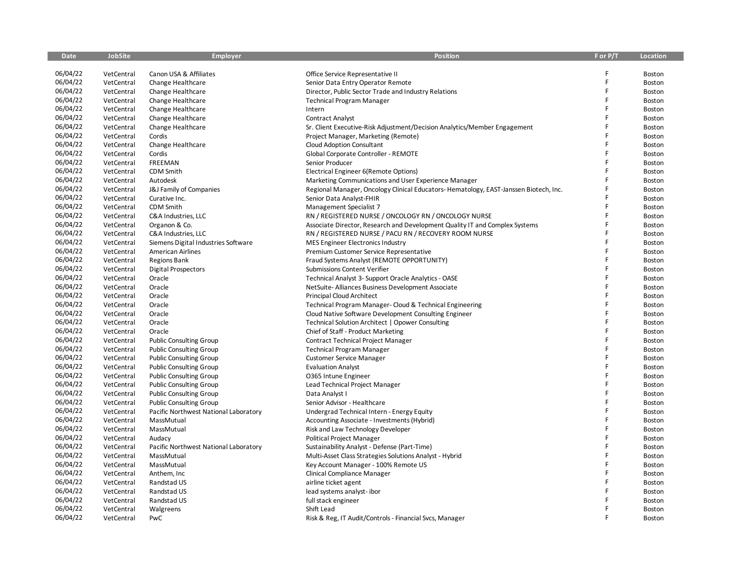| Date | JobSite | Employer | Position | F or P/T | Location |
|---|---|---|---|---|---|
| 06/04/22 | VetCentral | Canon USA & Affiliates | Office Service Representative II | F | Boston |
| 06/04/22 | VetCentral | Change Healthcare | Senior Data Entry Operator Remote | F | Boston |
| 06/04/22 | VetCentral | Change Healthcare | Director, Public Sector Trade and Industry Relations | F | Boston |
| 06/04/22 | VetCentral | Change Healthcare | Technical Program Manager | F | Boston |
| 06/04/22 | VetCentral | Change Healthcare | Intern | F | Boston |
| 06/04/22 | VetCentral | Change Healthcare | Contract Analyst | F | Boston |
| 06/04/22 | VetCentral | Change Healthcare | Sr. Client Executive-Risk Adjustment/Decision Analytics/Member Engagement | F | Boston |
| 06/04/22 | VetCentral | Cordis | Project Manager, Marketing (Remote) | F | Boston |
| 06/04/22 | VetCentral | Change Healthcare | Cloud Adoption Consultant | F | Boston |
| 06/04/22 | VetCentral | Cordis | Global Corporate Controller - REMOTE | F | Boston |
| 06/04/22 | VetCentral | FREEMAN | Senior Producer | F | Boston |
| 06/04/22 | VetCentral | CDM Smith | Electrical Engineer 6(Remote Options) | F | Boston |
| 06/04/22 | VetCentral | Autodesk | Marketing Communications and User Experience Manager | F | Boston |
| 06/04/22 | VetCentral | J&J Family of Companies | Regional Manager, Oncology Clinical Educators- Hematology, EAST-Janssen Biotech, Inc. | F | Boston |
| 06/04/22 | VetCentral | Curative Inc. | Senior Data Analyst-FHIR | F | Boston |
| 06/04/22 | VetCentral | CDM Smith | Management Specialist 7 | F | Boston |
| 06/04/22 | VetCentral | C&A Industries, LLC | RN / REGISTERED NURSE / ONCOLOGY RN / ONCOLOGY NURSE | F | Boston |
| 06/04/22 | VetCentral | Organon & Co. | Associate Director, Research and Development Quality IT and Complex Systems | F | Boston |
| 06/04/22 | VetCentral | C&A Industries, LLC | RN / REGISTERED NURSE / PACU RN / RECOVERY ROOM NURSE | F | Boston |
| 06/04/22 | VetCentral | Siemens Digital Industries Software | MES Engineer Electronics Industry | F | Boston |
| 06/04/22 | VetCentral | American Airlines | Premium Customer Service Representative | F | Boston |
| 06/04/22 | VetCentral | Regions Bank | Fraud Systems Analyst (REMOTE OPPORTUNITY) | F | Boston |
| 06/04/22 | VetCentral | Digital Prospectors | Submissions Content Verifier | F | Boston |
| 06/04/22 | VetCentral | Oracle | Technical Analyst 3- Support Oracle Analytics - OASE | F | Boston |
| 06/04/22 | VetCentral | Oracle | NetSuite- Alliances Business Development Associate | F | Boston |
| 06/04/22 | VetCentral | Oracle | Principal Cloud Architect | F | Boston |
| 06/04/22 | VetCentral | Oracle | Technical Program Manager- Cloud & Technical Engineering | F | Boston |
| 06/04/22 | VetCentral | Oracle | Cloud Native Software Development Consulting Engineer | F | Boston |
| 06/04/22 | VetCentral | Oracle | Technical Solution Architect \| Opower Consulting | F | Boston |
| 06/04/22 | VetCentral | Oracle | Chief of Staff - Product Marketing | F | Boston |
| 06/04/22 | VetCentral | Public Consulting Group | Contract Technical Project Manager | F | Boston |
| 06/04/22 | VetCentral | Public Consulting Group | Technical Program Manager | F | Boston |
| 06/04/22 | VetCentral | Public Consulting Group | Customer Service Manager | F | Boston |
| 06/04/22 | VetCentral | Public Consulting Group | Evaluation Analyst | F | Boston |
| 06/04/22 | VetCentral | Public Consulting Group | O365 Intune Engineer | F | Boston |
| 06/04/22 | VetCentral | Public Consulting Group | Lead Technical Project Manager | F | Boston |
| 06/04/22 | VetCentral | Public Consulting Group | Data Analyst I | F | Boston |
| 06/04/22 | VetCentral | Public Consulting Group | Senior Advisor - Healthcare | F | Boston |
| 06/04/22 | VetCentral | Pacific Northwest National Laboratory | Undergrad Technical Intern - Energy Equity | F | Boston |
| 06/04/22 | VetCentral | MassMutual | Accounting Associate - Investments (Hybrid) | F | Boston |
| 06/04/22 | VetCentral | MassMutual | Risk and Law Technology Developer | F | Boston |
| 06/04/22 | VetCentral | Audacy | Political Project Manager | F | Boston |
| 06/04/22 | VetCentral | Pacific Northwest National Laboratory | Sustainability Analyst - Defense (Part-Time) | F | Boston |
| 06/04/22 | VetCentral | MassMutual | Multi-Asset Class Strategies Solutions Analyst - Hybrid | F | Boston |
| 06/04/22 | VetCentral | MassMutual | Key Account Manager - 100% Remote US | F | Boston |
| 06/04/22 | VetCentral | Anthem, Inc | Clinical Compliance Manager | F | Boston |
| 06/04/22 | VetCentral | Randstad US | airline ticket agent | F | Boston |
| 06/04/22 | VetCentral | Randstad US | lead systems analyst- ibor | F | Boston |
| 06/04/22 | VetCentral | Randstad US | full stack engineer | F | Boston |
| 06/04/22 | VetCentral | Walgreens | Shift Lead | F | Boston |
| 06/04/22 | VetCentral | PwC | Risk & Reg, IT Audit/Controls - Financial Svcs, Manager | F | Boston |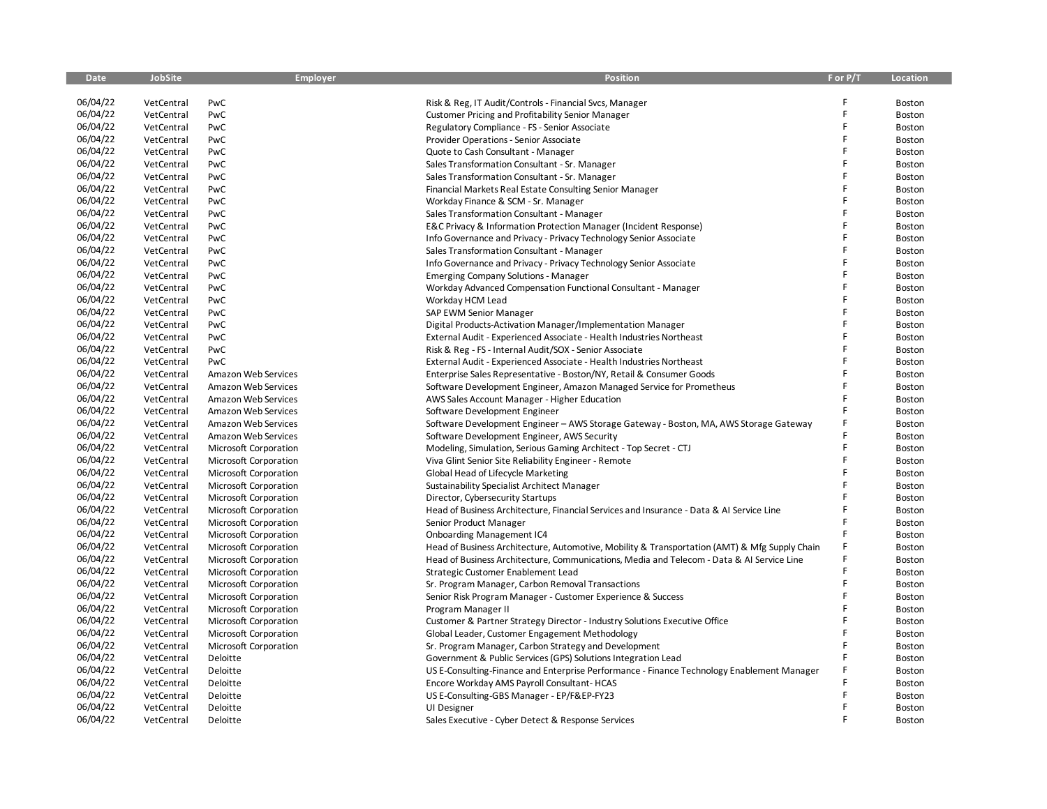| Date | JobSite | Employer | Position | F or P/T | Location |
|---|---|---|---|---|---|
| 06/04/22 | VetCentral | PwC | Risk & Reg, IT Audit/Controls - Financial Svcs, Manager | F | Boston |
| 06/04/22 | VetCentral | PwC | Customer Pricing and Profitability Senior Manager | F | Boston |
| 06/04/22 | VetCentral | PwC | Regulatory Compliance - FS - Senior Associate | F | Boston |
| 06/04/22 | VetCentral | PwC | Provider Operations - Senior Associate | F | Boston |
| 06/04/22 | VetCentral | PwC | Quote to Cash Consultant - Manager | F | Boston |
| 06/04/22 | VetCentral | PwC | Sales Transformation Consultant - Sr. Manager | F | Boston |
| 06/04/22 | VetCentral | PwC | Sales Transformation Consultant - Sr. Manager | F | Boston |
| 06/04/22 | VetCentral | PwC | Financial Markets Real Estate Consulting Senior Manager | F | Boston |
| 06/04/22 | VetCentral | PwC | Workday Finance & SCM - Sr. Manager | F | Boston |
| 06/04/22 | VetCentral | PwC | Sales Transformation Consultant - Manager | F | Boston |
| 06/04/22 | VetCentral | PwC | E&C Privacy & Information Protection Manager (Incident Response) | F | Boston |
| 06/04/22 | VetCentral | PwC | Info Governance and Privacy - Privacy Technology Senior Associate | F | Boston |
| 06/04/22 | VetCentral | PwC | Sales Transformation Consultant - Manager | F | Boston |
| 06/04/22 | VetCentral | PwC | Info Governance and Privacy - Privacy Technology Senior Associate | F | Boston |
| 06/04/22 | VetCentral | PwC | Emerging Company Solutions - Manager | F | Boston |
| 06/04/22 | VetCentral | PwC | Workday Advanced Compensation Functional Consultant - Manager | F | Boston |
| 06/04/22 | VetCentral | PwC | Workday HCM Lead | F | Boston |
| 06/04/22 | VetCentral | PwC | SAP EWM Senior Manager | F | Boston |
| 06/04/22 | VetCentral | PwC | Digital Products-Activation Manager/Implementation Manager | F | Boston |
| 06/04/22 | VetCentral | PwC | External Audit - Experienced Associate - Health Industries Northeast | F | Boston |
| 06/04/22 | VetCentral | PwC | Risk & Reg - FS - Internal Audit/SOX - Senior Associate | F | Boston |
| 06/04/22 | VetCentral | PwC | External Audit - Experienced Associate - Health Industries Northeast | F | Boston |
| 06/04/22 | VetCentral | Amazon Web Services | Enterprise Sales Representative - Boston/NY, Retail & Consumer Goods | F | Boston |
| 06/04/22 | VetCentral | Amazon Web Services | Software Development Engineer, Amazon Managed Service for Prometheus | F | Boston |
| 06/04/22 | VetCentral | Amazon Web Services | AWS Sales Account Manager - Higher Education | F | Boston |
| 06/04/22 | VetCentral | Amazon Web Services | Software Development Engineer | F | Boston |
| 06/04/22 | VetCentral | Amazon Web Services | Software Development Engineer – AWS Storage Gateway - Boston, MA, AWS Storage Gateway | F | Boston |
| 06/04/22 | VetCentral | Amazon Web Services | Software Development Engineer, AWS Security | F | Boston |
| 06/04/22 | VetCentral | Microsoft Corporation | Modeling, Simulation, Serious Gaming Architect - Top Secret - CTJ | F | Boston |
| 06/04/22 | VetCentral | Microsoft Corporation | Viva Glint Senior Site Reliability Engineer - Remote | F | Boston |
| 06/04/22 | VetCentral | Microsoft Corporation | Global Head of Lifecycle Marketing | F | Boston |
| 06/04/22 | VetCentral | Microsoft Corporation | Sustainability Specialist Architect Manager | F | Boston |
| 06/04/22 | VetCentral | Microsoft Corporation | Director, Cybersecurity Startups | F | Boston |
| 06/04/22 | VetCentral | Microsoft Corporation | Head of Business Architecture, Financial Services and Insurance - Data & AI Service Line | F | Boston |
| 06/04/22 | VetCentral | Microsoft Corporation | Senior Product Manager | F | Boston |
| 06/04/22 | VetCentral | Microsoft Corporation | Onboarding Management IC4 | F | Boston |
| 06/04/22 | VetCentral | Microsoft Corporation | Head of Business Architecture, Automotive, Mobility & Transportation (AMT) & Mfg Supply Chain | F | Boston |
| 06/04/22 | VetCentral | Microsoft Corporation | Head of Business Architecture, Communications, Media and Telecom - Data & AI Service Line | F | Boston |
| 06/04/22 | VetCentral | Microsoft Corporation | Strategic Customer Enablement Lead | F | Boston |
| 06/04/22 | VetCentral | Microsoft Corporation | Sr. Program Manager, Carbon Removal Transactions | F | Boston |
| 06/04/22 | VetCentral | Microsoft Corporation | Senior Risk Program Manager - Customer Experience & Success | F | Boston |
| 06/04/22 | VetCentral | Microsoft Corporation | Program Manager II | F | Boston |
| 06/04/22 | VetCentral | Microsoft Corporation | Customer & Partner Strategy Director - Industry Solutions Executive Office | F | Boston |
| 06/04/22 | VetCentral | Microsoft Corporation | Global Leader, Customer Engagement Methodology | F | Boston |
| 06/04/22 | VetCentral | Microsoft Corporation | Sr. Program Manager, Carbon Strategy and Development | F | Boston |
| 06/04/22 | VetCentral | Deloitte | Government & Public Services (GPS) Solutions Integration Lead | F | Boston |
| 06/04/22 | VetCentral | Deloitte | US E-Consulting-Finance and Enterprise Performance - Finance Technology Enablement Manager | F | Boston |
| 06/04/22 | VetCentral | Deloitte | Encore Workday AMS Payroll Consultant- HCAS | F | Boston |
| 06/04/22 | VetCentral | Deloitte | US E-Consulting-GBS Manager - EP/F&EP-FY23 | F | Boston |
| 06/04/22 | VetCentral | Deloitte | UI Designer | F | Boston |
| 06/04/22 | VetCentral | Deloitte | Sales Executive - Cyber Detect & Response Services | F | Boston |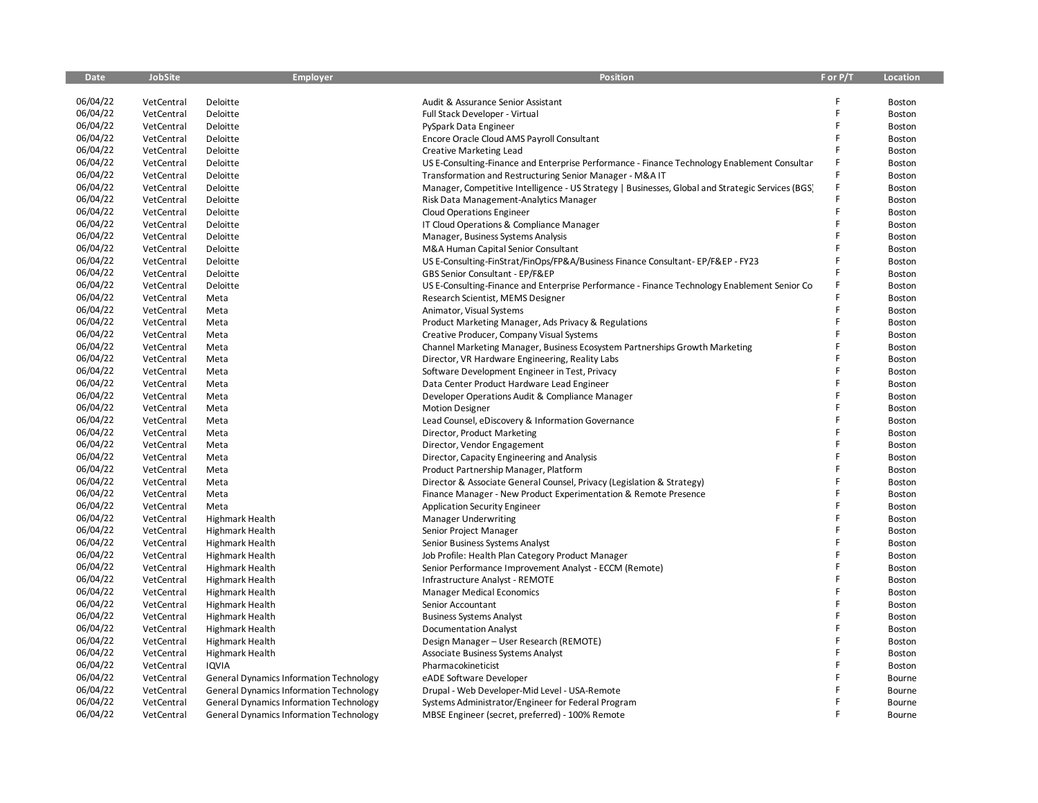| Date | JobSite | Employer | Position | F or P/T | Location |
|---|---|---|---|---|---|
| 06/04/22 | VetCentral | Deloitte | Audit & Assurance Senior Assistant | F | Boston |
| 06/04/22 | VetCentral | Deloitte | Full Stack Developer - Virtual | F | Boston |
| 06/04/22 | VetCentral | Deloitte | PySpack Data Engineer | F | Boston |
| 06/04/22 | VetCentral | Deloitte | Encore Oracle Cloud AMS Payroll Consultant | F | Boston |
| 06/04/22 | VetCentral | Deloitte | Creative Marketing Lead | F | Boston |
| 06/04/22 | VetCentral | Deloitte | US E-Consulting-Finance and Enterprise Performance - Finance Technology Enablement Consultar | F | Boston |
| 06/04/22 | VetCentral | Deloitte | Transformation and Restructuring Senior Manager - M&A IT | F | Boston |
| 06/04/22 | VetCentral | Deloitte | Manager, Competitive Intelligence - US Strategy \| Businesses, Global and Strategic Services (BGS) | F | Boston |
| 06/04/22 | VetCentral | Deloitte | Risk Data Management-Analytics Manager | F | Boston |
| 06/04/22 | VetCentral | Deloitte | Cloud Operations Engineer | F | Boston |
| 06/04/22 | VetCentral | Deloitte | IT Cloud Operations & Compliance Manager | F | Boston |
| 06/04/22 | VetCentral | Deloitte | Manager, Business Systems Analysis | F | Boston |
| 06/04/22 | VetCentral | Deloitte | M&A Human Capital Senior Consultant | F | Boston |
| 06/04/22 | VetCentral | Deloitte | US E-Consulting-FinStrat/FinOps/FP&A/Business Finance Consultant- EP/F&EP - FY23 | F | Boston |
| 06/04/22 | VetCentral | Deloitte | GBS Senior Consultant - EP/F&EP | F | Boston |
| 06/04/22 | VetCentral | Deloitte | US E-Consulting-Finance and Enterprise Performance - Finance Technology Enablement Senior Co | F | Boston |
| 06/04/22 | VetCentral | Meta | Research Scientist, MEMS Designer | F | Boston |
| 06/04/22 | VetCentral | Meta | Animator, Visual Systems | F | Boston |
| 06/04/22 | VetCentral | Meta | Product Marketing Manager, Ads Privacy & Regulations | F | Boston |
| 06/04/22 | VetCentral | Meta | Creative Producer, Company Visual Systems | F | Boston |
| 06/04/22 | VetCentral | Meta | Channel Marketing Manager, Business Ecosystem Partnerships Growth Marketing | F | Boston |
| 06/04/22 | VetCentral | Meta | Director, VR Hardware Engineering, Reality Labs | F | Boston |
| 06/04/22 | VetCentral | Meta | Software Development Engineer in Test, Privacy | F | Boston |
| 06/04/22 | VetCentral | Meta | Data Center Product Hardware Lead Engineer | F | Boston |
| 06/04/22 | VetCentral | Meta | Developer Operations Audit & Compliance Manager | F | Boston |
| 06/04/22 | VetCentral | Meta | Motion Designer | F | Boston |
| 06/04/22 | VetCentral | Meta | Lead Counsel, eDiscovery & Information Governance | F | Boston |
| 06/04/22 | VetCentral | Meta | Director, Product Marketing | F | Boston |
| 06/04/22 | VetCentral | Meta | Director, Vendor Engagement | F | Boston |
| 06/04/22 | VetCentral | Meta | Director, Capacity Engineering and Analysis | F | Boston |
| 06/04/22 | VetCentral | Meta | Product Partnership Manager, Platform | F | Boston |
| 06/04/22 | VetCentral | Meta | Director & Associate General Counsel, Privacy (Legislation & Strategy) | F | Boston |
| 06/04/22 | VetCentral | Meta | Finance Manager - New Product Experimentation & Remote Presence | F | Boston |
| 06/04/22 | VetCentral | Meta | Application Security Engineer | F | Boston |
| 06/04/22 | VetCentral | Highmark Health | Manager Underwriting | F | Boston |
| 06/04/22 | VetCentral | Highmark Health | Senior Project Manager | F | Boston |
| 06/04/22 | VetCentral | Highmark Health | Senior Business Systems Analyst | F | Boston |
| 06/04/22 | VetCentral | Highmark Health | Job Profile: Health Plan Category Product Manager | F | Boston |
| 06/04/22 | VetCentral | Highmark Health | Senior Performance Improvement Analyst - ECCM (Remote) | F | Boston |
| 06/04/22 | VetCentral | Highmark Health | Infrastructure Analyst - REMOTE | F | Boston |
| 06/04/22 | VetCentral | Highmark Health | Manager Medical Economics | F | Boston |
| 06/04/22 | VetCentral | Highmark Health | Senior Accountant | F | Boston |
| 06/04/22 | VetCentral | Highmark Health | Business Systems Analyst | F | Boston |
| 06/04/22 | VetCentral | Highmark Health | Documentation Analyst | F | Boston |
| 06/04/22 | VetCentral | Highmark Health | Design Manager – User Research (REMOTE) | F | Boston |
| 06/04/22 | VetCentral | Highmark Health | Associate Business Systems Analyst | F | Boston |
| 06/04/22 | VetCentral | IQVIA | Pharmacokineticist | F | Boston |
| 06/04/22 | VetCentral | General Dynamics Information Technology | eADE Software Developer | F | Bourne |
| 06/04/22 | VetCentral | General Dynamics Information Technology | Drupal - Web Developer-Mid Level - USA-Remote | F | Bourne |
| 06/04/22 | VetCentral | General Dynamics Information Technology | Systems Administrator/Engineer for Federal Program | F | Bourne |
| 06/04/22 | VetCentral | General Dynamics Information Technology | MBSE Engineer (secret, preferred) - 100% Remote | F | Bourne |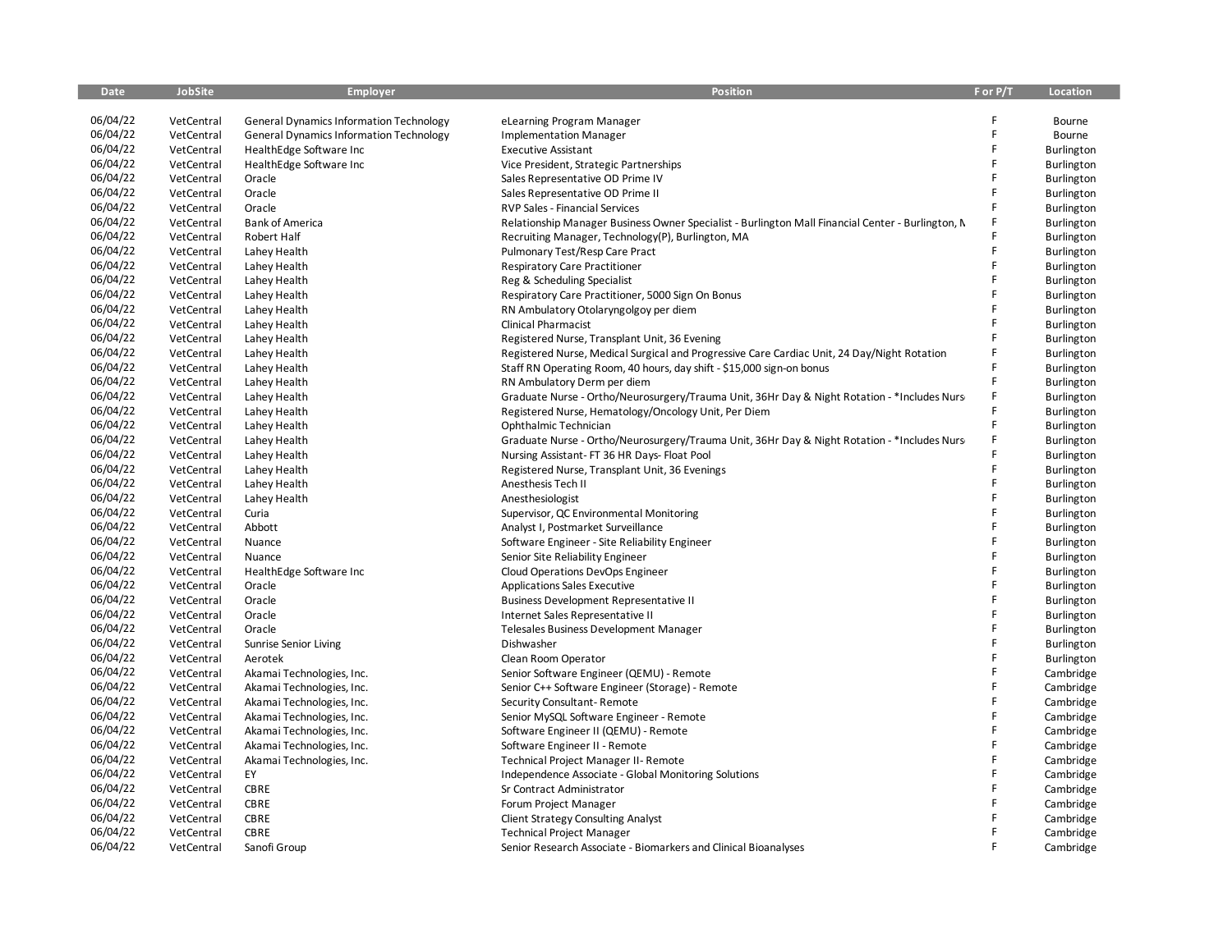| Date | JobSite | Employer | Position | F or P/T | Location |
|---|---|---|---|---|---|
| 06/04/22 | VetCentral | General Dynamics Information Technology | eLearning Program Manager | F | Bourne |
| 06/04/22 | VetCentral | General Dynamics Information Technology | Implementation Manager | F | Bourne |
| 06/04/22 | VetCentral | HealthEdge Software Inc | Executive Assistant | F | Burlington |
| 06/04/22 | VetCentral | HealthEdge Software Inc | Vice President, Strategic Partnerships | F | Burlington |
| 06/04/22 | VetCentral | Oracle | Sales Representative OD Prime IV | F | Burlington |
| 06/04/22 | VetCentral | Oracle | Sales Representative OD Prime II | F | Burlington |
| 06/04/22 | VetCentral | Oracle | RVP Sales - Financial Services | F | Burlington |
| 06/04/22 | VetCentral | Bank of America | Relationship Manager Business Owner Specialist - Burlington Mall Financial Center - Burlington, M | F | Burlington |
| 06/04/22 | VetCentral | Robert Half | Recruiting Manager, Technology(P), Burlington, MA | F | Burlington |
| 06/04/22 | VetCentral | Lahey Health | Pulmonary Test/Resp Care Pract | F | Burlington |
| 06/04/22 | VetCentral | Lahey Health | Respiratory Care Practitioner | F | Burlington |
| 06/04/22 | VetCentral | Lahey Health | Reg & Scheduling Specialist | F | Burlington |
| 06/04/22 | VetCentral | Lahey Health | Respiratory Care Practitioner, 5000 Sign On Bonus | F | Burlington |
| 06/04/22 | VetCentral | Lahey Health | RN Ambulatory Otolaryngolgoy per diem | F | Burlington |
| 06/04/22 | VetCentral | Lahey Health | Clinical Pharmacist | F | Burlington |
| 06/04/22 | VetCentral | Lahey Health | Registered Nurse, Transplant Unit, 36 Evening | F | Burlington |
| 06/04/22 | VetCentral | Lahey Health | Registered Nurse, Medical Surgical and Progressive Care Cardiac Unit, 24 Day/Night Rotation | F | Burlington |
| 06/04/22 | VetCentral | Lahey Health | Staff RN Operating Room, 40 hours, day shift - $15,000 sign-on bonus | F | Burlington |
| 06/04/22 | VetCentral | Lahey Health | RN Ambulatory Derm per diem | F | Burlington |
| 06/04/22 | VetCentral | Lahey Health | Graduate Nurse - Ortho/Neurosurgery/Trauma Unit, 36Hr Day & Night Rotation - *Includes Nurs | F | Burlington |
| 06/04/22 | VetCentral | Lahey Health | Registered Nurse, Hematology/Oncology Unit, Per Diem | F | Burlington |
| 06/04/22 | VetCentral | Lahey Health | Ophthalmic Technician | F | Burlington |
| 06/04/22 | VetCentral | Lahey Health | Graduate Nurse - Ortho/Neurosurgery/Trauma Unit, 36Hr Day & Night Rotation - *Includes Nurs | F | Burlington |
| 06/04/22 | VetCentral | Lahey Health | Nursing Assistant- FT 36 HR Days- Float Pool | F | Burlington |
| 06/04/22 | VetCentral | Lahey Health | Registered Nurse, Transplant Unit, 36 Evenings | F | Burlington |
| 06/04/22 | VetCentral | Lahey Health | Anesthesia Tech II | F | Burlington |
| 06/04/22 | VetCentral | Lahey Health | Anesthesiologist | F | Burlington |
| 06/04/22 | VetCentral | Curia | Supervisor, QC Environmental Monitoring | F | Burlington |
| 06/04/22 | VetCentral | Abbott | Analyst I, Postmarket Surveillance | F | Burlington |
| 06/04/22 | VetCentral | Nuance | Software Engineer - Site Reliability Engineer | F | Burlington |
| 06/04/22 | VetCentral | Nuance | Senior Site Reliability Engineer | F | Burlington |
| 06/04/22 | VetCentral | HealthEdge Software Inc | Cloud Operations DevOps Engineer | F | Burlington |
| 06/04/22 | VetCentral | Oracle | Applications Sales Executive | F | Burlington |
| 06/04/22 | VetCentral | Oracle | Business Development Representative II | F | Burlington |
| 06/04/22 | VetCentral | Oracle | Internet Sales Representative II | F | Burlington |
| 06/04/22 | VetCentral | Oracle | Telesales Business Development Manager | F | Burlington |
| 06/04/22 | VetCentral | Sunrise Senior Living | Dishwasher | F | Burlington |
| 06/04/22 | VetCentral | Aerotek | Clean Room Operator | F | Burlington |
| 06/04/22 | VetCentral | Akamai Technologies, Inc. | Senior Software Engineer (QEMU) - Remote | F | Cambridge |
| 06/04/22 | VetCentral | Akamai Technologies, Inc. | Senior C++ Software Engineer (Storage) - Remote | F | Cambridge |
| 06/04/22 | VetCentral | Akamai Technologies, Inc. | Security Consultant- Remote | F | Cambridge |
| 06/04/22 | VetCentral | Akamai Technologies, Inc. | Senior MySQL Software Engineer - Remote | F | Cambridge |
| 06/04/22 | VetCentral | Akamai Technologies, Inc. | Software Engineer II (QEMU) - Remote | F | Cambridge |
| 06/04/22 | VetCentral | Akamai Technologies, Inc. | Software Engineer II - Remote | F | Cambridge |
| 06/04/22 | VetCentral | Akamai Technologies, Inc. | Technical Project Manager II- Remote | F | Cambridge |
| 06/04/22 | VetCentral | EY | Independence Associate - Global Monitoring Solutions | F | Cambridge |
| 06/04/22 | VetCentral | CBRE | Sr Contract Administrator | F | Cambridge |
| 06/04/22 | VetCentral | CBRE | Forum Project Manager | F | Cambridge |
| 06/04/22 | VetCentral | CBRE | Client Strategy Consulting Analyst | F | Cambridge |
| 06/04/22 | VetCentral | CBRE | Technical Project Manager | F | Cambridge |
| 06/04/22 | VetCentral | Sanofi Group | Senior Research Associate - Biomarkers and Clinical Bioanalyses | F | Cambridge |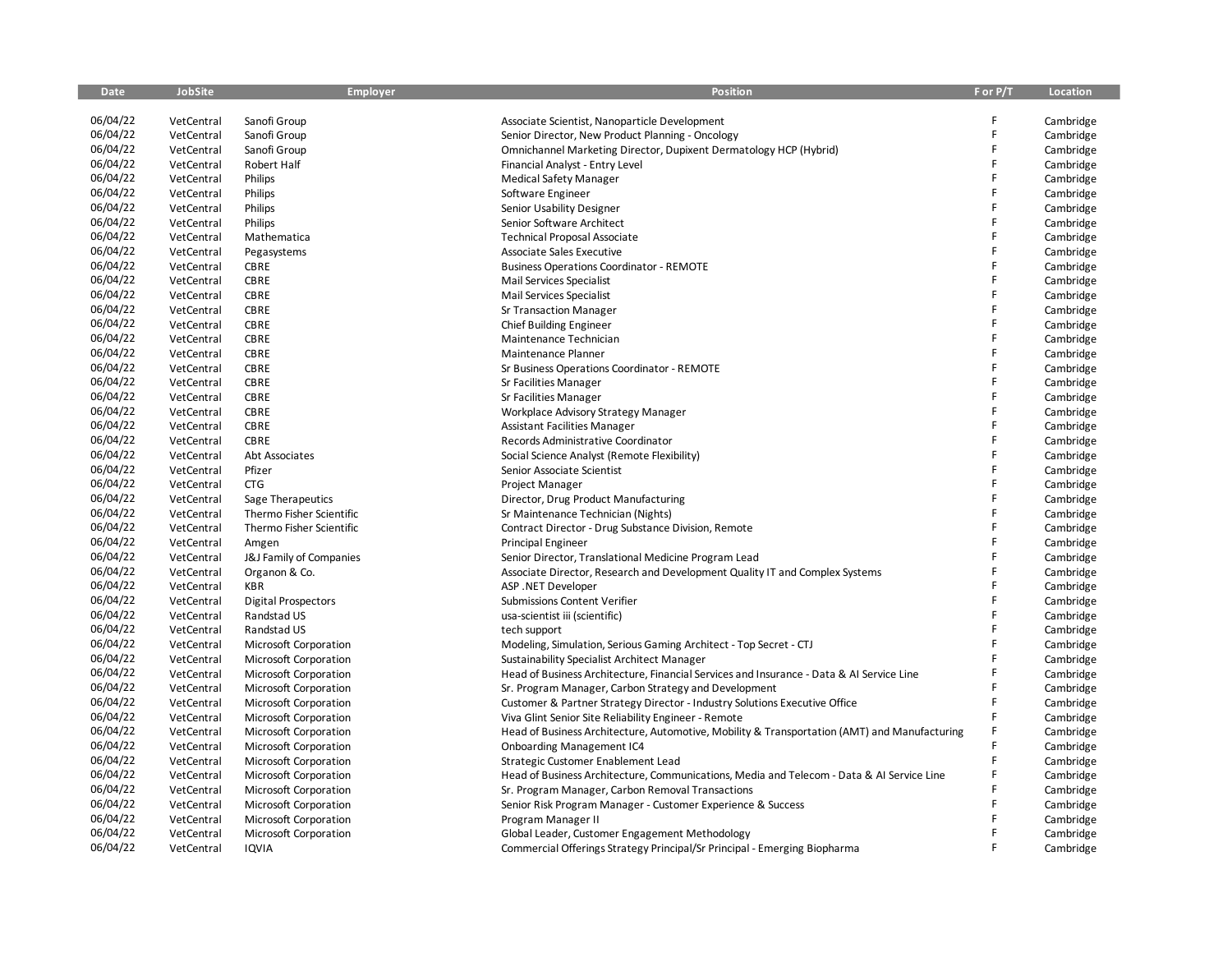| Date | JobSite | Employer | Position | F or P/T | Location |
|---|---|---|---|---|---|
| 06/04/22 | VetCentral | Sanofi Group | Associate Scientist, Nanoparticle Development | F | Cambridge |
| 06/04/22 | VetCentral | Sanofi Group | Senior Director, New Product Planning - Oncology | F | Cambridge |
| 06/04/22 | VetCentral | Sanofi Group | Omnichannel Marketing Director, Dupixent Dermatology HCP (Hybrid) | F | Cambridge |
| 06/04/22 | VetCentral | Robert Half | Financial Analyst - Entry Level | F | Cambridge |
| 06/04/22 | VetCentral | Philips | Medical Safety Manager | F | Cambridge |
| 06/04/22 | VetCentral | Philips | Software Engineer | F | Cambridge |
| 06/04/22 | VetCentral | Philips | Senior Usability Designer | F | Cambridge |
| 06/04/22 | VetCentral | Philips | Senior Software Architect | F | Cambridge |
| 06/04/22 | VetCentral | Mathematica | Technical Proposal Associate | F | Cambridge |
| 06/04/22 | VetCentral | Pegasystems | Associate Sales Executive | F | Cambridge |
| 06/04/22 | VetCentral | CBRE | Business Operations Coordinator - REMOTE | F | Cambridge |
| 06/04/22 | VetCentral | CBRE | Mail Services Specialist | F | Cambridge |
| 06/04/22 | VetCentral | CBRE | Mail Services Specialist | F | Cambridge |
| 06/04/22 | VetCentral | CBRE | Sr Transaction Manager | F | Cambridge |
| 06/04/22 | VetCentral | CBRE | Chief Building Engineer | F | Cambridge |
| 06/04/22 | VetCentral | CBRE | Maintenance Technician | F | Cambridge |
| 06/04/22 | VetCentral | CBRE | Maintenance Planner | F | Cambridge |
| 06/04/22 | VetCentral | CBRE | Sr Business Operations Coordinator - REMOTE | F | Cambridge |
| 06/04/22 | VetCentral | CBRE | Sr Facilities Manager | F | Cambridge |
| 06/04/22 | VetCentral | CBRE | Sr Facilities Manager | F | Cambridge |
| 06/04/22 | VetCentral | CBRE | Workplace Advisory Strategy Manager | F | Cambridge |
| 06/04/22 | VetCentral | CBRE | Assistant Facilities Manager | F | Cambridge |
| 06/04/22 | VetCentral | CBRE | Records Administrative Coordinator | F | Cambridge |
| 06/04/22 | VetCentral | Abt Associates | Social Science Analyst (Remote Flexibility) | F | Cambridge |
| 06/04/22 | VetCentral | Pfizer | Senior Associate Scientist | F | Cambridge |
| 06/04/22 | VetCentral | CTG | Project Manager | F | Cambridge |
| 06/04/22 | VetCentral | Sage Therapeutics | Director, Drug Product Manufacturing | F | Cambridge |
| 06/04/22 | VetCentral | Thermo Fisher Scientific | Sr Maintenance Technician (Nights) | F | Cambridge |
| 06/04/22 | VetCentral | Thermo Fisher Scientific | Contract Director - Drug Substance Division, Remote | F | Cambridge |
| 06/04/22 | VetCentral | Amgen | Principal Engineer | F | Cambridge |
| 06/04/22 | VetCentral | J&J Family of Companies | Senior Director, Translational Medicine Program Lead | F | Cambridge |
| 06/04/22 | VetCentral | Organon & Co. | Associate Director, Research and Development Quality IT and Complex Systems | F | Cambridge |
| 06/04/22 | VetCentral | KBR | ASP .NET Developer | F | Cambridge |
| 06/04/22 | VetCentral | Digital Prospectors | Submissions Content Verifier | F | Cambridge |
| 06/04/22 | VetCentral | Randstad US | usa-scientist iii (scientific) | F | Cambridge |
| 06/04/22 | VetCentral | Randstad US | tech support | F | Cambridge |
| 06/04/22 | VetCentral | Microsoft Corporation | Modeling, Simulation, Serious Gaming Architect - Top Secret - CTJ | F | Cambridge |
| 06/04/22 | VetCentral | Microsoft Corporation | Sustainability Specialist Architect Manager | F | Cambridge |
| 06/04/22 | VetCentral | Microsoft Corporation | Head of Business Architecture, Financial Services and Insurance - Data & AI Service Line | F | Cambridge |
| 06/04/22 | VetCentral | Microsoft Corporation | Sr. Program Manager, Carbon Strategy and Development | F | Cambridge |
| 06/04/22 | VetCentral | Microsoft Corporation | Customer & Partner Strategy Director - Industry Solutions Executive Office | F | Cambridge |
| 06/04/22 | VetCentral | Microsoft Corporation | Viva Glint Senior Site Reliability Engineer - Remote | F | Cambridge |
| 06/04/22 | VetCentral | Microsoft Corporation | Head of Business Architecture, Automotive, Mobility & Transportation (AMT) and Manufacturing | F | Cambridge |
| 06/04/22 | VetCentral | Microsoft Corporation | Onboarding Management IC4 | F | Cambridge |
| 06/04/22 | VetCentral | Microsoft Corporation | Strategic Customer Enablement Lead | F | Cambridge |
| 06/04/22 | VetCentral | Microsoft Corporation | Head of Business Architecture, Communications, Media and Telecom - Data & AI Service Line | F | Cambridge |
| 06/04/22 | VetCentral | Microsoft Corporation | Sr. Program Manager, Carbon Removal Transactions | F | Cambridge |
| 06/04/22 | VetCentral | Microsoft Corporation | Senior Risk Program Manager - Customer Experience & Success | F | Cambridge |
| 06/04/22 | VetCentral | Microsoft Corporation | Program Manager II | F | Cambridge |
| 06/04/22 | VetCentral | Microsoft Corporation | Global Leader, Customer Engagement Methodology | F | Cambridge |
| 06/04/22 | VetCentral | IQVIA | Commercial Offerings Strategy Principal/Sr Principal - Emerging Biopharma | F | Cambridge |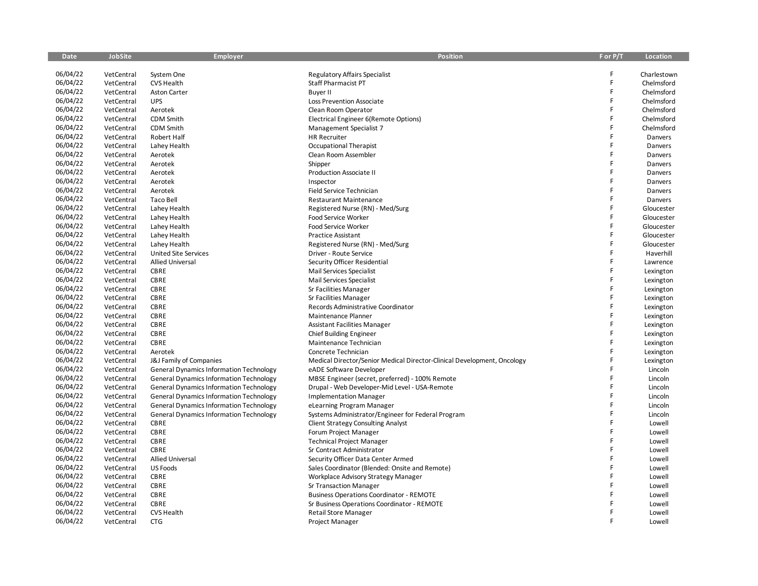| Date | JobSite | Employer | Position | F or P/T | Location |
|---|---|---|---|---|---|
| 06/04/22 | VetCentral | System One | Regulatory Affairs Specialist | F | Charlestown |
| 06/04/22 | VetCentral | CVS Health | Staff Pharmacist PT | F | Chelmsford |
| 06/04/22 | VetCentral | Aston Carter | Buyer II | F | Chelmsford |
| 06/04/22 | VetCentral | UPS | Loss Prevention Associate | F | Chelmsford |
| 06/04/22 | VetCentral | Aerotek | Clean Room Operator | F | Chelmsford |
| 06/04/22 | VetCentral | CDM Smith | Electrical Engineer 6(Remote Options) | F | Chelmsford |
| 06/04/22 | VetCentral | CDM Smith | Management Specialist 7 | F | Chelmsford |
| 06/04/22 | VetCentral | Robert Half | HR Recruiter | F | Danvers |
| 06/04/22 | VetCentral | Lahey Health | Occupational Therapist | F | Danvers |
| 06/04/22 | VetCentral | Aerotek | Clean Room Assembler | F | Danvers |
| 06/04/22 | VetCentral | Aerotek | Shipper | F | Danvers |
| 06/04/22 | VetCentral | Aerotek | Production Associate II | F | Danvers |
| 06/04/22 | VetCentral | Aerotek | Inspector | F | Danvers |
| 06/04/22 | VetCentral | Aerotek | Field Service Technician | F | Danvers |
| 06/04/22 | VetCentral | Taco Bell | Restaurant Maintenance | F | Danvers |
| 06/04/22 | VetCentral | Lahey Health | Registered Nurse (RN) - Med/Surg | F | Gloucester |
| 06/04/22 | VetCentral | Lahey Health | Food Service Worker | F | Gloucester |
| 06/04/22 | VetCentral | Lahey Health | Food Service Worker | F | Gloucester |
| 06/04/22 | VetCentral | Lahey Health | Practice Assistant | F | Gloucester |
| 06/04/22 | VetCentral | Lahey Health | Registered Nurse (RN) - Med/Surg | F | Gloucester |
| 06/04/22 | VetCentral | United Site Services | Driver - Route Service | F | Haverhill |
| 06/04/22 | VetCentral | Allied Universal | Security Officer Residential | F | Lawrence |
| 06/04/22 | VetCentral | CBRE | Mail Services Specialist | F | Lexington |
| 06/04/22 | VetCentral | CBRE | Mail Services Specialist | F | Lexington |
| 06/04/22 | VetCentral | CBRE | Sr Facilities Manager | F | Lexington |
| 06/04/22 | VetCentral | CBRE | Sr Facilities Manager | F | Lexington |
| 06/04/22 | VetCentral | CBRE | Records Administrative Coordinator | F | Lexington |
| 06/04/22 | VetCentral | CBRE | Maintenance Planner | F | Lexington |
| 06/04/22 | VetCentral | CBRE | Assistant Facilities Manager | F | Lexington |
| 06/04/22 | VetCentral | CBRE | Chief Building Engineer | F | Lexington |
| 06/04/22 | VetCentral | CBRE | Maintenance Technician | F | Lexington |
| 06/04/22 | VetCentral | Aerotek | Concrete Technician | F | Lexington |
| 06/04/22 | VetCentral | J&J Family of Companies | Medical Director/Senior Medical Director-Clinical Development, Oncology | F | Lexington |
| 06/04/22 | VetCentral | General Dynamics Information Technology | eADE Software Developer | F | Lincoln |
| 06/04/22 | VetCentral | General Dynamics Information Technology | MBSE Engineer (secret, preferred) - 100% Remote | F | Lincoln |
| 06/04/22 | VetCentral | General Dynamics Information Technology | Drupal - Web Developer-Mid Level - USA-Remote | F | Lincoln |
| 06/04/22 | VetCentral | General Dynamics Information Technology | Implementation Manager | F | Lincoln |
| 06/04/22 | VetCentral | General Dynamics Information Technology | eLearning Program Manager | F | Lincoln |
| 06/04/22 | VetCentral | General Dynamics Information Technology | Systems Administrator/Engineer for Federal Program | F | Lincoln |
| 06/04/22 | VetCentral | CBRE | Client Strategy Consulting Analyst | F | Lowell |
| 06/04/22 | VetCentral | CBRE | Forum Project Manager | F | Lowell |
| 06/04/22 | VetCentral | CBRE | Technical Project Manager | F | Lowell |
| 06/04/22 | VetCentral | CBRE | Sr Contract Administrator | F | Lowell |
| 06/04/22 | VetCentral | Allied Universal | Security Officer Data Center Armed | F | Lowell |
| 06/04/22 | VetCentral | US Foods | Sales Coordinator (Blended: Onsite and Remote) | F | Lowell |
| 06/04/22 | VetCentral | CBRE | Workplace Advisory Strategy Manager | F | Lowell |
| 06/04/22 | VetCentral | CBRE | Sr Transaction Manager | F | Lowell |
| 06/04/22 | VetCentral | CBRE | Business Operations Coordinator - REMOTE | F | Lowell |
| 06/04/22 | VetCentral | CBRE | Sr Business Operations Coordinator - REMOTE | F | Lowell |
| 06/04/22 | VetCentral | CVS Health | Retail Store Manager | F | Lowell |
| 06/04/22 | VetCentral | CTG | Project Manager | F | Lowell |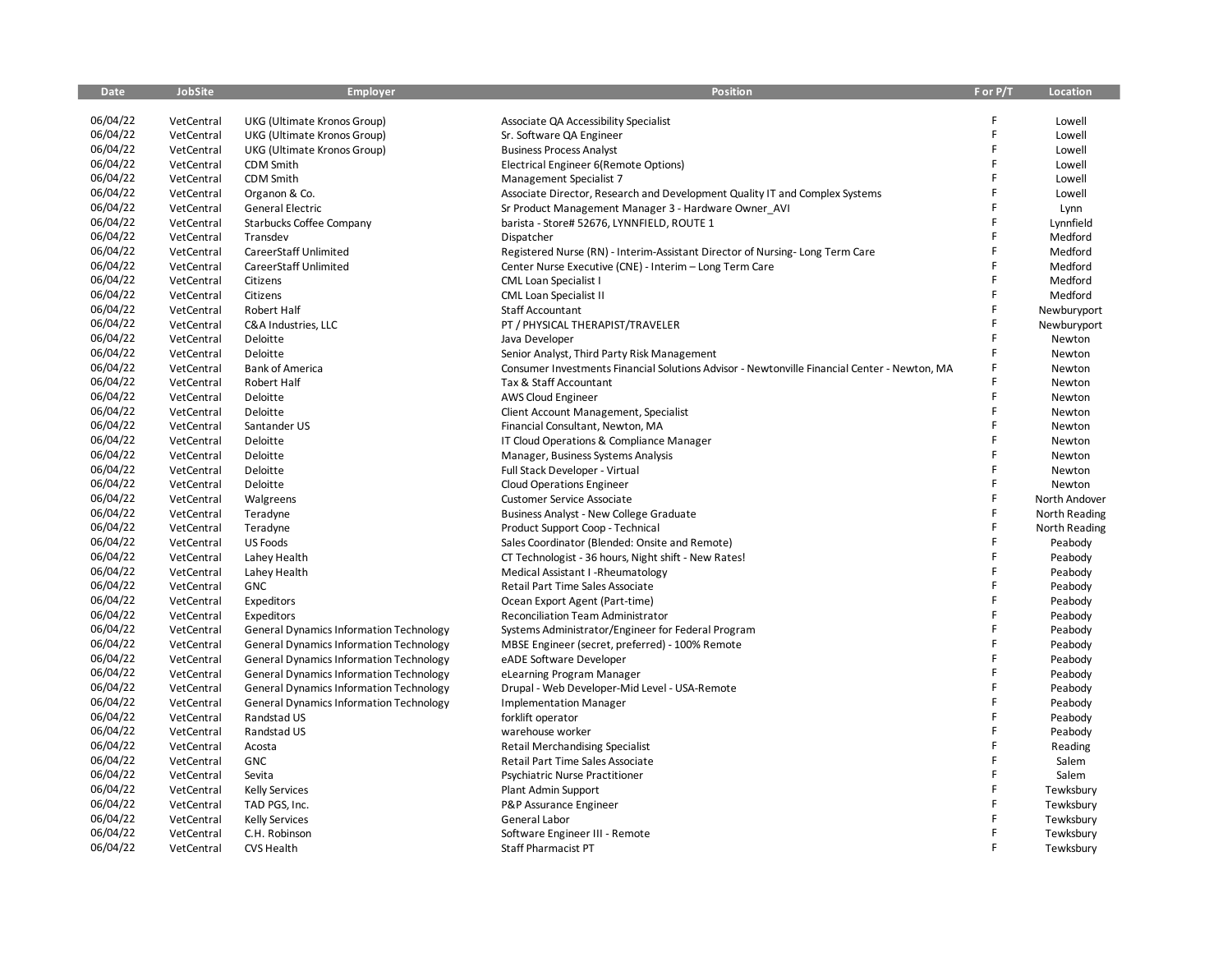| Date | JobSite | Employer | Position | F or P/T | Location |
|---|---|---|---|---|---|
| 06/04/22 | VetCentral | UKG (Ultimate Kronos Group) | Associate QA Accessibility Specialist | F | Lowell |
| 06/04/22 | VetCentral | UKG (Ultimate Kronos Group) | Sr. Software QA Engineer | F | Lowell |
| 06/04/22 | VetCentral | UKG (Ultimate Kronos Group) | Business Process Analyst | F | Lowell |
| 06/04/22 | VetCentral | CDM Smith | Electrical Engineer 6(Remote Options) | F | Lowell |
| 06/04/22 | VetCentral | CDM Smith | Management Specialist 7 | F | Lowell |
| 06/04/22 | VetCentral | Organon & Co. | Associate Director, Research and Development Quality IT and Complex Systems | F | Lowell |
| 06/04/22 | VetCentral | General Electric | Sr Product Management Manager 3 - Hardware Owner_AVI | F | Lynn |
| 06/04/22 | VetCentral | Starbucks Coffee Company | barista - Store# 52676, LYNNFIELD, ROUTE 1 | F | Lynnfield |
| 06/04/22 | VetCentral | Transdev | Dispatcher | F | Medford |
| 06/04/22 | VetCentral | CareerStaff Unlimited | Registered Nurse (RN) - Interim-Assistant Director of Nursing- Long Term Care | F | Medford |
| 06/04/22 | VetCentral | CareerStaff Unlimited | Center Nurse Executive (CNE) - Interim – Long Term Care | F | Medford |
| 06/04/22 | VetCentral | Citizens | CML Loan Specialist I | F | Medford |
| 06/04/22 | VetCentral | Citizens | CML Loan Specialist II | F | Medford |
| 06/04/22 | VetCentral | Robert Half | Staff Accountant | F | Newburyport |
| 06/04/22 | VetCentral | C&A Industries, LLC | PT / PHYSICAL THERAPIST/TRAVELER | F | Newburyport |
| 06/04/22 | VetCentral | Deloitte | Java Developer | F | Newton |
| 06/04/22 | VetCentral | Deloitte | Senior Analyst, Third Party Risk Management | F | Newton |
| 06/04/22 | VetCentral | Bank of America | Consumer Investments Financial Solutions Advisor - Newtonville Financial Center - Newton, MA | F | Newton |
| 06/04/22 | VetCentral | Robert Half | Tax & Staff Accountant | F | Newton |
| 06/04/22 | VetCentral | Deloitte | AWS Cloud Engineer | F | Newton |
| 06/04/22 | VetCentral | Deloitte | Client Account Management, Specialist | F | Newton |
| 06/04/22 | VetCentral | Santander US | Financial Consultant, Newton, MA | F | Newton |
| 06/04/22 | VetCentral | Deloitte | IT Cloud Operations & Compliance Manager | F | Newton |
| 06/04/22 | VetCentral | Deloitte | Manager, Business Systems Analysis | F | Newton |
| 06/04/22 | VetCentral | Deloitte | Full Stack Developer - Virtual | F | Newton |
| 06/04/22 | VetCentral | Deloitte | Cloud Operations Engineer | F | Newton |
| 06/04/22 | VetCentral | Walgreens | Customer Service Associate | F | North Andover |
| 06/04/22 | VetCentral | Teradyne | Business Analyst - New College Graduate | F | North Reading |
| 06/04/22 | VetCentral | Teradyne | Product Support Coop - Technical | F | North Reading |
| 06/04/22 | VetCentral | US Foods | Sales Coordinator (Blended: Onsite and Remote) | F | Peabody |
| 06/04/22 | VetCentral | Lahey Health | CT Technologist - 36 hours, Night shift - New Rates! | F | Peabody |
| 06/04/22 | VetCentral | Lahey Health | Medical Assistant I -Rheumatology | F | Peabody |
| 06/04/22 | VetCentral | GNC | Retail Part Time Sales Associate | F | Peabody |
| 06/04/22 | VetCentral | Expeditors | Ocean Export Agent (Part-time) | F | Peabody |
| 06/04/22 | VetCentral | Expeditors | Reconciliation Team Administrator | F | Peabody |
| 06/04/22 | VetCentral | General Dynamics Information Technology | Systems Administrator/Engineer for Federal Program | F | Peabody |
| 06/04/22 | VetCentral | General Dynamics Information Technology | MBSE Engineer (secret, preferred) - 100% Remote | F | Peabody |
| 06/04/22 | VetCentral | General Dynamics Information Technology | eADE Software Developer | F | Peabody |
| 06/04/22 | VetCentral | General Dynamics Information Technology | eLearning Program Manager | F | Peabody |
| 06/04/22 | VetCentral | General Dynamics Information Technology | Drupal - Web Developer-Mid Level - USA-Remote | F | Peabody |
| 06/04/22 | VetCentral | General Dynamics Information Technology | Implementation Manager | F | Peabody |
| 06/04/22 | VetCentral | Randstad US | forklift operator | F | Peabody |
| 06/04/22 | VetCentral | Randstad US | warehouse worker | F | Peabody |
| 06/04/22 | VetCentral | Acosta | Retail Merchandising Specialist | F | Reading |
| 06/04/22 | VetCentral | GNC | Retail Part Time Sales Associate | F | Salem |
| 06/04/22 | VetCentral | Sevita | Psychiatric Nurse Practitioner | F | Salem |
| 06/04/22 | VetCentral | Kelly Services | Plant Admin Support | F | Tewksbury |
| 06/04/22 | VetCentral | TAD PGS, Inc. | P&P Assurance Engineer | F | Tewksbury |
| 06/04/22 | VetCentral | Kelly Services | General Labor | F | Tewksbury |
| 06/04/22 | VetCentral | C.H. Robinson | Software Engineer III - Remote | F | Tewksbury |
| 06/04/22 | VetCentral | CVS Health | Staff Pharmacist PT | F | Tewksbury |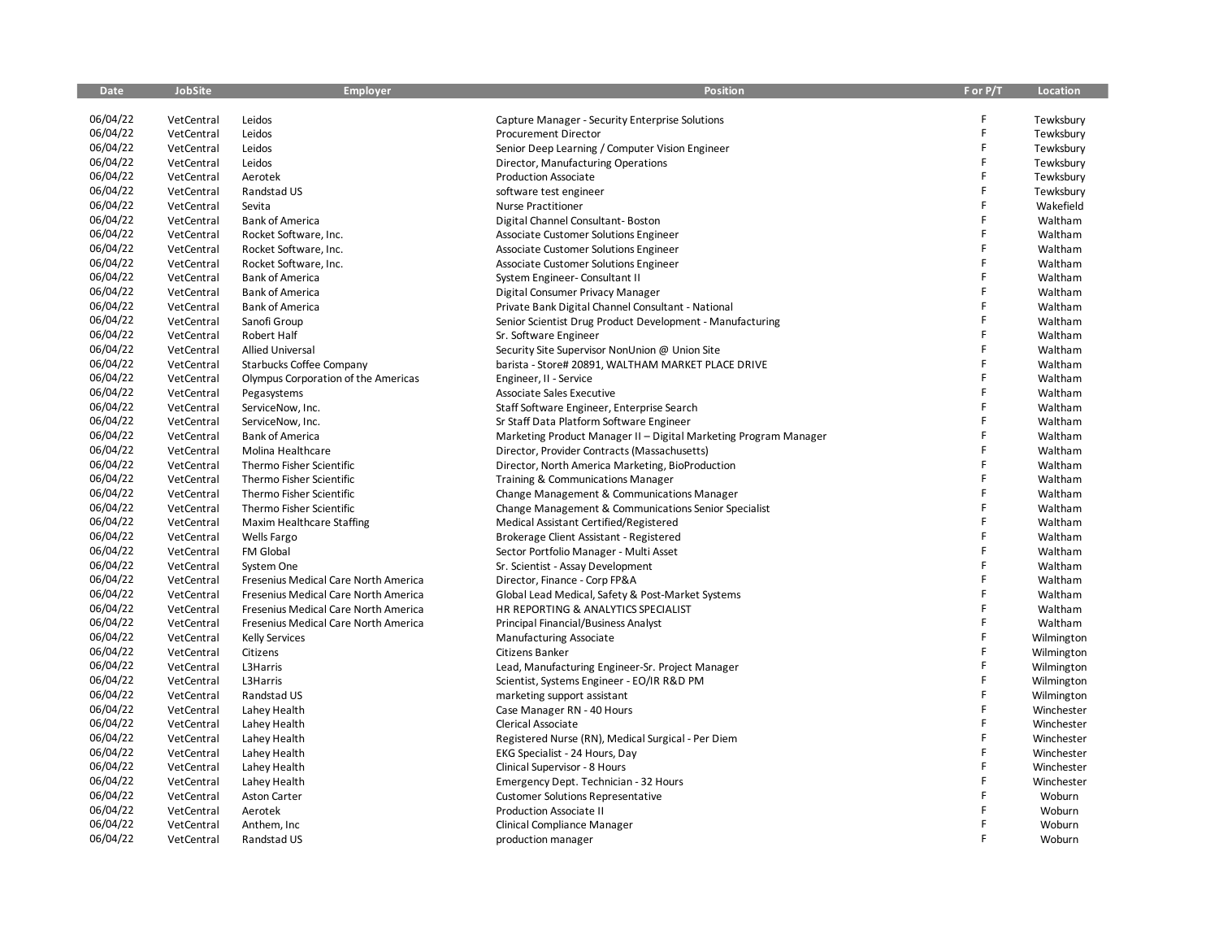| Date | JobSite | Employer | Position | F or P/T | Location |
|---|---|---|---|---|---|
| 06/04/22 | VetCentral | Leidos | Capture Manager - Security Enterprise Solutions | F | Tewksbury |
| 06/04/22 | VetCentral | Leidos | Procurement Director | F | Tewksbury |
| 06/04/22 | VetCentral | Leidos | Senior Deep Learning / Computer Vision Engineer | F | Tewksbury |
| 06/04/22 | VetCentral | Leidos | Director, Manufacturing Operations | F | Tewksbury |
| 06/04/22 | VetCentral | Aerotek | Production Associate | F | Tewksbury |
| 06/04/22 | VetCentral | Randstad US | software test engineer | F | Tewksbury |
| 06/04/22 | VetCentral | Sevita | Nurse Practitioner | F | Wakefield |
| 06/04/22 | VetCentral | Bank of America | Digital Channel Consultant- Boston | F | Waltham |
| 06/04/22 | VetCentral | Rocket Software, Inc. | Associate Customer Solutions Engineer | F | Waltham |
| 06/04/22 | VetCentral | Rocket Software, Inc. | Associate Customer Solutions Engineer | F | Waltham |
| 06/04/22 | VetCentral | Rocket Software, Inc. | Associate Customer Solutions Engineer | F | Waltham |
| 06/04/22 | VetCentral | Bank of America | System Engineer- Consultant II | F | Waltham |
| 06/04/22 | VetCentral | Bank of America | Digital Consumer Privacy Manager | F | Waltham |
| 06/04/22 | VetCentral | Bank of America | Private Bank Digital Channel Consultant - National | F | Waltham |
| 06/04/22 | VetCentral | Sanofi Group | Senior Scientist Drug Product Development - Manufacturing | F | Waltham |
| 06/04/22 | VetCentral | Robert Half | Sr. Software Engineer | F | Waltham |
| 06/04/22 | VetCentral | Allied Universal | Security Site Supervisor NonUnion @ Union Site | F | Waltham |
| 06/04/22 | VetCentral | Starbucks Coffee Company | barista - Store# 20891, WALTHAM MARKET PLACE DRIVE | F | Waltham |
| 06/04/22 | VetCentral | Olympus Corporation of the Americas | Engineer, II - Service | F | Waltham |
| 06/04/22 | VetCentral | Pegasystems | Associate Sales Executive | F | Waltham |
| 06/04/22 | VetCentral | ServiceNow, Inc. | Staff Software Engineer, Enterprise Search | F | Waltham |
| 06/04/22 | VetCentral | ServiceNow, Inc. | Sr Staff Data Platform Software Engineer | F | Waltham |
| 06/04/22 | VetCentral | Bank of America | Marketing Product Manager II – Digital Marketing Program Manager | F | Waltham |
| 06/04/22 | VetCentral | Molina Healthcare | Director, Provider Contracts (Massachusetts) | F | Waltham |
| 06/04/22 | VetCentral | Thermo Fisher Scientific | Director, North America Marketing, BioProduction | F | Waltham |
| 06/04/22 | VetCentral | Thermo Fisher Scientific | Training & Communications Manager | F | Waltham |
| 06/04/22 | VetCentral | Thermo Fisher Scientific | Change Management & Communications Manager | F | Waltham |
| 06/04/22 | VetCentral | Thermo Fisher Scientific | Change Management & Communications Senior Specialist | F | Waltham |
| 06/04/22 | VetCentral | Maxim Healthcare Staffing | Medical Assistant Certified/Registered | F | Waltham |
| 06/04/22 | VetCentral | Wells Fargo | Brokerage Client Assistant - Registered | F | Waltham |
| 06/04/22 | VetCentral | FM Global | Sector Portfolio Manager - Multi Asset | F | Waltham |
| 06/04/22 | VetCentral | System One | Sr. Scientist - Assay Development | F | Waltham |
| 06/04/22 | VetCentral | Fresenius Medical Care North America | Director, Finance - Corp FP&A | F | Waltham |
| 06/04/22 | VetCentral | Fresenius Medical Care North America | Global Lead Medical, Safety & Post-Market Systems | F | Waltham |
| 06/04/22 | VetCentral | Fresenius Medical Care North America | HR REPORTING & ANALYTICS SPECIALIST | F | Waltham |
| 06/04/22 | VetCentral | Fresenius Medical Care North America | Principal Financial/Business Analyst | F | Waltham |
| 06/04/22 | VetCentral | Kelly Services | Manufacturing Associate | F | Wilmington |
| 06/04/22 | VetCentral | Citizens | Citizens Banker | F | Wilmington |
| 06/04/22 | VetCentral | L3Harris | Lead, Manufacturing Engineer-Sr. Project Manager | F | Wilmington |
| 06/04/22 | VetCentral | L3Harris | Scientist, Systems Engineer - EO/IR R&D PM | F | Wilmington |
| 06/04/22 | VetCentral | Randstad US | marketing support assistant | F | Wilmington |
| 06/04/22 | VetCentral | Lahey Health | Case Manager RN - 40 Hours | F | Winchester |
| 06/04/22 | VetCentral | Lahey Health | Clerical Associate | F | Winchester |
| 06/04/22 | VetCentral | Lahey Health | Registered Nurse (RN), Medical Surgical - Per Diem | F | Winchester |
| 06/04/22 | VetCentral | Lahey Health | EKG Specialist - 24 Hours, Day | F | Winchester |
| 06/04/22 | VetCentral | Lahey Health | Clinical Supervisor - 8 Hours | F | Winchester |
| 06/04/22 | VetCentral | Lahey Health | Emergency Dept. Technician - 32 Hours | F | Winchester |
| 06/04/22 | VetCentral | Aston Carter | Customer Solutions Representative | F | Woburn |
| 06/04/22 | VetCentral | Aerotek | Production Associate II | F | Woburn |
| 06/04/22 | VetCentral | Anthem, Inc | Clinical Compliance Manager | F | Woburn |
| 06/04/22 | VetCentral | Randstad US | production manager | F | Woburn |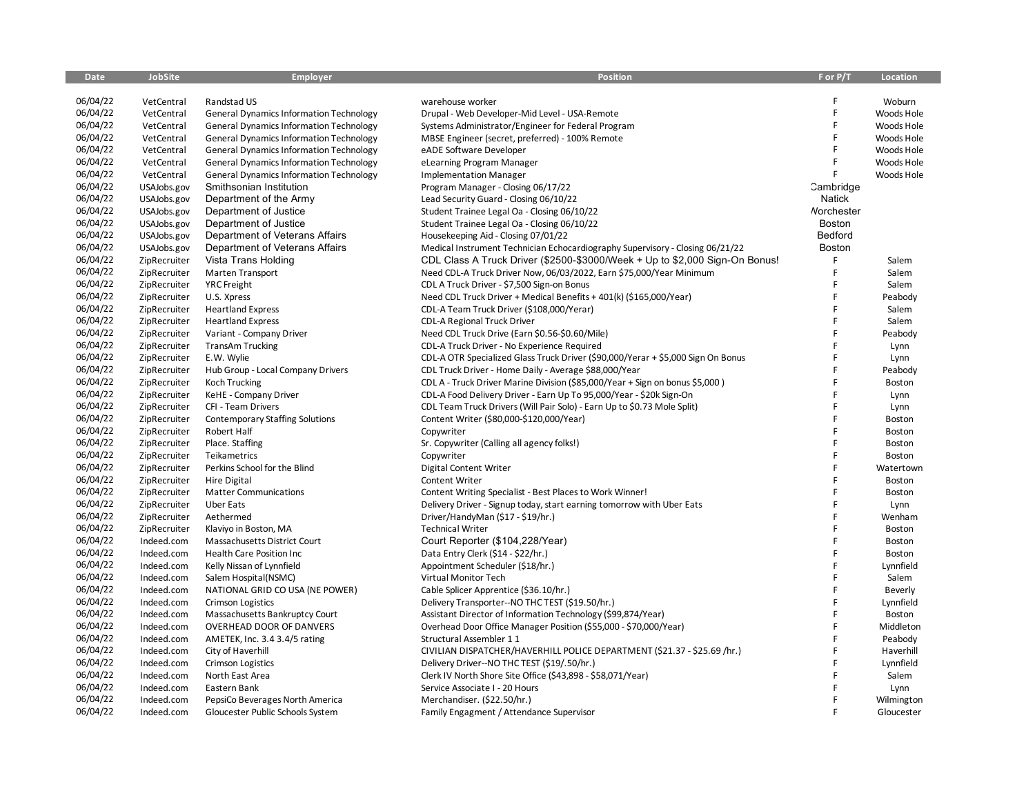| Date | JobSite | Employer | Position | F or P/T | Location |
|---|---|---|---|---|---|
| 06/04/22 | VetCentral | Randstad US | warehouse worker | F | Woburn |
| 06/04/22 | VetCentral | General Dynamics Information Technology | Drupal - Web Developer-Mid Level - USA-Remote | F | Woods Hole |
| 06/04/22 | VetCentral | General Dynamics Information Technology | Systems Administrator/Engineer for Federal Program | F | Woods Hole |
| 06/04/22 | VetCentral | General Dynamics Information Technology | MBSE Engineer (secret, preferred) - 100% Remote | F | Woods Hole |
| 06/04/22 | VetCentral | General Dynamics Information Technology | eADE Software Developer | F | Woods Hole |
| 06/04/22 | VetCentral | General Dynamics Information Technology | eLearning Program Manager | F | Woods Hole |
| 06/04/22 | VetCentral | General Dynamics Information Technology | Implementation Manager | F | Woods Hole |
| 06/04/22 | USAJobs.gov | Smithsonian Institution | Program Manager - Closing 06/17/22 | Cambridge | |
| 06/04/22 | USAJobs.gov | Department of the Army | Lead Security Guard - Closing 06/10/22 | Natick | |
| 06/04/22 | USAJobs.gov | Department of Justice | Student Trainee Legal Oa - Closing 06/10/22 | Worchester | |
| 06/04/22 | USAJobs.gov | Department of Justice | Student Trainee Legal Oa - Closing 06/10/22 | Boston | |
| 06/04/22 | USAJobs.gov | Department of Veterans Affairs | Housekeeping Aid - Closing 07/01/22 | Bedford | |
| 06/04/22 | USAJobs.gov | Department of Veterans Affairs | Medical Instrument Technician Echocardiography Supervisory - Closing 06/21/22 | Boston | |
| 06/04/22 | ZipRecruiter | Vista Trans Holding | CDL Class A Truck Driver ($2500-$3000/Week + Up to $2,000 Sign-On Bonus! | F | Salem |
| 06/04/22 | ZipRecruiter | Marten Transport | Need CDL-A Truck Driver Now, 06/03/2022, Earn $75,000/Year Minimum | F | Salem |
| 06/04/22 | ZipRecruiter | YRC Freight | CDL A Truck Driver - $7,500 Sign-on Bonus | F | Salem |
| 06/04/22 | ZipRecruiter | U.S. Xpress | Need CDL Truck Driver + Medical Benefits + 401(k) ($165,000/Year) | F | Peabody |
| 06/04/22 | ZipRecruiter | Heartland Express | CDL-A Team Truck Driver ($108,000/Yerar) | F | Salem |
| 06/04/22 | ZipRecruiter | Heartland Express | CDL-A Regional Truck Driver | F | Salem |
| 06/04/22 | ZipRecruiter | Variant - Company Driver | Need CDL Truck Drive (Earn $0.56-$0.60/Mile) | F | Peabody |
| 06/04/22 | ZipRecruiter | TransAm Trucking | CDL-A Truck Driver - No Experience Required | F | Lynn |
| 06/04/22 | ZipRecruiter | E.W. Wylie | CDL-A OTR Specialized Glass Truck Driver ($90,000/Yerar + $5,000 Sign On Bonus | F | Lynn |
| 06/04/22 | ZipRecruiter | Hub Group - Local Company Drivers | CDL Truck Driver - Home Daily - Average $88,000/Year | F | Peabody |
| 06/04/22 | ZipRecruiter | Koch Trucking | CDL A - Truck Driver Marine Division ($85,000/Year + Sign on bonus $5,000 ) | F | Boston |
| 06/04/22 | ZipRecruiter | KeHE - Company Driver | CDL-A Food Delivery Driver - Earn Up To 95,000/Year - $20k Sign-On | F | Lynn |
| 06/04/22 | ZipRecruiter | CFI - Team Drivers | CDL Team Truck Drivers (Will Pair Solo) - Earn Up to $0.73 Mole Split) | F | Lynn |
| 06/04/22 | ZipRecruiter | Contemporary Staffing Solutions | Content Writer ($80,000-$120,000/Year) | F | Boston |
| 06/04/22 | ZipRecruiter | Robert Half | Copywriter | F | Boston |
| 06/04/22 | ZipRecruiter | Place. Staffing | Sr. Copywriter (Calling all agency folks!) | F | Boston |
| 06/04/22 | ZipRecruiter | Teikametrics | Copywriter | F | Boston |
| 06/04/22 | ZipRecruiter | Perkins School for the Blind | Digital Content Writer | F | Watertown |
| 06/04/22 | ZipRecruiter | Hire Digital | Content Writer | F | Boston |
| 06/04/22 | ZipRecruiter | Matter Communications | Content Writing Specialist - Best Places to Work Winner! | F | Boston |
| 06/04/22 | ZipRecruiter | Uber Eats | Delivery Driver - Signup today, start earning tomorrow with Uber Eats | F | Lynn |
| 06/04/22 | ZipRecruiter | Aethermed | Driver/HandyMan ($17 - $19/hr.) | F | Wenham |
| 06/04/22 | ZipRecruiter | Klaviyo in Boston, MA | Technical Writer | F | Boston |
| 06/04/22 | Indeed.com | Massachusetts District Court | Court Reporter ($104,228/Year) | F | Boston |
| 06/04/22 | Indeed.com | Health Care Position Inc | Data Entry Clerk ($14 - $22/hr.) | F | Boston |
| 06/04/22 | Indeed.com | Kelly Nissan of Lynnfield | Appointment Scheduler ($18/hr.) | F | Lynnfield |
| 06/04/22 | Indeed.com | Salem Hospital(NSMC) | Virtual Monitor Tech | F | Salem |
| 06/04/22 | Indeed.com | NATIONAL GRID CO USA (NE POWER) | Cable Splicer Apprentice ($36.10/hr.) | F | Beverly |
| 06/04/22 | Indeed.com | Crimson Logistics | Delivery Transporter--NO THC TEST ($19.50/hr.) | F | Lynnfield |
| 06/04/22 | Indeed.com | Massachusetts Bankruptcy Court | Assistant Director of Information Technology ($99,874/Year) | F | Boston |
| 06/04/22 | Indeed.com | OVERHEAD DOOR OF DANVERS | Overhead Door Office Manager Position ($55,000 - $70,000/Year) | F | Middleton |
| 06/04/22 | Indeed.com | AMETEK, Inc. 3.4 3.4/5 rating | Structural Assembler 1 1 | F | Peabody |
| 06/04/22 | Indeed.com | City of Haverhill | CIVILIAN DISPATCHER/HAVERHILL POLICE DEPARTMENT ($21.37 - $25.69 /hr.) | F | Haverhill |
| 06/04/22 | Indeed.com | Crimson Logistics | Delivery Driver--NO THC TEST ($19/.50/hr.) | F | Lynnfield |
| 06/04/22 | Indeed.com | North East Area | Clerk IV North Shore Site Office ($43,898 - $58,071/Year) | F | Salem |
| 06/04/22 | Indeed.com | Eastern Bank | Service Associate I - 20 Hours | F | Lynn |
| 06/04/22 | Indeed.com | PepsiCo Beverages North America | Merchandiser. ($22.50/hr.) | F | Wilmington |
| 06/04/22 | Indeed.com | Gloucester Public Schools System | Family Engagment / Attendance Supervisor | F | Gloucester |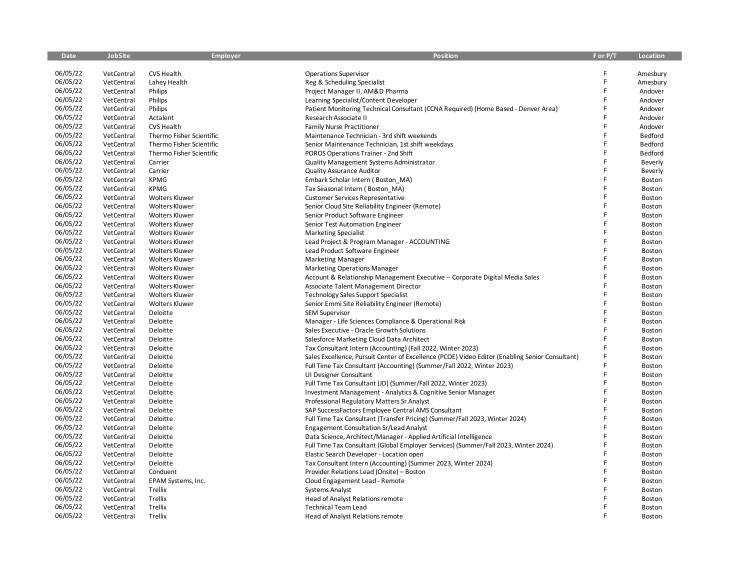| Date | JobSite | Employer | Position | F or P/T | Location |
|---|---|---|---|---|---|
| 06/05/22 | VetCentral | CVS Health | Operations Supervisor | F | Amesbury |
| 06/05/22 | VetCentral | Lahey Health | Reg & Scheduling Specialist | F | Amesbury |
| 06/05/22 | VetCentral | Philips | Project Manager II, AM&D Pharma | F | Andover |
| 06/05/22 | VetCentral | Philips | Learning Specialist/Content Developer | F | Andover |
| 06/05/22 | VetCentral | Philips | Patient Monitoring Technical Consultant (CCNA Required) (Home Based - Denver Area) | F | Andover |
| 06/05/22 | VetCentral | Actalent | Research Associate II | F | Andover |
| 06/05/22 | VetCentral | CVS Health | Family Nurse Practitioner | F | Andover |
| 06/05/22 | VetCentral | Thermo Fisher Scientific | Maintenance Technician - 3rd shift weekends | F | Bedford |
| 06/05/22 | VetCentral | Thermo Fisher Scientific | Senior Maintenance Technician, 1st shift weekdays | F | Bedford |
| 06/05/22 | VetCentral | Thermo Fisher Scientific | POROS Operations Trainer - 2nd Shift | F | Bedford |
| 06/05/22 | VetCentral | Carrier | Quality Management Systems Administrator | F | Beverly |
| 06/05/22 | VetCentral | Carrier | Quality Assurance Auditor | F | Beverly |
| 06/05/22 | VetCentral | KPMG | Embark Scholar Intern ( Boston_MA) | F | Boston |
| 06/05/22 | VetCentral | KPMG | Tax Seasonal Intern ( Boston_MA) | F | Boston |
| 06/05/22 | VetCentral | Wolters Kluwer | Customer Services Representative | F | Boston |
| 06/05/22 | VetCentral | Wolters Kluwer | Senior Cloud Site Reliability Engineer (Remote) | F | Boston |
| 06/05/22 | VetCentral | Wolters Kluwer | Senior Product Software Engineer | F | Boston |
| 06/05/22 | VetCentral | Wolters Kluwer | Senior Test Automation Engineer | F | Boston |
| 06/05/22 | VetCentral | Wolters Kluwer | Marketing Specialist | F | Boston |
| 06/05/22 | VetCentral | Wolters Kluwer | Lead Project & Program Manager - ACCOUNTING | F | Boston |
| 06/05/22 | VetCentral | Wolters Kluwer | Lead Product Software Engineer | F | Boston |
| 06/05/22 | VetCentral | Wolters Kluwer | Marketing Manager | F | Boston |
| 06/05/22 | VetCentral | Wolters Kluwer | Marketing Operations Manager | F | Boston |
| 06/05/22 | VetCentral | Wolters Kluwer | Account & Relationship Management Executive -- Corporate Digital Media Sales | F | Boston |
| 06/05/22 | VetCentral | Wolters Kluwer | Associate Talent Management Director | F | Boston |
| 06/05/22 | VetCentral | Wolters Kluwer | Technology Sales Support Specialist | F | Boston |
| 06/05/22 | VetCentral | Wolters Kluwer | Senior Emmi Site Reliability Engineer (Remote) | F | Boston |
| 06/05/22 | VetCentral | Deloitte | SEM Supervisor | F | Boston |
| 06/05/22 | VetCentral | Deloitte | Manager - Life Sciences Compliance & Operational Risk | F | Boston |
| 06/05/22 | VetCentral | Deloitte | Sales Executive - Oracle Growth Solutions | F | Boston |
| 06/05/22 | VetCentral | Deloitte | Salesforce Marketing Cloud Data Architect | F | Boston |
| 06/05/22 | VetCentral | Deloitte | Tax Consultant Intern (Accounting) (Fall 2022, Winter 2023) | F | Boston |
| 06/05/22 | VetCentral | Deloitte | Sales Excellence, Pursuit Center of Excellence (PCOE) Video Editor (Enabling Senior Consultant) | F | Boston |
| 06/05/22 | VetCentral | Deloitte | Full Time Tax Consultant (Accounting) (Summer/Fall 2022, Winter 2023) | F | Boston |
| 06/05/22 | VetCentral | Deloitte | UI Designer Consultant | F | Boston |
| 06/05/22 | VetCentral | Deloitte | Full Time Tax Consultant (JD) (Summer/Fall 2022, Winter 2023) | F | Boston |
| 06/05/22 | VetCentral | Deloitte | Investment Management - Analytics & Cognitive Senior Manager | F | Boston |
| 06/05/22 | VetCentral | Deloitte | Professional Regulatory Matters Sr Analyst | F | Boston |
| 06/05/22 | VetCentral | Deloitte | SAP SuccessFactors Employee Central AMS Consultant | F | Boston |
| 06/05/22 | VetCentral | Deloitte | Full Time Tax Consultant (Transfer Pricing) (Summer/Fall 2023, Winter 2024) | F | Boston |
| 06/05/22 | VetCentral | Deloitte | Engagement Consultation Sr/Lead Analyst | F | Boston |
| 06/05/22 | VetCentral | Deloitte | Data Science, Architect/Manager - Applied Artificial Intelligence | F | Boston |
| 06/05/22 | VetCentral | Deloitte | Full Time Tax Consultant (Global Employer Services) (Summer/Fall 2023, Winter 2024) | F | Boston |
| 06/05/22 | VetCentral | Deloitte | Elastic Search Developer - Location open | F | Boston |
| 06/05/22 | VetCentral | Deloitte | Tax Consultant Intern (Accounting) (Summer 2023, Winter 2024) | F | Boston |
| 06/05/22 | VetCentral | Conduent | Provider Relations Lead (Onsite) – Boston | F | Boston |
| 06/05/22 | VetCentral | EPAM Systems, Inc. | Cloud Engagement Lead - Remote | F | Boston |
| 06/05/22 | VetCentral | Trellix | Systems Analyst | F | Boston |
| 06/05/22 | VetCentral | Trellix | Head of Analyst Relations remote | F | Boston |
| 06/05/22 | VetCentral | Trellix | Technical Team Lead | F | Boston |
| 06/05/22 | VetCentral | Trellix | Head of Analyst Relations remote | F | Boston |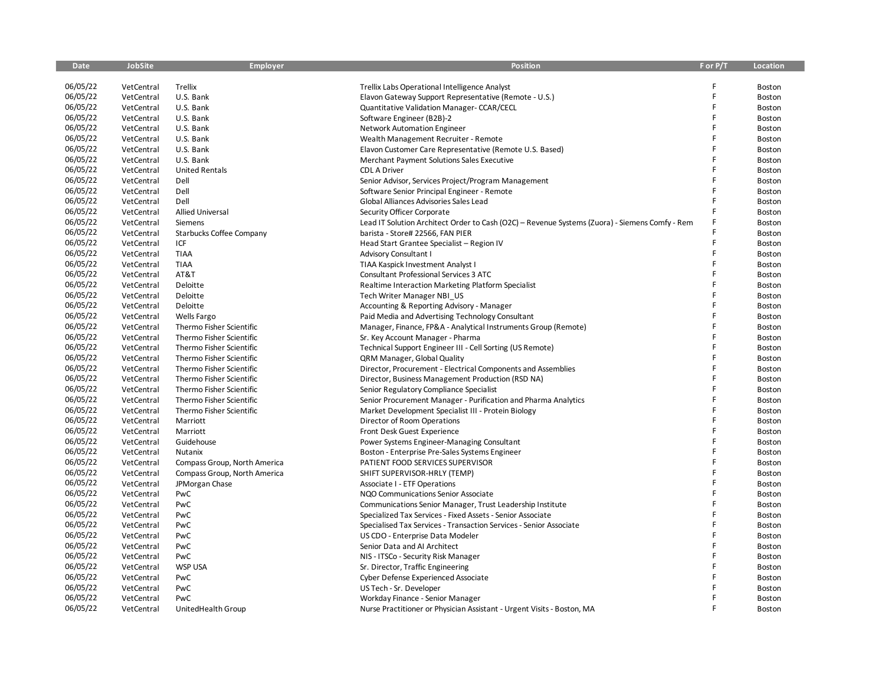| Date | JobSite | Employer | Position | F or P/T | Location |
|---|---|---|---|---|---|
| 06/05/22 | VetCentral | Trellix | Trellix Labs Operational Intelligence Analyst | F | Boston |
| 06/05/22 | VetCentral | U.S. Bank | Elavon Gateway Support Representative (Remote - U.S.) | F | Boston |
| 06/05/22 | VetCentral | U.S. Bank | Quantitative Validation Manager- CCAR/CECL | F | Boston |
| 06/05/22 | VetCentral | U.S. Bank | Software Engineer (B2B)-2 | F | Boston |
| 06/05/22 | VetCentral | U.S. Bank | Network Automation Engineer | F | Boston |
| 06/05/22 | VetCentral | U.S. Bank | Wealth Management Recruiter - Remote | F | Boston |
| 06/05/22 | VetCentral | U.S. Bank | Elavon Customer Care Representative (Remote U.S. Based) | F | Boston |
| 06/05/22 | VetCentral | U.S. Bank | Merchant Payment Solutions Sales Executive | F | Boston |
| 06/05/22 | VetCentral | United Rentals | CDL A Driver | F | Boston |
| 06/05/22 | VetCentral | Dell | Senior Advisor, Services Project/Program Management | F | Boston |
| 06/05/22 | VetCentral | Dell | Software Senior Principal Engineer - Remote | F | Boston |
| 06/05/22 | VetCentral | Dell | Global Alliances Advisories Sales Lead | F | Boston |
| 06/05/22 | VetCentral | Allied Universal | Security Officer Corporate | F | Boston |
| 06/05/22 | VetCentral | Siemens | Lead IT Solution Architect Order to Cash (O2C) – Revenue Systems (Zuora) - Siemens Comfy - Rem | F | Boston |
| 06/05/22 | VetCentral | Starbucks Coffee Company | barista - Store# 22566, FAN PIER | F | Boston |
| 06/05/22 | VetCentral | ICF | Head Start Grantee Specialist – Region IV | F | Boston |
| 06/05/22 | VetCentral | TIAA | Advisory Consultant I | F | Boston |
| 06/05/22 | VetCentral | TIAA | TIAA Kaspick Investment Analyst I | F | Boston |
| 06/05/22 | VetCentral | AT&T | Consultant Professional Services 3 ATC | F | Boston |
| 06/05/22 | VetCentral | Deloitte | Realtime Interaction Marketing Platform Specialist | F | Boston |
| 06/05/22 | VetCentral | Deloitte | Tech Writer Manager NBI_US | F | Boston |
| 06/05/22 | VetCentral | Deloitte | Accounting & Reporting Advisory - Manager | F | Boston |
| 06/05/22 | VetCentral | Wells Fargo | Paid Media and Advertising Technology Consultant | F | Boston |
| 06/05/22 | VetCentral | Thermo Fisher Scientific | Manager, Finance, FP&A - Analytical Instruments Group (Remote) | F | Boston |
| 06/05/22 | VetCentral | Thermo Fisher Scientific | Sr. Key Account Manager - Pharma | F | Boston |
| 06/05/22 | VetCentral | Thermo Fisher Scientific | Technical Support Engineer III - Cell Sorting (US Remote) | F | Boston |
| 06/05/22 | VetCentral | Thermo Fisher Scientific | QRM Manager, Global Quality | F | Boston |
| 06/05/22 | VetCentral | Thermo Fisher Scientific | Director, Procurement - Electrical Components and Assemblies | F | Boston |
| 06/05/22 | VetCentral | Thermo Fisher Scientific | Director, Business Management Production (RSD NA) | F | Boston |
| 06/05/22 | VetCentral | Thermo Fisher Scientific | Senior Regulatory Compliance Specialist | F | Boston |
| 06/05/22 | VetCentral | Thermo Fisher Scientific | Senior Procurement Manager - Purification and Pharma Analytics | F | Boston |
| 06/05/22 | VetCentral | Thermo Fisher Scientific | Market Development Specialist III - Protein Biology | F | Boston |
| 06/05/22 | VetCentral | Marriott | Director of Room Operations | F | Boston |
| 06/05/22 | VetCentral | Marriott | Front Desk Guest Experience | F | Boston |
| 06/05/22 | VetCentral | Guidehouse | Power Systems Engineer-Managing Consultant | F | Boston |
| 06/05/22 | VetCentral | Nutanix | Boston - Enterprise Pre-Sales Systems Engineer | F | Boston |
| 06/05/22 | VetCentral | Compass Group, North America | PATIENT FOOD SERVICES SUPERVISOR | F | Boston |
| 06/05/22 | VetCentral | Compass Group, North America | SHIFT SUPERVISOR-HRLY (TEMP) | F | Boston |
| 06/05/22 | VetCentral | JPMorgan Chase | Associate I - ETF Operations | F | Boston |
| 06/05/22 | VetCentral | PwC | NQO Communications Senior Associate | F | Boston |
| 06/05/22 | VetCentral | PwC | Communications Senior Manager, Trust Leadership Institute | F | Boston |
| 06/05/22 | VetCentral | PwC | Specialized Tax Services - Fixed Assets - Senior Associate | F | Boston |
| 06/05/22 | VetCentral | PwC | Specialised Tax Services - Transaction Services - Senior Associate | F | Boston |
| 06/05/22 | VetCentral | PwC | US CDO - Enterprise Data Modeler | F | Boston |
| 06/05/22 | VetCentral | PwC | Senior Data and AI Architect | F | Boston |
| 06/05/22 | VetCentral | PwC | NIS - ITSCo - Security Risk Manager | F | Boston |
| 06/05/22 | VetCentral | WSP USA | Sr. Director, Traffic Engineering | F | Boston |
| 06/05/22 | VetCentral | PwC | Cyber Defense Experienced Associate | F | Boston |
| 06/05/22 | VetCentral | PwC | US Tech - Sr. Developer | F | Boston |
| 06/05/22 | VetCentral | PwC | Workday Finance - Senior Manager | F | Boston |
| 06/05/22 | VetCentral | UnitedHealth Group | Nurse Practitioner or Physician Assistant - Urgent Visits - Boston, MA | F | Boston |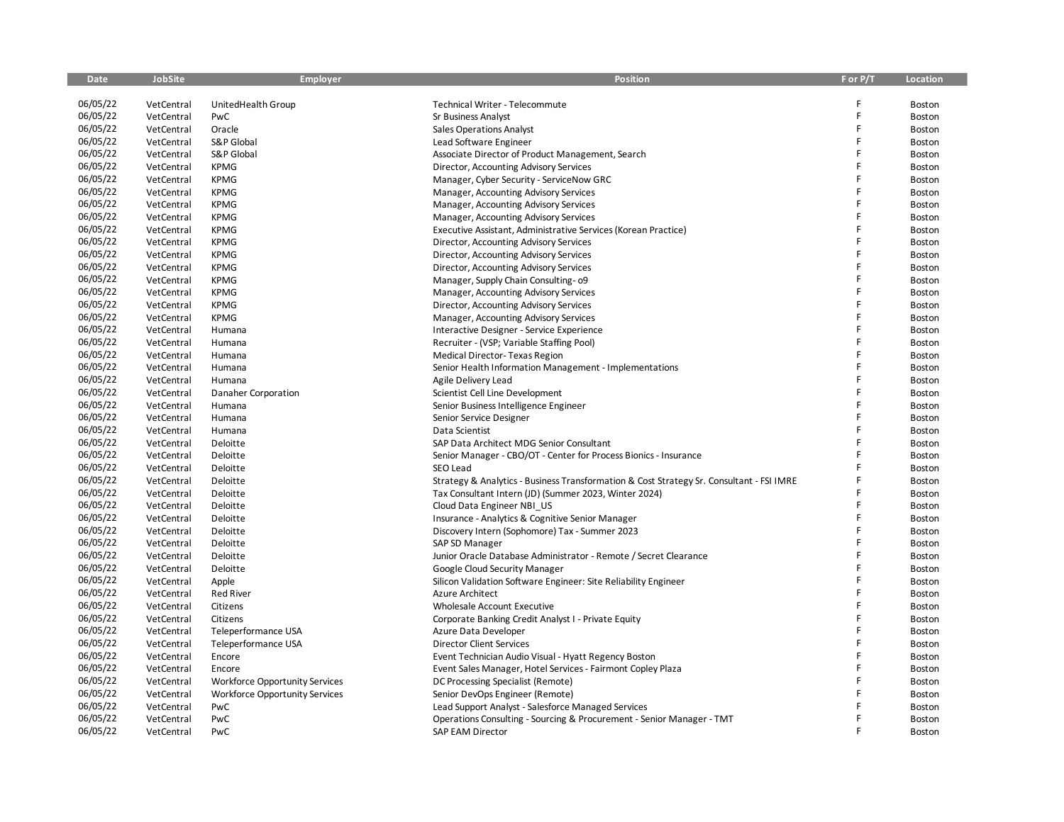| Date | JobSite | Employer | Position | F or P/T | Location |
|---|---|---|---|---|---|
| 06/05/22 | VetCentral | UnitedHealth Group | Technical Writer - Telecommute | F | Boston |
| 06/05/22 | VetCentral | PwC | Sr Business Analyst | F | Boston |
| 06/05/22 | VetCentral | Oracle | Sales Operations Analyst | F | Boston |
| 06/05/22 | VetCentral | S&P Global | Lead Software Engineer | F | Boston |
| 06/05/22 | VetCentral | S&P Global | Associate Director of Product Management, Search | F | Boston |
| 06/05/22 | VetCentral | KPMG | Director, Accounting Advisory Services | F | Boston |
| 06/05/22 | VetCentral | KPMG | Manager, Cyber Security - ServiceNow GRC | F | Boston |
| 06/05/22 | VetCentral | KPMG | Manager, Accounting Advisory Services | F | Boston |
| 06/05/22 | VetCentral | KPMG | Manager, Accounting Advisory Services | F | Boston |
| 06/05/22 | VetCentral | KPMG | Manager, Accounting Advisory Services | F | Boston |
| 06/05/22 | VetCentral | KPMG | Executive Assistant, Administrative Services (Korean Practice) | F | Boston |
| 06/05/22 | VetCentral | KPMG | Director, Accounting Advisory Services | F | Boston |
| 06/05/22 | VetCentral | KPMG | Director, Accounting Advisory Services | F | Boston |
| 06/05/22 | VetCentral | KPMG | Director, Accounting Advisory Services | F | Boston |
| 06/05/22 | VetCentral | KPMG | Manager, Supply Chain Consulting- o9 | F | Boston |
| 06/05/22 | VetCentral | KPMG | Manager, Accounting Advisory Services | F | Boston |
| 06/05/22 | VetCentral | KPMG | Director, Accounting Advisory Services | F | Boston |
| 06/05/22 | VetCentral | KPMG | Manager, Accounting Advisory Services | F | Boston |
| 06/05/22 | VetCentral | Humana | Interactive Designer - Service Experience | F | Boston |
| 06/05/22 | VetCentral | Humana | Recruiter - (VSP; Variable Staffing Pool) | F | Boston |
| 06/05/22 | VetCentral | Humana | Medical Director- Texas Region | F | Boston |
| 06/05/22 | VetCentral | Humana | Senior Health Information Management - Implementations | F | Boston |
| 06/05/22 | VetCentral | Humana | Agile Delivery Lead | F | Boston |
| 06/05/22 | VetCentral | Danaher Corporation | Scientist Cell Line Development | F | Boston |
| 06/05/22 | VetCentral | Humana | Senior Business Intelligence Engineer | F | Boston |
| 06/05/22 | VetCentral | Humana | Senior Service Designer | F | Boston |
| 06/05/22 | VetCentral | Humana | Data Scientist | F | Boston |
| 06/05/22 | VetCentral | Deloitte | SAP Data Architect MDG Senior Consultant | F | Boston |
| 06/05/22 | VetCentral | Deloitte | Senior Manager - CBO/OT - Center for Process Bionics - Insurance | F | Boston |
| 06/05/22 | VetCentral | Deloitte | SEO Lead | F | Boston |
| 06/05/22 | VetCentral | Deloitte | Strategy & Analytics - Business Transformation & Cost Strategy Sr. Consultant - FSI IMRE | F | Boston |
| 06/05/22 | VetCentral | Deloitte | Tax Consultant Intern (JD) (Summer 2023, Winter 2024) | F | Boston |
| 06/05/22 | VetCentral | Deloitte | Cloud Data Engineer NBI_US | F | Boston |
| 06/05/22 | VetCentral | Deloitte | Insurance - Analytics & Cognitive Senior Manager | F | Boston |
| 06/05/22 | VetCentral | Deloitte | Discovery Intern (Sophomore) Tax - Summer 2023 | F | Boston |
| 06/05/22 | VetCentral | Deloitte | SAP SD Manager | F | Boston |
| 06/05/22 | VetCentral | Deloitte | Junior Oracle Database Administrator - Remote / Secret Clearance | F | Boston |
| 06/05/22 | VetCentral | Deloitte | Google Cloud Security Manager | F | Boston |
| 06/05/22 | VetCentral | Apple | Silicon Validation Software Engineer: Site Reliability Engineer | F | Boston |
| 06/05/22 | VetCentral | Red River | Azure Architect | F | Boston |
| 06/05/22 | VetCentral | Citizens | Wholesale Account Executive | F | Boston |
| 06/05/22 | VetCentral | Citizens | Corporate Banking Credit Analyst I - Private Equity | F | Boston |
| 06/05/22 | VetCentral | Teleperformance USA | Azure Data Developer | F | Boston |
| 06/05/22 | VetCentral | Teleperformance USA | Director Client Services | F | Boston |
| 06/05/22 | VetCentral | Encore | Event Technician Audio Visual - Hyatt Regency Boston | F | Boston |
| 06/05/22 | VetCentral | Encore | Event Sales Manager, Hotel Services - Fairmont Copley Plaza | F | Boston |
| 06/05/22 | VetCentral | Workforce Opportunity Services | DC Processing Specialist (Remote) | F | Boston |
| 06/05/22 | VetCentral | Workforce Opportunity Services | Senior DevOps Engineer (Remote) | F | Boston |
| 06/05/22 | VetCentral | PwC | Lead Support Analyst - Salesforce Managed Services | F | Boston |
| 06/05/22 | VetCentral | PwC | Operations Consulting - Sourcing & Procurement - Senior Manager - TMT | F | Boston |
| 06/05/22 | VetCentral | PwC | SAP EAM Director | F | Boston |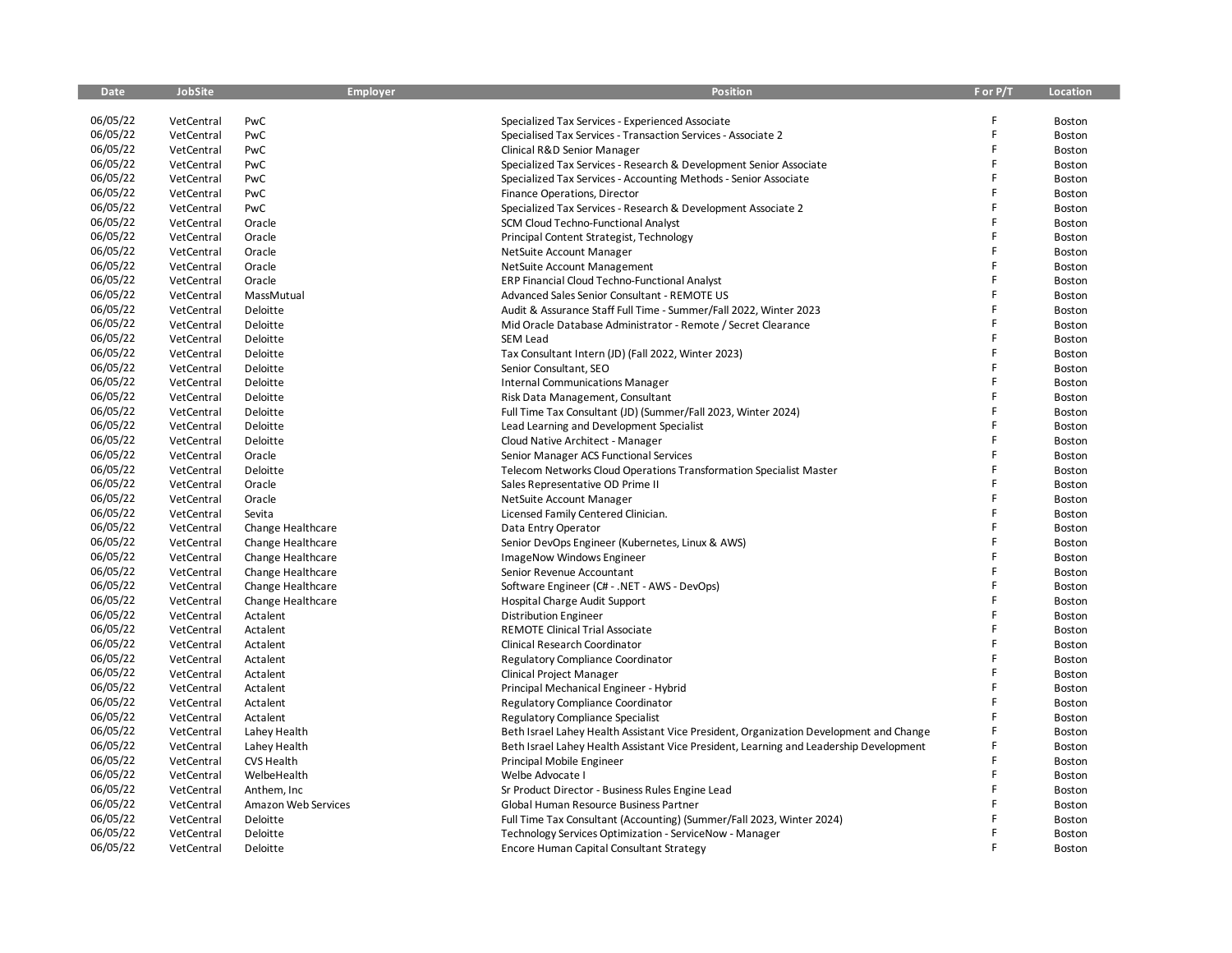| Date | JobSite | Employer | Position | F or P/T | Location |
|---|---|---|---|---|---|
| 06/05/22 | VetCentral | PwC | Specialized Tax Services - Experienced Associate | F | Boston |
| 06/05/22 | VetCentral | PwC | Specialised Tax Services - Transaction Services - Associate 2 | F | Boston |
| 06/05/22 | VetCentral | PwC | Clinical R&D Senior Manager | F | Boston |
| 06/05/22 | VetCentral | PwC | Specialized Tax Services - Research & Development Senior Associate | F | Boston |
| 06/05/22 | VetCentral | PwC | Specialized Tax Services - Accounting Methods - Senior Associate | F | Boston |
| 06/05/22 | VetCentral | PwC | Finance Operations, Director | F | Boston |
| 06/05/22 | VetCentral | PwC | Specialized Tax Services - Research & Development Associate 2 | F | Boston |
| 06/05/22 | VetCentral | Oracle | SCM Cloud Techno-Functional Analyst | F | Boston |
| 06/05/22 | VetCentral | Oracle | Principal Content Strategist, Technology | F | Boston |
| 06/05/22 | VetCentral | Oracle | NetSuite Account Manager | F | Boston |
| 06/05/22 | VetCentral | Oracle | NetSuite Account Management | F | Boston |
| 06/05/22 | VetCentral | Oracle | ERP Financial Cloud Techno-Functional Analyst | F | Boston |
| 06/05/22 | VetCentral | MassMutual | Advanced Sales Senior Consultant - REMOTE US | F | Boston |
| 06/05/22 | VetCentral | Deloitte | Audit & Assurance Staff Full Time - Summer/Fall 2022, Winter 2023 | F | Boston |
| 06/05/22 | VetCentral | Deloitte | Mid Oracle Database Administrator - Remote / Secret Clearance | F | Boston |
| 06/05/22 | VetCentral | Deloitte | SEM Lead | F | Boston |
| 06/05/22 | VetCentral | Deloitte | Tax Consultant Intern (JD) (Fall 2022, Winter 2023) | F | Boston |
| 06/05/22 | VetCentral | Deloitte | Senior Consultant, SEO | F | Boston |
| 06/05/22 | VetCentral | Deloitte | Internal Communications Manager | F | Boston |
| 06/05/22 | VetCentral | Deloitte | Risk Data Management, Consultant | F | Boston |
| 06/05/22 | VetCentral | Deloitte | Full Time Tax Consultant (JD) (Summer/Fall 2023, Winter 2024) | F | Boston |
| 06/05/22 | VetCentral | Deloitte | Lead Learning and Development Specialist | F | Boston |
| 06/05/22 | VetCentral | Deloitte | Cloud Native Architect - Manager | F | Boston |
| 06/05/22 | VetCentral | Oracle | Senior Manager ACS Functional Services | F | Boston |
| 06/05/22 | VetCentral | Deloitte | Telecom Networks Cloud Operations Transformation Specialist Master | F | Boston |
| 06/05/22 | VetCentral | Oracle | Sales Representative OD Prime II | F | Boston |
| 06/05/22 | VetCentral | Oracle | NetSuite Account Manager | F | Boston |
| 06/05/22 | VetCentral | Sevita | Licensed Family Centered Clinician. | F | Boston |
| 06/05/22 | VetCentral | Change Healthcare | Data Entry Operator | F | Boston |
| 06/05/22 | VetCentral | Change Healthcare | Senior DevOps Engineer (Kubernetes, Linux & AWS) | F | Boston |
| 06/05/22 | VetCentral | Change Healthcare | ImageNow Windows Engineer | F | Boston |
| 06/05/22 | VetCentral | Change Healthcare | Senior Revenue Accountant | F | Boston |
| 06/05/22 | VetCentral | Change Healthcare | Software Engineer (C# - .NET - AWS - DevOps) | F | Boston |
| 06/05/22 | VetCentral | Change Healthcare | Hospital Charge Audit Support | F | Boston |
| 06/05/22 | VetCentral | Actalent | Distribution Engineer | F | Boston |
| 06/05/22 | VetCentral | Actalent | REMOTE Clinical Trial Associate | F | Boston |
| 06/05/22 | VetCentral | Actalent | Clinical Research Coordinator | F | Boston |
| 06/05/22 | VetCentral | Actalent | Regulatory Compliance Coordinator | F | Boston |
| 06/05/22 | VetCentral | Actalent | Clinical Project Manager | F | Boston |
| 06/05/22 | VetCentral | Actalent | Principal Mechanical Engineer - Hybrid | F | Boston |
| 06/05/22 | VetCentral | Actalent | Regulatory Compliance Coordinator | F | Boston |
| 06/05/22 | VetCentral | Actalent | Regulatory Compliance Specialist | F | Boston |
| 06/05/22 | VetCentral | Lahey Health | Beth Israel Lahey Health Assistant Vice President, Organization Development and Change | F | Boston |
| 06/05/22 | VetCentral | Lahey Health | Beth Israel Lahey Health Assistant Vice President, Learning and Leadership Development | F | Boston |
| 06/05/22 | VetCentral | CVS Health | Principal Mobile Engineer | F | Boston |
| 06/05/22 | VetCentral | WelbeHealth | Welbe Advocate I | F | Boston |
| 06/05/22 | VetCentral | Anthem, Inc | Sr Product Director - Business Rules Engine Lead | F | Boston |
| 06/05/22 | VetCentral | Amazon Web Services | Global Human Resource Business Partner | F | Boston |
| 06/05/22 | VetCentral | Deloitte | Full Time Tax Consultant (Accounting) (Summer/Fall 2023, Winter 2024) | F | Boston |
| 06/05/22 | VetCentral | Deloitte | Technology Services Optimization - ServiceNow - Manager | F | Boston |
| 06/05/22 | VetCentral | Deloitte | Encore Human Capital Consultant Strategy | F | Boston |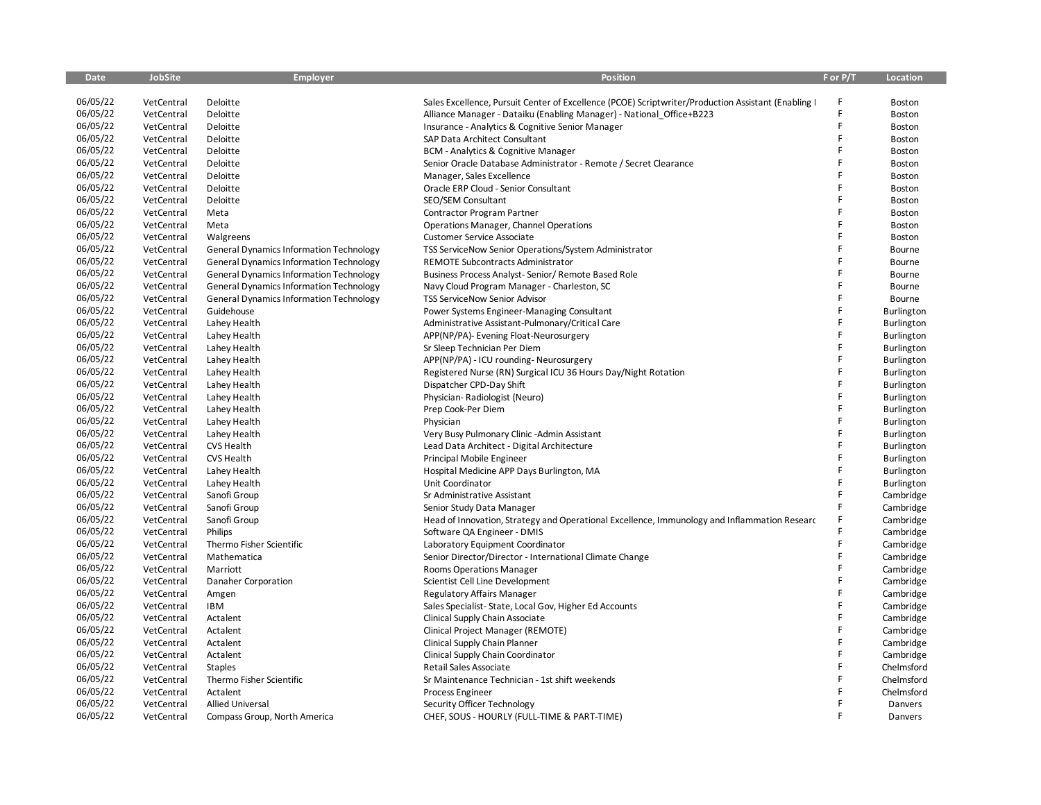| Date | JobSite | Employer | Position | F or P/T | Location |
|---|---|---|---|---|---|
| 06/05/22 | VetCentral | Deloitte | Sales Excellence, Pursuit Center of Excellence (PCOE) Scriptwriter/Production Assistant (Enabling I | F | Boston |
| 06/05/22 | VetCentral | Deloitte | Alliance Manager - Dataiku (Enabling Manager) - National_Office+B223 | F | Boston |
| 06/05/22 | VetCentral | Deloitte | Insurance - Analytics & Cognitive Senior Manager | F | Boston |
| 06/05/22 | VetCentral | Deloitte | SAP Data Architect Consultant | F | Boston |
| 06/05/22 | VetCentral | Deloitte | BCM - Analytics & Cognitive Manager | F | Boston |
| 06/05/22 | VetCentral | Deloitte | Senior Oracle Database Administrator - Remote / Secret Clearance | F | Boston |
| 06/05/22 | VetCentral | Deloitte | Manager, Sales Excellence | F | Boston |
| 06/05/22 | VetCentral | Deloitte | Oracle ERP Cloud - Senior Consultant | F | Boston |
| 06/05/22 | VetCentral | Deloitte | SEO/SEM Consultant | F | Boston |
| 06/05/22 | VetCentral | Meta | Contractor Program Partner | F | Boston |
| 06/05/22 | VetCentral | Meta | Operations Manager, Channel Operations | F | Boston |
| 06/05/22 | VetCentral | Walgreens | Customer Service Associate | F | Boston |
| 06/05/22 | VetCentral | General Dynamics Information Technology | TSS ServiceNow Senior Operations/System Administrator | F | Bourne |
| 06/05/22 | VetCentral | General Dynamics Information Technology | REMOTE Subcontracts Administrator | F | Bourne |
| 06/05/22 | VetCentral | General Dynamics Information Technology | Business Process Analyst- Senior/ Remote Based Role | F | Bourne |
| 06/05/22 | VetCentral | General Dynamics Information Technology | Navy Cloud Program Manager - Charleston, SC | F | Bourne |
| 06/05/22 | VetCentral | General Dynamics Information Technology | TSS ServiceNow Senior Advisor | F | Bourne |
| 06/05/22 | VetCentral | Guidehouse | Power Systems Engineer-Managing Consultant | F | Burlington |
| 06/05/22 | VetCentral | Lahey Health | Administrative Assistant-Pulmonary/Critical Care | F | Burlington |
| 06/05/22 | VetCentral | Lahey Health | APP(NP/PA)- Evening Float-Neurosurgery | F | Burlington |
| 06/05/22 | VetCentral | Lahey Health | Sr Sleep Technician Per Diem | F | Burlington |
| 06/05/22 | VetCentral | Lahey Health | APP(NP/PA) - ICU rounding- Neurosurgery | F | Burlington |
| 06/05/22 | VetCentral | Lahey Health | Registered Nurse (RN) Surgical ICU 36 Hours Day/Night Rotation | F | Burlington |
| 06/05/22 | VetCentral | Lahey Health | Dispatcher CPD-Day Shift | F | Burlington |
| 06/05/22 | VetCentral | Lahey Health | Physician- Radiologist (Neuro) | F | Burlington |
| 06/05/22 | VetCentral | Lahey Health | Prep Cook-Per Diem | F | Burlington |
| 06/05/22 | VetCentral | Lahey Health | Physician | F | Burlington |
| 06/05/22 | VetCentral | Lahey Health | Very Busy Pulmonary Clinic -Admin Assistant | F | Burlington |
| 06/05/22 | VetCentral | CVS Health | Lead Data Architect - Digital Architecture | F | Burlington |
| 06/05/22 | VetCentral | CVS Health | Principal Mobile Engineer | F | Burlington |
| 06/05/22 | VetCentral | Lahey Health | Hospital Medicine APP Days Burlington, MA | F | Burlington |
| 06/05/22 | VetCentral | Lahey Health | Unit Coordinator | F | Burlington |
| 06/05/22 | VetCentral | Sanofi Group | Sr Administrative Assistant | F | Cambridge |
| 06/05/22 | VetCentral | Sanofi Group | Senior Study Data Manager | F | Cambridge |
| 06/05/22 | VetCentral | Sanofi Group | Head of Innovation, Strategy and Operational Excellence, Immunology and Inflammation Researc | F | Cambridge |
| 06/05/22 | VetCentral | Philips | Software QA Engineer - DMIS | F | Cambridge |
| 06/05/22 | VetCentral | Thermo Fisher Scientific | Laboratory Equipment Coordinator | F | Cambridge |
| 06/05/22 | VetCentral | Mathematica | Senior Director/Director - International Climate Change | F | Cambridge |
| 06/05/22 | VetCentral | Marriott | Rooms Operations Manager | F | Cambridge |
| 06/05/22 | VetCentral | Danaher Corporation | Scientist Cell Line Development | F | Cambridge |
| 06/05/22 | VetCentral | Amgen | Regulatory Affairs Manager | F | Cambridge |
| 06/05/22 | VetCentral | IBM | Sales Specialist- State, Local Gov, Higher Ed Accounts | F | Cambridge |
| 06/05/22 | VetCentral | Actalent | Clinical Supply Chain Associate | F | Cambridge |
| 06/05/22 | VetCentral | Actalent | Clinical Project Manager (REMOTE) | F | Cambridge |
| 06/05/22 | VetCentral | Actalent | Clinical Supply Chain Planner | F | Cambridge |
| 06/05/22 | VetCentral | Actalent | Clinical Supply Chain Coordinator | F | Cambridge |
| 06/05/22 | VetCentral | Staples | Retail Sales Associate | F | Chelmsford |
| 06/05/22 | VetCentral | Thermo Fisher Scientific | Sr Maintenance Technician - 1st shift weekends | F | Chelmsford |
| 06/05/22 | VetCentral | Actalent | Process Engineer | F | Chelmsford |
| 06/05/22 | VetCentral | Allied Universal | Security Officer Technology | F | Danvers |
| 06/05/22 | VetCentral | Compass Group, North America | CHEF, SOUS - HOURLY (FULL-TIME & PART-TIME) | F | Danvers |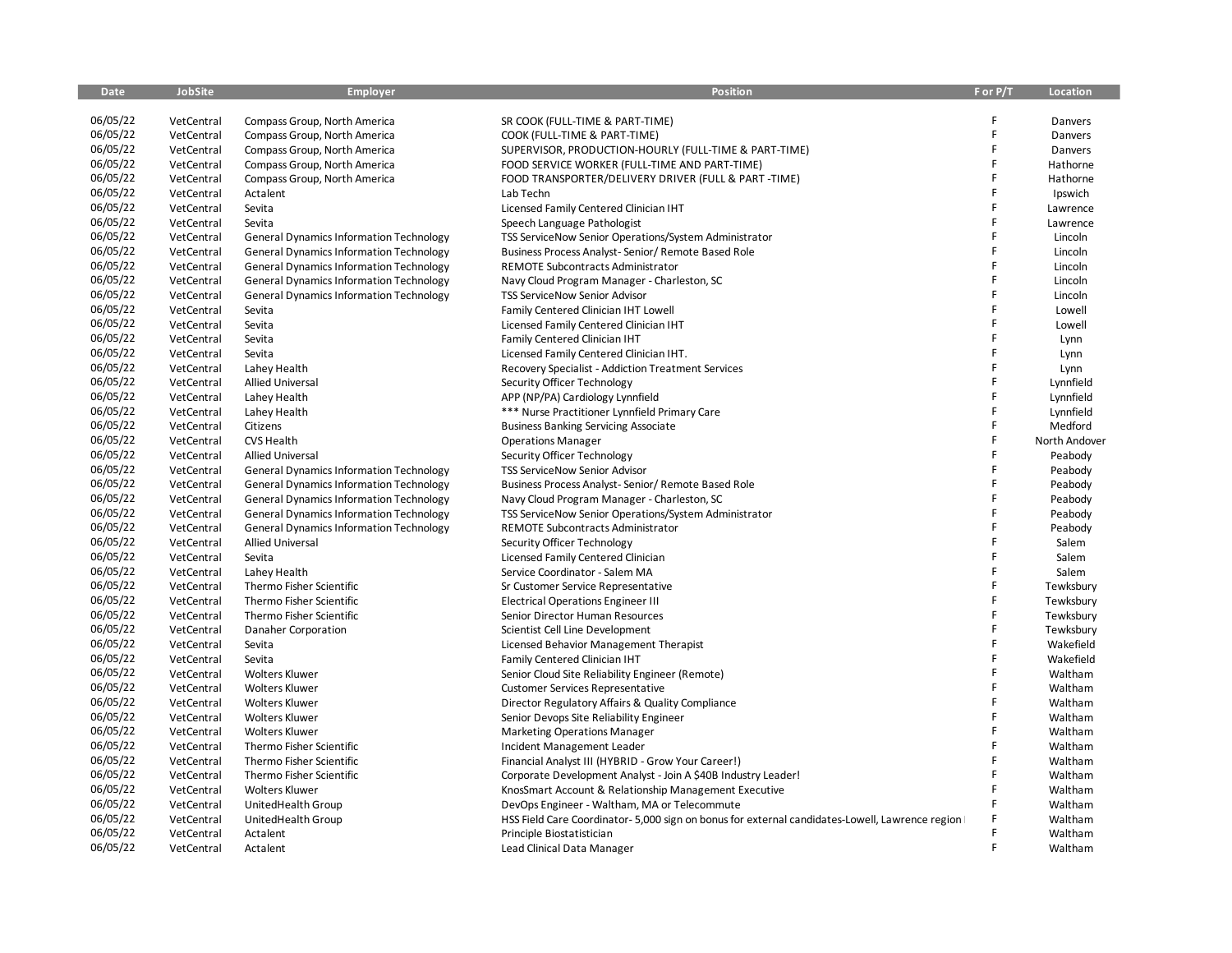| Date | JobSite | Employer | Position | F or P/T | Location |
|---|---|---|---|---|---|
| 06/05/22 | VetCentral | Compass Group, North America | SR COOK (FULL-TIME & PART-TIME) | F | Danvers |
| 06/05/22 | VetCentral | Compass Group, North America | COOK (FULL-TIME & PART-TIME) | F | Danvers |
| 06/05/22 | VetCentral | Compass Group, North America | SUPERVISOR, PRODUCTION-HOURLY (FULL-TIME & PART-TIME) | F | Danvers |
| 06/05/22 | VetCentral | Compass Group, North America | FOOD SERVICE WORKER (FULL-TIME AND PART-TIME) | F | Hathorne |
| 06/05/22 | VetCentral | Compass Group, North America | FOOD TRANSPORTER/DELIVERY DRIVER (FULL & PART -TIME) | F | Hathorne |
| 06/05/22 | VetCentral | Actalent | Lab Techn | F | Ipswich |
| 06/05/22 | VetCentral | Sevita | Licensed Family Centered Clinician IHT | F | Lawrence |
| 06/05/22 | VetCentral | Sevita | Speech Language Pathologist | F | Lawrence |
| 06/05/22 | VetCentral | General Dynamics Information Technology | TSS ServiceNow Senior Operations/System Administrator | F | Lincoln |
| 06/05/22 | VetCentral | General Dynamics Information Technology | Business Process Analyst- Senior/ Remote Based Role | F | Lincoln |
| 06/05/22 | VetCentral | General Dynamics Information Technology | REMOTE Subcontracts Administrator | F | Lincoln |
| 06/05/22 | VetCentral | General Dynamics Information Technology | Navy Cloud Program Manager - Charleston, SC | F | Lincoln |
| 06/05/22 | VetCentral | General Dynamics Information Technology | TSS ServiceNow Senior Advisor | F | Lincoln |
| 06/05/22 | VetCentral | Sevita | Family Centered Clinician IHT Lowell | F | Lowell |
| 06/05/22 | VetCentral | Sevita | Licensed Family Centered Clinician IHT | F | Lowell |
| 06/05/22 | VetCentral | Sevita | Family Centered Clinician IHT | F | Lynn |
| 06/05/22 | VetCentral | Sevita | Licensed Family Centered Clinician IHT. | F | Lynn |
| 06/05/22 | VetCentral | Lahey Health | Recovery Specialist - Addiction Treatment Services | F | Lynn |
| 06/05/22 | VetCentral | Allied Universal | Security Officer Technology | F | Lynnfield |
| 06/05/22 | VetCentral | Lahey Health | APP (NP/PA) Cardiology Lynnfield | F | Lynnfield |
| 06/05/22 | VetCentral | Lahey Health | *** Nurse Practitioner Lynnfield Primary Care | F | Lynnfield |
| 06/05/22 | VetCentral | Citizens | Business Banking Servicing Associate | F | Medford |
| 06/05/22 | VetCentral | CVS Health | Operations Manager | F | North Andover |
| 06/05/22 | VetCentral | Allied Universal | Security Officer Technology | F | Peabody |
| 06/05/22 | VetCentral | General Dynamics Information Technology | TSS ServiceNow Senior Advisor | F | Peabody |
| 06/05/22 | VetCentral | General Dynamics Information Technology | Business Process Analyst- Senior/ Remote Based Role | F | Peabody |
| 06/05/22 | VetCentral | General Dynamics Information Technology | Navy Cloud Program Manager - Charleston, SC | F | Peabody |
| 06/05/22 | VetCentral | General Dynamics Information Technology | TSS ServiceNow Senior Operations/System Administrator | F | Peabody |
| 06/05/22 | VetCentral | General Dynamics Information Technology | REMOTE Subcontracts Administrator | F | Peabody |
| 06/05/22 | VetCentral | Allied Universal | Security Officer Technology | F | Salem |
| 06/05/22 | VetCentral | Sevita | Licensed Family Centered Clinician | F | Salem |
| 06/05/22 | VetCentral | Lahey Health | Service Coordinator - Salem MA | F | Salem |
| 06/05/22 | VetCentral | Thermo Fisher Scientific | Sr Customer Service Representative | F | Tewksbury |
| 06/05/22 | VetCentral | Thermo Fisher Scientific | Electrical Operations Engineer III | F | Tewksbury |
| 06/05/22 | VetCentral | Thermo Fisher Scientific | Senior Director Human Resources | F | Tewksbury |
| 06/05/22 | VetCentral | Danaher Corporation | Scientist Cell Line Development | F | Tewksbury |
| 06/05/22 | VetCentral | Sevita | Licensed Behavior Management Therapist | F | Wakefield |
| 06/05/22 | VetCentral | Sevita | Family Centered Clinician IHT | F | Wakefield |
| 06/05/22 | VetCentral | Wolters Kluwer | Senior Cloud Site Reliability Engineer (Remote) | F | Waltham |
| 06/05/22 | VetCentral | Wolters Kluwer | Customer Services Representative | F | Waltham |
| 06/05/22 | VetCentral | Wolters Kluwer | Director Regulatory Affairs & Quality Compliance | F | Waltham |
| 06/05/22 | VetCentral | Wolters Kluwer | Senior Devops Site Reliability Engineer | F | Waltham |
| 06/05/22 | VetCentral | Wolters Kluwer | Marketing Operations Manager | F | Waltham |
| 06/05/22 | VetCentral | Thermo Fisher Scientific | Incident Management Leader | F | Waltham |
| 06/05/22 | VetCentral | Thermo Fisher Scientific | Financial Analyst III (HYBRID - Grow Your Career!) | F | Waltham |
| 06/05/22 | VetCentral | Thermo Fisher Scientific | Corporate Development Analyst - Join A $40B Industry Leader! | F | Waltham |
| 06/05/22 | VetCentral | Wolters Kluwer | KnosSmart Account & Relationship Management Executive | F | Waltham |
| 06/05/22 | VetCentral | UnitedHealth Group | DevOps Engineer - Waltham, MA or Telecommute | F | Waltham |
| 06/05/22 | VetCentral | UnitedHealth Group | HSS Field Care Coordinator- 5,000 sign on bonus for external candidates-Lowell, Lawrence region | F | Waltham |
| 06/05/22 | VetCentral | Actalent | Principle Biostatistician | F | Waltham |
| 06/05/22 | VetCentral | Actalent | Lead Clinical Data Manager | F | Waltham |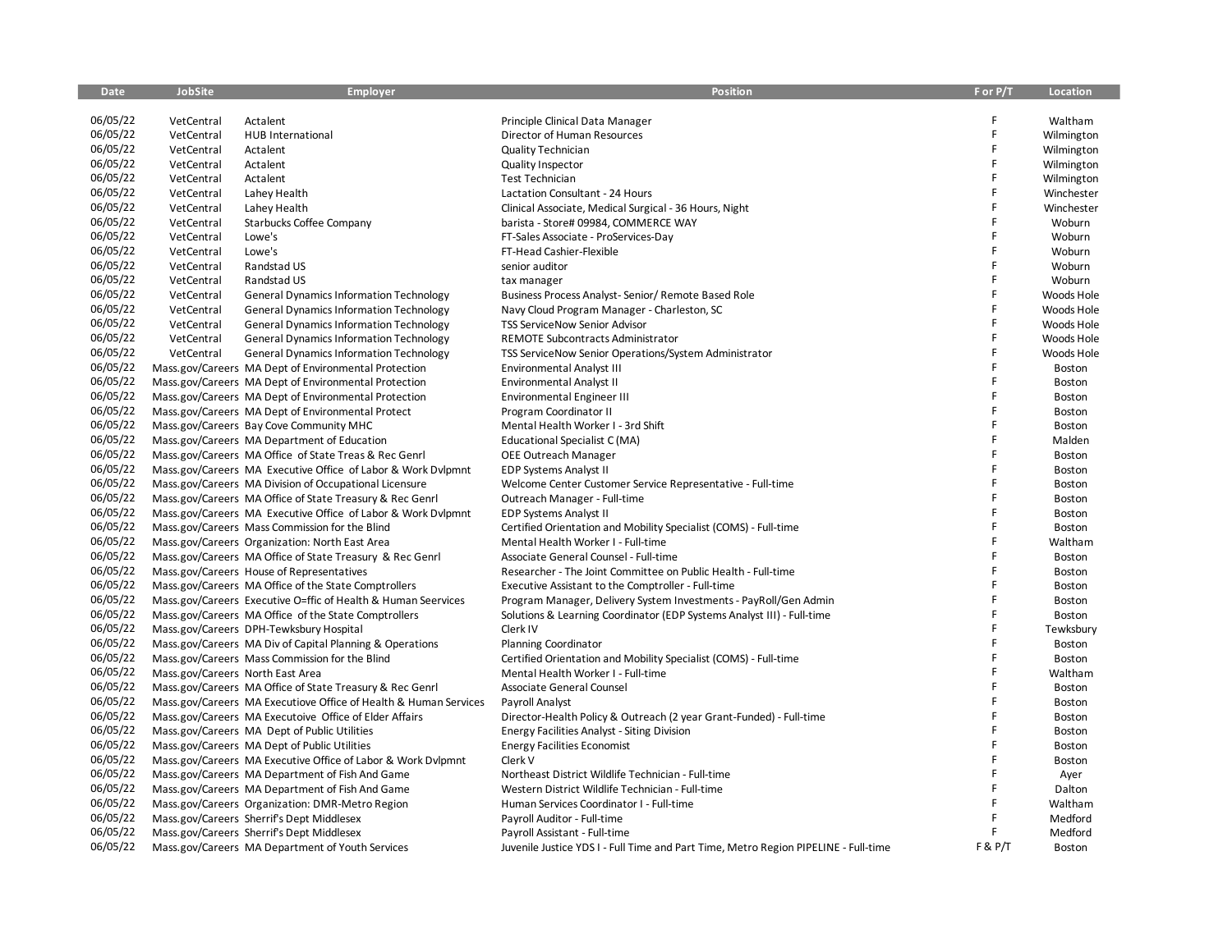| Date | JobSite | Employer | Position | F or P/T | Location |
|---|---|---|---|---|---|
| 06/05/22 | VetCentral | Actalent | Principle Clinical Data Manager | F | Waltham |
| 06/05/22 | VetCentral | HUB International | Director of Human Resources | F | Wilmington |
| 06/05/22 | VetCentral | Actalent | Quality Technician | F | Wilmington |
| 06/05/22 | VetCentral | Actalent | Quality Inspector | F | Wilmington |
| 06/05/22 | VetCentral | Actalent | Test Technician | F | Wilmington |
| 06/05/22 | VetCentral | Lahey Health | Lactation Consultant - 24 Hours | F | Winchester |
| 06/05/22 | VetCentral | Lahey Health | Clinical Associate, Medical Surgical - 36 Hours, Night | F | Winchester |
| 06/05/22 | VetCentral | Starbucks Coffee Company | barista - Store# 09984, COMMERCE WAY | F | Woburn |
| 06/05/22 | VetCentral | Lowe's | FT-Sales Associate - ProServices-Day | F | Woburn |
| 06/05/22 | VetCentral | Lowe's | FT-Head Cashier-Flexible | F | Woburn |
| 06/05/22 | VetCentral | Randstad US | senior auditor | F | Woburn |
| 06/05/22 | VetCentral | Randstad US | tax manager | F | Woburn |
| 06/05/22 | VetCentral | General Dynamics Information Technology | Business Process Analyst- Senior/ Remote Based Role | F | Woods Hole |
| 06/05/22 | VetCentral | General Dynamics Information Technology | Navy Cloud Program Manager - Charleston, SC | F | Woods Hole |
| 06/05/22 | VetCentral | General Dynamics Information Technology | TSS ServiceNow Senior Advisor | F | Woods Hole |
| 06/05/22 | VetCentral | General Dynamics Information Technology | REMOTE Subcontracts Administrator | F | Woods Hole |
| 06/05/22 | VetCentral | General Dynamics Information Technology | TSS ServiceNow Senior Operations/System Administrator | F | Woods Hole |
| 06/05/22 | Mass.gov/Careers | MA Dept of Environmental Protection | Environmental Analyst III | F | Boston |
| 06/05/22 | Mass.gov/Careers | MA Dept of Environmental Protection | Environmental Analyst II | F | Boston |
| 06/05/22 | Mass.gov/Careers | MA Dept of Environmental Protection | Environmental Engineer III | F | Boston |
| 06/05/22 | Mass.gov/Careers | MA Dept of Environmental Protect | Program Coordinator II | F | Boston |
| 06/05/22 | Mass.gov/Careers | Bay Cove Community MHC | Mental Health Worker I - 3rd Shift | F | Boston |
| 06/05/22 | Mass.gov/Careers | MA Department of Education | Educational Specialist C (MA) | F | Malden |
| 06/05/22 | Mass.gov/Careers | MA Office of State Treas & Rec Genrl | OEE Outreach Manager | F | Boston |
| 06/05/22 | Mass.gov/Careers | MA Executive Office of Labor & Work Dvlpmnt | EDP Systems Analyst II | F | Boston |
| 06/05/22 | Mass.gov/Careers | MA Division of Occupational Licensure | Welcome Center Customer Service Representative - Full-time | F | Boston |
| 06/05/22 | Mass.gov/Careers | MA Office of State Treasury & Rec Genrl | Outreach Manager - Full-time | F | Boston |
| 06/05/22 | Mass.gov/Careers | MA Executive Office of Labor & Work Dvlpmnt | EDP Systems Analyst II | F | Boston |
| 06/05/22 | Mass.gov/Careers | Mass Commission for the Blind | Certified Orientation and Mobility Specialist (COMS) - Full-time | F | Boston |
| 06/05/22 | Mass.gov/Careers | Organization: North East Area | Mental Health Worker I - Full-time | F | Waltham |
| 06/05/22 | Mass.gov/Careers | MA Office of State Treasury & Rec Genrl | Associate General Counsel - Full-time | F | Boston |
| 06/05/22 | Mass.gov/Careers | House of Representatives | Researcher - The Joint Committee on Public Health - Full-time | F | Boston |
| 06/05/22 | Mass.gov/Careers | MA Office of the State Comptrollers | Executive Assistant to the Comptroller - Full-time | F | Boston |
| 06/05/22 | Mass.gov/Careers | Executive O=ffic of Health & Human Seervices | Program Manager, Delivery System Investments - PayRoll/Gen Admin | F | Boston |
| 06/05/22 | Mass.gov/Careers | MA Office of the State Comptrollers | Solutions & Learning Coordinator (EDP Systems Analyst III) - Full-time | F | Boston |
| 06/05/22 | Mass.gov/Careers | DPH-Tewksbury Hospital | Clerk IV | F | Tewksbury |
| 06/05/22 | Mass.gov/Careers | MA Div of Capital Planning & Operations | Planning Coordinator | F | Boston |
| 06/05/22 | Mass.gov/Careers | Mass Commission for the Blind | Certified Orientation and Mobility Specialist (COMS) - Full-time | F | Boston |
| 06/05/22 | Mass.gov/Careers | North East Area | Mental Health Worker I - Full-time | F | Waltham |
| 06/05/22 | Mass.gov/Careers | MA Office of State Treasury & Rec Genrl | Associate General Counsel | F | Boston |
| 06/05/22 | Mass.gov/Careers | MA Executiove Office of Health & Human Services | Payroll Analyst | F | Boston |
| 06/05/22 | Mass.gov/Careers | MA Executoive Office of Elder Affairs | Director-Health Policy & Outreach (2 year Grant-Funded) - Full-time | F | Boston |
| 06/05/22 | Mass.gov/Careers | MA Dept of Public Utilities | Energy Facilities Analyst - Siting Division | F | Boston |
| 06/05/22 | Mass.gov/Careers | MA Dept of Public Utilities | Energy Facilities Economist | F | Boston |
| 06/05/22 | Mass.gov/Careers | MA Executive Office of Labor & Work Dvlpmnt | Clerk V | F | Boston |
| 06/05/22 | Mass.gov/Careers | MA Department of Fish And Game | Northeast District Wildlife Technician - Full-time | F | Ayer |
| 06/05/22 | Mass.gov/Careers | MA Department of Fish And Game | Western District Wildlife Technician - Full-time | F | Dalton |
| 06/05/22 | Mass.gov/Careers | Organization: DMR-Metro Region | Human Services Coordinator I - Full-time | F | Waltham |
| 06/05/22 | Mass.gov/Careers | Sherrif's Dept Middlesex | Payroll Auditor - Full-time | F | Medford |
| 06/05/22 | Mass.gov/Careers | Sherrif's Dept Middlesex | Payroll Assistant - Full-time | F | Medford |
| 06/05/22 | Mass.gov/Careers | MA Department of Youth Services | Juvenile Justice YDS I - Full Time and Part Time, Metro Region PIPELINE - Full-time | F & P/T | Boston |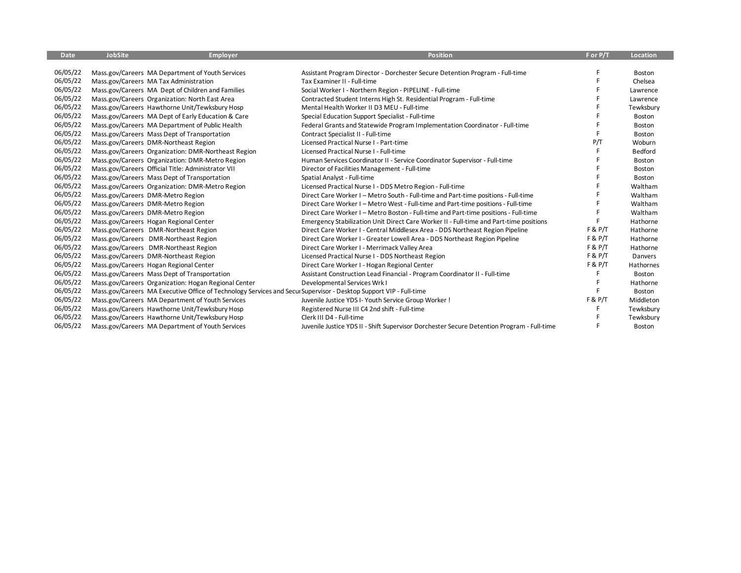| Date | JobSite | Employer | Position | F or P/T | Location |
|---|---|---|---|---|---|
| 06/05/22 | Mass.gov/Careers | MA Department of Youth Services | Assistant Program Director - Dorchester Secure Detention Program - Full-time | F | Boston |
| 06/05/22 | Mass.gov/Careers | MA Tax Administration | Tax Examiner II - Full-time | F | Chelsea |
| 06/05/22 | Mass.gov/Careers | MA Dept of Children and Families | Social Worker I - Northern Region - PIPELINE - Full-time | F | Lawrence |
| 06/05/22 | Mass.gov/Careers | Organization: North East Area | Contracted Student Interns High St. Residential Program - Full-time | F | Lawrence |
| 06/05/22 | Mass.gov/Careers | Hawthorne Unit/Tewksbury Hosp | Mental Health Worker II D3 MEU - Full-time | F | Tewksbury |
| 06/05/22 | Mass.gov/Careers | MA Dept of Early Education & Care | Special Education Support Specialist - Full-time | F | Boston |
| 06/05/22 | Mass.gov/Careers | MA Department of Public Health | Federal Grants and Statewide Program Implementation Coordinator - Full-time | F | Boston |
| 06/05/22 | Mass.gov/Careers | Mass Dept of Transportation | Contract Specialist II - Full-time | F | Boston |
| 06/05/22 | Mass.gov/Careers | DMR-Northeast Region | Licensed Practical Nurse I - Part-time | P/T | Woburn |
| 06/05/22 | Mass.gov/Careers | Organization: DMR-Northeast Region | Licensed Practical Nurse I - Full-time | F | Bedford |
| 06/05/22 | Mass.gov/Careers | Organization: DMR-Metro Region | Human Services Coordinator II - Service Coordinator Supervisor - Full-time | F | Boston |
| 06/05/22 | Mass.gov/Careers | Official Title: Administrator VII | Director of Facilities Management - Full-time | F | Boston |
| 06/05/22 | Mass.gov/Careers | Mass Dept of Transportation | Spatial Analyst - Full-time | F | Boston |
| 06/05/22 | Mass.gov/Careers | Organization: DMR-Metro Region | Licensed Practical Nurse I - DDS Metro Region - Full-time | F | Waltham |
| 06/05/22 | Mass.gov/Careers | DMR-Metro Region | Direct Care Worker I – Metro South - Full-time and Part-time positions - Full-time | F | Waltham |
| 06/05/22 | Mass.gov/Careers | DMR-Metro Region | Direct Care Worker I – Metro West - Full-time and Part-time positions - Full-time | F | Waltham |
| 06/05/22 | Mass.gov/Careers | DMR-Metro Region | Direct Care Worker I – Metro Boston - Full-time and Part-time positions - Full-time | F | Waltham |
| 06/05/22 | Mass.gov/Careers | Hogan Regional Center | Emergency Stabilization Unit Direct Care Worker II - Full-time and Part-time positions | F | Hathorne |
| 06/05/22 | Mass.gov/Careers | DMR-Northeast Region | Direct Care Worker I - Central Middlesex Area - DDS Northeast Region Pipeline | F & P/T | Hathorne |
| 06/05/22 | Mass.gov/Careers | DMR-Northeast Region | Direct Care Worker I - Greater Lowell Area - DDS Northeast Region Pipeline | F & P/T | Hathorne |
| 06/05/22 | Mass.gov/Careers | DMR-Northeast Region | Direct Care Worker I - Merrimack Valley Area | F & P/T | Hathorne |
| 06/05/22 | Mass.gov/Careers | DMR-Northeast Region | Licensed Practical Nurse I - DDS Northeast Region | F & P/T | Danvers |
| 06/05/22 | Mass.gov/Careers | Hogan Regional Center | Direct Care Worker I - Hogan Regional Center | F & P/T | Hathornes |
| 06/05/22 | Mass.gov/Careers | Mass Dept of Transportation | Assistant Construction Lead Financial - Program Coordinator II - Full-time | F | Boston |
| 06/05/22 | Mass.gov/Careers | Organization: Hogan Regional Center | Developmental Services Wrk I | F | Hathorne |
| 06/05/22 | Mass.gov/Careers | MA Executive Office of Technology Services and Secur | Supervisor - Desktop Support VIP - Full-time | F | Boston |
| 06/05/22 | Mass.gov/Careers | MA Department of Youth Services | Juvenile Justice YDS I- Youth Service Group Worker ! | F & P/T | Middleton |
| 06/05/22 | Mass.gov/Careers | Hawthorne Unit/Tewksbury Hosp | Registered Nurse III C4 2nd shift - Full-time | F | Tewksbury |
| 06/05/22 | Mass.gov/Careers | Hawthorne Unit/Tewksbury Hosp | Clerk III D4 - Full-time | F | Tewksbury |
| 06/05/22 | Mass.gov/Careers | MA Department of Youth Services | Juvenile Justice YDS II - Shift Supervisor Dorchester Secure Detention Program - Full-time | F | Boston |